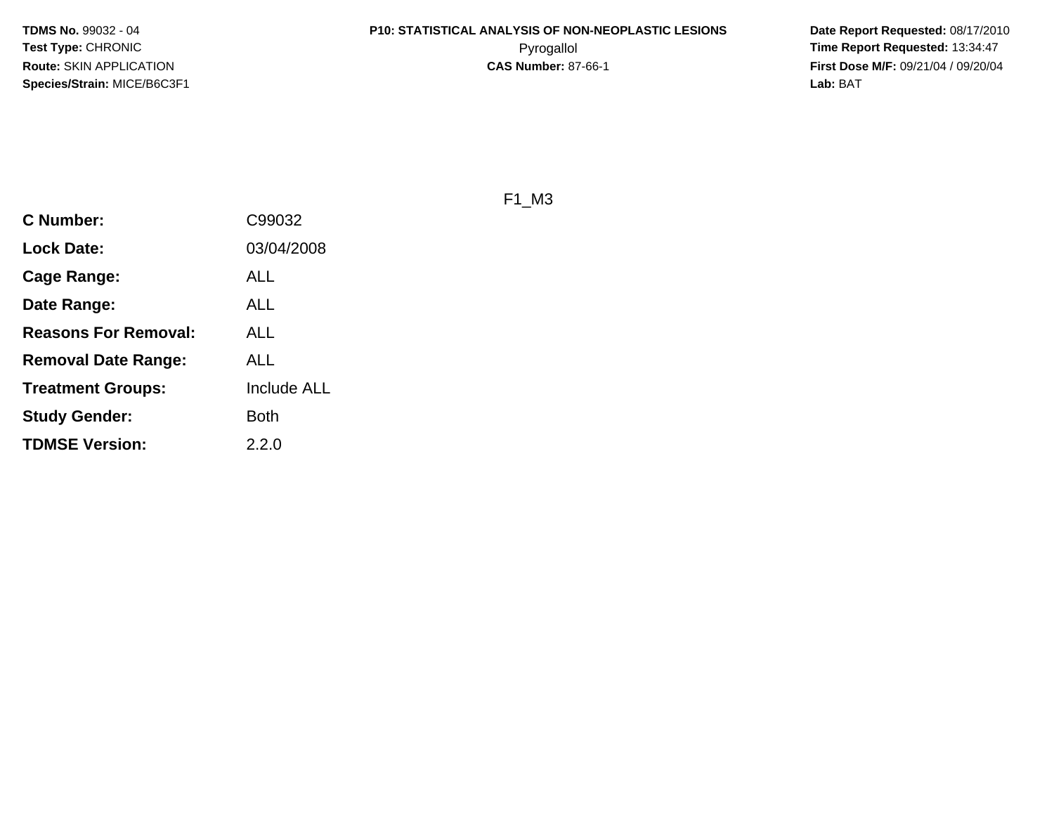**TDMS No.** 99032 - 04
**Test Type:** CHRONIC
**Route:** SKIN APPLICATION
**Species/Strain:** MICE/B6C3F1

**P10: STATISTICAL ANALYSIS OF NON-NEOPLASTIC LESIONS**
Pyrogallol
**CAS Number:** 87-66-1

**Date Report Requested:** 08/17/2010
**Time Report Requested:** 13:34:47
**First Dose M/F:** 09/21/04 / 09/20/04
**Lab:** BAT

F1_M3

| | |
|---|---|
| **C Number:** | C99032 |
| **Lock Date:** | 03/04/2008 |
| **Cage Range:** | ALL |
| **Date Range:** | ALL |
| **Reasons For Removal:** | ALL |
| **Removal Date Range:** | ALL |
| **Treatment Groups:** | Include ALL |
| **Study Gender:** | Both |
| **TDMSE Version:** | 2.2.0 |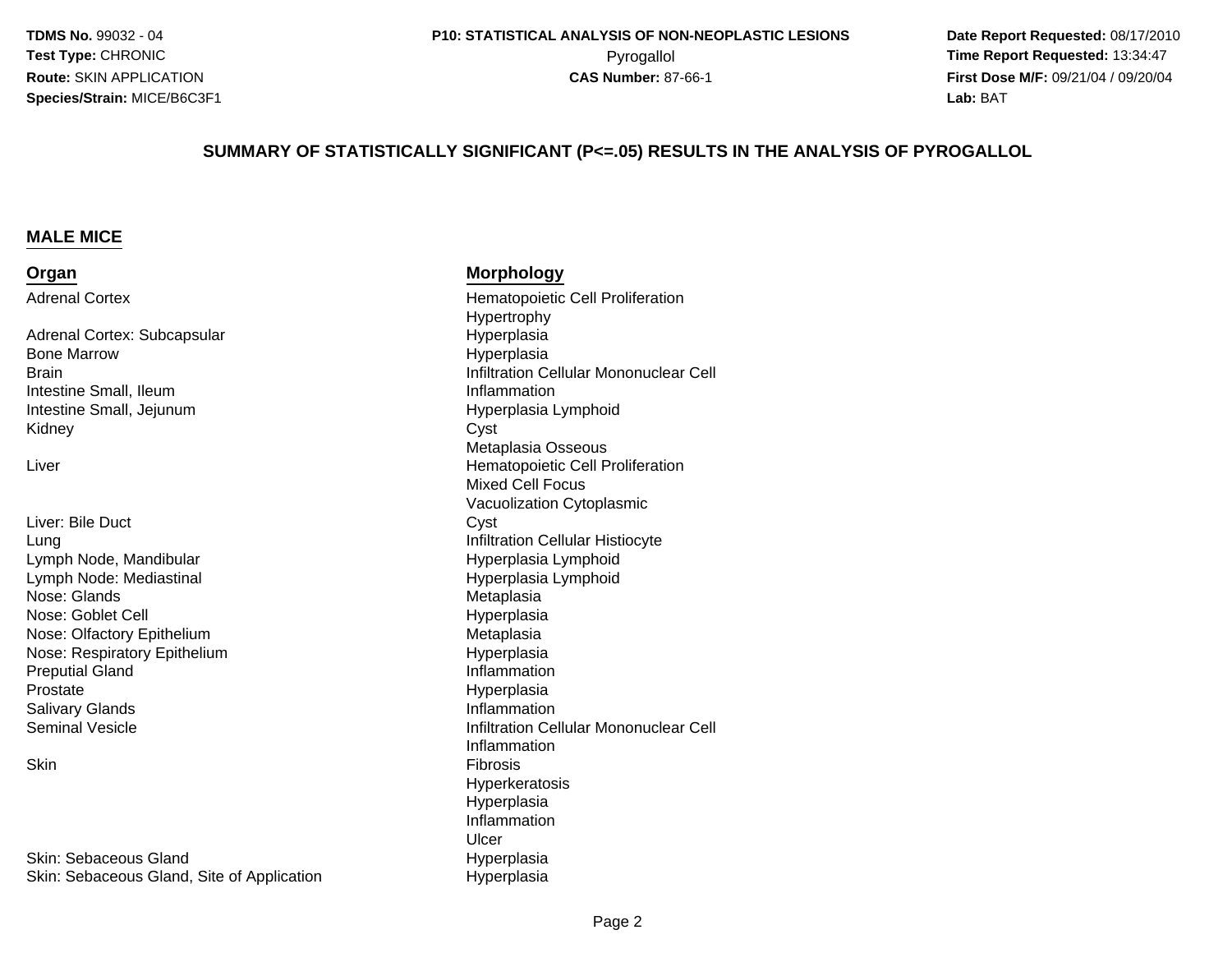**TDMS No.** 99032 - 04
**Test Type:** CHRONIC
**Route:** SKIN APPLICATION
**Species/Strain:** MICE/B6C3F1

**P10: STATISTICAL ANALYSIS OF NON-NEOPLASTIC LESIONS**
Pyrogallol
**CAS Number:** 87-66-1

**Date Report Requested:** 08/17/2010
**Time Report Requested:** 13:34:47
**First Dose M/F:** 09/21/04 / 09/20/04
**Lab:** BAT

## SUMMARY OF STATISTICALLY SIGNIFICANT (P<=.05) RESULTS IN THE ANALYSIS OF PYROGALLOL

### MALE MICE

| Organ | Morphology |
|---|---|
| Adrenal Cortex | Hematopoietic Cell Proliferation |
| | Hypertrophy |
| Adrenal Cortex: Subcapsular | Hyperplasia |
| Bone Marrow | Hyperplasia |
| Brain | Infiltration Cellular Mononuclear Cell |
| Intestine Small, Ileum | Inflammation |
| Intestine Small, Jejunum | Hyperplasia Lymphoid |
| Kidney | Cyst |
| | Metaplasia Osseous |
| Liver | Hematopoietic Cell Proliferation |
| | Mixed Cell Focus |
| | Vacuolization Cytoplasmic |
| Liver: Bile Duct | Cyst |
| Lung | Infiltration Cellular Histiocyte |
| Lymph Node, Mandibular | Hyperplasia Lymphoid |
| Lymph Node: Mediastinal | Hyperplasia Lymphoid |
| Nose: Glands | Metaplasia |
| Nose: Goblet Cell | Hyperplasia |
| Nose: Olfactory Epithelium | Metaplasia |
| Nose: Respiratory Epithelium | Hyperplasia |
| Preputial Gland | Inflammation |
| Prostate | Hyperplasia |
| Salivary Glands | Inflammation |
| Seminal Vesicle | Infiltration Cellular Mononuclear Cell |
| | Inflammation |
| Skin | Fibrosis |
| | Hyperkeratosis |
| | Hyperplasia |
| | Inflammation |
| | Ulcer |
| Skin: Sebaceous Gland | Hyperplasia |
| Skin: Sebaceous Gland, Site of Application | Hyperplasia |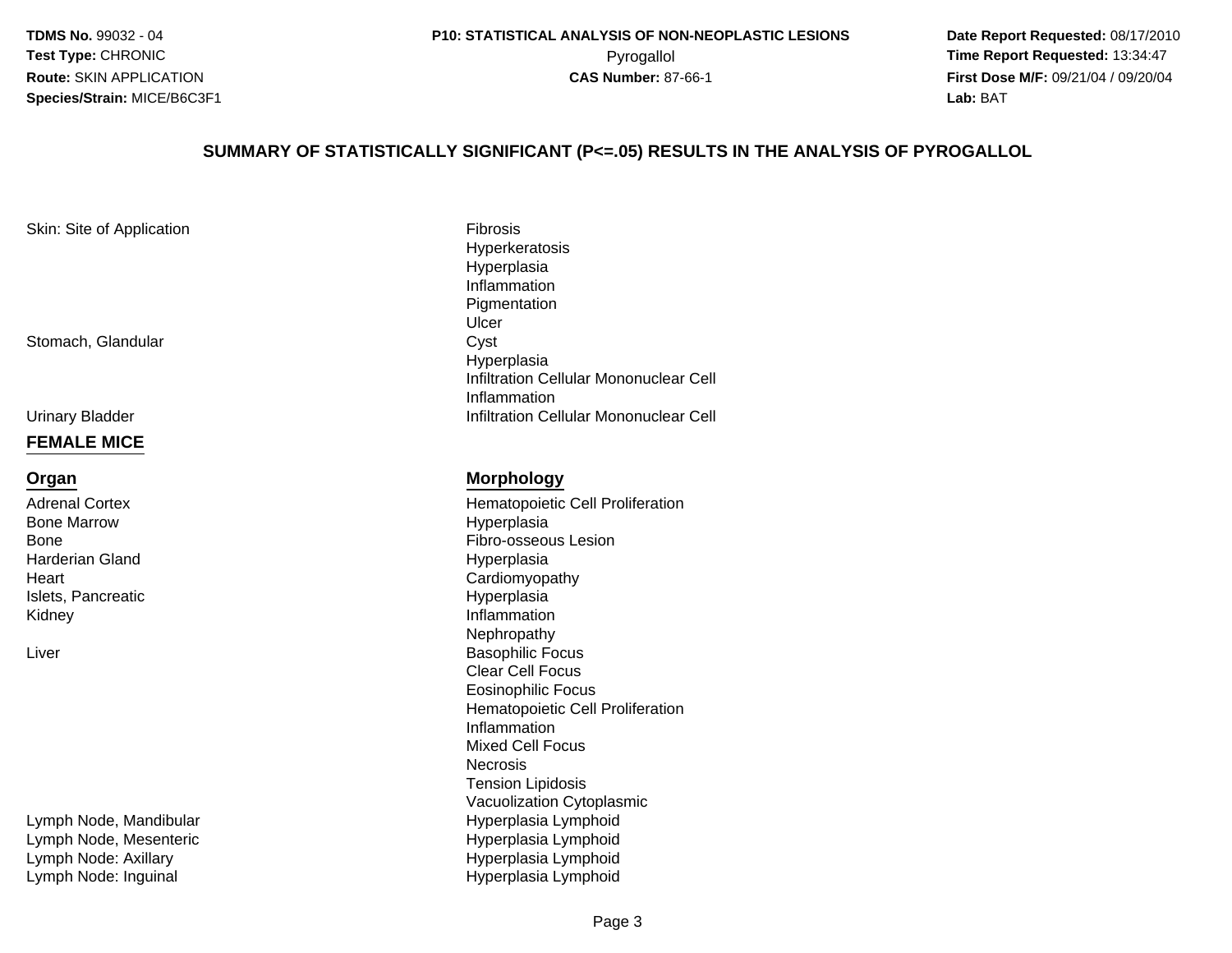## SUMMARY OF STATISTICALLY SIGNIFICANT (P<=.05) RESULTS IN THE ANALYSIS OF PYROGALLOL

| | |
|---|---|
| Skin: Site of Application | Fibrosis |
| | Hyperkeratosis |
| | Hyperplasia |
| | Inflammation |
| | Pigmentation |
| | Ulcer |
| Stomach, Glandular | Cyst |
| | Hyperplasia |
| | Infiltration Cellular Mononuclear Cell |
| | Inflammation |
| Urinary Bladder | Infiltration Cellular Mononuclear Cell |

### FEMALE MICE

| Organ | Morphology |
|---|---|
| Adrenal Cortex | Hematopoietic Cell Proliferation |
| Bone Marrow | Hyperplasia |
| Bone | Fibro-osseous Lesion |
| Harderian Gland | Hyperplasia |
| Heart | Cardiomyopathy |
| Islets, Pancreatic | Hyperplasia |
| Kidney | Inflammation |
| | Nephropathy |
| Liver | Basophilic Focus |
| | Clear Cell Focus |
| | Eosinophilic Focus |
| | Hematopoietic Cell Proliferation |
| | Inflammation |
| | Mixed Cell Focus |
| | Necrosis |
| | Tension Lipidosis |
| | Vacuolization Cytoplasmic |
| Lymph Node, Mandibular | Hyperplasia Lymphoid |
| Lymph Node, Mesenteric | Hyperplasia Lymphoid |
| Lymph Node: Axillary | Hyperplasia Lymphoid |
| Lymph Node: Inguinal | Hyperplasia Lymphoid |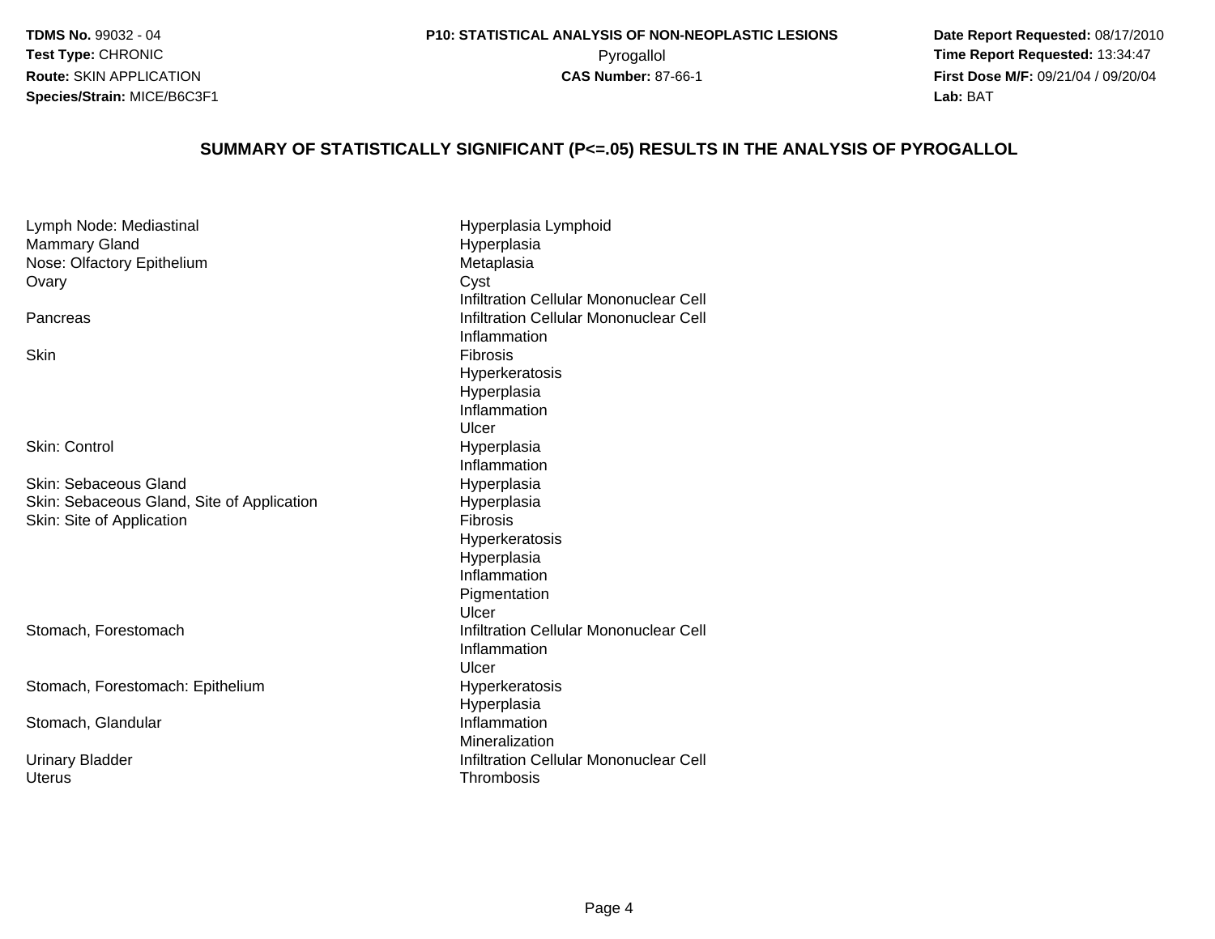**TDMS No.** 99032 - 04
**Test Type:** CHRONIC
**Route:** SKIN APPLICATION
**Species/Strain:** MICE/B6C3F1

**P10: STATISTICAL ANALYSIS OF NON-NEOPLASTIC LESIONS**
Pyrogallol
**CAS Number:** 87-66-1

**Date Report Requested:** 08/17/2010
**Time Report Requested:** 13:34:47
**First Dose M/F:** 09/21/04 / 09/20/04
**Lab:** BAT

## SUMMARY OF STATISTICALLY SIGNIFICANT (P<=.05) RESULTS IN THE ANALYSIS OF PYROGALLOL

| | |
|---|---|
| Lymph Node: Mediastinal | Hyperplasia Lymphoid |
| Mammary Gland | Hyperplasia |
| Nose: Olfactory Epithelium | Metaplasia |
| Ovary | Cyst |
| | Infiltration Cellular Mononuclear Cell |
| Pancreas | Infiltration Cellular Mononuclear Cell |
| | Inflammation |
| Skin | Fibrosis |
| | Hyperkeratosis |
| | Hyperplasia |
| | Inflammation |
| | Ulcer |
| Skin: Control | Hyperplasia |
| | Inflammation |
| Skin: Sebaceous Gland | Hyperplasia |
| Skin: Sebaceous Gland, Site of Application | Hyperplasia |
| Skin: Site of Application | Fibrosis |
| | Hyperkeratosis |
| | Hyperplasia |
| | Inflammation |
| | Pigmentation |
| | Ulcer |
| Stomach, Forestomach | Infiltration Cellular Mononuclear Cell |
| | Inflammation |
| | Ulcer |
| Stomach, Forestomach: Epithelium | Hyperkeratosis |
| | Hyperplasia |
| Stomach, Glandular | Inflammation |
| | Mineralization |
| Urinary Bladder | Infiltration Cellular Mononuclear Cell |
| Uterus | Thrombosis |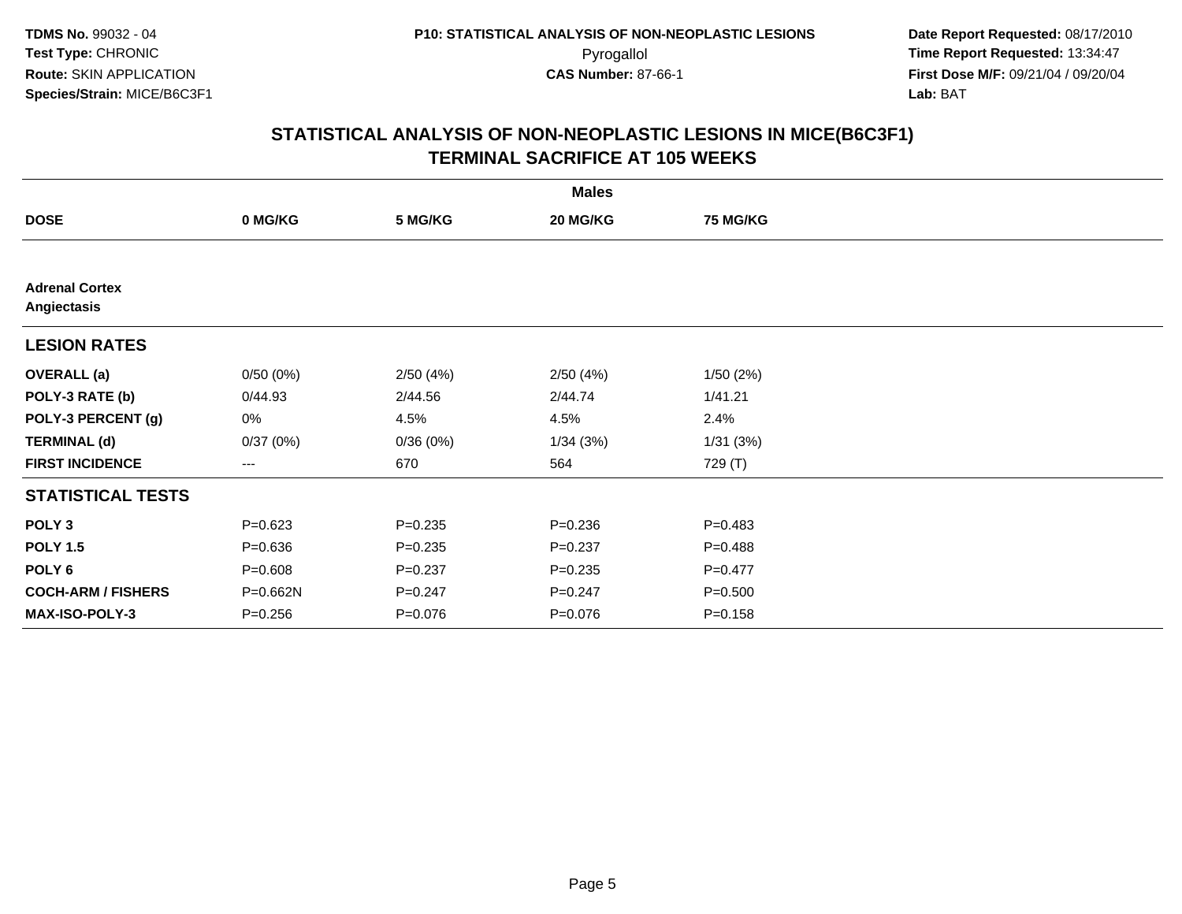**TDMS No.** 99032 - 04
**Test Type:** CHRONIC
**Route:** SKIN APPLICATION
**Species/Strain:** MICE/B6C3F1

**P10: STATISTICAL ANALYSIS OF NON-NEOPLASTIC LESIONS**
Pyrogallol
**CAS Number:** 87-66-1

**Date Report Requested:** 08/17/2010
**Time Report Requested:** 13:34:47
**First Dose M/F:** 09/21/04 / 09/20/04
**Lab:** BAT

## STATISTICAL ANALYSIS OF NON-NEOPLASTIC LESIONS IN MICE(B6C3F1) TERMINAL SACRIFICE AT 105 WEEKS

| | Males | | | |
|---|---|---|---|---|
| **DOSE** | **0 MG/KG** | **5 MG/KG** | **20 MG/KG** | **75 MG/KG** |
| **Adrenal Cortex Angiectasis** | | | | |
| **LESION RATES** | | | | |
| **OVERALL (a)** | 0/50 (0%) | 2/50 (4%) | 2/50 (4%) | 1/50 (2%) |
| **POLY-3 RATE (b)** | 0/44.93 | 2/44.56 | 2/44.74 | 1/41.21 |
| **POLY-3 PERCENT (g)** | 0% | 4.5% | 4.5% | 2.4% |
| **TERMINAL (d)** | 0/37 (0%) | 0/36 (0%) | 1/34 (3%) | 1/31 (3%) |
| **FIRST INCIDENCE** | --- | 670 | 564 | 729 (T) |
| **STATISTICAL TESTS** | | | | |
| **POLY 3** | P=0.623 | P=0.235 | P=0.236 | P=0.483 |
| **POLY 1.5** | P=0.636 | P=0.235 | P=0.237 | P=0.488 |
| **POLY 6** | P=0.608 | P=0.237 | P=0.235 | P=0.477 |
| **COCH-ARM / FISHERS** | P=0.662N | P=0.247 | P=0.247 | P=0.500 |
| **MAX-ISO-POLY-3** | P=0.256 | P=0.076 | P=0.076 | P=0.158 |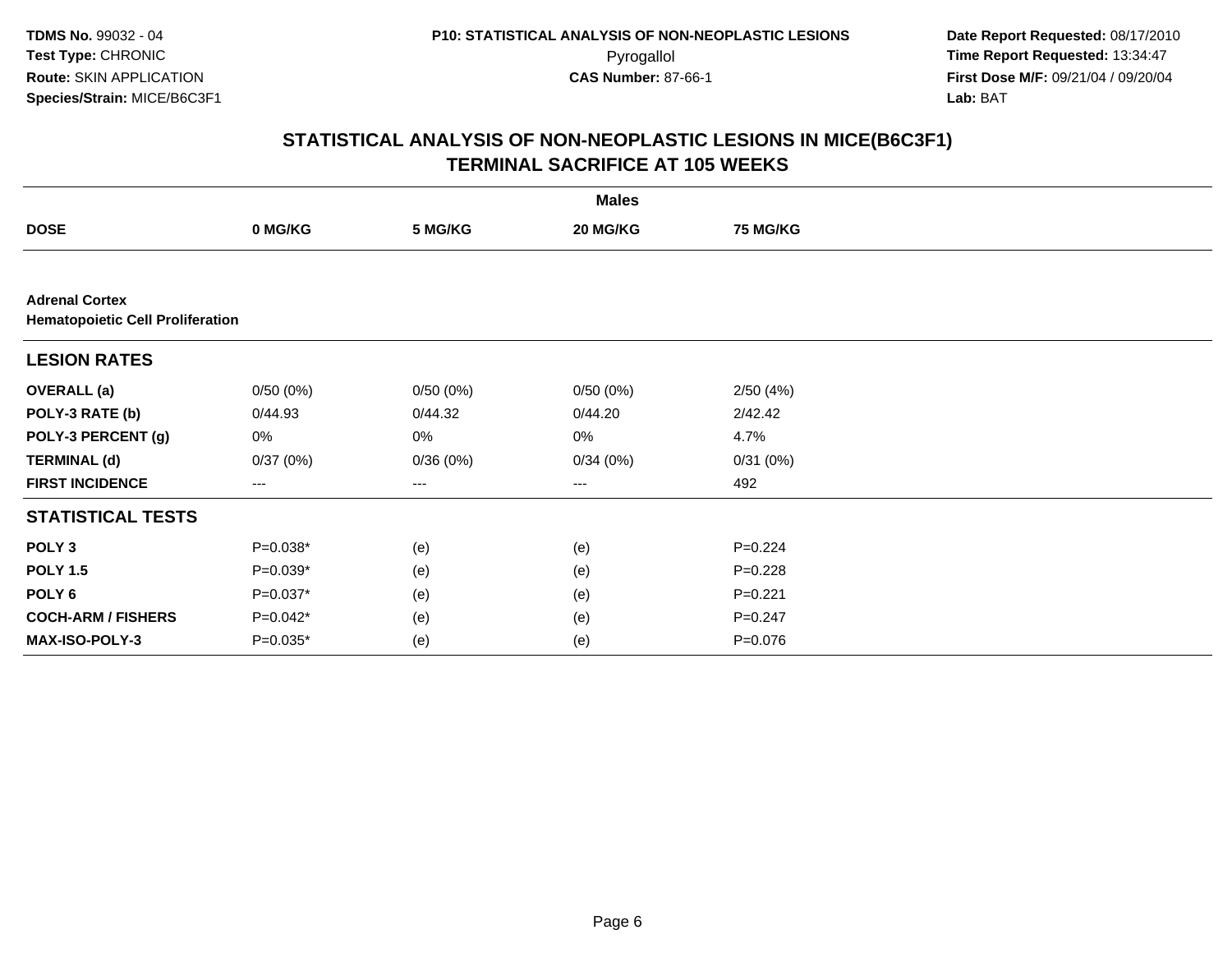## STATISTICAL ANALYSIS OF NON-NEOPLASTIC LESIONS IN MICE(B6C3F1)
## TERMINAL SACRIFICE AT 105 WEEKS

| | Males | | | |
|---|---|---|---|---|
| **DOSE** | **0 MG/KG** | **5 MG/KG** | **20 MG/KG** | **75 MG/KG** |
| **Adrenal Cortex** | | | | |
| **Hematopoietic Cell Proliferation** | | | | |
| **LESION RATES** | | | | |
| **OVERALL (a)** | 0/50 (0%) | 0/50 (0%) | 0/50 (0%) | 2/50 (4%) |
| **POLY-3 RATE (b)** | 0/44.93 | 0/44.32 | 0/44.20 | 2/42.42 |
| **POLY-3 PERCENT (g)** | 0% | 0% | 0% | 4.7% |
| **TERMINAL (d)** | 0/37 (0%) | 0/36 (0%) | 0/34 (0%) | 0/31 (0%) |
| **FIRST INCIDENCE** | --- | --- | --- | 492 |
| **STATISTICAL TESTS** | | | | |
| **POLY 3** | P=0.038* | (e) | (e) | P=0.224 |
| **POLY 1.5** | P=0.039* | (e) | (e) | P=0.228 |
| **POLY 6** | P=0.037* | (e) | (e) | P=0.221 |
| **COCH-ARM / FISHERS** | P=0.042* | (e) | (e) | P=0.247 |
| **MAX-ISO-POLY-3** | P=0.035* | (e) | (e) | P=0.076 |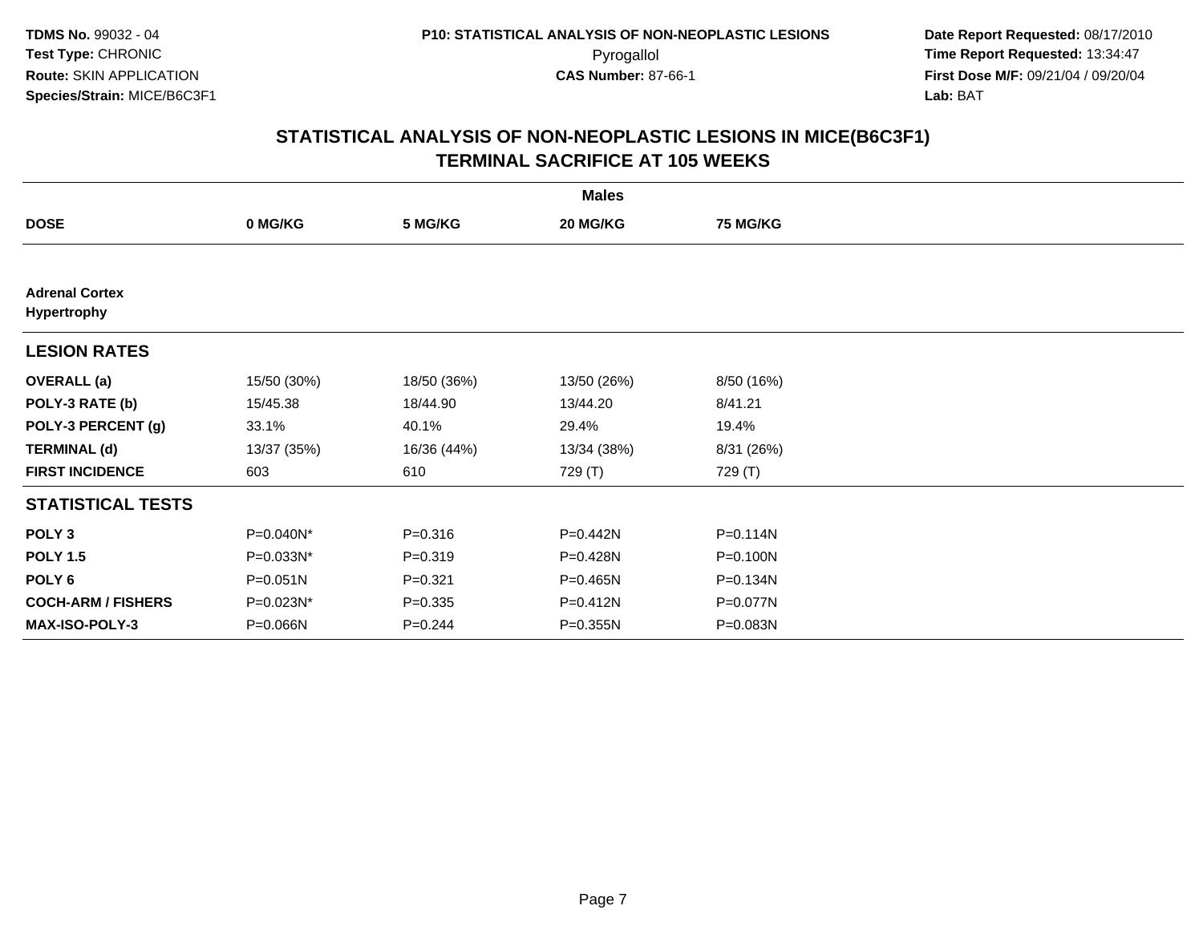# STATISTICAL ANALYSIS OF NON-NEOPLASTIC LESIONS IN MICE(B6C3F1)
## TERMINAL SACRIFICE AT 105 WEEKS

| | Males | | | |
|---|---|---|---|---|
| **DOSE** | **0 MG/KG** | **5 MG/KG** | **20 MG/KG** | **75 MG/KG** |
| **Adrenal Cortex Hypertrophy** | | | | |
| **LESION RATES** | | | | |
| **OVERALL (a)** | 15/50 (30%) | 18/50 (36%) | 13/50 (26%) | 8/50 (16%) |
| **POLY-3 RATE (b)** | 15/45.38 | 18/44.90 | 13/44.20 | 8/41.21 |
| **POLY-3 PERCENT (g)** | 33.1% | 40.1% | 29.4% | 19.4% |
| **TERMINAL (d)** | 13/37 (35%) | 16/36 (44%) | 13/34 (38%) | 8/31 (26%) |
| **FIRST INCIDENCE** | 603 | 610 | 729 (T) | 729 (T) |
| **STATISTICAL TESTS** | | | | |
| **POLY 3** | P=0.040N* | P=0.316 | P=0.442N | P=0.114N |
| **POLY 1.5** | P=0.033N* | P=0.319 | P=0.428N | P=0.100N |
| **POLY 6** | P=0.051N | P=0.321 | P=0.465N | P=0.134N |
| **COCH-ARM / FISHERS** | P=0.023N* | P=0.335 | P=0.412N | P=0.077N |
| **MAX-ISO-POLY-3** | P=0.066N | P=0.244 | P=0.355N | P=0.083N |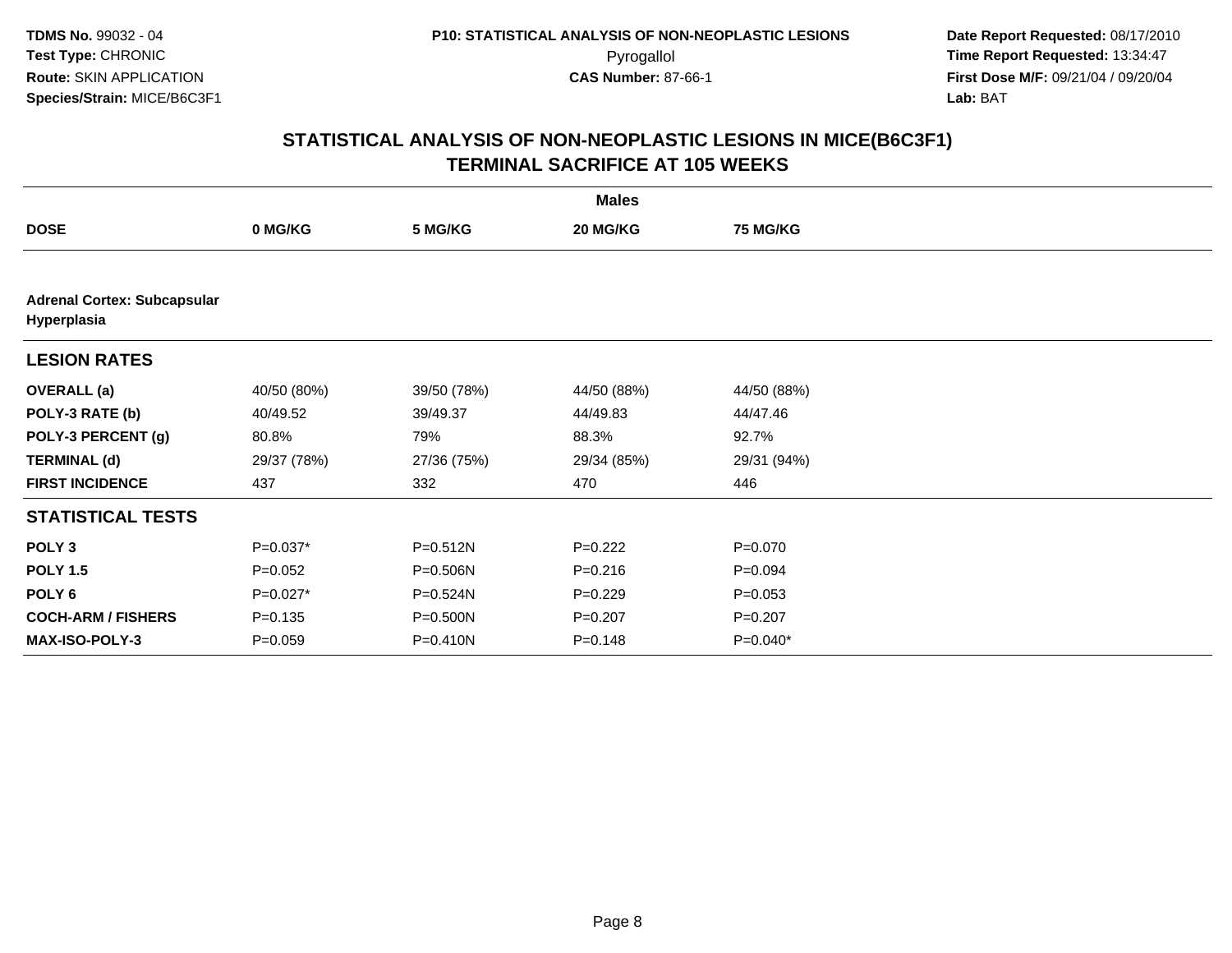**TDMS No.** 99032 - 04
**Test Type:** CHRONIC
**Route:** SKIN APPLICATION
**Species/Strain:** MICE/B6C3F1

**P10: STATISTICAL ANALYSIS OF NON-NEOPLASTIC LESIONS**
Pyrogallol
**CAS Number:** 87-66-1

**Date Report Requested:** 08/17/2010
**Time Report Requested:** 13:34:47
**First Dose M/F:** 09/21/04 / 09/20/04
**Lab:** BAT

## STATISTICAL ANALYSIS OF NON-NEOPLASTIC LESIONS IN MICE(B6C3F1) TERMINAL SACRIFICE AT 105 WEEKS

| | Males | | | |
|---|---|---|---|---|
| **DOSE** | **0 MG/KG** | **5 MG/KG** | **20 MG/KG** | **75 MG/KG** |
| **Adrenal Cortex: Subcapsular Hyperplasia** | | | | |
| **LESION RATES** | | | | |
| **OVERALL (a)** | 40/50 (80%) | 39/50 (78%) | 44/50 (88%) | 44/50 (88%) |
| **POLY-3 RATE (b)** | 40/49.52 | 39/49.37 | 44/49.83 | 44/47.46 |
| **POLY-3 PERCENT (g)** | 80.8% | 79% | 88.3% | 92.7% |
| **TERMINAL (d)** | 29/37 (78%) | 27/36 (75%) | 29/34 (85%) | 29/31 (94%) |
| **FIRST INCIDENCE** | 437 | 332 | 470 | 446 |
| **STATISTICAL TESTS** | | | | |
| **POLY 3** | P=0.037* | P=0.512N | P=0.222 | P=0.070 |
| **POLY 1.5** | P=0.052 | P=0.506N | P=0.216 | P=0.094 |
| **POLY 6** | P=0.027* | P=0.524N | P=0.229 | P=0.053 |
| **COCH-ARM / FISHERS** | P=0.135 | P=0.500N | P=0.207 | P=0.207 |
| **MAX-ISO-POLY-3** | P=0.059 | P=0.410N | P=0.148 | P=0.040* |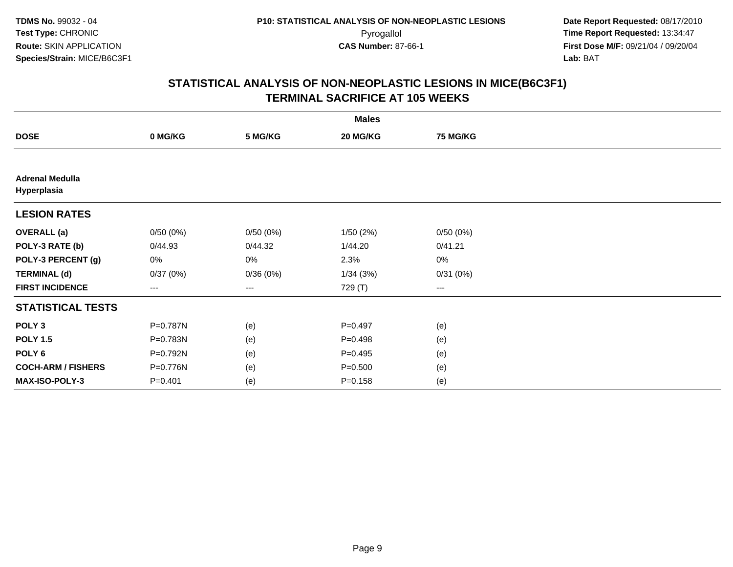**TDMS No.** 99032 - 04
**Test Type:** CHRONIC
**Route:** SKIN APPLICATION
**Species/Strain:** MICE/B6C3F1

**P10: STATISTICAL ANALYSIS OF NON-NEOPLASTIC LESIONS**
Pyrogallol
**CAS Number:** 87-66-1

**Date Report Requested:** 08/17/2010
**Time Report Requested:** 13:34:47
**First Dose M/F:** 09/21/04 / 09/20/04
**Lab:** BAT

## STATISTICAL ANALYSIS OF NON-NEOPLASTIC LESIONS IN MICE(B6C3F1)
## TERMINAL SACRIFICE AT 105 WEEKS

| | Males | | | |
|---|---|---|---|---|
| **DOSE** | **0 MG/KG** | **5 MG/KG** | **20 MG/KG** | **75 MG/KG** |
| **Adrenal Medulla** | | | | |
| **Hyperplasia** | | | | |
| **LESION RATES** | | | | |
| **OVERALL (a)** | 0/50 (0%) | 0/50 (0%) | 1/50 (2%) | 0/50 (0%) |
| **POLY-3 RATE (b)** | 0/44.93 | 0/44.32 | 1/44.20 | 0/41.21 |
| **POLY-3 PERCENT (g)** | 0% | 0% | 2.3% | 0% |
| **TERMINAL (d)** | 0/37 (0%) | 0/36 (0%) | 1/34 (3%) | 0/31 (0%) |
| **FIRST INCIDENCE** | --- | --- | 729 (T) | --- |
| **STATISTICAL TESTS** | | | | |
| **POLY 3** | P=0.787N | (e) | P=0.497 | (e) |
| **POLY 1.5** | P=0.783N | (e) | P=0.498 | (e) |
| **POLY 6** | P=0.792N | (e) | P=0.495 | (e) |
| **COCH-ARM / FISHERS** | P=0.776N | (e) | P=0.500 | (e) |
| **MAX-ISO-POLY-3** | P=0.401 | (e) | P=0.158 | (e) |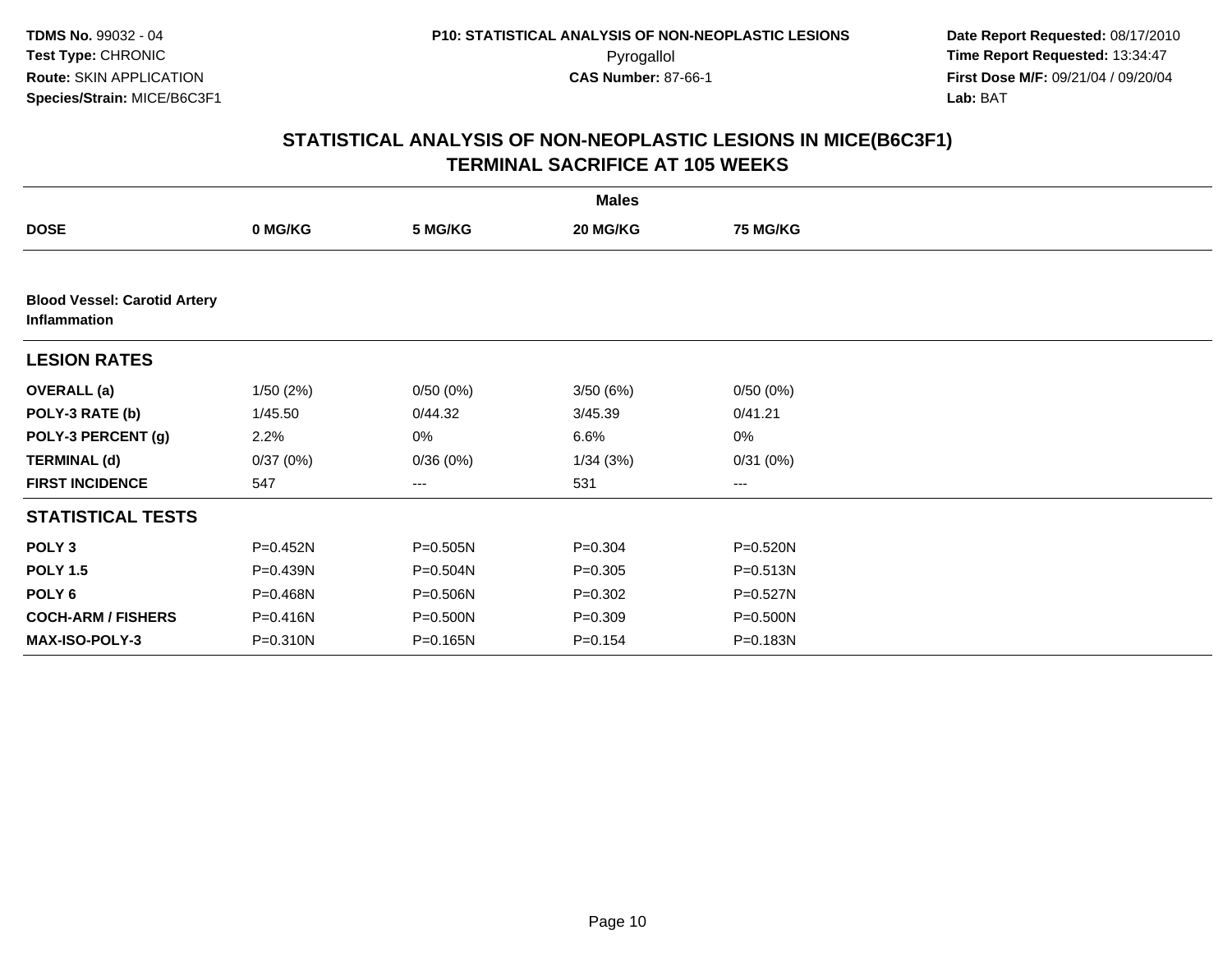**TDMS No.** 99032 - 04
**Test Type:** CHRONIC
**Route:** SKIN APPLICATION
**Species/Strain:** MICE/B6C3F1

**P10: STATISTICAL ANALYSIS OF NON-NEOPLASTIC LESIONS**
Pyrogallol
**CAS Number:** 87-66-1

**Date Report Requested:** 08/17/2010
**Time Report Requested:** 13:34:47
**First Dose M/F:** 09/21/04 / 09/20/04
**Lab:** BAT

## STATISTICAL ANALYSIS OF NON-NEOPLASTIC LESIONS IN MICE(B6C3F1)
## TERMINAL SACRIFICE AT 105 WEEKS

| | Males | | | |
|---|---|---|---|---|
| **DOSE** | **0 MG/KG** | **5 MG/KG** | **20 MG/KG** | **75 MG/KG** |
| **Blood Vessel: Carotid Artery Inflammation** | | | | |
| **LESION RATES** | | | | |
| **OVERALL (a)** | 1/50 (2%) | 0/50 (0%) | 3/50 (6%) | 0/50 (0%) |
| **POLY-3 RATE (b)** | 1/45.50 | 0/44.32 | 3/45.39 | 0/41.21 |
| **POLY-3 PERCENT (g)** | 2.2% | 0% | 6.6% | 0% |
| **TERMINAL (d)** | 0/37 (0%) | 0/36 (0%) | 1/34 (3%) | 0/31 (0%) |
| **FIRST INCIDENCE** | 547 | --- | 531 | --- |
| **STATISTICAL TESTS** | | | | |
| **POLY 3** | P=0.452N | P=0.505N | P=0.304 | P=0.520N |
| **POLY 1.5** | P=0.439N | P=0.504N | P=0.305 | P=0.513N |
| **POLY 6** | P=0.468N | P=0.506N | P=0.302 | P=0.527N |
| **COCH-ARM / FISHERS** | P=0.416N | P=0.500N | P=0.309 | P=0.500N |
| **MAX-ISO-POLY-3** | P=0.310N | P=0.165N | P=0.154 | P=0.183N |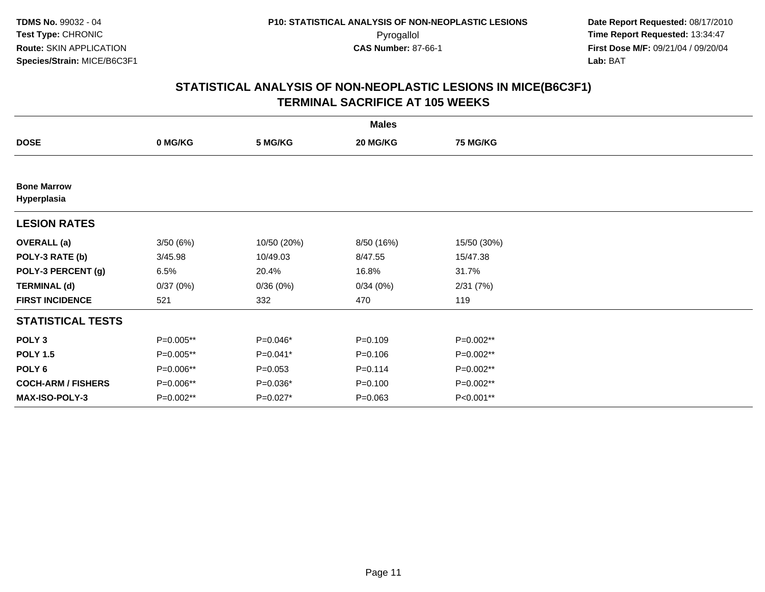TDMS No. 99032 - 04
Test Type: CHRONIC
Route: SKIN APPLICATION
Species/Strain: MICE/B6C3F1

P10: STATISTICAL ANALYSIS OF NON-NEOPLASTIC LESIONS
Pyrogallol
CAS Number: 87-66-1

Date Report Requested: 08/17/2010
Time Report Requested: 13:34:47
First Dose M/F: 09/21/04 / 09/20/04
Lab: BAT

## STATISTICAL ANALYSIS OF NON-NEOPLASTIC LESIONS IN MICE(B6C3F1)
## TERMINAL SACRIFICE AT 105 WEEKS

| | Males | | | |
|---|---|---|---|---|
| **DOSE** | **0 MG/KG** | **5 MG/KG** | **20 MG/KG** | **75 MG/KG** |
| **Bone Marrow** | | | | |
| **Hyperplasia** | | | | |
| **LESION RATES** | | | | |
| **OVERALL (a)** | 3/50 (6%) | 10/50 (20%) | 8/50 (16%) | 15/50 (30%) |
| **POLY-3 RATE (b)** | 3/45.98 | 10/49.03 | 8/47.55 | 15/47.38 |
| **POLY-3 PERCENT (g)** | 6.5% | 20.4% | 16.8% | 31.7% |
| **TERMINAL (d)** | 0/37 (0%) | 0/36 (0%) | 0/34 (0%) | 2/31 (7%) |
| **FIRST INCIDENCE** | 521 | 332 | 470 | 119 |
| **STATISTICAL TESTS** | | | | |
| **POLY 3** | P=0.005** | P=0.046* | P=0.109 | P=0.002** |
| **POLY 1.5** | P=0.005** | P=0.041* | P=0.106 | P=0.002** |
| **POLY 6** | P=0.006** | P=0.053 | P=0.114 | P=0.002** |
| **COCH-ARM / FISHERS** | P=0.006** | P=0.036* | P=0.100 | P=0.002** |
| **MAX-ISO-POLY-3** | P=0.002** | P=0.027* | P=0.063 | P<0.001** |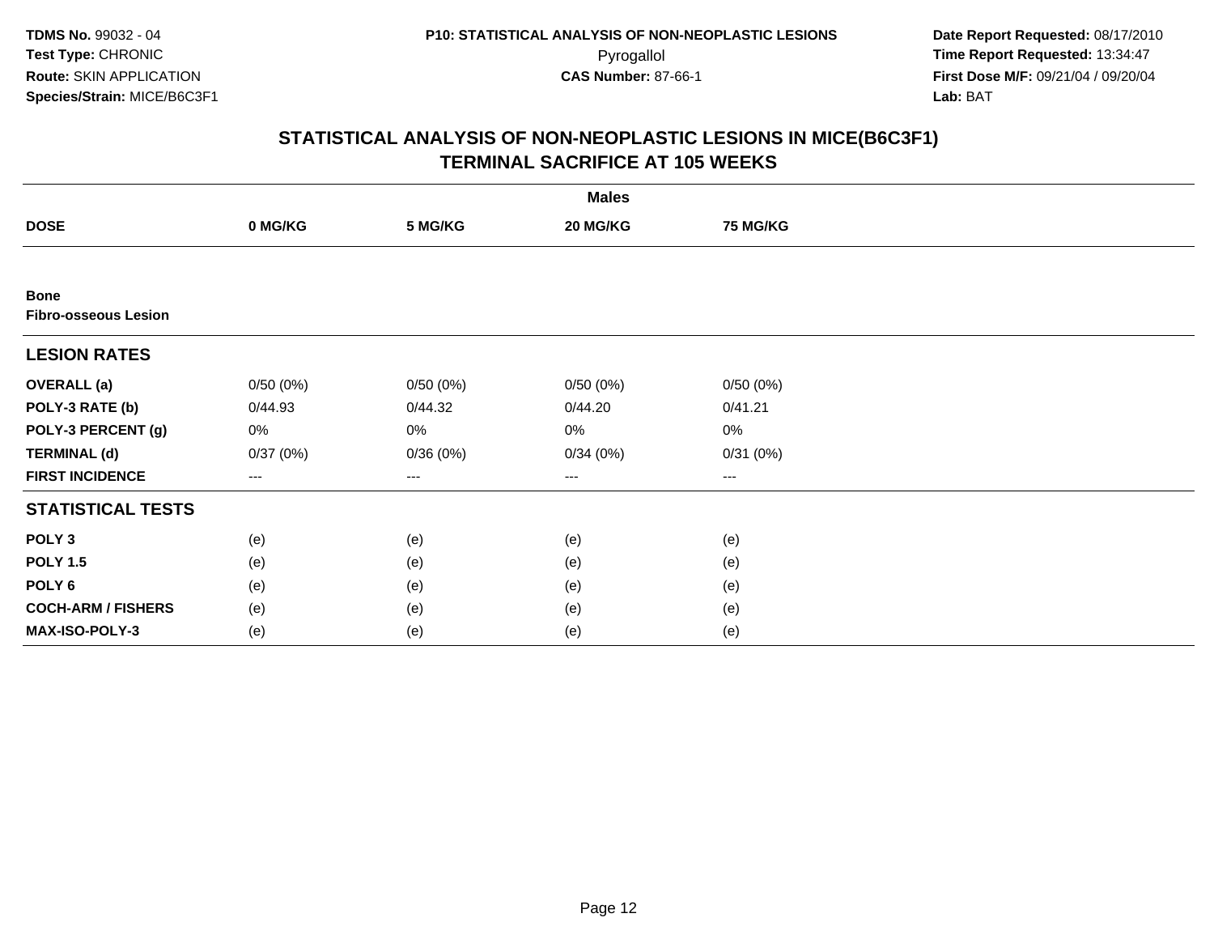**TDMS No.** 99032 - 04
**Test Type:** CHRONIC
**Route:** SKIN APPLICATION
**Species/Strain:** MICE/B6C3F1

**P10: STATISTICAL ANALYSIS OF NON-NEOPLASTIC LESIONS**
Pyrogallol
**CAS Number:** 87-66-1

**Date Report Requested:** 08/17/2010
**Time Report Requested:** 13:34:47
**First Dose M/F:** 09/21/04 / 09/20/04
**Lab:** BAT

## STATISTICAL ANALYSIS OF NON-NEOPLASTIC LESIONS IN MICE(B6C3F1)
## TERMINAL SACRIFICE AT 105 WEEKS

| | Males | | | |
|---|---|---|---|---|
| **DOSE** | **0 MG/KG** | **5 MG/KG** | **20 MG/KG** | **75 MG/KG** |
| **Bone** | | | | |
| **Fibro-osseous Lesion** | | | | |
| **LESION RATES** | | | | |
| **OVERALL (a)** | 0/50 (0%) | 0/50 (0%) | 0/50 (0%) | 0/50 (0%) |
| **POLY-3 RATE (b)** | 0/44.93 | 0/44.32 | 0/44.20 | 0/41.21 |
| **POLY-3 PERCENT (g)** | 0% | 0% | 0% | 0% |
| **TERMINAL (d)** | 0/37 (0%) | 0/36 (0%) | 0/34 (0%) | 0/31 (0%) |
| **FIRST INCIDENCE** | --- | --- | --- | --- |
| **STATISTICAL TESTS** | | | | |
| **POLY 3** | (e) | (e) | (e) | (e) |
| **POLY 1.5** | (e) | (e) | (e) | (e) |
| **POLY 6** | (e) | (e) | (e) | (e) |
| **COCH-ARM / FISHERS** | (e) | (e) | (e) | (e) |
| **MAX-ISO-POLY-3** | (e) | (e) | (e) | (e) |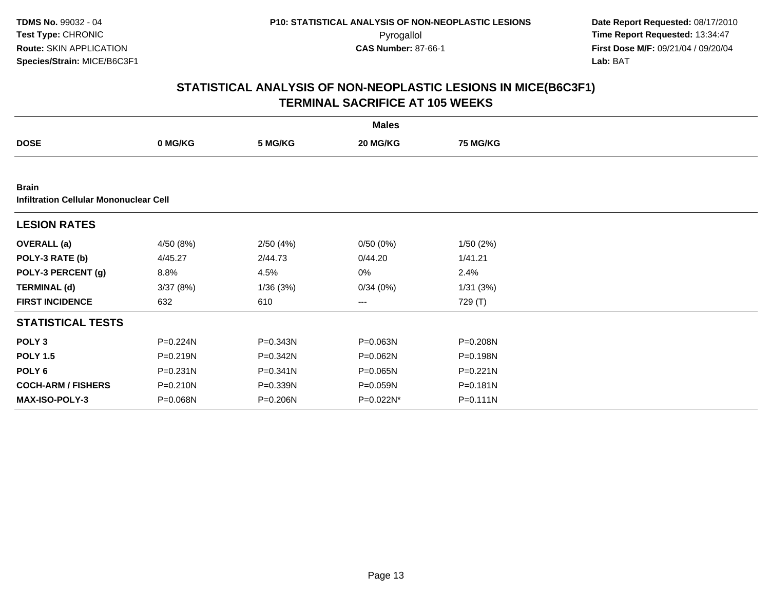# STATISTICAL ANALYSIS OF NON-NEOPLASTIC LESIONS IN MICE(B6C3F1)
## TERMINAL SACRIFICE AT 105 WEEKS

| | Males | | | |
|---|---|---|---|---|
| **DOSE** | **0 MG/KG** | **5 MG/KG** | **20 MG/KG** | **75 MG/KG** |
| **Brain** | | | | |
| **Infiltration Cellular Mononuclear Cell** | | | | |
| **LESION RATES** | | | | |
| **OVERALL (a)** | 4/50 (8%) | 2/50 (4%) | 0/50 (0%) | 1/50 (2%) |
| **POLY-3 RATE (b)** | 4/45.27 | 2/44.73 | 0/44.20 | 1/41.21 |
| **POLY-3 PERCENT (g)** | 8.8% | 4.5% | 0% | 2.4% |
| **TERMINAL (d)** | 3/37 (8%) | 1/36 (3%) | 0/34 (0%) | 1/31 (3%) |
| **FIRST INCIDENCE** | 632 | 610 | --- | 729 (T) |
| **STATISTICAL TESTS** | | | | |
| **POLY 3** | P=0.224N | P=0.343N | P=0.063N | P=0.208N |
| **POLY 1.5** | P=0.219N | P=0.342N | P=0.062N | P=0.198N |
| **POLY 6** | P=0.231N | P=0.341N | P=0.065N | P=0.221N |
| **COCH-ARM / FISHERS** | P=0.210N | P=0.339N | P=0.059N | P=0.181N |
| **MAX-ISO-POLY-3** | P=0.068N | P=0.206N | P=0.022N* | P=0.111N |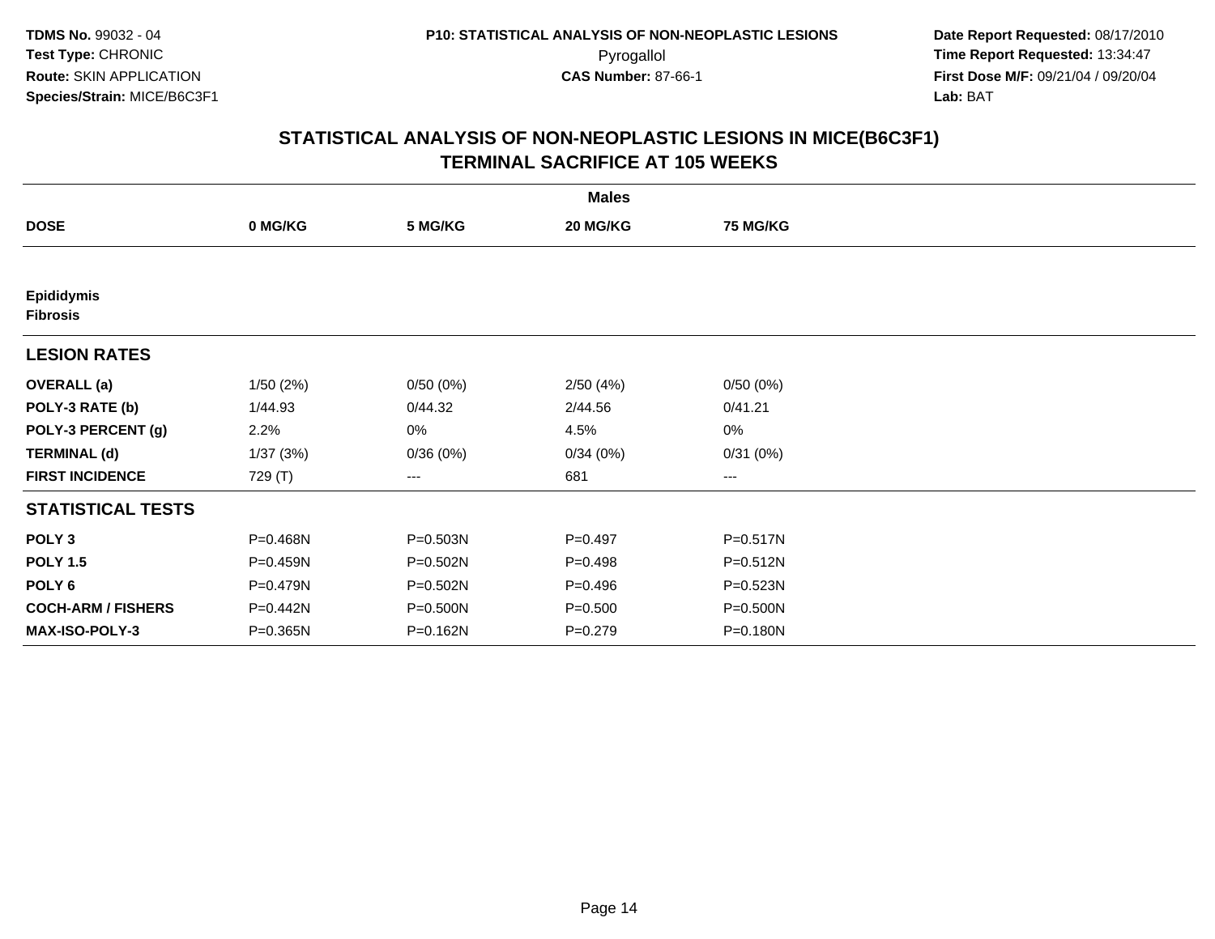**TDMS No.** 99032 - 04
**Test Type:** CHRONIC
**Route:** SKIN APPLICATION
**Species/Strain:** MICE/B6C3F1

**P10: STATISTICAL ANALYSIS OF NON-NEOPLASTIC LESIONS**
Pyrogallol
**CAS Number:** 87-66-1

**Date Report Requested:** 08/17/2010
**Time Report Requested:** 13:34:47
**First Dose M/F:** 09/21/04 / 09/20/04
**Lab:** BAT

## STATISTICAL ANALYSIS OF NON-NEOPLASTIC LESIONS IN MICE(B6C3F1) TERMINAL SACRIFICE AT 105 WEEKS

| | Males | | | |
|---|---|---|---|---|
| **DOSE** | **0 MG/KG** | **5 MG/KG** | **20 MG/KG** | **75 MG/KG** |
| **Epididymis** | | | | |
| **Fibrosis** | | | | |
| **LESION RATES** | | | | |
| **OVERALL (a)** | 1/50 (2%) | 0/50 (0%) | 2/50 (4%) | 0/50 (0%) |
| **POLY-3 RATE (b)** | 1/44.93 | 0/44.32 | 2/44.56 | 0/41.21 |
| **POLY-3 PERCENT (g)** | 2.2% | 0% | 4.5% | 0% |
| **TERMINAL (d)** | 1/37 (3%) | 0/36 (0%) | 0/34 (0%) | 0/31 (0%) |
| **FIRST INCIDENCE** | 729 (T) | --- | 681 | --- |
| **STATISTICAL TESTS** | | | | |
| **POLY 3** | P=0.468N | P=0.503N | P=0.497 | P=0.517N |
| **POLY 1.5** | P=0.459N | P=0.502N | P=0.498 | P=0.512N |
| **POLY 6** | P=0.479N | P=0.502N | P=0.496 | P=0.523N |
| **COCH-ARM / FISHERS** | P=0.442N | P=0.500N | P=0.500 | P=0.500N |
| **MAX-ISO-POLY-3** | P=0.365N | P=0.162N | P=0.279 | P=0.180N |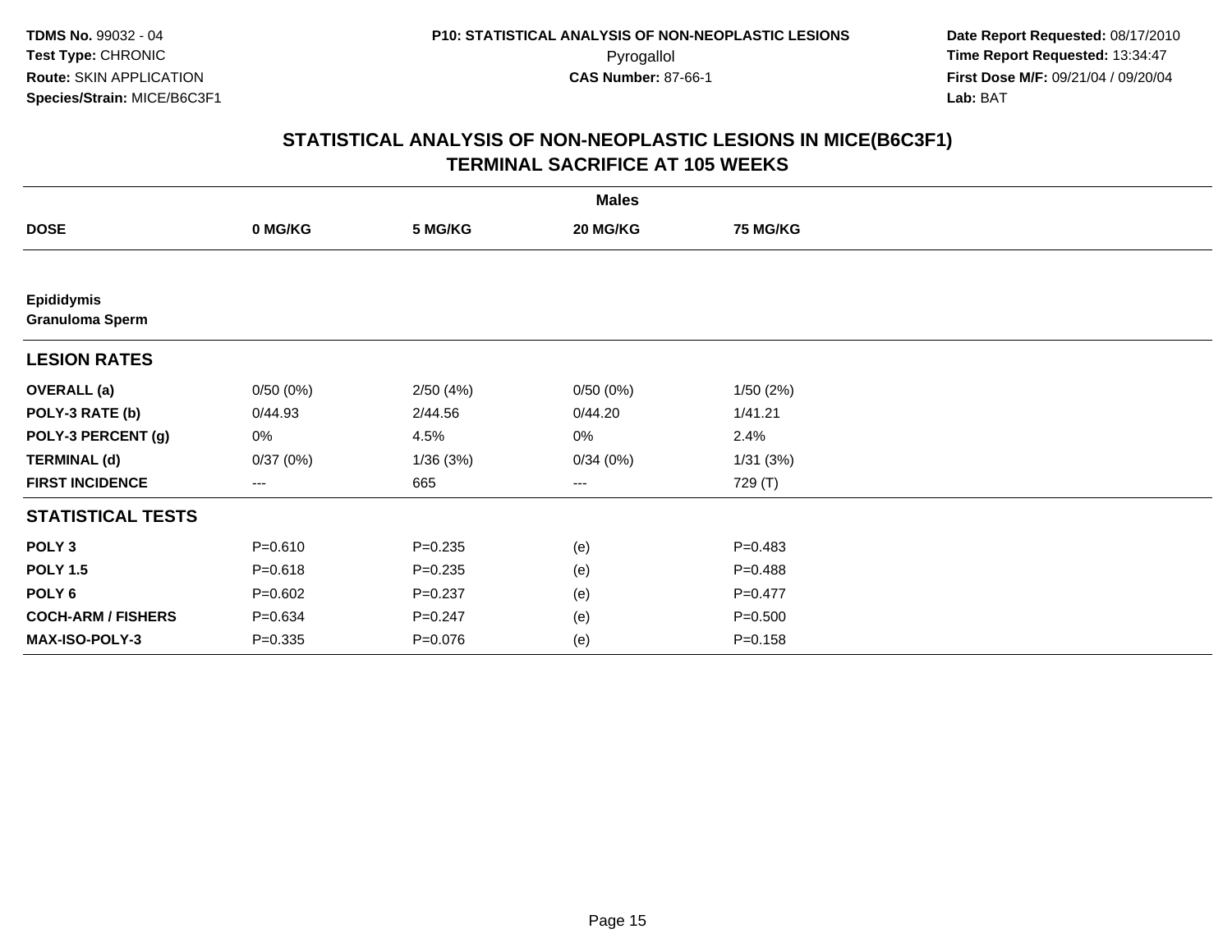# STATISTICAL ANALYSIS OF NON-NEOPLASTIC LESIONS IN MICE(B6C3F1)
## TERMINAL SACRIFICE AT 105 WEEKS

| | Males | | | |
|---|---|---|---|---|
| **DOSE** | **0 MG/KG** | **5 MG/KG** | **20 MG/KG** | **75 MG/KG** |
| **Epididymis**<br>**Granuloma Sperm** | | | | |
| **LESION RATES** | | | | |
| **OVERALL (a)** | 0/50 (0%) | 2/50 (4%) | 0/50 (0%) | 1/50 (2%) |
| **POLY-3 RATE (b)** | 0/44.93 | 2/44.56 | 0/44.20 | 1/41.21 |
| **POLY-3 PERCENT (g)** | 0% | 4.5% | 0% | 2.4% |
| **TERMINAL (d)** | 0/37 (0%) | 1/36 (3%) | 0/34 (0%) | 1/31 (3%) |
| **FIRST INCIDENCE** | --- | 665 | --- | 729 (T) |
| **STATISTICAL TESTS** | | | | |
| **POLY 3** | P=0.610 | P=0.235 | (e) | P=0.483 |
| **POLY 1.5** | P=0.618 | P=0.235 | (e) | P=0.488 |
| **POLY 6** | P=0.602 | P=0.237 | (e) | P=0.477 |
| **COCH-ARM / FISHERS** | P=0.634 | P=0.247 | (e) | P=0.500 |
| **MAX-ISO-POLY-3** | P=0.335 | P=0.076 | (e) | P=0.158 |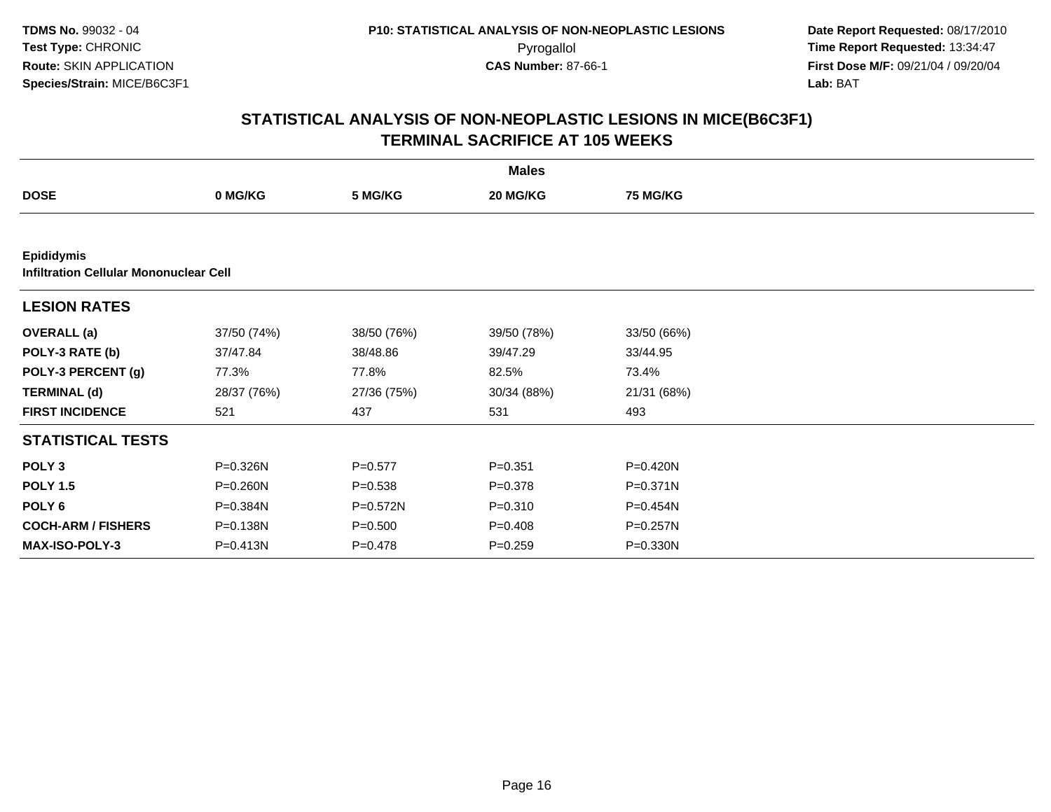TDMS No. 99032 - 04
Test Type: CHRONIC
Route: SKIN APPLICATION
Species/Strain: MICE/B6C3F1

P10: STATISTICAL ANALYSIS OF NON-NEOPLASTIC LESIONS
Pyrogallol
CAS Number: 87-66-1

Date Report Requested: 08/17/2010
Time Report Requested: 13:34:47
First Dose M/F: 09/21/04 / 09/20/04
Lab: BAT

## STATISTICAL ANALYSIS OF NON-NEOPLASTIC LESIONS IN MICE(B6C3F1)
## TERMINAL SACRIFICE AT 105 WEEKS

| | Males | | | |
|---|---|---|---|---|
| **DOSE** | **0 MG/KG** | **5 MG/KG** | **20 MG/KG** | **75 MG/KG** |
| **Epididymis** | | | | |
| **Infiltration Cellular Mononuclear Cell** | | | | |
| **LESION RATES** | | | | |
| **OVERALL (a)** | 37/50 (74%) | 38/50 (76%) | 39/50 (78%) | 33/50 (66%) |
| **POLY-3 RATE (b)** | 37/47.84 | 38/48.86 | 39/47.29 | 33/44.95 |
| **POLY-3 PERCENT (g)** | 77.3% | 77.8% | 82.5% | 73.4% |
| **TERMINAL (d)** | 28/37 (76%) | 27/36 (75%) | 30/34 (88%) | 21/31 (68%) |
| **FIRST INCIDENCE** | 521 | 437 | 531 | 493 |
| **STATISTICAL TESTS** | | | | |
| **POLY 3** | P=0.326N | P=0.577 | P=0.351 | P=0.420N |
| **POLY 1.5** | P=0.260N | P=0.538 | P=0.378 | P=0.371N |
| **POLY 6** | P=0.384N | P=0.572N | P=0.310 | P=0.454N |
| **COCH-ARM / FISHERS** | P=0.138N | P=0.500 | P=0.408 | P=0.257N |
| **MAX-ISO-POLY-3** | P=0.413N | P=0.478 | P=0.259 | P=0.330N |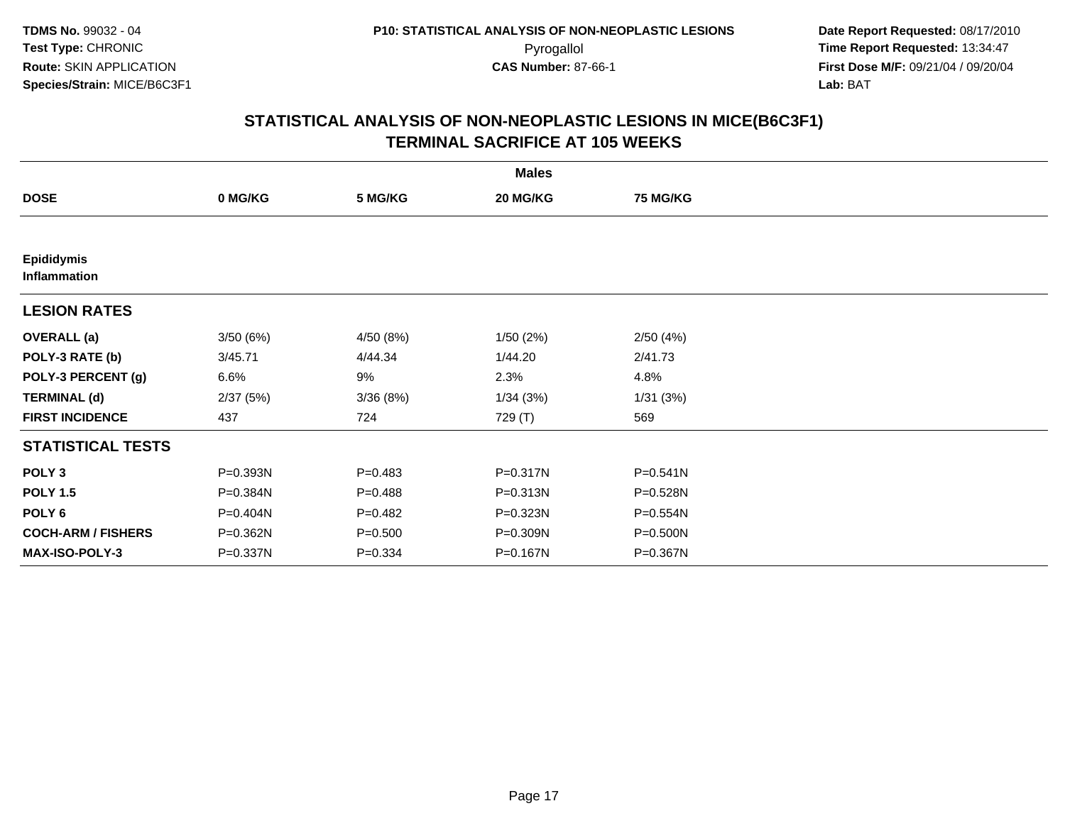**TDMS No.** 99032 - 04
**Test Type:** CHRONIC
**Route:** SKIN APPLICATION
**Species/Strain:** MICE/B6C3F1

**P10: STATISTICAL ANALYSIS OF NON-NEOPLASTIC LESIONS**
Pyrogallol
**CAS Number:** 87-66-1

**Date Report Requested:** 08/17/2010
**Time Report Requested:** 13:34:47
**First Dose M/F:** 09/21/04 / 09/20/04
**Lab:** BAT

## STATISTICAL ANALYSIS OF NON-NEOPLASTIC LESIONS IN MICE(B6C3F1)
## TERMINAL SACRIFICE AT 105 WEEKS

| | Males | | | |
|---|---|---|---|---|
| **DOSE** | **0 MG/KG** | **5 MG/KG** | **20 MG/KG** | **75 MG/KG** |
| **Epididymis** | | | | |
| **Inflammation** | | | | |
| **LESION RATES** | | | | |
| **OVERALL (a)** | 3/50 (6%) | 4/50 (8%) | 1/50 (2%) | 2/50 (4%) |
| **POLY-3 RATE (b)** | 3/45.71 | 4/44.34 | 1/44.20 | 2/41.73 |
| **POLY-3 PERCENT (g)** | 6.6% | 9% | 2.3% | 4.8% |
| **TERMINAL (d)** | 2/37 (5%) | 3/36 (8%) | 1/34 (3%) | 1/31 (3%) |
| **FIRST INCIDENCE** | 437 | 724 | 729 (T) | 569 |
| **STATISTICAL TESTS** | | | | |
| **POLY 3** | P=0.393N | P=0.483 | P=0.317N | P=0.541N |
| **POLY 1.5** | P=0.384N | P=0.488 | P=0.313N | P=0.528N |
| **POLY 6** | P=0.404N | P=0.482 | P=0.323N | P=0.554N |
| **COCH-ARM / FISHERS** | P=0.362N | P=0.500 | P=0.309N | P=0.500N |
| **MAX-ISO-POLY-3** | P=0.337N | P=0.334 | P=0.167N | P=0.367N |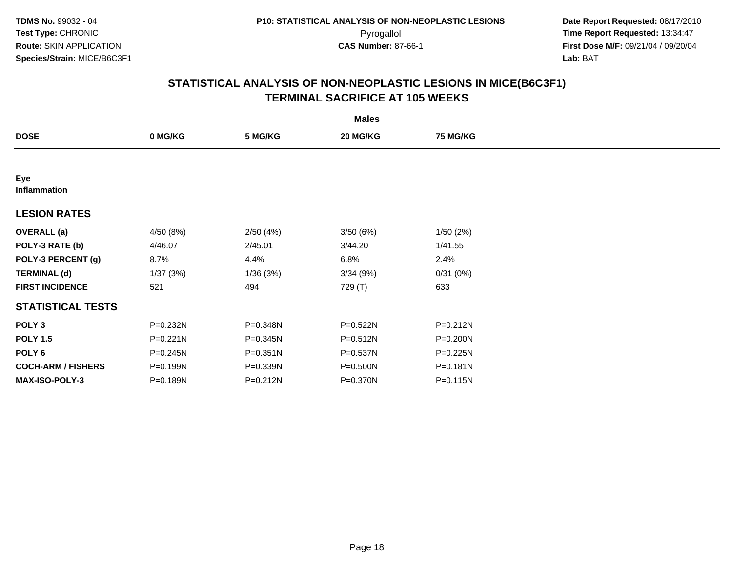TDMS No. 99032 - 04
Test Type: CHRONIC
Route: SKIN APPLICATION
Species/Strain: MICE/B6C3F1

P10: STATISTICAL ANALYSIS OF NON-NEOPLASTIC LESIONS
Pyrogallol
CAS Number: 87-66-1

Date Report Requested: 08/17/2010
Time Report Requested: 13:34:47
First Dose M/F: 09/21/04 / 09/20/04
Lab: BAT

## STATISTICAL ANALYSIS OF NON-NEOPLASTIC LESIONS IN MICE(B6C3F1) TERMINAL SACRIFICE AT 105 WEEKS

| | Males | | | |
|---|---|---|---|---|
| **DOSE** | **0 MG/KG** | **5 MG/KG** | **20 MG/KG** | **75 MG/KG** |
| **Eye** | | | | |
| **Inflammation** | | | | |
| **LESION RATES** | | | | |
| **OVERALL (a)** | 4/50 (8%) | 2/50 (4%) | 3/50 (6%) | 1/50 (2%) |
| **POLY-3 RATE (b)** | 4/46.07 | 2/45.01 | 3/44.20 | 1/41.55 |
| **POLY-3 PERCENT (g)** | 8.7% | 4.4% | 6.8% | 2.4% |
| **TERMINAL (d)** | 1/37 (3%) | 1/36 (3%) | 3/34 (9%) | 0/31 (0%) |
| **FIRST INCIDENCE** | 521 | 494 | 729 (T) | 633 |
| **STATISTICAL TESTS** | | | | |
| **POLY 3** | P=0.232N | P=0.348N | P=0.522N | P=0.212N |
| **POLY 1.5** | P=0.221N | P=0.345N | P=0.512N | P=0.200N |
| **POLY 6** | P=0.245N | P=0.351N | P=0.537N | P=0.225N |
| **COCH-ARM / FISHERS** | P=0.199N | P=0.339N | P=0.500N | P=0.181N |
| **MAX-ISO-POLY-3** | P=0.189N | P=0.212N | P=0.370N | P=0.115N |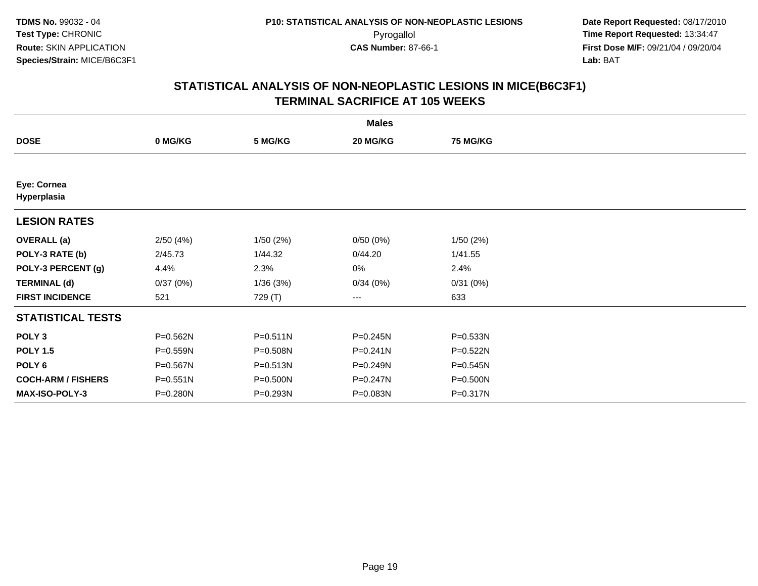TDMS No. 99032 - 04
Test Type: CHRONIC
Route: SKIN APPLICATION
Species/Strain: MICE/B6C3F1

P10: STATISTICAL ANALYSIS OF NON-NEOPLASTIC LESIONS
Pyrogallol
CAS Number: 87-66-1

Date Report Requested: 08/17/2010
Time Report Requested: 13:34:47
First Dose M/F: 09/21/04 / 09/20/04
Lab: BAT

## STATISTICAL ANALYSIS OF NON-NEOPLASTIC LESIONS IN MICE(B6C3F1)
## TERMINAL SACRIFICE AT 105 WEEKS

| | Males | | | |
|---|---|---|---|---|
| **DOSE** | **0 MG/KG** | **5 MG/KG** | **20 MG/KG** | **75 MG/KG** |
| **Eye: Cornea<br>Hyperplasia** | | | | |
| **LESION RATES** | | | | |
| **OVERALL (a)** | 2/50 (4%) | 1/50 (2%) | 0/50 (0%) | 1/50 (2%) |
| **POLY-3 RATE (b)** | 2/45.73 | 1/44.32 | 0/44.20 | 1/41.55 |
| **POLY-3 PERCENT (g)** | 4.4% | 2.3% | 0% | 2.4% |
| **TERMINAL (d)** | 0/37 (0%) | 1/36 (3%) | 0/34 (0%) | 0/31 (0%) |
| **FIRST INCIDENCE** | 521 | 729 (T) | --- | 633 |
| **STATISTICAL TESTS** | | | | |
| **POLY 3** | P=0.562N | P=0.511N | P=0.245N | P=0.533N |
| **POLY 1.5** | P=0.559N | P=0.508N | P=0.241N | P=0.522N |
| **POLY 6** | P=0.567N | P=0.513N | P=0.249N | P=0.545N |
| **COCH-ARM / FISHERS** | P=0.551N | P=0.500N | P=0.247N | P=0.500N |
| **MAX-ISO-POLY-3** | P=0.280N | P=0.293N | P=0.083N | P=0.317N |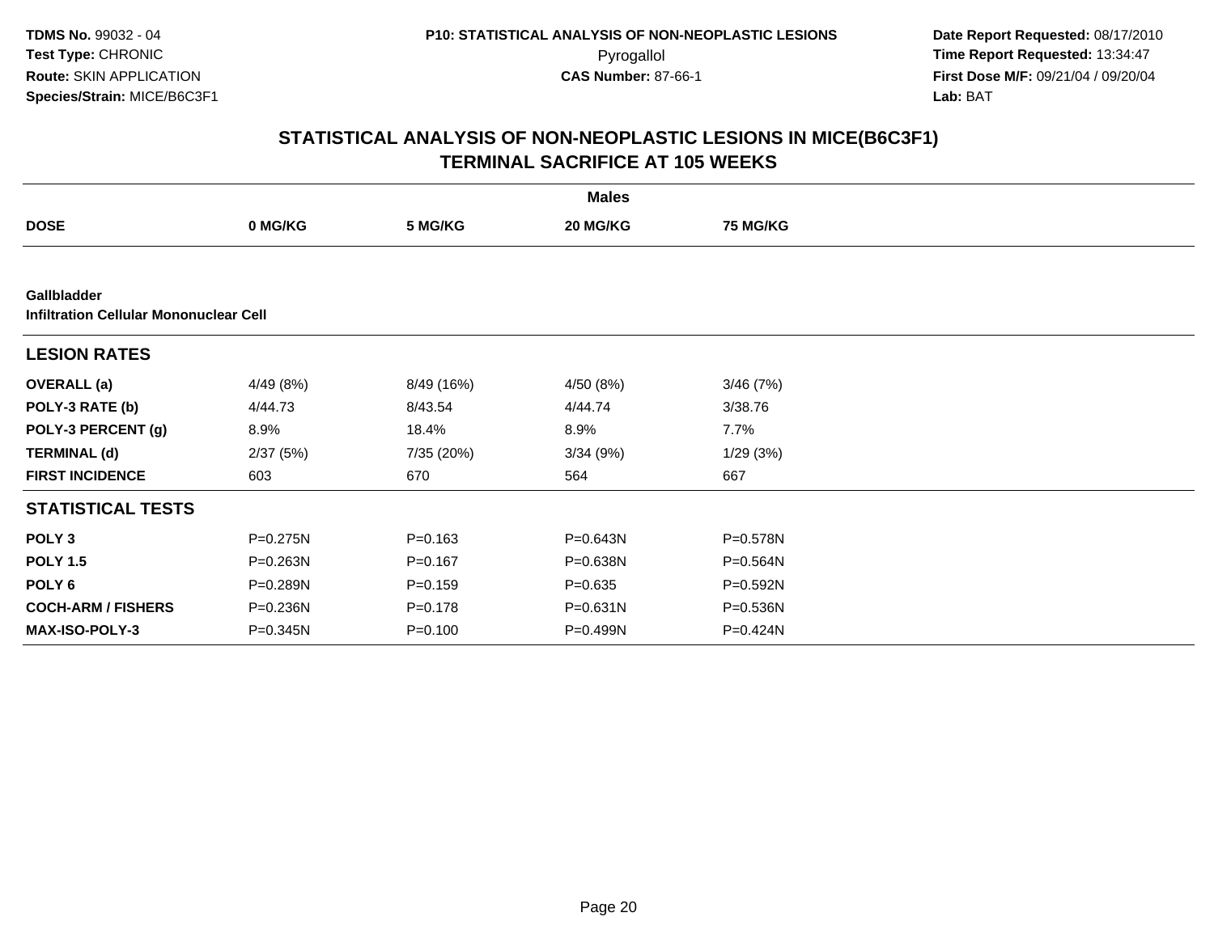# STATISTICAL ANALYSIS OF NON-NEOPLASTIC LESIONS IN MICE(B6C3F1)
## TERMINAL SACRIFICE AT 105 WEEKS

| | Males | | | |
|---|---|---|---|---|
| **DOSE** | **0 MG/KG** | **5 MG/KG** | **20 MG/KG** | **75 MG/KG** |
| **Gallbladder** | | | | |
| **Infiltration Cellular Mononuclear Cell** | | | | |
| **LESION RATES** | | | | |
| **OVERALL (a)** | 4/49 (8%) | 8/49 (16%) | 4/50 (8%) | 3/46 (7%) |
| **POLY-3 RATE (b)** | 4/44.73 | 8/43.54 | 4/44.74 | 3/38.76 |
| **POLY-3 PERCENT (g)** | 8.9% | 18.4% | 8.9% | 7.7% |
| **TERMINAL (d)** | 2/37 (5%) | 7/35 (20%) | 3/34 (9%) | 1/29 (3%) |
| **FIRST INCIDENCE** | 603 | 670 | 564 | 667 |
| **STATISTICAL TESTS** | | | | |
| **POLY 3** | P=0.275N | P=0.163 | P=0.643N | P=0.578N |
| **POLY 1.5** | P=0.263N | P=0.167 | P=0.638N | P=0.564N |
| **POLY 6** | P=0.289N | P=0.159 | P=0.635 | P=0.592N |
| **COCH-ARM / FISHERS** | P=0.236N | P=0.178 | P=0.631N | P=0.536N |
| **MAX-ISO-POLY-3** | P=0.345N | P=0.100 | P=0.499N | P=0.424N |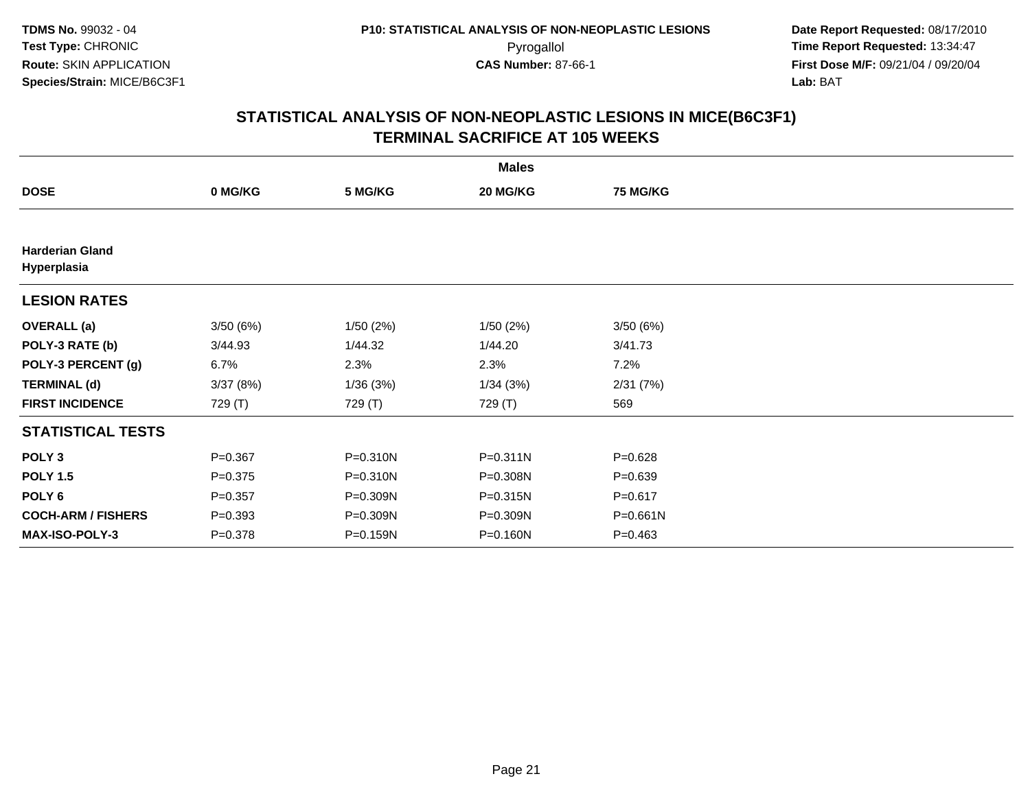# STATISTICAL ANALYSIS OF NON-NEOPLASTIC LESIONS IN MICE(B6C3F1)
## TERMINAL SACRIFICE AT 105 WEEKS

| | Males | | | |
|---|---|---|---|---|
| **DOSE** | **0 MG/KG** | **5 MG/KG** | **20 MG/KG** | **75 MG/KG** |
| **Harderian Gland** **Hyperplasia** | | | | |
| **LESION RATES** | | | | |
| **OVERALL (a)** | 3/50 (6%) | 1/50 (2%) | 1/50 (2%) | 3/50 (6%) |
| **POLY-3 RATE (b)** | 3/44.93 | 1/44.32 | 1/44.20 | 3/41.73 |
| **POLY-3 PERCENT (g)** | 6.7% | 2.3% | 2.3% | 7.2% |
| **TERMINAL (d)** | 3/37 (8%) | 1/36 (3%) | 1/34 (3%) | 2/31 (7%) |
| **FIRST INCIDENCE** | 729 (T) | 729 (T) | 729 (T) | 569 |
| **STATISTICAL TESTS** | | | | |
| **POLY 3** | P=0.367 | P=0.310N | P=0.311N | P=0.628 |
| **POLY 1.5** | P=0.375 | P=0.310N | P=0.308N | P=0.639 |
| **POLY 6** | P=0.357 | P=0.309N | P=0.315N | P=0.617 |
| **COCH-ARM / FISHERS** | P=0.393 | P=0.309N | P=0.309N | P=0.661N |
| **MAX-ISO-POLY-3** | P=0.378 | P=0.159N | P=0.160N | P=0.463 |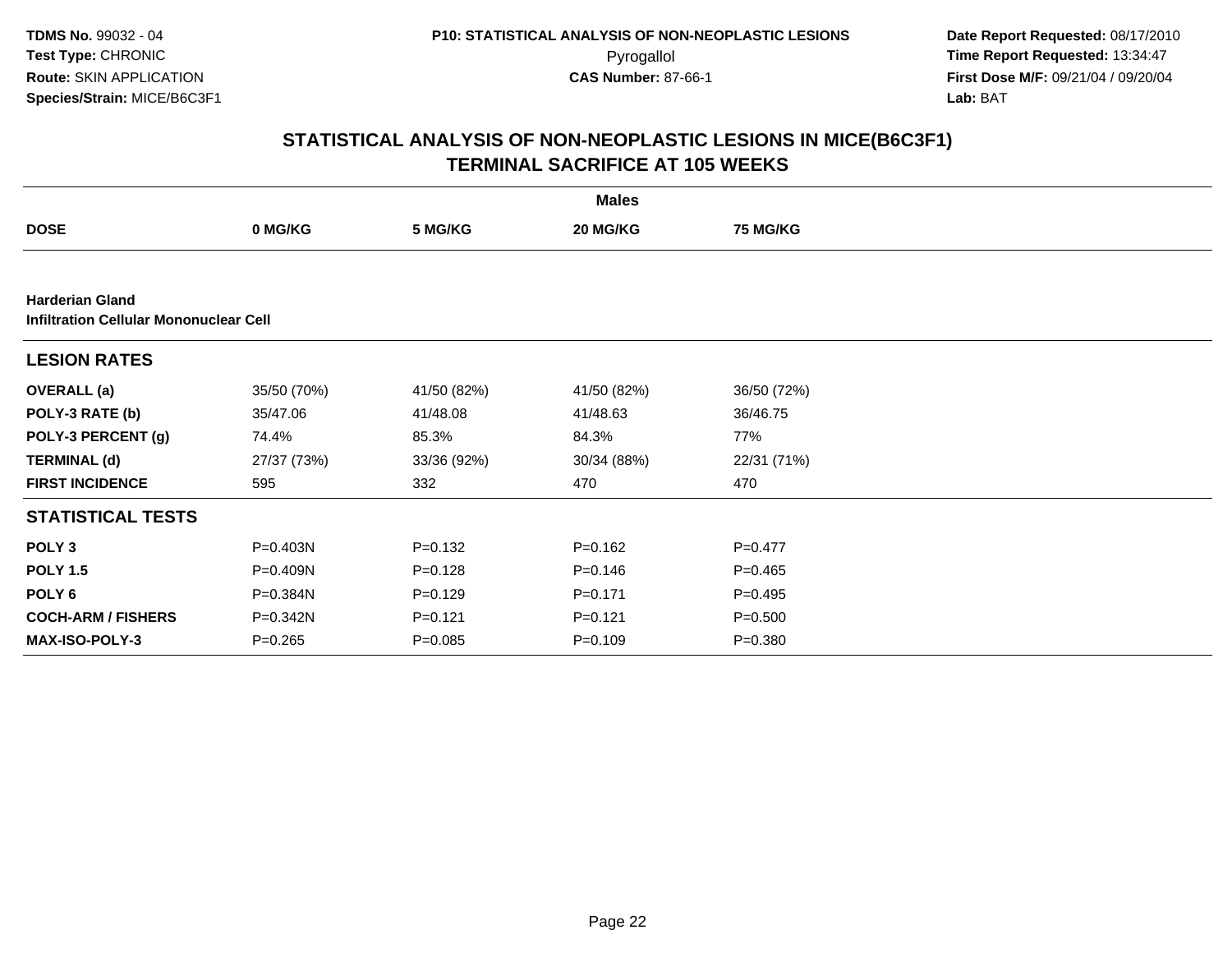# STATISTICAL ANALYSIS OF NON-NEOPLASTIC LESIONS IN MICE(B6C3F1)
## TERMINAL SACRIFICE AT 105 WEEKS

| | Males | | | |
|---|---|---|---|---|
| **DOSE** | **0 MG/KG** | **5 MG/KG** | **20 MG/KG** | **75 MG/KG** |
| **Harderian Gland** | | | | |
| **Infiltration Cellular Mononuclear Cell** | | | | |
| **LESION RATES** | | | | |
| **OVERALL (a)** | 35/50 (70%) | 41/50 (82%) | 41/50 (82%) | 36/50 (72%) |
| **POLY-3 RATE (b)** | 35/47.06 | 41/48.08 | 41/48.63 | 36/46.75 |
| **POLY-3 PERCENT (g)** | 74.4% | 85.3% | 84.3% | 77% |
| **TERMINAL (d)** | 27/37 (73%) | 33/36 (92%) | 30/34 (88%) | 22/31 (71%) |
| **FIRST INCIDENCE** | 595 | 332 | 470 | 470 |
| **STATISTICAL TESTS** | | | | |
| **POLY 3** | P=0.403N | P=0.132 | P=0.162 | P=0.477 |
| **POLY 1.5** | P=0.409N | P=0.128 | P=0.146 | P=0.465 |
| **POLY 6** | P=0.384N | P=0.129 | P=0.171 | P=0.495 |
| **COCH-ARM / FISHERS** | P=0.342N | P=0.121 | P=0.121 | P=0.500 |
| **MAX-ISO-POLY-3** | P=0.265 | P=0.085 | P=0.109 | P=0.380 |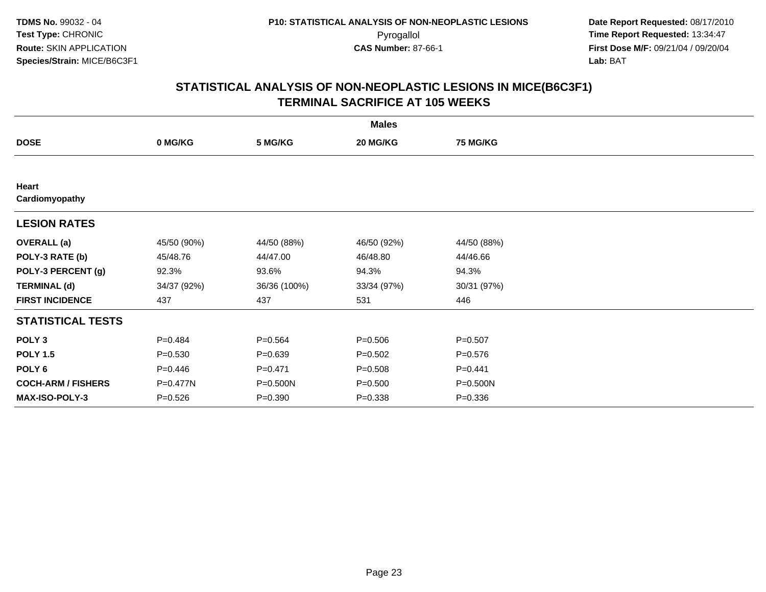TDMS No. 99032 - 04
Test Type: CHRONIC
Route: SKIN APPLICATION
Species/Strain: MICE/B6C3F1

P10: STATISTICAL ANALYSIS OF NON-NEOPLASTIC LESIONS
Pyrogallol
CAS Number: 87-66-1

Date Report Requested: 08/17/2010
Time Report Requested: 13:34:47
First Dose M/F: 09/21/04 / 09/20/04
Lab: BAT

## STATISTICAL ANALYSIS OF NON-NEOPLASTIC LESIONS IN MICE(B6C3F1)
## TERMINAL SACRIFICE AT 105 WEEKS

| | Males | | | |
|---|---|---|---|---|
| **DOSE** | **0 MG/KG** | **5 MG/KG** | **20 MG/KG** | **75 MG/KG** |
| **Heart** | | | | |
| **Cardiomyopathy** | | | | |
| **LESION RATES** | | | | |
| **OVERALL (a)** | 45/50 (90%) | 44/50 (88%) | 46/50 (92%) | 44/50 (88%) |
| **POLY-3 RATE (b)** | 45/48.76 | 44/47.00 | 46/48.80 | 44/46.66 |
| **POLY-3 PERCENT (g)** | 92.3% | 93.6% | 94.3% | 94.3% |
| **TERMINAL (d)** | 34/37 (92%) | 36/36 (100%) | 33/34 (97%) | 30/31 (97%) |
| **FIRST INCIDENCE** | 437 | 437 | 531 | 446 |
| **STATISTICAL TESTS** | | | | |
| **POLY 3** | P=0.484 | P=0.564 | P=0.506 | P=0.507 |
| **POLY 1.5** | P=0.530 | P=0.639 | P=0.502 | P=0.576 |
| **POLY 6** | P=0.446 | P=0.471 | P=0.508 | P=0.441 |
| **COCH-ARM / FISHERS** | P=0.477N | P=0.500N | P=0.500 | P=0.500N |
| **MAX-ISO-POLY-3** | P=0.526 | P=0.390 | P=0.338 | P=0.336 |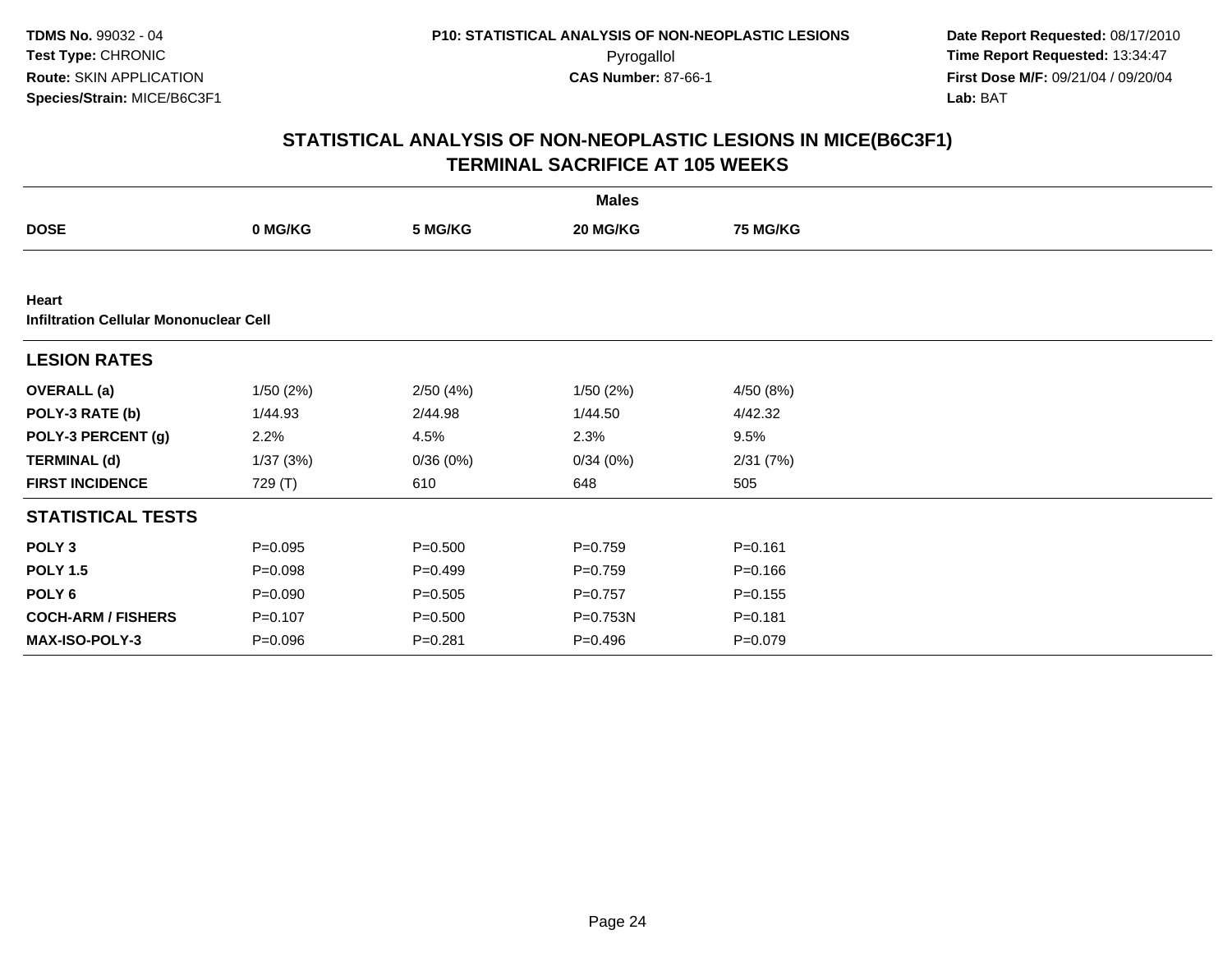TDMS No. 99032 - 04
Test Type: CHRONIC
Route: SKIN APPLICATION
Species/Strain: MICE/B6C3F1

P10: STATISTICAL ANALYSIS OF NON-NEOPLASTIC LESIONS
Pyrogallol
CAS Number: 87-66-1

Date Report Requested: 08/17/2010
Time Report Requested: 13:34:47
First Dose M/F: 09/21/04 / 09/20/04
Lab: BAT

## STATISTICAL ANALYSIS OF NON-NEOPLASTIC LESIONS IN MICE(B6C3F1)
## TERMINAL SACRIFICE AT 105 WEEKS

| | Males | | | |
|---|---|---|---|---|
| **DOSE** | **0 MG/KG** | **5 MG/KG** | **20 MG/KG** | **75 MG/KG** |
| **Heart** | | | | |
| **Infiltration Cellular Mononuclear Cell** | | | | |
| **LESION RATES** | | | | |
| **OVERALL (a)** | 1/50 (2%) | 2/50 (4%) | 1/50 (2%) | 4/50 (8%) |
| **POLY-3 RATE (b)** | 1/44.93 | 2/44.98 | 1/44.50 | 4/42.32 |
| **POLY-3 PERCENT (g)** | 2.2% | 4.5% | 2.3% | 9.5% |
| **TERMINAL (d)** | 1/37 (3%) | 0/36 (0%) | 0/34 (0%) | 2/31 (7%) |
| **FIRST INCIDENCE** | 729 (T) | 610 | 648 | 505 |
| **STATISTICAL TESTS** | | | | |
| **POLY 3** | P=0.095 | P=0.500 | P=0.759 | P=0.161 |
| **POLY 1.5** | P=0.098 | P=0.499 | P=0.759 | P=0.166 |
| **POLY 6** | P=0.090 | P=0.505 | P=0.757 | P=0.155 |
| **COCH-ARM / FISHERS** | P=0.107 | P=0.500 | P=0.753N | P=0.181 |
| **MAX-ISO-POLY-3** | P=0.096 | P=0.281 | P=0.496 | P=0.079 |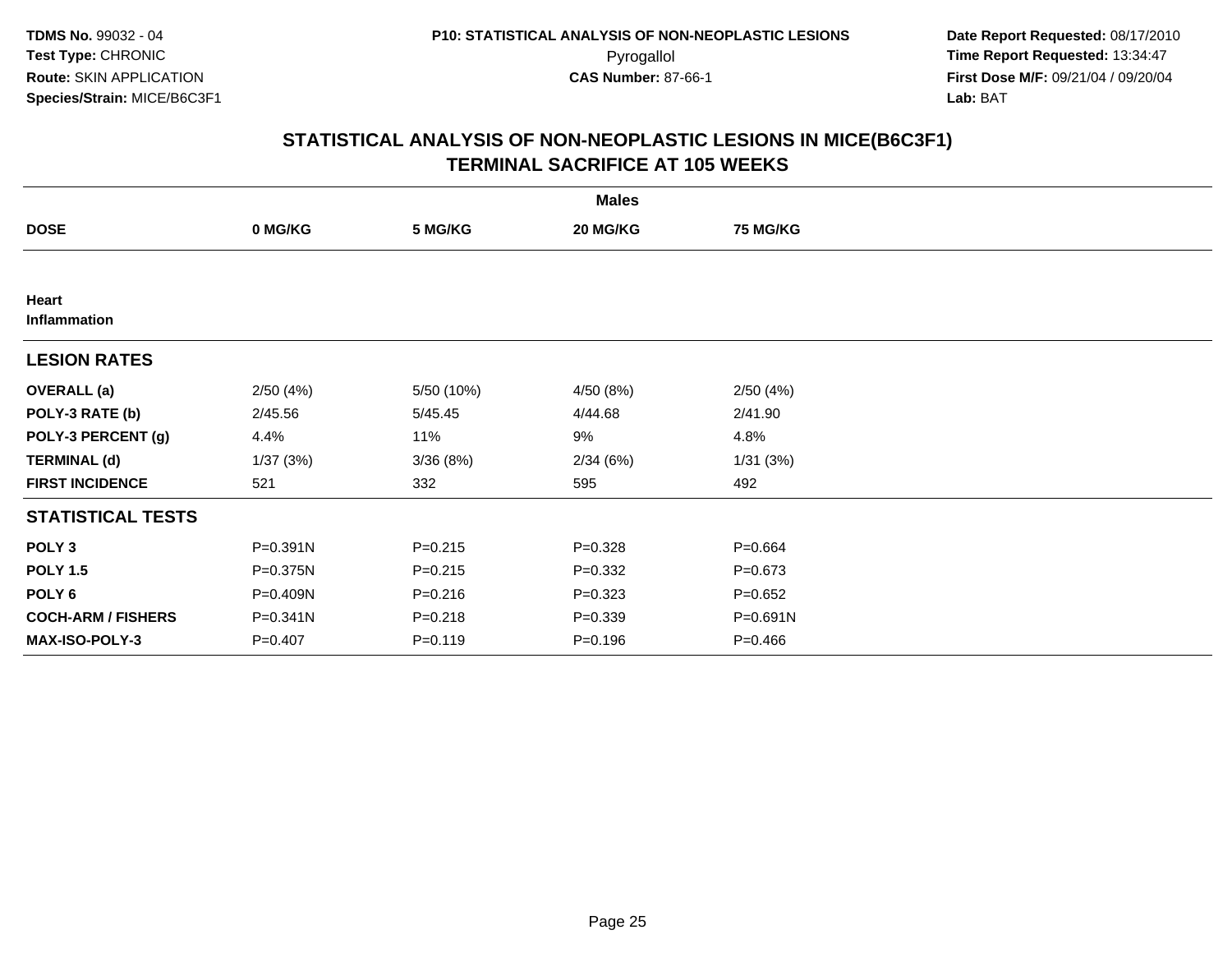TDMS No. 99032 - 04
Test Type: CHRONIC
Route: SKIN APPLICATION
Species/Strain: MICE/B6C3F1

P10: STATISTICAL ANALYSIS OF NON-NEOPLASTIC LESIONS
Pyrogallol
CAS Number: 87-66-1

Date Report Requested: 08/17/2010
Time Report Requested: 13:34:47
First Dose M/F: 09/21/04 / 09/20/04
Lab: BAT

## STATISTICAL ANALYSIS OF NON-NEOPLASTIC LESIONS IN MICE(B6C3F1)
## TERMINAL SACRIFICE AT 105 WEEKS

| | Males | | | |
|---|---|---|---|---|
| **DOSE** | **0 MG/KG** | **5 MG/KG** | **20 MG/KG** | **75 MG/KG** |
| **Heart** | | | | |
| **Inflammation** | | | | |
| **LESION RATES** | | | | |
| **OVERALL (a)** | 2/50 (4%) | 5/50 (10%) | 4/50 (8%) | 2/50 (4%) |
| **POLY-3 RATE (b)** | 2/45.56 | 5/45.45 | 4/44.68 | 2/41.90 |
| **POLY-3 PERCENT (g)** | 4.4% | 11% | 9% | 4.8% |
| **TERMINAL (d)** | 1/37 (3%) | 3/36 (8%) | 2/34 (6%) | 1/31 (3%) |
| **FIRST INCIDENCE** | 521 | 332 | 595 | 492 |
| **STATISTICAL TESTS** | | | | |
| **POLY 3** | P=0.391N | P=0.215 | P=0.328 | P=0.664 |
| **POLY 1.5** | P=0.375N | P=0.215 | P=0.332 | P=0.673 |
| **POLY 6** | P=0.409N | P=0.216 | P=0.323 | P=0.652 |
| **COCH-ARM / FISHERS** | P=0.341N | P=0.218 | P=0.339 | P=0.691N |
| **MAX-ISO-POLY-3** | P=0.407 | P=0.119 | P=0.196 | P=0.466 |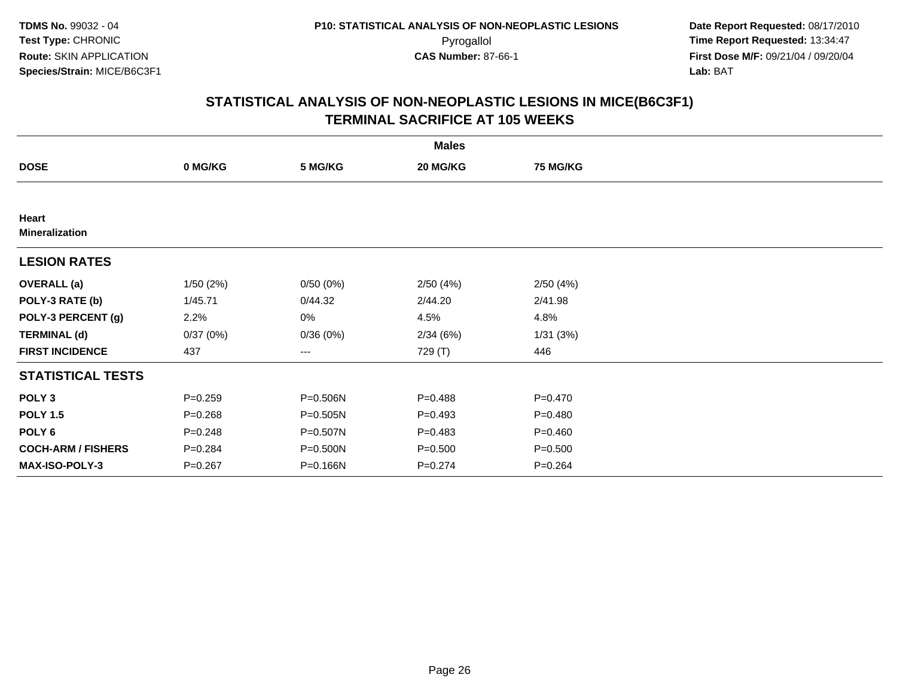TDMS No. 99032 - 04
Test Type: CHRONIC
Route: SKIN APPLICATION
Species/Strain: MICE/B6C3F1

P10: STATISTICAL ANALYSIS OF NON-NEOPLASTIC LESIONS
Pyrogallol
CAS Number: 87-66-1

Date Report Requested: 08/17/2010
Time Report Requested: 13:34:47
First Dose M/F: 09/21/04 / 09/20/04
Lab: BAT

## STATISTICAL ANALYSIS OF NON-NEOPLASTIC LESIONS IN MICE(B6C3F1)
## TERMINAL SACRIFICE AT 105 WEEKS

| | Males | | | |
|---|---|---|---|---|
| **DOSE** | **0 MG/KG** | **5 MG/KG** | **20 MG/KG** | **75 MG/KG** |
| **Heart** | | | | |
| **Mineralization** | | | | |
| **LESION RATES** | | | | |
| **OVERALL (a)** | 1/50 (2%) | 0/50 (0%) | 2/50 (4%) | 2/50 (4%) |
| **POLY-3 RATE (b)** | 1/45.71 | 0/44.32 | 2/44.20 | 2/41.98 |
| **POLY-3 PERCENT (g)** | 2.2% | 0% | 4.5% | 4.8% |
| **TERMINAL (d)** | 0/37 (0%) | 0/36 (0%) | 2/34 (6%) | 1/31 (3%) |
| **FIRST INCIDENCE** | 437 | --- | 729 (T) | 446 |
| **STATISTICAL TESTS** | | | | |
| **POLY 3** | P=0.259 | P=0.506N | P=0.488 | P=0.470 |
| **POLY 1.5** | P=0.268 | P=0.505N | P=0.493 | P=0.480 |
| **POLY 6** | P=0.248 | P=0.507N | P=0.483 | P=0.460 |
| **COCH-ARM / FISHERS** | P=0.284 | P=0.500N | P=0.500 | P=0.500 |
| **MAX-ISO-POLY-3** | P=0.267 | P=0.166N | P=0.274 | P=0.264 |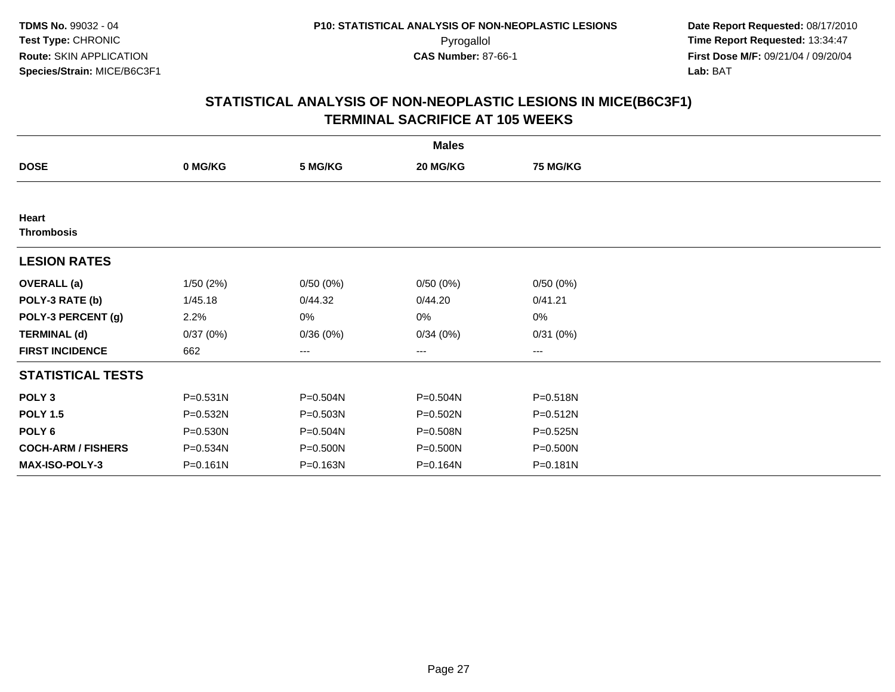**TDMS No.** 99032 - 04
**Test Type:** CHRONIC
**Route:** SKIN APPLICATION
**Species/Strain:** MICE/B6C3F1

**P10: STATISTICAL ANALYSIS OF NON-NEOPLASTIC LESIONS**
Pyrogallol
**CAS Number:** 87-66-1

**Date Report Requested:** 08/17/2010
**Time Report Requested:** 13:34:47
**First Dose M/F:** 09/21/04 / 09/20/04
**Lab:** BAT

## STATISTICAL ANALYSIS OF NON-NEOPLASTIC LESIONS IN MICE(B6C3F1)
## TERMINAL SACRIFICE AT 105 WEEKS

| | Males | | | |
|---|---|---|---|---|
| **DOSE** | **0 MG/KG** | **5 MG/KG** | **20 MG/KG** | **75 MG/KG** |
| **Heart** | | | | |
| **Thrombosis** | | | | |
| **LESION RATES** | | | | |
| **OVERALL (a)** | 1/50 (2%) | 0/50 (0%) | 0/50 (0%) | 0/50 (0%) |
| **POLY-3 RATE (b)** | 1/45.18 | 0/44.32 | 0/44.20 | 0/41.21 |
| **POLY-3 PERCENT (g)** | 2.2% | 0% | 0% | 0% |
| **TERMINAL (d)** | 0/37 (0%) | 0/36 (0%) | 0/34 (0%) | 0/31 (0%) |
| **FIRST INCIDENCE** | 662 | --- | --- | --- |
| **STATISTICAL TESTS** | | | | |
| **POLY 3** | P=0.531N | P=0.504N | P=0.504N | P=0.518N |
| **POLY 1.5** | P=0.532N | P=0.503N | P=0.502N | P=0.512N |
| **POLY 6** | P=0.530N | P=0.504N | P=0.508N | P=0.525N |
| **COCH-ARM / FISHERS** | P=0.534N | P=0.500N | P=0.500N | P=0.500N |
| **MAX-ISO-POLY-3** | P=0.161N | P=0.163N | P=0.164N | P=0.181N |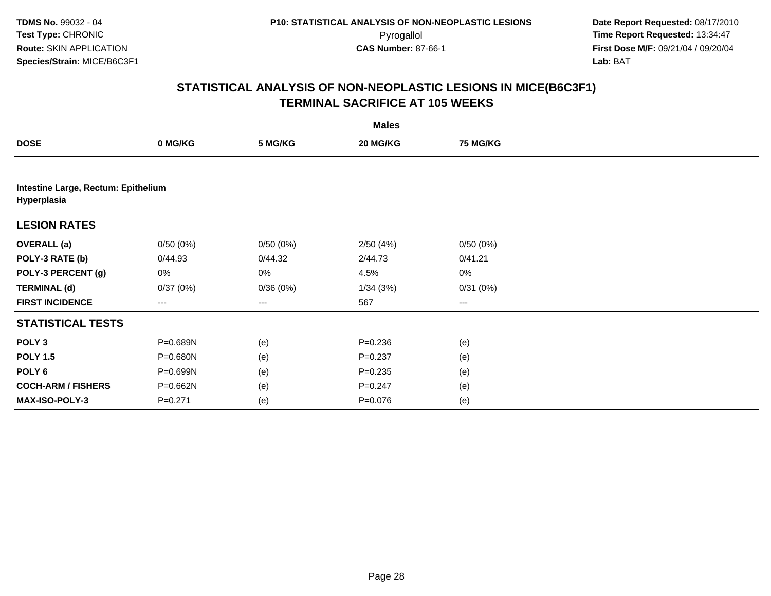**TDMS No.** 99032 - 04
**Test Type:** CHRONIC
**Route:** SKIN APPLICATION
**Species/Strain:** MICE/B6C3F1

**P10: STATISTICAL ANALYSIS OF NON-NEOPLASTIC LESIONS**
Pyrogallol
**CAS Number:** 87-66-1

**Date Report Requested:** 08/17/2010
**Time Report Requested:** 13:34:47
**First Dose M/F:** 09/21/04 / 09/20/04
**Lab:** BAT

## STATISTICAL ANALYSIS OF NON-NEOPLASTIC LESIONS IN MICE(B6C3F1) TERMINAL SACRIFICE AT 105 WEEKS

| | Males | | | |
|---|---|---|---|---|
| **DOSE** | **0 MG/KG** | **5 MG/KG** | **20 MG/KG** | **75 MG/KG** |
| **Intestine Large, Rectum: Epithelium Hyperplasia** | | | | |
| **LESION RATES** | | | | |
| **OVERALL (a)** | 0/50 (0%) | 0/50 (0%) | 2/50 (4%) | 0/50 (0%) |
| **POLY-3 RATE (b)** | 0/44.93 | 0/44.32 | 2/44.73 | 0/41.21 |
| **POLY-3 PERCENT (g)** | 0% | 0% | 4.5% | 0% |
| **TERMINAL (d)** | 0/37 (0%) | 0/36 (0%) | 1/34 (3%) | 0/31 (0%) |
| **FIRST INCIDENCE** | --- | --- | 567 | --- |
| **STATISTICAL TESTS** | | | | |
| **POLY 3** | P=0.689N | (e) | P=0.236 | (e) |
| **POLY 1.5** | P=0.680N | (e) | P=0.237 | (e) |
| **POLY 6** | P=0.699N | (e) | P=0.235 | (e) |
| **COCH-ARM / FISHERS** | P=0.662N | (e) | P=0.247 | (e) |
| **MAX-ISO-POLY-3** | P=0.271 | (e) | P=0.076 | (e) |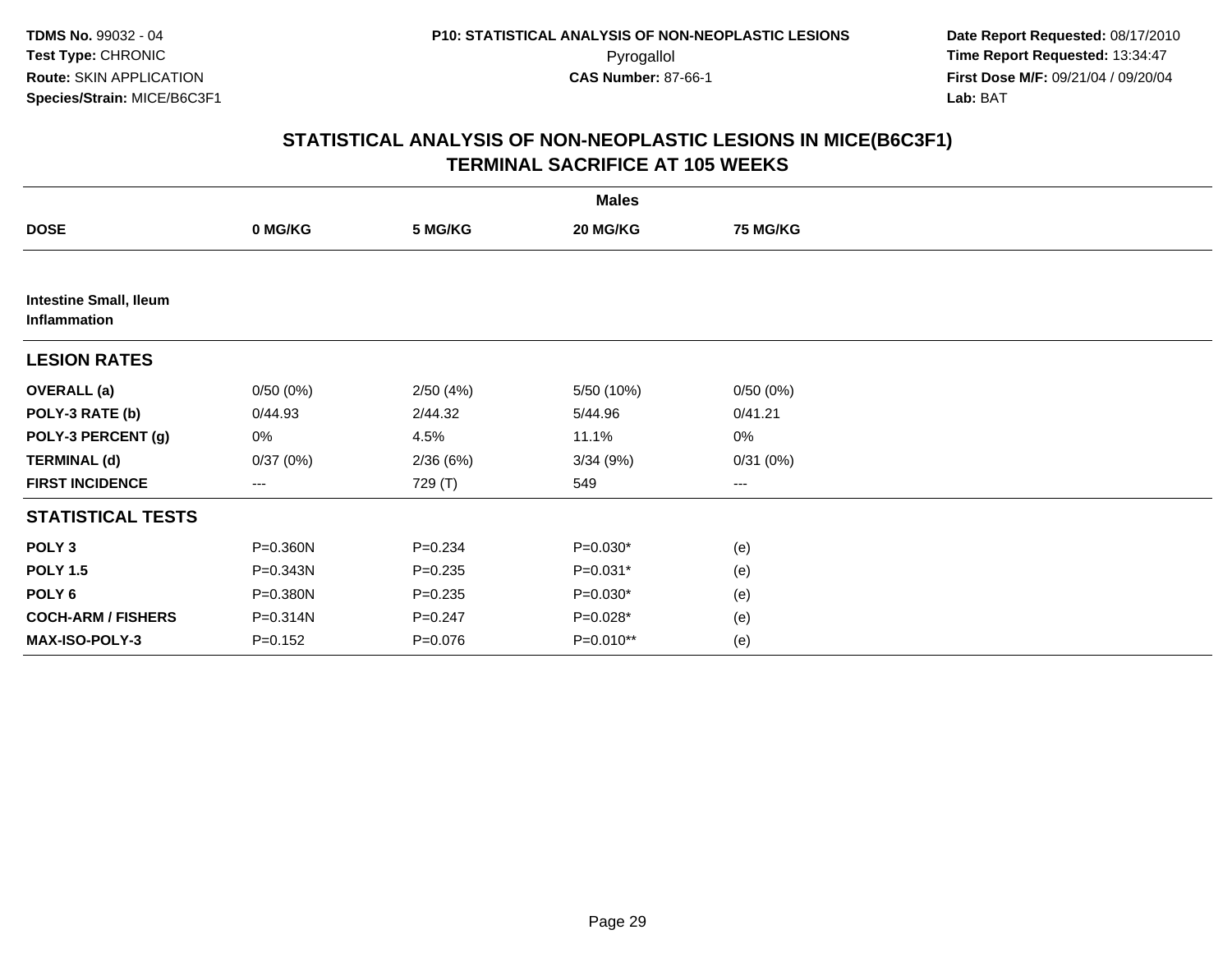**TDMS No.** 99032 - 04
**Test Type:** CHRONIC
**Route:** SKIN APPLICATION
**Species/Strain:** MICE/B6C3F1

**P10: STATISTICAL ANALYSIS OF NON-NEOPLASTIC LESIONS**
Pyrogallol
**CAS Number:** 87-66-1

**Date Report Requested:** 08/17/2010
**Time Report Requested:** 13:34:47
**First Dose M/F:** 09/21/04 / 09/20/04
**Lab:** BAT

## STATISTICAL ANALYSIS OF NON-NEOPLASTIC LESIONS IN MICE(B6C3F1)
## TERMINAL SACRIFICE AT 105 WEEKS

| | Males | | | |
|---|---|---|---|---|
| **DOSE** | **0 MG/KG** | **5 MG/KG** | **20 MG/KG** | **75 MG/KG** |
| **Intestine Small, Ileum** | | | | |
| **Inflammation** | | | | |
| **LESION RATES** | | | | |
| **OVERALL (a)** | 0/50 (0%) | 2/50 (4%) | 5/50 (10%) | 0/50 (0%) |
| **POLY-3 RATE (b)** | 0/44.93 | 2/44.32 | 5/44.96 | 0/41.21 |
| **POLY-3 PERCENT (g)** | 0% | 4.5% | 11.1% | 0% |
| **TERMINAL (d)** | 0/37 (0%) | 2/36 (6%) | 3/34 (9%) | 0/31 (0%) |
| **FIRST INCIDENCE** | --- | 729 (T) | 549 | --- |
| **STATISTICAL TESTS** | | | | |
| **POLY 3** | P=0.360N | P=0.234 | P=0.030* | (e) |
| **POLY 1.5** | P=0.343N | P=0.235 | P=0.031* | (e) |
| **POLY 6** | P=0.380N | P=0.235 | P=0.030* | (e) |
| **COCH-ARM / FISHERS** | P=0.314N | P=0.247 | P=0.028* | (e) |
| **MAX-ISO-POLY-3** | P=0.152 | P=0.076 | P=0.010** | (e) |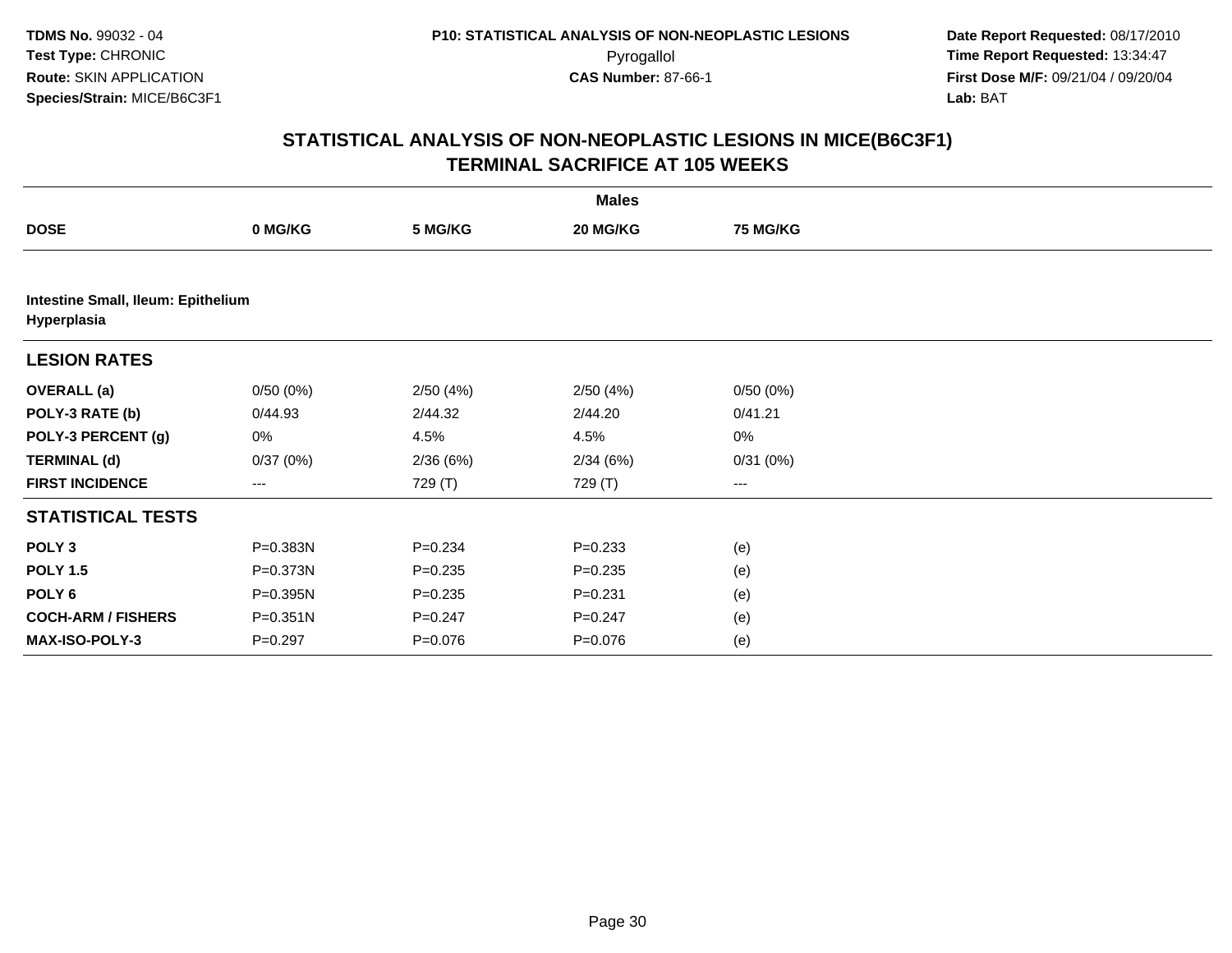TDMS No. 99032 - 04
Test Type: CHRONIC
Route: SKIN APPLICATION
Species/Strain: MICE/B6C3F1

P10: STATISTICAL ANALYSIS OF NON-NEOPLASTIC LESIONS
Pyrogallol
CAS Number: 87-66-1

Date Report Requested: 08/17/2010
Time Report Requested: 13:34:47
First Dose M/F: 09/21/04 / 09/20/04
Lab: BAT

## STATISTICAL ANALYSIS OF NON-NEOPLASTIC LESIONS IN MICE(B6C3F1)
## TERMINAL SACRIFICE AT 105 WEEKS

| | Males | | | |
|---|---|---|---|---|
| **DOSE** | **0 MG/KG** | **5 MG/KG** | **20 MG/KG** | **75 MG/KG** |
| **Intestine Small, Ileum: Epithelium Hyperplasia** | | | | |
| **LESION RATES** | | | | |
| **OVERALL (a)** | 0/50 (0%) | 2/50 (4%) | 2/50 (4%) | 0/50 (0%) |
| **POLY-3 RATE (b)** | 0/44.93 | 2/44.32 | 2/44.20 | 0/41.21 |
| **POLY-3 PERCENT (g)** | 0% | 4.5% | 4.5% | 0% |
| **TERMINAL (d)** | 0/37 (0%) | 2/36 (6%) | 2/34 (6%) | 0/31 (0%) |
| **FIRST INCIDENCE** | --- | 729 (T) | 729 (T) | --- |
| **STATISTICAL TESTS** | | | | |
| **POLY 3** | P=0.383N | P=0.234 | P=0.233 | (e) |
| **POLY 1.5** | P=0.373N | P=0.235 | P=0.235 | (e) |
| **POLY 6** | P=0.395N | P=0.235 | P=0.231 | (e) |
| **COCH-ARM / FISHERS** | P=0.351N | P=0.247 | P=0.247 | (e) |
| **MAX-ISO-POLY-3** | P=0.297 | P=0.076 | P=0.076 | (e) |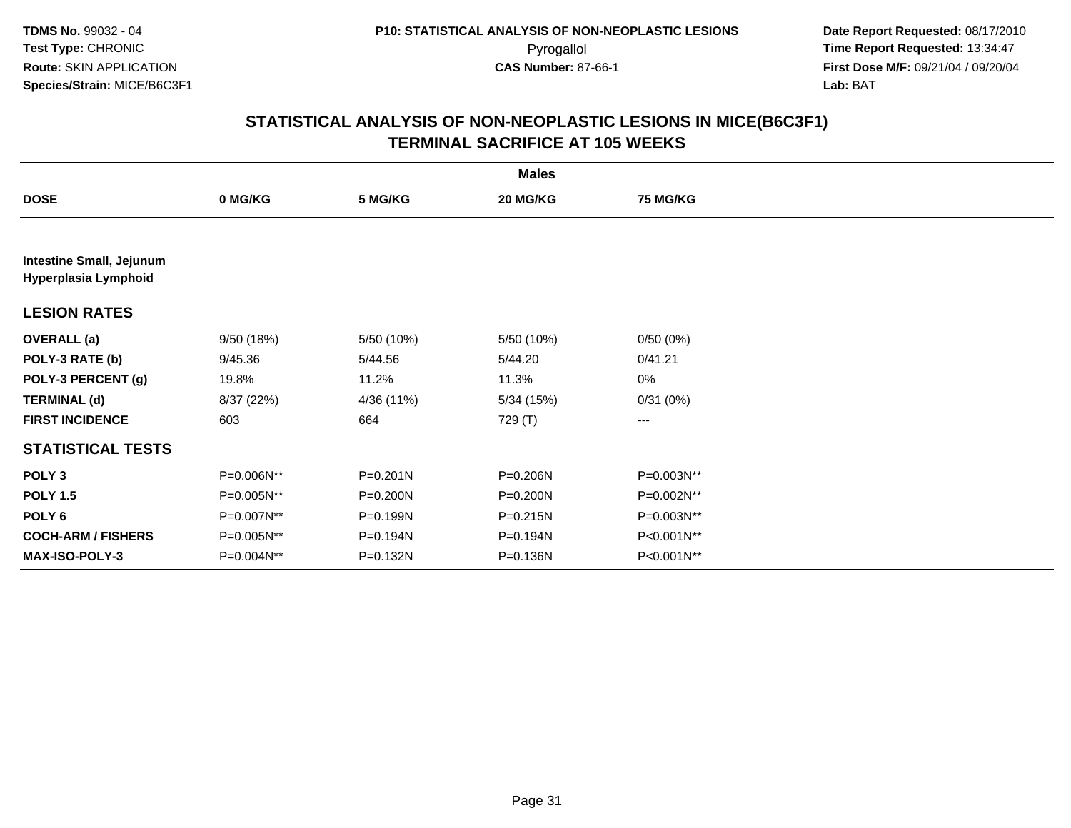TDMS No. 99032 - 04
Test Type: CHRONIC
Route: SKIN APPLICATION
Species/Strain: MICE/B6C3F1

P10: STATISTICAL ANALYSIS OF NON-NEOPLASTIC LESIONS
Pyrogallol
CAS Number: 87-66-1

Date Report Requested: 08/17/2010
Time Report Requested: 13:34:47
First Dose M/F: 09/21/04 / 09/20/04
Lab: BAT

## STATISTICAL ANALYSIS OF NON-NEOPLASTIC LESIONS IN MICE(B6C3F1)
## TERMINAL SACRIFICE AT 105 WEEKS

| | Males | | | |
|---|---|---|---|---|
| **DOSE** | **0 MG/KG** | **5 MG/KG** | **20 MG/KG** | **75 MG/KG** |
| **Intestine Small, Jejunum** **Hyperplasia Lymphoid** | | | | |
| **LESION RATES** | | | | |
| **OVERALL (a)** | 9/50 (18%) | 5/50 (10%) | 5/50 (10%) | 0/50 (0%) |
| **POLY-3 RATE (b)** | 9/45.36 | 5/44.56 | 5/44.20 | 0/41.21 |
| **POLY-3 PERCENT (g)** | 19.8% | 11.2% | 11.3% | 0% |
| **TERMINAL (d)** | 8/37 (22%) | 4/36 (11%) | 5/34 (15%) | 0/31 (0%) |
| **FIRST INCIDENCE** | 603 | 664 | 729 (T) | --- |
| **STATISTICAL TESTS** | | | | |
| **POLY 3** | P=0.006N** | P=0.201N | P=0.206N | P=0.003N** |
| **POLY 1.5** | P=0.005N** | P=0.200N | P=0.200N | P=0.002N** |
| **POLY 6** | P=0.007N** | P=0.199N | P=0.215N | P=0.003N** |
| **COCH-ARM / FISHERS** | P=0.005N** | P=0.194N | P=0.194N | P<0.001N** |
| **MAX-ISO-POLY-3** | P=0.004N** | P=0.132N | P=0.136N | P<0.001N** |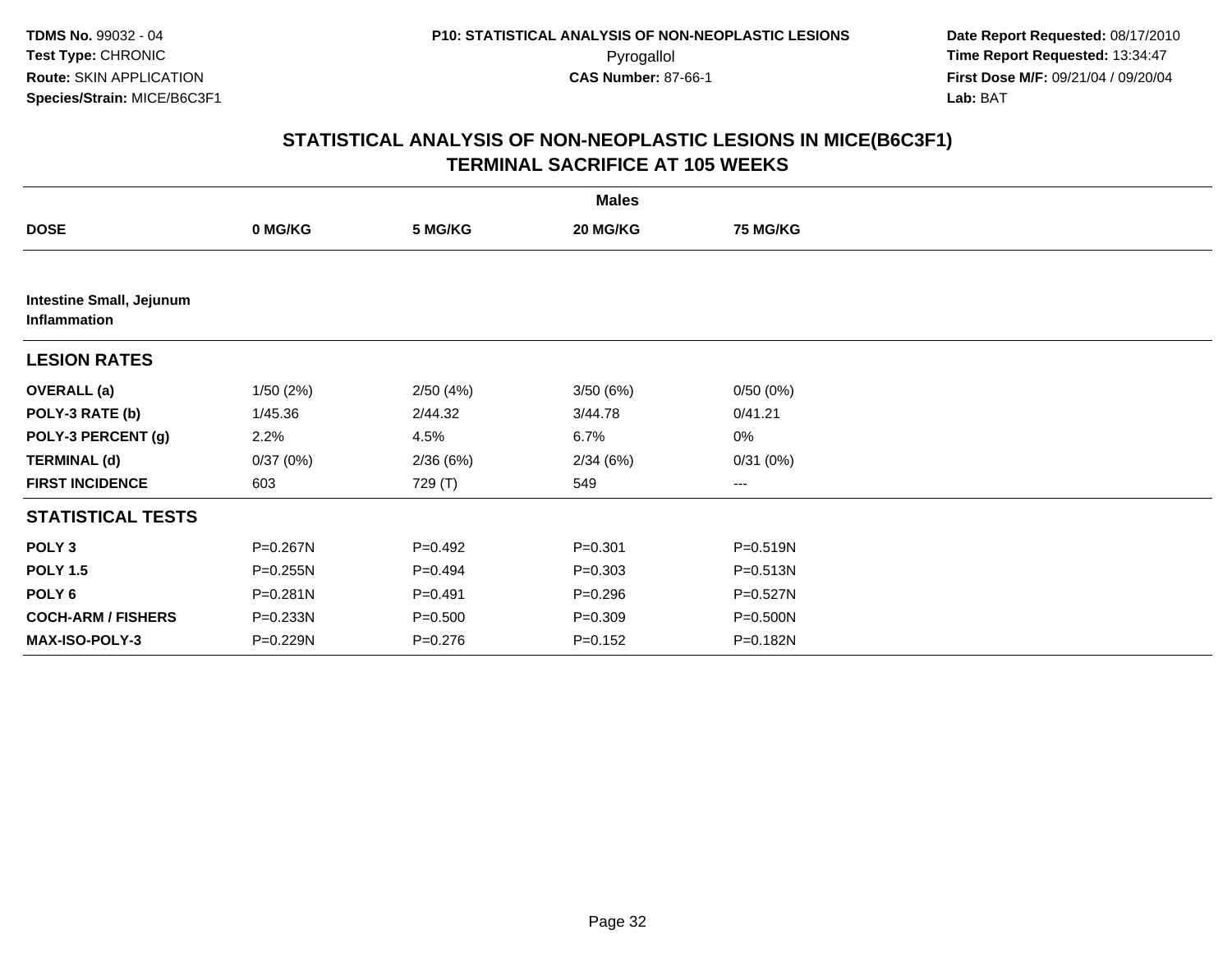**TDMS No.** 99032 - 04
**Test Type:** CHRONIC
**Route:** SKIN APPLICATION
**Species/Strain:** MICE/B6C3F1

**P10: STATISTICAL ANALYSIS OF NON-NEOPLASTIC LESIONS**
Pyrogallol
**CAS Number:** 87-66-1

**Date Report Requested:** 08/17/2010
**Time Report Requested:** 13:34:47
**First Dose M/F:** 09/21/04 / 09/20/04
**Lab:** BAT

## STATISTICAL ANALYSIS OF NON-NEOPLASTIC LESIONS IN MICE(B6C3F1) TERMINAL SACRIFICE AT 105 WEEKS

| | Males | | | |
|---|---|---|---|---|
| **DOSE** | **0 MG/KG** | **5 MG/KG** | **20 MG/KG** | **75 MG/KG** |
| **Intestine Small, Jejunum Inflammation** | | | | |
| **LESION RATES** | | | | |
| **OVERALL (a)** | 1/50 (2%) | 2/50 (4%) | 3/50 (6%) | 0/50 (0%) |
| **POLY-3 RATE (b)** | 1/45.36 | 2/44.32 | 3/44.78 | 0/41.21 |
| **POLY-3 PERCENT (g)** | 2.2% | 4.5% | 6.7% | 0% |
| **TERMINAL (d)** | 0/37 (0%) | 2/36 (6%) | 2/34 (6%) | 0/31 (0%) |
| **FIRST INCIDENCE** | 603 | 729 (T) | 549 | --- |
| **STATISTICAL TESTS** | | | | |
| **POLY 3** | P=0.267N | P=0.492 | P=0.301 | P=0.519N |
| **POLY 1.5** | P=0.255N | P=0.494 | P=0.303 | P=0.513N |
| **POLY 6** | P=0.281N | P=0.491 | P=0.296 | P=0.527N |
| **COCH-ARM / FISHERS** | P=0.233N | P=0.500 | P=0.309 | P=0.500N |
| **MAX-ISO-POLY-3** | P=0.229N | P=0.276 | P=0.152 | P=0.182N |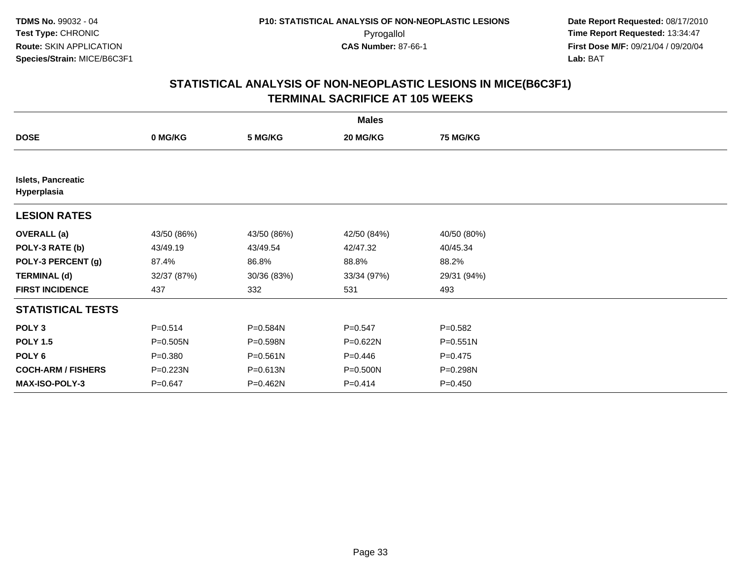TDMS No. 99032 - 04
Test Type: CHRONIC
Route: SKIN APPLICATION
Species/Strain: MICE/B6C3F1

P10: STATISTICAL ANALYSIS OF NON-NEOPLASTIC LESIONS
Pyrogallol
CAS Number: 87-66-1

Date Report Requested: 08/17/2010
Time Report Requested: 13:34:47
First Dose M/F: 09/21/04 / 09/20/04
Lab: BAT

## STATISTICAL ANALYSIS OF NON-NEOPLASTIC LESIONS IN MICE(B6C3F1)
## TERMINAL SACRIFICE AT 105 WEEKS

| | Males | | | |
|---|---|---|---|---|
| **DOSE** | **0 MG/KG** | **5 MG/KG** | **20 MG/KG** | **75 MG/KG** |
| **Islets, Pancreatic Hyperplasia** | | | | |
| **LESION RATES** | | | | |
| **OVERALL (a)** | 43/50 (86%) | 43/50 (86%) | 42/50 (84%) | 40/50 (80%) |
| **POLY-3 RATE (b)** | 43/49.19 | 43/49.54 | 42/47.32 | 40/45.34 |
| **POLY-3 PERCENT (g)** | 87.4% | 86.8% | 88.8% | 88.2% |
| **TERMINAL (d)** | 32/37 (87%) | 30/36 (83%) | 33/34 (97%) | 29/31 (94%) |
| **FIRST INCIDENCE** | 437 | 332 | 531 | 493 |
| **STATISTICAL TESTS** | | | | |
| **POLY 3** | P=0.514 | P=0.584N | P=0.547 | P=0.582 |
| **POLY 1.5** | P=0.505N | P=0.598N | P=0.622N | P=0.551N |
| **POLY 6** | P=0.380 | P=0.561N | P=0.446 | P=0.475 |
| **COCH-ARM / FISHERS** | P=0.223N | P=0.613N | P=0.500N | P=0.298N |
| **MAX-ISO-POLY-3** | P=0.647 | P=0.462N | P=0.414 | P=0.450 |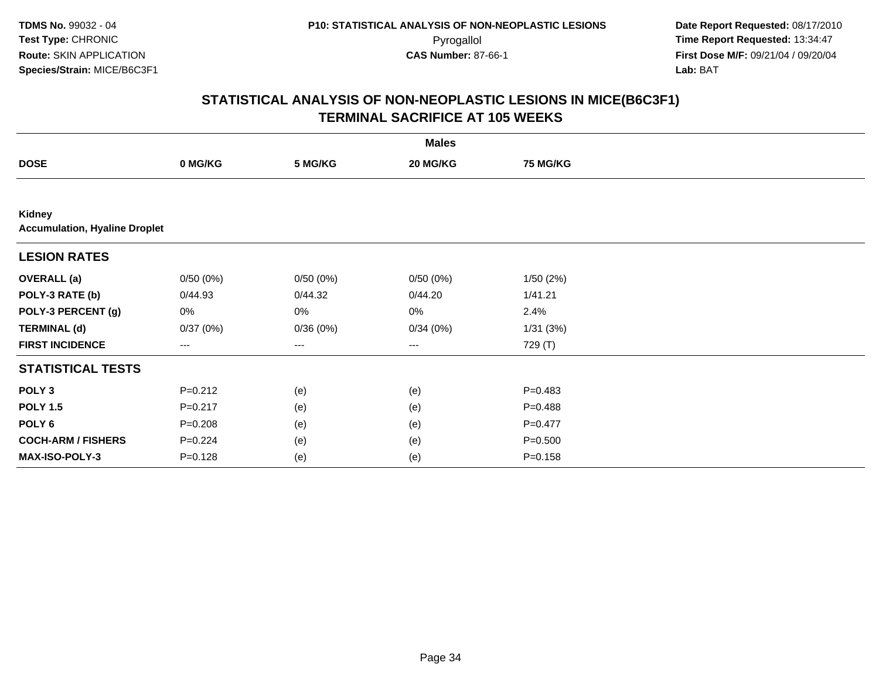**TDMS No.** 99032 - 04
**Test Type:** CHRONIC
**Route:** SKIN APPLICATION
**Species/Strain:** MICE/B6C3F1

**P10: STATISTICAL ANALYSIS OF NON-NEOPLASTIC LESIONS**
Pyrogallol
**CAS Number:** 87-66-1

**Date Report Requested:** 08/17/2010
**Time Report Requested:** 13:34:47
**First Dose M/F:** 09/21/04 / 09/20/04
**Lab:** BAT

## STATISTICAL ANALYSIS OF NON-NEOPLASTIC LESIONS IN MICE(B6C3F1)
## TERMINAL SACRIFICE AT 105 WEEKS

| | Males | | | |
|---|---|---|---|---|
| **DOSE** | **0 MG/KG** | **5 MG/KG** | **20 MG/KG** | **75 MG/KG** |
| **Kidney** | | | | |
| **Accumulation, Hyaline Droplet** | | | | |
| **LESION RATES** | | | | |
| **OVERALL (a)** | 0/50 (0%) | 0/50 (0%) | 0/50 (0%) | 1/50 (2%) |
| **POLY-3 RATE (b)** | 0/44.93 | 0/44.32 | 0/44.20 | 1/41.21 |
| **POLY-3 PERCENT (g)** | 0% | 0% | 0% | 2.4% |
| **TERMINAL (d)** | 0/37 (0%) | 0/36 (0%) | 0/34 (0%) | 1/31 (3%) |
| **FIRST INCIDENCE** | --- | --- | --- | 729 (T) |
| **STATISTICAL TESTS** | | | | |
| **POLY 3** | P=0.212 | (e) | (e) | P=0.483 |
| **POLY 1.5** | P=0.217 | (e) | (e) | P=0.488 |
| **POLY 6** | P=0.208 | (e) | (e) | P=0.477 |
| **COCH-ARM / FISHERS** | P=0.224 | (e) | (e) | P=0.500 |
| **MAX-ISO-POLY-3** | P=0.128 | (e) | (e) | P=0.158 |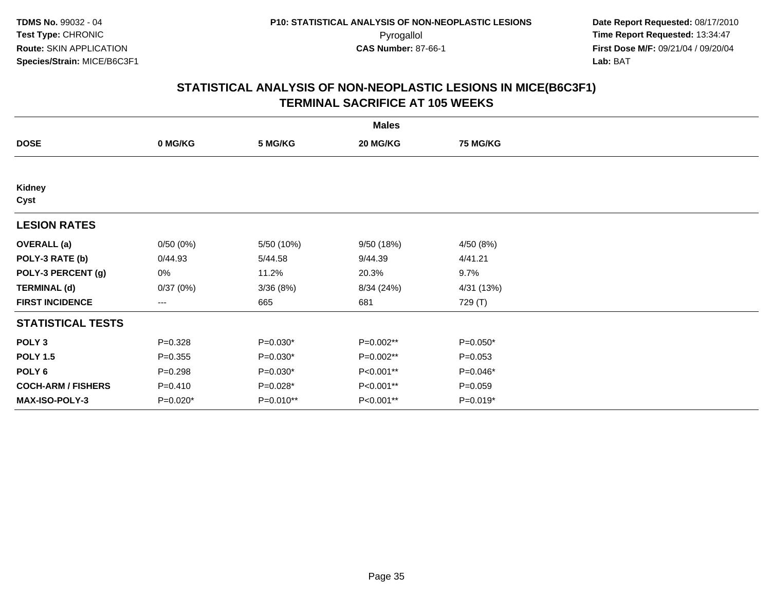# STATISTICAL ANALYSIS OF NON-NEOPLASTIC LESIONS IN MICE(B6C3F1)
## TERMINAL SACRIFICE AT 105 WEEKS

| | Males | | | |
|---|---|---|---|---|
| **DOSE** | **0 MG/KG** | **5 MG/KG** | **20 MG/KG** | **75 MG/KG** |
| **Kidney** | | | | |
| **Cyst** | | | | |
| **LESION RATES** | | | | |
| **OVERALL (a)** | 0/50 (0%) | 5/50 (10%) | 9/50 (18%) | 4/50 (8%) |
| **POLY-3 RATE (b)** | 0/44.93 | 5/44.58 | 9/44.39 | 4/41.21 |
| **POLY-3 PERCENT (g)** | 0% | 11.2% | 20.3% | 9.7% |
| **TERMINAL (d)** | 0/37 (0%) | 3/36 (8%) | 8/34 (24%) | 4/31 (13%) |
| **FIRST INCIDENCE** | --- | 665 | 681 | 729 (T) |
| **STATISTICAL TESTS** | | | | |
| **POLY 3** | P=0.328 | P=0.030* | P=0.002** | P=0.050* |
| **POLY 1.5** | P=0.355 | P=0.030* | P=0.002** | P=0.053 |
| **POLY 6** | P=0.298 | P=0.030* | P<0.001** | P=0.046* |
| **COCH-ARM / FISHERS** | P=0.410 | P=0.028* | P<0.001** | P=0.059 |
| **MAX-ISO-POLY-3** | P=0.020* | P=0.010** | P<0.001** | P=0.019* |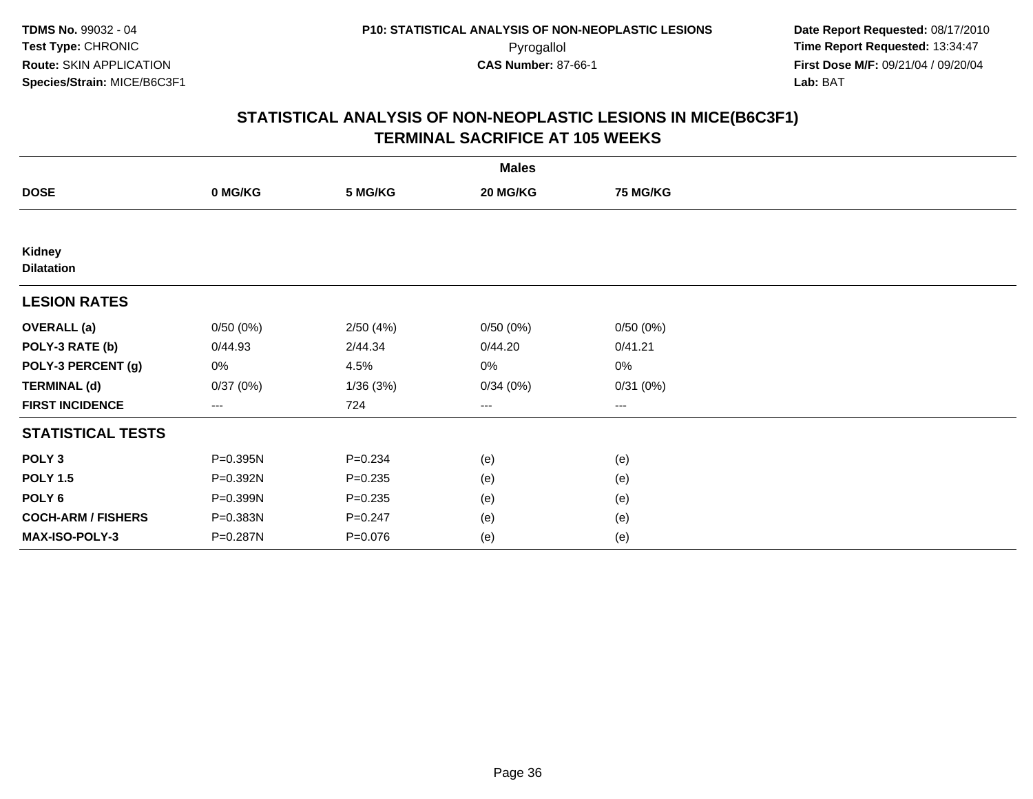**TDMS No.** 99032 - 04
**Test Type:** CHRONIC
**Route:** SKIN APPLICATION
**Species/Strain:** MICE/B6C3F1

**P10: STATISTICAL ANALYSIS OF NON-NEOPLASTIC LESIONS**
Pyrogallol
**CAS Number:** 87-66-1

**Date Report Requested:** 08/17/2010
**Time Report Requested:** 13:34:47
**First Dose M/F:** 09/21/04 / 09/20/04
**Lab:** BAT

## STATISTICAL ANALYSIS OF NON-NEOPLASTIC LESIONS IN MICE(B6C3F1)
## TERMINAL SACRIFICE AT 105 WEEKS

| | Males | | | |
|---|---|---|---|---|
| **DOSE** | **0 MG/KG** | **5 MG/KG** | **20 MG/KG** | **75 MG/KG** |
| **Kidney** | | | | |
| **Dilatation** | | | | |
| **LESION RATES** | | | | |
| **OVERALL (a)** | 0/50 (0%) | 2/50 (4%) | 0/50 (0%) | 0/50 (0%) |
| **POLY-3 RATE (b)** | 0/44.93 | 2/44.34 | 0/44.20 | 0/41.21 |
| **POLY-3 PERCENT (g)** | 0% | 4.5% | 0% | 0% |
| **TERMINAL (d)** | 0/37 (0%) | 1/36 (3%) | 0/34 (0%) | 0/31 (0%) |
| **FIRST INCIDENCE** | --- | 724 | --- | --- |
| **STATISTICAL TESTS** | | | | |
| **POLY 3** | P=0.395N | P=0.234 | (e) | (e) |
| **POLY 1.5** | P=0.392N | P=0.235 | (e) | (e) |
| **POLY 6** | P=0.399N | P=0.235 | (e) | (e) |
| **COCH-ARM / FISHERS** | P=0.383N | P=0.247 | (e) | (e) |
| **MAX-ISO-POLY-3** | P=0.287N | P=0.076 | (e) | (e) |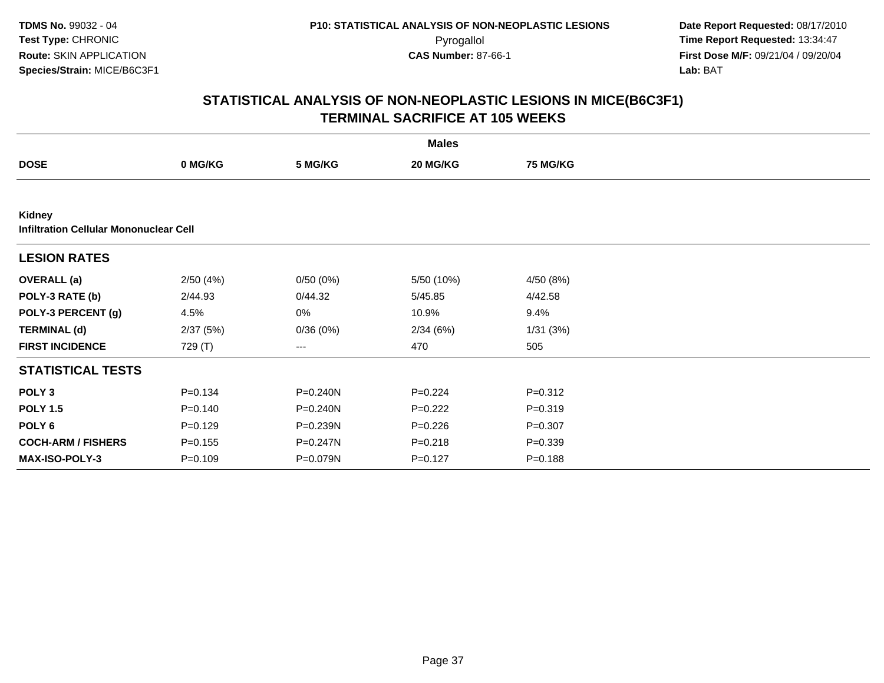**TDMS No.** 99032 - 04
**Test Type:** CHRONIC
**Route:** SKIN APPLICATION
**Species/Strain:** MICE/B6C3F1

**P10: STATISTICAL ANALYSIS OF NON-NEOPLASTIC LESIONS**
Pyrogallol
**CAS Number:** 87-66-1

**Date Report Requested:** 08/17/2010
**Time Report Requested:** 13:34:47
**First Dose M/F:** 09/21/04 / 09/20/04
**Lab:** BAT

## STATISTICAL ANALYSIS OF NON-NEOPLASTIC LESIONS IN MICE(B6C3F1)
## TERMINAL SACRIFICE AT 105 WEEKS

| | Males | | | |
|---|---|---|---|---|
| **DOSE** | **0 MG/KG** | **5 MG/KG** | **20 MG/KG** | **75 MG/KG** |
| **Kidney** | | | | |
| **Infiltration Cellular Mononuclear Cell** | | | | |
| **LESION RATES** | | | | |
| **OVERALL (a)** | 2/50 (4%) | 0/50 (0%) | 5/50 (10%) | 4/50 (8%) |
| **POLY-3 RATE (b)** | 2/44.93 | 0/44.32 | 5/45.85 | 4/42.58 |
| **POLY-3 PERCENT (g)** | 4.5% | 0% | 10.9% | 9.4% |
| **TERMINAL (d)** | 2/37 (5%) | 0/36 (0%) | 2/34 (6%) | 1/31 (3%) |
| **FIRST INCIDENCE** | 729 (T) | --- | 470 | 505 |
| **STATISTICAL TESTS** | | | | |
| **POLY 3** | P=0.134 | P=0.240N | P=0.224 | P=0.312 |
| **POLY 1.5** | P=0.140 | P=0.240N | P=0.222 | P=0.319 |
| **POLY 6** | P=0.129 | P=0.239N | P=0.226 | P=0.307 |
| **COCH-ARM / FISHERS** | P=0.155 | P=0.247N | P=0.218 | P=0.339 |
| **MAX-ISO-POLY-3** | P=0.109 | P=0.079N | P=0.127 | P=0.188 |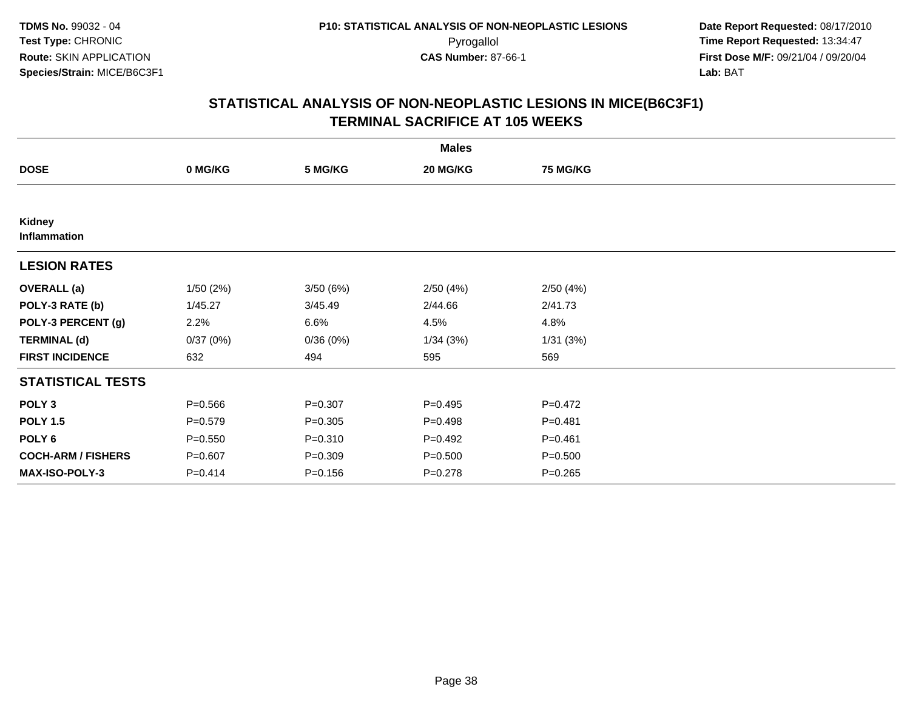**TDMS No.** 99032 - 04
**Test Type:** CHRONIC
**Route:** SKIN APPLICATION
**Species/Strain:** MICE/B6C3F1

**P10: STATISTICAL ANALYSIS OF NON-NEOPLASTIC LESIONS**
Pyrogallol
**CAS Number:** 87-66-1

**Date Report Requested:** 08/17/2010
**Time Report Requested:** 13:34:47
**First Dose M/F:** 09/21/04 / 09/20/04
**Lab:** BAT

## STATISTICAL ANALYSIS OF NON-NEOPLASTIC LESIONS IN MICE(B6C3F1)
## TERMINAL SACRIFICE AT 105 WEEKS

| | Males | | | |
|---|---|---|---|---|
| **DOSE** | **0 MG/KG** | **5 MG/KG** | **20 MG/KG** | **75 MG/KG** |
| **Kidney** | | | | |
| **Inflammation** | | | | |
| **LESION RATES** | | | | |
| **OVERALL (a)** | 1/50 (2%) | 3/50 (6%) | 2/50 (4%) | 2/50 (4%) |
| **POLY-3 RATE (b)** | 1/45.27 | 3/45.49 | 2/44.66 | 2/41.73 |
| **POLY-3 PERCENT (g)** | 2.2% | 6.6% | 4.5% | 4.8% |
| **TERMINAL (d)** | 0/37 (0%) | 0/36 (0%) | 1/34 (3%) | 1/31 (3%) |
| **FIRST INCIDENCE** | 632 | 494 | 595 | 569 |
| **STATISTICAL TESTS** | | | | |
| **POLY 3** | P=0.566 | P=0.307 | P=0.495 | P=0.472 |
| **POLY 1.5** | P=0.579 | P=0.305 | P=0.498 | P=0.481 |
| **POLY 6** | P=0.550 | P=0.310 | P=0.492 | P=0.461 |
| **COCH-ARM / FISHERS** | P=0.607 | P=0.309 | P=0.500 | P=0.500 |
| **MAX-ISO-POLY-3** | P=0.414 | P=0.156 | P=0.278 | P=0.265 |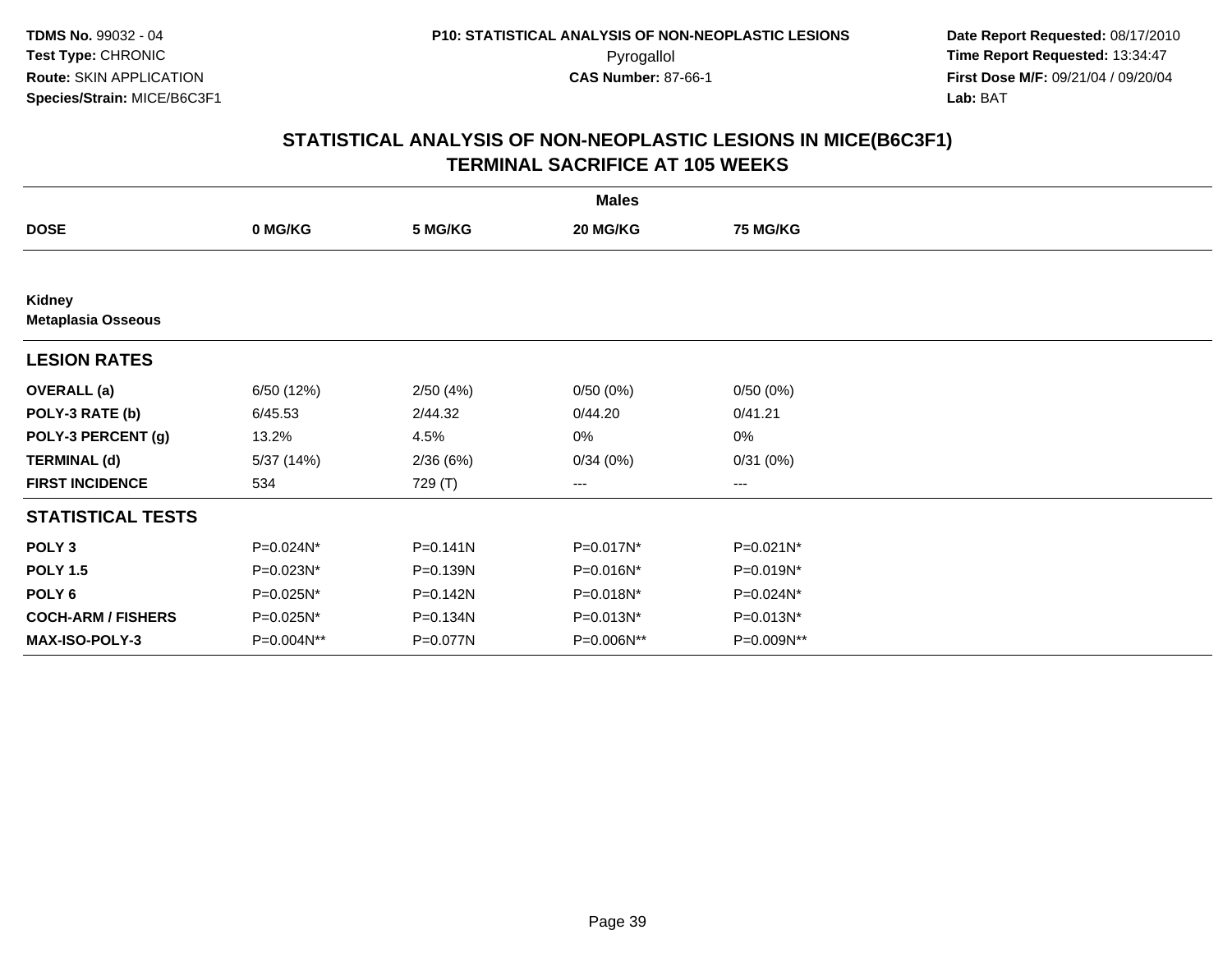**TDMS No.** 99032 - 04
**Test Type:** CHRONIC
**Route:** SKIN APPLICATION
**Species/Strain:** MICE/B6C3F1

**P10: STATISTICAL ANALYSIS OF NON-NEOPLASTIC LESIONS**
Pyrogallol
**CAS Number:** 87-66-1

**Date Report Requested:** 08/17/2010
**Time Report Requested:** 13:34:47
**First Dose M/F:** 09/21/04 / 09/20/04
**Lab:** BAT

## STATISTICAL ANALYSIS OF NON-NEOPLASTIC LESIONS IN MICE(B6C3F1)
## TERMINAL SACRIFICE AT 105 WEEKS

| | Males | | | |
|---|---|---|---|---|
| **DOSE** | **0 MG/KG** | **5 MG/KG** | **20 MG/KG** | **75 MG/KG** |
| **Kidney** | | | | |
| **Metaplasia Osseous** | | | | |
| **LESION RATES** | | | | |
| **OVERALL (a)** | 6/50 (12%) | 2/50 (4%) | 0/50 (0%) | 0/50 (0%) |
| **POLY-3 RATE (b)** | 6/45.53 | 2/44.32 | 0/44.20 | 0/41.21 |
| **POLY-3 PERCENT (g)** | 13.2% | 4.5% | 0% | 0% |
| **TERMINAL (d)** | 5/37 (14%) | 2/36 (6%) | 0/34 (0%) | 0/31 (0%) |
| **FIRST INCIDENCE** | 534 | 729 (T) | --- | --- |
| **STATISTICAL TESTS** | | | | |
| **POLY 3** | P=0.024N* | P=0.141N | P=0.017N* | P=0.021N* |
| **POLY 1.5** | P=0.023N* | P=0.139N | P=0.016N* | P=0.019N* |
| **POLY 6** | P=0.025N* | P=0.142N | P=0.018N* | P=0.024N* |
| **COCH-ARM / FISHERS** | P=0.025N* | P=0.134N | P=0.013N* | P=0.013N* |
| **MAX-ISO-POLY-3** | P=0.004N** | P=0.077N | P=0.006N** | P=0.009N** |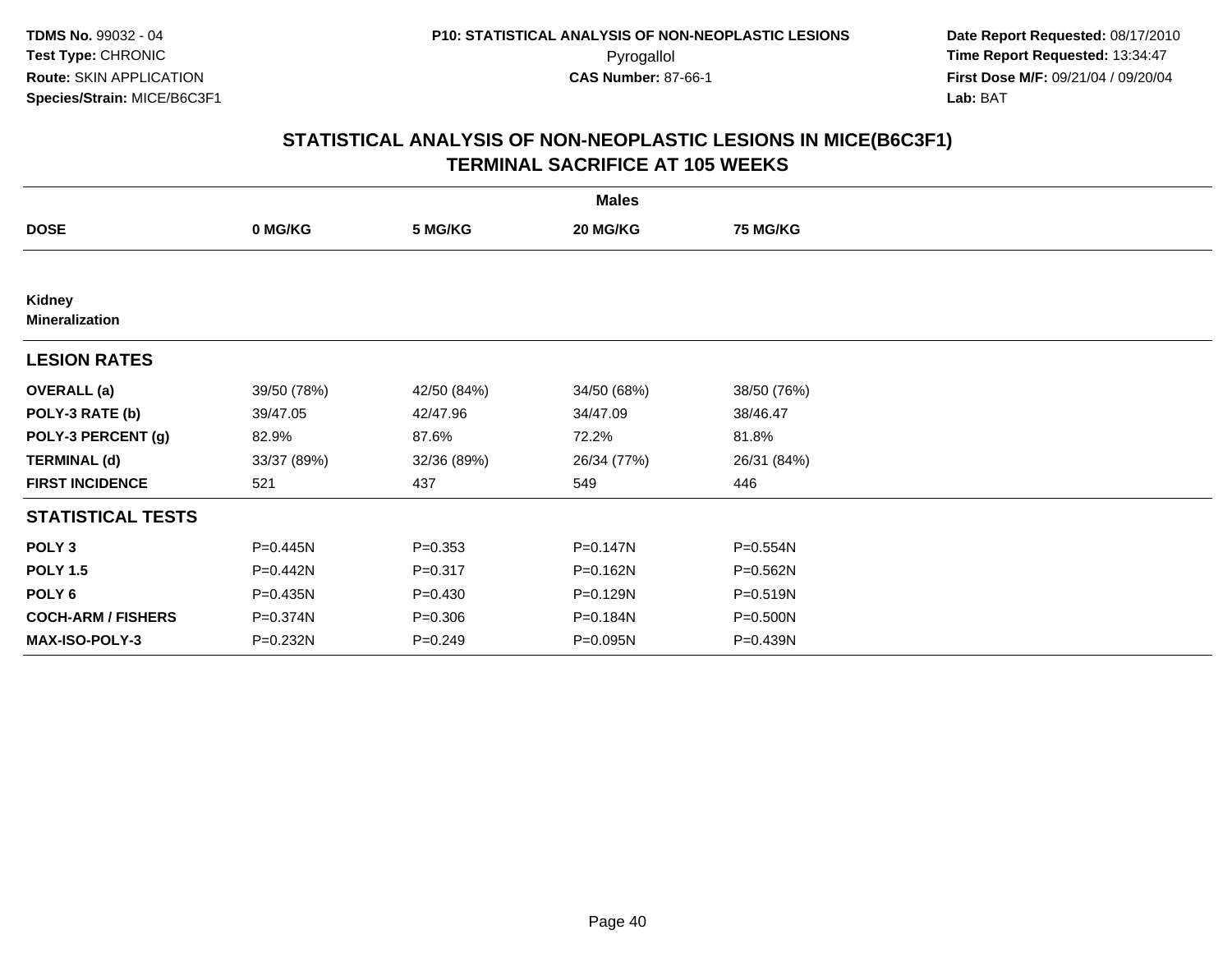**TDMS No.** 99032 - 04
**Test Type:** CHRONIC
**Route:** SKIN APPLICATION
**Species/Strain:** MICE/B6C3F1

**P10: STATISTICAL ANALYSIS OF NON-NEOPLASTIC LESIONS**
Pyrogallol
**CAS Number:** 87-66-1

**Date Report Requested:** 08/17/2010
**Time Report Requested:** 13:34:47
**First Dose M/F:** 09/21/04 / 09/20/04
**Lab:** BAT

## STATISTICAL ANALYSIS OF NON-NEOPLASTIC LESIONS IN MICE(B6C3F1) TERMINAL SACRIFICE AT 105 WEEKS

| | Males | | | |
|---|---|---|---|---|
| **DOSE** | **0 MG/KG** | **5 MG/KG** | **20 MG/KG** | **75 MG/KG** |
| **Kidney** | | | | |
| **Mineralization** | | | | |
| **LESION RATES** | | | | |
| **OVERALL (a)** | 39/50 (78%) | 42/50 (84%) | 34/50 (68%) | 38/50 (76%) |
| **POLY-3 RATE (b)** | 39/47.05 | 42/47.96 | 34/47.09 | 38/46.47 |
| **POLY-3 PERCENT (g)** | 82.9% | 87.6% | 72.2% | 81.8% |
| **TERMINAL (d)** | 33/37 (89%) | 32/36 (89%) | 26/34 (77%) | 26/31 (84%) |
| **FIRST INCIDENCE** | 521 | 437 | 549 | 446 |
| **STATISTICAL TESTS** | | | | |
| **POLY 3** | P=0.445N | P=0.353 | P=0.147N | P=0.554N |
| **POLY 1.5** | P=0.442N | P=0.317 | P=0.162N | P=0.562N |
| **POLY 6** | P=0.435N | P=0.430 | P=0.129N | P=0.519N |
| **COCH-ARM / FISHERS** | P=0.374N | P=0.306 | P=0.184N | P=0.500N |
| **MAX-ISO-POLY-3** | P=0.232N | P=0.249 | P=0.095N | P=0.439N |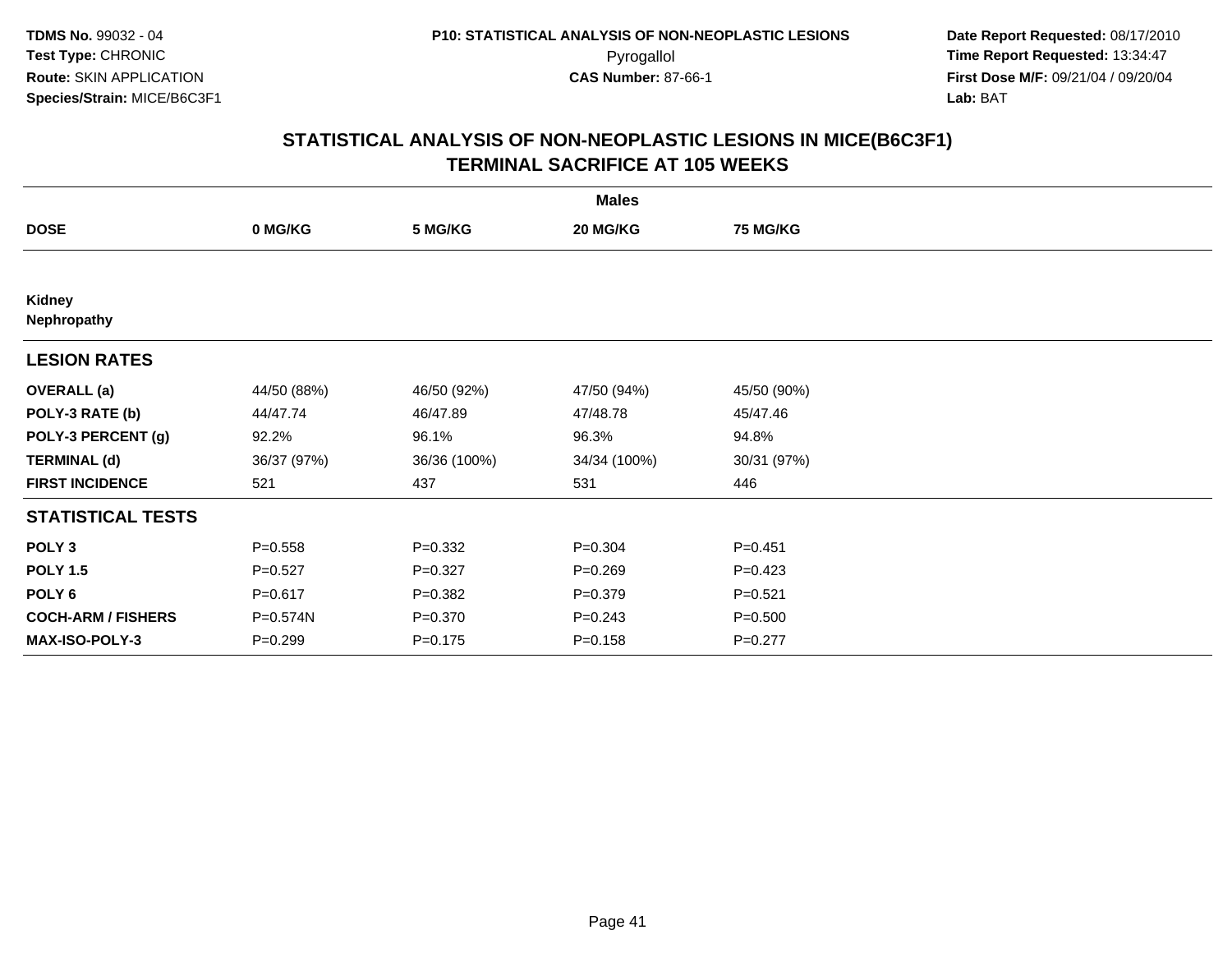**TDMS No.** 99032 - 04
**Test Type:** CHRONIC
**Route:** SKIN APPLICATION
**Species/Strain:** MICE/B6C3F1

**P10: STATISTICAL ANALYSIS OF NON-NEOPLASTIC LESIONS**
Pyrogallol
**CAS Number:** 87-66-1

**Date Report Requested:** 08/17/2010
**Time Report Requested:** 13:34:47
**First Dose M/F:** 09/21/04 / 09/20/04
**Lab:** BAT

## STATISTICAL ANALYSIS OF NON-NEOPLASTIC LESIONS IN MICE(B6C3F1) TERMINAL SACRIFICE AT 105 WEEKS

| | Males | | | |
|---|---|---|---|---|
| **DOSE** | **0 MG/KG** | **5 MG/KG** | **20 MG/KG** | **75 MG/KG** |
| **Kidney** | | | | |
| **Nephropathy** | | | | |
| **LESION RATES** | | | | |
| **OVERALL (a)** | 44/50 (88%) | 46/50 (92%) | 47/50 (94%) | 45/50 (90%) |
| **POLY-3 RATE (b)** | 44/47.74 | 46/47.89 | 47/48.78 | 45/47.46 |
| **POLY-3 PERCENT (g)** | 92.2% | 96.1% | 96.3% | 94.8% |
| **TERMINAL (d)** | 36/37 (97%) | 36/36 (100%) | 34/34 (100%) | 30/31 (97%) |
| **FIRST INCIDENCE** | 521 | 437 | 531 | 446 |
| **STATISTICAL TESTS** | | | | |
| **POLY 3** | P=0.558 | P=0.332 | P=0.304 | P=0.451 |
| **POLY 1.5** | P=0.527 | P=0.327 | P=0.269 | P=0.423 |
| **POLY 6** | P=0.617 | P=0.382 | P=0.379 | P=0.521 |
| **COCH-ARM / FISHERS** | P=0.574N | P=0.370 | P=0.243 | P=0.500 |
| **MAX-ISO-POLY-3** | P=0.299 | P=0.175 | P=0.158 | P=0.277 |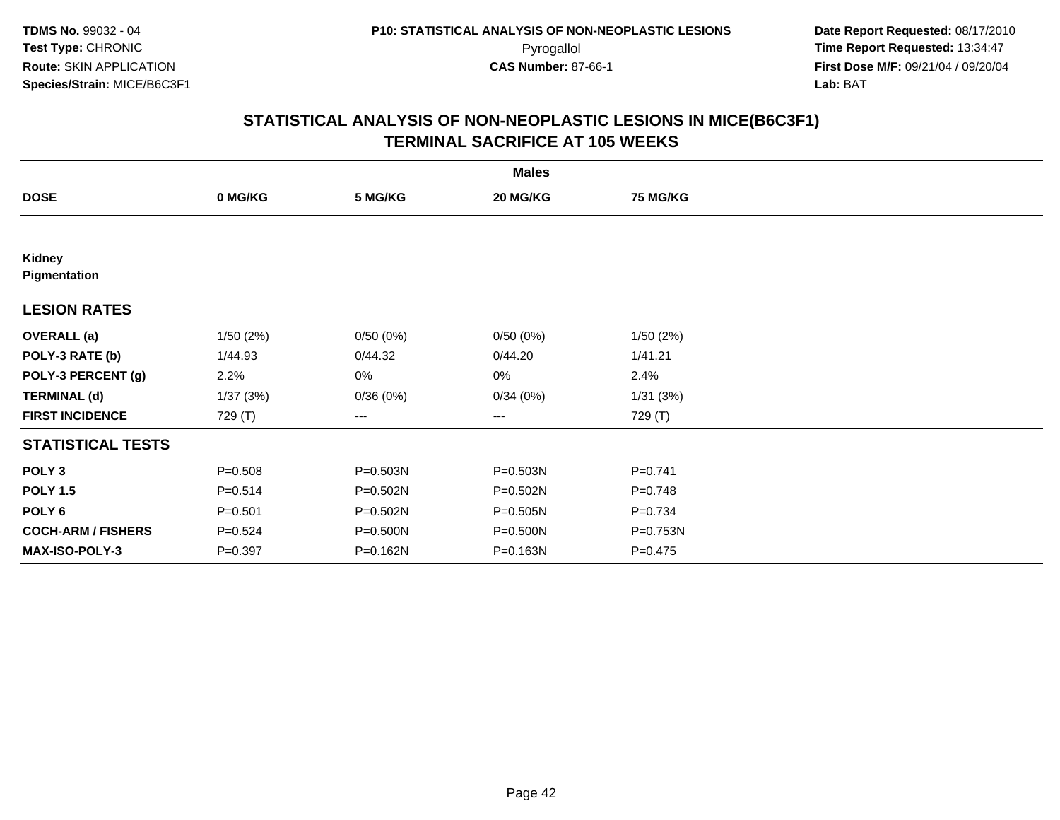**TDMS No.** 99032 - 04
**Test Type:** CHRONIC
**Route:** SKIN APPLICATION
**Species/Strain:** MICE/B6C3F1

**P10: STATISTICAL ANALYSIS OF NON-NEOPLASTIC LESIONS**
Pyrogallol
**CAS Number:** 87-66-1

**Date Report Requested:** 08/17/2010
**Time Report Requested:** 13:34:47
**First Dose M/F:** 09/21/04 / 09/20/04
**Lab:** BAT

## STATISTICAL ANALYSIS OF NON-NEOPLASTIC LESIONS IN MICE(B6C3F1) TERMINAL SACRIFICE AT 105 WEEKS

| | Males | | | |
|---|---|---|---|---|
| **DOSE** | **0 MG/KG** | **5 MG/KG** | **20 MG/KG** | **75 MG/KG** |
| **Kidney Pigmentation** | | | | |
| **LESION RATES** | | | | |
| **OVERALL (a)** | 1/50 (2%) | 0/50 (0%) | 0/50 (0%) | 1/50 (2%) |
| **POLY-3 RATE (b)** | 1/44.93 | 0/44.32 | 0/44.20 | 1/41.21 |
| **POLY-3 PERCENT (g)** | 2.2% | 0% | 0% | 2.4% |
| **TERMINAL (d)** | 1/37 (3%) | 0/36 (0%) | 0/34 (0%) | 1/31 (3%) |
| **FIRST INCIDENCE** | 729 (T) | --- | --- | 729 (T) |
| **STATISTICAL TESTS** | | | | |
| **POLY 3** | P=0.508 | P=0.503N | P=0.503N | P=0.741 |
| **POLY 1.5** | P=0.514 | P=0.502N | P=0.502N | P=0.748 |
| **POLY 6** | P=0.501 | P=0.502N | P=0.505N | P=0.734 |
| **COCH-ARM / FISHERS** | P=0.524 | P=0.500N | P=0.500N | P=0.753N |
| **MAX-ISO-POLY-3** | P=0.397 | P=0.162N | P=0.163N | P=0.475 |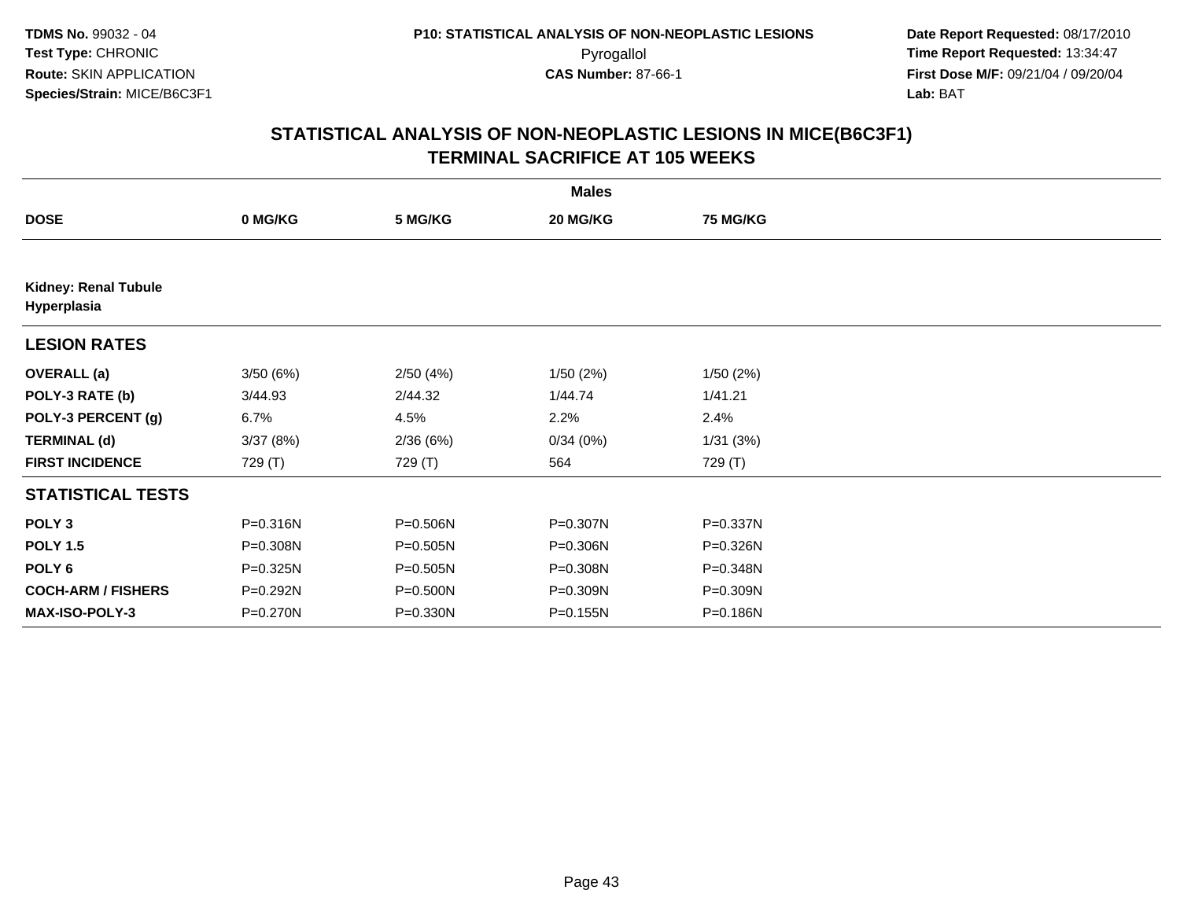**TDMS No.** 99032 - 04
**Test Type:** CHRONIC
**Route:** SKIN APPLICATION
**Species/Strain:** MICE/B6C3F1

**P10: STATISTICAL ANALYSIS OF NON-NEOPLASTIC LESIONS**
Pyrogallol
**CAS Number:** 87-66-1

**Date Report Requested:** 08/17/2010
**Time Report Requested:** 13:34:47
**First Dose M/F:** 09/21/04 / 09/20/04
**Lab:** BAT

## STATISTICAL ANALYSIS OF NON-NEOPLASTIC LESIONS IN MICE(B6C3F1)
## TERMINAL SACRIFICE AT 105 WEEKS

| | Males | | | |
|---|---|---|---|---|
| **DOSE** | **0 MG/KG** | **5 MG/KG** | **20 MG/KG** | **75 MG/KG** |
| **Kidney: Renal Tubule Hyperplasia** | | | | |
| **LESION RATES** | | | | |
| **OVERALL (a)** | 3/50 (6%) | 2/50 (4%) | 1/50 (2%) | 1/50 (2%) |
| **POLY-3 RATE (b)** | 3/44.93 | 2/44.32 | 1/44.74 | 1/41.21 |
| **POLY-3 PERCENT (g)** | 6.7% | 4.5% | 2.2% | 2.4% |
| **TERMINAL (d)** | 3/37 (8%) | 2/36 (6%) | 0/34 (0%) | 1/31 (3%) |
| **FIRST INCIDENCE** | 729 (T) | 729 (T) | 564 | 729 (T) |
| **STATISTICAL TESTS** | | | | |
| **POLY 3** | P=0.316N | P=0.506N | P=0.307N | P=0.337N |
| **POLY 1.5** | P=0.308N | P=0.505N | P=0.306N | P=0.326N |
| **POLY 6** | P=0.325N | P=0.505N | P=0.308N | P=0.348N |
| **COCH-ARM / FISHERS** | P=0.292N | P=0.500N | P=0.309N | P=0.309N |
| **MAX-ISO-POLY-3** | P=0.270N | P=0.330N | P=0.155N | P=0.186N |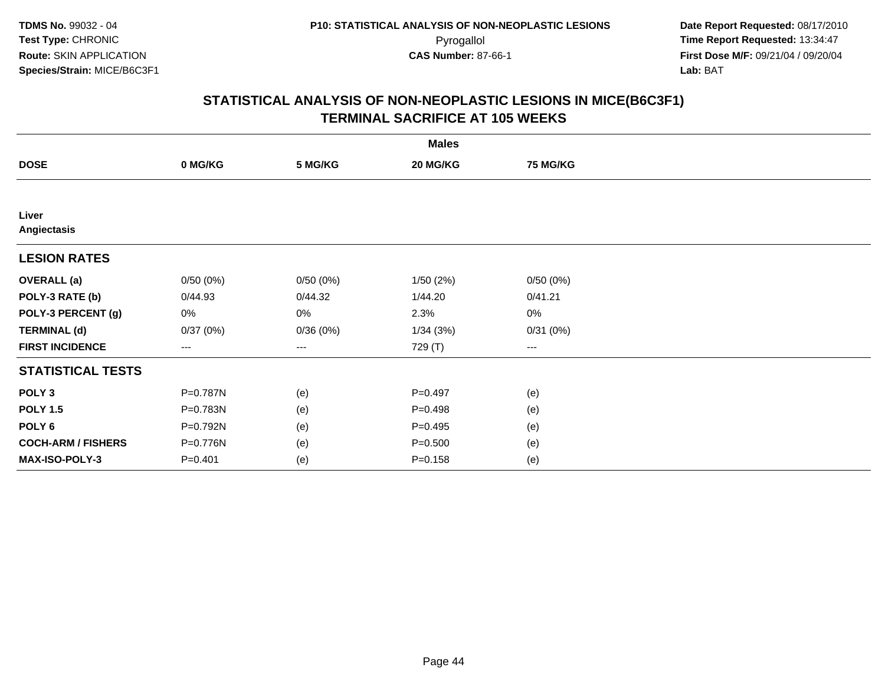TDMS No. 99032 - 04
Test Type: CHRONIC
Route: SKIN APPLICATION
Species/Strain: MICE/B6C3F1

P10: STATISTICAL ANALYSIS OF NON-NEOPLASTIC LESIONS
Pyrogallol
CAS Number: 87-66-1

Date Report Requested: 08/17/2010
Time Report Requested: 13:34:47
First Dose M/F: 09/21/04 / 09/20/04
Lab: BAT

## STATISTICAL ANALYSIS OF NON-NEOPLASTIC LESIONS IN MICE(B6C3F1)
## TERMINAL SACRIFICE AT 105 WEEKS

| | Males | | | |
|---|---|---|---|---|
| **DOSE** | **0 MG/KG** | **5 MG/KG** | **20 MG/KG** | **75 MG/KG** |
| **Liver** | | | | |
| **Angiectasis** | | | | |
| **LESION RATES** | | | | |
| **OVERALL (a)** | 0/50 (0%) | 0/50 (0%) | 1/50 (2%) | 0/50 (0%) |
| **POLY-3 RATE (b)** | 0/44.93 | 0/44.32 | 1/44.20 | 0/41.21 |
| **POLY-3 PERCENT (g)** | 0% | 0% | 2.3% | 0% |
| **TERMINAL (d)** | 0/37 (0%) | 0/36 (0%) | 1/34 (3%) | 0/31 (0%) |
| **FIRST INCIDENCE** | --- | --- | 729 (T) | --- |
| **STATISTICAL TESTS** | | | | |
| **POLY 3** | P=0.787N | (e) | P=0.497 | (e) |
| **POLY 1.5** | P=0.783N | (e) | P=0.498 | (e) |
| **POLY 6** | P=0.792N | (e) | P=0.495 | (e) |
| **COCH-ARM / FISHERS** | P=0.776N | (e) | P=0.500 | (e) |
| **MAX-ISO-POLY-3** | P=0.401 | (e) | P=0.158 | (e) |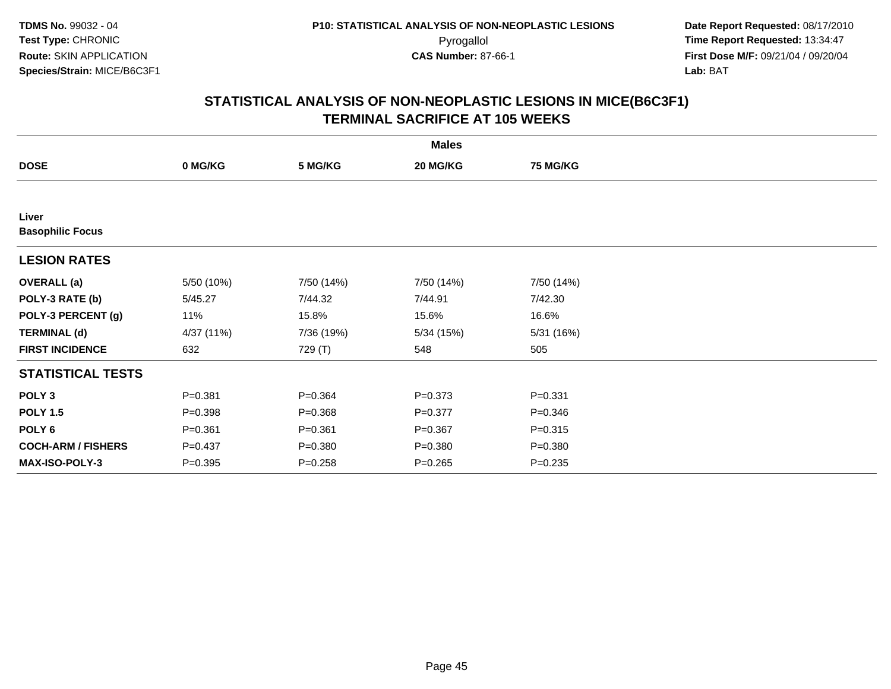TDMS No. 99032 - 04
Test Type: CHRONIC
Route: SKIN APPLICATION
Species/Strain: MICE/B6C3F1

P10: STATISTICAL ANALYSIS OF NON-NEOPLASTIC LESIONS
Pyrogallol
CAS Number: 87-66-1

Date Report Requested: 08/17/2010
Time Report Requested: 13:34:47
First Dose M/F: 09/21/04 / 09/20/04
Lab: BAT

## STATISTICAL ANALYSIS OF NON-NEOPLASTIC LESIONS IN MICE(B6C3F1)
## TERMINAL SACRIFICE AT 105 WEEKS

| | Males | | | |
|---|---|---|---|---|
| **DOSE** | **0 MG/KG** | **5 MG/KG** | **20 MG/KG** | **75 MG/KG** |
| **Liver** | | | | |
| **Basophilic Focus** | | | | |
| **LESION RATES** | | | | |
| **OVERALL (a)** | 5/50 (10%) | 7/50 (14%) | 7/50 (14%) | 7/50 (14%) |
| **POLY-3 RATE (b)** | 5/45.27 | 7/44.32 | 7/44.91 | 7/42.30 |
| **POLY-3 PERCENT (g)** | 11% | 15.8% | 15.6% | 16.6% |
| **TERMINAL (d)** | 4/37 (11%) | 7/36 (19%) | 5/34 (15%) | 5/31 (16%) |
| **FIRST INCIDENCE** | 632 | 729 (T) | 548 | 505 |
| **STATISTICAL TESTS** | | | | |
| **POLY 3** | P=0.381 | P=0.364 | P=0.373 | P=0.331 |
| **POLY 1.5** | P=0.398 | P=0.368 | P=0.377 | P=0.346 |
| **POLY 6** | P=0.361 | P=0.361 | P=0.367 | P=0.315 |
| **COCH-ARM / FISHERS** | P=0.437 | P=0.380 | P=0.380 | P=0.380 |
| **MAX-ISO-POLY-3** | P=0.395 | P=0.258 | P=0.265 | P=0.235 |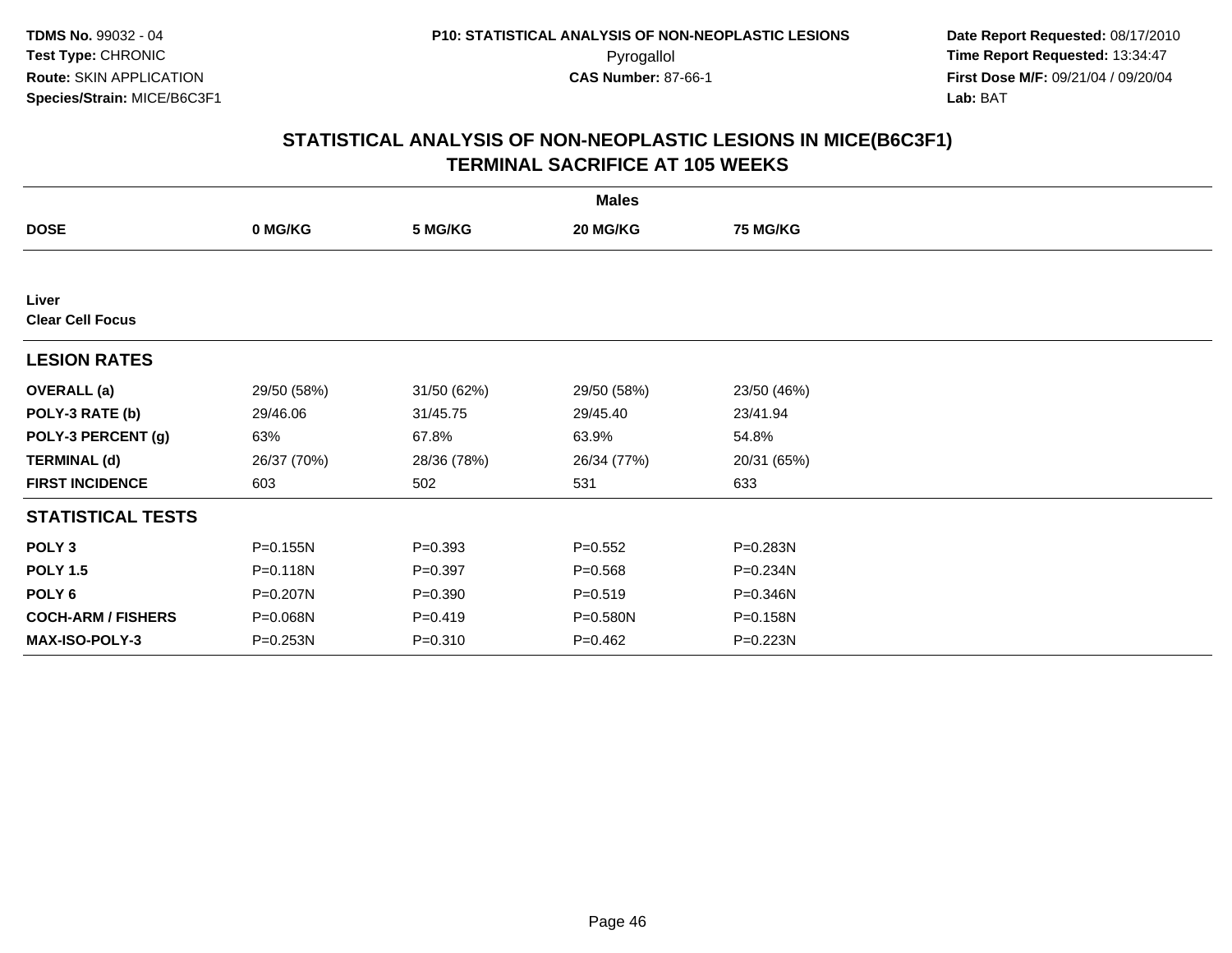TDMS No. 99032 - 04
Test Type: CHRONIC
Route: SKIN APPLICATION
Species/Strain: MICE/B6C3F1

P10: STATISTICAL ANALYSIS OF NON-NEOPLASTIC LESIONS
Pyrogallol
CAS Number: 87-66-1

Date Report Requested: 08/17/2010
Time Report Requested: 13:34:47
First Dose M/F: 09/21/04 / 09/20/04
Lab: BAT

## STATISTICAL ANALYSIS OF NON-NEOPLASTIC LESIONS IN MICE(B6C3F1)
## TERMINAL SACRIFICE AT 105 WEEKS

| | Males | | | |
|---|---|---|---|---|
| **DOSE** | **0 MG/KG** | **5 MG/KG** | **20 MG/KG** | **75 MG/KG** |
| **Liver** | | | | |
| **Clear Cell Focus** | | | | |
| **LESION RATES** | | | | |
| **OVERALL (a)** | 29/50 (58%) | 31/50 (62%) | 29/50 (58%) | 23/50 (46%) |
| **POLY-3 RATE (b)** | 29/46.06 | 31/45.75 | 29/45.40 | 23/41.94 |
| **POLY-3 PERCENT (g)** | 63% | 67.8% | 63.9% | 54.8% |
| **TERMINAL (d)** | 26/37 (70%) | 28/36 (78%) | 26/34 (77%) | 20/31 (65%) |
| **FIRST INCIDENCE** | 603 | 502 | 531 | 633 |
| **STATISTICAL TESTS** | | | | |
| **POLY 3** | P=0.155N | P=0.393 | P=0.552 | P=0.283N |
| **POLY 1.5** | P=0.118N | P=0.397 | P=0.568 | P=0.234N |
| **POLY 6** | P=0.207N | P=0.390 | P=0.519 | P=0.346N |
| **COCH-ARM / FISHERS** | P=0.068N | P=0.419 | P=0.580N | P=0.158N |
| **MAX-ISO-POLY-3** | P=0.253N | P=0.310 | P=0.462 | P=0.223N |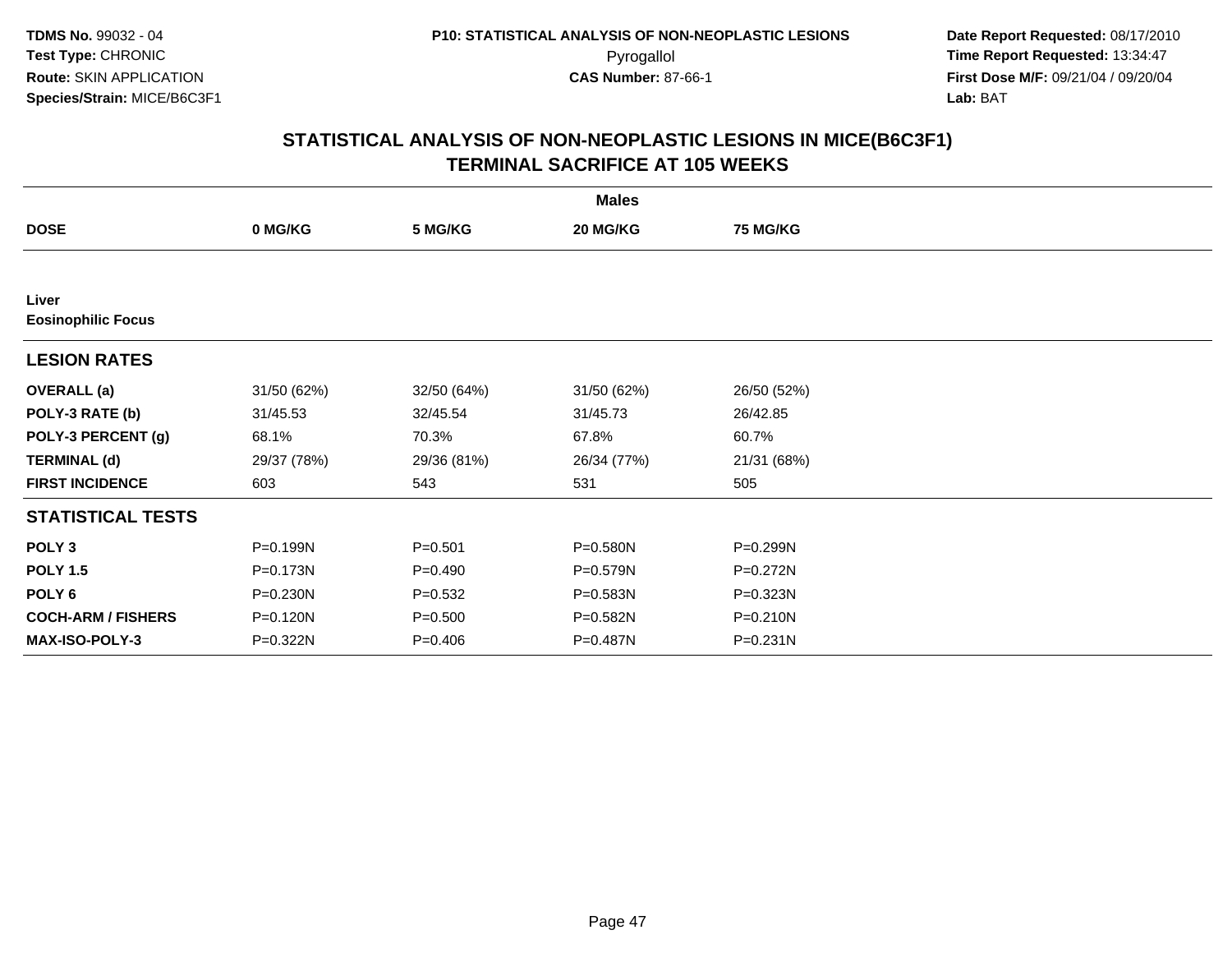TDMS No. 99032 - 04
Test Type: CHRONIC
Route: SKIN APPLICATION
Species/Strain: MICE/B6C3F1

P10: STATISTICAL ANALYSIS OF NON-NEOPLASTIC LESIONS
Pyrogallol
CAS Number: 87-66-1

Date Report Requested: 08/17/2010
Time Report Requested: 13:34:47
First Dose M/F: 09/21/04 / 09/20/04
Lab: BAT

## STATISTICAL ANALYSIS OF NON-NEOPLASTIC LESIONS IN MICE(B6C3F1)
## TERMINAL SACRIFICE AT 105 WEEKS

| | Males | | | |
|---|---|---|---|---|
| **DOSE** | **0 MG/KG** | **5 MG/KG** | **20 MG/KG** | **75 MG/KG** |
| **Liver** | | | | |
| **Eosinophilic Focus** | | | | |
| **LESION RATES** | | | | |
| **OVERALL (a)** | 31/50 (62%) | 32/50 (64%) | 31/50 (62%) | 26/50 (52%) |
| **POLY-3 RATE (b)** | 31/45.53 | 32/45.54 | 31/45.73 | 26/42.85 |
| **POLY-3 PERCENT (g)** | 68.1% | 70.3% | 67.8% | 60.7% |
| **TERMINAL (d)** | 29/37 (78%) | 29/36 (81%) | 26/34 (77%) | 21/31 (68%) |
| **FIRST INCIDENCE** | 603 | 543 | 531 | 505 |
| **STATISTICAL TESTS** | | | | |
| **POLY 3** | P=0.199N | P=0.501 | P=0.580N | P=0.299N |
| **POLY 1.5** | P=0.173N | P=0.490 | P=0.579N | P=0.272N |
| **POLY 6** | P=0.230N | P=0.532 | P=0.583N | P=0.323N |
| **COCH-ARM / FISHERS** | P=0.120N | P=0.500 | P=0.582N | P=0.210N |
| **MAX-ISO-POLY-3** | P=0.322N | P=0.406 | P=0.487N | P=0.231N |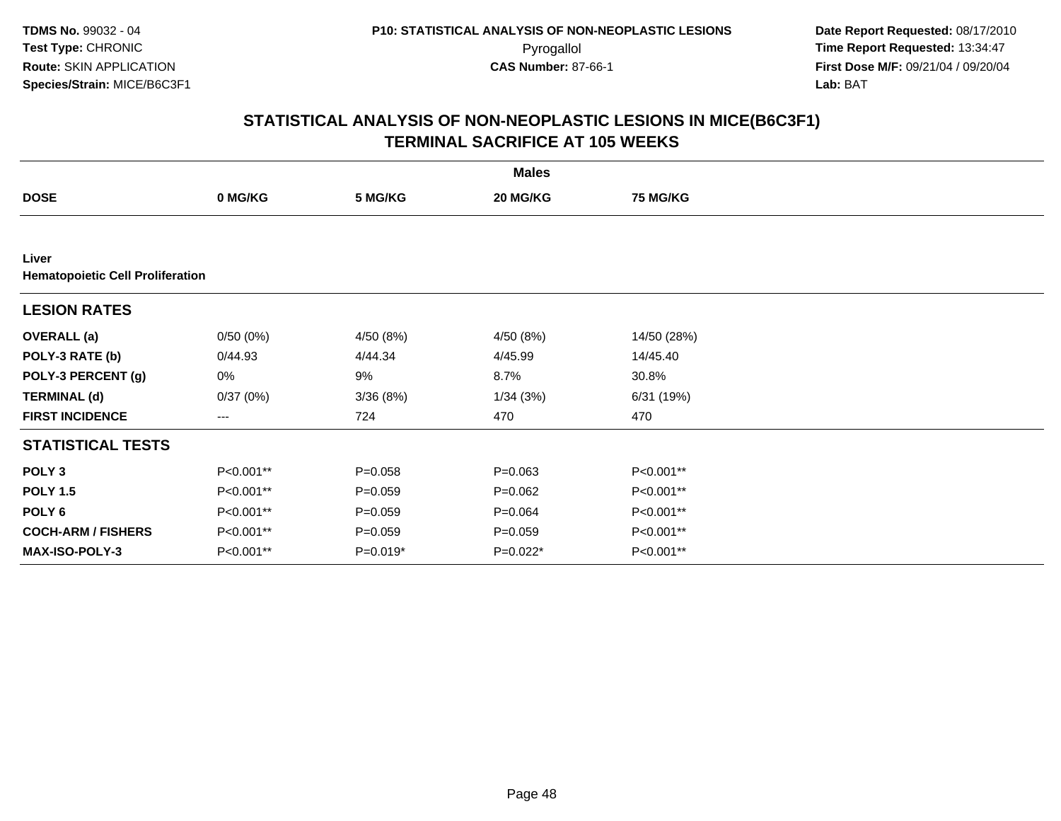TDMS No. 99032 - 04
Test Type: CHRONIC
Route: SKIN APPLICATION
Species/Strain: MICE/B6C3F1

P10: STATISTICAL ANALYSIS OF NON-NEOPLASTIC LESIONS
Pyrogallol
CAS Number: 87-66-1

Date Report Requested: 08/17/2010
Time Report Requested: 13:34:47
First Dose M/F: 09/21/04 / 09/20/04
Lab: BAT

## STATISTICAL ANALYSIS OF NON-NEOPLASTIC LESIONS IN MICE(B6C3F1)
## TERMINAL SACRIFICE AT 105 WEEKS

| | Males | | | |
|---|---|---|---|---|
| **DOSE** | **0 MG/KG** | **5 MG/KG** | **20 MG/KG** | **75 MG/KG** |
| **Liver** | | | | |
| **Hematopoietic Cell Proliferation** | | | | |
| **LESION RATES** | | | | |
| **OVERALL (a)** | 0/50 (0%) | 4/50 (8%) | 4/50 (8%) | 14/50 (28%) |
| **POLY-3 RATE (b)** | 0/44.93 | 4/44.34 | 4/45.99 | 14/45.40 |
| **POLY-3 PERCENT (g)** | 0% | 9% | 8.7% | 30.8% |
| **TERMINAL (d)** | 0/37 (0%) | 3/36 (8%) | 1/34 (3%) | 6/31 (19%) |
| **FIRST INCIDENCE** | --- | 724 | 470 | 470 |
| **STATISTICAL TESTS** | | | | |
| **POLY 3** | P<0.001** | P=0.058 | P=0.063 | P<0.001** |
| **POLY 1.5** | P<0.001** | P=0.059 | P=0.062 | P<0.001** |
| **POLY 6** | P<0.001** | P=0.059 | P=0.064 | P<0.001** |
| **COCH-ARM / FISHERS** | P<0.001** | P=0.059 | P=0.059 | P<0.001** |
| **MAX-ISO-POLY-3** | P<0.001** | P=0.019* | P=0.022* | P<0.001** |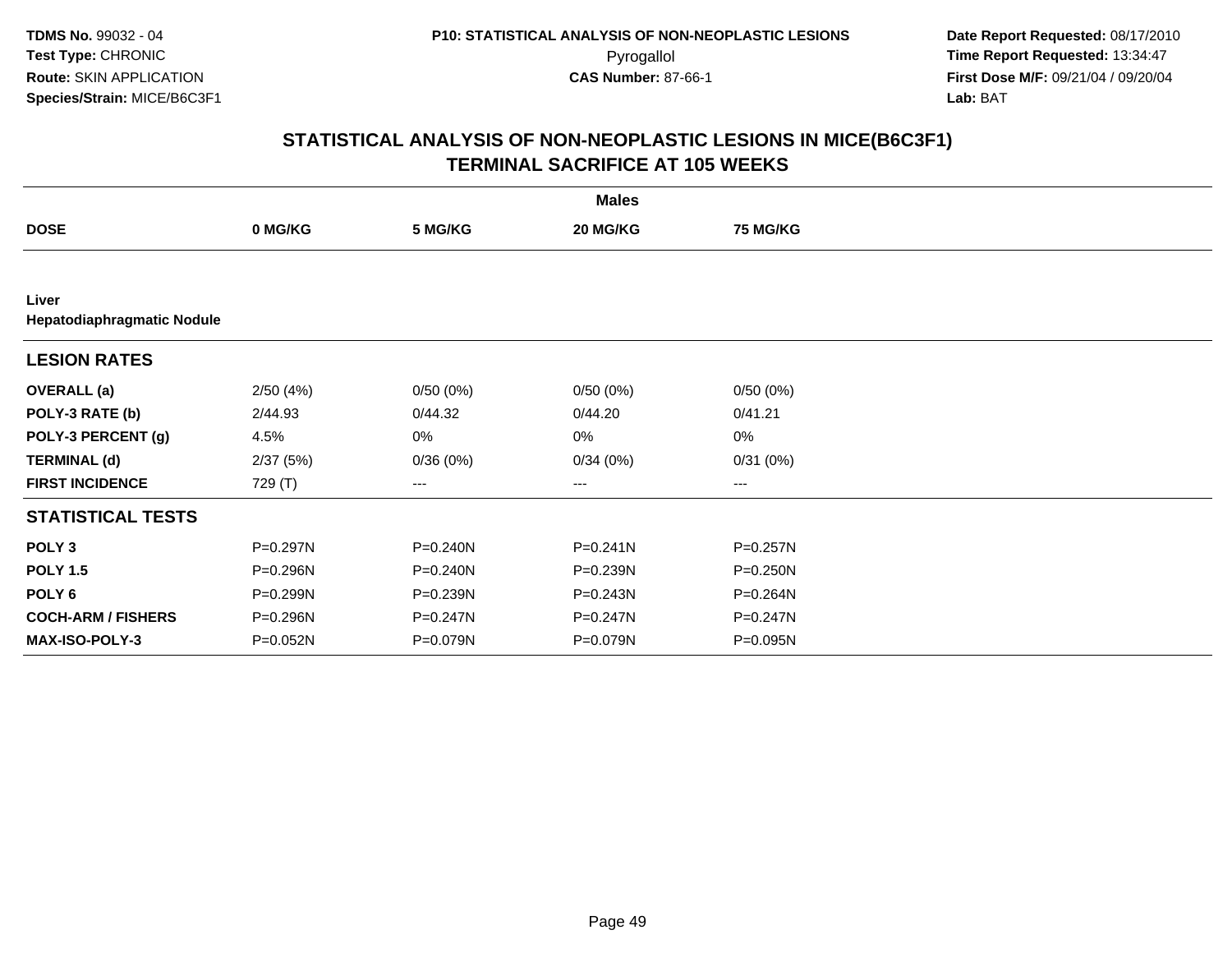**TDMS No.** 99032 - 04
**Test Type:** CHRONIC
**Route:** SKIN APPLICATION
**Species/Strain:** MICE/B6C3F1

**P10: STATISTICAL ANALYSIS OF NON-NEOPLASTIC LESIONS**
Pyrogallol
**CAS Number:** 87-66-1

**Date Report Requested:** 08/17/2010
**Time Report Requested:** 13:34:47
**First Dose M/F:** 09/21/04 / 09/20/04
**Lab:** BAT

## STATISTICAL ANALYSIS OF NON-NEOPLASTIC LESIONS IN MICE(B6C3F1) TERMINAL SACRIFICE AT 105 WEEKS

| | Males | | | |
|---|---|---|---|---|
| **DOSE** | **0 MG/KG** | **5 MG/KG** | **20 MG/KG** | **75 MG/KG** |
| **Liver** | | | | |
| **Hepatodiaphragmatic Nodule** | | | | |
| **LESION RATES** | | | | |
| **OVERALL (a)** | 2/50 (4%) | 0/50 (0%) | 0/50 (0%) | 0/50 (0%) |
| **POLY-3 RATE (b)** | 2/44.93 | 0/44.32 | 0/44.20 | 0/41.21 |
| **POLY-3 PERCENT (g)** | 4.5% | 0% | 0% | 0% |
| **TERMINAL (d)** | 2/37 (5%) | 0/36 (0%) | 0/34 (0%) | 0/31 (0%) |
| **FIRST INCIDENCE** | 729 (T) | --- | --- | --- |
| **STATISTICAL TESTS** | | | | |
| **POLY 3** | P=0.297N | P=0.240N | P=0.241N | P=0.257N |
| **POLY 1.5** | P=0.296N | P=0.240N | P=0.239N | P=0.250N |
| **POLY 6** | P=0.299N | P=0.239N | P=0.243N | P=0.264N |
| **COCH-ARM / FISHERS** | P=0.296N | P=0.247N | P=0.247N | P=0.247N |
| **MAX-ISO-POLY-3** | P=0.052N | P=0.079N | P=0.079N | P=0.095N |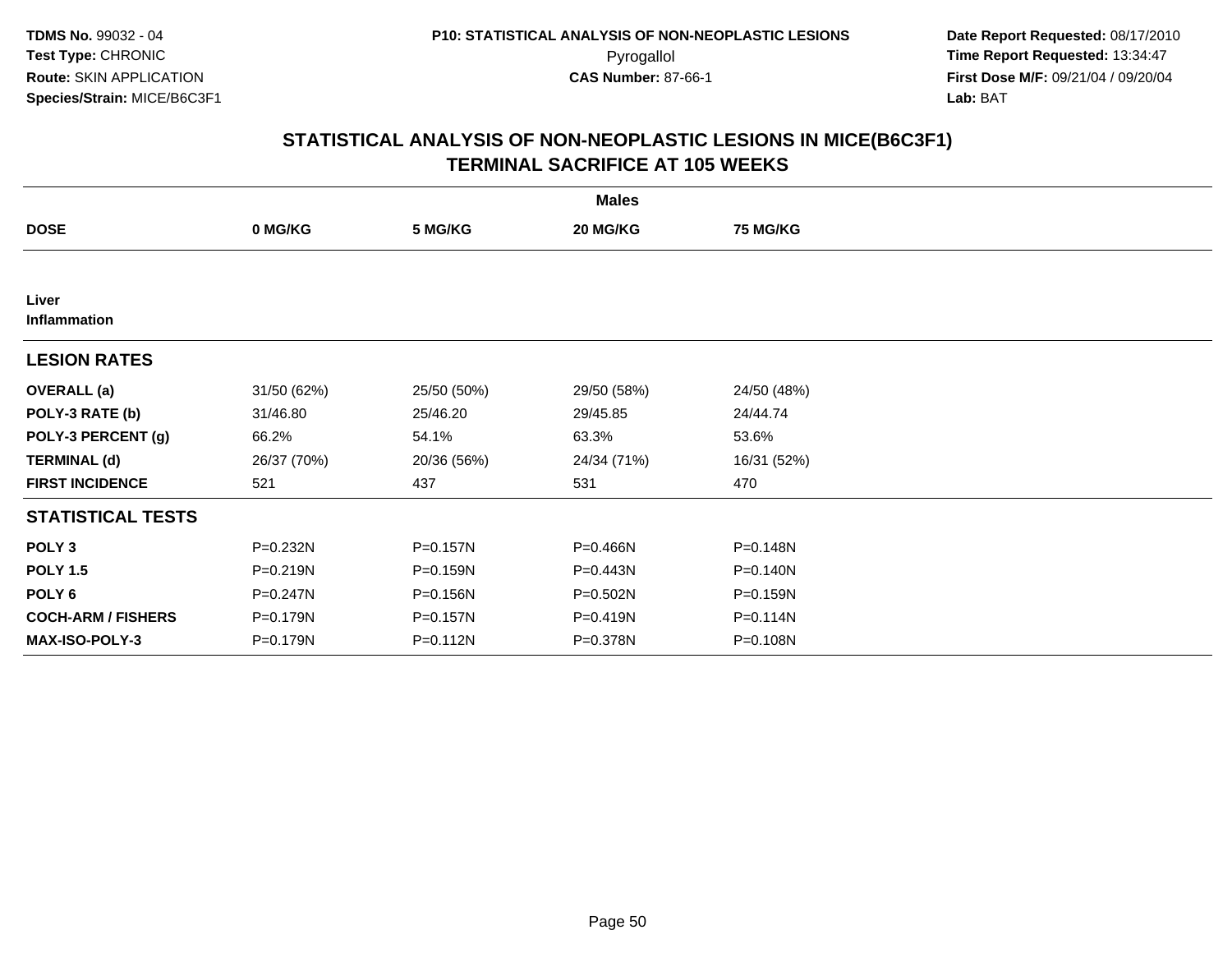**TDMS No.** 99032 - 04
**Test Type:** CHRONIC
**Route:** SKIN APPLICATION
**Species/Strain:** MICE/B6C3F1

**P10: STATISTICAL ANALYSIS OF NON-NEOPLASTIC LESIONS**
Pyrogallol
**CAS Number:** 87-66-1

**Date Report Requested:** 08/17/2010
**Time Report Requested:** 13:34:47
**First Dose M/F:** 09/21/04 / 09/20/04
**Lab:** BAT

## STATISTICAL ANALYSIS OF NON-NEOPLASTIC LESIONS IN MICE(B6C3F1)
## TERMINAL SACRIFICE AT 105 WEEKS

| | Males | | | |
|---|---|---|---|---|
| **DOSE** | **0 MG/KG** | **5 MG/KG** | **20 MG/KG** | **75 MG/KG** |
| **Liver** | | | | |
| **Inflammation** | | | | |
| **LESION RATES** | | | | |
| **OVERALL (a)** | 31/50 (62%) | 25/50 (50%) | 29/50 (58%) | 24/50 (48%) |
| **POLY-3 RATE (b)** | 31/46.80 | 25/46.20 | 29/45.85 | 24/44.74 |
| **POLY-3 PERCENT (g)** | 66.2% | 54.1% | 63.3% | 53.6% |
| **TERMINAL (d)** | 26/37 (70%) | 20/36 (56%) | 24/34 (71%) | 16/31 (52%) |
| **FIRST INCIDENCE** | 521 | 437 | 531 | 470 |
| **STATISTICAL TESTS** | | | | |
| **POLY 3** | P=0.232N | P=0.157N | P=0.466N | P=0.148N |
| **POLY 1.5** | P=0.219N | P=0.159N | P=0.443N | P=0.140N |
| **POLY 6** | P=0.247N | P=0.156N | P=0.502N | P=0.159N |
| **COCH-ARM / FISHERS** | P=0.179N | P=0.157N | P=0.419N | P=0.114N |
| **MAX-ISO-POLY-3** | P=0.179N | P=0.112N | P=0.378N | P=0.108N |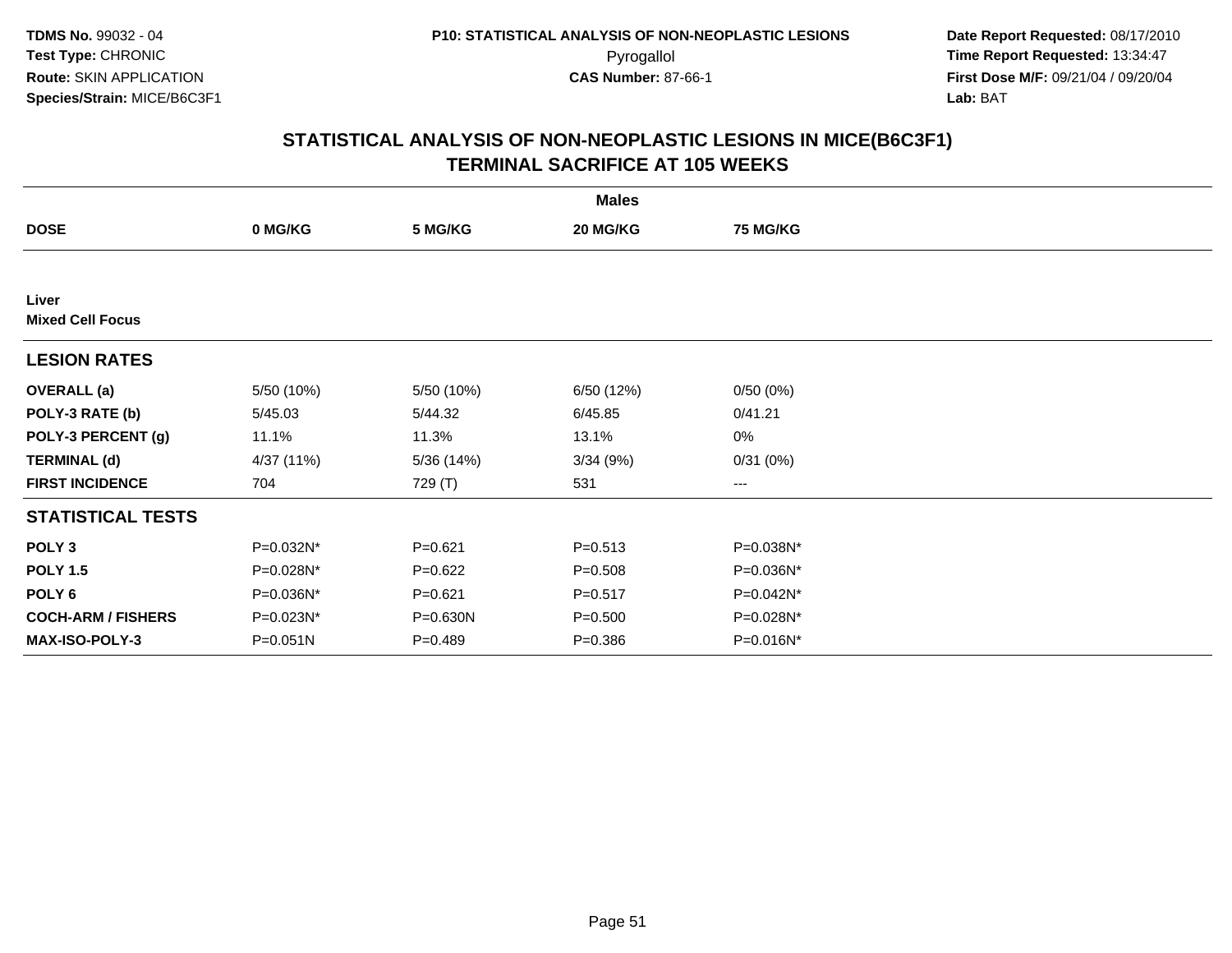TDMS No. 99032 - 04
Test Type: CHRONIC
Route: SKIN APPLICATION
Species/Strain: MICE/B6C3F1

P10: STATISTICAL ANALYSIS OF NON-NEOPLASTIC LESIONS
Pyrogallol
CAS Number: 87-66-1

Date Report Requested: 08/17/2010
Time Report Requested: 13:34:47
First Dose M/F: 09/21/04 / 09/20/04
Lab: BAT

# STATISTICAL ANALYSIS OF NON-NEOPLASTIC LESIONS IN MICE(B6C3F1)
## TERMINAL SACRIFICE AT 105 WEEKS

| | Males | | | |
|---|---|---|---|---|
| **DOSE** | **0 MG/KG** | **5 MG/KG** | **20 MG/KG** | **75 MG/KG** |
| **Liver** | | | | |
| **Mixed Cell Focus** | | | | |
| **LESION RATES** | | | | |
| **OVERALL (a)** | 5/50 (10%) | 5/50 (10%) | 6/50 (12%) | 0/50 (0%) |
| **POLY-3 RATE (b)** | 5/45.03 | 5/44.32 | 6/45.85 | 0/41.21 |
| **POLY-3 PERCENT (g)** | 11.1% | 11.3% | 13.1% | 0% |
| **TERMINAL (d)** | 4/37 (11%) | 5/36 (14%) | 3/34 (9%) | 0/31 (0%) |
| **FIRST INCIDENCE** | 704 | 729 (T) | 531 | --- |
| **STATISTICAL TESTS** | | | | |
| **POLY 3** | P=0.032N* | P=0.621 | P=0.513 | P=0.038N* |
| **POLY 1.5** | P=0.028N* | P=0.622 | P=0.508 | P=0.036N* |
| **POLY 6** | P=0.036N* | P=0.621 | P=0.517 | P=0.042N* |
| **COCH-ARM / FISHERS** | P=0.023N* | P=0.630N | P=0.500 | P=0.028N* |
| **MAX-ISO-POLY-3** | P=0.051N | P=0.489 | P=0.386 | P=0.016N* |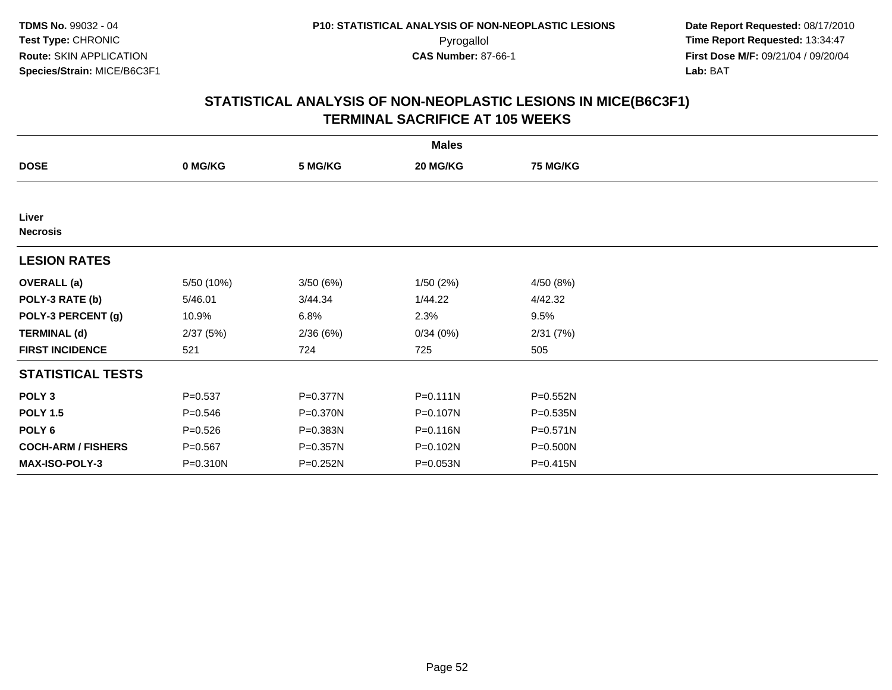TDMS No. 99032 - 04
Test Type: CHRONIC
Route: SKIN APPLICATION
Species/Strain: MICE/B6C3F1

P10: STATISTICAL ANALYSIS OF NON-NEOPLASTIC LESIONS
Pyrogallol
CAS Number: 87-66-1

Date Report Requested: 08/17/2010
Time Report Requested: 13:34:47
First Dose M/F: 09/21/04 / 09/20/04
Lab: BAT

## STATISTICAL ANALYSIS OF NON-NEOPLASTIC LESIONS IN MICE(B6C3F1)
## TERMINAL SACRIFICE AT 105 WEEKS

| | Males | | | |
|---|---|---|---|---|
| **DOSE** | **0 MG/KG** | **5 MG/KG** | **20 MG/KG** | **75 MG/KG** |
| **Liver** | | | | |
| **Necrosis** | | | | |
| **LESION RATES** | | | | |
| **OVERALL (a)** | 5/50 (10%) | 3/50 (6%) | 1/50 (2%) | 4/50 (8%) |
| **POLY-3 RATE (b)** | 5/46.01 | 3/44.34 | 1/44.22 | 4/42.32 |
| **POLY-3 PERCENT (g)** | 10.9% | 6.8% | 2.3% | 9.5% |
| **TERMINAL (d)** | 2/37 (5%) | 2/36 (6%) | 0/34 (0%) | 2/31 (7%) |
| **FIRST INCIDENCE** | 521 | 724 | 725 | 505 |
| **STATISTICAL TESTS** | | | | |
| **POLY 3** | P=0.537 | P=0.377N | P=0.111N | P=0.552N |
| **POLY 1.5** | P=0.546 | P=0.370N | P=0.107N | P=0.535N |
| **POLY 6** | P=0.526 | P=0.383N | P=0.116N | P=0.571N |
| **COCH-ARM / FISHERS** | P=0.567 | P=0.357N | P=0.102N | P=0.500N |
| **MAX-ISO-POLY-3** | P=0.310N | P=0.252N | P=0.053N | P=0.415N |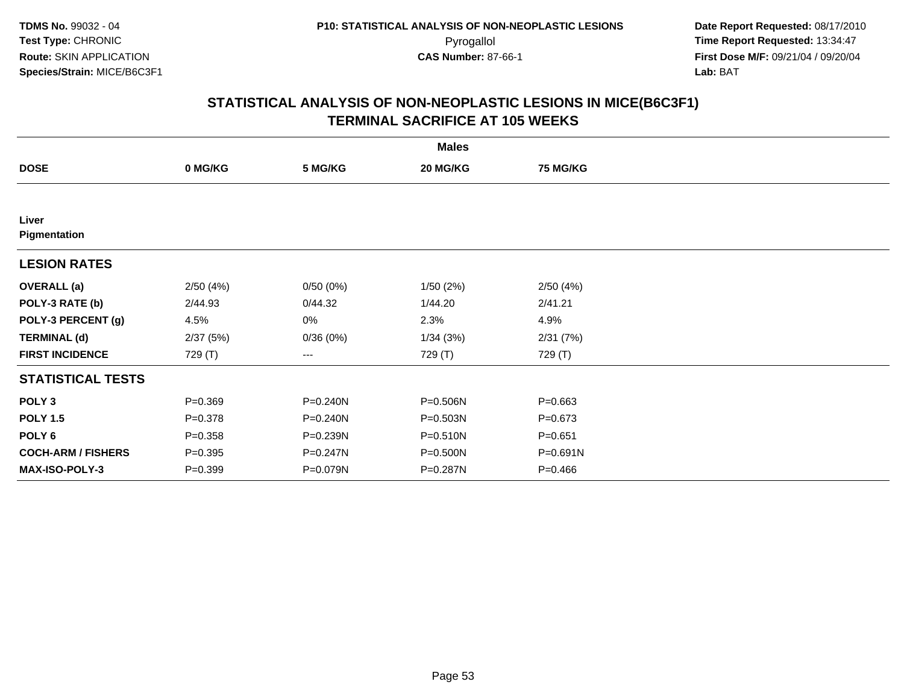TDMS No. 99032 - 04
Test Type: CHRONIC
Route: SKIN APPLICATION
Species/Strain: MICE/B6C3F1

P10: STATISTICAL ANALYSIS OF NON-NEOPLASTIC LESIONS
Pyrogallol
CAS Number: 87-66-1

Date Report Requested: 08/17/2010
Time Report Requested: 13:34:47
First Dose M/F: 09/21/04 / 09/20/04
Lab: BAT

## STATISTICAL ANALYSIS OF NON-NEOPLASTIC LESIONS IN MICE(B6C3F1)
## TERMINAL SACRIFICE AT 105 WEEKS

| | Males | | | |
|---|---|---|---|---|
| **DOSE** | **0 MG/KG** | **5 MG/KG** | **20 MG/KG** | **75 MG/KG** |
| **Liver** | | | | |
| **Pigmentation** | | | | |
| **LESION RATES** | | | | |
| **OVERALL (a)** | 2/50 (4%) | 0/50 (0%) | 1/50 (2%) | 2/50 (4%) |
| **POLY-3 RATE (b)** | 2/44.93 | 0/44.32 | 1/44.20 | 2/41.21 |
| **POLY-3 PERCENT (g)** | 4.5% | 0% | 2.3% | 4.9% |
| **TERMINAL (d)** | 2/37 (5%) | 0/36 (0%) | 1/34 (3%) | 2/31 (7%) |
| **FIRST INCIDENCE** | 729 (T) | --- | 729 (T) | 729 (T) |
| **STATISTICAL TESTS** | | | | |
| **POLY 3** | P=0.369 | P=0.240N | P=0.506N | P=0.663 |
| **POLY 1.5** | P=0.378 | P=0.240N | P=0.503N | P=0.673 |
| **POLY 6** | P=0.358 | P=0.239N | P=0.510N | P=0.651 |
| **COCH-ARM / FISHERS** | P=0.395 | P=0.247N | P=0.500N | P=0.691N |
| **MAX-ISO-POLY-3** | P=0.399 | P=0.079N | P=0.287N | P=0.466 |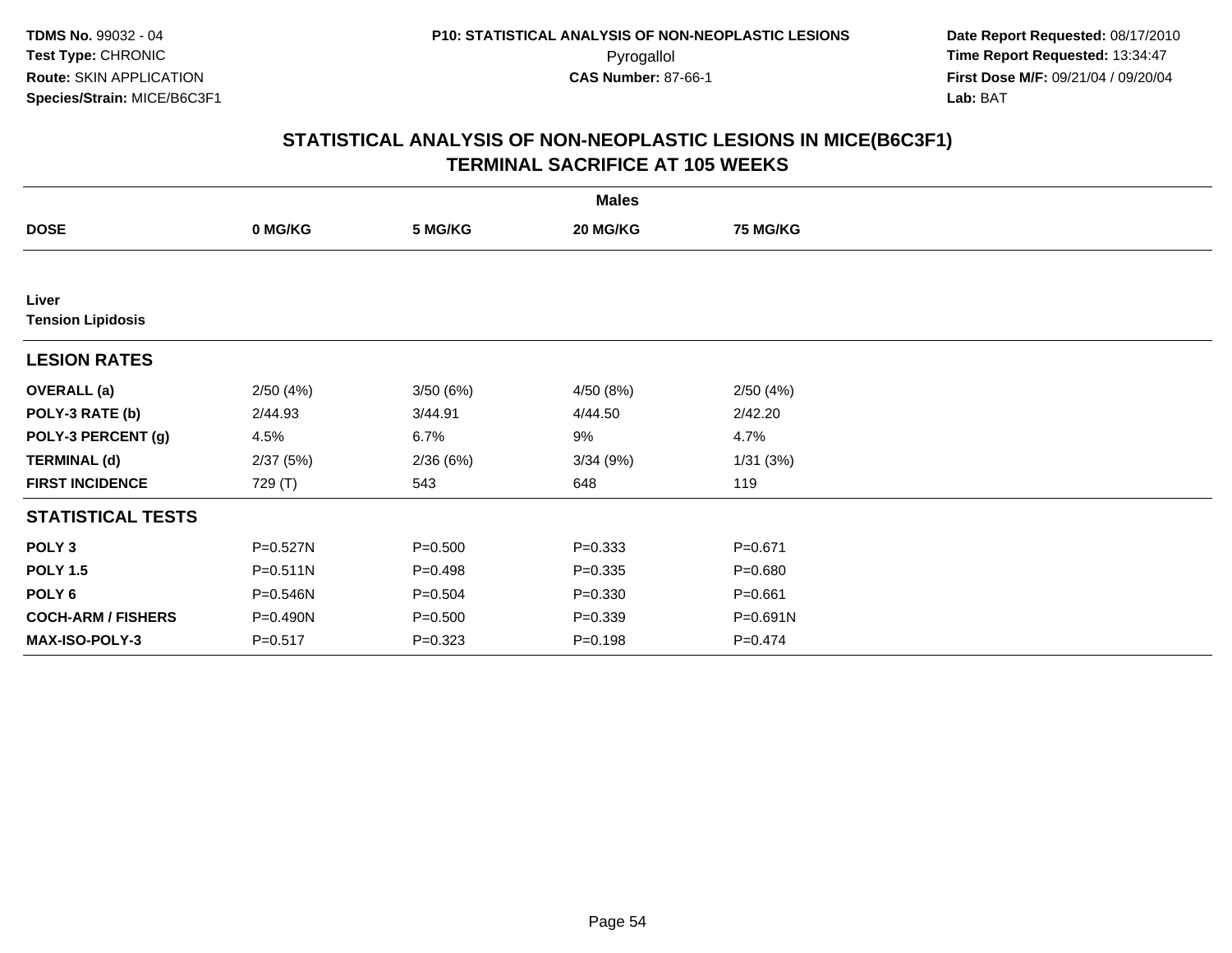**TDMS No.** 99032 - 04
**Test Type:** CHRONIC
**Route:** SKIN APPLICATION
**Species/Strain:** MICE/B6C3F1

**P10: STATISTICAL ANALYSIS OF NON-NEOPLASTIC LESIONS**
Pyrogallol
**CAS Number:** 87-66-1

**Date Report Requested:** 08/17/2010
**Time Report Requested:** 13:34:47
**First Dose M/F:** 09/21/04 / 09/20/04
**Lab:** BAT

## STATISTICAL ANALYSIS OF NON-NEOPLASTIC LESIONS IN MICE(B6C3F1) TERMINAL SACRIFICE AT 105 WEEKS

| | Males | | | |
|---|---|---|---|---|
| **DOSE** | **0 MG/KG** | **5 MG/KG** | **20 MG/KG** | **75 MG/KG** |
| **Liver** | | | | |
| **Tension Lipidosis** | | | | |
| **LESION RATES** | | | | |
| **OVERALL (a)** | 2/50 (4%) | 3/50 (6%) | 4/50 (8%) | 2/50 (4%) |
| **POLY-3 RATE (b)** | 2/44.93 | 3/44.91 | 4/44.50 | 2/42.20 |
| **POLY-3 PERCENT (g)** | 4.5% | 6.7% | 9% | 4.7% |
| **TERMINAL (d)** | 2/37 (5%) | 2/36 (6%) | 3/34 (9%) | 1/31 (3%) |
| **FIRST INCIDENCE** | 729 (T) | 543 | 648 | 119 |
| **STATISTICAL TESTS** | | | | |
| **POLY 3** | P=0.527N | P=0.500 | P=0.333 | P=0.671 |
| **POLY 1.5** | P=0.511N | P=0.498 | P=0.335 | P=0.680 |
| **POLY 6** | P=0.546N | P=0.504 | P=0.330 | P=0.661 |
| **COCH-ARM / FISHERS** | P=0.490N | P=0.500 | P=0.339 | P=0.691N |
| **MAX-ISO-POLY-3** | P=0.517 | P=0.323 | P=0.198 | P=0.474 |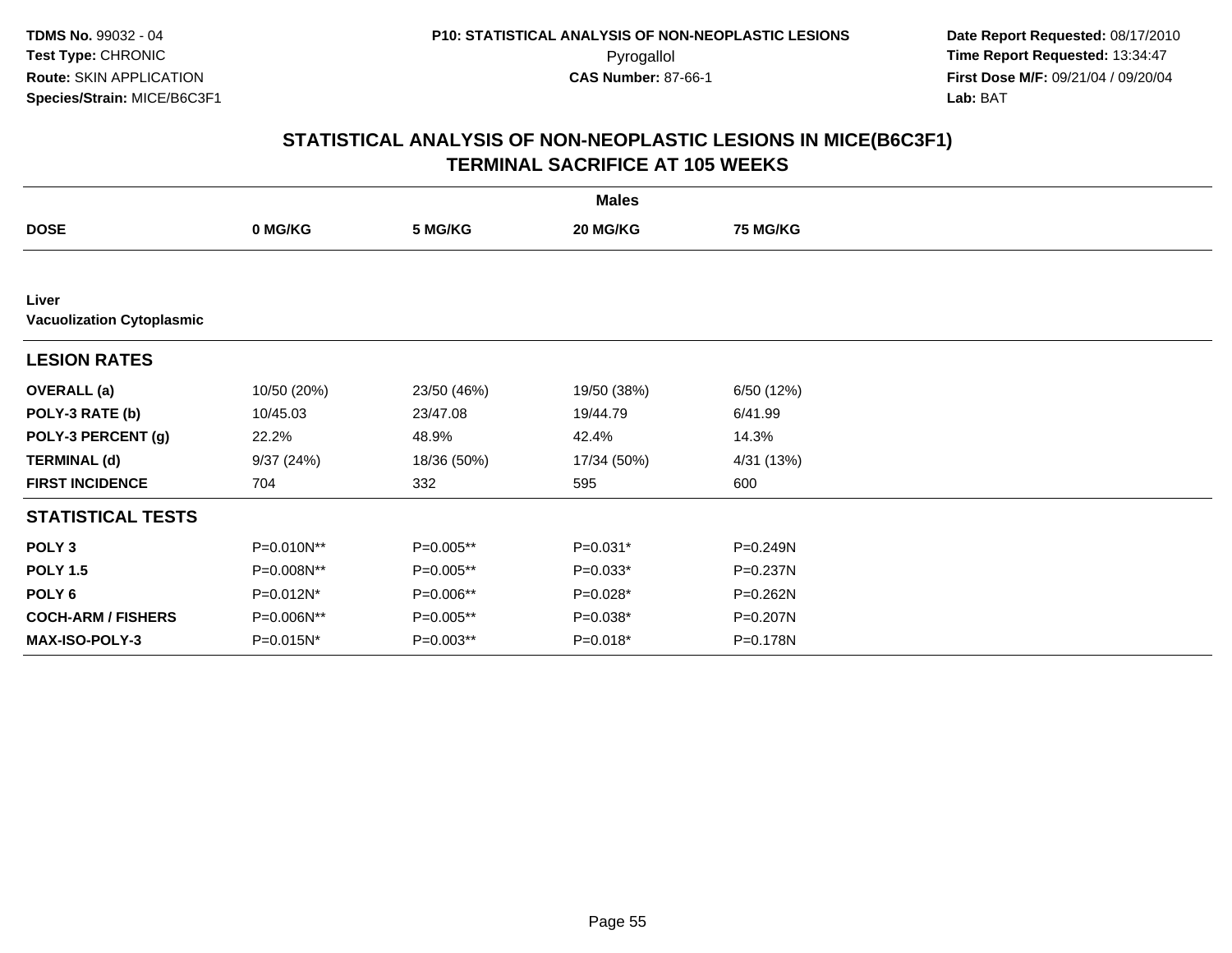**TDMS No.** 99032 - 04
**Test Type:** CHRONIC
**Route:** SKIN APPLICATION
**Species/Strain:** MICE/B6C3F1

**P10: STATISTICAL ANALYSIS OF NON-NEOPLASTIC LESIONS**
Pyrogallol
**CAS Number:** 87-66-1

**Date Report Requested:** 08/17/2010
**Time Report Requested:** 13:34:47
**First Dose M/F:** 09/21/04 / 09/20/04
**Lab:** BAT

## STATISTICAL ANALYSIS OF NON-NEOPLASTIC LESIONS IN MICE(B6C3F1)
## TERMINAL SACRIFICE AT 105 WEEKS

| | Males | | | |
|---|---|---|---|---|
| **DOSE** | **0 MG/KG** | **5 MG/KG** | **20 MG/KG** | **75 MG/KG** |
| **Liver** | | | | |
| **Vacuolization Cytoplasmic** | | | | |
| **LESION RATES** | | | | |
| **OVERALL (a)** | 10/50 (20%) | 23/50 (46%) | 19/50 (38%) | 6/50 (12%) |
| **POLY-3 RATE (b)** | 10/45.03 | 23/47.08 | 19/44.79 | 6/41.99 |
| **POLY-3 PERCENT (g)** | 22.2% | 48.9% | 42.4% | 14.3% |
| **TERMINAL (d)** | 9/37 (24%) | 18/36 (50%) | 17/34 (50%) | 4/31 (13%) |
| **FIRST INCIDENCE** | 704 | 332 | 595 | 600 |
| **STATISTICAL TESTS** | | | | |
| **POLY 3** | P=0.010N** | P=0.005** | P=0.031* | P=0.249N |
| **POLY 1.5** | P=0.008N** | P=0.005** | P=0.033* | P=0.237N |
| **POLY 6** | P=0.012N* | P=0.006** | P=0.028* | P=0.262N |
| **COCH-ARM / FISHERS** | P=0.006N** | P=0.005** | P=0.038* | P=0.207N |
| **MAX-ISO-POLY-3** | P=0.015N* | P=0.003** | P=0.018* | P=0.178N |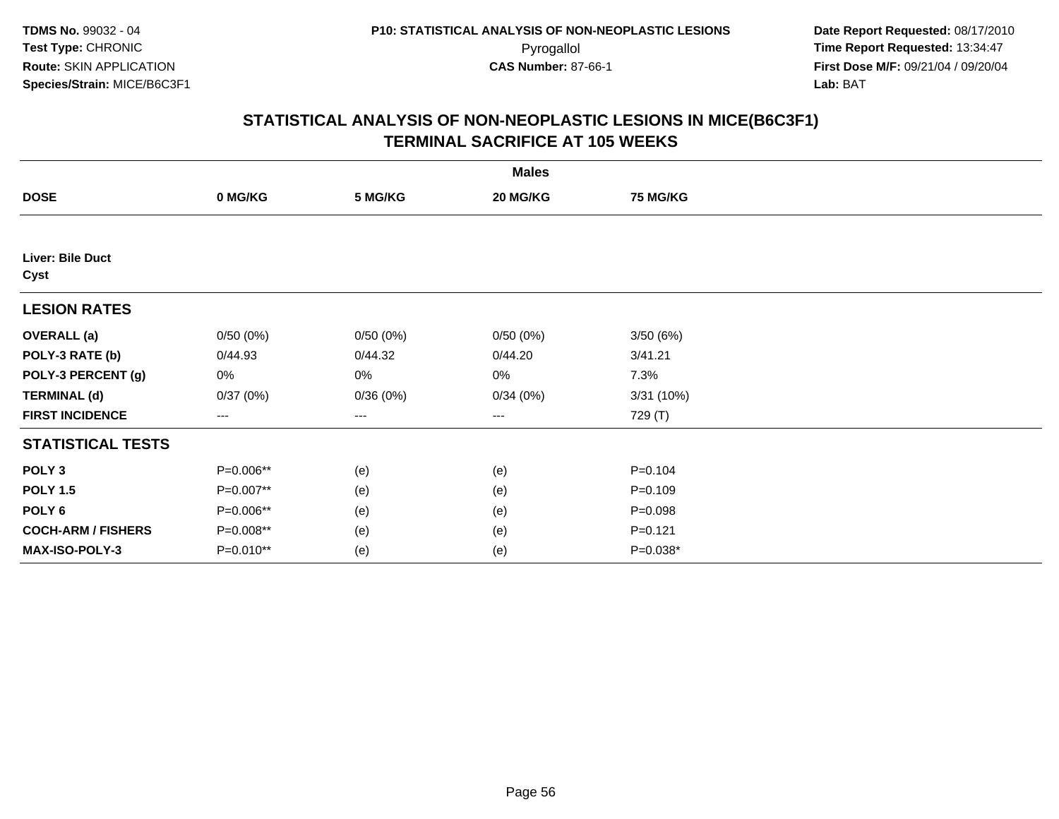TDMS No. 99032 - 04
Test Type: CHRONIC
Route: SKIN APPLICATION
Species/Strain: MICE/B6C3F1

P10: STATISTICAL ANALYSIS OF NON-NEOPLASTIC LESIONS
Pyrogallol
CAS Number: 87-66-1

Date Report Requested: 08/17/2010
Time Report Requested: 13:34:47
First Dose M/F: 09/21/04 / 09/20/04
Lab: BAT

## STATISTICAL ANALYSIS OF NON-NEOPLASTIC LESIONS IN MICE(B6C3F1)
## TERMINAL SACRIFICE AT 105 WEEKS

| | Males | | | |
|---|---|---|---|---|
| **DOSE** | **0 MG/KG** | **5 MG/KG** | **20 MG/KG** | **75 MG/KG** |
| **Liver: Bile Duct** | | | | |
| **Cyst** | | | | |
| **LESION RATES** | | | | |
| **OVERALL (a)** | 0/50 (0%) | 0/50 (0%) | 0/50 (0%) | 3/50 (6%) |
| **POLY-3 RATE (b)** | 0/44.93 | 0/44.32 | 0/44.20 | 3/41.21 |
| **POLY-3 PERCENT (g)** | 0% | 0% | 0% | 7.3% |
| **TERMINAL (d)** | 0/37 (0%) | 0/36 (0%) | 0/34 (0%) | 3/31 (10%) |
| **FIRST INCIDENCE** | --- | --- | --- | 729 (T) |
| **STATISTICAL TESTS** | | | | |
| **POLY 3** | P=0.006** | (e) | (e) | P=0.104 |
| **POLY 1.5** | P=0.007** | (e) | (e) | P=0.109 |
| **POLY 6** | P=0.006** | (e) | (e) | P=0.098 |
| **COCH-ARM / FISHERS** | P=0.008** | (e) | (e) | P=0.121 |
| **MAX-ISO-POLY-3** | P=0.010** | (e) | (e) | P=0.038* |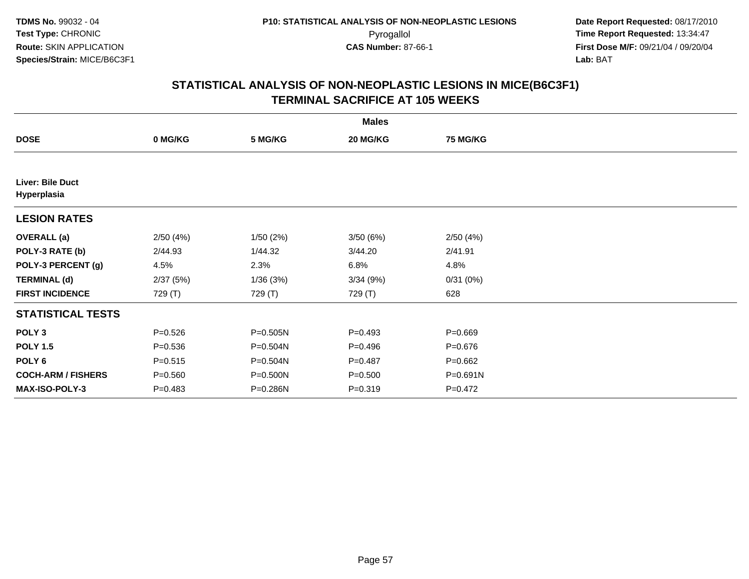**TDMS No.** 99032 - 04
**Test Type:** CHRONIC
**Route:** SKIN APPLICATION
**Species/Strain:** MICE/B6C3F1

**P10: STATISTICAL ANALYSIS OF NON-NEOPLASTIC LESIONS**
Pyrogallol
**CAS Number:** 87-66-1

**Date Report Requested:** 08/17/2010
**Time Report Requested:** 13:34:47
**First Dose M/F:** 09/21/04 / 09/20/04
**Lab:** BAT

## STATISTICAL ANALYSIS OF NON-NEOPLASTIC LESIONS IN MICE(B6C3F1) TERMINAL SACRIFICE AT 105 WEEKS

| | Males | | | |
|---|---|---|---|---|
| **DOSE** | **0 MG/KG** | **5 MG/KG** | **20 MG/KG** | **75 MG/KG** |
| **Liver: Bile Duct Hyperplasia** | | | | |
| **LESION RATES** | | | | |
| **OVERALL (a)** | 2/50 (4%) | 1/50 (2%) | 3/50 (6%) | 2/50 (4%) |
| **POLY-3 RATE (b)** | 2/44.93 | 1/44.32 | 3/44.20 | 2/41.91 |
| **POLY-3 PERCENT (g)** | 4.5% | 2.3% | 6.8% | 4.8% |
| **TERMINAL (d)** | 2/37 (5%) | 1/36 (3%) | 3/34 (9%) | 0/31 (0%) |
| **FIRST INCIDENCE** | 729 (T) | 729 (T) | 729 (T) | 628 |
| **STATISTICAL TESTS** | | | | |
| **POLY 3** | P=0.526 | P=0.505N | P=0.493 | P=0.669 |
| **POLY 1.5** | P=0.536 | P=0.504N | P=0.496 | P=0.676 |
| **POLY 6** | P=0.515 | P=0.504N | P=0.487 | P=0.662 |
| **COCH-ARM / FISHERS** | P=0.560 | P=0.500N | P=0.500 | P=0.691N |
| **MAX-ISO-POLY-3** | P=0.483 | P=0.286N | P=0.319 | P=0.472 |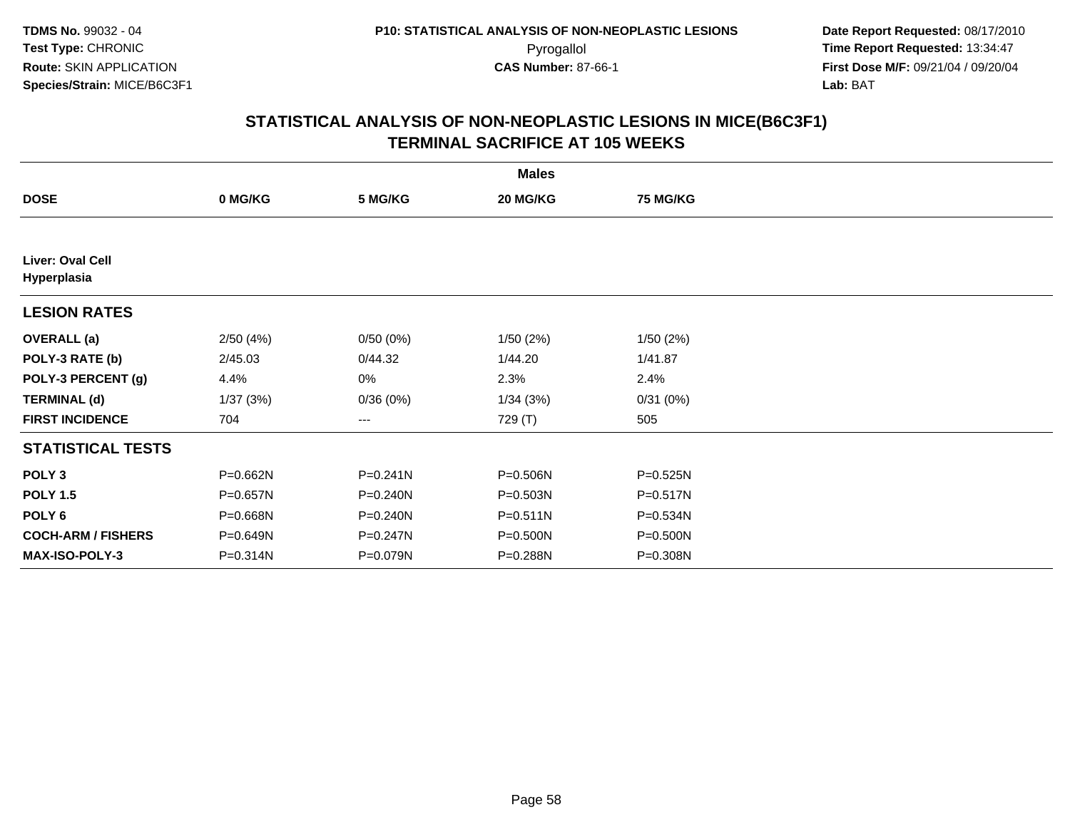# STATISTICAL ANALYSIS OF NON-NEOPLASTIC LESIONS IN MICE(B6C3F1)
## TERMINAL SACRIFICE AT 105 WEEKS

| | Males | | | |
|---|---|---|---|---|
| **DOSE** | **0 MG/KG** | **5 MG/KG** | **20 MG/KG** | **75 MG/KG** |
| **Liver: Oval Cell Hyperplasia** | | | | |
| **LESION RATES** | | | | |
| **OVERALL (a)** | 2/50 (4%) | 0/50 (0%) | 1/50 (2%) | 1/50 (2%) |
| **POLY-3 RATE (b)** | 2/45.03 | 0/44.32 | 1/44.20 | 1/41.87 |
| **POLY-3 PERCENT (g)** | 4.4% | 0% | 2.3% | 2.4% |
| **TERMINAL (d)** | 1/37 (3%) | 0/36 (0%) | 1/34 (3%) | 0/31 (0%) |
| **FIRST INCIDENCE** | 704 | --- | 729 (T) | 505 |
| **STATISTICAL TESTS** | | | | |
| **POLY 3** | P=0.662N | P=0.241N | P=0.506N | P=0.525N |
| **POLY 1.5** | P=0.657N | P=0.240N | P=0.503N | P=0.517N |
| **POLY 6** | P=0.668N | P=0.240N | P=0.511N | P=0.534N |
| **COCH-ARM / FISHERS** | P=0.649N | P=0.247N | P=0.500N | P=0.500N |
| **MAX-ISO-POLY-3** | P=0.314N | P=0.079N | P=0.288N | P=0.308N |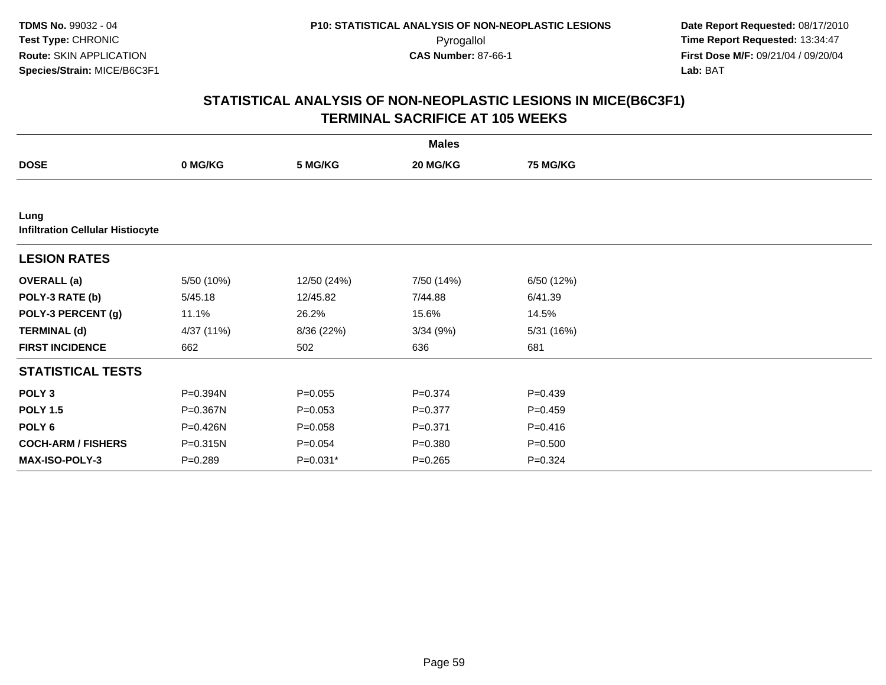# STATISTICAL ANALYSIS OF NON-NEOPLASTIC LESIONS IN MICE(B6C3F1)
## TERMINAL SACRIFICE AT 105 WEEKS

| | Males | | | |
|---|---|---|---|---|
| **DOSE** | **0 MG/KG** | **5 MG/KG** | **20 MG/KG** | **75 MG/KG** |
| **Lung** | | | | |
| **Infiltration Cellular Histiocyte** | | | | |
| **LESION RATES** | | | | |
| **OVERALL (a)** | 5/50 (10%) | 12/50 (24%) | 7/50 (14%) | 6/50 (12%) |
| **POLY-3 RATE (b)** | 5/45.18 | 12/45.82 | 7/44.88 | 6/41.39 |
| **POLY-3 PERCENT (g)** | 11.1% | 26.2% | 15.6% | 14.5% |
| **TERMINAL (d)** | 4/37 (11%) | 8/36 (22%) | 3/34 (9%) | 5/31 (16%) |
| **FIRST INCIDENCE** | 662 | 502 | 636 | 681 |
| **STATISTICAL TESTS** | | | | |
| **POLY 3** | P=0.394N | P=0.055 | P=0.374 | P=0.439 |
| **POLY 1.5** | P=0.367N | P=0.053 | P=0.377 | P=0.459 |
| **POLY 6** | P=0.426N | P=0.058 | P=0.371 | P=0.416 |
| **COCH-ARM / FISHERS** | P=0.315N | P=0.054 | P=0.380 | P=0.500 |
| **MAX-ISO-POLY-3** | P=0.289 | P=0.031* | P=0.265 | P=0.324 |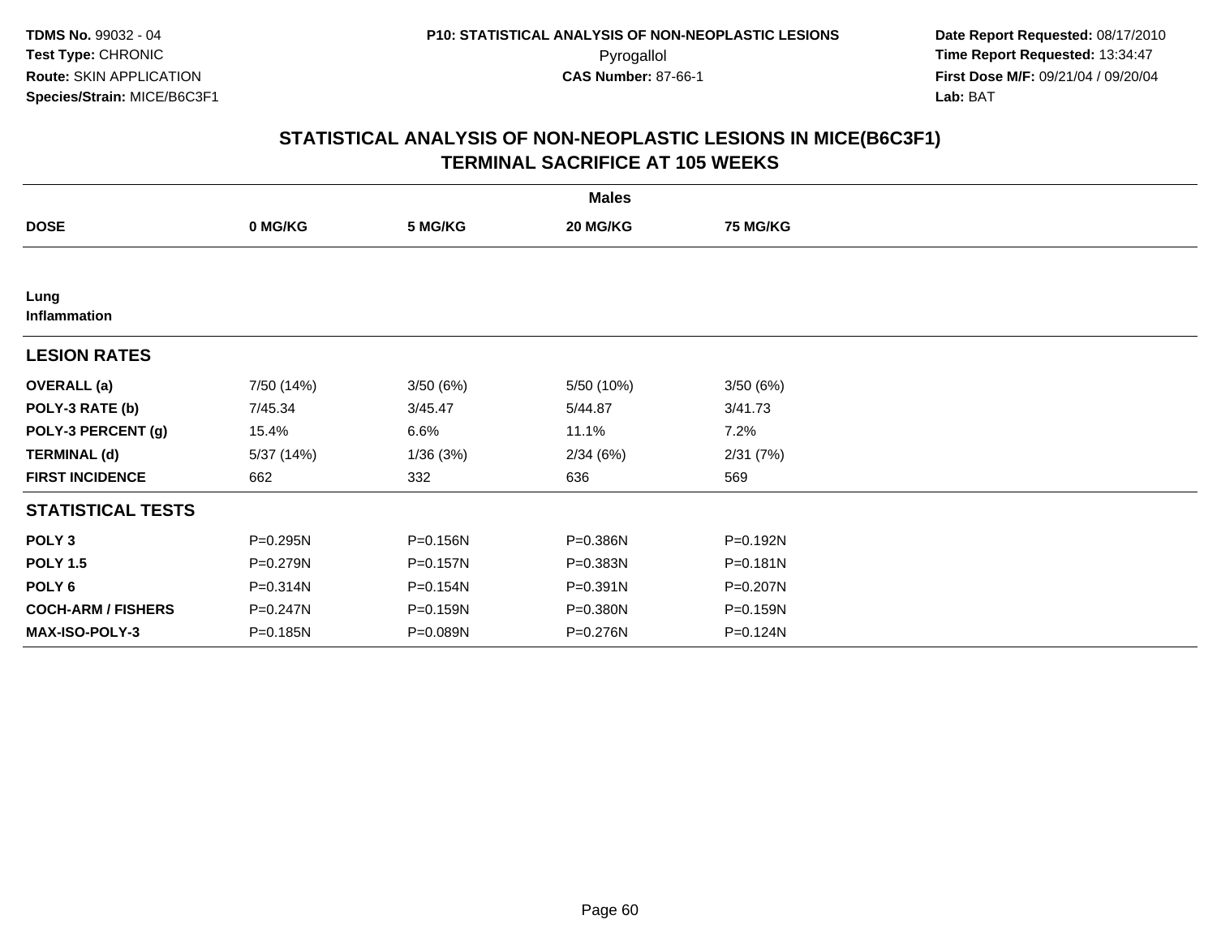TDMS No. 99032 - 04
Test Type: CHRONIC
Route: SKIN APPLICATION
Species/Strain: MICE/B6C3F1

P10: STATISTICAL ANALYSIS OF NON-NEOPLASTIC LESIONS
Pyrogallol
CAS Number: 87-66-1

Date Report Requested: 08/17/2010
Time Report Requested: 13:34:47
First Dose M/F: 09/21/04 / 09/20/04
Lab: BAT

## STATISTICAL ANALYSIS OF NON-NEOPLASTIC LESIONS IN MICE(B6C3F1)
## TERMINAL SACRIFICE AT 105 WEEKS

| | Males | | | |
|---|---|---|---|---|
| **DOSE** | **0 MG/KG** | **5 MG/KG** | **20 MG/KG** | **75 MG/KG** |
| **Lung** | | | | |
| **Inflammation** | | | | |
| **LESION RATES** | | | | |
| **OVERALL (a)** | 7/50 (14%) | 3/50 (6%) | 5/50 (10%) | 3/50 (6%) |
| **POLY-3 RATE (b)** | 7/45.34 | 3/45.47 | 5/44.87 | 3/41.73 |
| **POLY-3 PERCENT (g)** | 15.4% | 6.6% | 11.1% | 7.2% |
| **TERMINAL (d)** | 5/37 (14%) | 1/36 (3%) | 2/34 (6%) | 2/31 (7%) |
| **FIRST INCIDENCE** | 662 | 332 | 636 | 569 |
| **STATISTICAL TESTS** | | | | |
| **POLY 3** | P=0.295N | P=0.156N | P=0.386N | P=0.192N |
| **POLY 1.5** | P=0.279N | P=0.157N | P=0.383N | P=0.181N |
| **POLY 6** | P=0.314N | P=0.154N | P=0.391N | P=0.207N |
| **COCH-ARM / FISHERS** | P=0.247N | P=0.159N | P=0.380N | P=0.159N |
| **MAX-ISO-POLY-3** | P=0.185N | P=0.089N | P=0.276N | P=0.124N |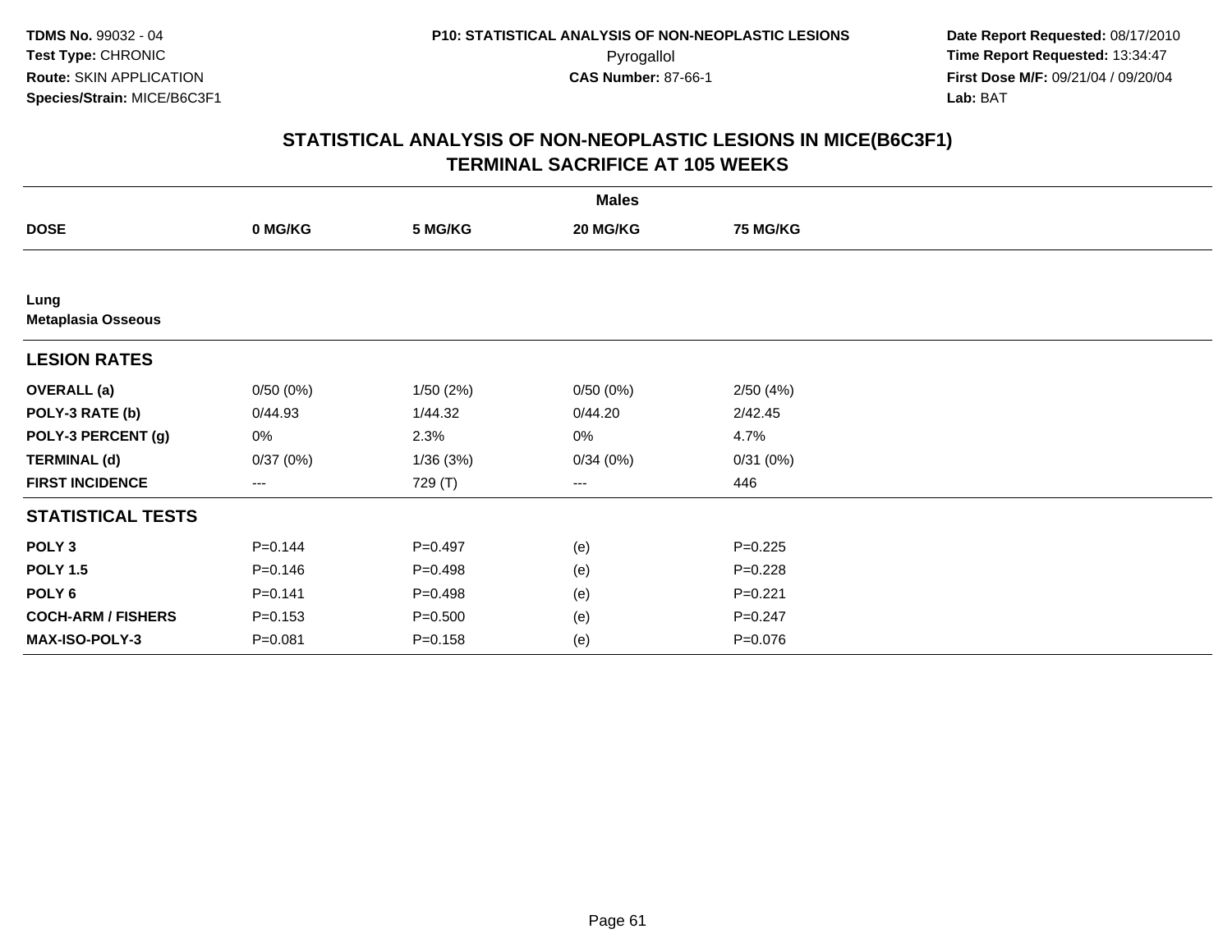TDMS No. 99032 - 04
Test Type: CHRONIC
Route: SKIN APPLICATION
Species/Strain: MICE/B6C3F1

P10: STATISTICAL ANALYSIS OF NON-NEOPLASTIC LESIONS
Pyrogallol
CAS Number: 87-66-1

Date Report Requested: 08/17/2010
Time Report Requested: 13:34:47
First Dose M/F: 09/21/04 / 09/20/04
Lab: BAT

## STATISTICAL ANALYSIS OF NON-NEOPLASTIC LESIONS IN MICE(B6C3F1) TERMINAL SACRIFICE AT 105 WEEKS

| | Males | | | |
|---|---|---|---|---|
| **DOSE** | **0 MG/KG** | **5 MG/KG** | **20 MG/KG** | **75 MG/KG** |
| **Lung** | | | | |
| **Metaplasia Osseous** | | | | |
| **LESION RATES** | | | | |
| **OVERALL (a)** | 0/50 (0%) | 1/50 (2%) | 0/50 (0%) | 2/50 (4%) |
| **POLY-3 RATE (b)** | 0/44.93 | 1/44.32 | 0/44.20 | 2/42.45 |
| **POLY-3 PERCENT (g)** | 0% | 2.3% | 0% | 4.7% |
| **TERMINAL (d)** | 0/37 (0%) | 1/36 (3%) | 0/34 (0%) | 0/31 (0%) |
| **FIRST INCIDENCE** | --- | 729 (T) | --- | 446 |
| **STATISTICAL TESTS** | | | | |
| **POLY 3** | P=0.144 | P=0.497 | (e) | P=0.225 |
| **POLY 1.5** | P=0.146 | P=0.498 | (e) | P=0.228 |
| **POLY 6** | P=0.141 | P=0.498 | (e) | P=0.221 |
| **COCH-ARM / FISHERS** | P=0.153 | P=0.500 | (e) | P=0.247 |
| **MAX-ISO-POLY-3** | P=0.081 | P=0.158 | (e) | P=0.076 |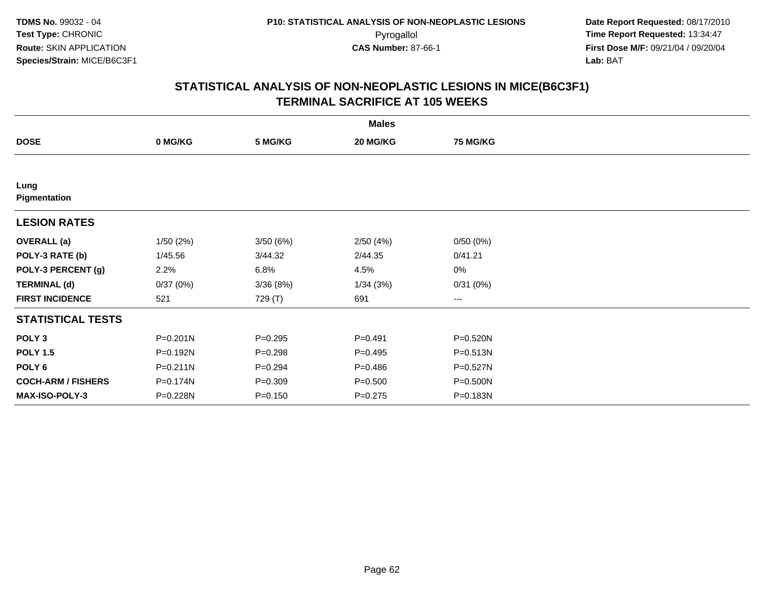**TDMS No.** 99032 - 04
**Test Type:** CHRONIC
**Route:** SKIN APPLICATION
**Species/Strain:** MICE/B6C3F1

**P10: STATISTICAL ANALYSIS OF NON-NEOPLASTIC LESIONS**
Pyrogallol
**CAS Number:** 87-66-1

**Date Report Requested:** 08/17/2010
**Time Report Requested:** 13:34:47
**First Dose M/F:** 09/21/04 / 09/20/04
**Lab:** BAT

## STATISTICAL ANALYSIS OF NON-NEOPLASTIC LESIONS IN MICE(B6C3F1)
## TERMINAL SACRIFICE AT 105 WEEKS

| | Males | | | |
|---|---|---|---|---|
| **DOSE** | **0 MG/KG** | **5 MG/KG** | **20 MG/KG** | **75 MG/KG** |
| **Lung** | | | | |
| **Pigmentation** | | | | |
| **LESION RATES** | | | | |
| **OVERALL (a)** | 1/50 (2%) | 3/50 (6%) | 2/50 (4%) | 0/50 (0%) |
| **POLY-3 RATE (b)** | 1/45.56 | 3/44.32 | 2/44.35 | 0/41.21 |
| **POLY-3 PERCENT (g)** | 2.2% | 6.8% | 4.5% | 0% |
| **TERMINAL (d)** | 0/37 (0%) | 3/36 (8%) | 1/34 (3%) | 0/31 (0%) |
| **FIRST INCIDENCE** | 521 | 729 (T) | 691 | --- |
| **STATISTICAL TESTS** | | | | |
| **POLY 3** | P=0.201N | P=0.295 | P=0.491 | P=0.520N |
| **POLY 1.5** | P=0.192N | P=0.298 | P=0.495 | P=0.513N |
| **POLY 6** | P=0.211N | P=0.294 | P=0.486 | P=0.527N |
| **COCH-ARM / FISHERS** | P=0.174N | P=0.309 | P=0.500 | P=0.500N |
| **MAX-ISO-POLY-3** | P=0.228N | P=0.150 | P=0.275 | P=0.183N |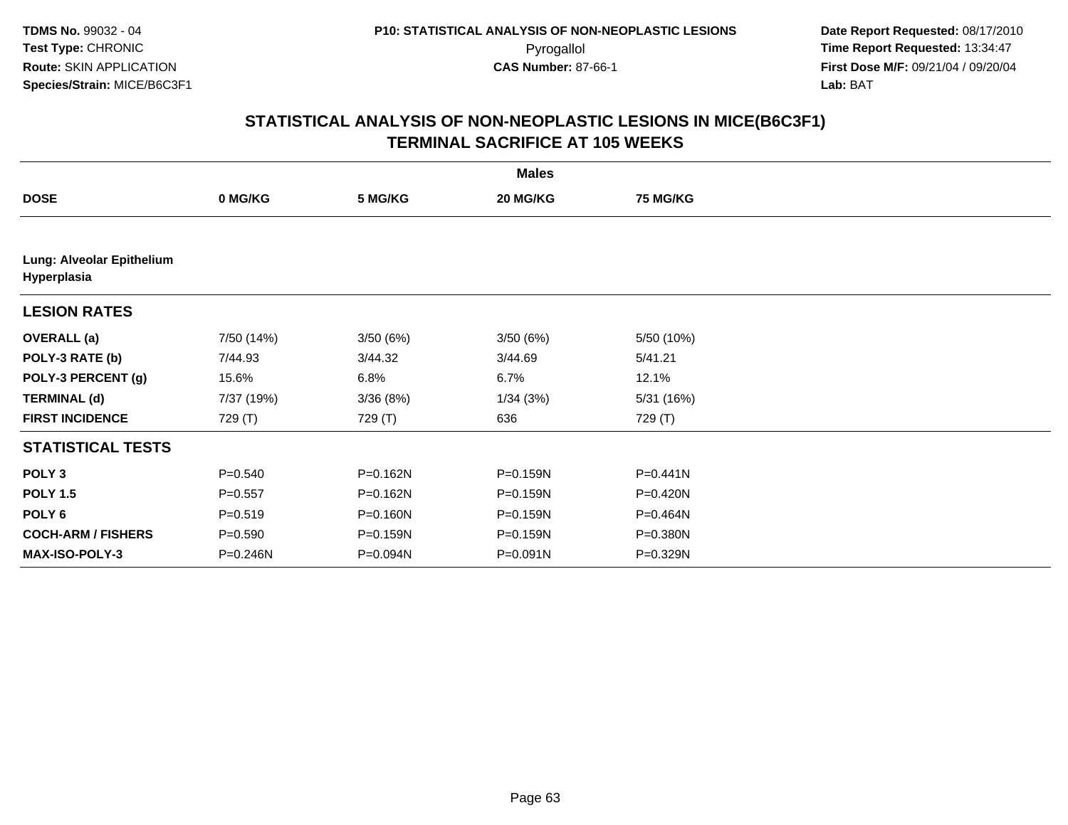**TDMS No.** 99032 - 04
**Test Type:** CHRONIC
**Route:** SKIN APPLICATION
**Species/Strain:** MICE/B6C3F1

**P10: STATISTICAL ANALYSIS OF NON-NEOPLASTIC LESIONS**
Pyrogallol
**CAS Number:** 87-66-1

**Date Report Requested:** 08/17/2010
**Time Report Requested:** 13:34:47
**First Dose M/F:** 09/21/04 / 09/20/04
**Lab:** BAT

## STATISTICAL ANALYSIS OF NON-NEOPLASTIC LESIONS IN MICE(B6C3F1)
## TERMINAL SACRIFICE AT 105 WEEKS

| | Males | | | |
|---|---|---|---|---|
| **DOSE** | **0 MG/KG** | **5 MG/KG** | **20 MG/KG** | **75 MG/KG** |
| **Lung: Alveolar Epithelium Hyperplasia** | | | | |
| **LESION RATES** | | | | |
| **OVERALL (a)** | 7/50 (14%) | 3/50 (6%) | 3/50 (6%) | 5/50 (10%) |
| **POLY-3 RATE (b)** | 7/44.93 | 3/44.32 | 3/44.69 | 5/41.21 |
| **POLY-3 PERCENT (g)** | 15.6% | 6.8% | 6.7% | 12.1% |
| **TERMINAL (d)** | 7/37 (19%) | 3/36 (8%) | 1/34 (3%) | 5/31 (16%) |
| **FIRST INCIDENCE** | 729 (T) | 729 (T) | 636 | 729 (T) |
| **STATISTICAL TESTS** | | | | |
| **POLY 3** | P=0.540 | P=0.162N | P=0.159N | P=0.441N |
| **POLY 1.5** | P=0.557 | P=0.162N | P=0.159N | P=0.420N |
| **POLY 6** | P=0.519 | P=0.160N | P=0.159N | P=0.464N |
| **COCH-ARM / FISHERS** | P=0.590 | P=0.159N | P=0.159N | P=0.380N |
| **MAX-ISO-POLY-3** | P=0.246N | P=0.094N | P=0.091N | P=0.329N |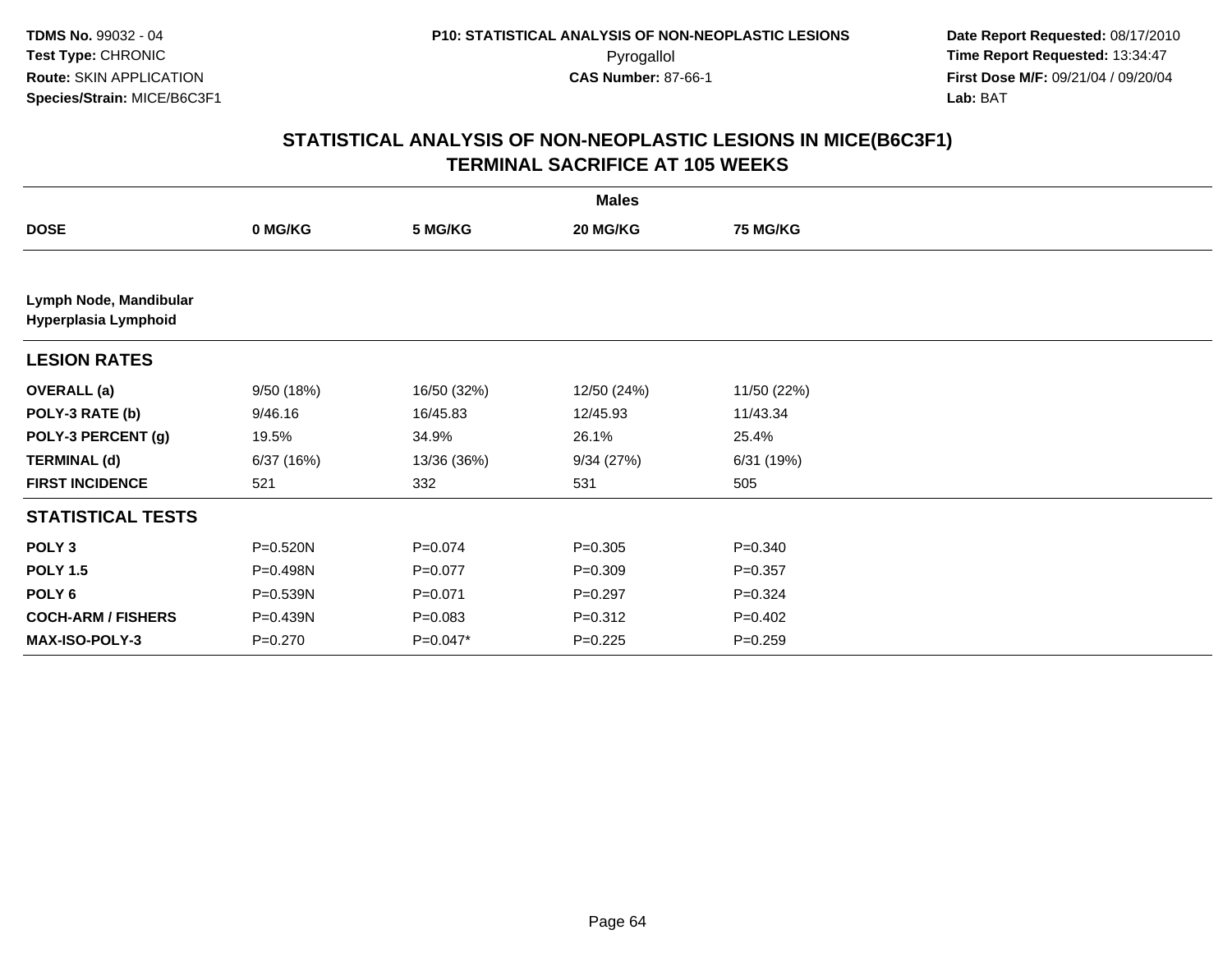**TDMS No.** 99032 - 04
**Test Type:** CHRONIC
**Route:** SKIN APPLICATION
**Species/Strain:** MICE/B6C3F1

**P10: STATISTICAL ANALYSIS OF NON-NEOPLASTIC LESIONS**
Pyrogallol
**CAS Number:** 87-66-1

**Date Report Requested:** 08/17/2010
**Time Report Requested:** 13:34:47
**First Dose M/F:** 09/21/04 / 09/20/04
**Lab:** BAT

## STATISTICAL ANALYSIS OF NON-NEOPLASTIC LESIONS IN MICE(B6C3F1) TERMINAL SACRIFICE AT 105 WEEKS

| | Males | | | |
|---|---|---|---|---|
| **DOSE** | **0 MG/KG** | **5 MG/KG** | **20 MG/KG** | **75 MG/KG** |
| **Lymph Node, Mandibular Hyperplasia Lymphoid** | | | | |
| **LESION RATES** | | | | |
| **OVERALL (a)** | 9/50 (18%) | 16/50 (32%) | 12/50 (24%) | 11/50 (22%) |
| **POLY-3 RATE (b)** | 9/46.16 | 16/45.83 | 12/45.93 | 11/43.34 |
| **POLY-3 PERCENT (g)** | 19.5% | 34.9% | 26.1% | 25.4% |
| **TERMINAL (d)** | 6/37 (16%) | 13/36 (36%) | 9/34 (27%) | 6/31 (19%) |
| **FIRST INCIDENCE** | 521 | 332 | 531 | 505 |
| **STATISTICAL TESTS** | | | | |
| **POLY 3** | P=0.520N | P=0.074 | P=0.305 | P=0.340 |
| **POLY 1.5** | P=0.498N | P=0.077 | P=0.309 | P=0.357 |
| **POLY 6** | P=0.539N | P=0.071 | P=0.297 | P=0.324 |
| **COCH-ARM / FISHERS** | P=0.439N | P=0.083 | P=0.312 | P=0.402 |
| **MAX-ISO-POLY-3** | P=0.270 | P=0.047* | P=0.225 | P=0.259 |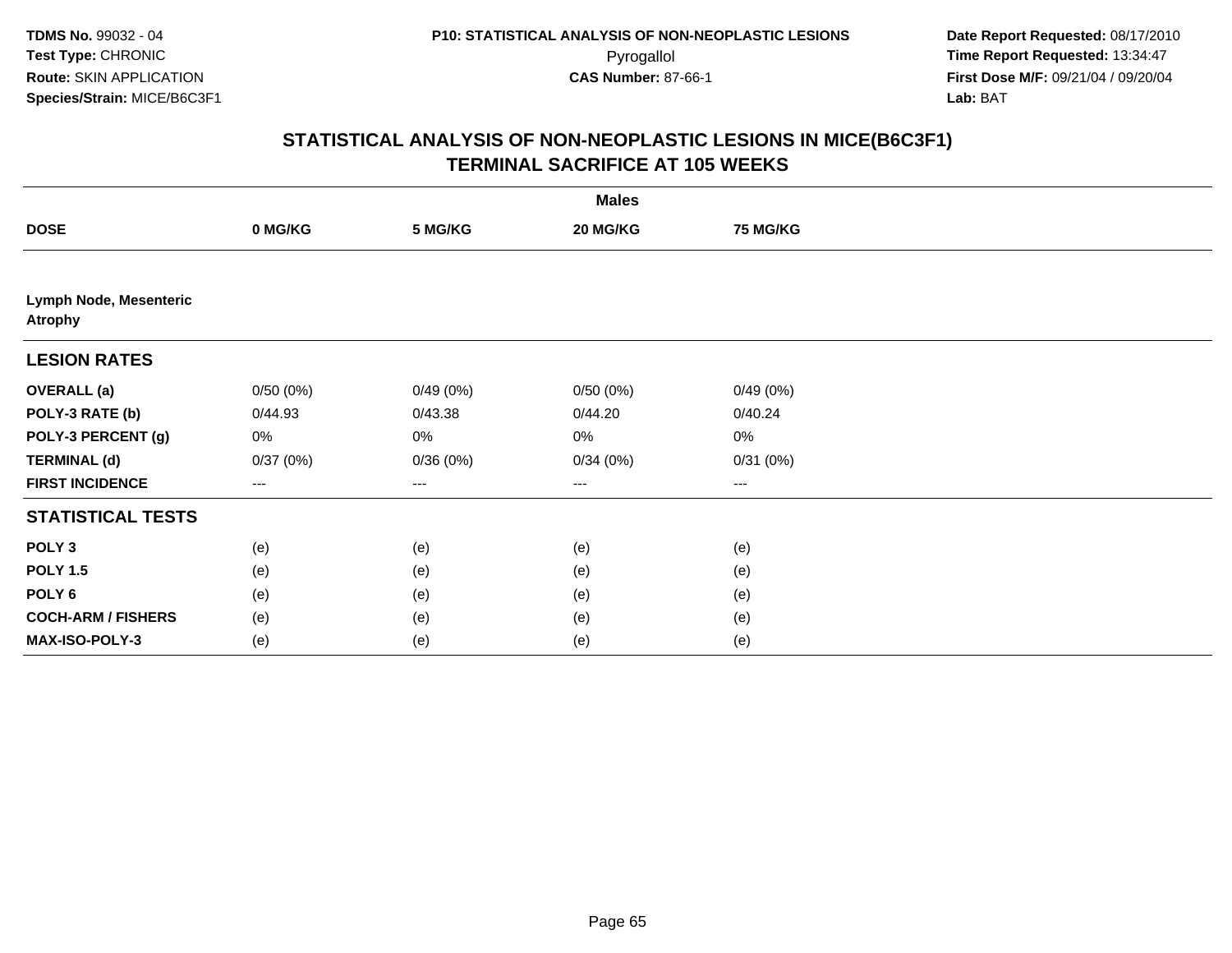TDMS No. 99032 - 04
Test Type: CHRONIC
Route: SKIN APPLICATION
Species/Strain: MICE/B6C3F1

P10: STATISTICAL ANALYSIS OF NON-NEOPLASTIC LESIONS
Pyrogallol
CAS Number: 87-66-1

Date Report Requested: 08/17/2010
Time Report Requested: 13:34:47
First Dose M/F: 09/21/04 / 09/20/04
Lab: BAT

## STATISTICAL ANALYSIS OF NON-NEOPLASTIC LESIONS IN MICE(B6C3F1)
## TERMINAL SACRIFICE AT 105 WEEKS

| | Males | | | |
|---|---|---|---|---|
| **DOSE** | **0 MG/KG** | **5 MG/KG** | **20 MG/KG** | **75 MG/KG** |
| **Lymph Node, Mesenteric Atrophy** | | | | |
| **LESION RATES** | | | | |
| **OVERALL (a)** | 0/50 (0%) | 0/49 (0%) | 0/50 (0%) | 0/49 (0%) |
| **POLY-3 RATE (b)** | 0/44.93 | 0/43.38 | 0/44.20 | 0/40.24 |
| **POLY-3 PERCENT (g)** | 0% | 0% | 0% | 0% |
| **TERMINAL (d)** | 0/37 (0%) | 0/36 (0%) | 0/34 (0%) | 0/31 (0%) |
| **FIRST INCIDENCE** | --- | --- | --- | --- |
| **STATISTICAL TESTS** | | | | |
| **POLY 3** | (e) | (e) | (e) | (e) |
| **POLY 1.5** | (e) | (e) | (e) | (e) |
| **POLY 6** | (e) | (e) | (e) | (e) |
| **COCH-ARM / FISHERS** | (e) | (e) | (e) | (e) |
| **MAX-ISO-POLY-3** | (e) | (e) | (e) | (e) |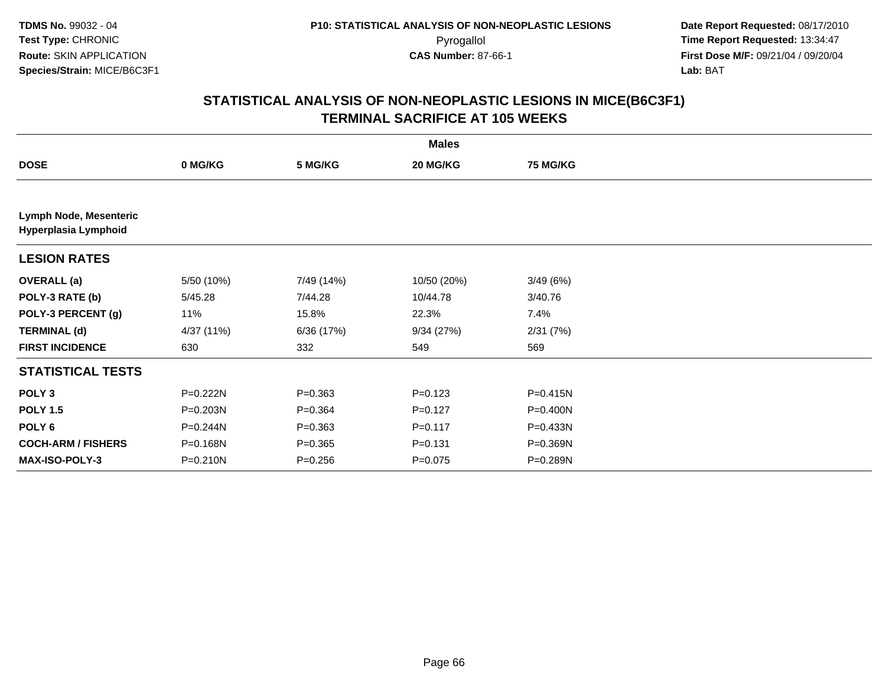TDMS No. 99032 - 04
Test Type: CHRONIC
Route: SKIN APPLICATION
Species/Strain: MICE/B6C3F1

P10: STATISTICAL ANALYSIS OF NON-NEOPLASTIC LESIONS
Pyrogallol
CAS Number: 87-66-1

Date Report Requested: 08/17/2010
Time Report Requested: 13:34:47
First Dose M/F: 09/21/04 / 09/20/04
Lab: BAT

## STATISTICAL ANALYSIS OF NON-NEOPLASTIC LESIONS IN MICE(B6C3F1) TERMINAL SACRIFICE AT 105 WEEKS

| | Males | | | |
|---|---|---|---|---|
| **DOSE** | **0 MG/KG** | **5 MG/KG** | **20 MG/KG** | **75 MG/KG** |
| **Lymph Node, Mesenteric Hyperplasia Lymphoid** | | | | |
| **LESION RATES** | | | | |
| **OVERALL (a)** | 5/50 (10%) | 7/49 (14%) | 10/50 (20%) | 3/49 (6%) |
| **POLY-3 RATE (b)** | 5/45.28 | 7/44.28 | 10/44.78 | 3/40.76 |
| **POLY-3 PERCENT (g)** | 11% | 15.8% | 22.3% | 7.4% |
| **TERMINAL (d)** | 4/37 (11%) | 6/36 (17%) | 9/34 (27%) | 2/31 (7%) |
| **FIRST INCIDENCE** | 630 | 332 | 549 | 569 |
| **STATISTICAL TESTS** | | | | |
| **POLY 3** | P=0.222N | P=0.363 | P=0.123 | P=0.415N |
| **POLY 1.5** | P=0.203N | P=0.364 | P=0.127 | P=0.400N |
| **POLY 6** | P=0.244N | P=0.363 | P=0.117 | P=0.433N |
| **COCH-ARM / FISHERS** | P=0.168N | P=0.365 | P=0.131 | P=0.369N |
| **MAX-ISO-POLY-3** | P=0.210N | P=0.256 | P=0.075 | P=0.289N |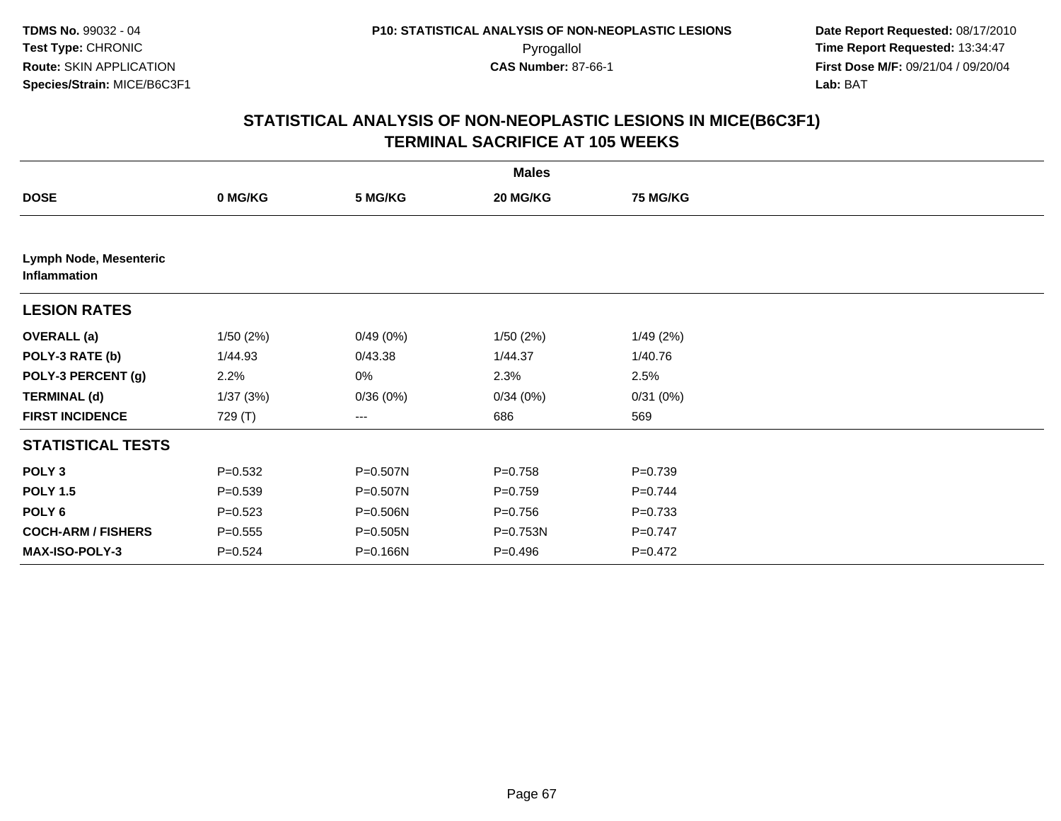# STATISTICAL ANALYSIS OF NON-NEOPLASTIC LESIONS IN MICE(B6C3F1)
## TERMINAL SACRIFICE AT 105 WEEKS

| | Males | | | |
|---|---|---|---|---|
| **DOSE** | **0 MG/KG** | **5 MG/KG** | **20 MG/KG** | **75 MG/KG** |
| **Lymph Node, Mesenteric Inflammation** | | | | |
| **LESION RATES** | | | | |
| **OVERALL (a)** | 1/50 (2%) | 0/49 (0%) | 1/50 (2%) | 1/49 (2%) |
| **POLY-3 RATE (b)** | 1/44.93 | 0/43.38 | 1/44.37 | 1/40.76 |
| **POLY-3 PERCENT (g)** | 2.2% | 0% | 2.3% | 2.5% |
| **TERMINAL (d)** | 1/37 (3%) | 0/36 (0%) | 0/34 (0%) | 0/31 (0%) |
| **FIRST INCIDENCE** | 729 (T) | --- | 686 | 569 |
| **STATISTICAL TESTS** | | | | |
| **POLY 3** | P=0.532 | P=0.507N | P=0.758 | P=0.739 |
| **POLY 1.5** | P=0.539 | P=0.507N | P=0.759 | P=0.744 |
| **POLY 6** | P=0.523 | P=0.506N | P=0.756 | P=0.733 |
| **COCH-ARM / FISHERS** | P=0.555 | P=0.505N | P=0.753N | P=0.747 |
| **MAX-ISO-POLY-3** | P=0.524 | P=0.166N | P=0.496 | P=0.472 |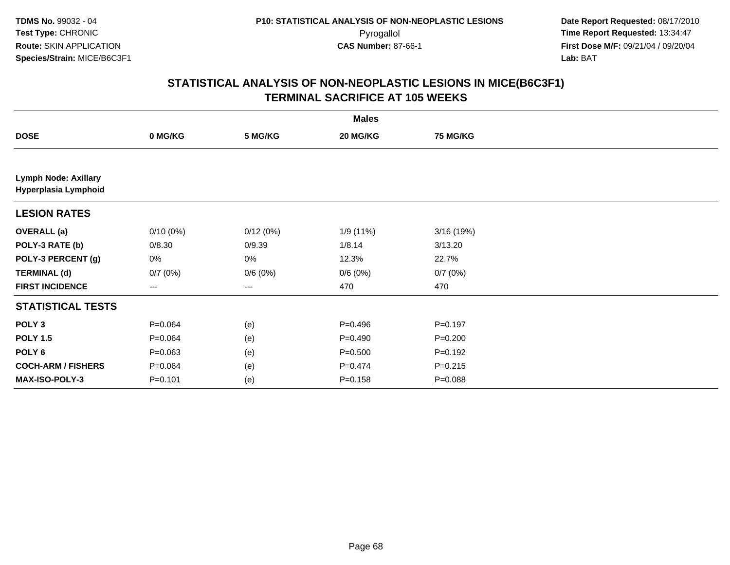**TDMS No.** 99032 - 04
**Test Type:** CHRONIC
**Route:** SKIN APPLICATION
**Species/Strain:** MICE/B6C3F1

**P10: STATISTICAL ANALYSIS OF NON-NEOPLASTIC LESIONS**
Pyrogallol
**CAS Number:** 87-66-1

**Date Report Requested:** 08/17/2010
**Time Report Requested:** 13:34:47
**First Dose M/F:** 09/21/04 / 09/20/04
**Lab:** BAT

## STATISTICAL ANALYSIS OF NON-NEOPLASTIC LESIONS IN MICE(B6C3F1) TERMINAL SACRIFICE AT 105 WEEKS

| | Males | | | |
|---|---|---|---|---|
| **DOSE** | **0 MG/KG** | **5 MG/KG** | **20 MG/KG** | **75 MG/KG** |
| **Lymph Node: Axillary Hyperplasia Lymphoid** | | | | |
| **LESION RATES** | | | | |
| **OVERALL (a)** | 0/10 (0%) | 0/12 (0%) | 1/9 (11%) | 3/16 (19%) |
| **POLY-3 RATE (b)** | 0/8.30 | 0/9.39 | 1/8.14 | 3/13.20 |
| **POLY-3 PERCENT (g)** | 0% | 0% | 12.3% | 22.7% |
| **TERMINAL (d)** | 0/7 (0%) | 0/6 (0%) | 0/6 (0%) | 0/7 (0%) |
| **FIRST INCIDENCE** | --- | --- | 470 | 470 |
| **STATISTICAL TESTS** | | | | |
| **POLY 3** | P=0.064 | (e) | P=0.496 | P=0.197 |
| **POLY 1.5** | P=0.064 | (e) | P=0.490 | P=0.200 |
| **POLY 6** | P=0.063 | (e) | P=0.500 | P=0.192 |
| **COCH-ARM / FISHERS** | P=0.064 | (e) | P=0.474 | P=0.215 |
| **MAX-ISO-POLY-3** | P=0.101 | (e) | P=0.158 | P=0.088 |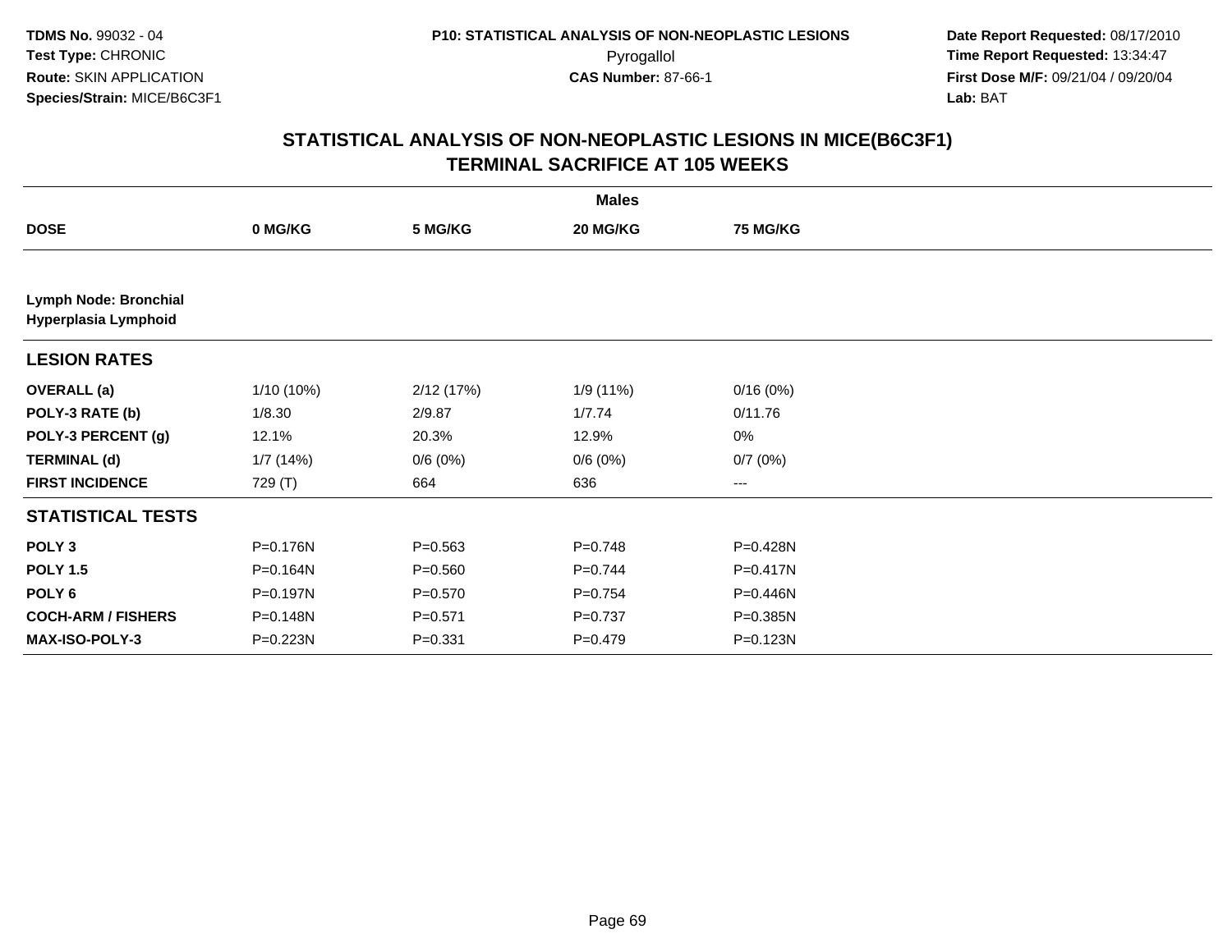**TDMS No.** 99032 - 04
**Test Type:** CHRONIC
**Route:** SKIN APPLICATION
**Species/Strain:** MICE/B6C3F1

**P10: STATISTICAL ANALYSIS OF NON-NEOPLASTIC LESIONS**
Pyrogallol
**CAS Number:** 87-66-1

**Date Report Requested:** 08/17/2010
**Time Report Requested:** 13:34:47
**First Dose M/F:** 09/21/04 / 09/20/04
**Lab:** BAT

## STATISTICAL ANALYSIS OF NON-NEOPLASTIC LESIONS IN MICE(B6C3F1)
## TERMINAL SACRIFICE AT 105 WEEKS

| | Males | | | |
|---|---|---|---|---|
| **DOSE** | **0 MG/KG** | **5 MG/KG** | **20 MG/KG** | **75 MG/KG** |
| **Lymph Node: Bronchial Hyperplasia Lymphoid** | | | | |
| **LESION RATES** | | | | |
| **OVERALL (a)** | 1/10 (10%) | 2/12 (17%) | 1/9 (11%) | 0/16 (0%) |
| **POLY-3 RATE (b)** | 1/8.30 | 2/9.87 | 1/7.74 | 0/11.76 |
| **POLY-3 PERCENT (g)** | 12.1% | 20.3% | 12.9% | 0% |
| **TERMINAL (d)** | 1/7 (14%) | 0/6 (0%) | 0/6 (0%) | 0/7 (0%) |
| **FIRST INCIDENCE** | 729 (T) | 664 | 636 | --- |
| **STATISTICAL TESTS** | | | | |
| **POLY 3** | P=0.176N | P=0.563 | P=0.748 | P=0.428N |
| **POLY 1.5** | P=0.164N | P=0.560 | P=0.744 | P=0.417N |
| **POLY 6** | P=0.197N | P=0.570 | P=0.754 | P=0.446N |
| **COCH-ARM / FISHERS** | P=0.148N | P=0.571 | P=0.737 | P=0.385N |
| **MAX-ISO-POLY-3** | P=0.223N | P=0.331 | P=0.479 | P=0.123N |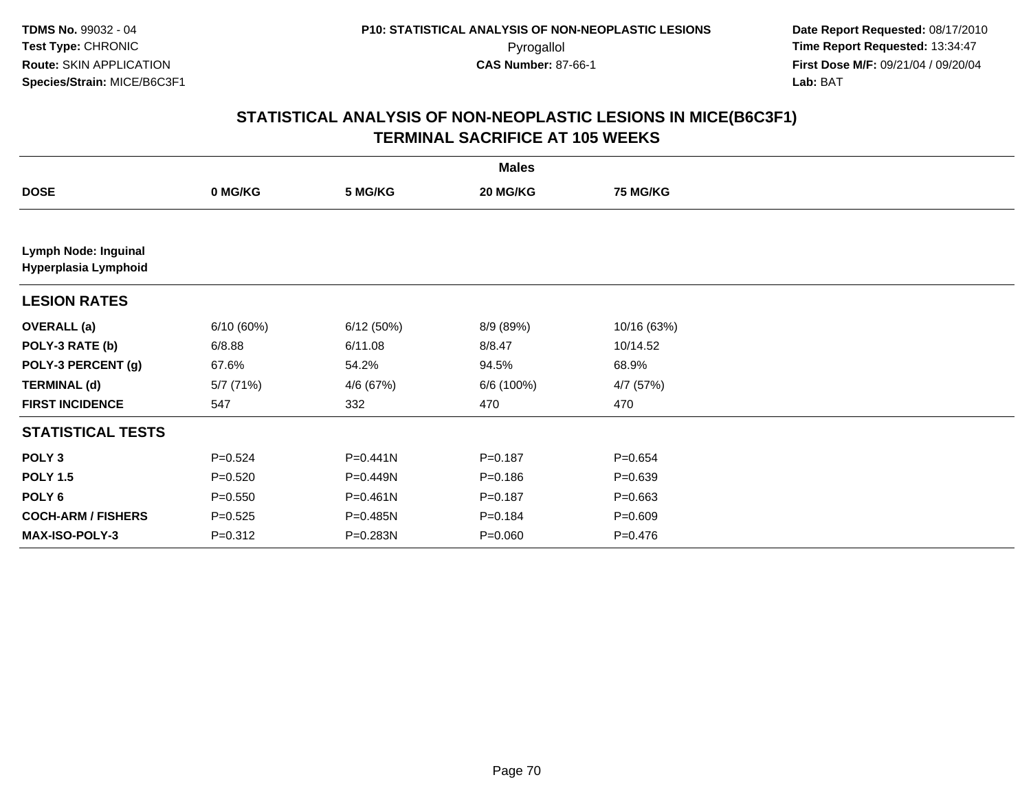TDMS No. 99032 - 04
Test Type: CHRONIC
Route: SKIN APPLICATION
Species/Strain: MICE/B6C3F1

P10: STATISTICAL ANALYSIS OF NON-NEOPLASTIC LESIONS
Pyrogallol
CAS Number: 87-66-1

Date Report Requested: 08/17/2010
Time Report Requested: 13:34:47
First Dose M/F: 09/21/04 / 09/20/04
Lab: BAT

## STATISTICAL ANALYSIS OF NON-NEOPLASTIC LESIONS IN MICE(B6C3F1) TERMINAL SACRIFICE AT 105 WEEKS

| | Males | | | |
|---|---|---|---|---|
| **DOSE** | **0 MG/KG** | **5 MG/KG** | **20 MG/KG** | **75 MG/KG** |
| **Lymph Node: Inguinal** | | | | |
| **Hyperplasia Lymphoid** | | | | |
| **LESION RATES** | | | | |
| **OVERALL (a)** | 6/10 (60%) | 6/12 (50%) | 8/9 (89%) | 10/16 (63%) |
| **POLY-3 RATE (b)** | 6/8.88 | 6/11.08 | 8/8.47 | 10/14.52 |
| **POLY-3 PERCENT (g)** | 67.6% | 54.2% | 94.5% | 68.9% |
| **TERMINAL (d)** | 5/7 (71%) | 4/6 (67%) | 6/6 (100%) | 4/7 (57%) |
| **FIRST INCIDENCE** | 547 | 332 | 470 | 470 |
| **STATISTICAL TESTS** | | | | |
| **POLY 3** | P=0.524 | P=0.441N | P=0.187 | P=0.654 |
| **POLY 1.5** | P=0.520 | P=0.449N | P=0.186 | P=0.639 |
| **POLY 6** | P=0.550 | P=0.461N | P=0.187 | P=0.663 |
| **COCH-ARM / FISHERS** | P=0.525 | P=0.485N | P=0.184 | P=0.609 |
| **MAX-ISO-POLY-3** | P=0.312 | P=0.283N | P=0.060 | P=0.476 |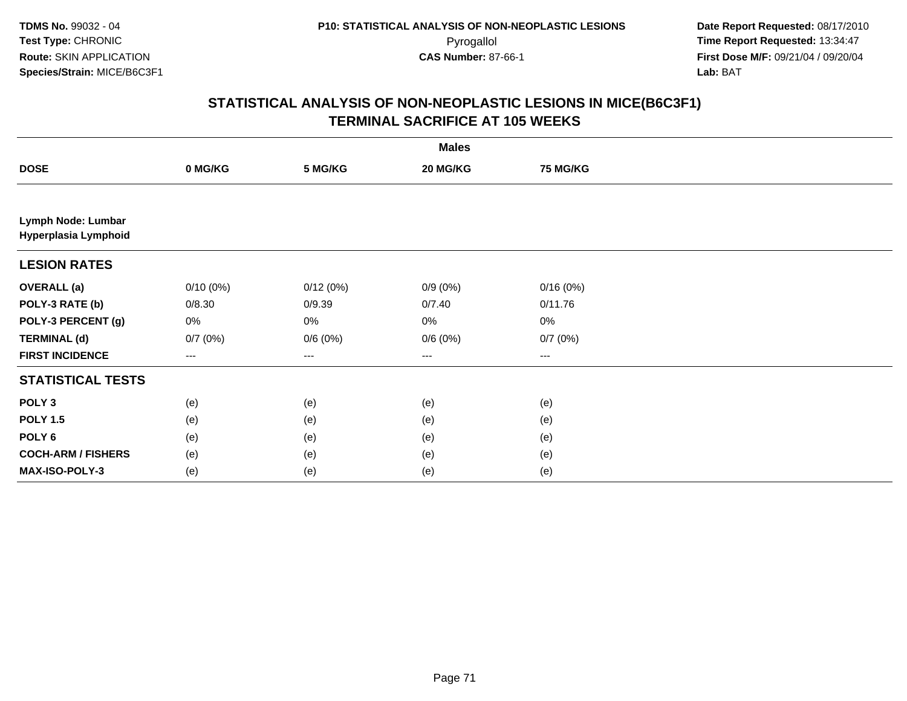TDMS No. 99032 - 04
Test Type: CHRONIC
Route: SKIN APPLICATION
Species/Strain: MICE/B6C3F1

P10: STATISTICAL ANALYSIS OF NON-NEOPLASTIC LESIONS
Pyrogallol
CAS Number: 87-66-1

Date Report Requested: 08/17/2010
Time Report Requested: 13:34:47
First Dose M/F: 09/21/04 / 09/20/04
Lab: BAT

## STATISTICAL ANALYSIS OF NON-NEOPLASTIC LESIONS IN MICE(B6C3F1)
## TERMINAL SACRIFICE AT 105 WEEKS

| | Males | | | |
|---|---|---|---|---|
| **DOSE** | **0 MG/KG** | **5 MG/KG** | **20 MG/KG** | **75 MG/KG** |
| **Lymph Node: Lumbar** | | | | |
| **Hyperplasia Lymphoid** | | | | |
| **LESION RATES** | | | | |
| **OVERALL (a)** | 0/10 (0%) | 0/12 (0%) | 0/9 (0%) | 0/16 (0%) |
| **POLY-3 RATE (b)** | 0/8.30 | 0/9.39 | 0/7.40 | 0/11.76 |
| **POLY-3 PERCENT (g)** | 0% | 0% | 0% | 0% |
| **TERMINAL (d)** | 0/7 (0%) | 0/6 (0%) | 0/6 (0%) | 0/7 (0%) |
| **FIRST INCIDENCE** | --- | --- | --- | --- |
| **STATISTICAL TESTS** | | | | |
| **POLY 3** | (e) | (e) | (e) | (e) |
| **POLY 1.5** | (e) | (e) | (e) | (e) |
| **POLY 6** | (e) | (e) | (e) | (e) |
| **COCH-ARM / FISHERS** | (e) | (e) | (e) | (e) |
| **MAX-ISO-POLY-3** | (e) | (e) | (e) | (e) |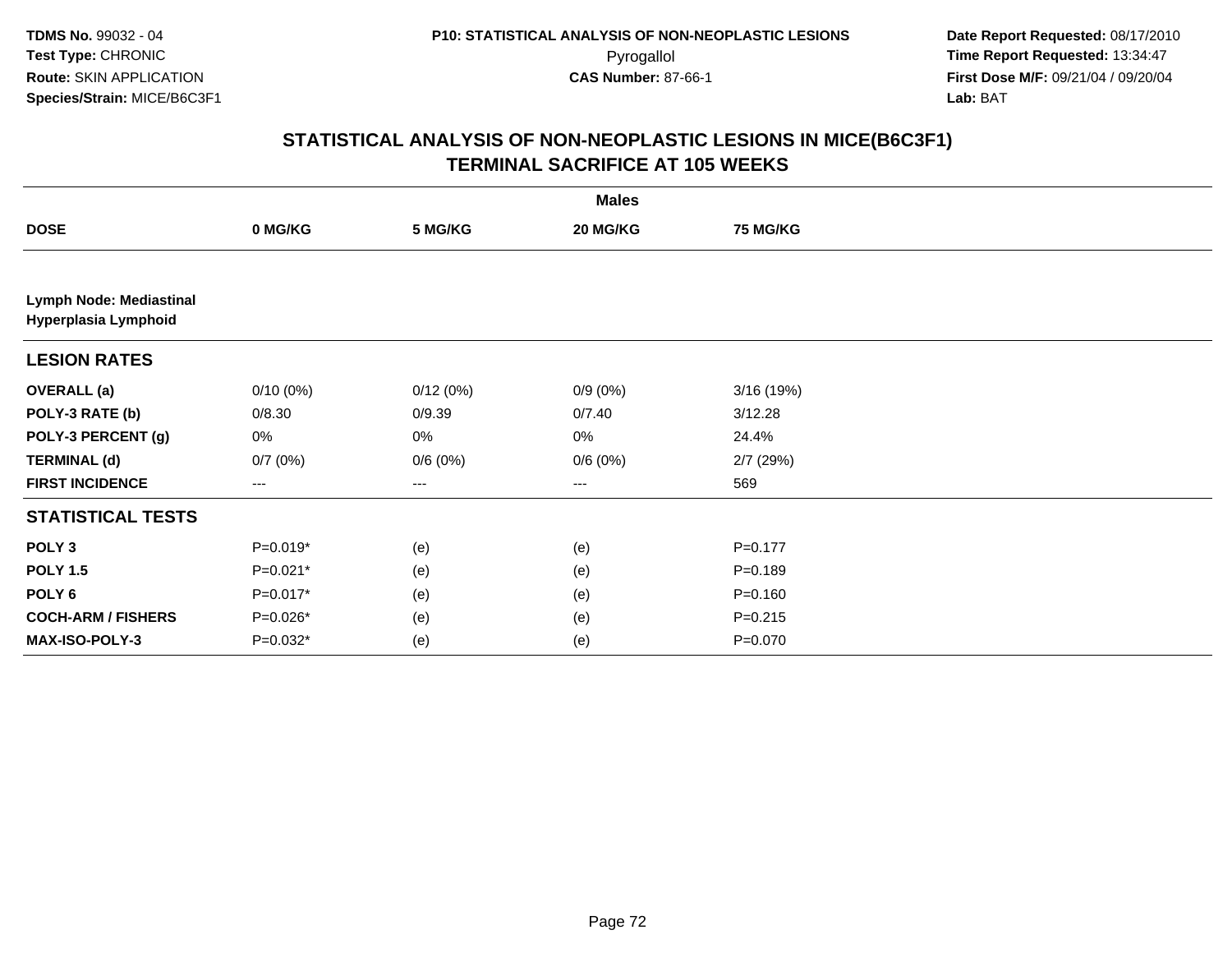TDMS No. 99032 - 04
Test Type: CHRONIC
Route: SKIN APPLICATION
Species/Strain: MICE/B6C3F1

P10: STATISTICAL ANALYSIS OF NON-NEOPLASTIC LESIONS
Pyrogallol
CAS Number: 87-66-1

Date Report Requested: 08/17/2010
Time Report Requested: 13:34:47
First Dose M/F: 09/21/04 / 09/20/04
Lab: BAT

## STATISTICAL ANALYSIS OF NON-NEOPLASTIC LESIONS IN MICE(B6C3F1)
## TERMINAL SACRIFICE AT 105 WEEKS

| | Males | | | |
|---|---|---|---|---|
| **DOSE** | **0 MG/KG** | **5 MG/KG** | **20 MG/KG** | **75 MG/KG** |
| **Lymph Node: Mediastinal Hyperplasia Lymphoid** | | | | |
| **LESION RATES** | | | | |
| **OVERALL (a)** | 0/10 (0%) | 0/12 (0%) | 0/9 (0%) | 3/16 (19%) |
| **POLY-3 RATE (b)** | 0/8.30 | 0/9.39 | 0/7.40 | 3/12.28 |
| **POLY-3 PERCENT (g)** | 0% | 0% | 0% | 24.4% |
| **TERMINAL (d)** | 0/7 (0%) | 0/6 (0%) | 0/6 (0%) | 2/7 (29%) |
| **FIRST INCIDENCE** | --- | --- | --- | 569 |
| **STATISTICAL TESTS** | | | | |
| **POLY 3** | P=0.019* | (e) | (e) | P=0.177 |
| **POLY 1.5** | P=0.021* | (e) | (e) | P=0.189 |
| **POLY 6** | P=0.017* | (e) | (e) | P=0.160 |
| **COCH-ARM / FISHERS** | P=0.026* | (e) | (e) | P=0.215 |
| **MAX-ISO-POLY-3** | P=0.032* | (e) | (e) | P=0.070 |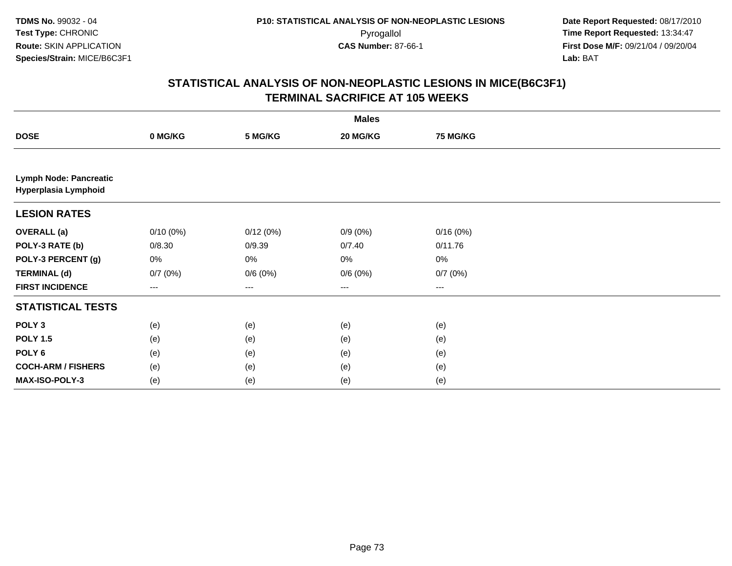TDMS No. 99032 - 04
Test Type: CHRONIC
Route: SKIN APPLICATION
Species/Strain: MICE/B6C3F1

P10: STATISTICAL ANALYSIS OF NON-NEOPLASTIC LESIONS
Pyrogallol
CAS Number: 87-66-1

Date Report Requested: 08/17/2010
Time Report Requested: 13:34:47
First Dose M/F: 09/21/04 / 09/20/04
Lab: BAT

## STATISTICAL ANALYSIS OF NON-NEOPLASTIC LESIONS IN MICE(B6C3F1)
## TERMINAL SACRIFICE AT 105 WEEKS

| | Males | | | |
|---|---|---|---|---|
| **DOSE** | **0 MG/KG** | **5 MG/KG** | **20 MG/KG** | **75 MG/KG** |
| **Lymph Node: Pancreatic** **Hyperplasia Lymphoid** | | | | |
| **LESION RATES** | | | | |
| **OVERALL (a)** | 0/10 (0%) | 0/12 (0%) | 0/9 (0%) | 0/16 (0%) |
| **POLY-3 RATE (b)** | 0/8.30 | 0/9.39 | 0/7.40 | 0/11.76 |
| **POLY-3 PERCENT (g)** | 0% | 0% | 0% | 0% |
| **TERMINAL (d)** | 0/7 (0%) | 0/6 (0%) | 0/6 (0%) | 0/7 (0%) |
| **FIRST INCIDENCE** | --- | --- | --- | --- |
| **STATISTICAL TESTS** | | | | |
| **POLY 3** | (e) | (e) | (e) | (e) |
| **POLY 1.5** | (e) | (e) | (e) | (e) |
| **POLY 6** | (e) | (e) | (e) | (e) |
| **COCH-ARM / FISHERS** | (e) | (e) | (e) | (e) |
| **MAX-ISO-POLY-3** | (e) | (e) | (e) | (e) |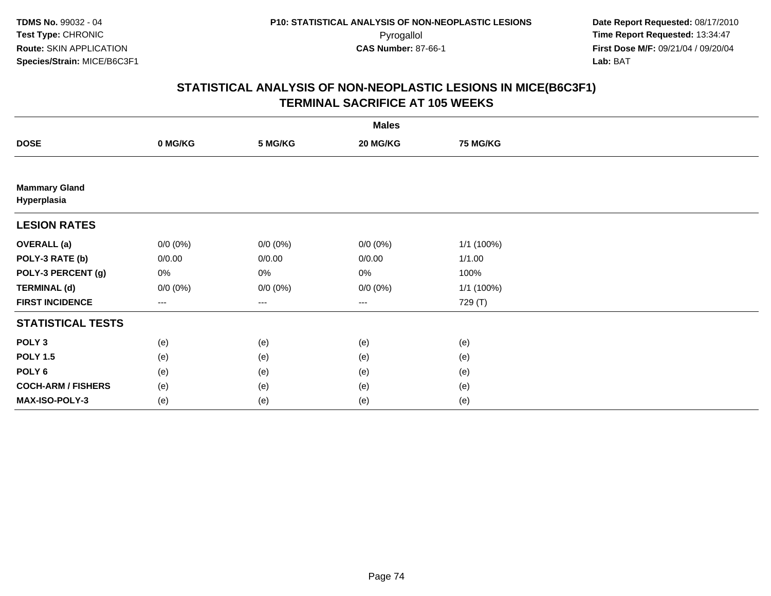**TDMS No.** 99032 - 04
**Test Type:** CHRONIC
**Route:** SKIN APPLICATION
**Species/Strain:** MICE/B6C3F1

**P10: STATISTICAL ANALYSIS OF NON-NEOPLASTIC LESIONS**
Pyrogallol
**CAS Number:** 87-66-1

**Date Report Requested:** 08/17/2010
**Time Report Requested:** 13:34:47
**First Dose M/F:** 09/21/04 / 09/20/04
**Lab:** BAT

## STATISTICAL ANALYSIS OF NON-NEOPLASTIC LESIONS IN MICE(B6C3F1)
## TERMINAL SACRIFICE AT 105 WEEKS

| | Males | | | |
|---|---|---|---|---|
| **DOSE** | **0 MG/KG** | **5 MG/KG** | **20 MG/KG** | **75 MG/KG** |
| **Mammary Gland** | | | | |
| **Hyperplasia** | | | | |
| **LESION RATES** | | | | |
| **OVERALL (a)** | 0/0 (0%) | 0/0 (0%) | 0/0 (0%) | 1/1 (100%) |
| **POLY-3 RATE (b)** | 0/0.00 | 0/0.00 | 0/0.00 | 1/1.00 |
| **POLY-3 PERCENT (g)** | 0% | 0% | 0% | 100% |
| **TERMINAL (d)** | 0/0 (0%) | 0/0 (0%) | 0/0 (0%) | 1/1 (100%) |
| **FIRST INCIDENCE** | --- | --- | --- | 729 (T) |
| **STATISTICAL TESTS** | | | | |
| **POLY 3** | (e) | (e) | (e) | (e) |
| **POLY 1.5** | (e) | (e) | (e) | (e) |
| **POLY 6** | (e) | (e) | (e) | (e) |
| **COCH-ARM / FISHERS** | (e) | (e) | (e) | (e) |
| **MAX-ISO-POLY-3** | (e) | (e) | (e) | (e) |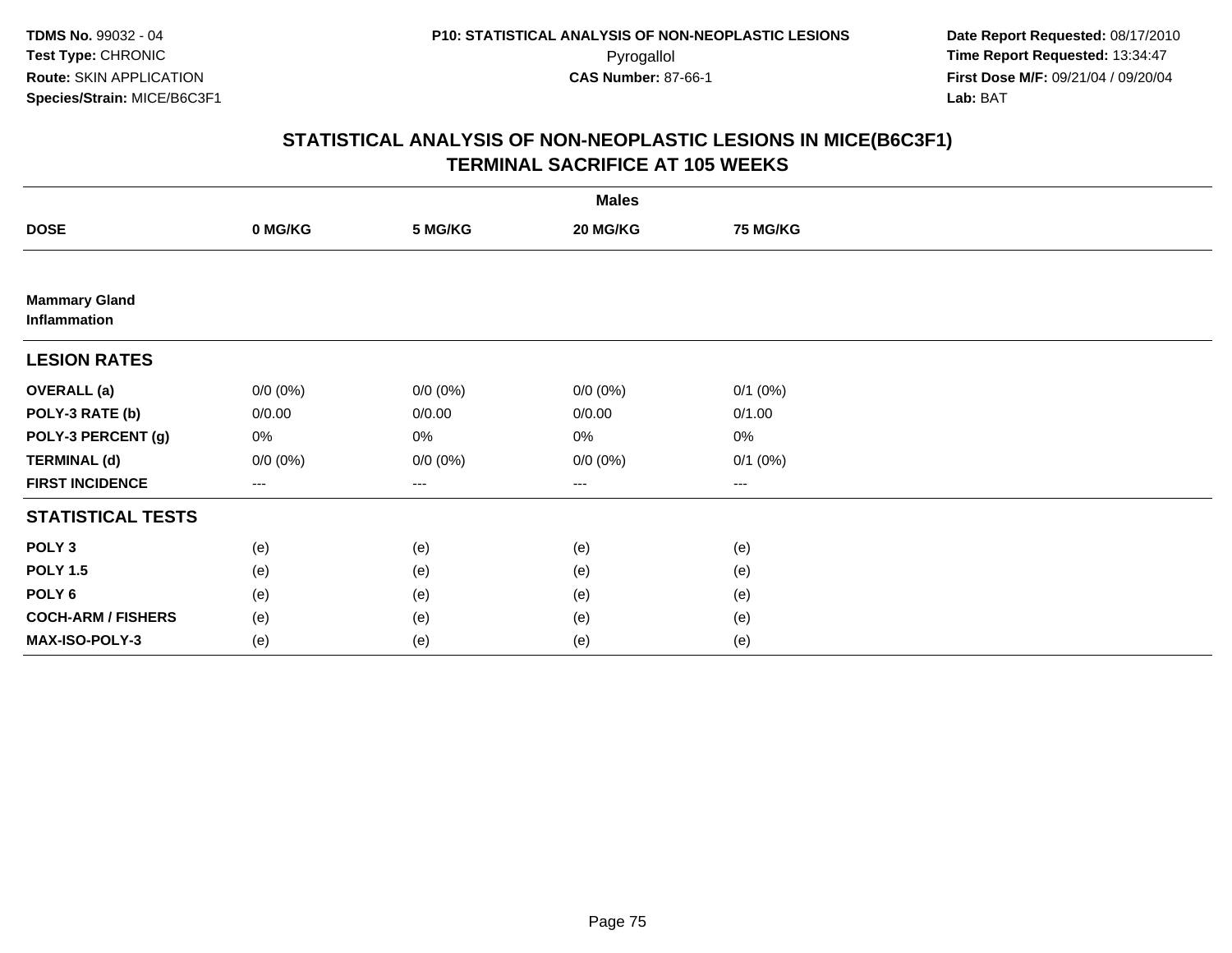**TDMS No.** 99032 - 04
**Test Type:** CHRONIC
**Route:** SKIN APPLICATION
**Species/Strain:** MICE/B6C3F1

**P10: STATISTICAL ANALYSIS OF NON-NEOPLASTIC LESIONS**
Pyrogallol
**CAS Number:** 87-66-1

**Date Report Requested:** 08/17/2010
**Time Report Requested:** 13:34:47
**First Dose M/F:** 09/21/04 / 09/20/04
**Lab:** BAT

## STATISTICAL ANALYSIS OF NON-NEOPLASTIC LESIONS IN MICE(B6C3F1)
## TERMINAL SACRIFICE AT 105 WEEKS

| | Males | | | |
|---|---|---|---|---|
| **DOSE** | **0 MG/KG** | **5 MG/KG** | **20 MG/KG** | **75 MG/KG** |
| **Mammary Gland** | | | | |
| **Inflammation** | | | | |
| **LESION RATES** | | | | |
| **OVERALL (a)** | 0/0 (0%) | 0/0 (0%) | 0/0 (0%) | 0/1 (0%) |
| **POLY-3 RATE (b)** | 0/0.00 | 0/0.00 | 0/0.00 | 0/1.00 |
| **POLY-3 PERCENT (g)** | 0% | 0% | 0% | 0% |
| **TERMINAL (d)** | 0/0 (0%) | 0/0 (0%) | 0/0 (0%) | 0/1 (0%) |
| **FIRST INCIDENCE** | --- | --- | --- | --- |
| **STATISTICAL TESTS** | | | | |
| **POLY 3** | (e) | (e) | (e) | (e) |
| **POLY 1.5** | (e) | (e) | (e) | (e) |
| **POLY 6** | (e) | (e) | (e) | (e) |
| **COCH-ARM / FISHERS** | (e) | (e) | (e) | (e) |
| **MAX-ISO-POLY-3** | (e) | (e) | (e) | (e) |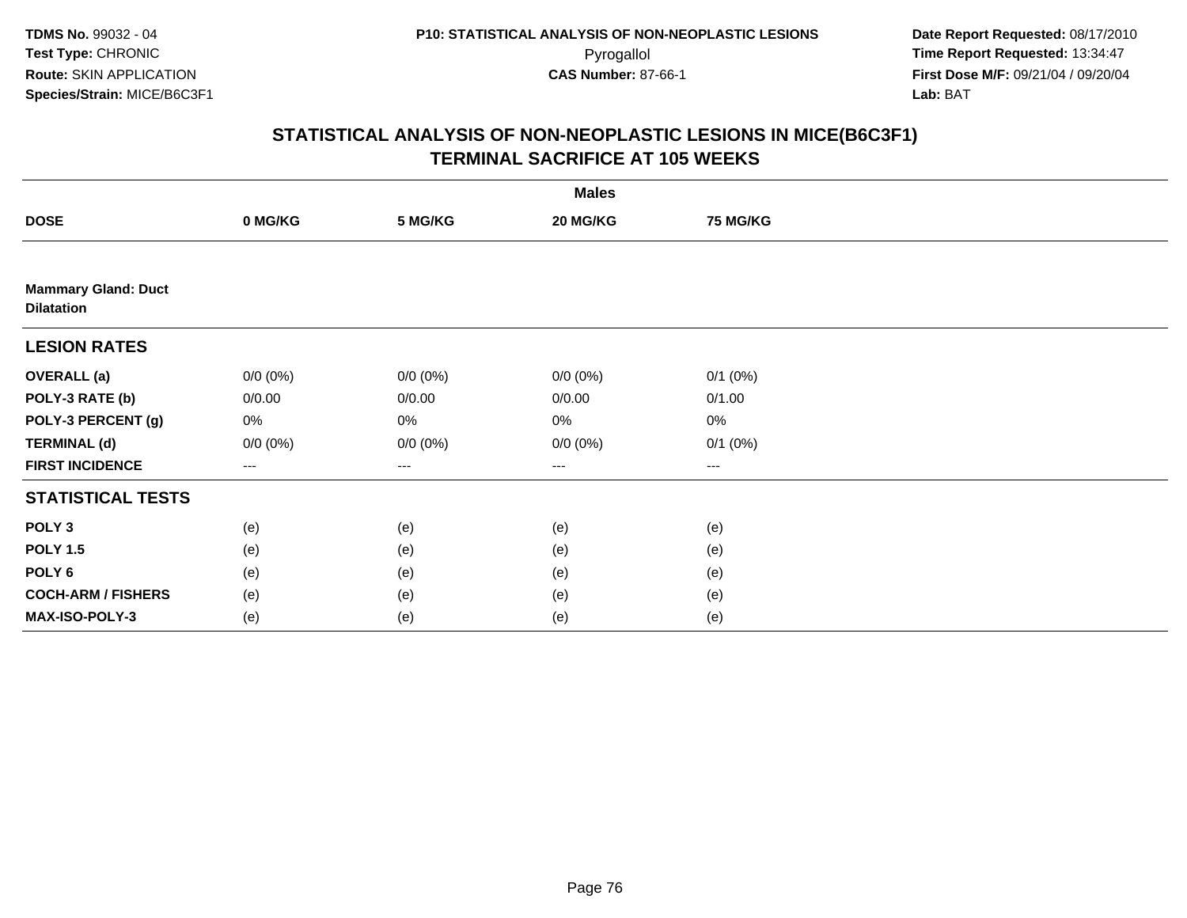TDMS No. 99032 - 04
Test Type: CHRONIC
Route: SKIN APPLICATION
Species/Strain: MICE/B6C3F1

P10: STATISTICAL ANALYSIS OF NON-NEOPLASTIC LESIONS
Pyrogallol
CAS Number: 87-66-1

Date Report Requested: 08/17/2010
Time Report Requested: 13:34:47
First Dose M/F: 09/21/04 / 09/20/04
Lab: BAT

## STATISTICAL ANALYSIS OF NON-NEOPLASTIC LESIONS IN MICE(B6C3F1)
## TERMINAL SACRIFICE AT 105 WEEKS

| | Males | | | |
|---|---|---|---|---|
| **DOSE** | **0 MG/KG** | **5 MG/KG** | **20 MG/KG** | **75 MG/KG** |
| **Mammary Gland: Duct Dilatation** | | | | |
| **LESION RATES** | | | | |
| **OVERALL (a)** | 0/0 (0%) | 0/0 (0%) | 0/0 (0%) | 0/1 (0%) |
| **POLY-3 RATE (b)** | 0/0.00 | 0/0.00 | 0/0.00 | 0/1.00 |
| **POLY-3 PERCENT (g)** | 0% | 0% | 0% | 0% |
| **TERMINAL (d)** | 0/0 (0%) | 0/0 (0%) | 0/0 (0%) | 0/1 (0%) |
| **FIRST INCIDENCE** | --- | --- | --- | --- |
| **STATISTICAL TESTS** | | | | |
| **POLY 3** | (e) | (e) | (e) | (e) |
| **POLY 1.5** | (e) | (e) | (e) | (e) |
| **POLY 6** | (e) | (e) | (e) | (e) |
| **COCH-ARM / FISHERS** | (e) | (e) | (e) | (e) |
| **MAX-ISO-POLY-3** | (e) | (e) | (e) | (e) |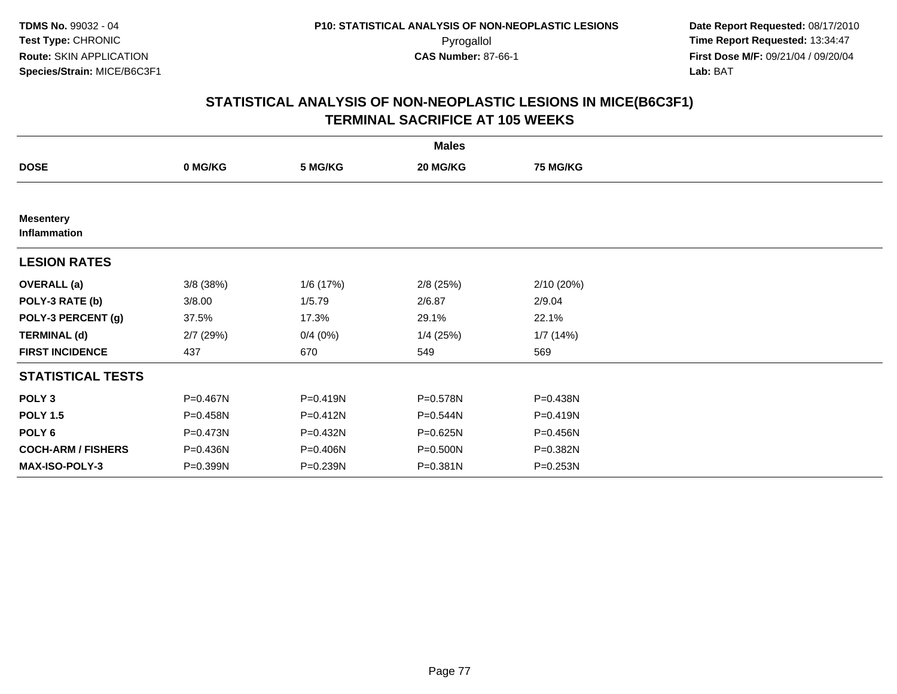**TDMS No.** 99032 - 04
**Test Type:** CHRONIC
**Route:** SKIN APPLICATION
**Species/Strain:** MICE/B6C3F1

**P10: STATISTICAL ANALYSIS OF NON-NEOPLASTIC LESIONS**
Pyrogallol
**CAS Number:** 87-66-1

**Date Report Requested:** 08/17/2010
**Time Report Requested:** 13:34:47
**First Dose M/F:** 09/21/04 / 09/20/04
**Lab:** BAT

## STATISTICAL ANALYSIS OF NON-NEOPLASTIC LESIONS IN MICE(B6C3F1)
## TERMINAL SACRIFICE AT 105 WEEKS

| | Males | | | |
|---|---|---|---|---|
| **DOSE** | **0 MG/KG** | **5 MG/KG** | **20 MG/KG** | **75 MG/KG** |
| **Mesentery** **Inflammation** | | | | |
| **LESION RATES** | | | | |
| **OVERALL (a)** | 3/8 (38%) | 1/6 (17%) | 2/8 (25%) | 2/10 (20%) |
| **POLY-3 RATE (b)** | 3/8.00 | 1/5.79 | 2/6.87 | 2/9.04 |
| **POLY-3 PERCENT (g)** | 37.5% | 17.3% | 29.1% | 22.1% |
| **TERMINAL (d)** | 2/7 (29%) | 0/4 (0%) | 1/4 (25%) | 1/7 (14%) |
| **FIRST INCIDENCE** | 437 | 670 | 549 | 569 |
| **STATISTICAL TESTS** | | | | |
| **POLY 3** | P=0.467N | P=0.419N | P=0.578N | P=0.438N |
| **POLY 1.5** | P=0.458N | P=0.412N | P=0.544N | P=0.419N |
| **POLY 6** | P=0.473N | P=0.432N | P=0.625N | P=0.456N |
| **COCH-ARM / FISHERS** | P=0.436N | P=0.406N | P=0.500N | P=0.382N |
| **MAX-ISO-POLY-3** | P=0.399N | P=0.239N | P=0.381N | P=0.253N |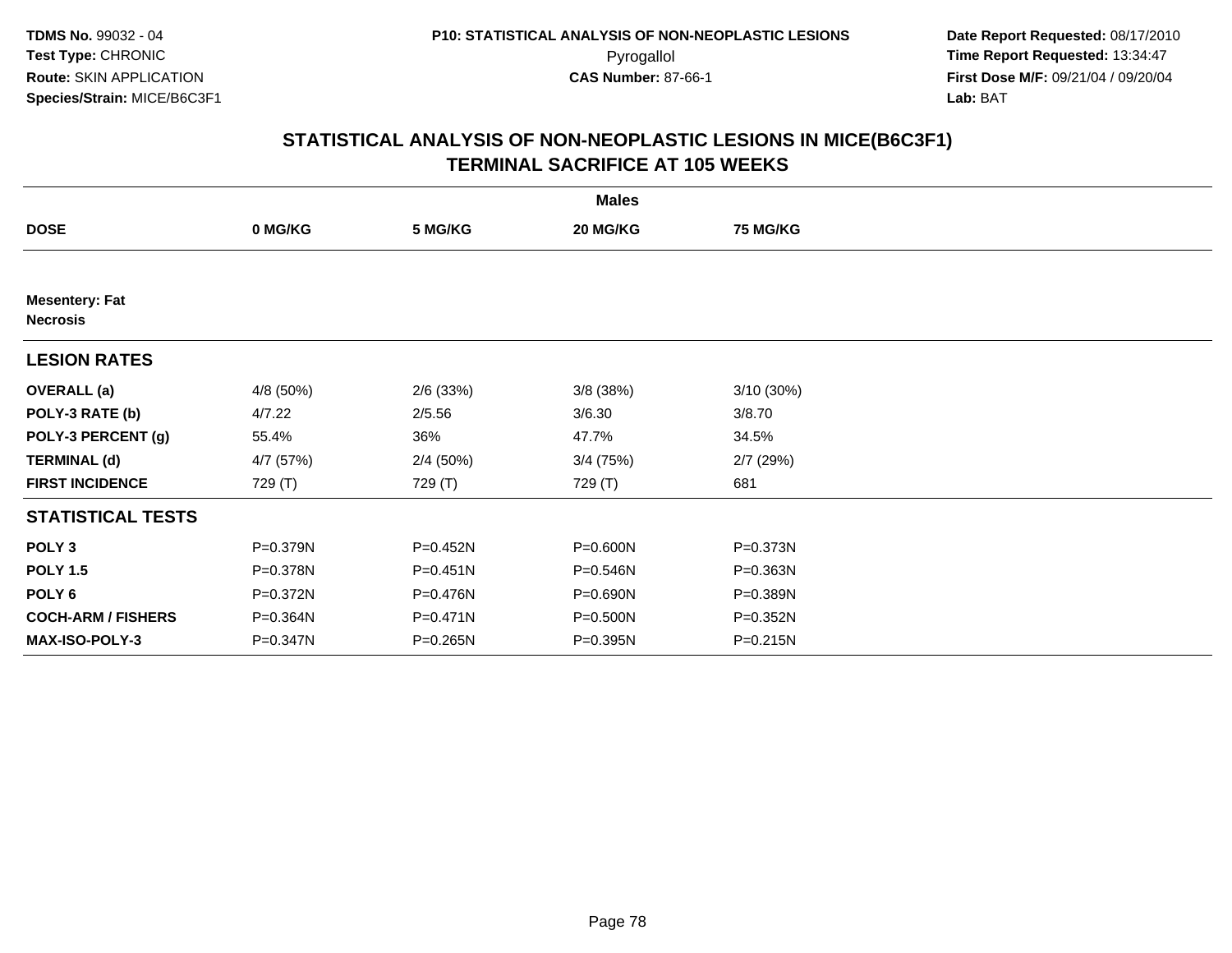# STATISTICAL ANALYSIS OF NON-NEOPLASTIC LESIONS IN MICE(B6C3F1)
## TERMINAL SACRIFICE AT 105 WEEKS

| | Males | | | |
|---|---|---|---|---|
| **DOSE** | **0 MG/KG** | **5 MG/KG** | **20 MG/KG** | **75 MG/KG** |
| **Mesentery: Fat** | | | | |
| **Necrosis** | | | | |
| **LESION RATES** | | | | |
| **OVERALL (a)** | 4/8 (50%) | 2/6 (33%) | 3/8 (38%) | 3/10 (30%) |
| **POLY-3 RATE (b)** | 4/7.22 | 2/5.56 | 3/6.30 | 3/8.70 |
| **POLY-3 PERCENT (g)** | 55.4% | 36% | 47.7% | 34.5% |
| **TERMINAL (d)** | 4/7 (57%) | 2/4 (50%) | 3/4 (75%) | 2/7 (29%) |
| **FIRST INCIDENCE** | 729 (T) | 729 (T) | 729 (T) | 681 |
| **STATISTICAL TESTS** | | | | |
| **POLY 3** | P=0.379N | P=0.452N | P=0.600N | P=0.373N |
| **POLY 1.5** | P=0.378N | P=0.451N | P=0.546N | P=0.363N |
| **POLY 6** | P=0.372N | P=0.476N | P=0.690N | P=0.389N |
| **COCH-ARM / FISHERS** | P=0.364N | P=0.471N | P=0.500N | P=0.352N |
| **MAX-ISO-POLY-3** | P=0.347N | P=0.265N | P=0.395N | P=0.215N |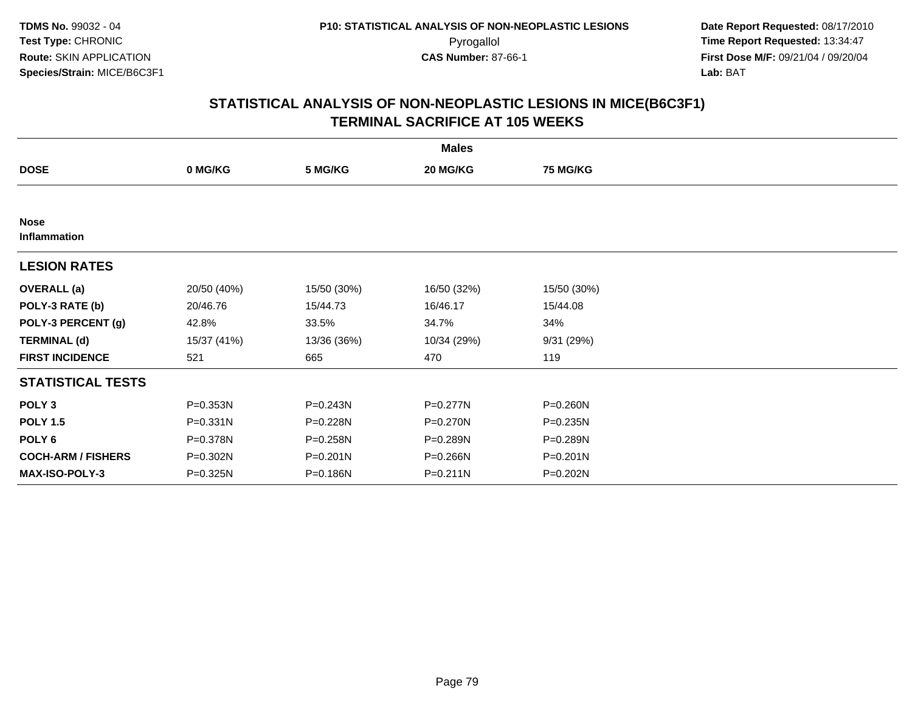**TDMS No.** 99032 - 04
**Test Type:** CHRONIC
**Route:** SKIN APPLICATION
**Species/Strain:** MICE/B6C3F1

**P10: STATISTICAL ANALYSIS OF NON-NEOPLASTIC LESIONS**
Pyrogallol
**CAS Number:** 87-66-1

**Date Report Requested:** 08/17/2010
**Time Report Requested:** 13:34:47
**First Dose M/F:** 09/21/04 / 09/20/04
**Lab:** BAT

## STATISTICAL ANALYSIS OF NON-NEOPLASTIC LESIONS IN MICE(B6C3F1)
## TERMINAL SACRIFICE AT 105 WEEKS

| | Males | | | |
|---|---|---|---|---|
| **DOSE** | **0 MG/KG** | **5 MG/KG** | **20 MG/KG** | **75 MG/KG** |
| **Nose** | | | | |
| **Inflammation** | | | | |
| **LESION RATES** | | | | |
| **OVERALL (a)** | 20/50 (40%) | 15/50 (30%) | 16/50 (32%) | 15/50 (30%) |
| **POLY-3 RATE (b)** | 20/46.76 | 15/44.73 | 16/46.17 | 15/44.08 |
| **POLY-3 PERCENT (g)** | 42.8% | 33.5% | 34.7% | 34% |
| **TERMINAL (d)** | 15/37 (41%) | 13/36 (36%) | 10/34 (29%) | 9/31 (29%) |
| **FIRST INCIDENCE** | 521 | 665 | 470 | 119 |
| **STATISTICAL TESTS** | | | | |
| **POLY 3** | P=0.353N | P=0.243N | P=0.277N | P=0.260N |
| **POLY 1.5** | P=0.331N | P=0.228N | P=0.270N | P=0.235N |
| **POLY 6** | P=0.378N | P=0.258N | P=0.289N | P=0.289N |
| **COCH-ARM / FISHERS** | P=0.302N | P=0.201N | P=0.266N | P=0.201N |
| **MAX-ISO-POLY-3** | P=0.325N | P=0.186N | P=0.211N | P=0.202N |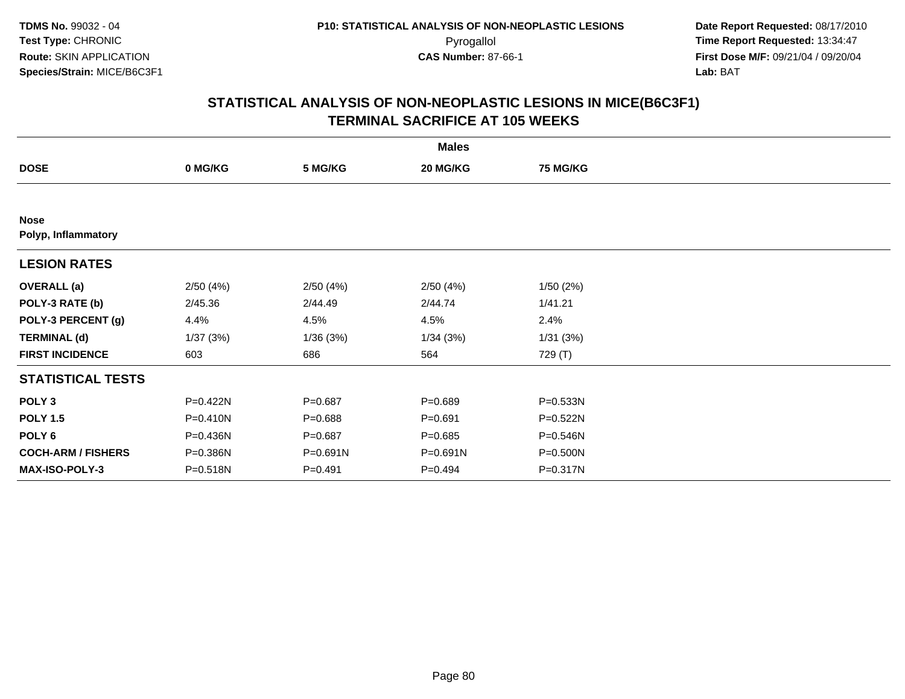# STATISTICAL ANALYSIS OF NON-NEOPLASTIC LESIONS IN MICE(B6C3F1)
## TERMINAL SACRIFICE AT 105 WEEKS

| | Males | | | |
|---|---|---|---|---|
| **DOSE** | **0 MG/KG** | **5 MG/KG** | **20 MG/KG** | **75 MG/KG** |
| **Nose** | | | | |
| **Polyp, Inflammatory** | | | | |
| **LESION RATES** | | | | |
| **OVERALL (a)** | 2/50 (4%) | 2/50 (4%) | 2/50 (4%) | 1/50 (2%) |
| **POLY-3 RATE (b)** | 2/45.36 | 2/44.49 | 2/44.74 | 1/41.21 |
| **POLY-3 PERCENT (g)** | 4.4% | 4.5% | 4.5% | 2.4% |
| **TERMINAL (d)** | 1/37 (3%) | 1/36 (3%) | 1/34 (3%) | 1/31 (3%) |
| **FIRST INCIDENCE** | 603 | 686 | 564 | 729 (T) |
| **STATISTICAL TESTS** | | | | |
| **POLY 3** | P=0.422N | P=0.687 | P=0.689 | P=0.533N |
| **POLY 1.5** | P=0.410N | P=0.688 | P=0.691 | P=0.522N |
| **POLY 6** | P=0.436N | P=0.687 | P=0.685 | P=0.546N |
| **COCH-ARM / FISHERS** | P=0.386N | P=0.691N | P=0.691N | P=0.500N |
| **MAX-ISO-POLY-3** | P=0.518N | P=0.491 | P=0.494 | P=0.317N |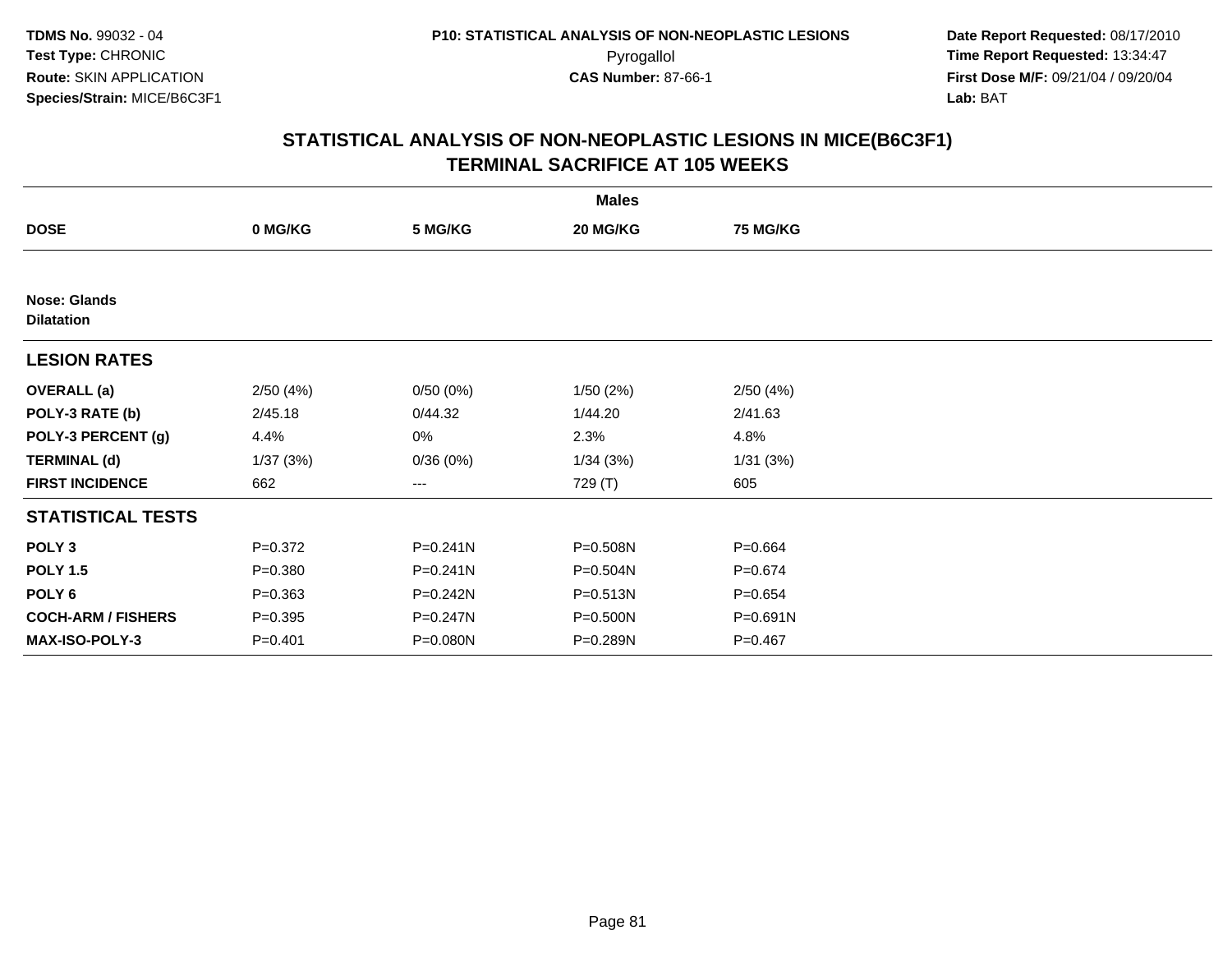**TDMS No.** 99032 - 04
**Test Type:** CHRONIC
**Route:** SKIN APPLICATION
**Species/Strain:** MICE/B6C3F1

**P10: STATISTICAL ANALYSIS OF NON-NEOPLASTIC LESIONS**
Pyrogallol
**CAS Number:** 87-66-1

**Date Report Requested:** 08/17/2010
**Time Report Requested:** 13:34:47
**First Dose M/F:** 09/21/04 / 09/20/04
**Lab:** BAT

## STATISTICAL ANALYSIS OF NON-NEOPLASTIC LESIONS IN MICE(B6C3F1)
## TERMINAL SACRIFICE AT 105 WEEKS

| | Males | | | |
|---|---|---|---|---|
| **DOSE** | **0 MG/KG** | **5 MG/KG** | **20 MG/KG** | **75 MG/KG** |
| **Nose: Glands** | | | | |
| **Dilatation** | | | | |
| **LESION RATES** | | | | |
| **OVERALL (a)** | 2/50 (4%) | 0/50 (0%) | 1/50 (2%) | 2/50 (4%) |
| **POLY-3 RATE (b)** | 2/45.18 | 0/44.32 | 1/44.20 | 2/41.63 |
| **POLY-3 PERCENT (g)** | 4.4% | 0% | 2.3% | 4.8% |
| **TERMINAL (d)** | 1/37 (3%) | 0/36 (0%) | 1/34 (3%) | 1/31 (3%) |
| **FIRST INCIDENCE** | 662 | --- | 729 (T) | 605 |
| **STATISTICAL TESTS** | | | | |
| **POLY 3** | P=0.372 | P=0.241N | P=0.508N | P=0.664 |
| **POLY 1.5** | P=0.380 | P=0.241N | P=0.504N | P=0.674 |
| **POLY 6** | P=0.363 | P=0.242N | P=0.513N | P=0.654 |
| **COCH-ARM / FISHERS** | P=0.395 | P=0.247N | P=0.500N | P=0.691N |
| **MAX-ISO-POLY-3** | P=0.401 | P=0.080N | P=0.289N | P=0.467 |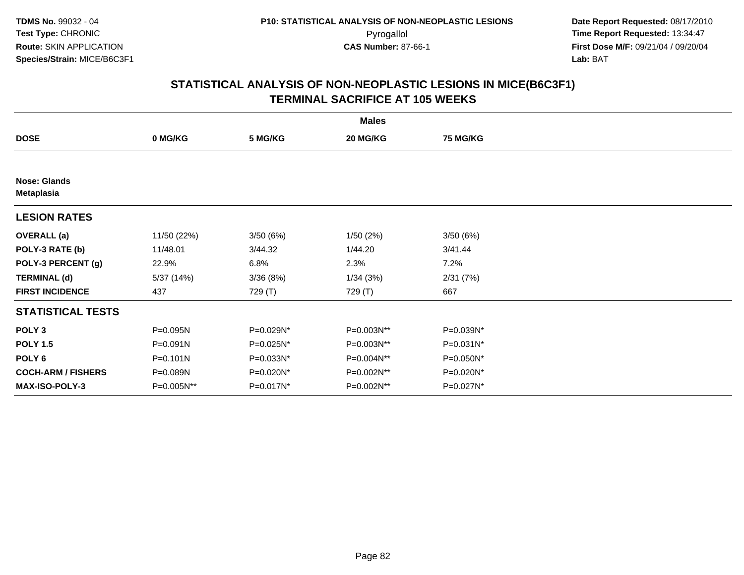**TDMS No.** 99032 - 04
**Test Type:** CHRONIC
**Route:** SKIN APPLICATION
**Species/Strain:** MICE/B6C3F1

**P10: STATISTICAL ANALYSIS OF NON-NEOPLASTIC LESIONS**
Pyrogallol
**CAS Number:** 87-66-1

**Date Report Requested:** 08/17/2010
**Time Report Requested:** 13:34:47
**First Dose M/F:** 09/21/04 / 09/20/04
**Lab:** BAT

## STATISTICAL ANALYSIS OF NON-NEOPLASTIC LESIONS IN MICE(B6C3F1)
## TERMINAL SACRIFICE AT 105 WEEKS

| | Males | | | |
|---|---|---|---|---|
| **DOSE** | **0 MG/KG** | **5 MG/KG** | **20 MG/KG** | **75 MG/KG** |
| **Nose: Glands** | | | | |
| **Metaplasia** | | | | |
| **LESION RATES** | | | | |
| **OVERALL (a)** | 11/50 (22%) | 3/50 (6%) | 1/50 (2%) | 3/50 (6%) |
| **POLY-3 RATE (b)** | 11/48.01 | 3/44.32 | 1/44.20 | 3/41.44 |
| **POLY-3 PERCENT (g)** | 22.9% | 6.8% | 2.3% | 7.2% |
| **TERMINAL (d)** | 5/37 (14%) | 3/36 (8%) | 1/34 (3%) | 2/31 (7%) |
| **FIRST INCIDENCE** | 437 | 729 (T) | 729 (T) | 667 |
| **STATISTICAL TESTS** | | | | |
| **POLY 3** | P=0.095N | P=0.029N* | P=0.003N** | P=0.039N* |
| **POLY 1.5** | P=0.091N | P=0.025N* | P=0.003N** | P=0.031N* |
| **POLY 6** | P=0.101N | P=0.033N* | P=0.004N** | P=0.050N* |
| **COCH-ARM / FISHERS** | P=0.089N | P=0.020N* | P=0.002N** | P=0.020N* |
| **MAX-ISO-POLY-3** | P=0.005N** | P=0.017N* | P=0.002N** | P=0.027N* |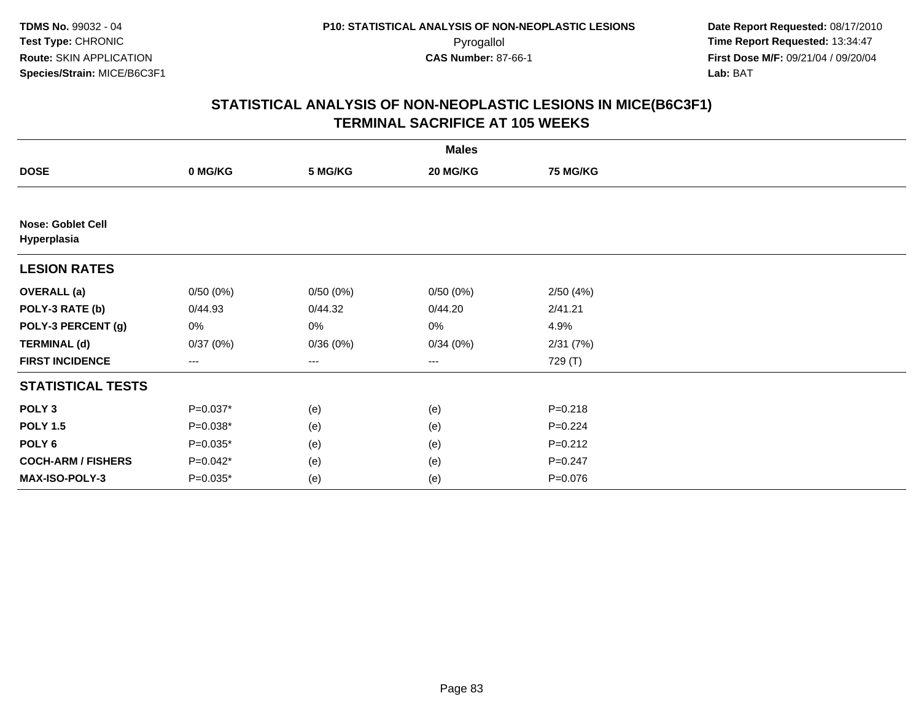**TDMS No.** 99032 - 04
**Test Type:** CHRONIC
**Route:** SKIN APPLICATION
**Species/Strain:** MICE/B6C3F1

**P10: STATISTICAL ANALYSIS OF NON-NEOPLASTIC LESIONS**
Pyrogallol
**CAS Number:** 87-66-1

**Date Report Requested:** 08/17/2010
**Time Report Requested:** 13:34:47
**First Dose M/F:** 09/21/04 / 09/20/04
**Lab:** BAT

## STATISTICAL ANALYSIS OF NON-NEOPLASTIC LESIONS IN MICE(B6C3F1) TERMINAL SACRIFICE AT 105 WEEKS

| | Males | | | |
|---|---|---|---|---|
| **DOSE** | **0 MG/KG** | **5 MG/KG** | **20 MG/KG** | **75 MG/KG** |
| **Nose: Goblet Cell Hyperplasia** | | | | |
| **LESION RATES** | | | | |
| **OVERALL (a)** | 0/50 (0%) | 0/50 (0%) | 0/50 (0%) | 2/50 (4%) |
| **POLY-3 RATE (b)** | 0/44.93 | 0/44.32 | 0/44.20 | 2/41.21 |
| **POLY-3 PERCENT (g)** | 0% | 0% | 0% | 4.9% |
| **TERMINAL (d)** | 0/37 (0%) | 0/36 (0%) | 0/34 (0%) | 2/31 (7%) |
| **FIRST INCIDENCE** | --- | --- | --- | 729 (T) |
| **STATISTICAL TESTS** | | | | |
| **POLY 3** | P=0.037* | (e) | (e) | P=0.218 |
| **POLY 1.5** | P=0.038* | (e) | (e) | P=0.224 |
| **POLY 6** | P=0.035* | (e) | (e) | P=0.212 |
| **COCH-ARM / FISHERS** | P=0.042* | (e) | (e) | P=0.247 |
| **MAX-ISO-POLY-3** | P=0.035* | (e) | (e) | P=0.076 |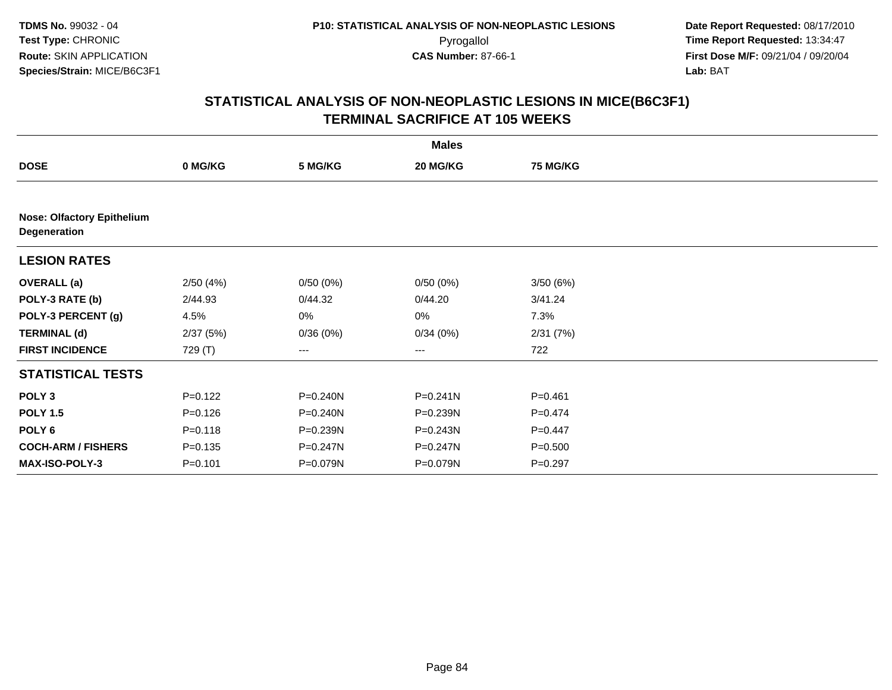TDMS No. 99032 - 04
Test Type: CHRONIC
Route: SKIN APPLICATION
Species/Strain: MICE/B6C3F1

**P10: STATISTICAL ANALYSIS OF NON-NEOPLASTIC LESIONS**
Pyrogallol
**CAS Number:** 87-66-1

**Date Report Requested:** 08/17/2010
**Time Report Requested:** 13:34:47
**First Dose M/F:** 09/21/04 / 09/20/04
**Lab:** BAT

## STATISTICAL ANALYSIS OF NON-NEOPLASTIC LESIONS IN MICE(B6C3F1) TERMINAL SACRIFICE AT 105 WEEKS

| | Males | | | |
|---|---|---|---|---|
| **DOSE** | **0 MG/KG** | **5 MG/KG** | **20 MG/KG** | **75 MG/KG** |
| **Nose: Olfactory Epithelium Degeneration** | | | | |
| **LESION RATES** | | | | |
| **OVERALL (a)** | 2/50 (4%) | 0/50 (0%) | 0/50 (0%) | 3/50 (6%) |
| **POLY-3 RATE (b)** | 2/44.93 | 0/44.32 | 0/44.20 | 3/41.24 |
| **POLY-3 PERCENT (g)** | 4.5% | 0% | 0% | 7.3% |
| **TERMINAL (d)** | 2/37 (5%) | 0/36 (0%) | 0/34 (0%) | 2/31 (7%) |
| **FIRST INCIDENCE** | 729 (T) | --- | --- | 722 |
| **STATISTICAL TESTS** | | | | |
| **POLY 3** | P=0.122 | P=0.240N | P=0.241N | P=0.461 |
| **POLY 1.5** | P=0.126 | P=0.240N | P=0.239N | P=0.474 |
| **POLY 6** | P=0.118 | P=0.239N | P=0.243N | P=0.447 |
| **COCH-ARM / FISHERS** | P=0.135 | P=0.247N | P=0.247N | P=0.500 |
| **MAX-ISO-POLY-3** | P=0.101 | P=0.079N | P=0.079N | P=0.297 |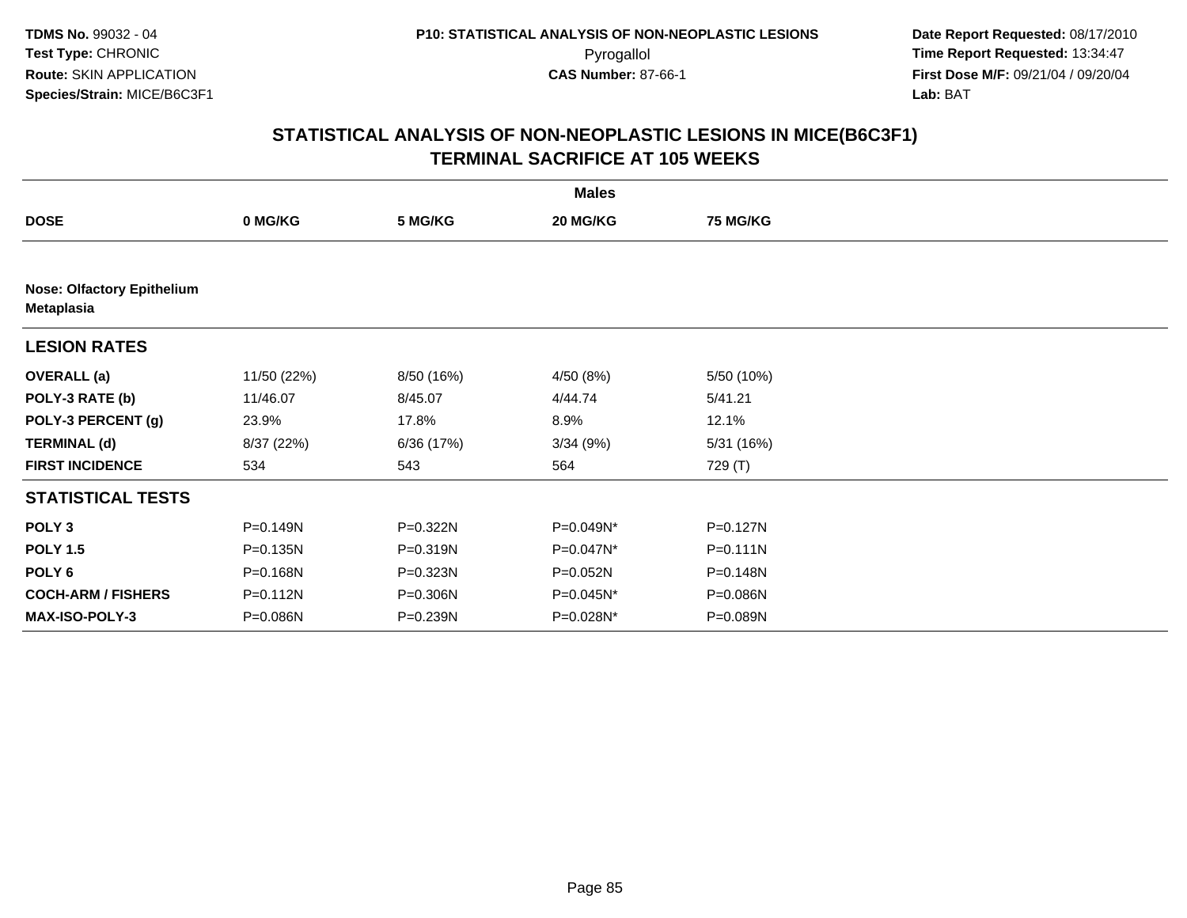# STATISTICAL ANALYSIS OF NON-NEOPLASTIC LESIONS IN MICE(B6C3F1)
## TERMINAL SACRIFICE AT 105 WEEKS

| | Males | | | |
|---|---|---|---|---|
| **DOSE** | **0 MG/KG** | **5 MG/KG** | **20 MG/KG** | **75 MG/KG** |
| **Nose: Olfactory Epithelium Metaplasia** | | | | |
| **LESION RATES** | | | | |
| **OVERALL (a)** | 11/50 (22%) | 8/50 (16%) | 4/50 (8%) | 5/50 (10%) |
| **POLY-3 RATE (b)** | 11/46.07 | 8/45.07 | 4/44.74 | 5/41.21 |
| **POLY-3 PERCENT (g)** | 23.9% | 17.8% | 8.9% | 12.1% |
| **TERMINAL (d)** | 8/37 (22%) | 6/36 (17%) | 3/34 (9%) | 5/31 (16%) |
| **FIRST INCIDENCE** | 534 | 543 | 564 | 729 (T) |
| **STATISTICAL TESTS** | | | | |
| **POLY 3** | P=0.149N | P=0.322N | P=0.049N* | P=0.127N |
| **POLY 1.5** | P=0.135N | P=0.319N | P=0.047N* | P=0.111N |
| **POLY 6** | P=0.168N | P=0.323N | P=0.052N | P=0.148N |
| **COCH-ARM / FISHERS** | P=0.112N | P=0.306N | P=0.045N* | P=0.086N |
| **MAX-ISO-POLY-3** | P=0.086N | P=0.239N | P=0.028N* | P=0.089N |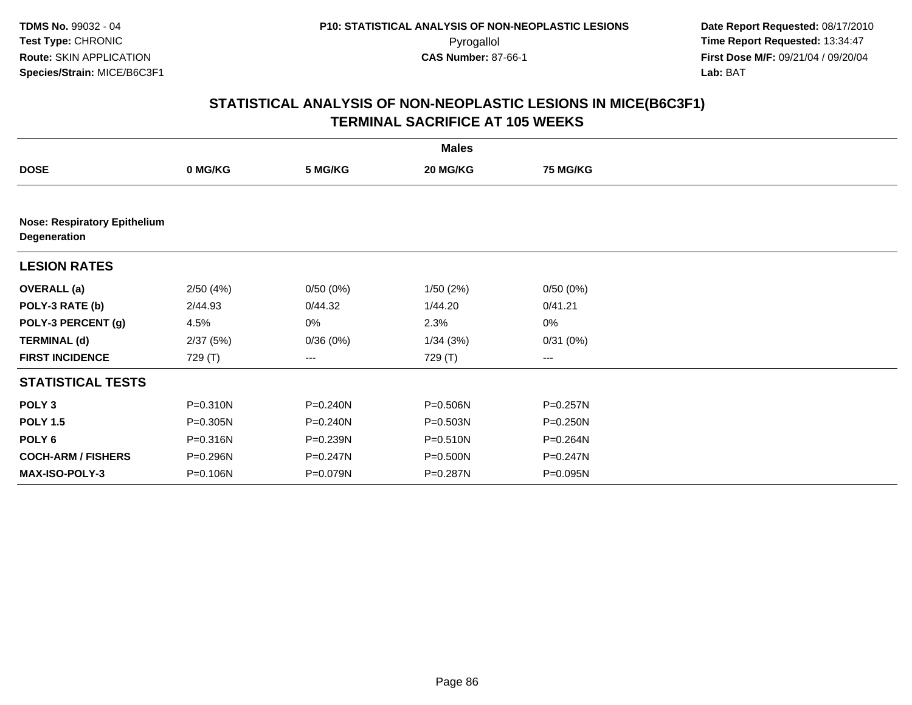# STATISTICAL ANALYSIS OF NON-NEOPLASTIC LESIONS IN MICE(B6C3F1)
## TERMINAL SACRIFICE AT 105 WEEKS

| | Males | | | |
|---|---|---|---|---|
| **DOSE** | **0 MG/KG** | **5 MG/KG** | **20 MG/KG** | **75 MG/KG** |
| **Nose: Respiratory Epithelium Degeneration** | | | | |
| **LESION RATES** | | | | |
| **OVERALL (a)** | 2/50 (4%) | 0/50 (0%) | 1/50 (2%) | 0/50 (0%) |
| **POLY-3 RATE (b)** | 2/44.93 | 0/44.32 | 1/44.20 | 0/41.21 |
| **POLY-3 PERCENT (g)** | 4.5% | 0% | 2.3% | 0% |
| **TERMINAL (d)** | 2/37 (5%) | 0/36 (0%) | 1/34 (3%) | 0/31 (0%) |
| **FIRST INCIDENCE** | 729 (T) | --- | 729 (T) | --- |
| **STATISTICAL TESTS** | | | | |
| **POLY 3** | P=0.310N | P=0.240N | P=0.506N | P=0.257N |
| **POLY 1.5** | P=0.305N | P=0.240N | P=0.503N | P=0.250N |
| **POLY 6** | P=0.316N | P=0.239N | P=0.510N | P=0.264N |
| **COCH-ARM / FISHERS** | P=0.296N | P=0.247N | P=0.500N | P=0.247N |
| **MAX-ISO-POLY-3** | P=0.106N | P=0.079N | P=0.287N | P=0.095N |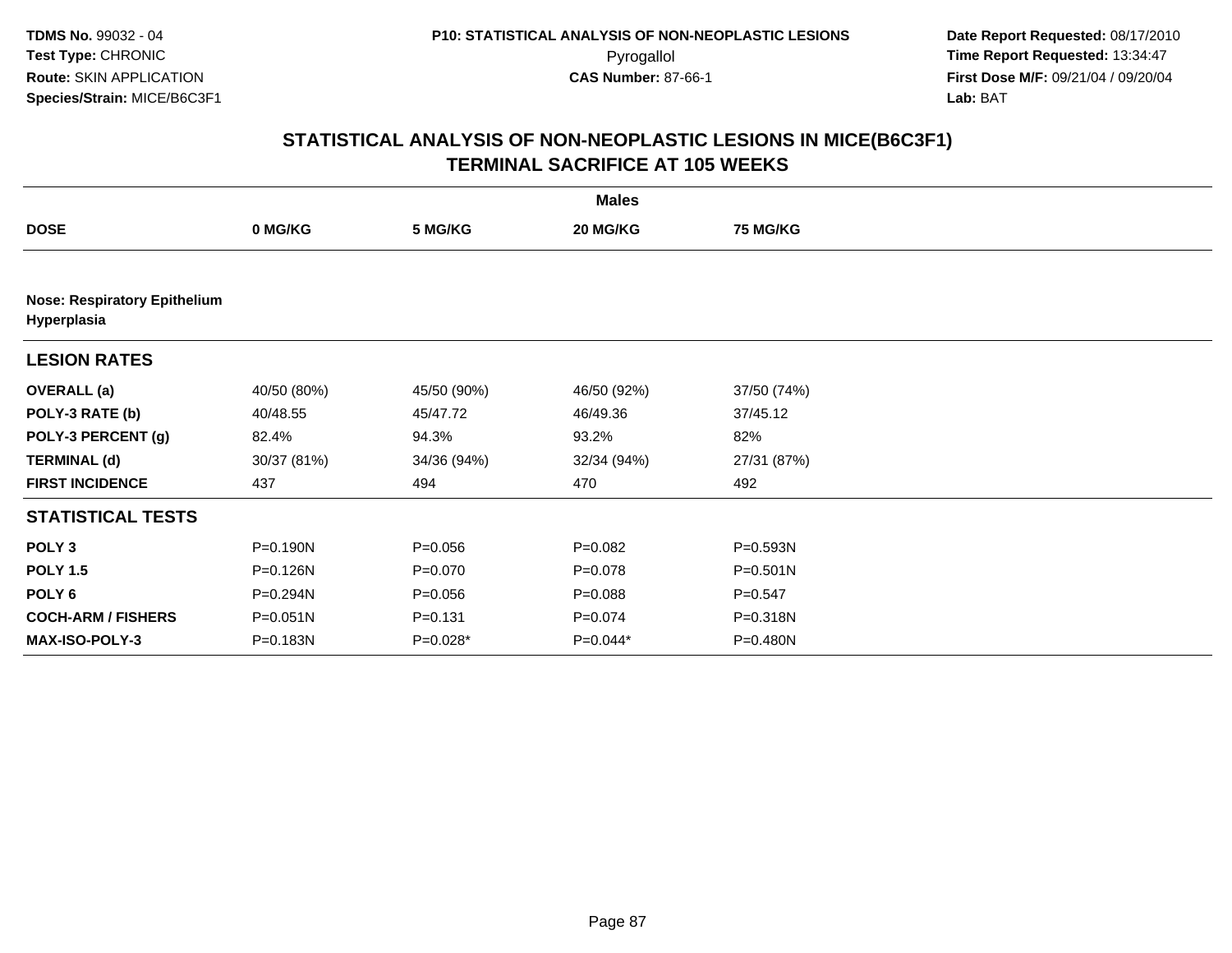## STATISTICAL ANALYSIS OF NON-NEOPLASTIC LESIONS IN MICE(B6C3F1)
## TERMINAL SACRIFICE AT 105 WEEKS

| | Males | | | |
|---|---|---|---|---|
| **DOSE** | **0 MG/KG** | **5 MG/KG** | **20 MG/KG** | **75 MG/KG** |
| **Nose: Respiratory Epithelium Hyperplasia** | | | | |
| **LESION RATES** | | | | |
| **OVERALL (a)** | 40/50 (80%) | 45/50 (90%) | 46/50 (92%) | 37/50 (74%) |
| **POLY-3 RATE (b)** | 40/48.55 | 45/47.72 | 46/49.36 | 37/45.12 |
| **POLY-3 PERCENT (g)** | 82.4% | 94.3% | 93.2% | 82% |
| **TERMINAL (d)** | 30/37 (81%) | 34/36 (94%) | 32/34 (94%) | 27/31 (87%) |
| **FIRST INCIDENCE** | 437 | 494 | 470 | 492 |
| **STATISTICAL TESTS** | | | | |
| **POLY 3** | P=0.190N | P=0.056 | P=0.082 | P=0.593N |
| **POLY 1.5** | P=0.126N | P=0.070 | P=0.078 | P=0.501N |
| **POLY 6** | P=0.294N | P=0.056 | P=0.088 | P=0.547 |
| **COCH-ARM / FISHERS** | P=0.051N | P=0.131 | P=0.074 | P=0.318N |
| **MAX-ISO-POLY-3** | P=0.183N | P=0.028* | P=0.044* | P=0.480N |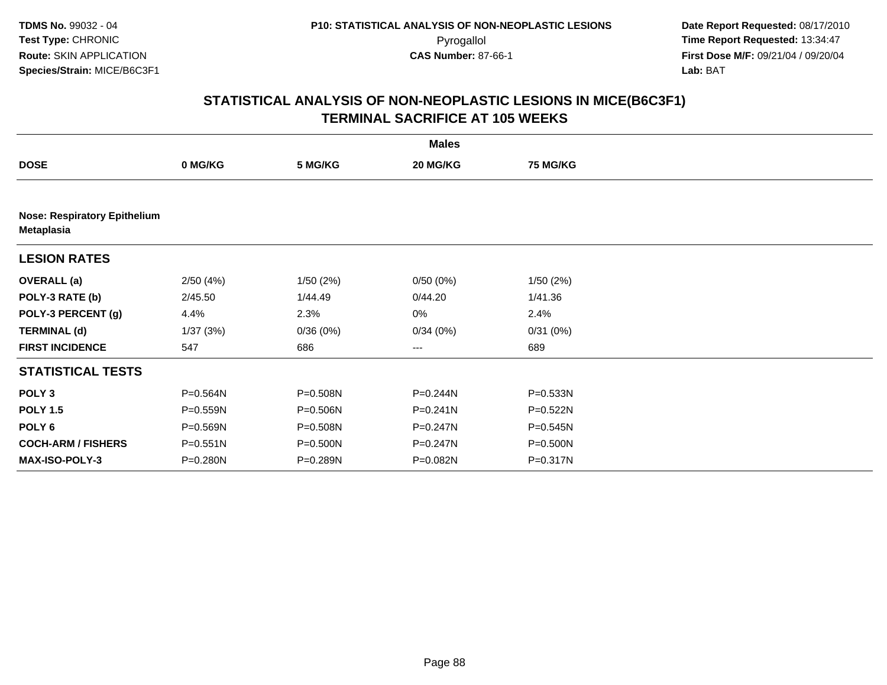**TDMS No.** 99032 - 04
**Test Type:** CHRONIC
**Route:** SKIN APPLICATION
**Species/Strain:** MICE/B6C3F1

**P10: STATISTICAL ANALYSIS OF NON-NEOPLASTIC LESIONS**
Pyrogallol
**CAS Number:** 87-66-1

**Date Report Requested:** 08/17/2010
**Time Report Requested:** 13:34:47
**First Dose M/F:** 09/21/04 / 09/20/04
**Lab:** BAT

## STATISTICAL ANALYSIS OF NON-NEOPLASTIC LESIONS IN MICE(B6C3F1) TERMINAL SACRIFICE AT 105 WEEKS

| | Males | | | |
|---|---|---|---|---|
| **DOSE** | **0 MG/KG** | **5 MG/KG** | **20 MG/KG** | **75 MG/KG** |
| **Nose: Respiratory Epithelium Metaplasia** | | | | |
| **LESION RATES** | | | | |
| **OVERALL (a)** | 2/50 (4%) | 1/50 (2%) | 0/50 (0%) | 1/50 (2%) |
| **POLY-3 RATE (b)** | 2/45.50 | 1/44.49 | 0/44.20 | 1/41.36 |
| **POLY-3 PERCENT (g)** | 4.4% | 2.3% | 0% | 2.4% |
| **TERMINAL (d)** | 1/37 (3%) | 0/36 (0%) | 0/34 (0%) | 0/31 (0%) |
| **FIRST INCIDENCE** | 547 | 686 | --- | 689 |
| **STATISTICAL TESTS** | | | | |
| **POLY 3** | P=0.564N | P=0.508N | P=0.244N | P=0.533N |
| **POLY 1.5** | P=0.559N | P=0.506N | P=0.241N | P=0.522N |
| **POLY 6** | P=0.569N | P=0.508N | P=0.247N | P=0.545N |
| **COCH-ARM / FISHERS** | P=0.551N | P=0.500N | P=0.247N | P=0.500N |
| **MAX-ISO-POLY-3** | P=0.280N | P=0.289N | P=0.082N | P=0.317N |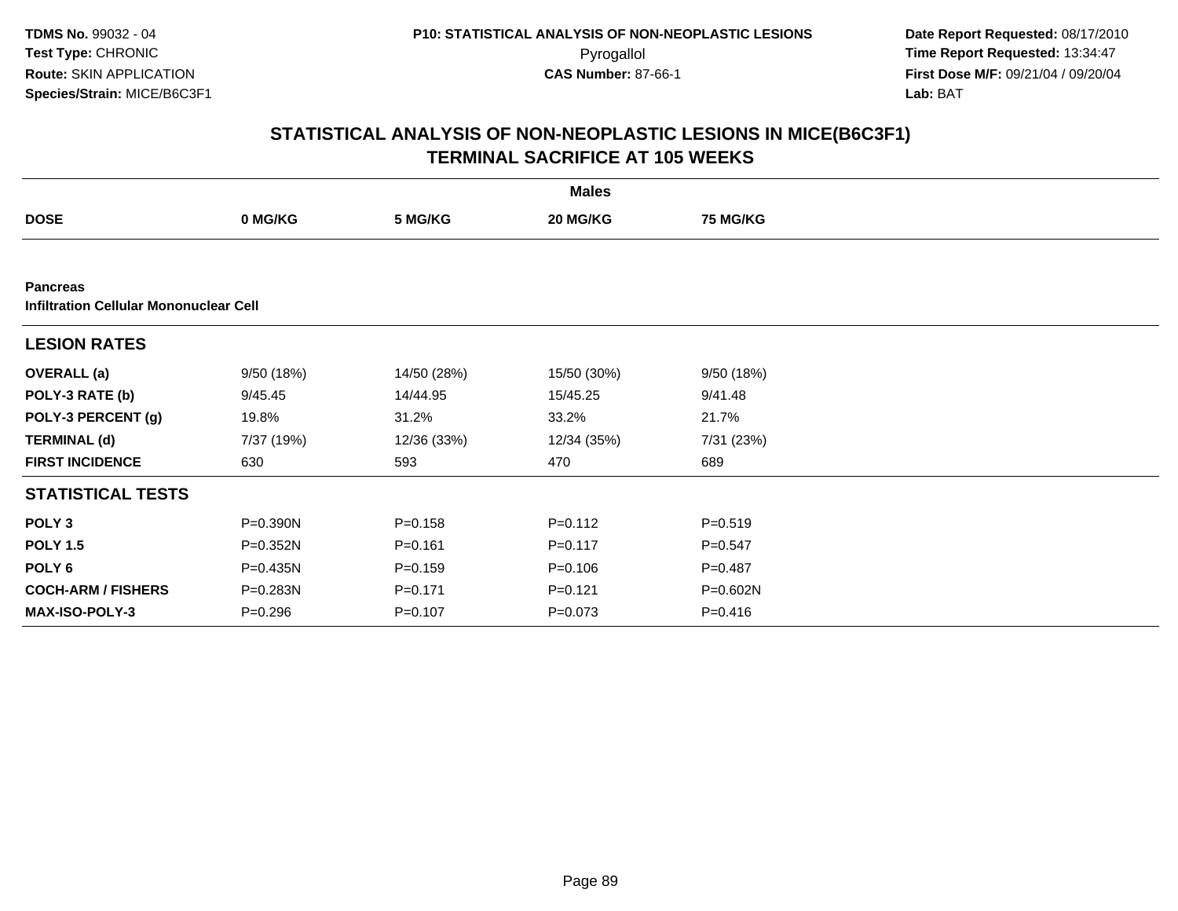# STATISTICAL ANALYSIS OF NON-NEOPLASTIC LESIONS IN MICE(B6C3F1)
## TERMINAL SACRIFICE AT 105 WEEKS

| | Males | | | |
|---|---|---|---|---|
| **DOSE** | **0 MG/KG** | **5 MG/KG** | **20 MG/KG** | **75 MG/KG** |
| **Pancreas** | | | | |
| **Infiltration Cellular Mononuclear Cell** | | | | |
| **LESION RATES** | | | | |
| **OVERALL (a)** | 9/50 (18%) | 14/50 (28%) | 15/50 (30%) | 9/50 (18%) |
| **POLY-3 RATE (b)** | 9/45.45 | 14/44.95 | 15/45.25 | 9/41.48 |
| **POLY-3 PERCENT (g)** | 19.8% | 31.2% | 33.2% | 21.7% |
| **TERMINAL (d)** | 7/37 (19%) | 12/36 (33%) | 12/34 (35%) | 7/31 (23%) |
| **FIRST INCIDENCE** | 630 | 593 | 470 | 689 |
| **STATISTICAL TESTS** | | | | |
| **POLY 3** | P=0.390N | P=0.158 | P=0.112 | P=0.519 |
| **POLY 1.5** | P=0.352N | P=0.161 | P=0.117 | P=0.547 |
| **POLY 6** | P=0.435N | P=0.159 | P=0.106 | P=0.487 |
| **COCH-ARM / FISHERS** | P=0.283N | P=0.171 | P=0.121 | P=0.602N |
| **MAX-ISO-POLY-3** | P=0.296 | P=0.107 | P=0.073 | P=0.416 |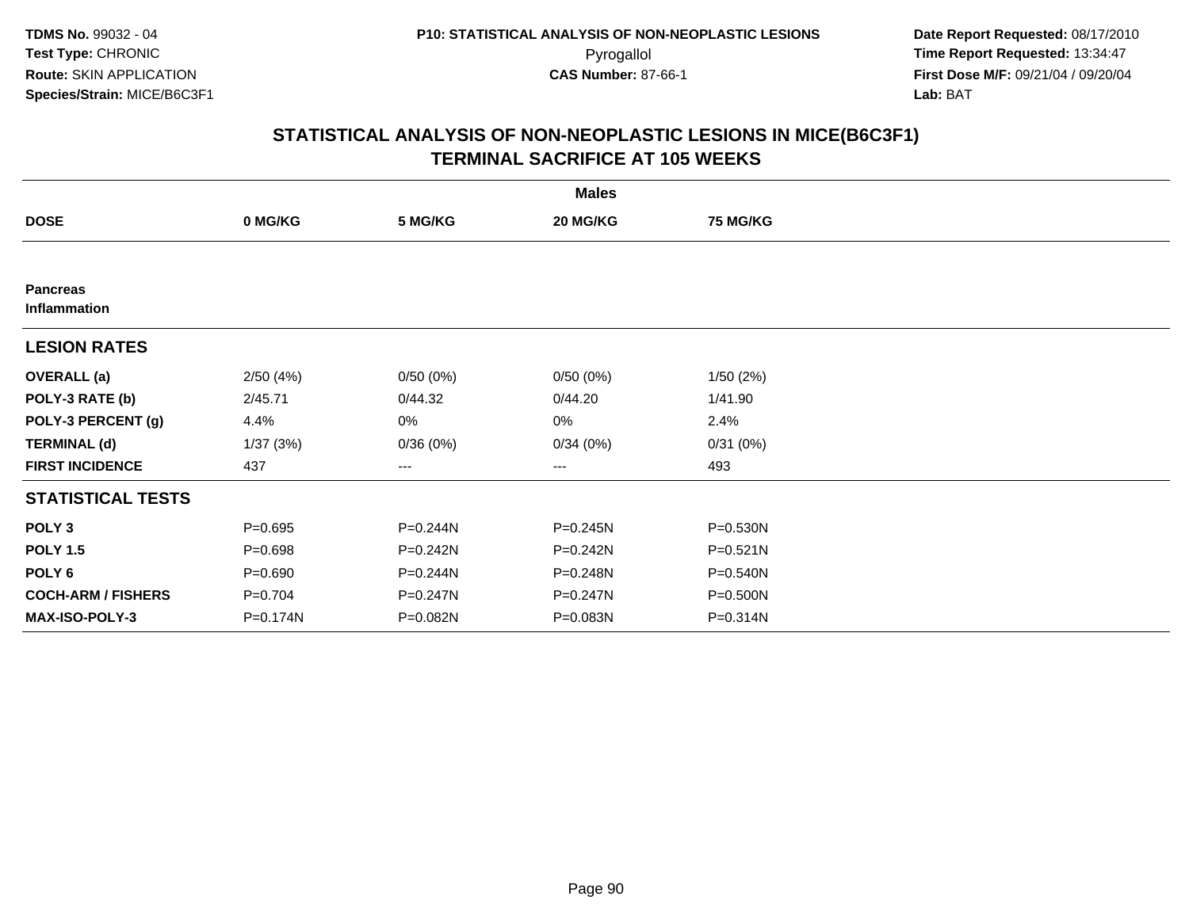**TDMS No.** 99032 - 04
**Test Type:** CHRONIC
**Route:** SKIN APPLICATION
**Species/Strain:** MICE/B6C3F1

**P10: STATISTICAL ANALYSIS OF NON-NEOPLASTIC LESIONS**
Pyrogallol
**CAS Number:** 87-66-1

**Date Report Requested:** 08/17/2010
**Time Report Requested:** 13:34:47
**First Dose M/F:** 09/21/04 / 09/20/04
**Lab:** BAT

## STATISTICAL ANALYSIS OF NON-NEOPLASTIC LESIONS IN MICE(B6C3F1)
## TERMINAL SACRIFICE AT 105 WEEKS

| | Males | | | |
|---|---|---|---|---|
| **DOSE** | **0 MG/KG** | **5 MG/KG** | **20 MG/KG** | **75 MG/KG** |
| **Pancreas** | | | | |
| **Inflammation** | | | | |
| **LESION RATES** | | | | |
| **OVERALL (a)** | 2/50 (4%) | 0/50 (0%) | 0/50 (0%) | 1/50 (2%) |
| **POLY-3 RATE (b)** | 2/45.71 | 0/44.32 | 0/44.20 | 1/41.90 |
| **POLY-3 PERCENT (g)** | 4.4% | 0% | 0% | 2.4% |
| **TERMINAL (d)** | 1/37 (3%) | 0/36 (0%) | 0/34 (0%) | 0/31 (0%) |
| **FIRST INCIDENCE** | 437 | --- | --- | 493 |
| **STATISTICAL TESTS** | | | | |
| **POLY 3** | P=0.695 | P=0.244N | P=0.245N | P=0.530N |
| **POLY 1.5** | P=0.698 | P=0.242N | P=0.242N | P=0.521N |
| **POLY 6** | P=0.690 | P=0.244N | P=0.248N | P=0.540N |
| **COCH-ARM / FISHERS** | P=0.704 | P=0.247N | P=0.247N | P=0.500N |
| **MAX-ISO-POLY-3** | P=0.174N | P=0.082N | P=0.083N | P=0.314N |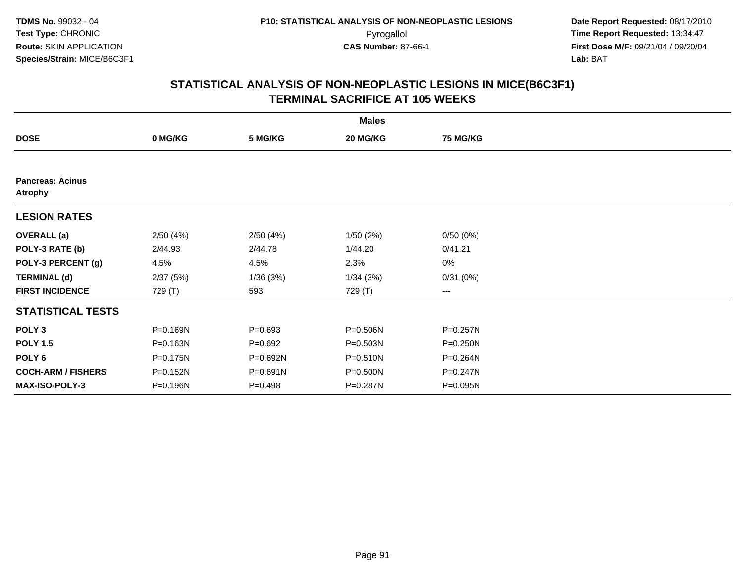TDMS No. 99032 - 04
Test Type: CHRONIC
Route: SKIN APPLICATION
Species/Strain: MICE/B6C3F1

P10: STATISTICAL ANALYSIS OF NON-NEOPLASTIC LESIONS
Pyrogallol
CAS Number: 87-66-1

Date Report Requested: 08/17/2010
Time Report Requested: 13:34:47
First Dose M/F: 09/21/04 / 09/20/04
Lab: BAT

## STATISTICAL ANALYSIS OF NON-NEOPLASTIC LESIONS IN MICE(B6C3F1)
## TERMINAL SACRIFICE AT 105 WEEKS

| | Males | | | |
|---|---|---|---|---|
| **DOSE** | **0 MG/KG** | **5 MG/KG** | **20 MG/KG** | **75 MG/KG** |
| **Pancreas: Acinus** | | | | |
| **Atrophy** | | | | |
| **LESION RATES** | | | | |
| **OVERALL (a)** | 2/50 (4%) | 2/50 (4%) | 1/50 (2%) | 0/50 (0%) |
| **POLY-3 RATE (b)** | 2/44.93 | 2/44.78 | 1/44.20 | 0/41.21 |
| **POLY-3 PERCENT (g)** | 4.5% | 4.5% | 2.3% | 0% |
| **TERMINAL (d)** | 2/37 (5%) | 1/36 (3%) | 1/34 (3%) | 0/31 (0%) |
| **FIRST INCIDENCE** | 729 (T) | 593 | 729 (T) | --- |
| **STATISTICAL TESTS** | | | | |
| **POLY 3** | P=0.169N | P=0.693 | P=0.506N | P=0.257N |
| **POLY 1.5** | P=0.163N | P=0.692 | P=0.503N | P=0.250N |
| **POLY 6** | P=0.175N | P=0.692N | P=0.510N | P=0.264N |
| **COCH-ARM / FISHERS** | P=0.152N | P=0.691N | P=0.500N | P=0.247N |
| **MAX-ISO-POLY-3** | P=0.196N | P=0.498 | P=0.287N | P=0.095N |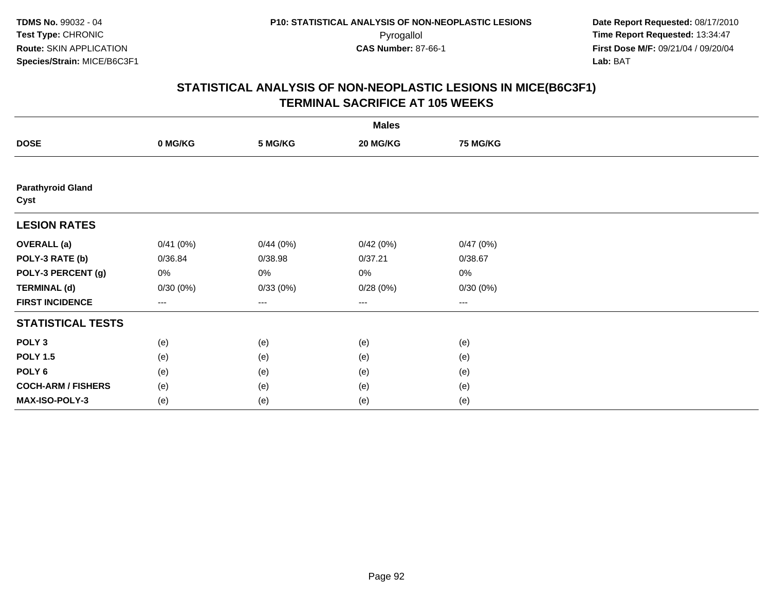TDMS No. 99032 - 04
Test Type: CHRONIC
Route: SKIN APPLICATION
Species/Strain: MICE/B6C3F1

P10: STATISTICAL ANALYSIS OF NON-NEOPLASTIC LESIONS
Pyrogallol
CAS Number: 87-66-1

Date Report Requested: 08/17/2010
Time Report Requested: 13:34:47
First Dose M/F: 09/21/04 / 09/20/04
Lab: BAT

## STATISTICAL ANALYSIS OF NON-NEOPLASTIC LESIONS IN MICE(B6C3F1)
## TERMINAL SACRIFICE AT 105 WEEKS

| | Males | | | |
|---|---|---|---|---|
| **DOSE** | **0 MG/KG** | **5 MG/KG** | **20 MG/KG** | **75 MG/KG** |
| **Parathyroid Gland** | | | | |
| **Cyst** | | | | |
| **LESION RATES** | | | | |
| **OVERALL (a)** | 0/41 (0%) | 0/44 (0%) | 0/42 (0%) | 0/47 (0%) |
| **POLY-3 RATE (b)** | 0/36.84 | 0/38.98 | 0/37.21 | 0/38.67 |
| **POLY-3 PERCENT (g)** | 0% | 0% | 0% | 0% |
| **TERMINAL (d)** | 0/30 (0%) | 0/33 (0%) | 0/28 (0%) | 0/30 (0%) |
| **FIRST INCIDENCE** | --- | --- | --- | --- |
| **STATISTICAL TESTS** | | | | |
| **POLY 3** | (e) | (e) | (e) | (e) |
| **POLY 1.5** | (e) | (e) | (e) | (e) |
| **POLY 6** | (e) | (e) | (e) | (e) |
| **COCH-ARM / FISHERS** | (e) | (e) | (e) | (e) |
| **MAX-ISO-POLY-3** | (e) | (e) | (e) | (e) |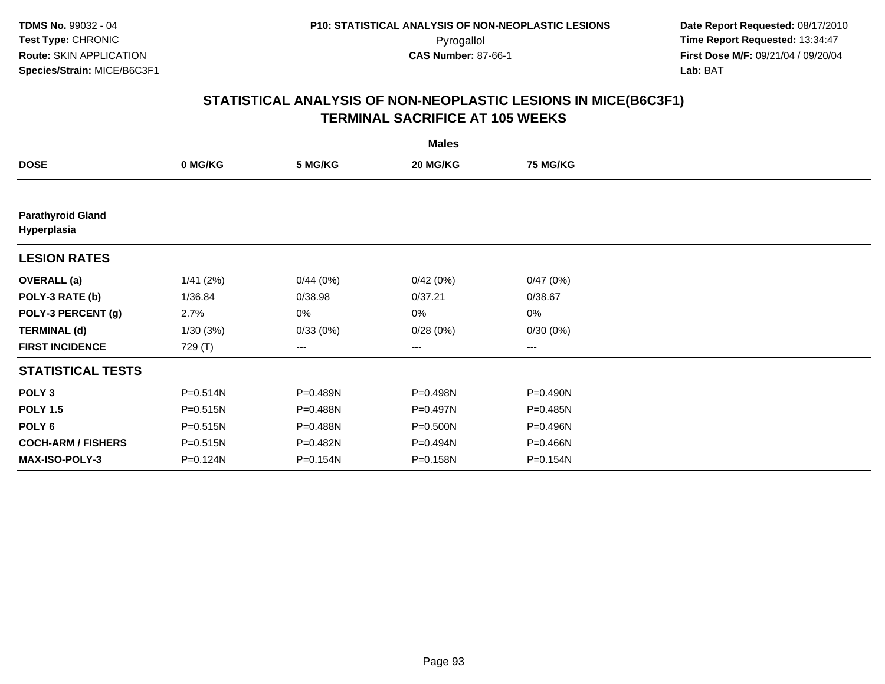**TDMS No.** 99032 - 04
**Test Type:** CHRONIC
**Route:** SKIN APPLICATION
**Species/Strain:** MICE/B6C3F1

**P10: STATISTICAL ANALYSIS OF NON-NEOPLASTIC LESIONS**
Pyrogallol
**CAS Number:** 87-66-1

**Date Report Requested:** 08/17/2010
**Time Report Requested:** 13:34:47
**First Dose M/F:** 09/21/04 / 09/20/04
**Lab:** BAT

## STATISTICAL ANALYSIS OF NON-NEOPLASTIC LESIONS IN MICE(B6C3F1) TERMINAL SACRIFICE AT 105 WEEKS

| | Males | | | |
|---|---|---|---|---|
| **DOSE** | **0 MG/KG** | **5 MG/KG** | **20 MG/KG** | **75 MG/KG** |
| **Parathyroid Gland** | | | | |
| **Hyperplasia** | | | | |
| **LESION RATES** | | | | |
| **OVERALL (a)** | 1/41 (2%) | 0/44 (0%) | 0/42 (0%) | 0/47 (0%) |
| **POLY-3 RATE (b)** | 1/36.84 | 0/38.98 | 0/37.21 | 0/38.67 |
| **POLY-3 PERCENT (g)** | 2.7% | 0% | 0% | 0% |
| **TERMINAL (d)** | 1/30 (3%) | 0/33 (0%) | 0/28 (0%) | 0/30 (0%) |
| **FIRST INCIDENCE** | 729 (T) | --- | --- | --- |
| **STATISTICAL TESTS** | | | | |
| **POLY 3** | P=0.514N | P=0.489N | P=0.498N | P=0.490N |
| **POLY 1.5** | P=0.515N | P=0.488N | P=0.497N | P=0.485N |
| **POLY 6** | P=0.515N | P=0.488N | P=0.500N | P=0.496N |
| **COCH-ARM / FISHERS** | P=0.515N | P=0.482N | P=0.494N | P=0.466N |
| **MAX-ISO-POLY-3** | P=0.124N | P=0.154N | P=0.158N | P=0.154N |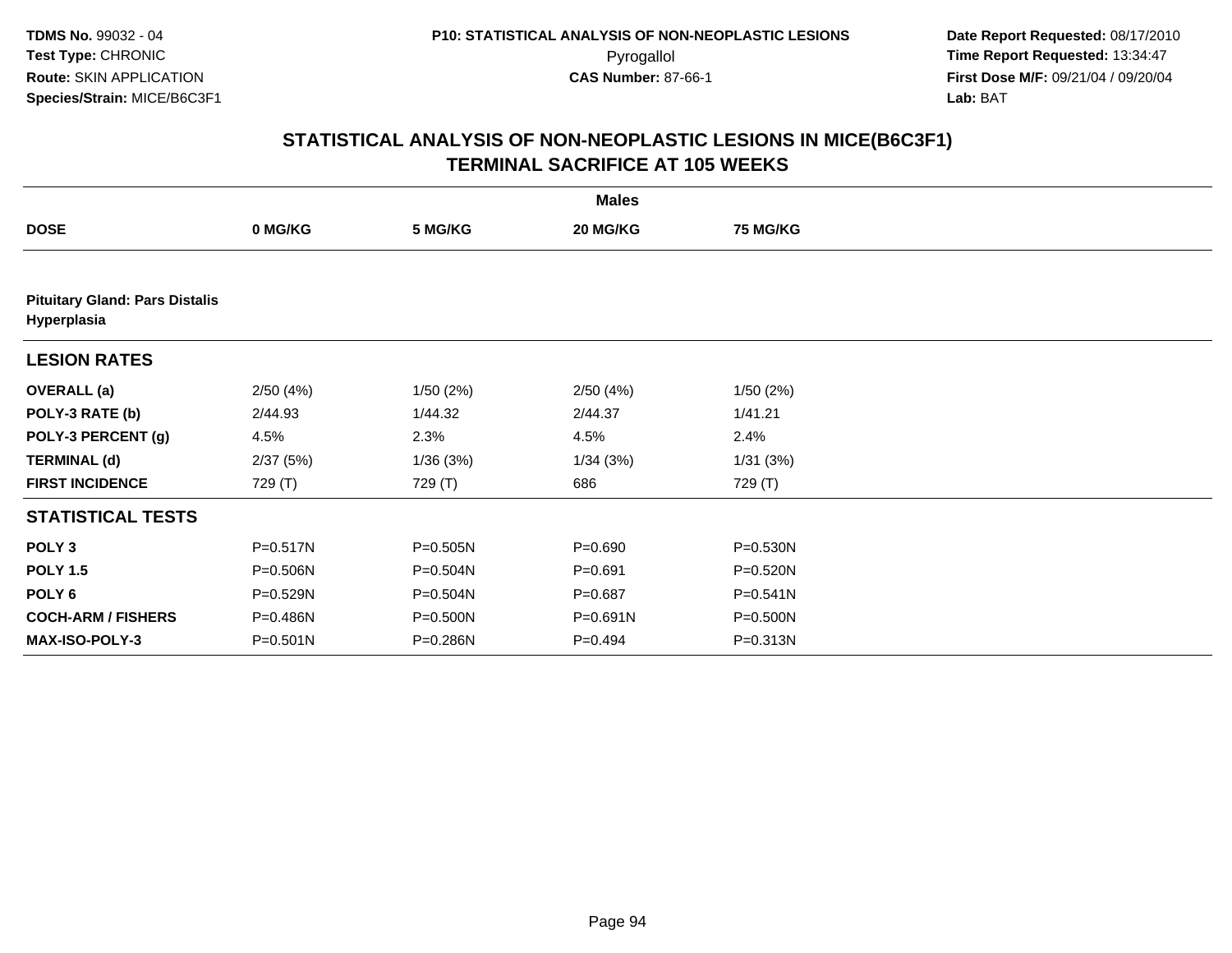TDMS No. 99032 - 04
Test Type: CHRONIC
Route: SKIN APPLICATION
Species/Strain: MICE/B6C3F1

P10: STATISTICAL ANALYSIS OF NON-NEOPLASTIC LESIONS
Pyrogallol
CAS Number: 87-66-1

Date Report Requested: 08/17/2010
Time Report Requested: 13:34:47
First Dose M/F: 09/21/04 / 09/20/04
Lab: BAT

## STATISTICAL ANALYSIS OF NON-NEOPLASTIC LESIONS IN MICE(B6C3F1)
## TERMINAL SACRIFICE AT 105 WEEKS

| | Males | | | |
|---|---|---|---|---|
| **DOSE** | **0 MG/KG** | **5 MG/KG** | **20 MG/KG** | **75 MG/KG** |
| **Pituitary Gland: Pars Distalis Hyperplasia** | | | | |
| **LESION RATES** | | | | |
| **OVERALL (a)** | 2/50 (4%) | 1/50 (2%) | 2/50 (4%) | 1/50 (2%) |
| **POLY-3 RATE (b)** | 2/44.93 | 1/44.32 | 2/44.37 | 1/41.21 |
| **POLY-3 PERCENT (g)** | 4.5% | 2.3% | 4.5% | 2.4% |
| **TERMINAL (d)** | 2/37 (5%) | 1/36 (3%) | 1/34 (3%) | 1/31 (3%) |
| **FIRST INCIDENCE** | 729 (T) | 729 (T) | 686 | 729 (T) |
| **STATISTICAL TESTS** | | | | |
| **POLY 3** | P=0.517N | P=0.505N | P=0.690 | P=0.530N |
| **POLY 1.5** | P=0.506N | P=0.504N | P=0.691 | P=0.520N |
| **POLY 6** | P=0.529N | P=0.504N | P=0.687 | P=0.541N |
| **COCH-ARM / FISHERS** | P=0.486N | P=0.500N | P=0.691N | P=0.500N |
| **MAX-ISO-POLY-3** | P=0.501N | P=0.286N | P=0.494 | P=0.313N |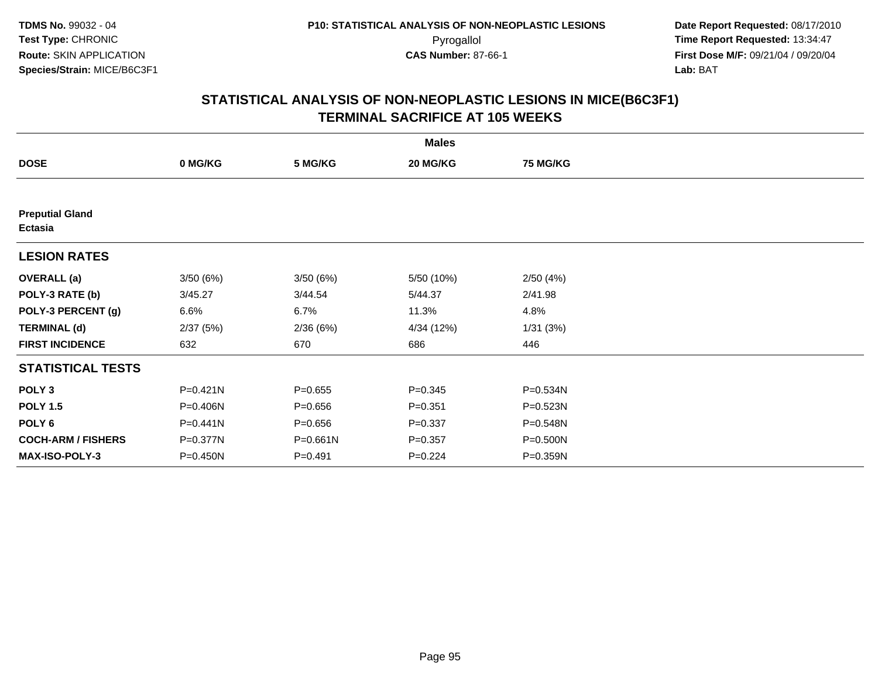**TDMS No.** 99032 - 04
**Test Type:** CHRONIC
**Route:** SKIN APPLICATION
**Species/Strain:** MICE/B6C3F1

**P10: STATISTICAL ANALYSIS OF NON-NEOPLASTIC LESIONS**
Pyrogallol
**CAS Number:** 87-66-1

**Date Report Requested:** 08/17/2010
**Time Report Requested:** 13:34:47
**First Dose M/F:** 09/21/04 / 09/20/04
**Lab:** BAT

## STATISTICAL ANALYSIS OF NON-NEOPLASTIC LESIONS IN MICE(B6C3F1) TERMINAL SACRIFICE AT 105 WEEKS

| | Males | | | |
|---|---|---|---|---|
| **DOSE** | **0 MG/KG** | **5 MG/KG** | **20 MG/KG** | **75 MG/KG** |
| **Preputial Gland** | | | | |
| **Ectasia** | | | | |
| **LESION RATES** | | | | |
| **OVERALL (a)** | 3/50 (6%) | 3/50 (6%) | 5/50 (10%) | 2/50 (4%) |
| **POLY-3 RATE (b)** | 3/45.27 | 3/44.54 | 5/44.37 | 2/41.98 |
| **POLY-3 PERCENT (g)** | 6.6% | 6.7% | 11.3% | 4.8% |
| **TERMINAL (d)** | 2/37 (5%) | 2/36 (6%) | 4/34 (12%) | 1/31 (3%) |
| **FIRST INCIDENCE** | 632 | 670 | 686 | 446 |
| **STATISTICAL TESTS** | | | | |
| **POLY 3** | P=0.421N | P=0.655 | P=0.345 | P=0.534N |
| **POLY 1.5** | P=0.406N | P=0.656 | P=0.351 | P=0.523N |
| **POLY 6** | P=0.441N | P=0.656 | P=0.337 | P=0.548N |
| **COCH-ARM / FISHERS** | P=0.377N | P=0.661N | P=0.357 | P=0.500N |
| **MAX-ISO-POLY-3** | P=0.450N | P=0.491 | P=0.224 | P=0.359N |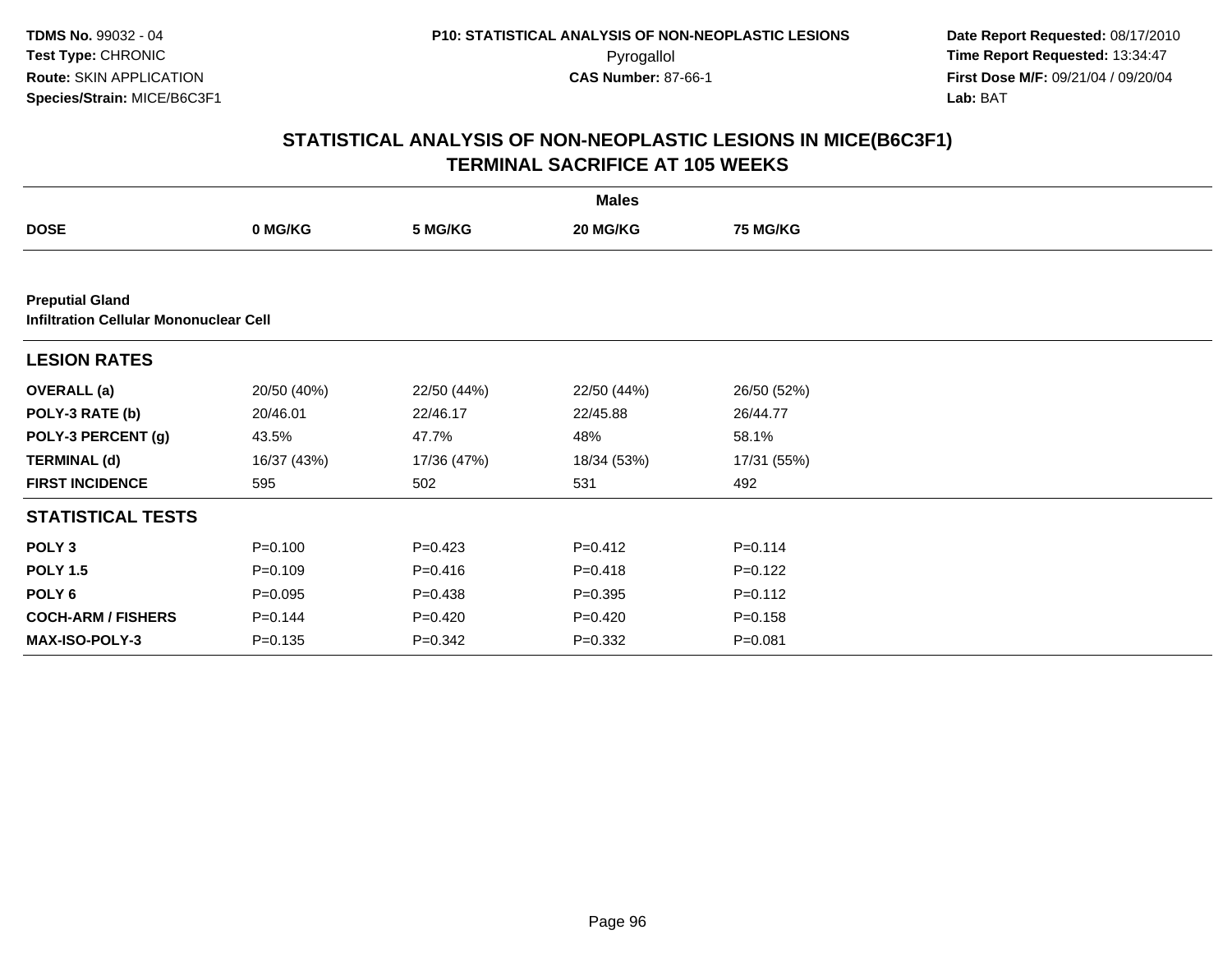**TDMS No.** 99032 - 04
**Test Type:** CHRONIC
**Route:** SKIN APPLICATION
**Species/Strain:** MICE/B6C3F1

**P10: STATISTICAL ANALYSIS OF NON-NEOPLASTIC LESIONS**
Pyrogallol
**CAS Number:** 87-66-1

**Date Report Requested:** 08/17/2010
**Time Report Requested:** 13:34:47
**First Dose M/F:** 09/21/04 / 09/20/04
**Lab:** BAT

## STATISTICAL ANALYSIS OF NON-NEOPLASTIC LESIONS IN MICE(B6C3F1) TERMINAL SACRIFICE AT 105 WEEKS

| | Males | | | |
|---|---|---|---|---|
| **DOSE** | **0 MG/KG** | **5 MG/KG** | **20 MG/KG** | **75 MG/KG** |
| **Preputial Gland** | | | | |
| **Infiltration Cellular Mononuclear Cell** | | | | |
| **LESION RATES** | | | | |
| **OVERALL (a)** | 20/50 (40%) | 22/50 (44%) | 22/50 (44%) | 26/50 (52%) |
| **POLY-3 RATE (b)** | 20/46.01 | 22/46.17 | 22/45.88 | 26/44.77 |
| **POLY-3 PERCENT (g)** | 43.5% | 47.7% | 48% | 58.1% |
| **TERMINAL (d)** | 16/37 (43%) | 17/36 (47%) | 18/34 (53%) | 17/31 (55%) |
| **FIRST INCIDENCE** | 595 | 502 | 531 | 492 |
| **STATISTICAL TESTS** | | | | |
| **POLY 3** | P=0.100 | P=0.423 | P=0.412 | P=0.114 |
| **POLY 1.5** | P=0.109 | P=0.416 | P=0.418 | P=0.122 |
| **POLY 6** | P=0.095 | P=0.438 | P=0.395 | P=0.112 |
| **COCH-ARM / FISHERS** | P=0.144 | P=0.420 | P=0.420 | P=0.158 |
| **MAX-ISO-POLY-3** | P=0.135 | P=0.342 | P=0.332 | P=0.081 |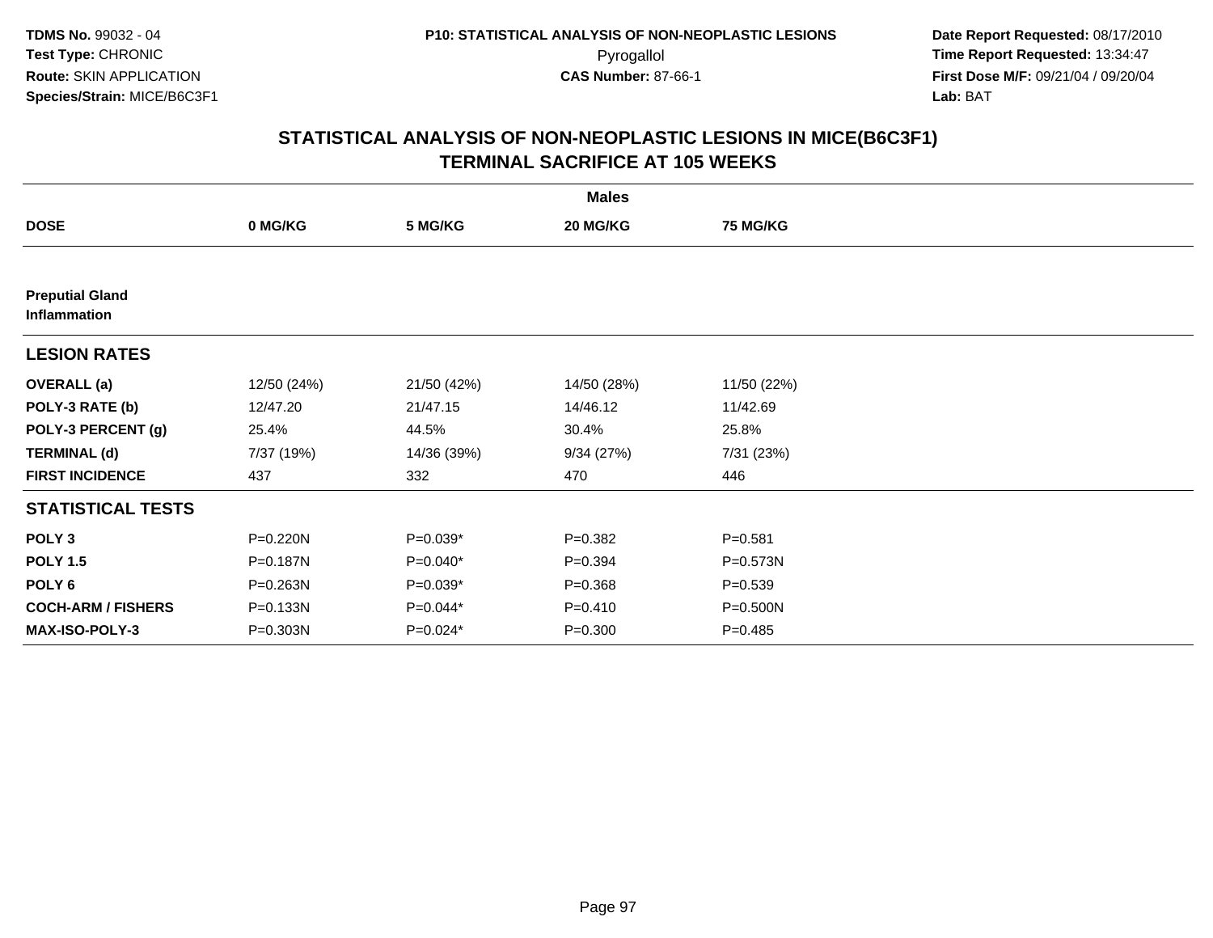**TDMS No.** 99032 - 04
**Test Type:** CHRONIC
**Route:** SKIN APPLICATION
**Species/Strain:** MICE/B6C3F1

**P10: STATISTICAL ANALYSIS OF NON-NEOPLASTIC LESIONS**
Pyrogallol
**CAS Number:** 87-66-1

**Date Report Requested:** 08/17/2010
**Time Report Requested:** 13:34:47
**First Dose M/F:** 09/21/04 / 09/20/04
**Lab:** BAT

## STATISTICAL ANALYSIS OF NON-NEOPLASTIC LESIONS IN MICE(B6C3F1)
## TERMINAL SACRIFICE AT 105 WEEKS

| | Males | | | |
|---|---|---|---|---|
| **DOSE** | **0 MG/KG** | **5 MG/KG** | **20 MG/KG** | **75 MG/KG** |
| **Preputial Gland** | | | | |
| **Inflammation** | | | | |
| **LESION RATES** | | | | |
| **OVERALL (a)** | 12/50 (24%) | 21/50 (42%) | 14/50 (28%) | 11/50 (22%) |
| **POLY-3 RATE (b)** | 12/47.20 | 21/47.15 | 14/46.12 | 11/42.69 |
| **POLY-3 PERCENT (g)** | 25.4% | 44.5% | 30.4% | 25.8% |
| **TERMINAL (d)** | 7/37 (19%) | 14/36 (39%) | 9/34 (27%) | 7/31 (23%) |
| **FIRST INCIDENCE** | 437 | 332 | 470 | 446 |
| **STATISTICAL TESTS** | | | | |
| **POLY 3** | P=0.220N | P=0.039* | P=0.382 | P=0.581 |
| **POLY 1.5** | P=0.187N | P=0.040* | P=0.394 | P=0.573N |
| **POLY 6** | P=0.263N | P=0.039* | P=0.368 | P=0.539 |
| **COCH-ARM / FISHERS** | P=0.133N | P=0.044* | P=0.410 | P=0.500N |
| **MAX-ISO-POLY-3** | P=0.303N | P=0.024* | P=0.300 | P=0.485 |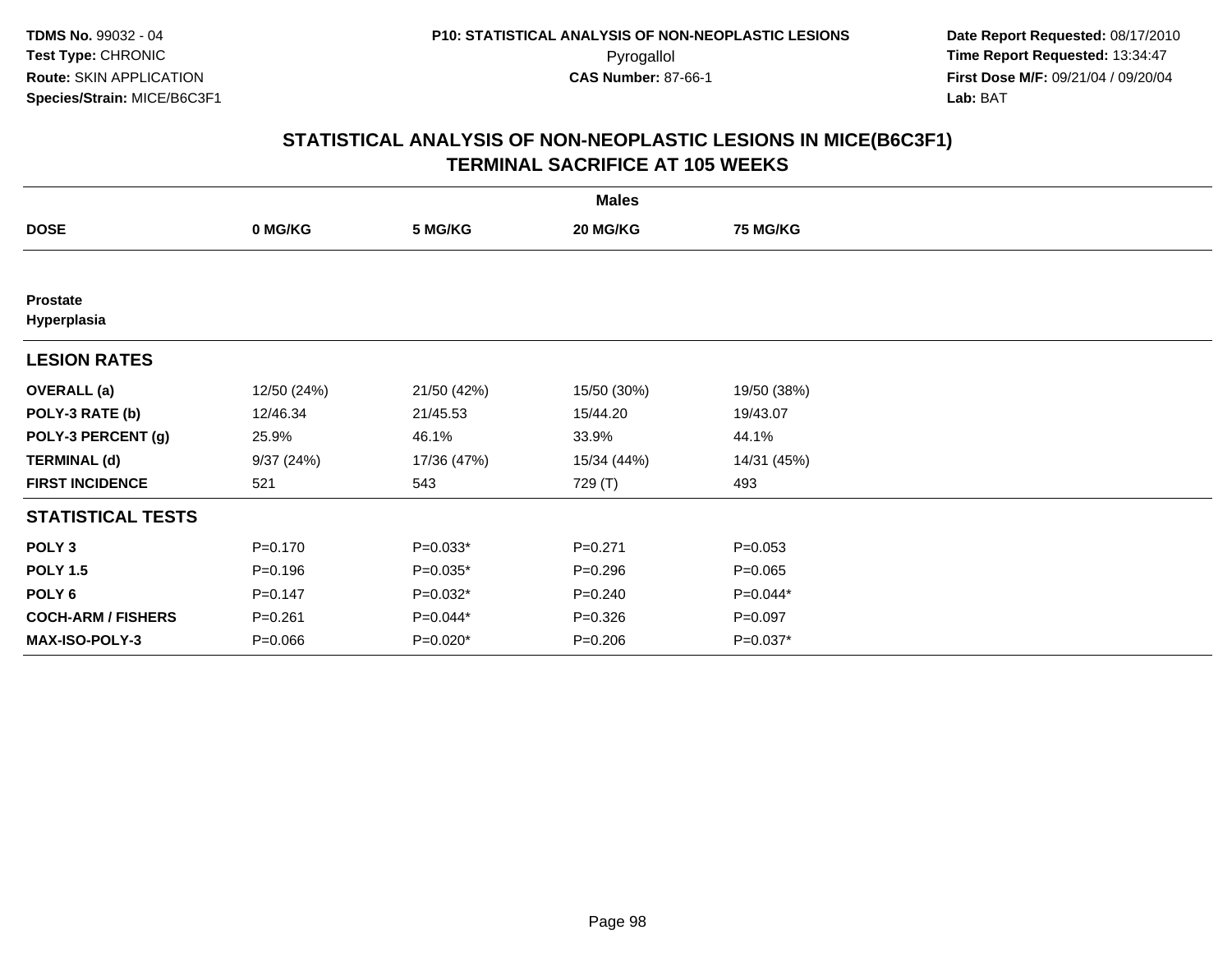**TDMS No.** 99032 - 04
**Test Type:** CHRONIC
**Route:** SKIN APPLICATION
**Species/Strain:** MICE/B6C3F1

**P10: STATISTICAL ANALYSIS OF NON-NEOPLASTIC LESIONS**
Pyrogallol
**CAS Number:** 87-66-1

**Date Report Requested:** 08/17/2010
**Time Report Requested:** 13:34:47
**First Dose M/F:** 09/21/04 / 09/20/04
**Lab:** BAT

## STATISTICAL ANALYSIS OF NON-NEOPLASTIC LESIONS IN MICE(B6C3F1) TERMINAL SACRIFICE AT 105 WEEKS

| | Males | | | |
|---|---|---|---|---|
| **DOSE** | **0 MG/KG** | **5 MG/KG** | **20 MG/KG** | **75 MG/KG** |
| **Prostate** | | | | |
| **Hyperplasia** | | | | |
| **LESION RATES** | | | | |
| **OVERALL (a)** | 12/50 (24%) | 21/50 (42%) | 15/50 (30%) | 19/50 (38%) |
| **POLY-3 RATE (b)** | 12/46.34 | 21/45.53 | 15/44.20 | 19/43.07 |
| **POLY-3 PERCENT (g)** | 25.9% | 46.1% | 33.9% | 44.1% |
| **TERMINAL (d)** | 9/37 (24%) | 17/36 (47%) | 15/34 (44%) | 14/31 (45%) |
| **FIRST INCIDENCE** | 521 | 543 | 729 (T) | 493 |
| **STATISTICAL TESTS** | | | | |
| **POLY 3** | P=0.170 | P=0.033* | P=0.271 | P=0.053 |
| **POLY 1.5** | P=0.196 | P=0.035* | P=0.296 | P=0.065 |
| **POLY 6** | P=0.147 | P=0.032* | P=0.240 | P=0.044* |
| **COCH-ARM / FISHERS** | P=0.261 | P=0.044* | P=0.326 | P=0.097 |
| **MAX-ISO-POLY-3** | P=0.066 | P=0.020* | P=0.206 | P=0.037* |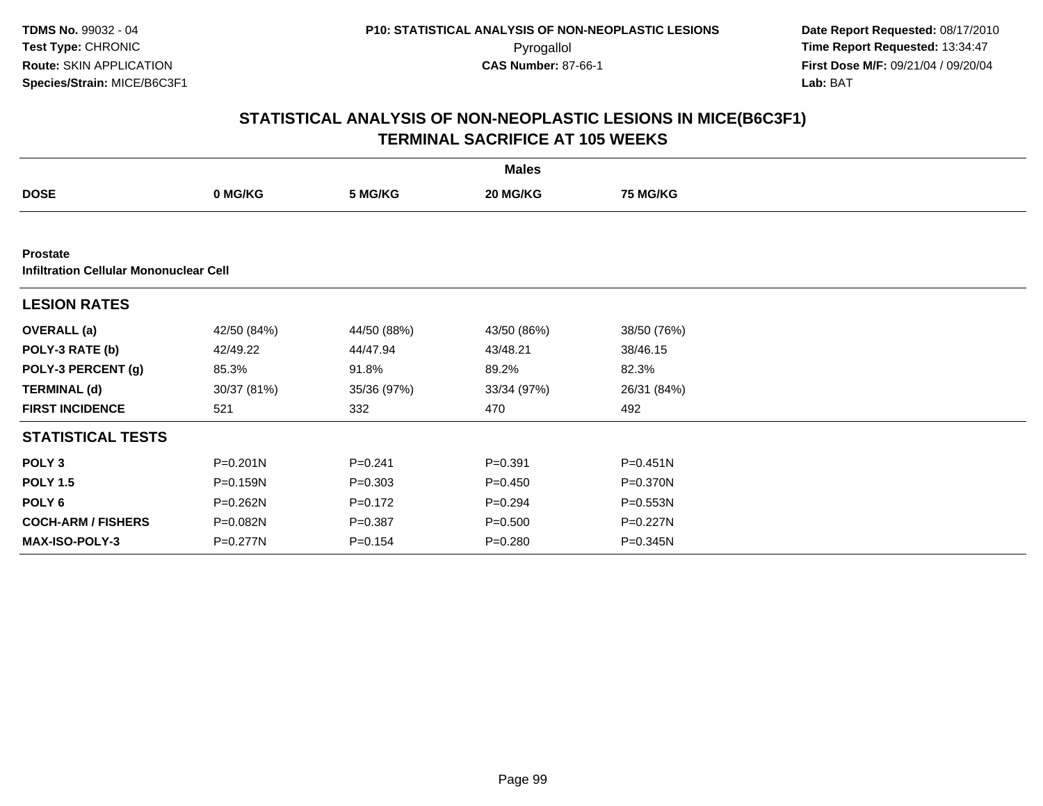TDMS No. 99032 - 04
Test Type: CHRONIC
Route: SKIN APPLICATION
Species/Strain: MICE/B6C3F1

P10: STATISTICAL ANALYSIS OF NON-NEOPLASTIC LESIONS
Pyrogallol
CAS Number: 87-66-1

Date Report Requested: 08/17/2010
Time Report Requested: 13:34:47
First Dose M/F: 09/21/04 / 09/20/04
Lab: BAT

## STATISTICAL ANALYSIS OF NON-NEOPLASTIC LESIONS IN MICE(B6C3F1)
## TERMINAL SACRIFICE AT 105 WEEKS

| | Males | | | |
|---|---|---|---|---|
| **DOSE** | **0 MG/KG** | **5 MG/KG** | **20 MG/KG** | **75 MG/KG** |
| **Prostate** | | | | |
| **Infiltration Cellular Mononuclear Cell** | | | | |
| **LESION RATES** | | | | |
| **OVERALL (a)** | 42/50 (84%) | 44/50 (88%) | 43/50 (86%) | 38/50 (76%) |
| **POLY-3 RATE (b)** | 42/49.22 | 44/47.94 | 43/48.21 | 38/46.15 |
| **POLY-3 PERCENT (g)** | 85.3% | 91.8% | 89.2% | 82.3% |
| **TERMINAL (d)** | 30/37 (81%) | 35/36 (97%) | 33/34 (97%) | 26/31 (84%) |
| **FIRST INCIDENCE** | 521 | 332 | 470 | 492 |
| **STATISTICAL TESTS** | | | | |
| **POLY 3** | P=0.201N | P=0.241 | P=0.391 | P=0.451N |
| **POLY 1.5** | P=0.159N | P=0.303 | P=0.450 | P=0.370N |
| **POLY 6** | P=0.262N | P=0.172 | P=0.294 | P=0.553N |
| **COCH-ARM / FISHERS** | P=0.082N | P=0.387 | P=0.500 | P=0.227N |
| **MAX-ISO-POLY-3** | P=0.277N | P=0.154 | P=0.280 | P=0.345N |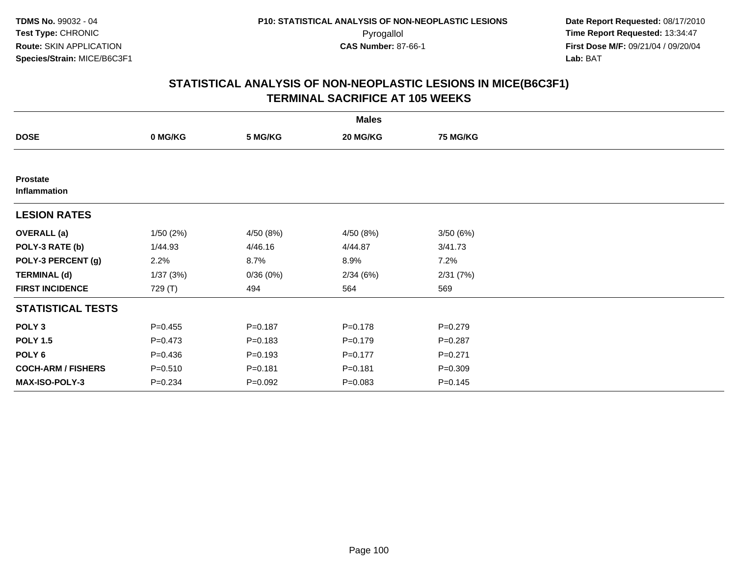**TDMS No.** 99032 - 04
**Test Type:** CHRONIC
**Route:** SKIN APPLICATION
**Species/Strain:** MICE/B6C3F1

**P10: STATISTICAL ANALYSIS OF NON-NEOPLASTIC LESIONS**
Pyrogallol
**CAS Number:** 87-66-1

**Date Report Requested:** 08/17/2010
**Time Report Requested:** 13:34:47
**First Dose M/F:** 09/21/04 / 09/20/04
**Lab:** BAT

## STATISTICAL ANALYSIS OF NON-NEOPLASTIC LESIONS IN MICE(B6C3F1) TERMINAL SACRIFICE AT 105 WEEKS

| | Males | | | |
|---|---|---|---|---|
| **DOSE** | **0 MG/KG** | **5 MG/KG** | **20 MG/KG** | **75 MG/KG** |
| **Prostate Inflammation** | | | | |
| **LESION RATES** | | | | |
| **OVERALL (a)** | 1/50 (2%) | 4/50 (8%) | 4/50 (8%) | 3/50 (6%) |
| **POLY-3 RATE (b)** | 1/44.93 | 4/46.16 | 4/44.87 | 3/41.73 |
| **POLY-3 PERCENT (g)** | 2.2% | 8.7% | 8.9% | 7.2% |
| **TERMINAL (d)** | 1/37 (3%) | 0/36 (0%) | 2/34 (6%) | 2/31 (7%) |
| **FIRST INCIDENCE** | 729 (T) | 494 | 564 | 569 |
| **STATISTICAL TESTS** | | | | |
| **POLY 3** | P=0.455 | P=0.187 | P=0.178 | P=0.279 |
| **POLY 1.5** | P=0.473 | P=0.183 | P=0.179 | P=0.287 |
| **POLY 6** | P=0.436 | P=0.193 | P=0.177 | P=0.271 |
| **COCH-ARM / FISHERS** | P=0.510 | P=0.181 | P=0.181 | P=0.309 |
| **MAX-ISO-POLY-3** | P=0.234 | P=0.092 | P=0.083 | P=0.145 |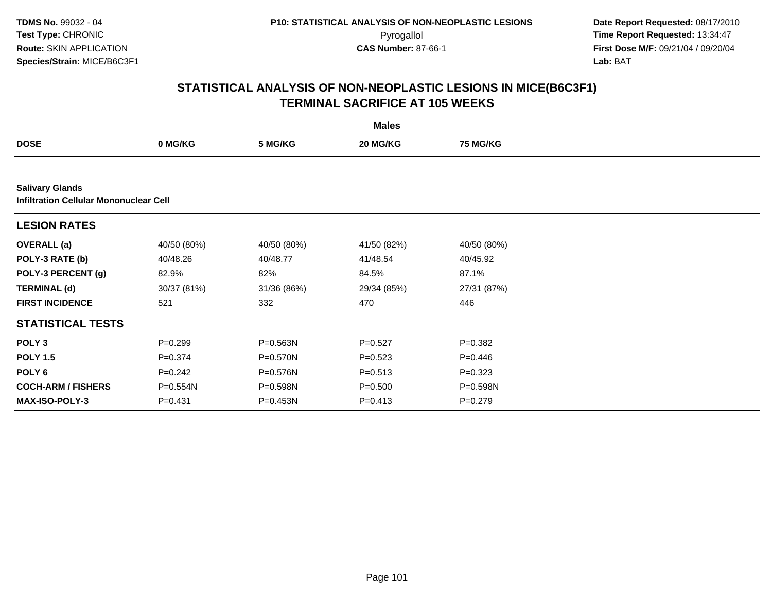**TDMS No.** 99032 - 04
**Test Type:** CHRONIC
**Route:** SKIN APPLICATION
**Species/Strain:** MICE/B6C3F1

**P10: STATISTICAL ANALYSIS OF NON-NEOPLASTIC LESIONS**
Pyrogallol
**CAS Number:** 87-66-1

**Date Report Requested:** 08/17/2010
**Time Report Requested:** 13:34:47
**First Dose M/F:** 09/21/04 / 09/20/04
**Lab:** BAT

## STATISTICAL ANALYSIS OF NON-NEOPLASTIC LESIONS IN MICE(B6C3F1) TERMINAL SACRIFICE AT 105 WEEKS

| | Males | | | |
|---|---|---|---|---|
| **DOSE** | **0 MG/KG** | **5 MG/KG** | **20 MG/KG** | **75 MG/KG** |
| **Salivary Glands** **Infiltration Cellular Mononuclear Cell** | | | | |
| **LESION RATES** | | | | |
| **OVERALL (a)** | 40/50 (80%) | 40/50 (80%) | 41/50 (82%) | 40/50 (80%) |
| **POLY-3 RATE (b)** | 40/48.26 | 40/48.77 | 41/48.54 | 40/45.92 |
| **POLY-3 PERCENT (g)** | 82.9% | 82% | 84.5% | 87.1% |
| **TERMINAL (d)** | 30/37 (81%) | 31/36 (86%) | 29/34 (85%) | 27/31 (87%) |
| **FIRST INCIDENCE** | 521 | 332 | 470 | 446 |
| **STATISTICAL TESTS** | | | | |
| **POLY 3** | P=0.299 | P=0.563N | P=0.527 | P=0.382 |
| **POLY 1.5** | P=0.374 | P=0.570N | P=0.523 | P=0.446 |
| **POLY 6** | P=0.242 | P=0.576N | P=0.513 | P=0.323 |
| **COCH-ARM / FISHERS** | P=0.554N | P=0.598N | P=0.500 | P=0.598N |
| **MAX-ISO-POLY-3** | P=0.431 | P=0.453N | P=0.413 | P=0.279 |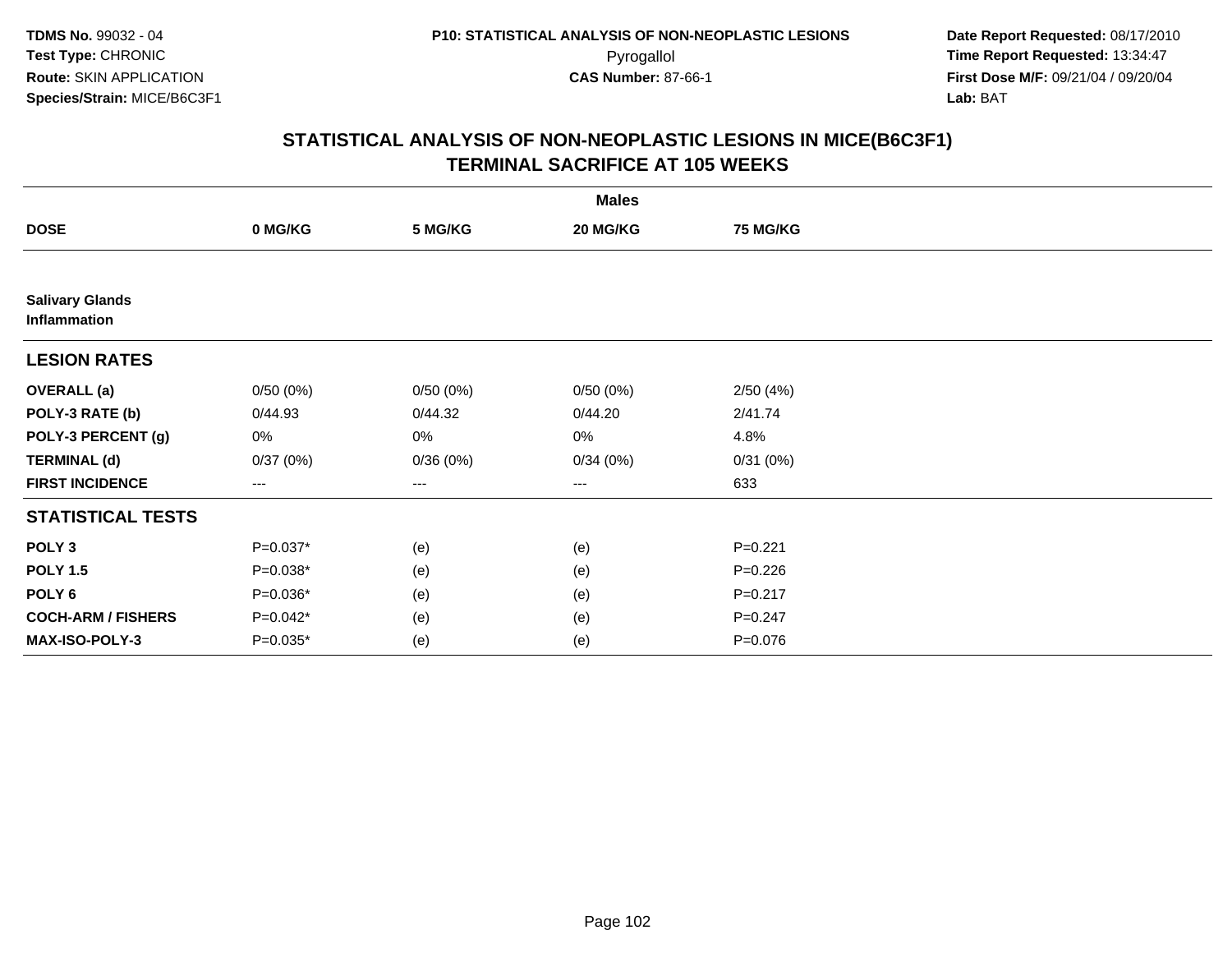**TDMS No.** 99032 - 04
**Test Type:** CHRONIC
**Route:** SKIN APPLICATION
**Species/Strain:** MICE/B6C3F1

**P10: STATISTICAL ANALYSIS OF NON-NEOPLASTIC LESIONS**
Pyrogallol
**CAS Number:** 87-66-1

**Date Report Requested:** 08/17/2010
**Time Report Requested:** 13:34:47
**First Dose M/F:** 09/21/04 / 09/20/04
**Lab:** BAT

## STATISTICAL ANALYSIS OF NON-NEOPLASTIC LESIONS IN MICE(B6C3F1)
## TERMINAL SACRIFICE AT 105 WEEKS

| | Males | | | |
|---|---|---|---|---|
| **DOSE** | **0 MG/KG** | **5 MG/KG** | **20 MG/KG** | **75 MG/KG** |
| **Salivary Glands Inflammation** | | | | |
| **LESION RATES** | | | | |
| **OVERALL (a)** | 0/50 (0%) | 0/50 (0%) | 0/50 (0%) | 2/50 (4%) |
| **POLY-3 RATE (b)** | 0/44.93 | 0/44.32 | 0/44.20 | 2/41.74 |
| **POLY-3 PERCENT (g)** | 0% | 0% | 0% | 4.8% |
| **TERMINAL (d)** | 0/37 (0%) | 0/36 (0%) | 0/34 (0%) | 0/31 (0%) |
| **FIRST INCIDENCE** | --- | --- | --- | 633 |
| **STATISTICAL TESTS** | | | | |
| **POLY 3** | P=0.037* | (e) | (e) | P=0.221 |
| **POLY 1.5** | P=0.038* | (e) | (e) | P=0.226 |
| **POLY 6** | P=0.036* | (e) | (e) | P=0.217 |
| **COCH-ARM / FISHERS** | P=0.042* | (e) | (e) | P=0.247 |
| **MAX-ISO-POLY-3** | P=0.035* | (e) | (e) | P=0.076 |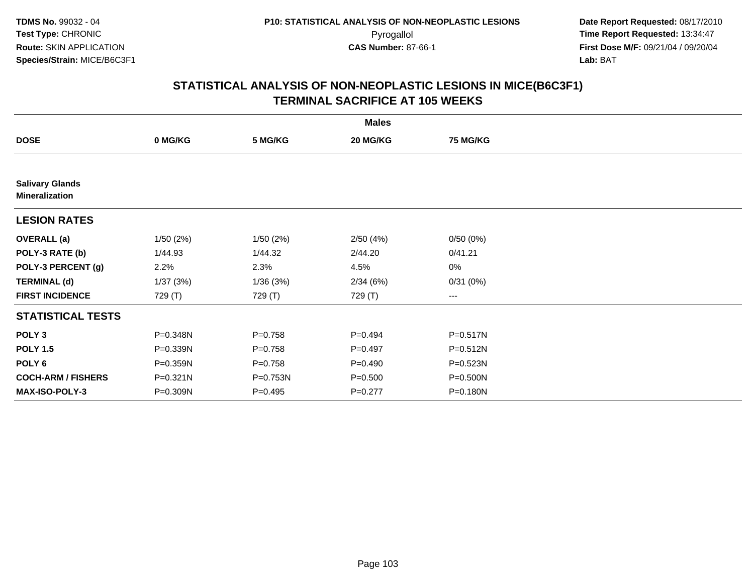TDMS No. 99032 - 04
Test Type: CHRONIC
Route: SKIN APPLICATION
Species/Strain: MICE/B6C3F1

P10: STATISTICAL ANALYSIS OF NON-NEOPLASTIC LESIONS
Pyrogallol
CAS Number: 87-66-1

Date Report Requested: 08/17/2010
Time Report Requested: 13:34:47
First Dose M/F: 09/21/04 / 09/20/04
Lab: BAT

## STATISTICAL ANALYSIS OF NON-NEOPLASTIC LESIONS IN MICE(B6C3F1)
## TERMINAL SACRIFICE AT 105 WEEKS

| | Males | | | |
|---|---|---|---|---|
| **DOSE** | **0 MG/KG** | **5 MG/KG** | **20 MG/KG** | **75 MG/KG** |
| **Salivary Glands** | | | | |
| **Mineralization** | | | | |
| **LESION RATES** | | | | |
| **OVERALL (a)** | 1/50 (2%) | 1/50 (2%) | 2/50 (4%) | 0/50 (0%) |
| **POLY-3 RATE (b)** | 1/44.93 | 1/44.32 | 2/44.20 | 0/41.21 |
| **POLY-3 PERCENT (g)** | 2.2% | 2.3% | 4.5% | 0% |
| **TERMINAL (d)** | 1/37 (3%) | 1/36 (3%) | 2/34 (6%) | 0/31 (0%) |
| **FIRST INCIDENCE** | 729 (T) | 729 (T) | 729 (T) | --- |
| **STATISTICAL TESTS** | | | | |
| **POLY 3** | P=0.348N | P=0.758 | P=0.494 | P=0.517N |
| **POLY 1.5** | P=0.339N | P=0.758 | P=0.497 | P=0.512N |
| **POLY 6** | P=0.359N | P=0.758 | P=0.490 | P=0.523N |
| **COCH-ARM / FISHERS** | P=0.321N | P=0.753N | P=0.500 | P=0.500N |
| **MAX-ISO-POLY-3** | P=0.309N | P=0.495 | P=0.277 | P=0.180N |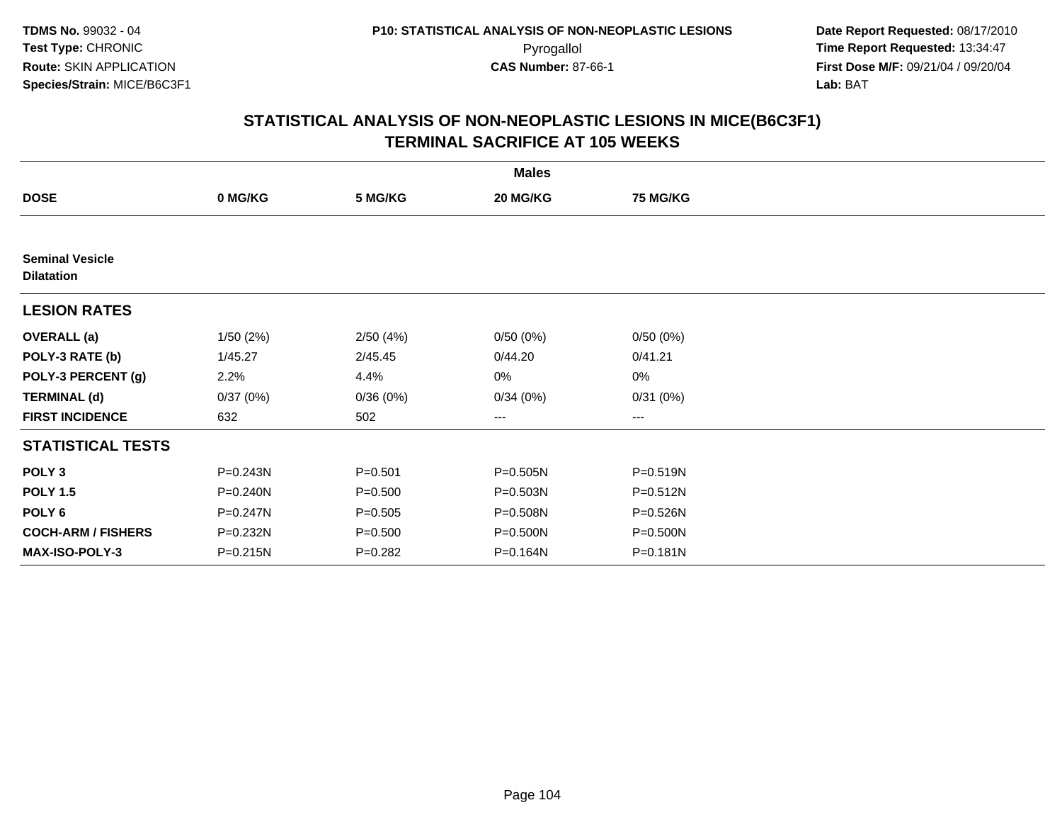**TDMS No.** 99032 - 04
**Test Type:** CHRONIC
**Route:** SKIN APPLICATION
**Species/Strain:** MICE/B6C3F1

**P10: STATISTICAL ANALYSIS OF NON-NEOPLASTIC LESIONS**
Pyrogallol
**CAS Number:** 87-66-1

**Date Report Requested:** 08/17/2010
**Time Report Requested:** 13:34:47
**First Dose M/F:** 09/21/04 / 09/20/04
**Lab:** BAT

## STATISTICAL ANALYSIS OF NON-NEOPLASTIC LESIONS IN MICE(B6C3F1) TERMINAL SACRIFICE AT 105 WEEKS

| | Males | | | |
|---|---|---|---|---|
| **DOSE** | **0 MG/KG** | **5 MG/KG** | **20 MG/KG** | **75 MG/KG** |
| **Seminal Vesicle** | | | | |
| **Dilatation** | | | | |
| **LESION RATES** | | | | |
| **OVERALL (a)** | 1/50 (2%) | 2/50 (4%) | 0/50 (0%) | 0/50 (0%) |
| **POLY-3 RATE (b)** | 1/45.27 | 2/45.45 | 0/44.20 | 0/41.21 |
| **POLY-3 PERCENT (g)** | 2.2% | 4.4% | 0% | 0% |
| **TERMINAL (d)** | 0/37 (0%) | 0/36 (0%) | 0/34 (0%) | 0/31 (0%) |
| **FIRST INCIDENCE** | 632 | 502 | --- | --- |
| **STATISTICAL TESTS** | | | | |
| **POLY 3** | P=0.243N | P=0.501 | P=0.505N | P=0.519N |
| **POLY 1.5** | P=0.240N | P=0.500 | P=0.503N | P=0.512N |
| **POLY 6** | P=0.247N | P=0.505 | P=0.508N | P=0.526N |
| **COCH-ARM / FISHERS** | P=0.232N | P=0.500 | P=0.500N | P=0.500N |
| **MAX-ISO-POLY-3** | P=0.215N | P=0.282 | P=0.164N | P=0.181N |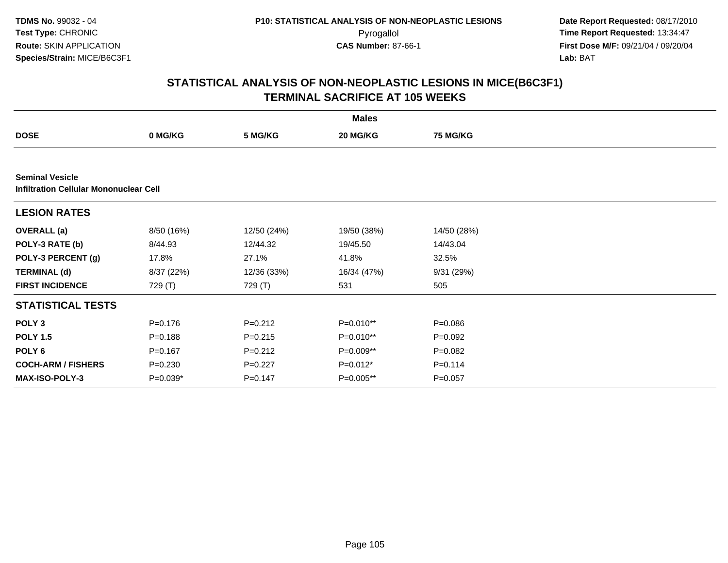**TDMS No.** 99032 - 04
**Test Type:** CHRONIC
**Route:** SKIN APPLICATION
**Species/Strain:** MICE/B6C3F1

**P10: STATISTICAL ANALYSIS OF NON-NEOPLASTIC LESIONS**
Pyrogallol
**CAS Number:** 87-66-1

**Date Report Requested:** 08/17/2010
**Time Report Requested:** 13:34:47
**First Dose M/F:** 09/21/04 / 09/20/04
**Lab:** BAT

## STATISTICAL ANALYSIS OF NON-NEOPLASTIC LESIONS IN MICE(B6C3F1)
## TERMINAL SACRIFICE AT 105 WEEKS

| | Males | | | |
|---|---|---|---|---|
| **DOSE** | **0 MG/KG** | **5 MG/KG** | **20 MG/KG** | **75 MG/KG** |
| **Seminal Vesicle** | | | | |
| **Infiltration Cellular Mononuclear Cell** | | | | |
| **LESION RATES** | | | | |
| **OVERALL (a)** | 8/50 (16%) | 12/50 (24%) | 19/50 (38%) | 14/50 (28%) |
| **POLY-3 RATE (b)** | 8/44.93 | 12/44.32 | 19/45.50 | 14/43.04 |
| **POLY-3 PERCENT (g)** | 17.8% | 27.1% | 41.8% | 32.5% |
| **TERMINAL (d)** | 8/37 (22%) | 12/36 (33%) | 16/34 (47%) | 9/31 (29%) |
| **FIRST INCIDENCE** | 729 (T) | 729 (T) | 531 | 505 |
| **STATISTICAL TESTS** | | | | |
| **POLY 3** | P=0.176 | P=0.212 | P=0.010** | P=0.086 |
| **POLY 1.5** | P=0.188 | P=0.215 | P=0.010** | P=0.092 |
| **POLY 6** | P=0.167 | P=0.212 | P=0.009** | P=0.082 |
| **COCH-ARM / FISHERS** | P=0.230 | P=0.227 | P=0.012* | P=0.114 |
| **MAX-ISO-POLY-3** | P=0.039* | P=0.147 | P=0.005** | P=0.057 |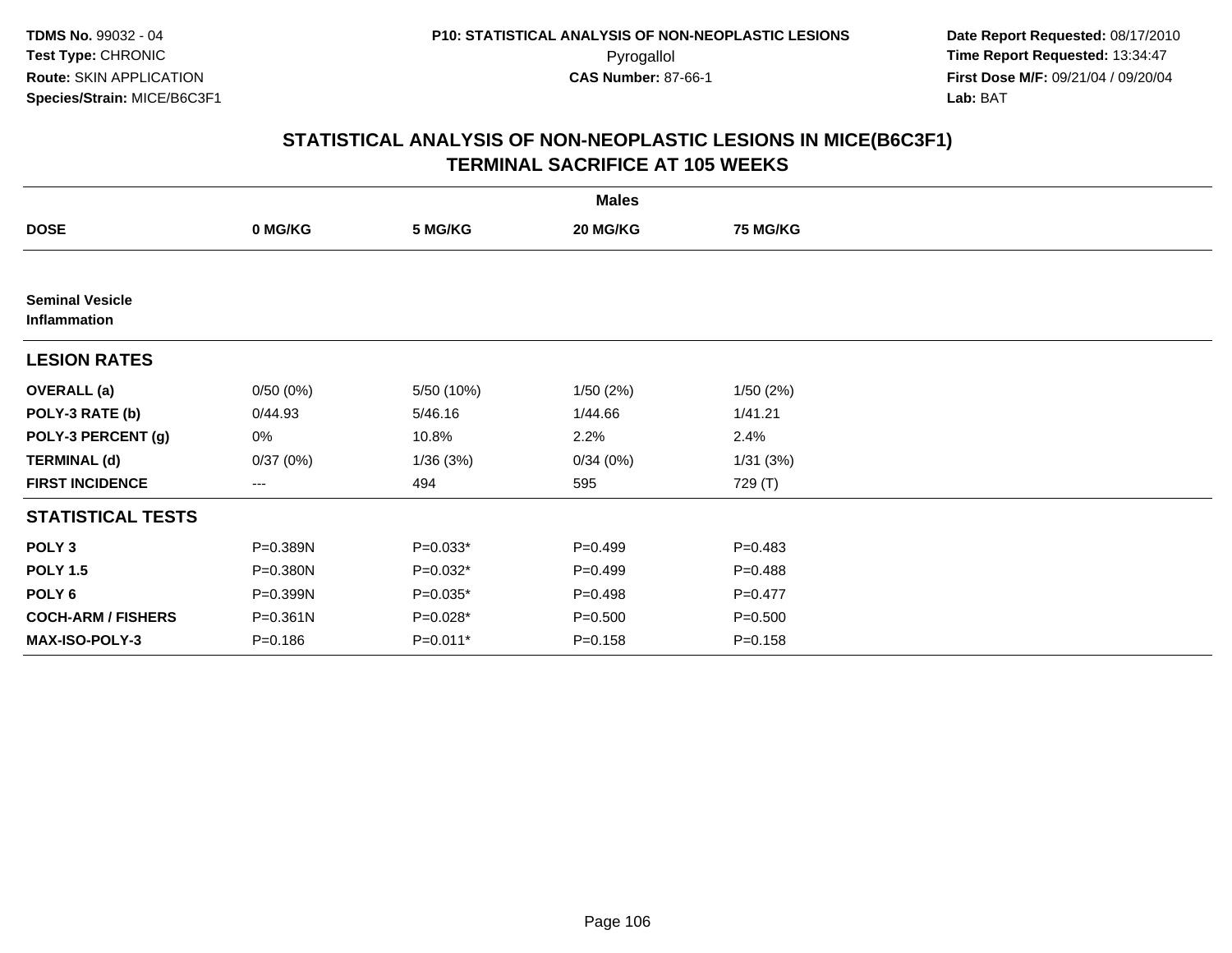**TDMS No.** 99032 - 04
**Test Type:** CHRONIC
**Route:** SKIN APPLICATION
**Species/Strain:** MICE/B6C3F1

**P10: STATISTICAL ANALYSIS OF NON-NEOPLASTIC LESIONS**
Pyrogallol
**CAS Number:** 87-66-1

**Date Report Requested:** 08/17/2010
**Time Report Requested:** 13:34:47
**First Dose M/F:** 09/21/04 / 09/20/04
**Lab:** BAT

## STATISTICAL ANALYSIS OF NON-NEOPLASTIC LESIONS IN MICE(B6C3F1)
## TERMINAL SACRIFICE AT 105 WEEKS

| | Males | | | |
|---|---|---|---|---|
| **DOSE** | **0 MG/KG** | **5 MG/KG** | **20 MG/KG** | **75 MG/KG** |
| **Seminal Vesicle** | | | | |
| **Inflammation** | | | | |
| **LESION RATES** | | | | |
| **OVERALL (a)** | 0/50 (0%) | 5/50 (10%) | 1/50 (2%) | 1/50 (2%) |
| **POLY-3 RATE (b)** | 0/44.93 | 5/46.16 | 1/44.66 | 1/41.21 |
| **POLY-3 PERCENT (g)** | 0% | 10.8% | 2.2% | 2.4% |
| **TERMINAL (d)** | 0/37 (0%) | 1/36 (3%) | 0/34 (0%) | 1/31 (3%) |
| **FIRST INCIDENCE** | --- | 494 | 595 | 729 (T) |
| **STATISTICAL TESTS** | | | | |
| **POLY 3** | P=0.389N | P=0.033* | P=0.499 | P=0.483 |
| **POLY 1.5** | P=0.380N | P=0.032* | P=0.499 | P=0.488 |
| **POLY 6** | P=0.399N | P=0.035* | P=0.498 | P=0.477 |
| **COCH-ARM / FISHERS** | P=0.361N | P=0.028* | P=0.500 | P=0.500 |
| **MAX-ISO-POLY-3** | P=0.186 | P=0.011* | P=0.158 | P=0.158 |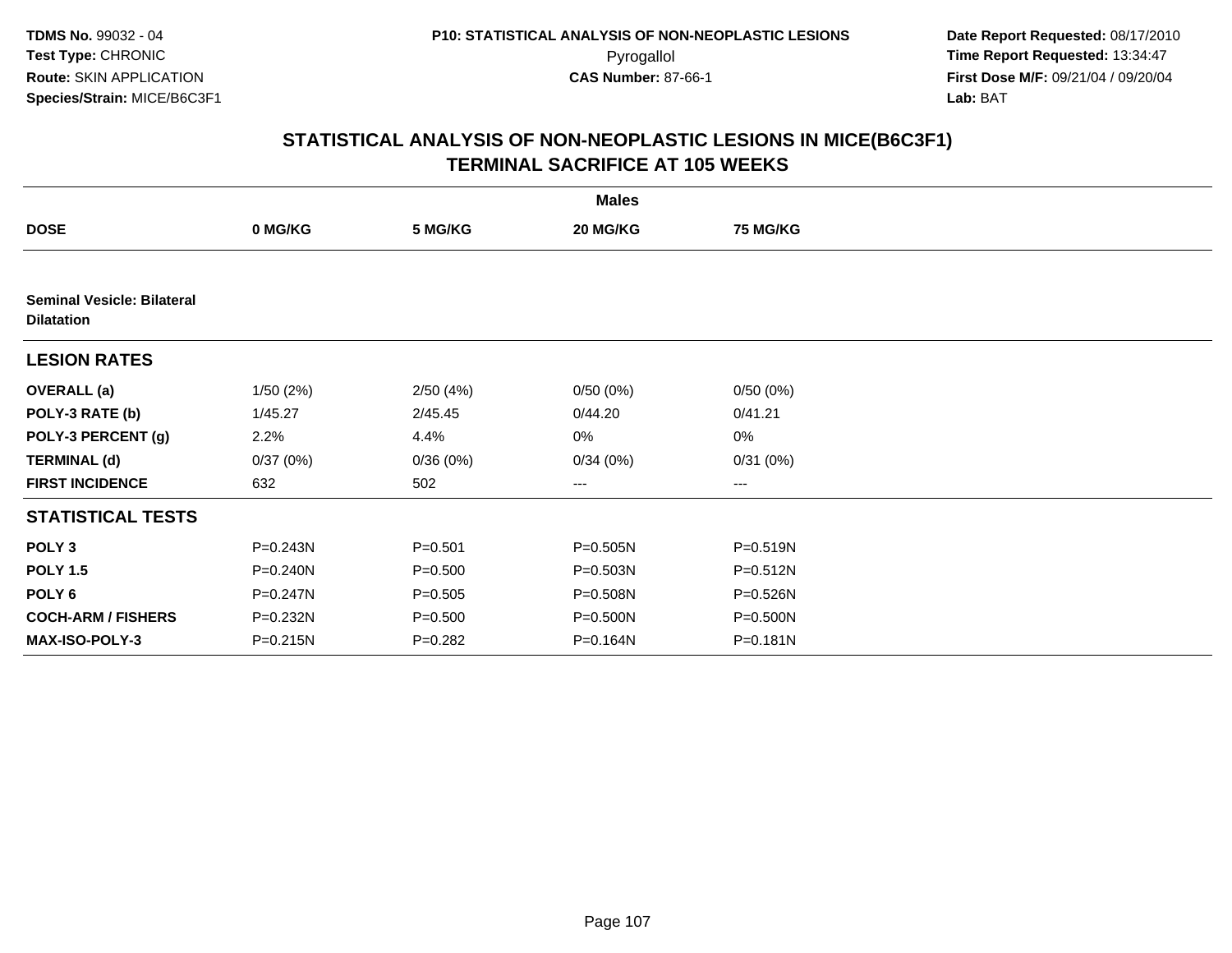**TDMS No.** 99032 - 04
**Test Type:** CHRONIC
**Route:** SKIN APPLICATION
**Species/Strain:** MICE/B6C3F1

**P10: STATISTICAL ANALYSIS OF NON-NEOPLASTIC LESIONS**
Pyrogallol
**CAS Number:** 87-66-1

**Date Report Requested:** 08/17/2010
**Time Report Requested:** 13:34:47
**First Dose M/F:** 09/21/04 / 09/20/04
**Lab:** BAT

## STATISTICAL ANALYSIS OF NON-NEOPLASTIC LESIONS IN MICE(B6C3F1)
## TERMINAL SACRIFICE AT 105 WEEKS

| | Males | | | |
|---|---|---|---|---|
| **DOSE** | **0 MG/KG** | **5 MG/KG** | **20 MG/KG** | **75 MG/KG** |
| **Seminal Vesicle: Bilateral Dilatation** | | | | |
| **LESION RATES** | | | | |
| **OVERALL (a)** | 1/50 (2%) | 2/50 (4%) | 0/50 (0%) | 0/50 (0%) |
| **POLY-3 RATE (b)** | 1/45.27 | 2/45.45 | 0/44.20 | 0/41.21 |
| **POLY-3 PERCENT (g)** | 2.2% | 4.4% | 0% | 0% |
| **TERMINAL (d)** | 0/37 (0%) | 0/36 (0%) | 0/34 (0%) | 0/31 (0%) |
| **FIRST INCIDENCE** | 632 | 502 | --- | --- |
| **STATISTICAL TESTS** | | | | |
| **POLY 3** | P=0.243N | P=0.501 | P=0.505N | P=0.519N |
| **POLY 1.5** | P=0.240N | P=0.500 | P=0.503N | P=0.512N |
| **POLY 6** | P=0.247N | P=0.505 | P=0.508N | P=0.526N |
| **COCH-ARM / FISHERS** | P=0.232N | P=0.500 | P=0.500N | P=0.500N |
| **MAX-ISO-POLY-3** | P=0.215N | P=0.282 | P=0.164N | P=0.181N |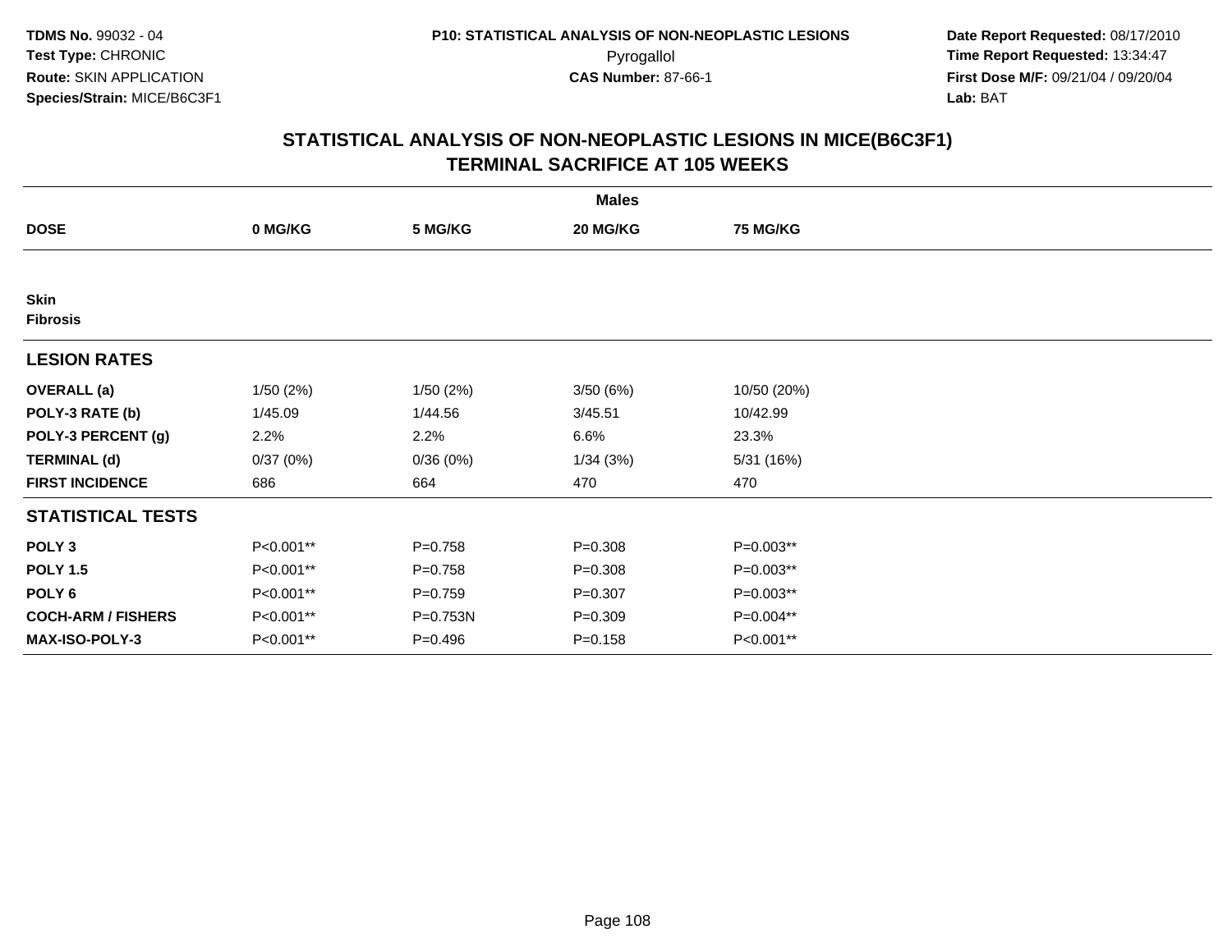# STATISTICAL ANALYSIS OF NON-NEOPLASTIC LESIONS IN MICE(B6C3F1)
## TERMINAL SACRIFICE AT 105 WEEKS

| | Males | | | |
|---|---|---|---|---|
| **DOSE** | **0 MG/KG** | **5 MG/KG** | **20 MG/KG** | **75 MG/KG** |
| **Skin** | | | | |
| **Fibrosis** | | | | |
| **LESION RATES** | | | | |
| **OVERALL (a)** | 1/50 (2%) | 1/50 (2%) | 3/50 (6%) | 10/50 (20%) |
| **POLY-3 RATE (b)** | 1/45.09 | 1/44.56 | 3/45.51 | 10/42.99 |
| **POLY-3 PERCENT (g)** | 2.2% | 2.2% | 6.6% | 23.3% |
| **TERMINAL (d)** | 0/37 (0%) | 0/36 (0%) | 1/34 (3%) | 5/31 (16%) |
| **FIRST INCIDENCE** | 686 | 664 | 470 | 470 |
| **STATISTICAL TESTS** | | | | |
| **POLY 3** | P<0.001** | P=0.758 | P=0.308 | P=0.003** |
| **POLY 1.5** | P<0.001** | P=0.758 | P=0.308 | P=0.003** |
| **POLY 6** | P<0.001** | P=0.759 | P=0.307 | P=0.003** |
| **COCH-ARM / FISHERS** | P<0.001** | P=0.753N | P=0.309 | P=0.004** |
| **MAX-ISO-POLY-3** | P<0.001** | P=0.496 | P=0.158 | P<0.001** |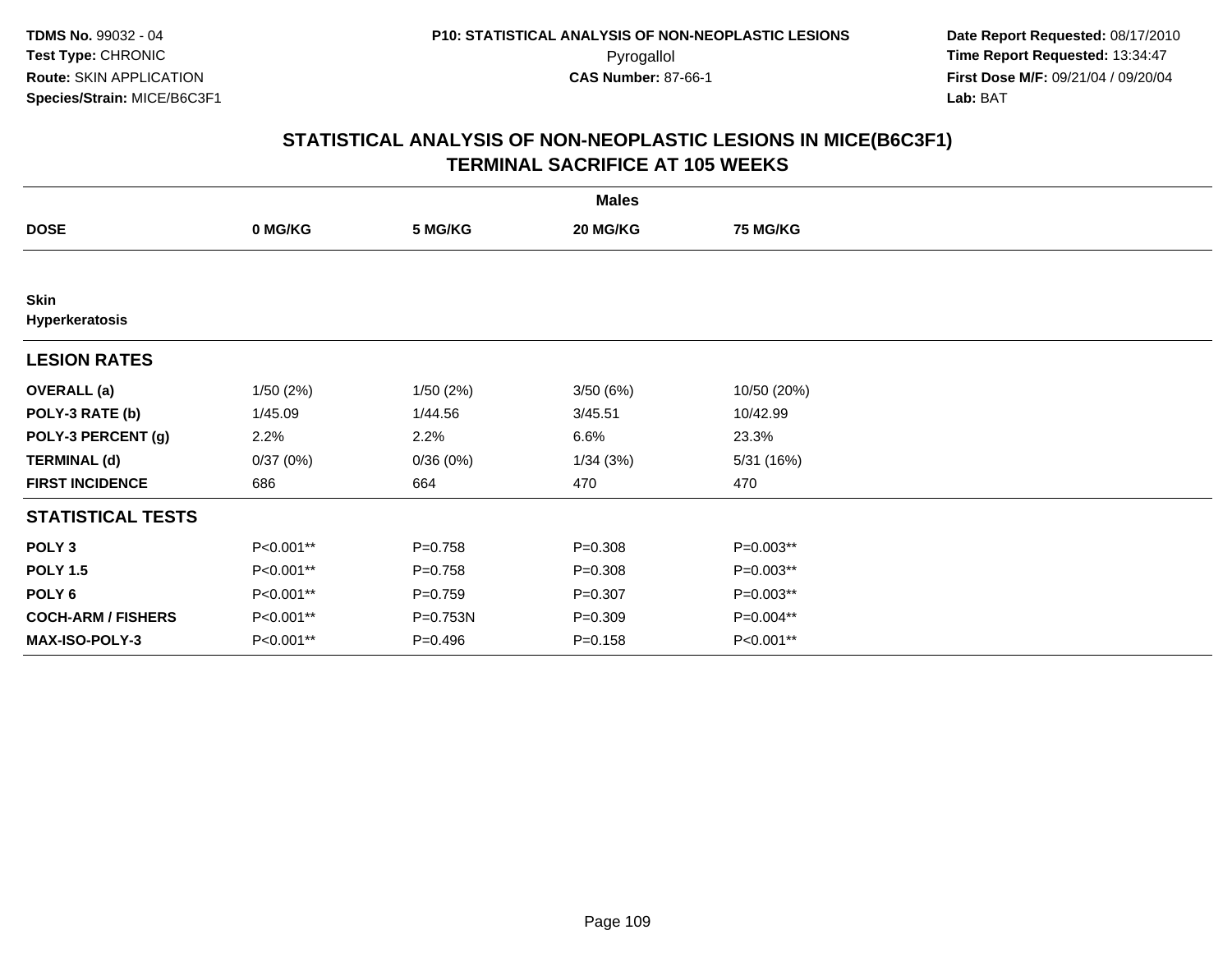**TDMS No.** 99032 - 04
**Test Type:** CHRONIC
**Route:** SKIN APPLICATION
**Species/Strain:** MICE/B6C3F1

**P10: STATISTICAL ANALYSIS OF NON-NEOPLASTIC LESIONS**
Pyrogallol
**CAS Number:** 87-66-1

**Date Report Requested:** 08/17/2010
**Time Report Requested:** 13:34:47
**First Dose M/F:** 09/21/04 / 09/20/04
**Lab:** BAT

## STATISTICAL ANALYSIS OF NON-NEOPLASTIC LESIONS IN MICE(B6C3F1) TERMINAL SACRIFICE AT 105 WEEKS

| | Males | | | |
|---|---|---|---|---|
| **DOSE** | **0 MG/KG** | **5 MG/KG** | **20 MG/KG** | **75 MG/KG** |
| **Skin** | | | | |
| **Hyperkeratosis** | | | | |
| **LESION RATES** | | | | |
| **OVERALL (a)** | 1/50 (2%) | 1/50 (2%) | 3/50 (6%) | 10/50 (20%) |
| **POLY-3 RATE (b)** | 1/45.09 | 1/44.56 | 3/45.51 | 10/42.99 |
| **POLY-3 PERCENT (g)** | 2.2% | 2.2% | 6.6% | 23.3% |
| **TERMINAL (d)** | 0/37 (0%) | 0/36 (0%) | 1/34 (3%) | 5/31 (16%) |
| **FIRST INCIDENCE** | 686 | 664 | 470 | 470 |
| **STATISTICAL TESTS** | | | | |
| **POLY 3** | P<0.001** | P=0.758 | P=0.308 | P=0.003** |
| **POLY 1.5** | P<0.001** | P=0.758 | P=0.308 | P=0.003** |
| **POLY 6** | P<0.001** | P=0.759 | P=0.307 | P=0.003** |
| **COCH-ARM / FISHERS** | P<0.001** | P=0.753N | P=0.309 | P=0.004** |
| **MAX-ISO-POLY-3** | P<0.001** | P=0.496 | P=0.158 | P<0.001** |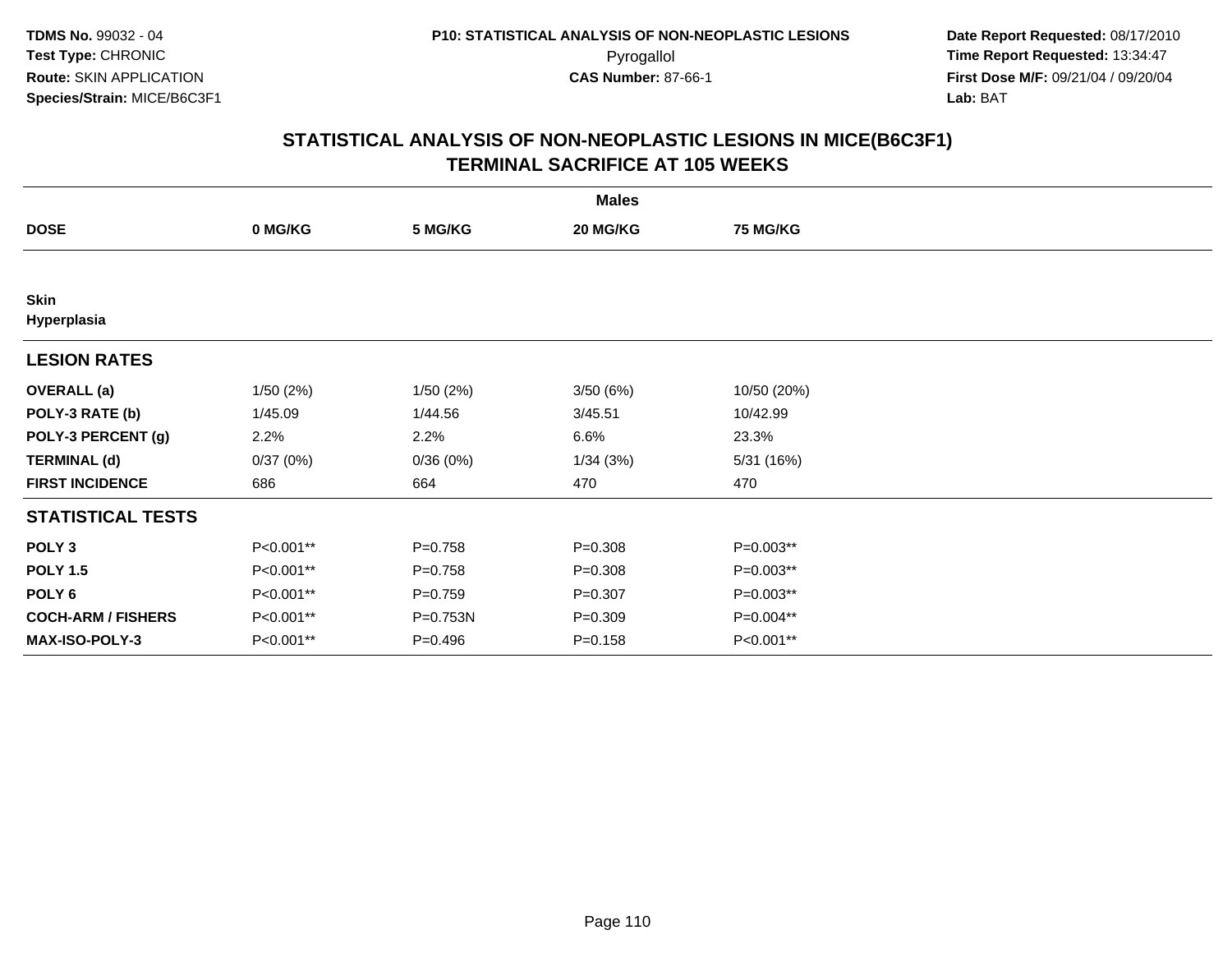**TDMS No.** 99032 - 04
**Test Type:** CHRONIC
**Route:** SKIN APPLICATION
**Species/Strain:** MICE/B6C3F1

**P10: STATISTICAL ANALYSIS OF NON-NEOPLASTIC LESIONS**
Pyrogallol
**CAS Number:** 87-66-1

**Date Report Requested:** 08/17/2010
**Time Report Requested:** 13:34:47
**First Dose M/F:** 09/21/04 / 09/20/04
**Lab:** BAT

## STATISTICAL ANALYSIS OF NON-NEOPLASTIC LESIONS IN MICE(B6C3F1) TERMINAL SACRIFICE AT 105 WEEKS

| | Males | | | |
|---|---|---|---|---|
| **DOSE** | **0 MG/KG** | **5 MG/KG** | **20 MG/KG** | **75 MG/KG** |
| **Skin** | | | | |
| **Hyperplasia** | | | | |
| **LESION RATES** | | | | |
| **OVERALL (a)** | 1/50 (2%) | 1/50 (2%) | 3/50 (6%) | 10/50 (20%) |
| **POLY-3 RATE (b)** | 1/45.09 | 1/44.56 | 3/45.51 | 10/42.99 |
| **POLY-3 PERCENT (g)** | 2.2% | 2.2% | 6.6% | 23.3% |
| **TERMINAL (d)** | 0/37 (0%) | 0/36 (0%) | 1/34 (3%) | 5/31 (16%) |
| **FIRST INCIDENCE** | 686 | 664 | 470 | 470 |
| **STATISTICAL TESTS** | | | | |
| **POLY 3** | P<0.001** | P=0.758 | P=0.308 | P=0.003** |
| **POLY 1.5** | P<0.001** | P=0.758 | P=0.308 | P=0.003** |
| **POLY 6** | P<0.001** | P=0.759 | P=0.307 | P=0.003** |
| **COCH-ARM / FISHERS** | P<0.001** | P=0.753N | P=0.309 | P=0.004** |
| **MAX-ISO-POLY-3** | P<0.001** | P=0.496 | P=0.158 | P<0.001** |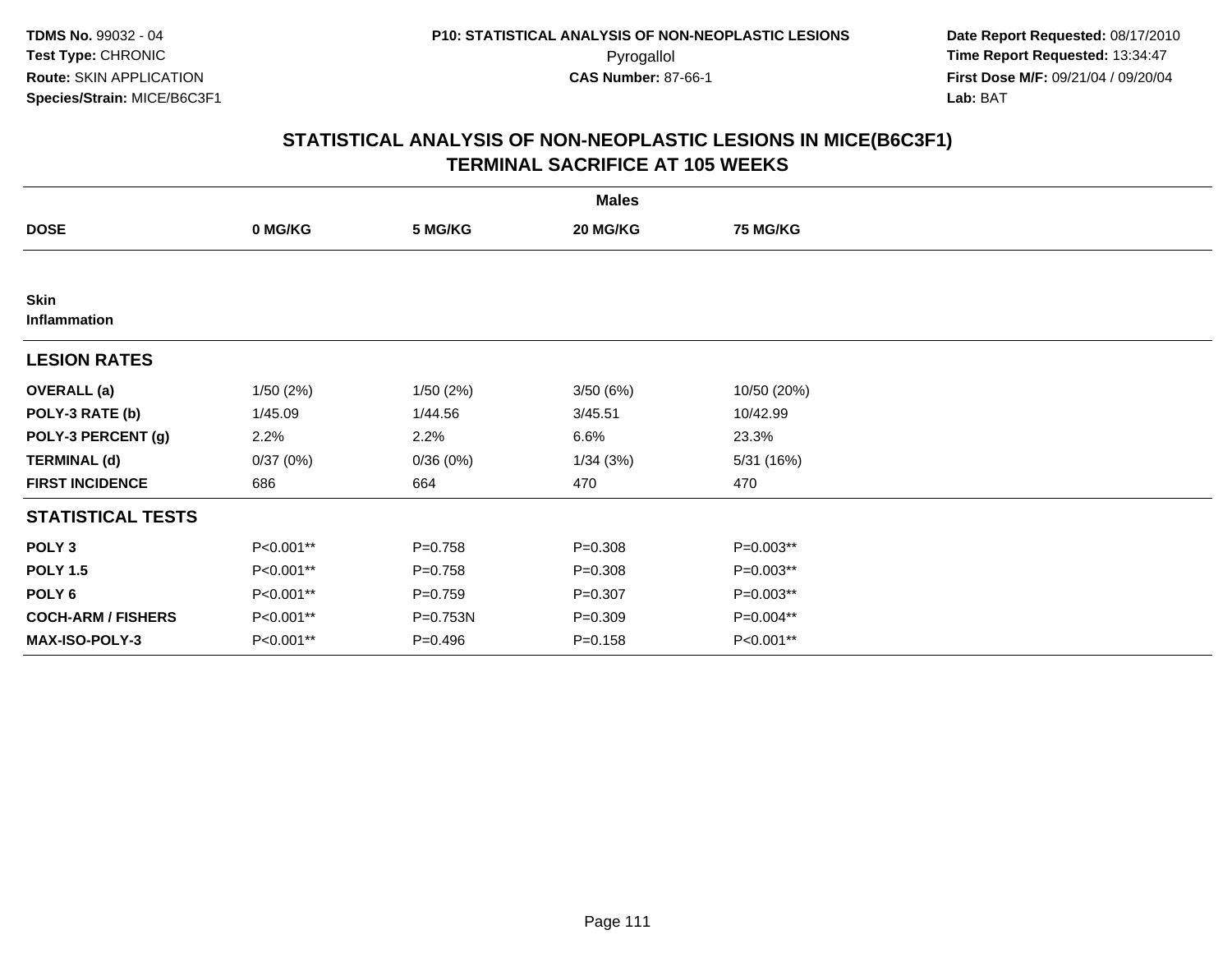TDMS No. 99032 - 04
Test Type: CHRONIC
Route: SKIN APPLICATION
Species/Strain: MICE/B6C3F1

P10: STATISTICAL ANALYSIS OF NON-NEOPLASTIC LESIONS
Pyrogallol
CAS Number: 87-66-1

Date Report Requested: 08/17/2010
Time Report Requested: 13:34:47
First Dose M/F: 09/21/04 / 09/20/04
Lab: BAT

## STATISTICAL ANALYSIS OF NON-NEOPLASTIC LESIONS IN MICE(B6C3F1)
## TERMINAL SACRIFICE AT 105 WEEKS

| | Males | | | |
|---|---|---|---|---|
| **DOSE** | **0 MG/KG** | **5 MG/KG** | **20 MG/KG** | **75 MG/KG** |
| **Skin** | | | | |
| **Inflammation** | | | | |
| **LESION RATES** | | | | |
| **OVERALL (a)** | 1/50 (2%) | 1/50 (2%) | 3/50 (6%) | 10/50 (20%) |
| **POLY-3 RATE (b)** | 1/45.09 | 1/44.56 | 3/45.51 | 10/42.99 |
| **POLY-3 PERCENT (g)** | 2.2% | 2.2% | 6.6% | 23.3% |
| **TERMINAL (d)** | 0/37 (0%) | 0/36 (0%) | 1/34 (3%) | 5/31 (16%) |
| **FIRST INCIDENCE** | 686 | 664 | 470 | 470 |
| **STATISTICAL TESTS** | | | | |
| **POLY 3** | P<0.001** | P=0.758 | P=0.308 | P=0.003** |
| **POLY 1.5** | P<0.001** | P=0.758 | P=0.308 | P=0.003** |
| **POLY 6** | P<0.001** | P=0.759 | P=0.307 | P=0.003** |
| **COCH-ARM / FISHERS** | P<0.001** | P=0.753N | P=0.309 | P=0.004** |
| **MAX-ISO-POLY-3** | P<0.001** | P=0.496 | P=0.158 | P<0.001** |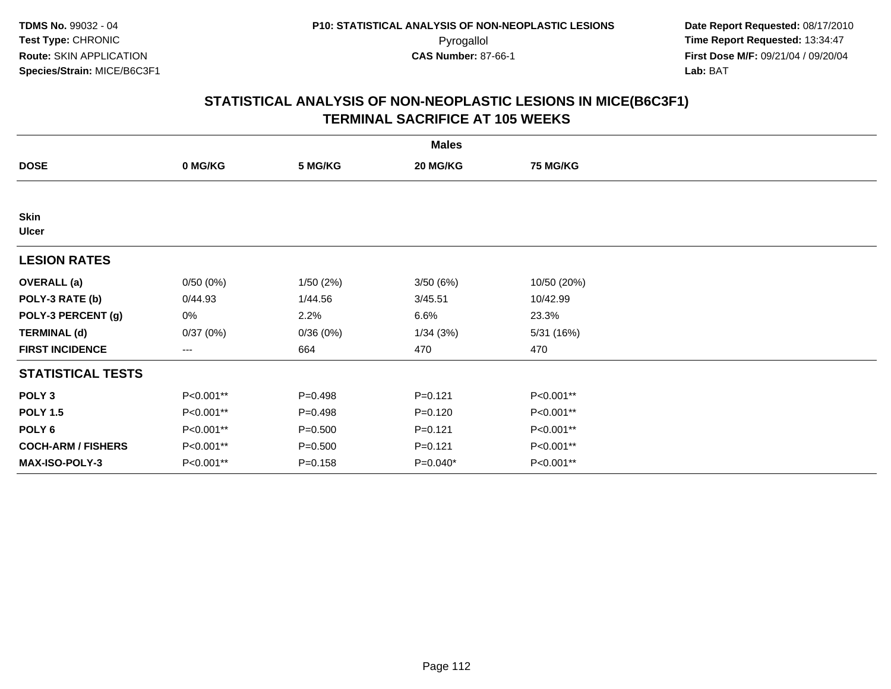TDMS No. 99032 - 04
Test Type: CHRONIC
Route: SKIN APPLICATION
Species/Strain: MICE/B6C3F1

P10: STATISTICAL ANALYSIS OF NON-NEOPLASTIC LESIONS
Pyrogallol
CAS Number: 87-66-1

Date Report Requested: 08/17/2010
Time Report Requested: 13:34:47
First Dose M/F: 09/21/04 / 09/20/04
Lab: BAT

## STATISTICAL ANALYSIS OF NON-NEOPLASTIC LESIONS IN MICE(B6C3F1)
## TERMINAL SACRIFICE AT 105 WEEKS

| | Males | | | |
|---|---|---|---|---|
| **DOSE** | **0 MG/KG** | **5 MG/KG** | **20 MG/KG** | **75 MG/KG** |
| **Skin** | | | | |
| **Ulcer** | | | | |
| **LESION RATES** | | | | |
| **OVERALL (a)** | 0/50 (0%) | 1/50 (2%) | 3/50 (6%) | 10/50 (20%) |
| **POLY-3 RATE (b)** | 0/44.93 | 1/44.56 | 3/45.51 | 10/42.99 |
| **POLY-3 PERCENT (g)** | 0% | 2.2% | 6.6% | 23.3% |
| **TERMINAL (d)** | 0/37 (0%) | 0/36 (0%) | 1/34 (3%) | 5/31 (16%) |
| **FIRST INCIDENCE** | --- | 664 | 470 | 470 |
| **STATISTICAL TESTS** | | | | |
| **POLY 3** | P<0.001** | P=0.498 | P=0.121 | P<0.001** |
| **POLY 1.5** | P<0.001** | P=0.498 | P=0.120 | P<0.001** |
| **POLY 6** | P<0.001** | P=0.500 | P=0.121 | P<0.001** |
| **COCH-ARM / FISHERS** | P<0.001** | P=0.500 | P=0.121 | P<0.001** |
| **MAX-ISO-POLY-3** | P<0.001** | P=0.158 | P=0.040* | P<0.001** |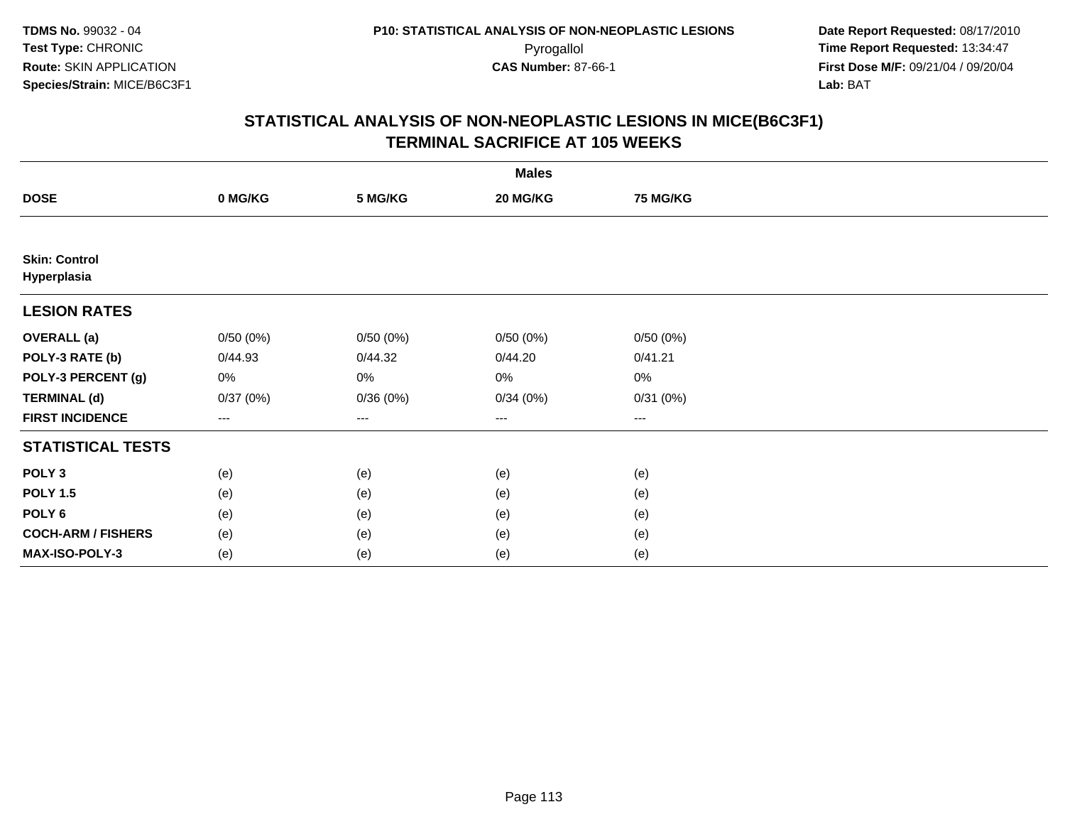TDMS No. 99032 - 04
Test Type: CHRONIC
Route: SKIN APPLICATION
Species/Strain: MICE/B6C3F1

P10: STATISTICAL ANALYSIS OF NON-NEOPLASTIC LESIONS
Pyrogallol
CAS Number: 87-66-1

Date Report Requested: 08/17/2010
Time Report Requested: 13:34:47
First Dose M/F: 09/21/04 / 09/20/04
Lab: BAT

## STATISTICAL ANALYSIS OF NON-NEOPLASTIC LESIONS IN MICE(B6C3F1)
## TERMINAL SACRIFICE AT 105 WEEKS

| | Males | | | |
|---|---|---|---|---|
| **DOSE** | **0 MG/KG** | **5 MG/KG** | **20 MG/KG** | **75 MG/KG** |
| **Skin: Control** | | | | |
| **Hyperplasia** | | | | |
| **LESION RATES** | | | | |
| **OVERALL (a)** | 0/50 (0%) | 0/50 (0%) | 0/50 (0%) | 0/50 (0%) |
| **POLY-3 RATE (b)** | 0/44.93 | 0/44.32 | 0/44.20 | 0/41.21 |
| **POLY-3 PERCENT (g)** | 0% | 0% | 0% | 0% |
| **TERMINAL (d)** | 0/37 (0%) | 0/36 (0%) | 0/34 (0%) | 0/31 (0%) |
| **FIRST INCIDENCE** | --- | --- | --- | --- |
| **STATISTICAL TESTS** | | | | |
| **POLY 3** | (e) | (e) | (e) | (e) |
| **POLY 1.5** | (e) | (e) | (e) | (e) |
| **POLY 6** | (e) | (e) | (e) | (e) |
| **COCH-ARM / FISHERS** | (e) | (e) | (e) | (e) |
| **MAX-ISO-POLY-3** | (e) | (e) | (e) | (e) |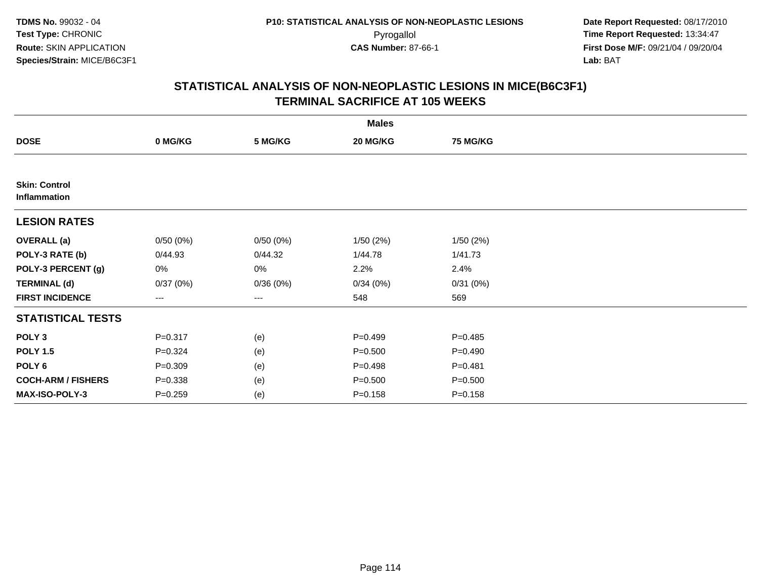**TDMS No.** 99032 - 04
**Test Type:** CHRONIC
**Route:** SKIN APPLICATION
**Species/Strain:** MICE/B6C3F1

**P10: STATISTICAL ANALYSIS OF NON-NEOPLASTIC LESIONS**
Pyrogallol
**CAS Number:** 87-66-1

**Date Report Requested:** 08/17/2010
**Time Report Requested:** 13:34:47
**First Dose M/F:** 09/21/04 / 09/20/04
**Lab:** BAT

## STATISTICAL ANALYSIS OF NON-NEOPLASTIC LESIONS IN MICE(B6C3F1) TERMINAL SACRIFICE AT 105 WEEKS

| | Males | | | |
|---|---|---|---|---|
| **DOSE** | **0 MG/KG** | **5 MG/KG** | **20 MG/KG** | **75 MG/KG** |
| **Skin: Control Inflammation** | | | | |
| **LESION RATES** | | | | |
| **OVERALL (a)** | 0/50 (0%) | 0/50 (0%) | 1/50 (2%) | 1/50 (2%) |
| **POLY-3 RATE (b)** | 0/44.93 | 0/44.32 | 1/44.78 | 1/41.73 |
| **POLY-3 PERCENT (g)** | 0% | 0% | 2.2% | 2.4% |
| **TERMINAL (d)** | 0/37 (0%) | 0/36 (0%) | 0/34 (0%) | 0/31 (0%) |
| **FIRST INCIDENCE** | --- | --- | 548 | 569 |
| **STATISTICAL TESTS** | | | | |
| **POLY 3** | P=0.317 | (e) | P=0.499 | P=0.485 |
| **POLY 1.5** | P=0.324 | (e) | P=0.500 | P=0.490 |
| **POLY 6** | P=0.309 | (e) | P=0.498 | P=0.481 |
| **COCH-ARM / FISHERS** | P=0.338 | (e) | P=0.500 | P=0.500 |
| **MAX-ISO-POLY-3** | P=0.259 | (e) | P=0.158 | P=0.158 |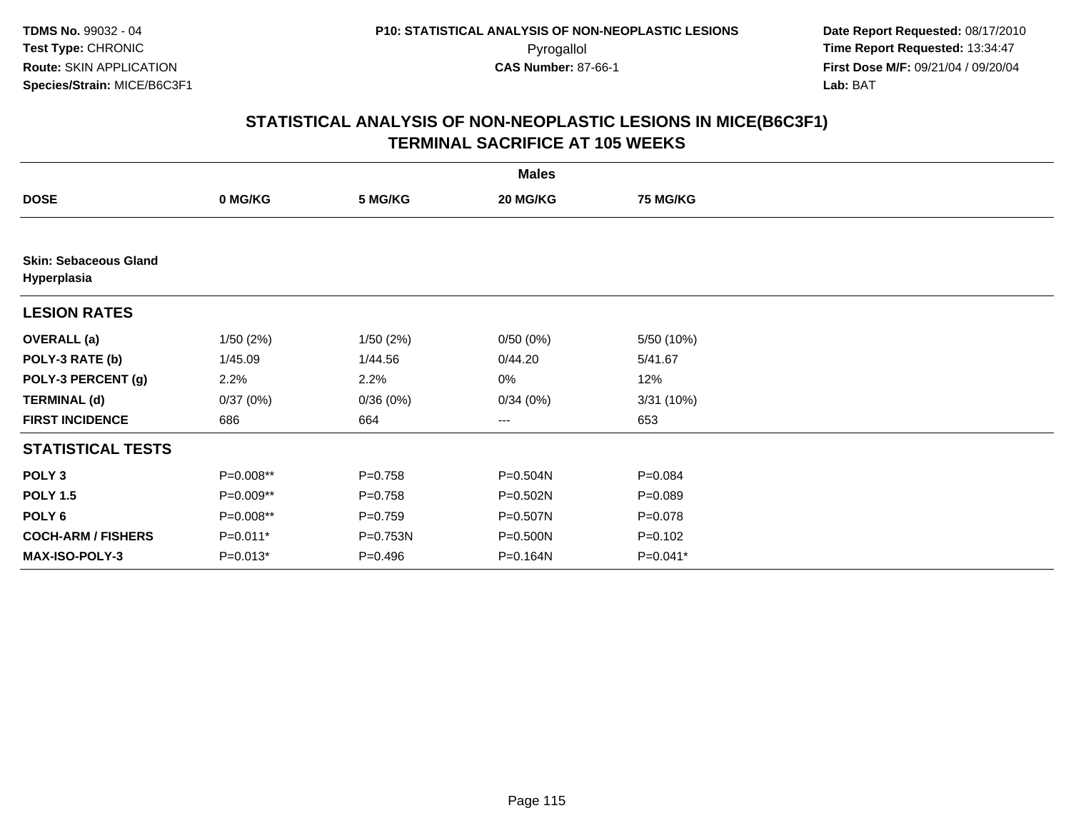**TDMS No.** 99032 - 04
**Test Type:** CHRONIC
**Route:** SKIN APPLICATION
**Species/Strain:** MICE/B6C3F1

**P10: STATISTICAL ANALYSIS OF NON-NEOPLASTIC LESIONS**
Pyrogallol
**CAS Number:** 87-66-1

**Date Report Requested:** 08/17/2010
**Time Report Requested:** 13:34:47
**First Dose M/F:** 09/21/04 / 09/20/04
**Lab:** BAT

## STATISTICAL ANALYSIS OF NON-NEOPLASTIC LESIONS IN MICE(B6C3F1)
## TERMINAL SACRIFICE AT 105 WEEKS

| | Males | | | |
|---|---|---|---|---|
| **DOSE** | **0 MG/KG** | **5 MG/KG** | **20 MG/KG** | **75 MG/KG** |
| **Skin: Sebaceous Gland Hyperplasia** | | | | |
| **LESION RATES** | | | | |
| **OVERALL (a)** | 1/50 (2%) | 1/50 (2%) | 0/50 (0%) | 5/50 (10%) |
| **POLY-3 RATE (b)** | 1/45.09 | 1/44.56 | 0/44.20 | 5/41.67 |
| **POLY-3 PERCENT (g)** | 2.2% | 2.2% | 0% | 12% |
| **TERMINAL (d)** | 0/37 (0%) | 0/36 (0%) | 0/34 (0%) | 3/31 (10%) |
| **FIRST INCIDENCE** | 686 | 664 | --- | 653 |
| **STATISTICAL TESTS** | | | | |
| **POLY 3** | P=0.008** | P=0.758 | P=0.504N | P=0.084 |
| **POLY 1.5** | P=0.009** | P=0.758 | P=0.502N | P=0.089 |
| **POLY 6** | P=0.008** | P=0.759 | P=0.507N | P=0.078 |
| **COCH-ARM / FISHERS** | P=0.011* | P=0.753N | P=0.500N | P=0.102 |
| **MAX-ISO-POLY-3** | P=0.013* | P=0.496 | P=0.164N | P=0.041* |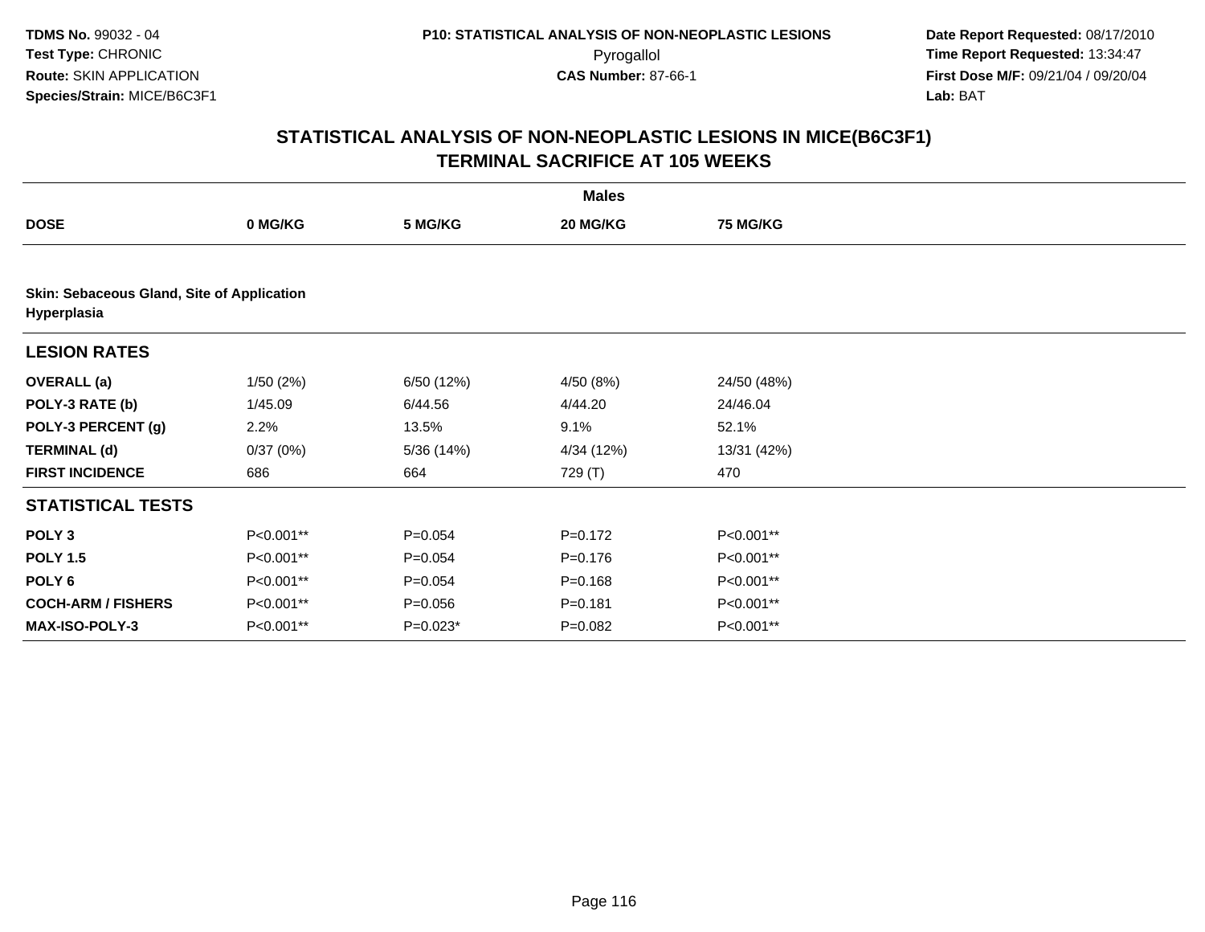TDMS No. 99032 - 04
Test Type: CHRONIC
Route: SKIN APPLICATION
Species/Strain: MICE/B6C3F1

P10: STATISTICAL ANALYSIS OF NON-NEOPLASTIC LESIONS
Pyrogallol
CAS Number: 87-66-1

Date Report Requested: 08/17/2010
Time Report Requested: 13:34:47
First Dose M/F: 09/21/04 / 09/20/04
Lab: BAT

## STATISTICAL ANALYSIS OF NON-NEOPLASTIC LESIONS IN MICE(B6C3F1)
## TERMINAL SACRIFICE AT 105 WEEKS

| | Males | | | |
|---|---|---|---|---|
| **DOSE** | **0 MG/KG** | **5 MG/KG** | **20 MG/KG** | **75 MG/KG** |
| **Skin: Sebaceous Gland, Site of Application Hyperplasia** | | | | |
| **LESION RATES** | | | | |
| **OVERALL (a)** | 1/50 (2%) | 6/50 (12%) | 4/50 (8%) | 24/50 (48%) |
| **POLY-3 RATE (b)** | 1/45.09 | 6/44.56 | 4/44.20 | 24/46.04 |
| **POLY-3 PERCENT (g)** | 2.2% | 13.5% | 9.1% | 52.1% |
| **TERMINAL (d)** | 0/37 (0%) | 5/36 (14%) | 4/34 (12%) | 13/31 (42%) |
| **FIRST INCIDENCE** | 686 | 664 | 729 (T) | 470 |
| **STATISTICAL TESTS** | | | | |
| **POLY 3** | P<0.001** | P=0.054 | P=0.172 | P<0.001** |
| **POLY 1.5** | P<0.001** | P=0.054 | P=0.176 | P<0.001** |
| **POLY 6** | P<0.001** | P=0.054 | P=0.168 | P<0.001** |
| **COCH-ARM / FISHERS** | P<0.001** | P=0.056 | P=0.181 | P<0.001** |
| **MAX-ISO-POLY-3** | P<0.001** | P=0.023* | P=0.082 | P<0.001** |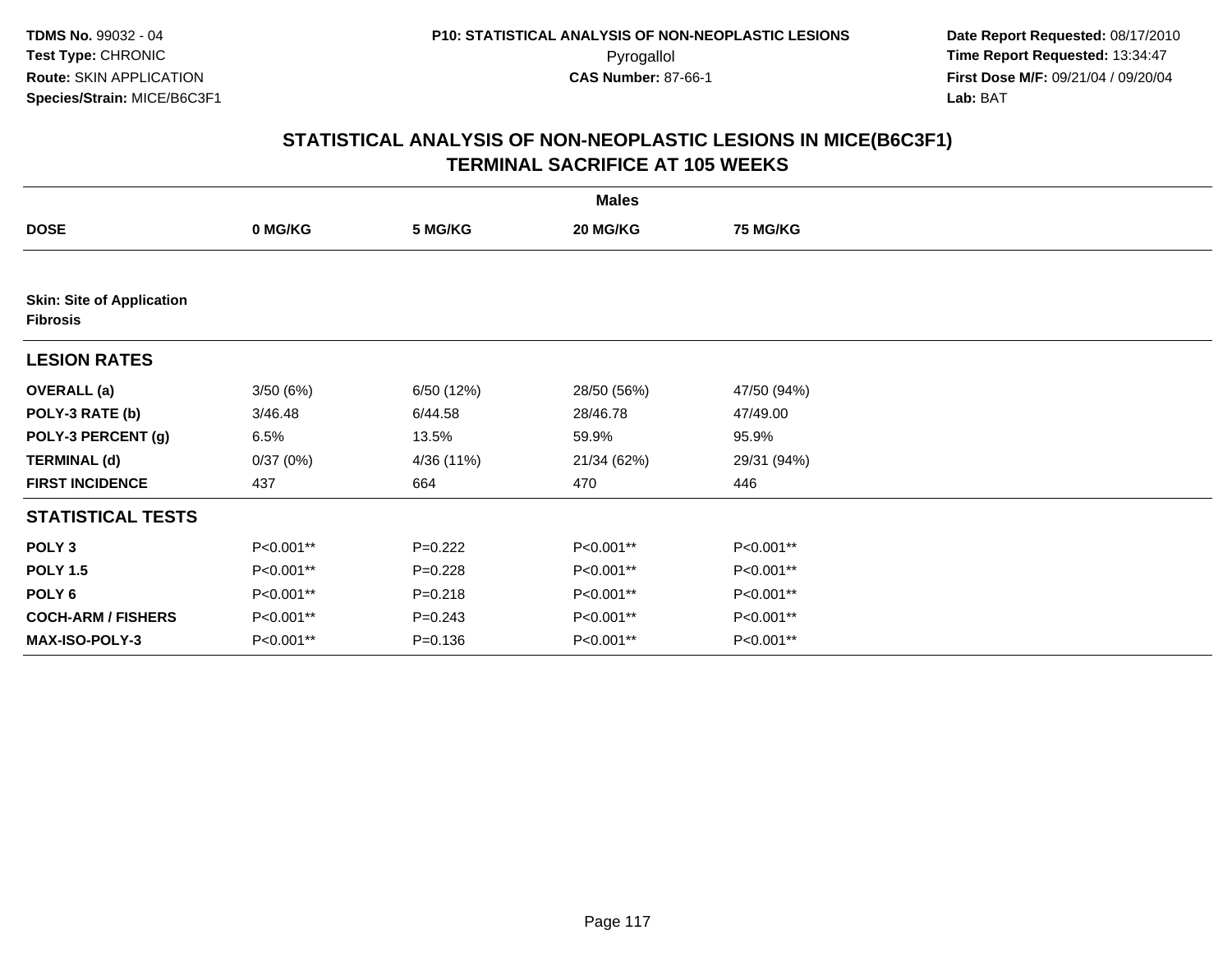TDMS No. 99032 - 04
Test Type: CHRONIC
Route: SKIN APPLICATION
Species/Strain: MICE/B6C3F1

P10: STATISTICAL ANALYSIS OF NON-NEOPLASTIC LESIONS
Pyrogallol
CAS Number: 87-66-1

Date Report Requested: 08/17/2010
Time Report Requested: 13:34:47
First Dose M/F: 09/21/04 / 09/20/04
Lab: BAT

## STATISTICAL ANALYSIS OF NON-NEOPLASTIC LESIONS IN MICE(B6C3F1)
## TERMINAL SACRIFICE AT 105 WEEKS

| | Males | | | |
|---|---|---|---|---|
| **DOSE** | **0 MG/KG** | **5 MG/KG** | **20 MG/KG** | **75 MG/KG** |
| **Skin: Site of Application** | | | | |
| **Fibrosis** | | | | |
| **LESION RATES** | | | | |
| **OVERALL (a)** | 3/50 (6%) | 6/50 (12%) | 28/50 (56%) | 47/50 (94%) |
| **POLY-3 RATE (b)** | 3/46.48 | 6/44.58 | 28/46.78 | 47/49.00 |
| **POLY-3 PERCENT (g)** | 6.5% | 13.5% | 59.9% | 95.9% |
| **TERMINAL (d)** | 0/37 (0%) | 4/36 (11%) | 21/34 (62%) | 29/31 (94%) |
| **FIRST INCIDENCE** | 437 | 664 | 470 | 446 |
| **STATISTICAL TESTS** | | | | |
| **POLY 3** | P<0.001** | P=0.222 | P<0.001** | P<0.001** |
| **POLY 1.5** | P<0.001** | P=0.228 | P<0.001** | P<0.001** |
| **POLY 6** | P<0.001** | P=0.218 | P<0.001** | P<0.001** |
| **COCH-ARM / FISHERS** | P<0.001** | P=0.243 | P<0.001** | P<0.001** |
| **MAX-ISO-POLY-3** | P<0.001** | P=0.136 | P<0.001** | P<0.001** |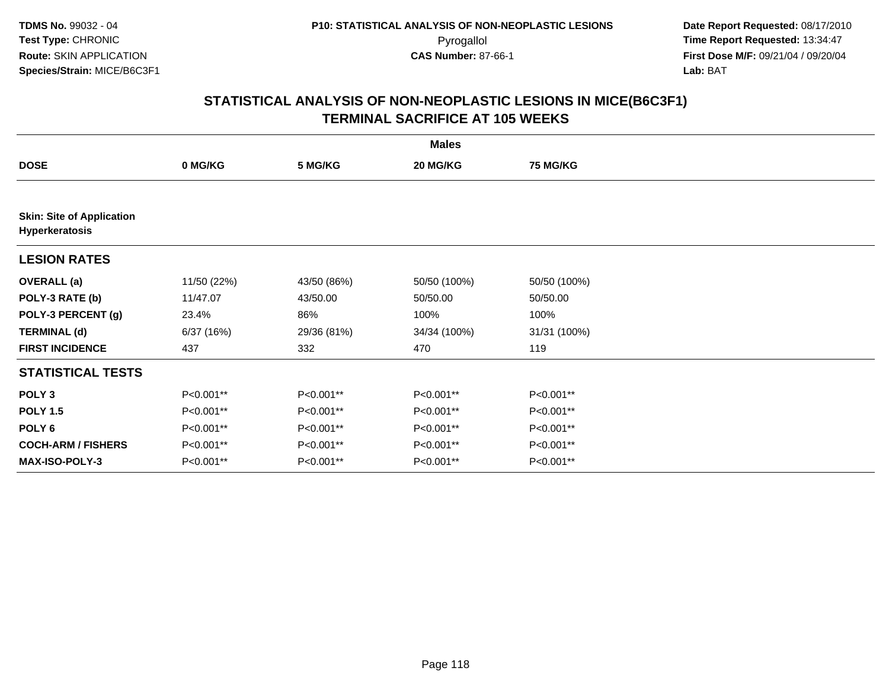TDMS No. 99032 - 04
Test Type: CHRONIC
Route: SKIN APPLICATION
Species/Strain: MICE/B6C3F1

P10: STATISTICAL ANALYSIS OF NON-NEOPLASTIC LESIONS
Pyrogallol
CAS Number: 87-66-1

Date Report Requested: 08/17/2010
Time Report Requested: 13:34:47
First Dose M/F: 09/21/04 / 09/20/04
Lab: BAT

## STATISTICAL ANALYSIS OF NON-NEOPLASTIC LESIONS IN MICE(B6C3F1)
## TERMINAL SACRIFICE AT 105 WEEKS

| | Males | | | |
|---|---|---|---|---|
| **DOSE** | **0 MG/KG** | **5 MG/KG** | **20 MG/KG** | **75 MG/KG** |
| **Skin: Site of Application Hyperkeratosis** | | | | |
| **LESION RATES** | | | | |
| **OVERALL (a)** | 11/50 (22%) | 43/50 (86%) | 50/50 (100%) | 50/50 (100%) |
| **POLY-3 RATE (b)** | 11/47.07 | 43/50.00 | 50/50.00 | 50/50.00 |
| **POLY-3 PERCENT (g)** | 23.4% | 86% | 100% | 100% |
| **TERMINAL (d)** | 6/37 (16%) | 29/36 (81%) | 34/34 (100%) | 31/31 (100%) |
| **FIRST INCIDENCE** | 437 | 332 | 470 | 119 |
| **STATISTICAL TESTS** | | | | |
| **POLY 3** | P<0.001** | P<0.001** | P<0.001** | P<0.001** |
| **POLY 1.5** | P<0.001** | P<0.001** | P<0.001** | P<0.001** |
| **POLY 6** | P<0.001** | P<0.001** | P<0.001** | P<0.001** |
| **COCH-ARM / FISHERS** | P<0.001** | P<0.001** | P<0.001** | P<0.001** |
| **MAX-ISO-POLY-3** | P<0.001** | P<0.001** | P<0.001** | P<0.001** |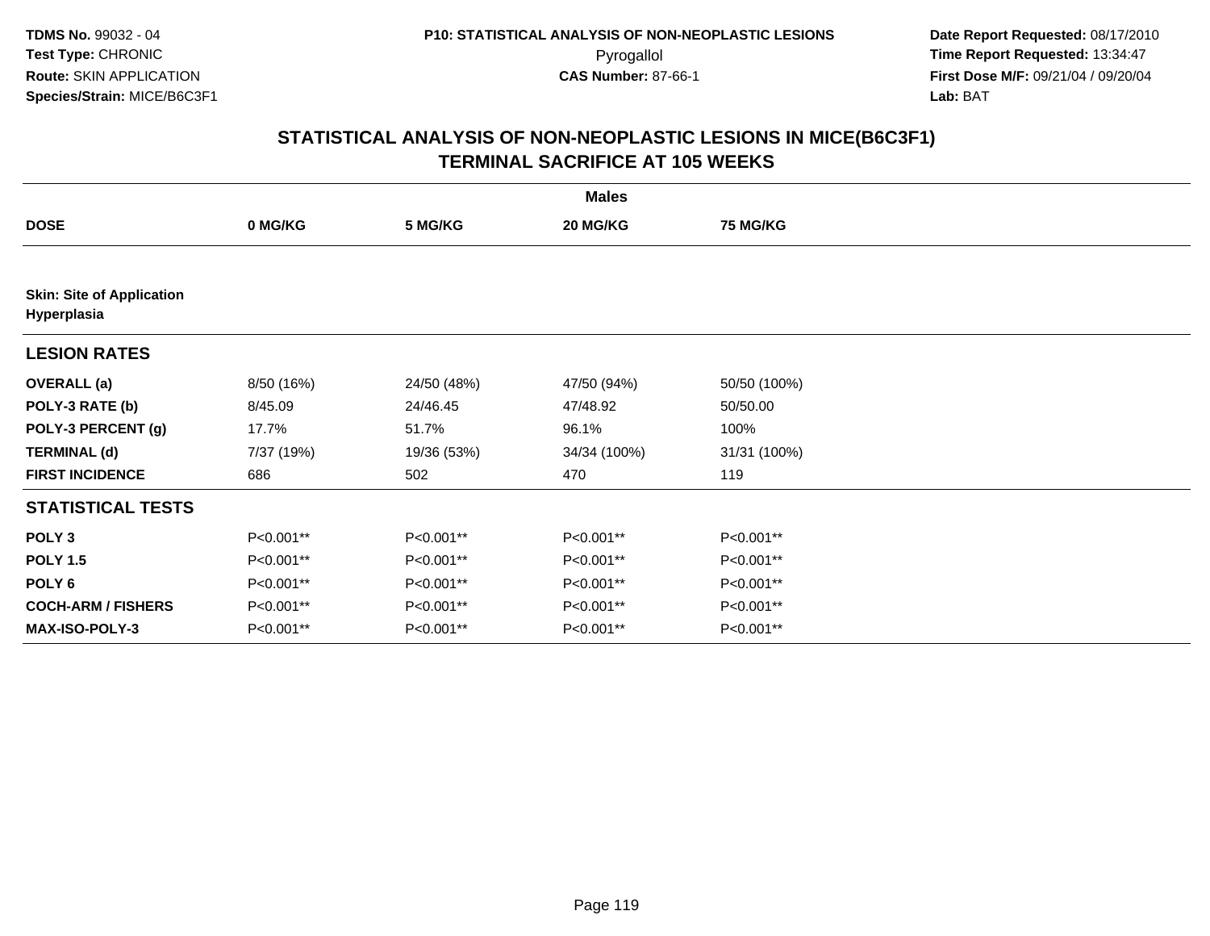**TDMS No.** 99032 - 04
**Test Type:** CHRONIC
**Route:** SKIN APPLICATION
**Species/Strain:** MICE/B6C3F1

**P10: STATISTICAL ANALYSIS OF NON-NEOPLASTIC LESIONS**
Pyrogallol
**CAS Number:** 87-66-1

**Date Report Requested:** 08/17/2010
**Time Report Requested:** 13:34:47
**First Dose M/F:** 09/21/04 / 09/20/04
**Lab:** BAT

## STATISTICAL ANALYSIS OF NON-NEOPLASTIC LESIONS IN MICE(B6C3F1) TERMINAL SACRIFICE AT 105 WEEKS

| | Males | | | |
|---|---|---|---|---|
| **DOSE** | **0 MG/KG** | **5 MG/KG** | **20 MG/KG** | **75 MG/KG** |
| **Skin: Site of Application Hyperplasia** | | | | |
| **LESION RATES** | | | | |
| **OVERALL (a)** | 8/50 (16%) | 24/50 (48%) | 47/50 (94%) | 50/50 (100%) |
| **POLY-3 RATE (b)** | 8/45.09 | 24/46.45 | 47/48.92 | 50/50.00 |
| **POLY-3 PERCENT (g)** | 17.7% | 51.7% | 96.1% | 100% |
| **TERMINAL (d)** | 7/37 (19%) | 19/36 (53%) | 34/34 (100%) | 31/31 (100%) |
| **FIRST INCIDENCE** | 686 | 502 | 470 | 119 |
| **STATISTICAL TESTS** | | | | |
| **POLY 3** | P<0.001** | P<0.001** | P<0.001** | P<0.001** |
| **POLY 1.5** | P<0.001** | P<0.001** | P<0.001** | P<0.001** |
| **POLY 6** | P<0.001** | P<0.001** | P<0.001** | P<0.001** |
| **COCH-ARM / FISHERS** | P<0.001** | P<0.001** | P<0.001** | P<0.001** |
| **MAX-ISO-POLY-3** | P<0.001** | P<0.001** | P<0.001** | P<0.001** |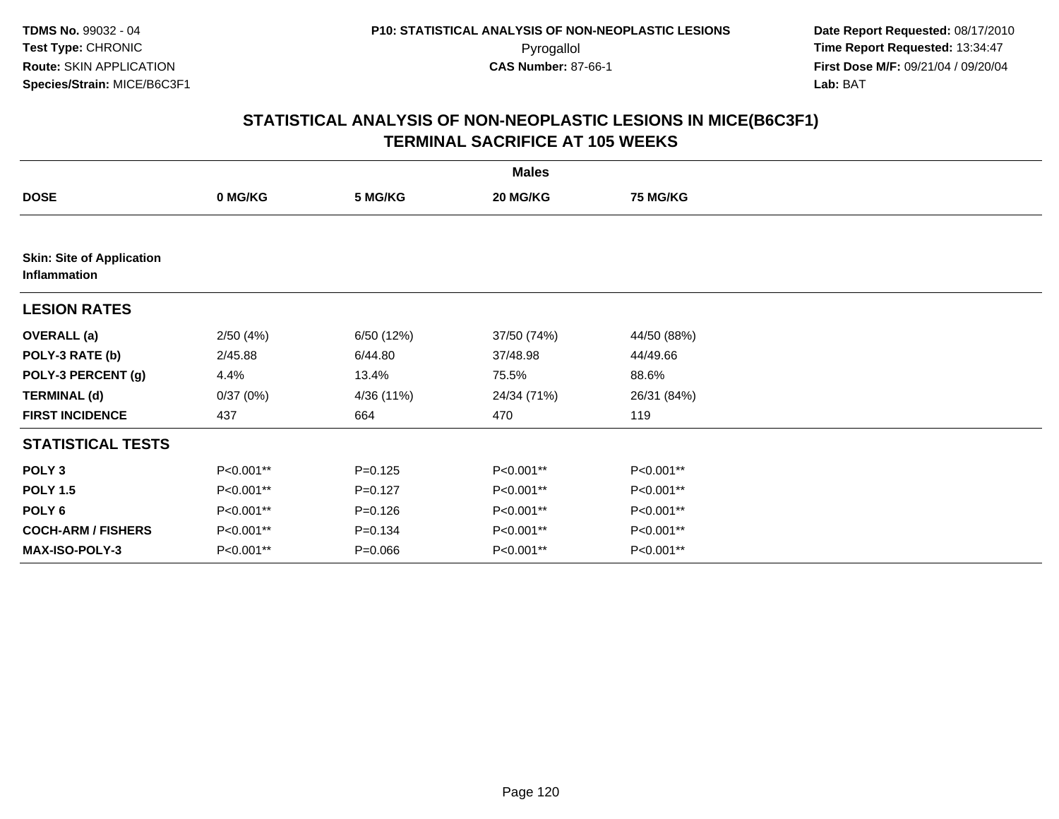## STATISTICAL ANALYSIS OF NON-NEOPLASTIC LESIONS IN MICE(B6C3F1)
## TERMINAL SACRIFICE AT 105 WEEKS

| | Males | | | |
|---|---|---|---|---|
| **DOSE** | **0 MG/KG** | **5 MG/KG** | **20 MG/KG** | **75 MG/KG** |
| **Skin: Site of Application** **Inflammation** | | | | |
| **LESION RATES** | | | | |
| **OVERALL (a)** | 2/50 (4%) | 6/50 (12%) | 37/50 (74%) | 44/50 (88%) |
| **POLY-3 RATE (b)** | 2/45.88 | 6/44.80 | 37/48.98 | 44/49.66 |
| **POLY-3 PERCENT (g)** | 4.4% | 13.4% | 75.5% | 88.6% |
| **TERMINAL (d)** | 0/37 (0%) | 4/36 (11%) | 24/34 (71%) | 26/31 (84%) |
| **FIRST INCIDENCE** | 437 | 664 | 470 | 119 |
| **STATISTICAL TESTS** | | | | |
| **POLY 3** | P<0.001** | P=0.125 | P<0.001** | P<0.001** |
| **POLY 1.5** | P<0.001** | P=0.127 | P<0.001** | P<0.001** |
| **POLY 6** | P<0.001** | P=0.126 | P<0.001** | P<0.001** |
| **COCH-ARM / FISHERS** | P<0.001** | P=0.134 | P<0.001** | P<0.001** |
| **MAX-ISO-POLY-3** | P<0.001** | P=0.066 | P<0.001** | P<0.001** |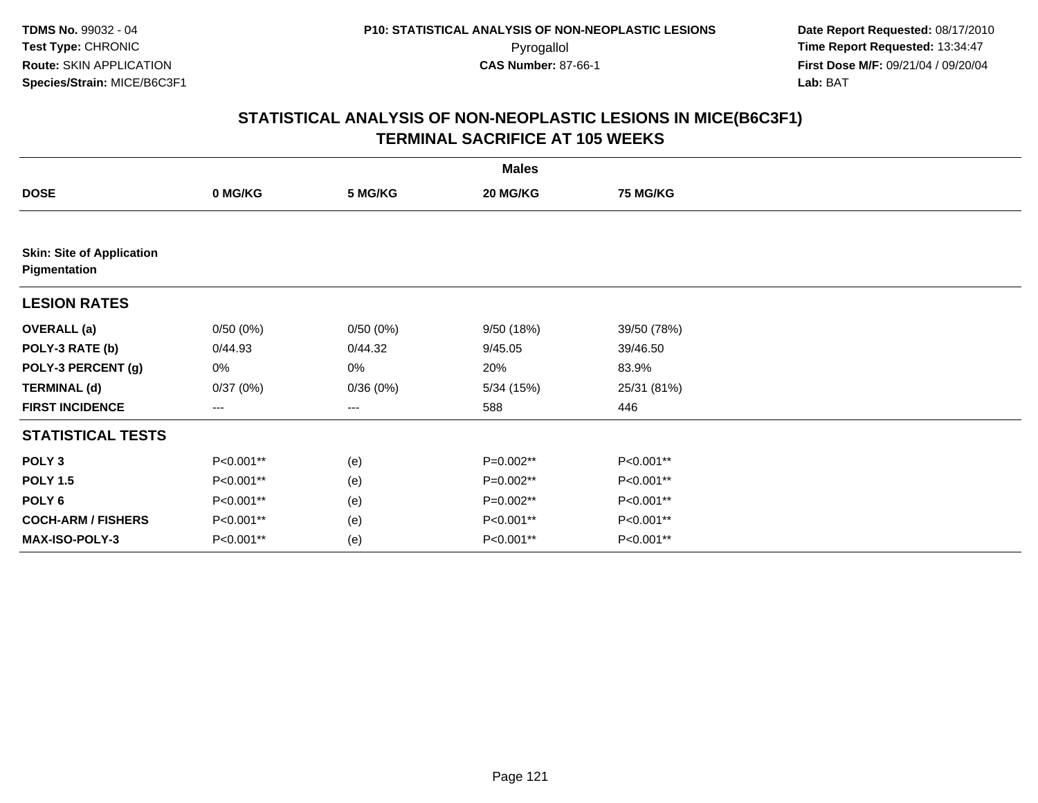**TDMS No.** 99032 - 04
**Test Type:** CHRONIC
**Route:** SKIN APPLICATION
**Species/Strain:** MICE/B6C3F1

**P10: STATISTICAL ANALYSIS OF NON-NEOPLASTIC LESIONS**
Pyrogallol
**CAS Number:** 87-66-1

**Date Report Requested:** 08/17/2010
**Time Report Requested:** 13:34:47
**First Dose M/F:** 09/21/04 / 09/20/04
**Lab:** BAT

## STATISTICAL ANALYSIS OF NON-NEOPLASTIC LESIONS IN MICE(B6C3F1) TERMINAL SACRIFICE AT 105 WEEKS

| | **Males** | | | |
|---|---|---|---|---|
| **DOSE** | **0 MG/KG** | **5 MG/KG** | **20 MG/KG** | **75 MG/KG** |
| **Skin: Site of Application Pigmentation** | | | | |
| **LESION RATES** | | | | |
| **OVERALL (a)** | 0/50 (0%) | 0/50 (0%) | 9/50 (18%) | 39/50 (78%) |
| **POLY-3 RATE (b)** | 0/44.93 | 0/44.32 | 9/45.05 | 39/46.50 |
| **POLY-3 PERCENT (g)** | 0% | 0% | 20% | 83.9% |
| **TERMINAL (d)** | 0/37 (0%) | 0/36 (0%) | 5/34 (15%) | 25/31 (81%) |
| **FIRST INCIDENCE** | --- | --- | 588 | 446 |
| **STATISTICAL TESTS** | | | | |
| **POLY 3** | P<0.001** | (e) | P=0.002** | P<0.001** |
| **POLY 1.5** | P<0.001** | (e) | P=0.002** | P<0.001** |
| **POLY 6** | P<0.001** | (e) | P=0.002** | P<0.001** |
| **COCH-ARM / FISHERS** | P<0.001** | (e) | P<0.001** | P<0.001** |
| **MAX-ISO-POLY-3** | P<0.001** | (e) | P<0.001** | P<0.001** |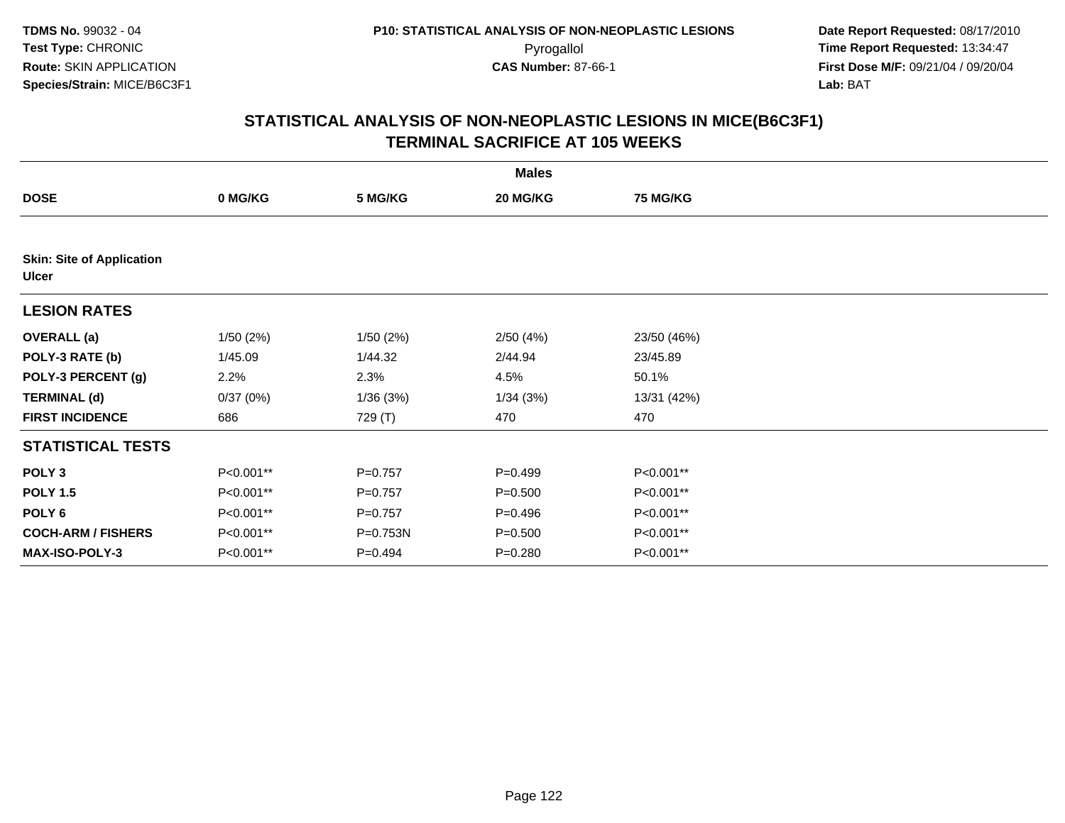TDMS No. 99032 - 04
Test Type: CHRONIC
Route: SKIN APPLICATION
Species/Strain: MICE/B6C3F1

P10: STATISTICAL ANALYSIS OF NON-NEOPLASTIC LESIONS
Pyrogallol
CAS Number: 87-66-1

Date Report Requested: 08/17/2010
Time Report Requested: 13:34:47
First Dose M/F: 09/21/04 / 09/20/04
Lab: BAT

## STATISTICAL ANALYSIS OF NON-NEOPLASTIC LESIONS IN MICE(B6C3F1) TERMINAL SACRIFICE AT 105 WEEKS

| | Males | | | |
|---|---|---|---|---|
| **DOSE** | **0 MG/KG** | **5 MG/KG** | **20 MG/KG** | **75 MG/KG** |
| **Skin: Site of Application Ulcer** | | | | |
| **LESION RATES** | | | | |
| **OVERALL (a)** | 1/50 (2%) | 1/50 (2%) | 2/50 (4%) | 23/50 (46%) |
| **POLY-3 RATE (b)** | 1/45.09 | 1/44.32 | 2/44.94 | 23/45.89 |
| **POLY-3 PERCENT (g)** | 2.2% | 2.3% | 4.5% | 50.1% |
| **TERMINAL (d)** | 0/37 (0%) | 1/36 (3%) | 1/34 (3%) | 13/31 (42%) |
| **FIRST INCIDENCE** | 686 | 729 (T) | 470 | 470 |
| **STATISTICAL TESTS** | | | | |
| **POLY 3** | P<0.001** | P=0.757 | P=0.499 | P<0.001** |
| **POLY 1.5** | P<0.001** | P=0.757 | P=0.500 | P<0.001** |
| **POLY 6** | P<0.001** | P=0.757 | P=0.496 | P<0.001** |
| **COCH-ARM / FISHERS** | P<0.001** | P=0.753N | P=0.500 | P<0.001** |
| **MAX-ISO-POLY-3** | P<0.001** | P=0.494 | P=0.280 | P<0.001** |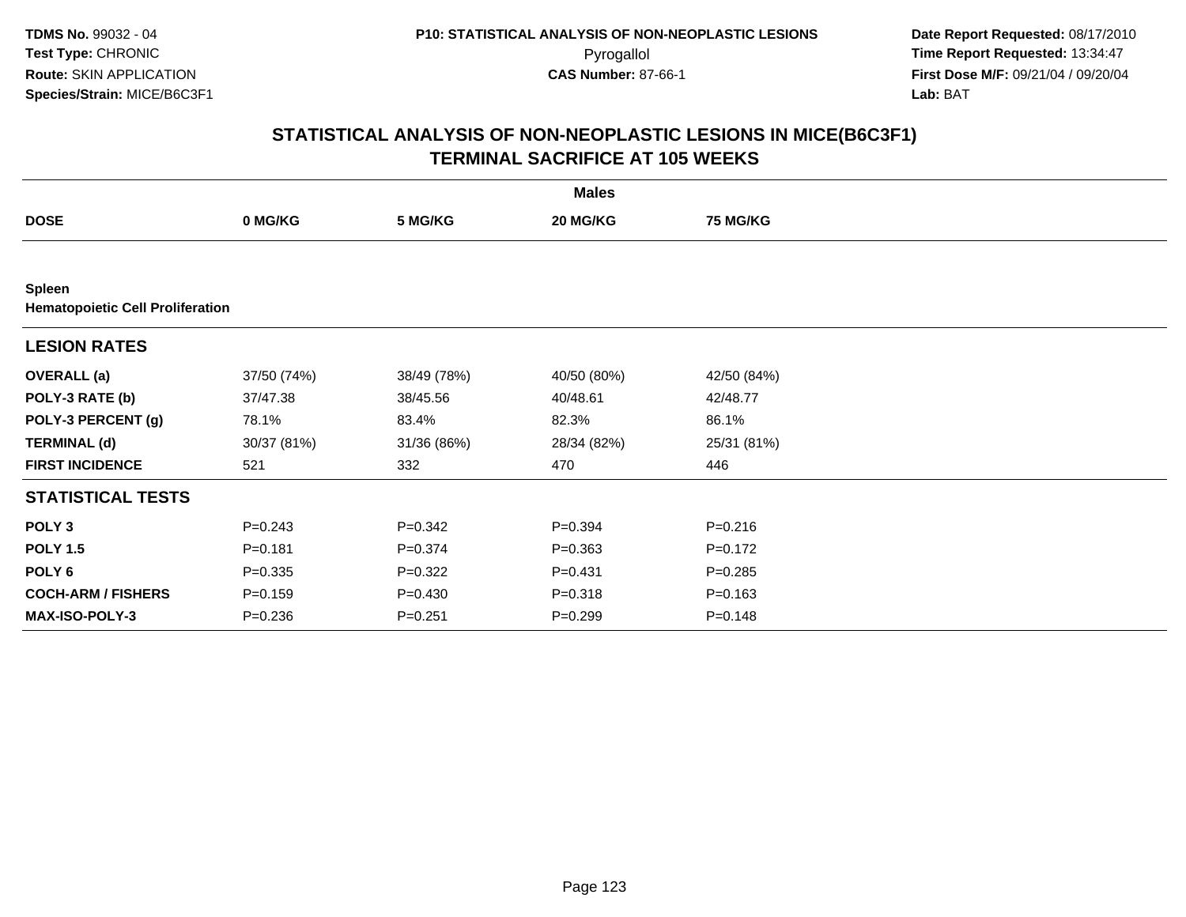**TDMS No.** 99032 - 04
**Test Type:** CHRONIC
**Route:** SKIN APPLICATION
**Species/Strain:** MICE/B6C3F1

**P10: STATISTICAL ANALYSIS OF NON-NEOPLASTIC LESIONS**
Pyrogallol
**CAS Number:** 87-66-1

**Date Report Requested:** 08/17/2010
**Time Report Requested:** 13:34:47
**First Dose M/F:** 09/21/04 / 09/20/04
**Lab:** BAT

## STATISTICAL ANALYSIS OF NON-NEOPLASTIC LESIONS IN MICE(B6C3F1) TERMINAL SACRIFICE AT 105 WEEKS

| | Males | | | |
|---|---|---|---|---|
| **DOSE** | **0 MG/KG** | **5 MG/KG** | **20 MG/KG** | **75 MG/KG** |
| **Spleen** | | | | |
| **Hematopoietic Cell Proliferation** | | | | |
| **LESION RATES** | | | | |
| **OVERALL (a)** | 37/50 (74%) | 38/49 (78%) | 40/50 (80%) | 42/50 (84%) |
| **POLY-3 RATE (b)** | 37/47.38 | 38/45.56 | 40/48.61 | 42/48.77 |
| **POLY-3 PERCENT (g)** | 78.1% | 83.4% | 82.3% | 86.1% |
| **TERMINAL (d)** | 30/37 (81%) | 31/36 (86%) | 28/34 (82%) | 25/31 (81%) |
| **FIRST INCIDENCE** | 521 | 332 | 470 | 446 |
| **STATISTICAL TESTS** | | | | |
| **POLY 3** | P=0.243 | P=0.342 | P=0.394 | P=0.216 |
| **POLY 1.5** | P=0.181 | P=0.374 | P=0.363 | P=0.172 |
| **POLY 6** | P=0.335 | P=0.322 | P=0.431 | P=0.285 |
| **COCH-ARM / FISHERS** | P=0.159 | P=0.430 | P=0.318 | P=0.163 |
| **MAX-ISO-POLY-3** | P=0.236 | P=0.251 | P=0.299 | P=0.148 |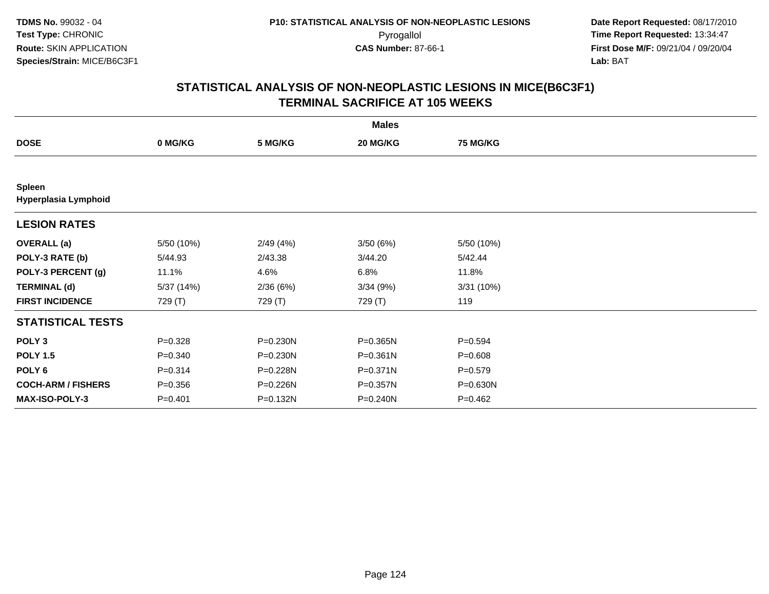TDMS No. 99032 - 04
Test Type: CHRONIC
Route: SKIN APPLICATION
Species/Strain: MICE/B6C3F1

P10: STATISTICAL ANALYSIS OF NON-NEOPLASTIC LESIONS
Pyrogallol
CAS Number: 87-66-1

Date Report Requested: 08/17/2010
Time Report Requested: 13:34:47
First Dose M/F: 09/21/04 / 09/20/04
Lab: BAT

## STATISTICAL ANALYSIS OF NON-NEOPLASTIC LESIONS IN MICE(B6C3F1)
## TERMINAL SACRIFICE AT 105 WEEKS

| | Males | | | |
|---|---|---|---|---|
| **DOSE** | **0 MG/KG** | **5 MG/KG** | **20 MG/KG** | **75 MG/KG** |
| **Spleen** | | | | |
| **Hyperplasia Lymphoid** | | | | |
| **LESION RATES** | | | | |
| **OVERALL (a)** | 5/50 (10%) | 2/49 (4%) | 3/50 (6%) | 5/50 (10%) |
| **POLY-3 RATE (b)** | 5/44.93 | 2/43.38 | 3/44.20 | 5/42.44 |
| **POLY-3 PERCENT (g)** | 11.1% | 4.6% | 6.8% | 11.8% |
| **TERMINAL (d)** | 5/37 (14%) | 2/36 (6%) | 3/34 (9%) | 3/31 (10%) |
| **FIRST INCIDENCE** | 729 (T) | 729 (T) | 729 (T) | 119 |
| **STATISTICAL TESTS** | | | | |
| **POLY 3** | P=0.328 | P=0.230N | P=0.365N | P=0.594 |
| **POLY 1.5** | P=0.340 | P=0.230N | P=0.361N | P=0.608 |
| **POLY 6** | P=0.314 | P=0.228N | P=0.371N | P=0.579 |
| **COCH-ARM / FISHERS** | P=0.356 | P=0.226N | P=0.357N | P=0.630N |
| **MAX-ISO-POLY-3** | P=0.401 | P=0.132N | P=0.240N | P=0.462 |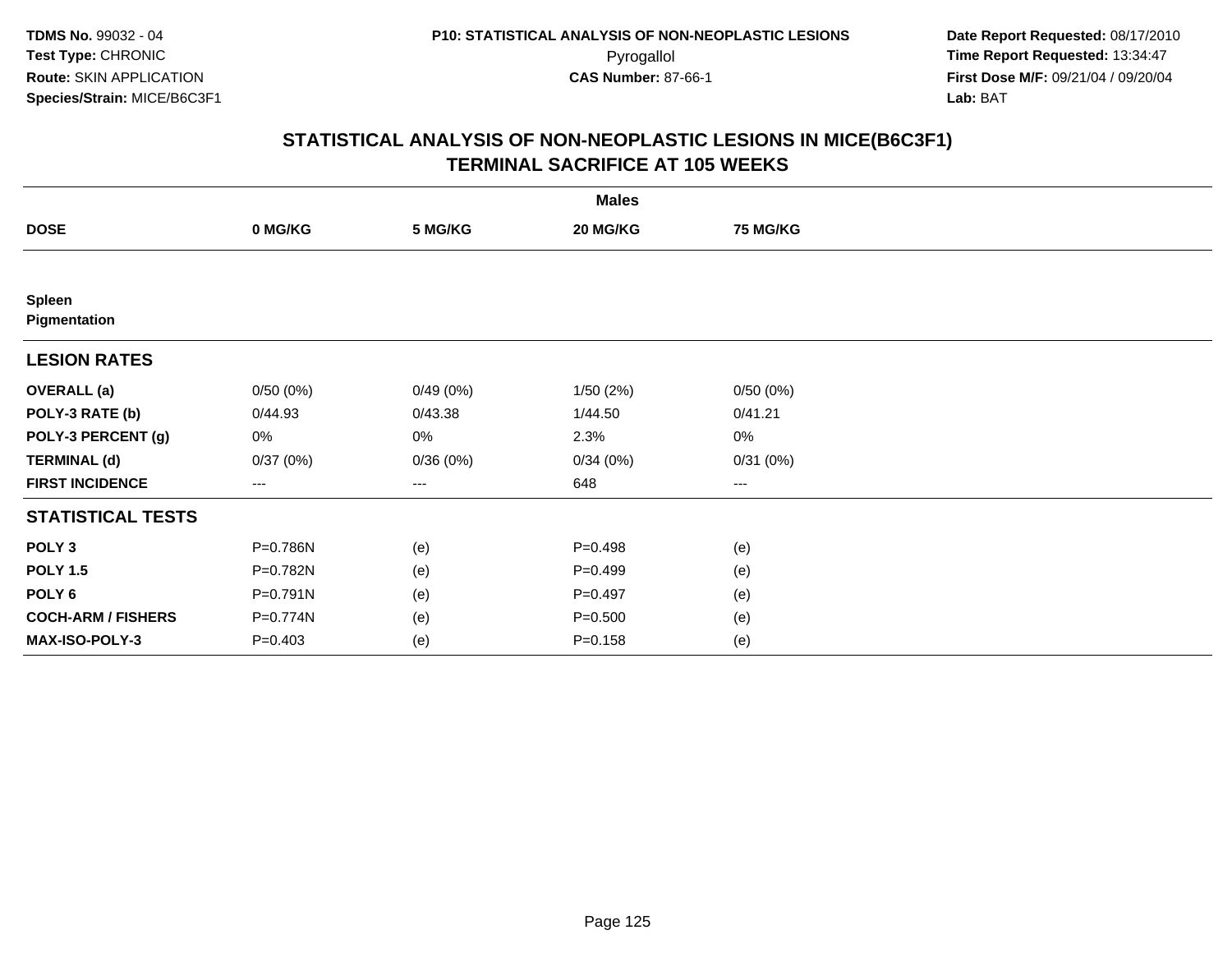**TDMS No.** 99032 - 04
**Test Type:** CHRONIC
**Route:** SKIN APPLICATION
**Species/Strain:** MICE/B6C3F1

**P10: STATISTICAL ANALYSIS OF NON-NEOPLASTIC LESIONS**
Pyrogallol
**CAS Number:** 87-66-1

**Date Report Requested:** 08/17/2010
**Time Report Requested:** 13:34:47
**First Dose M/F:** 09/21/04 / 09/20/04
**Lab:** BAT

## STATISTICAL ANALYSIS OF NON-NEOPLASTIC LESIONS IN MICE(B6C3F1) TERMINAL SACRIFICE AT 105 WEEKS

| | Males | | | |
|---|---|---|---|---|
| **DOSE** | **0 MG/KG** | **5 MG/KG** | **20 MG/KG** | **75 MG/KG** |
| **Spleen** | | | | |
| **Pigmentation** | | | | |
| **LESION RATES** | | | | |
| **OVERALL (a)** | 0/50 (0%) | 0/49 (0%) | 1/50 (2%) | 0/50 (0%) |
| **POLY-3 RATE (b)** | 0/44.93 | 0/43.38 | 1/44.50 | 0/41.21 |
| **POLY-3 PERCENT (g)** | 0% | 0% | 2.3% | 0% |
| **TERMINAL (d)** | 0/37 (0%) | 0/36 (0%) | 0/34 (0%) | 0/31 (0%) |
| **FIRST INCIDENCE** | --- | --- | 648 | --- |
| **STATISTICAL TESTS** | | | | |
| **POLY 3** | P=0.786N | (e) | P=0.498 | (e) |
| **POLY 1.5** | P=0.782N | (e) | P=0.499 | (e) |
| **POLY 6** | P=0.791N | (e) | P=0.497 | (e) |
| **COCH-ARM / FISHERS** | P=0.774N | (e) | P=0.500 | (e) |
| **MAX-ISO-POLY-3** | P=0.403 | (e) | P=0.158 | (e) |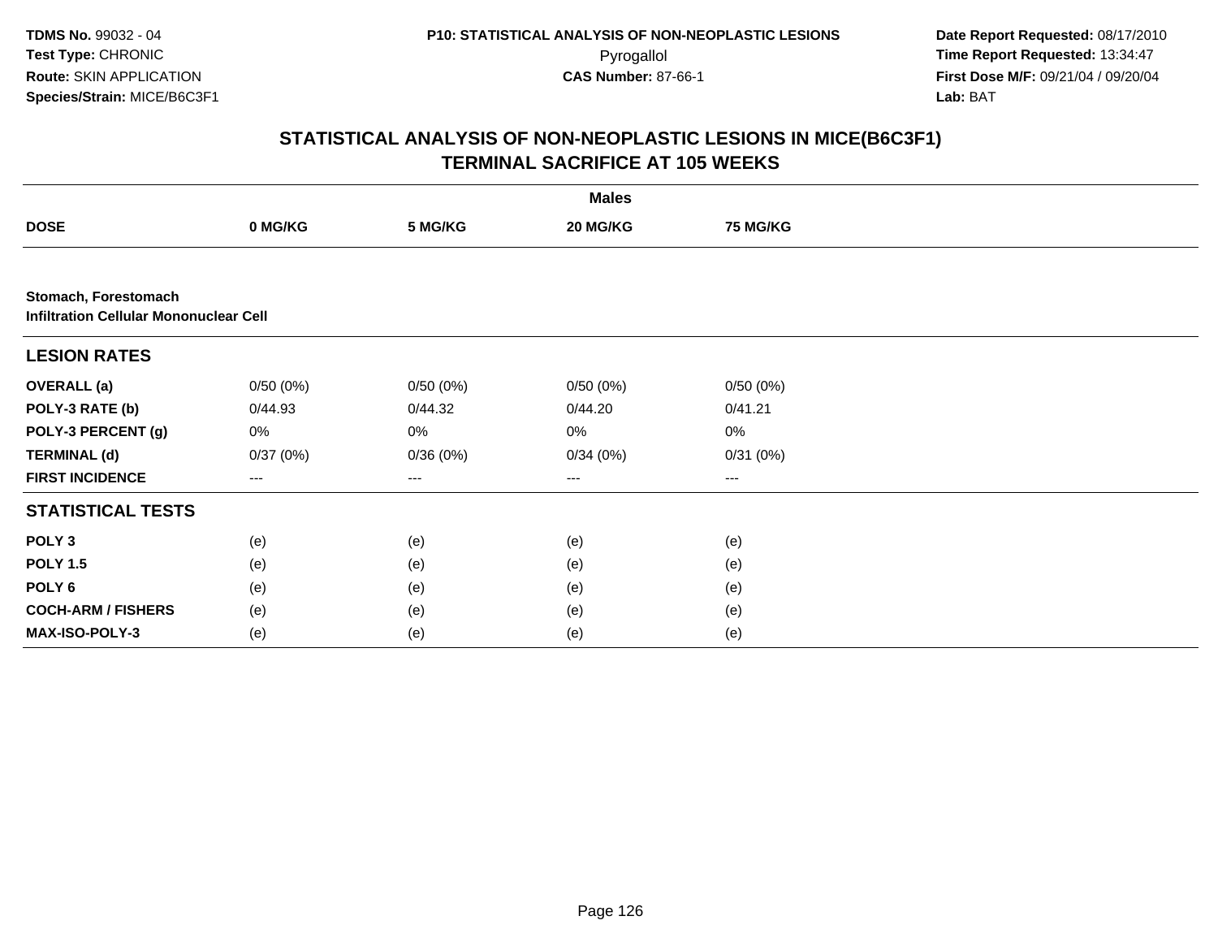**TDMS No.** 99032 - 04
**Test Type:** CHRONIC
**Route:** SKIN APPLICATION
**Species/Strain:** MICE/B6C3F1

**P10: STATISTICAL ANALYSIS OF NON-NEOPLASTIC LESIONS**
Pyrogallol
**CAS Number:** 87-66-1

**Date Report Requested:** 08/17/2010
**Time Report Requested:** 13:34:47
**First Dose M/F:** 09/21/04 / 09/20/04
**Lab:** BAT

## STATISTICAL ANALYSIS OF NON-NEOPLASTIC LESIONS IN MICE(B6C3F1)
## TERMINAL SACRIFICE AT 105 WEEKS

| | Males | | | |
|---|---|---|---|---|
| **DOSE** | **0 MG/KG** | **5 MG/KG** | **20 MG/KG** | **75 MG/KG** |
| **Stomach, Forestomach** | | | | |
| **Infiltration Cellular Mononuclear Cell** | | | | |
| **LESION RATES** | | | | |
| **OVERALL (a)** | 0/50 (0%) | 0/50 (0%) | 0/50 (0%) | 0/50 (0%) |
| **POLY-3 RATE (b)** | 0/44.93 | 0/44.32 | 0/44.20 | 0/41.21 |
| **POLY-3 PERCENT (g)** | 0% | 0% | 0% | 0% |
| **TERMINAL (d)** | 0/37 (0%) | 0/36 (0%) | 0/34 (0%) | 0/31 (0%) |
| **FIRST INCIDENCE** | --- | --- | --- | --- |
| **STATISTICAL TESTS** | | | | |
| **POLY 3** | (e) | (e) | (e) | (e) |
| **POLY 1.5** | (e) | (e) | (e) | (e) |
| **POLY 6** | (e) | (e) | (e) | (e) |
| **COCH-ARM / FISHERS** | (e) | (e) | (e) | (e) |
| **MAX-ISO-POLY-3** | (e) | (e) | (e) | (e) |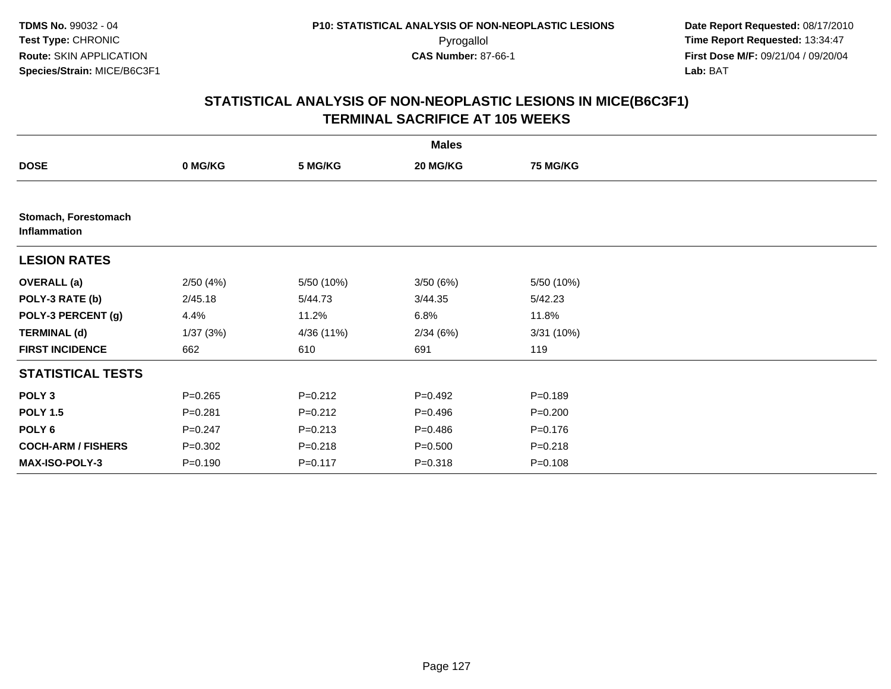TDMS No. 99032 - 04
Test Type: CHRONIC
Route: SKIN APPLICATION
Species/Strain: MICE/B6C3F1

P10: STATISTICAL ANALYSIS OF NON-NEOPLASTIC LESIONS
Pyrogallol
CAS Number: 87-66-1

Date Report Requested: 08/17/2010
Time Report Requested: 13:34:47
First Dose M/F: 09/21/04 / 09/20/04
Lab: BAT

## STATISTICAL ANALYSIS OF NON-NEOPLASTIC LESIONS IN MICE(B6C3F1)
## TERMINAL SACRIFICE AT 105 WEEKS

| | Males | | | |
|---|---|---|---|---|
| **DOSE** | **0 MG/KG** | **5 MG/KG** | **20 MG/KG** | **75 MG/KG** |
| **Stomach, Forestomach Inflammation** | | | | |
| **LESION RATES** | | | | |
| **OVERALL (a)** | 2/50 (4%) | 5/50 (10%) | 3/50 (6%) | 5/50 (10%) |
| **POLY-3 RATE (b)** | 2/45.18 | 5/44.73 | 3/44.35 | 5/42.23 |
| **POLY-3 PERCENT (g)** | 4.4% | 11.2% | 6.8% | 11.8% |
| **TERMINAL (d)** | 1/37 (3%) | 4/36 (11%) | 2/34 (6%) | 3/31 (10%) |
| **FIRST INCIDENCE** | 662 | 610 | 691 | 119 |
| **STATISTICAL TESTS** | | | | |
| **POLY 3** | P=0.265 | P=0.212 | P=0.492 | P=0.189 |
| **POLY 1.5** | P=0.281 | P=0.212 | P=0.496 | P=0.200 |
| **POLY 6** | P=0.247 | P=0.213 | P=0.486 | P=0.176 |
| **COCH-ARM / FISHERS** | P=0.302 | P=0.218 | P=0.500 | P=0.218 |
| **MAX-ISO-POLY-3** | P=0.190 | P=0.117 | P=0.318 | P=0.108 |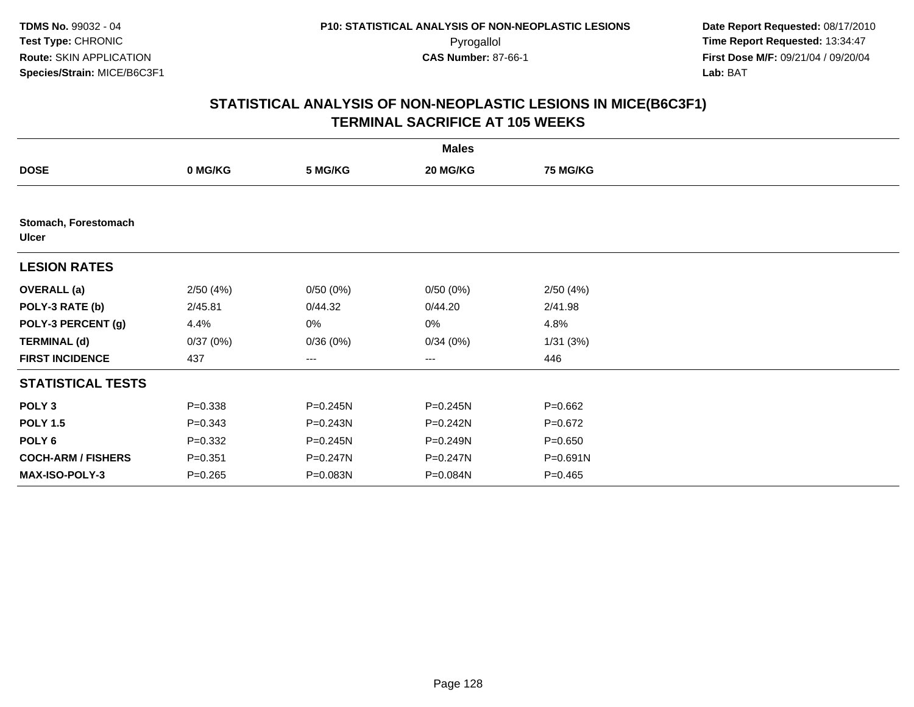**TDMS No.** 99032 - 04
**Test Type:** CHRONIC
**Route:** SKIN APPLICATION
**Species/Strain:** MICE/B6C3F1

**P10: STATISTICAL ANALYSIS OF NON-NEOPLASTIC LESIONS**
Pyrogallol
**CAS Number:** 87-66-1

**Date Report Requested:** 08/17/2010
**Time Report Requested:** 13:34:47
**First Dose M/F:** 09/21/04 / 09/20/04
**Lab:** BAT

## STATISTICAL ANALYSIS OF NON-NEOPLASTIC LESIONS IN MICE(B6C3F1) TERMINAL SACRIFICE AT 105 WEEKS

| | Males | | | |
|---|---|---|---|---|
| **DOSE** | **0 MG/KG** | **5 MG/KG** | **20 MG/KG** | **75 MG/KG** |
| **Stomach, Forestomach Ulcer** | | | | |
| **LESION RATES** | | | | |
| **OVERALL (a)** | 2/50 (4%) | 0/50 (0%) | 0/50 (0%) | 2/50 (4%) |
| **POLY-3 RATE (b)** | 2/45.81 | 0/44.32 | 0/44.20 | 2/41.98 |
| **POLY-3 PERCENT (g)** | 4.4% | 0% | 0% | 4.8% |
| **TERMINAL (d)** | 0/37 (0%) | 0/36 (0%) | 0/34 (0%) | 1/31 (3%) |
| **FIRST INCIDENCE** | 437 | --- | --- | 446 |
| **STATISTICAL TESTS** | | | | |
| **POLY 3** | P=0.338 | P=0.245N | P=0.245N | P=0.662 |
| **POLY 1.5** | P=0.343 | P=0.243N | P=0.242N | P=0.672 |
| **POLY 6** | P=0.332 | P=0.245N | P=0.249N | P=0.650 |
| **COCH-ARM / FISHERS** | P=0.351 | P=0.247N | P=0.247N | P=0.691N |
| **MAX-ISO-POLY-3** | P=0.265 | P=0.083N | P=0.084N | P=0.465 |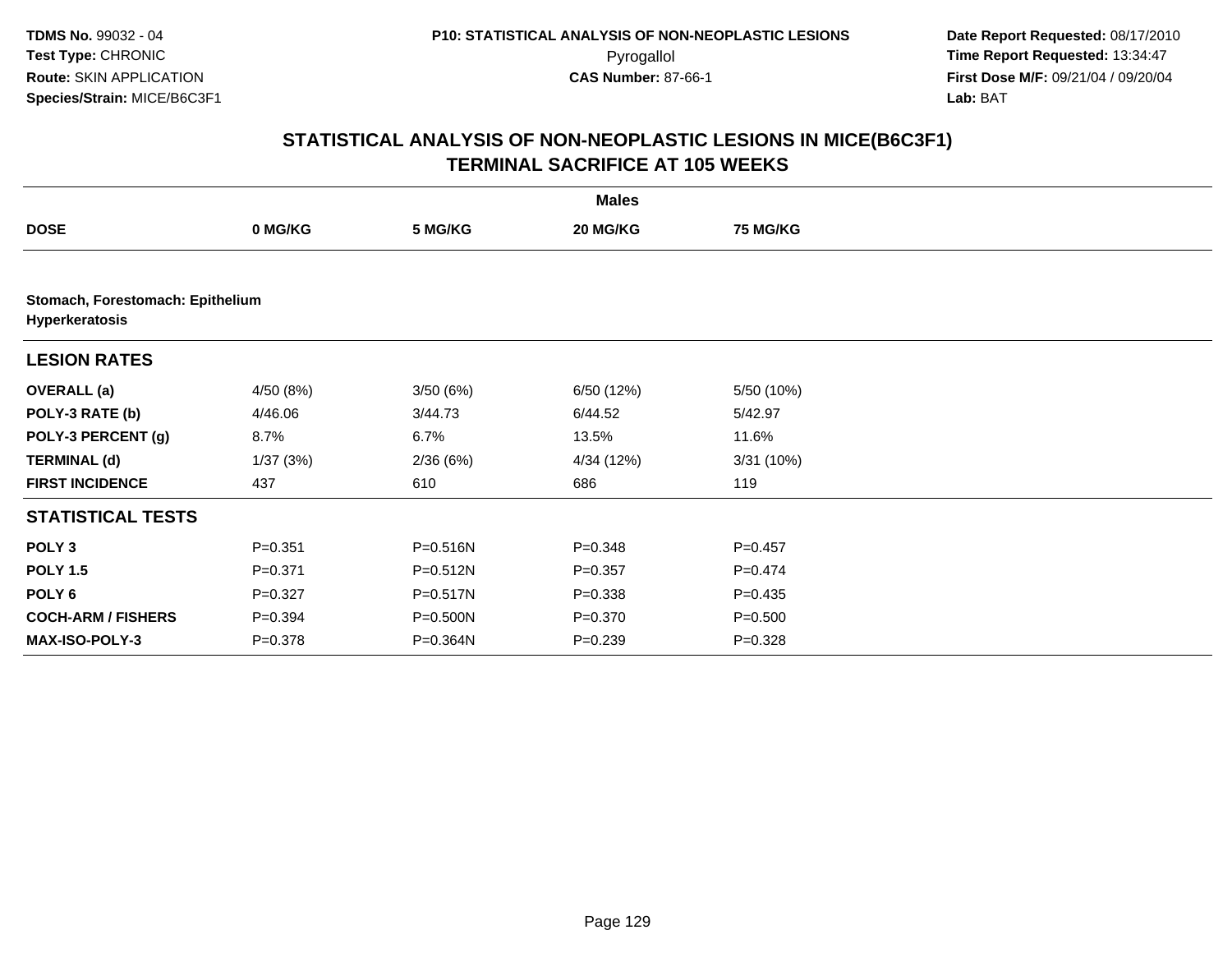TDMS No. 99032 - 04
Test Type: CHRONIC
Route: SKIN APPLICATION
Species/Strain: MICE/B6C3F1

P10: STATISTICAL ANALYSIS OF NON-NEOPLASTIC LESIONS
Pyrogallol
CAS Number: 87-66-1

Date Report Requested: 08/17/2010
Time Report Requested: 13:34:47
First Dose M/F: 09/21/04 / 09/20/04
Lab: BAT

## STATISTICAL ANALYSIS OF NON-NEOPLASTIC LESIONS IN MICE(B6C3F1)
## TERMINAL SACRIFICE AT 105 WEEKS

| | Males | | | |
|---|---|---|---|---|
| **DOSE** | **0 MG/KG** | **5 MG/KG** | **20 MG/KG** | **75 MG/KG** |
| **Stomach, Forestomach: Epithelium Hyperkeratosis** | | | | |
| **LESION RATES** | | | | |
| **OVERALL (a)** | 4/50 (8%) | 3/50 (6%) | 6/50 (12%) | 5/50 (10%) |
| **POLY-3 RATE (b)** | 4/46.06 | 3/44.73 | 6/44.52 | 5/42.97 |
| **POLY-3 PERCENT (g)** | 8.7% | 6.7% | 13.5% | 11.6% |
| **TERMINAL (d)** | 1/37 (3%) | 2/36 (6%) | 4/34 (12%) | 3/31 (10%) |
| **FIRST INCIDENCE** | 437 | 610 | 686 | 119 |
| **STATISTICAL TESTS** | | | | |
| **POLY 3** | P=0.351 | P=0.516N | P=0.348 | P=0.457 |
| **POLY 1.5** | P=0.371 | P=0.512N | P=0.357 | P=0.474 |
| **POLY 6** | P=0.327 | P=0.517N | P=0.338 | P=0.435 |
| **COCH-ARM / FISHERS** | P=0.394 | P=0.500N | P=0.370 | P=0.500 |
| **MAX-ISO-POLY-3** | P=0.378 | P=0.364N | P=0.239 | P=0.328 |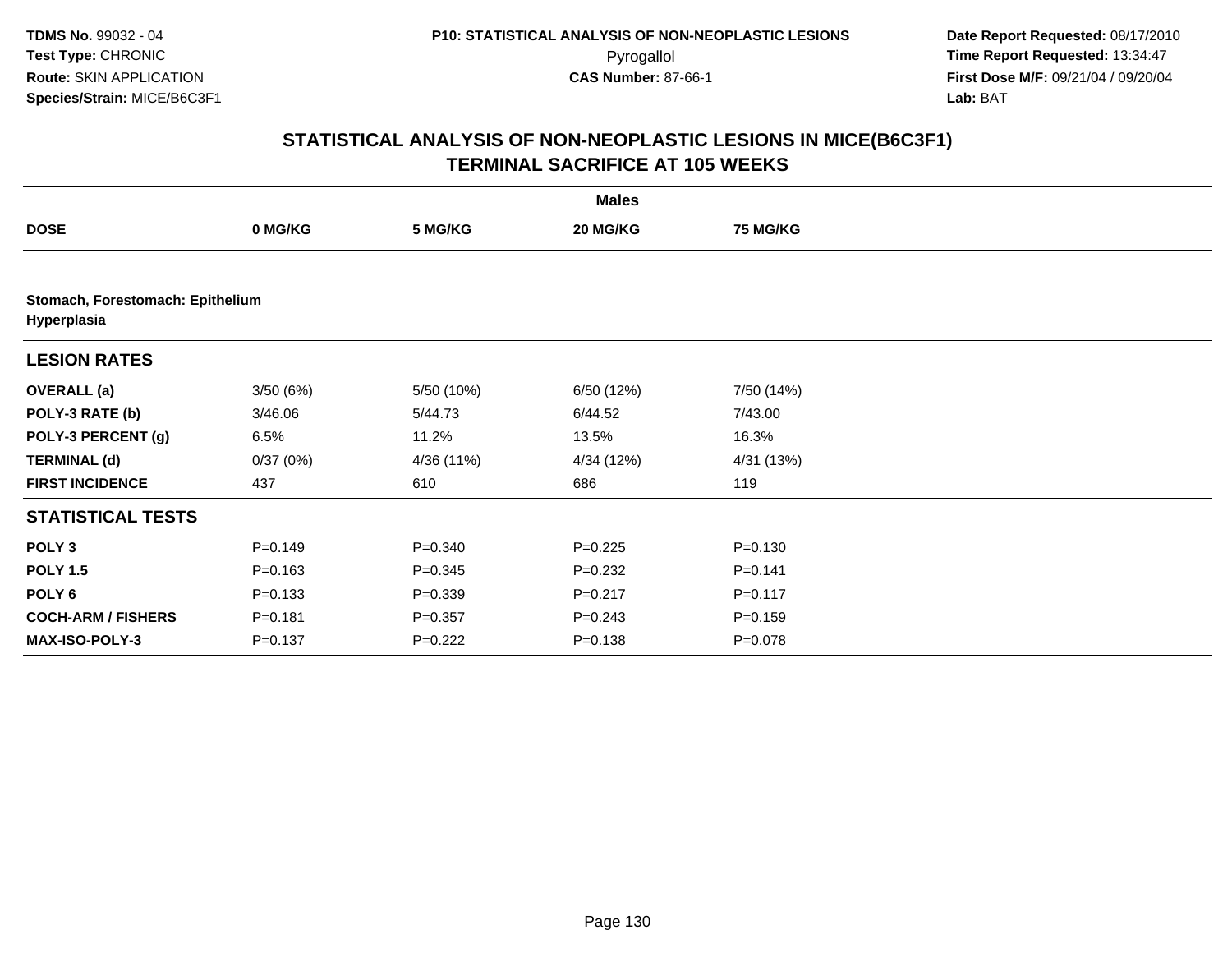TDMS No. 99032 - 04
Test Type: CHRONIC
Route: SKIN APPLICATION
Species/Strain: MICE/B6C3F1

P10: STATISTICAL ANALYSIS OF NON-NEOPLASTIC LESIONS
Pyrogallol
CAS Number: 87-66-1

Date Report Requested: 08/17/2010
Time Report Requested: 13:34:47
First Dose M/F: 09/21/04 / 09/20/04
Lab: BAT

## STATISTICAL ANALYSIS OF NON-NEOPLASTIC LESIONS IN MICE(B6C3F1)
## TERMINAL SACRIFICE AT 105 WEEKS

| | Males | | | |
|---|---|---|---|---|
| **DOSE** | **0 MG/KG** | **5 MG/KG** | **20 MG/KG** | **75 MG/KG** |
| **Stomach, Forestomach: Epithelium Hyperplasia** | | | | |
| **LESION RATES** | | | | |
| **OVERALL (a)** | 3/50 (6%) | 5/50 (10%) | 6/50 (12%) | 7/50 (14%) |
| **POLY-3 RATE (b)** | 3/46.06 | 5/44.73 | 6/44.52 | 7/43.00 |
| **POLY-3 PERCENT (g)** | 6.5% | 11.2% | 13.5% | 16.3% |
| **TERMINAL (d)** | 0/37 (0%) | 4/36 (11%) | 4/34 (12%) | 4/31 (13%) |
| **FIRST INCIDENCE** | 437 | 610 | 686 | 119 |
| **STATISTICAL TESTS** | | | | |
| **POLY 3** | P=0.149 | P=0.340 | P=0.225 | P=0.130 |
| **POLY 1.5** | P=0.163 | P=0.345 | P=0.232 | P=0.141 |
| **POLY 6** | P=0.133 | P=0.339 | P=0.217 | P=0.117 |
| **COCH-ARM / FISHERS** | P=0.181 | P=0.357 | P=0.243 | P=0.159 |
| **MAX-ISO-POLY-3** | P=0.137 | P=0.222 | P=0.138 | P=0.078 |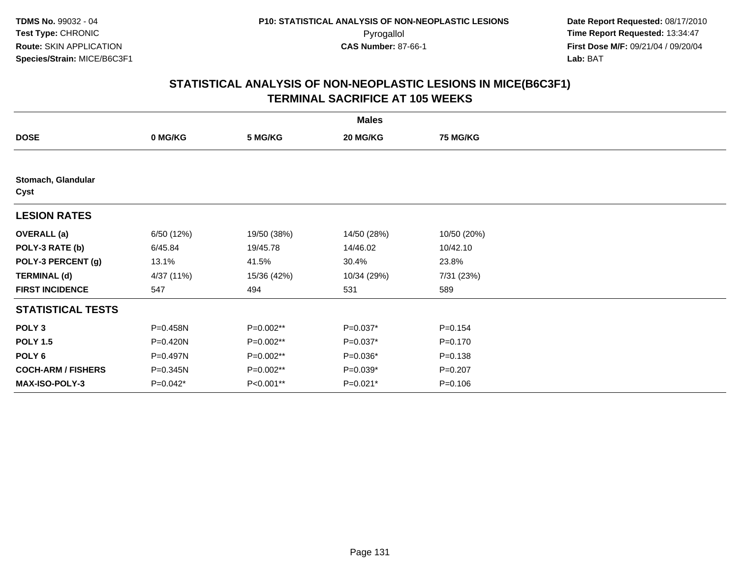**TDMS No.** 99032 - 04
**Test Type:** CHRONIC
**Route:** SKIN APPLICATION
**Species/Strain:** MICE/B6C3F1

**P10: STATISTICAL ANALYSIS OF NON-NEOPLASTIC LESIONS**
Pyrogallol
**CAS Number:** 87-66-1

**Date Report Requested:** 08/17/2010
**Time Report Requested:** 13:34:47
**First Dose M/F:** 09/21/04 / 09/20/04
**Lab:** BAT

## STATISTICAL ANALYSIS OF NON-NEOPLASTIC LESIONS IN MICE(B6C3F1) TERMINAL SACRIFICE AT 105 WEEKS

| | Males | | | |
|---|---|---|---|---|
| **DOSE** | **0 MG/KG** | **5 MG/KG** | **20 MG/KG** | **75 MG/KG** |
| **Stomach, Glandular** | | | | |
| **Cyst** | | | | |
| **LESION RATES** | | | | |
| **OVERALL (a)** | 6/50 (12%) | 19/50 (38%) | 14/50 (28%) | 10/50 (20%) |
| **POLY-3 RATE (b)** | 6/45.84 | 19/45.78 | 14/46.02 | 10/42.10 |
| **POLY-3 PERCENT (g)** | 13.1% | 41.5% | 30.4% | 23.8% |
| **TERMINAL (d)** | 4/37 (11%) | 15/36 (42%) | 10/34 (29%) | 7/31 (23%) |
| **FIRST INCIDENCE** | 547 | 494 | 531 | 589 |
| **STATISTICAL TESTS** | | | | |
| **POLY 3** | P=0.458N | P=0.002** | P=0.037* | P=0.154 |
| **POLY 1.5** | P=0.420N | P=0.002** | P=0.037* | P=0.170 |
| **POLY 6** | P=0.497N | P=0.002** | P=0.036* | P=0.138 |
| **COCH-ARM / FISHERS** | P=0.345N | P=0.002** | P=0.039* | P=0.207 |
| **MAX-ISO-POLY-3** | P=0.042* | P<0.001** | P=0.021* | P=0.106 |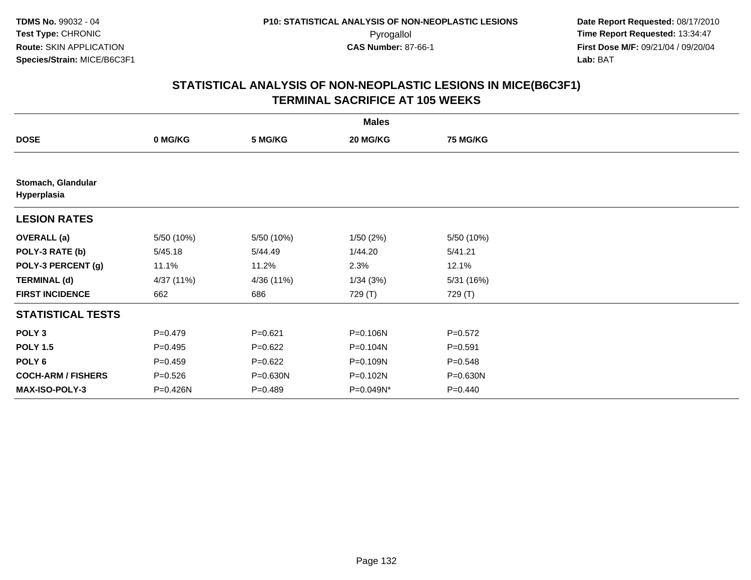# STATISTICAL ANALYSIS OF NON-NEOPLASTIC LESIONS IN MICE(B6C3F1)
## TERMINAL SACRIFICE AT 105 WEEKS

| | Males | | | |
|---|---|---|---|---|
| **DOSE** | **0 MG/KG** | **5 MG/KG** | **20 MG/KG** | **75 MG/KG** |
| **Stomach, Glandular Hyperplasia** | | | | |
| **LESION RATES** | | | | |
| **OVERALL (a)** | 5/50 (10%) | 5/50 (10%) | 1/50 (2%) | 5/50 (10%) |
| **POLY-3 RATE (b)** | 5/45.18 | 5/44.49 | 1/44.20 | 5/41.21 |
| **POLY-3 PERCENT (g)** | 11.1% | 11.2% | 2.3% | 12.1% |
| **TERMINAL (d)** | 4/37 (11%) | 4/36 (11%) | 1/34 (3%) | 5/31 (16%) |
| **FIRST INCIDENCE** | 662 | 686 | 729 (T) | 729 (T) |
| **STATISTICAL TESTS** | | | | |
| **POLY 3** | P=0.479 | P=0.621 | P=0.106N | P=0.572 |
| **POLY 1.5** | P=0.495 | P=0.622 | P=0.104N | P=0.591 |
| **POLY 6** | P=0.459 | P=0.622 | P=0.109N | P=0.548 |
| **COCH-ARM / FISHERS** | P=0.526 | P=0.630N | P=0.102N | P=0.630N |
| **MAX-ISO-POLY-3** | P=0.426N | P=0.489 | P=0.049N* | P=0.440 |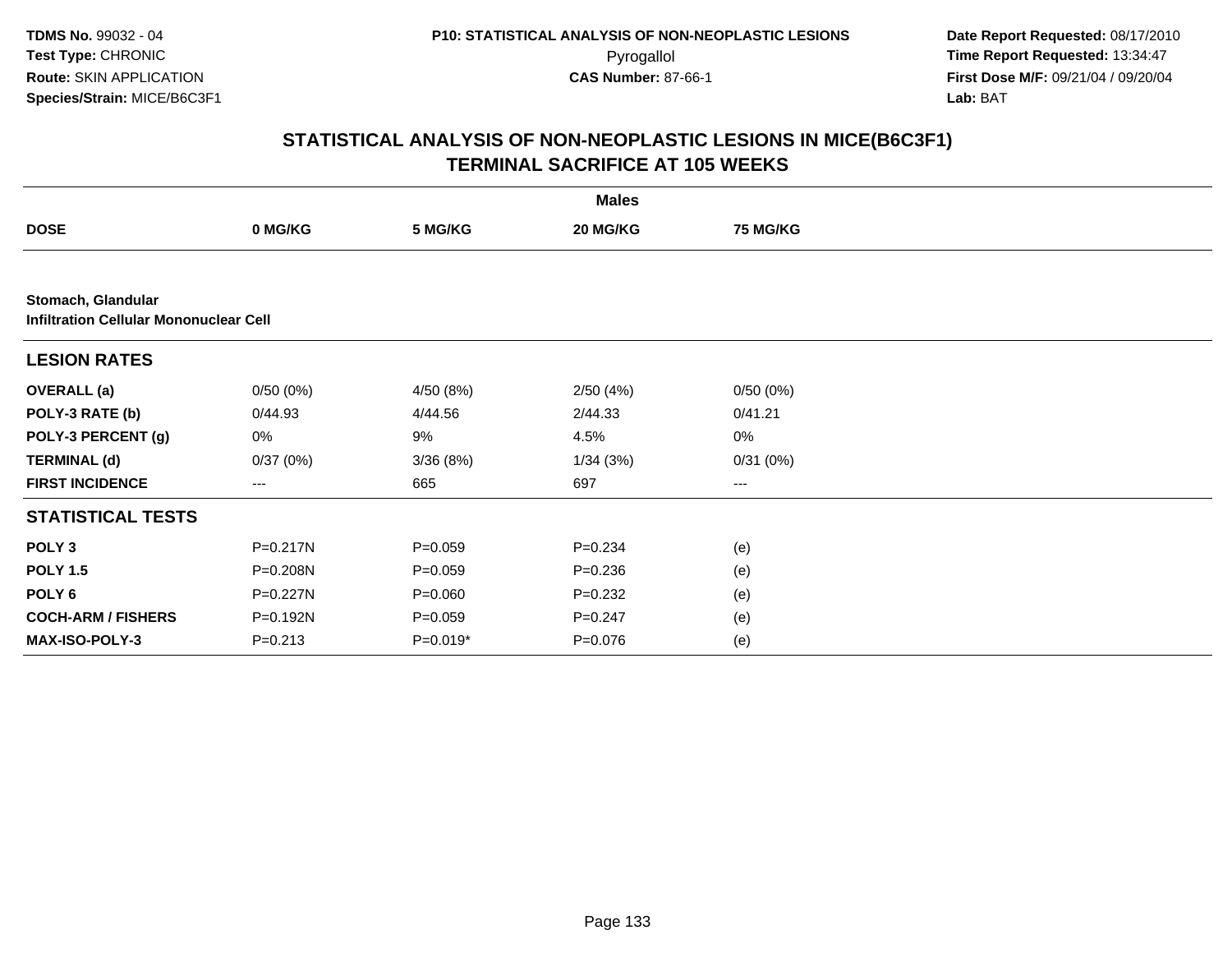**TDMS No.** 99032 - 04
**Test Type:** CHRONIC
**Route:** SKIN APPLICATION
**Species/Strain:** MICE/B6C3F1

**P10: STATISTICAL ANALYSIS OF NON-NEOPLASTIC LESIONS**
Pyrogallol
**CAS Number:** 87-66-1

**Date Report Requested:** 08/17/2010
**Time Report Requested:** 13:34:47
**First Dose M/F:** 09/21/04 / 09/20/04
**Lab:** BAT

## STATISTICAL ANALYSIS OF NON-NEOPLASTIC LESIONS IN MICE(B6C3F1) TERMINAL SACRIFICE AT 105 WEEKS

| | Males | | | |
|---|---|---|---|---|
| **DOSE** | **0 MG/KG** | **5 MG/KG** | **20 MG/KG** | **75 MG/KG** |
| **Stomach, Glandular** | | | | |
| **Infiltration Cellular Mononuclear Cell** | | | | |
| **LESION RATES** | | | | |
| **OVERALL (a)** | 0/50 (0%) | 4/50 (8%) | 2/50 (4%) | 0/50 (0%) |
| **POLY-3 RATE (b)** | 0/44.93 | 4/44.56 | 2/44.33 | 0/41.21 |
| **POLY-3 PERCENT (g)** | 0% | 9% | 4.5% | 0% |
| **TERMINAL (d)** | 0/37 (0%) | 3/36 (8%) | 1/34 (3%) | 0/31 (0%) |
| **FIRST INCIDENCE** | --- | 665 | 697 | --- |
| **STATISTICAL TESTS** | | | | |
| **POLY 3** | P=0.217N | P=0.059 | P=0.234 | (e) |
| **POLY 1.5** | P=0.208N | P=0.059 | P=0.236 | (e) |
| **POLY 6** | P=0.227N | P=0.060 | P=0.232 | (e) |
| **COCH-ARM / FISHERS** | P=0.192N | P=0.059 | P=0.247 | (e) |
| **MAX-ISO-POLY-3** | P=0.213 | P=0.019* | P=0.076 | (e) |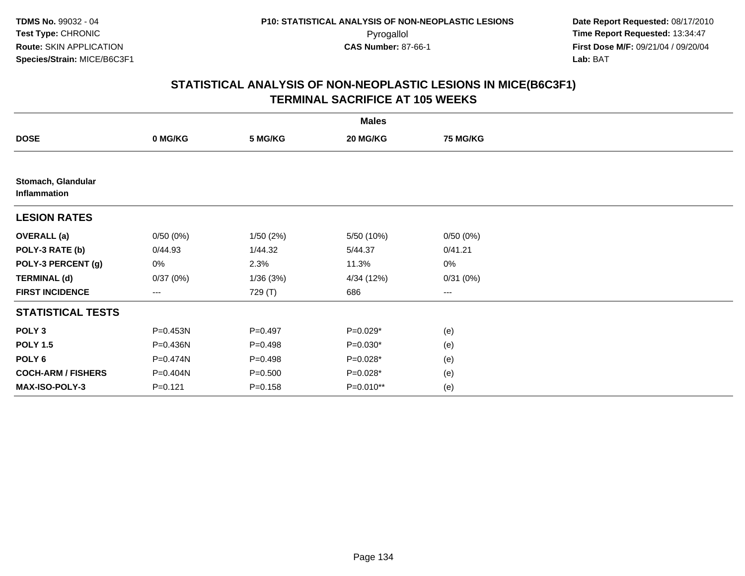**TDMS No.** 99032 - 04
**Test Type:** CHRONIC
**Route:** SKIN APPLICATION
**Species/Strain:** MICE/B6C3F1

**P10: STATISTICAL ANALYSIS OF NON-NEOPLASTIC LESIONS**
Pyrogallol
**CAS Number:** 87-66-1

**Date Report Requested:** 08/17/2010
**Time Report Requested:** 13:34:47
**First Dose M/F:** 09/21/04 / 09/20/04
**Lab:** BAT

## STATISTICAL ANALYSIS OF NON-NEOPLASTIC LESIONS IN MICE(B6C3F1)
## TERMINAL SACRIFICE AT 105 WEEKS

| | Males | | | |
|---|---|---|---|---|
| **DOSE** | **0 MG/KG** | **5 MG/KG** | **20 MG/KG** | **75 MG/KG** |
| **Stomach, Glandular Inflammation** | | | | |
| **LESION RATES** | | | | |
| **OVERALL (a)** | 0/50 (0%) | 1/50 (2%) | 5/50 (10%) | 0/50 (0%) |
| **POLY-3 RATE (b)** | 0/44.93 | 1/44.32 | 5/44.37 | 0/41.21 |
| **POLY-3 PERCENT (g)** | 0% | 2.3% | 11.3% | 0% |
| **TERMINAL (d)** | 0/37 (0%) | 1/36 (3%) | 4/34 (12%) | 0/31 (0%) |
| **FIRST INCIDENCE** | --- | 729 (T) | 686 | --- |
| **STATISTICAL TESTS** | | | | |
| **POLY 3** | P=0.453N | P=0.497 | P=0.029* | (e) |
| **POLY 1.5** | P=0.436N | P=0.498 | P=0.030* | (e) |
| **POLY 6** | P=0.474N | P=0.498 | P=0.028* | (e) |
| **COCH-ARM / FISHERS** | P=0.404N | P=0.500 | P=0.028* | (e) |
| **MAX-ISO-POLY-3** | P=0.121 | P=0.158 | P=0.010** | (e) |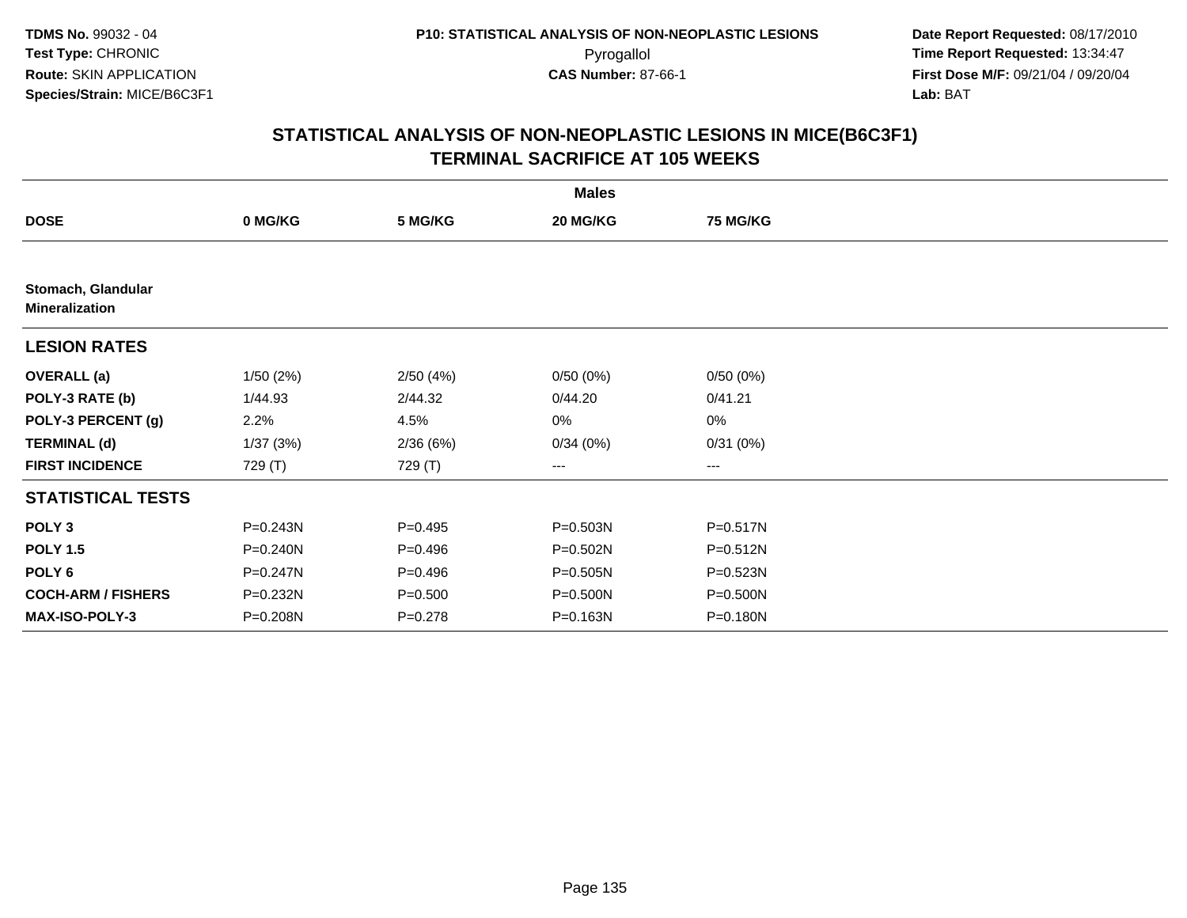## STATISTICAL ANALYSIS OF NON-NEOPLASTIC LESIONS IN MICE(B6C3F1)
## TERMINAL SACRIFICE AT 105 WEEKS

| | Males | | | |
|---|---|---|---|---|
| **DOSE** | **0 MG/KG** | **5 MG/KG** | **20 MG/KG** | **75 MG/KG** |
| **Stomach, Glandular** **Mineralization** | | | | |
| **LESION RATES** | | | | |
| **OVERALL (a)** | 1/50 (2%) | 2/50 (4%) | 0/50 (0%) | 0/50 (0%) |
| **POLY-3 RATE (b)** | 1/44.93 | 2/44.32 | 0/44.20 | 0/41.21 |
| **POLY-3 PERCENT (g)** | 2.2% | 4.5% | 0% | 0% |
| **TERMINAL (d)** | 1/37 (3%) | 2/36 (6%) | 0/34 (0%) | 0/31 (0%) |
| **FIRST INCIDENCE** | 729 (T) | 729 (T) | --- | --- |
| **STATISTICAL TESTS** | | | | |
| **POLY 3** | P=0.243N | P=0.495 | P=0.503N | P=0.517N |
| **POLY 1.5** | P=0.240N | P=0.496 | P=0.502N | P=0.512N |
| **POLY 6** | P=0.247N | P=0.496 | P=0.505N | P=0.523N |
| **COCH-ARM / FISHERS** | P=0.232N | P=0.500 | P=0.500N | P=0.500N |
| **MAX-ISO-POLY-3** | P=0.208N | P=0.278 | P=0.163N | P=0.180N |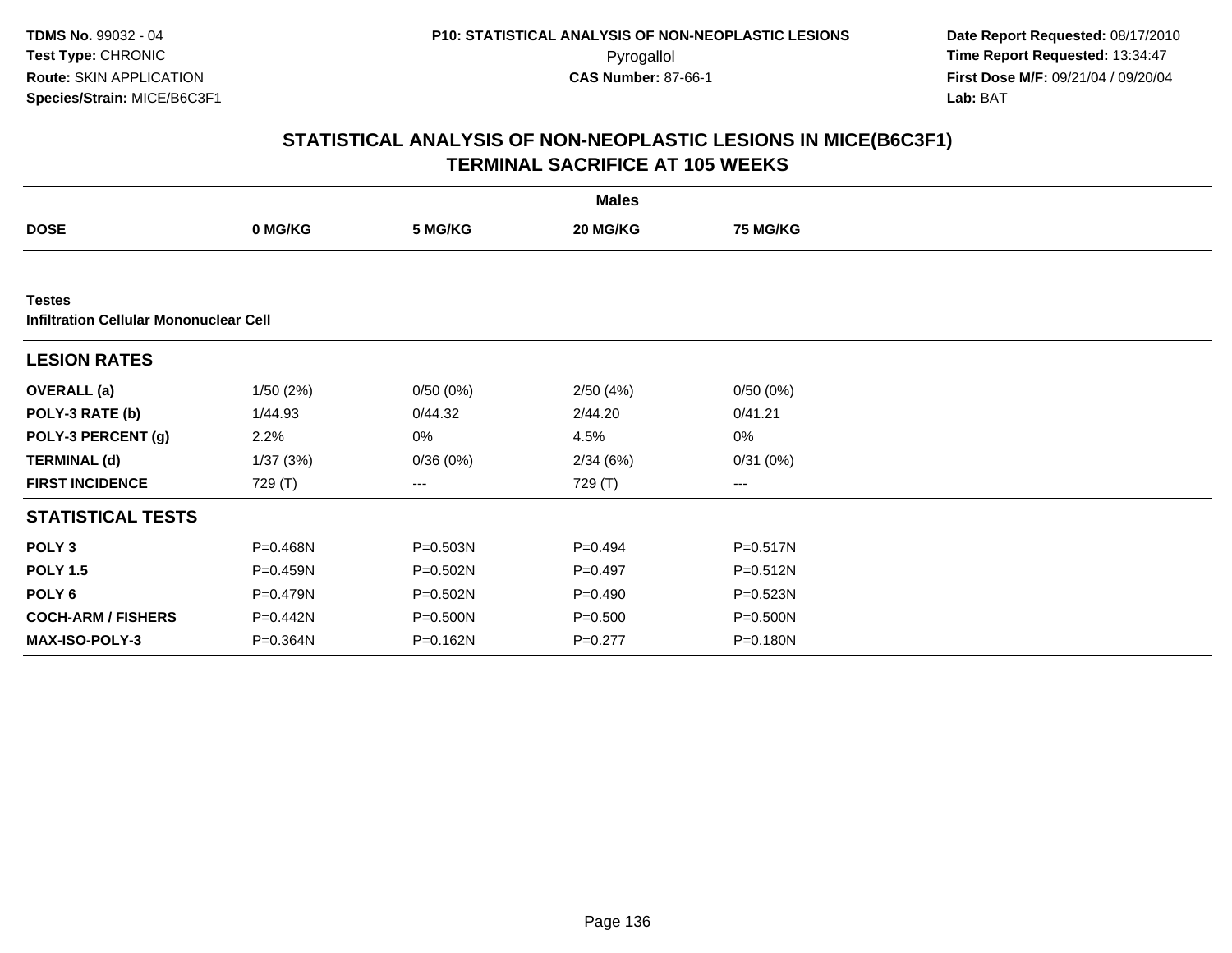TDMS No. 99032 - 04
Test Type: CHRONIC
Route: SKIN APPLICATION
Species/Strain: MICE/B6C3F1

P10: STATISTICAL ANALYSIS OF NON-NEOPLASTIC LESIONS
Pyrogallol
CAS Number: 87-66-1

Date Report Requested: 08/17/2010
Time Report Requested: 13:34:47
First Dose M/F: 09/21/04 / 09/20/04
Lab: BAT

## STATISTICAL ANALYSIS OF NON-NEOPLASTIC LESIONS IN MICE(B6C3F1)
## TERMINAL SACRIFICE AT 105 WEEKS

| | Males | | | |
|---|---|---|---|---|
| **DOSE** | **0 MG/KG** | **5 MG/KG** | **20 MG/KG** | **75 MG/KG** |
| **Testes** | | | | |
| **Infiltration Cellular Mononuclear Cell** | | | | |
| **LESION RATES** | | | | |
| **OVERALL (a)** | 1/50 (2%) | 0/50 (0%) | 2/50 (4%) | 0/50 (0%) |
| **POLY-3 RATE (b)** | 1/44.93 | 0/44.32 | 2/44.20 | 0/41.21 |
| **POLY-3 PERCENT (g)** | 2.2% | 0% | 4.5% | 0% |
| **TERMINAL (d)** | 1/37 (3%) | 0/36 (0%) | 2/34 (6%) | 0/31 (0%) |
| **FIRST INCIDENCE** | 729 (T) | --- | 729 (T) | --- |
| **STATISTICAL TESTS** | | | | |
| **POLY 3** | P=0.468N | P=0.503N | P=0.494 | P=0.517N |
| **POLY 1.5** | P=0.459N | P=0.502N | P=0.497 | P=0.512N |
| **POLY 6** | P=0.479N | P=0.502N | P=0.490 | P=0.523N |
| **COCH-ARM / FISHERS** | P=0.442N | P=0.500N | P=0.500 | P=0.500N |
| **MAX-ISO-POLY-3** | P=0.364N | P=0.162N | P=0.277 | P=0.180N |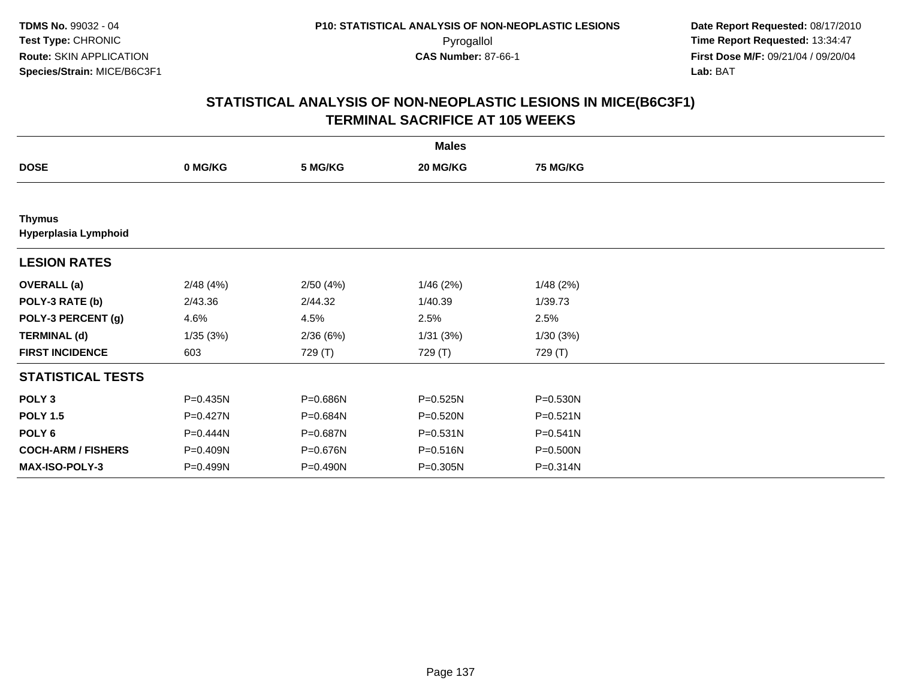**TDMS No.** 99032 - 04
**Test Type:** CHRONIC
**Route:** SKIN APPLICATION
**Species/Strain:** MICE/B6C3F1

**P10: STATISTICAL ANALYSIS OF NON-NEOPLASTIC LESIONS**
Pyrogallol
**CAS Number:** 87-66-1

**Date Report Requested:** 08/17/2010
**Time Report Requested:** 13:34:47
**First Dose M/F:** 09/21/04 / 09/20/04
**Lab:** BAT

## STATISTICAL ANALYSIS OF NON-NEOPLASTIC LESIONS IN MICE(B6C3F1)
## TERMINAL SACRIFICE AT 105 WEEKS

| | Males | | | |
|---|---|---|---|---|
| **DOSE** | **0 MG/KG** | **5 MG/KG** | **20 MG/KG** | **75 MG/KG** |
| **Thymus** | | | | |
| **Hyperplasia Lymphoid** | | | | |
| **LESION RATES** | | | | |
| **OVERALL (a)** | 2/48 (4%) | 2/50 (4%) | 1/46 (2%) | 1/48 (2%) |
| **POLY-3 RATE (b)** | 2/43.36 | 2/44.32 | 1/40.39 | 1/39.73 |
| **POLY-3 PERCENT (g)** | 4.6% | 4.5% | 2.5% | 2.5% |
| **TERMINAL (d)** | 1/35 (3%) | 2/36 (6%) | 1/31 (3%) | 1/30 (3%) |
| **FIRST INCIDENCE** | 603 | 729 (T) | 729 (T) | 729 (T) |
| **STATISTICAL TESTS** | | | | |
| **POLY 3** | P=0.435N | P=0.686N | P=0.525N | P=0.530N |
| **POLY 1.5** | P=0.427N | P=0.684N | P=0.520N | P=0.521N |
| **POLY 6** | P=0.444N | P=0.687N | P=0.531N | P=0.541N |
| **COCH-ARM / FISHERS** | P=0.409N | P=0.676N | P=0.516N | P=0.500N |
| **MAX-ISO-POLY-3** | P=0.499N | P=0.490N | P=0.305N | P=0.314N |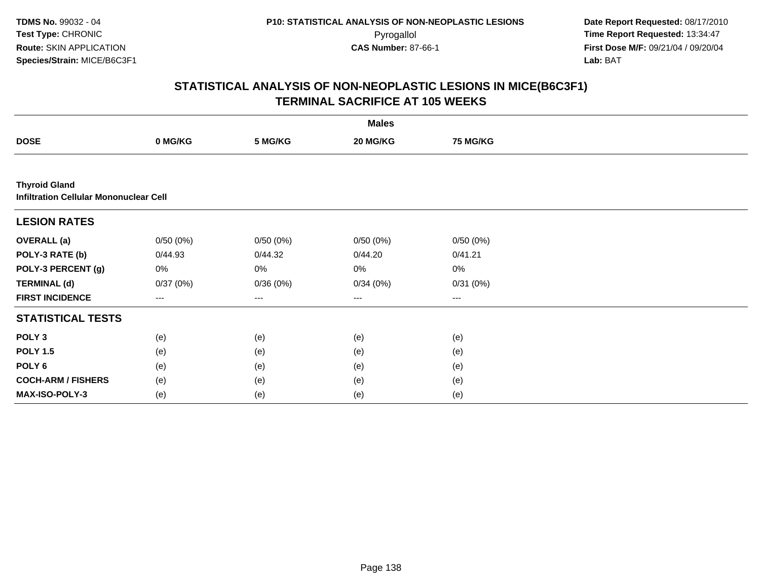**TDMS No.** 99032 - 04
**Test Type:** CHRONIC
**Route:** SKIN APPLICATION
**Species/Strain:** MICE/B6C3F1

**P10: STATISTICAL ANALYSIS OF NON-NEOPLASTIC LESIONS**
Pyrogallol
**CAS Number:** 87-66-1

**Date Report Requested:** 08/17/2010
**Time Report Requested:** 13:34:47
**First Dose M/F:** 09/21/04 / 09/20/04
**Lab:** BAT

## STATISTICAL ANALYSIS OF NON-NEOPLASTIC LESIONS IN MICE(B6C3F1) TERMINAL SACRIFICE AT 105 WEEKS

| | Males | | | |
|---|---|---|---|---|
| **DOSE** | **0 MG/KG** | **5 MG/KG** | **20 MG/KG** | **75 MG/KG** |
| **Thyroid Gland** | | | | |
| **Infiltration Cellular Mononuclear Cell** | | | | |
| **LESION RATES** | | | | |
| **OVERALL (a)** | 0/50 (0%) | 0/50 (0%) | 0/50 (0%) | 0/50 (0%) |
| **POLY-3 RATE (b)** | 0/44.93 | 0/44.32 | 0/44.20 | 0/41.21 |
| **POLY-3 PERCENT (g)** | 0% | 0% | 0% | 0% |
| **TERMINAL (d)** | 0/37 (0%) | 0/36 (0%) | 0/34 (0%) | 0/31 (0%) |
| **FIRST INCIDENCE** | --- | --- | --- | --- |
| **STATISTICAL TESTS** | | | | |
| **POLY 3** | (e) | (e) | (e) | (e) |
| **POLY 1.5** | (e) | (e) | (e) | (e) |
| **POLY 6** | (e) | (e) | (e) | (e) |
| **COCH-ARM / FISHERS** | (e) | (e) | (e) | (e) |
| **MAX-ISO-POLY-3** | (e) | (e) | (e) | (e) |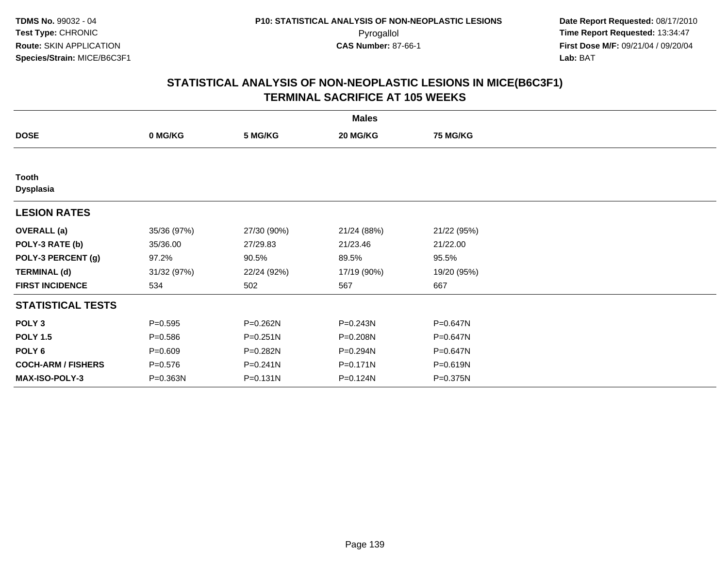# STATISTICAL ANALYSIS OF NON-NEOPLASTIC LESIONS IN MICE(B6C3F1)
## TERMINAL SACRIFICE AT 105 WEEKS

| | Males | | | |
|---|---|---|---|---|
| **DOSE** | **0 MG/KG** | **5 MG/KG** | **20 MG/KG** | **75 MG/KG** |
| **Tooth** | | | | |
| **Dysplasia** | | | | |
| **LESION RATES** | | | | |
| **OVERALL (a)** | 35/36 (97%) | 27/30 (90%) | 21/24 (88%) | 21/22 (95%) |
| **POLY-3 RATE (b)** | 35/36.00 | 27/29.83 | 21/23.46 | 21/22.00 |
| **POLY-3 PERCENT (g)** | 97.2% | 90.5% | 89.5% | 95.5% |
| **TERMINAL (d)** | 31/32 (97%) | 22/24 (92%) | 17/19 (90%) | 19/20 (95%) |
| **FIRST INCIDENCE** | 534 | 502 | 567 | 667 |
| **STATISTICAL TESTS** | | | | |
| **POLY 3** | P=0.595 | P=0.262N | P=0.243N | P=0.647N |
| **POLY 1.5** | P=0.586 | P=0.251N | P=0.208N | P=0.647N |
| **POLY 6** | P=0.609 | P=0.282N | P=0.294N | P=0.647N |
| **COCH-ARM / FISHERS** | P=0.576 | P=0.241N | P=0.171N | P=0.619N |
| **MAX-ISO-POLY-3** | P=0.363N | P=0.131N | P=0.124N | P=0.375N |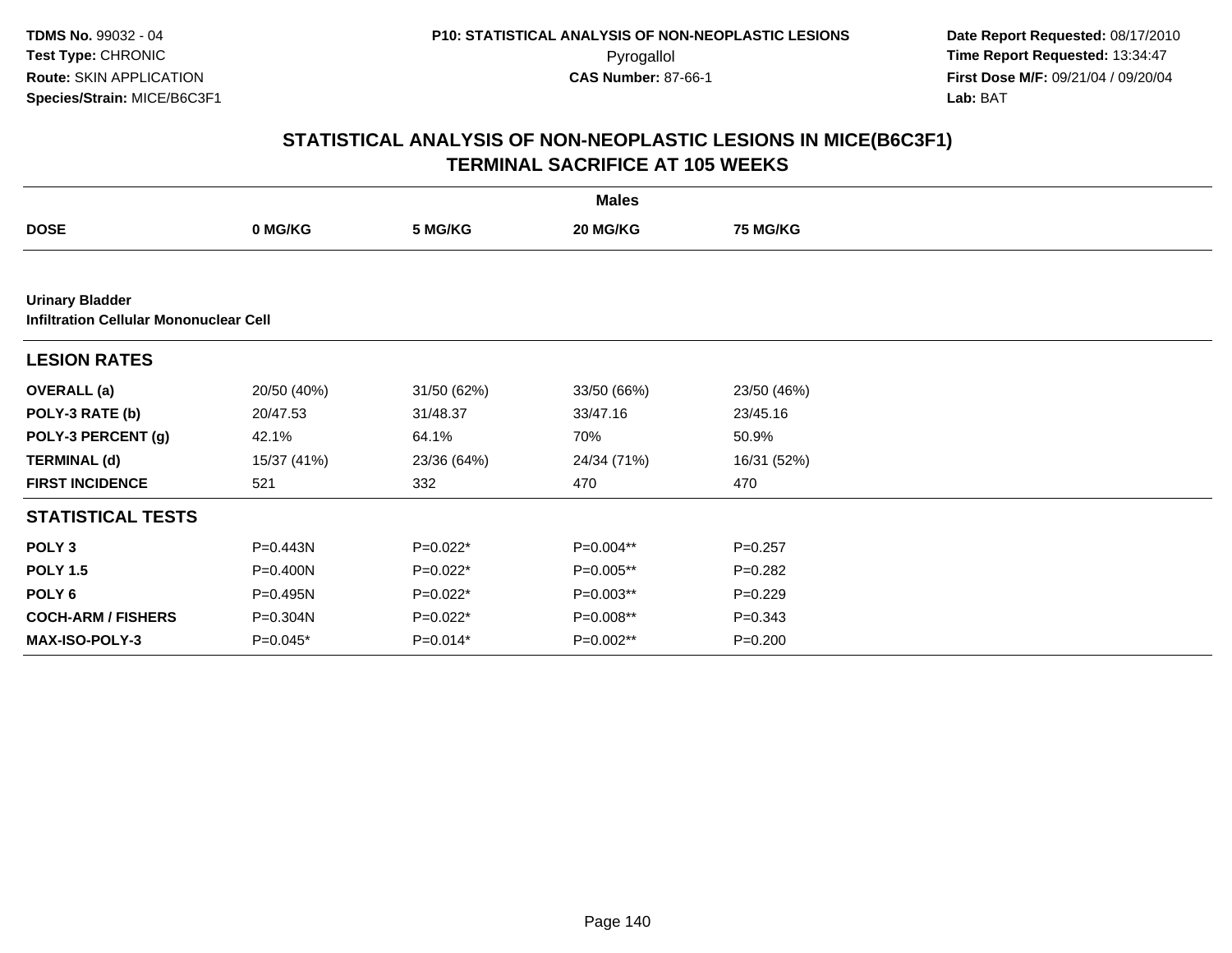# STATISTICAL ANALYSIS OF NON-NEOPLASTIC LESIONS IN MICE(B6C3F1)
## TERMINAL SACRIFICE AT 105 WEEKS

| | Males | | | |
|---|---|---|---|---|
| **DOSE** | **0 MG/KG** | **5 MG/KG** | **20 MG/KG** | **75 MG/KG** |
| **Urinary Bladder** | | | | |
| **Infiltration Cellular Mononuclear Cell** | | | | |
| **LESION RATES** | | | | |
| **OVERALL (a)** | 20/50 (40%) | 31/50 (62%) | 33/50 (66%) | 23/50 (46%) |
| **POLY-3 RATE (b)** | 20/47.53 | 31/48.37 | 33/47.16 | 23/45.16 |
| **POLY-3 PERCENT (g)** | 42.1% | 64.1% | 70% | 50.9% |
| **TERMINAL (d)** | 15/37 (41%) | 23/36 (64%) | 24/34 (71%) | 16/31 (52%) |
| **FIRST INCIDENCE** | 521 | 332 | 470 | 470 |
| **STATISTICAL TESTS** | | | | |
| **POLY 3** | P=0.443N | P=0.022* | P=0.004** | P=0.257 |
| **POLY 1.5** | P=0.400N | P=0.022* | P=0.005** | P=0.282 |
| **POLY 6** | P=0.495N | P=0.022* | P=0.003** | P=0.229 |
| **COCH-ARM / FISHERS** | P=0.304N | P=0.022* | P=0.008** | P=0.343 |
| **MAX-ISO-POLY-3** | P=0.045* | P=0.014* | P=0.002** | P=0.200 |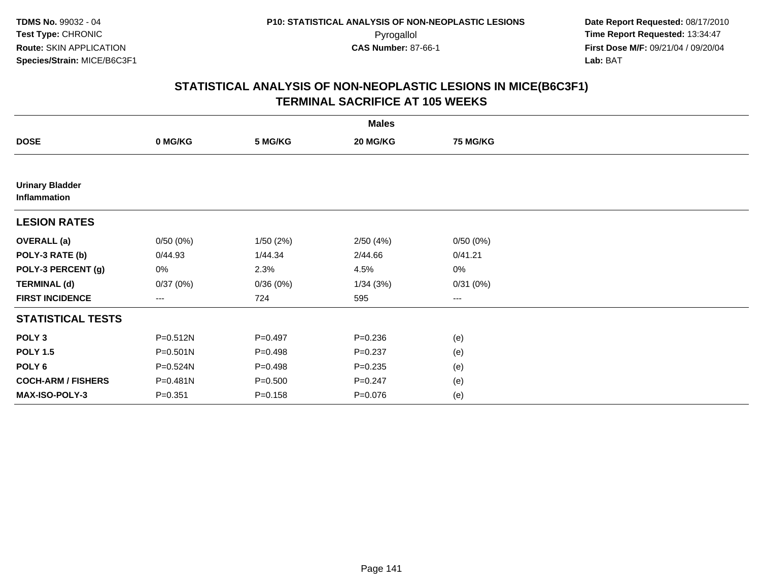TDMS No. 99032 - 04
Test Type: CHRONIC
Route: SKIN APPLICATION
Species/Strain: MICE/B6C3F1

P10: STATISTICAL ANALYSIS OF NON-NEOPLASTIC LESIONS
Pyrogallol
CAS Number: 87-66-1

Date Report Requested: 08/17/2010
Time Report Requested: 13:34:47
First Dose M/F: 09/21/04 / 09/20/04
Lab: BAT

## STATISTICAL ANALYSIS OF NON-NEOPLASTIC LESIONS IN MICE(B6C3F1)
## TERMINAL SACRIFICE AT 105 WEEKS

| | Males | | | |
|---|---|---|---|---|
| **DOSE** | **0 MG/KG** | **5 MG/KG** | **20 MG/KG** | **75 MG/KG** |
| **Urinary Bladder** | | | | |
| **Inflammation** | | | | |
| **LESION RATES** | | | | |
| **OVERALL (a)** | 0/50 (0%) | 1/50 (2%) | 2/50 (4%) | 0/50 (0%) |
| **POLY-3 RATE (b)** | 0/44.93 | 1/44.34 | 2/44.66 | 0/41.21 |
| **POLY-3 PERCENT (g)** | 0% | 2.3% | 4.5% | 0% |
| **TERMINAL (d)** | 0/37 (0%) | 0/36 (0%) | 1/34 (3%) | 0/31 (0%) |
| **FIRST INCIDENCE** | --- | 724 | 595 | --- |
| **STATISTICAL TESTS** | | | | |
| **POLY 3** | P=0.512N | P=0.497 | P=0.236 | (e) |
| **POLY 1.5** | P=0.501N | P=0.498 | P=0.237 | (e) |
| **POLY 6** | P=0.524N | P=0.498 | P=0.235 | (e) |
| **COCH-ARM / FISHERS** | P=0.481N | P=0.500 | P=0.247 | (e) |
| **MAX-ISO-POLY-3** | P=0.351 | P=0.158 | P=0.076 | (e) |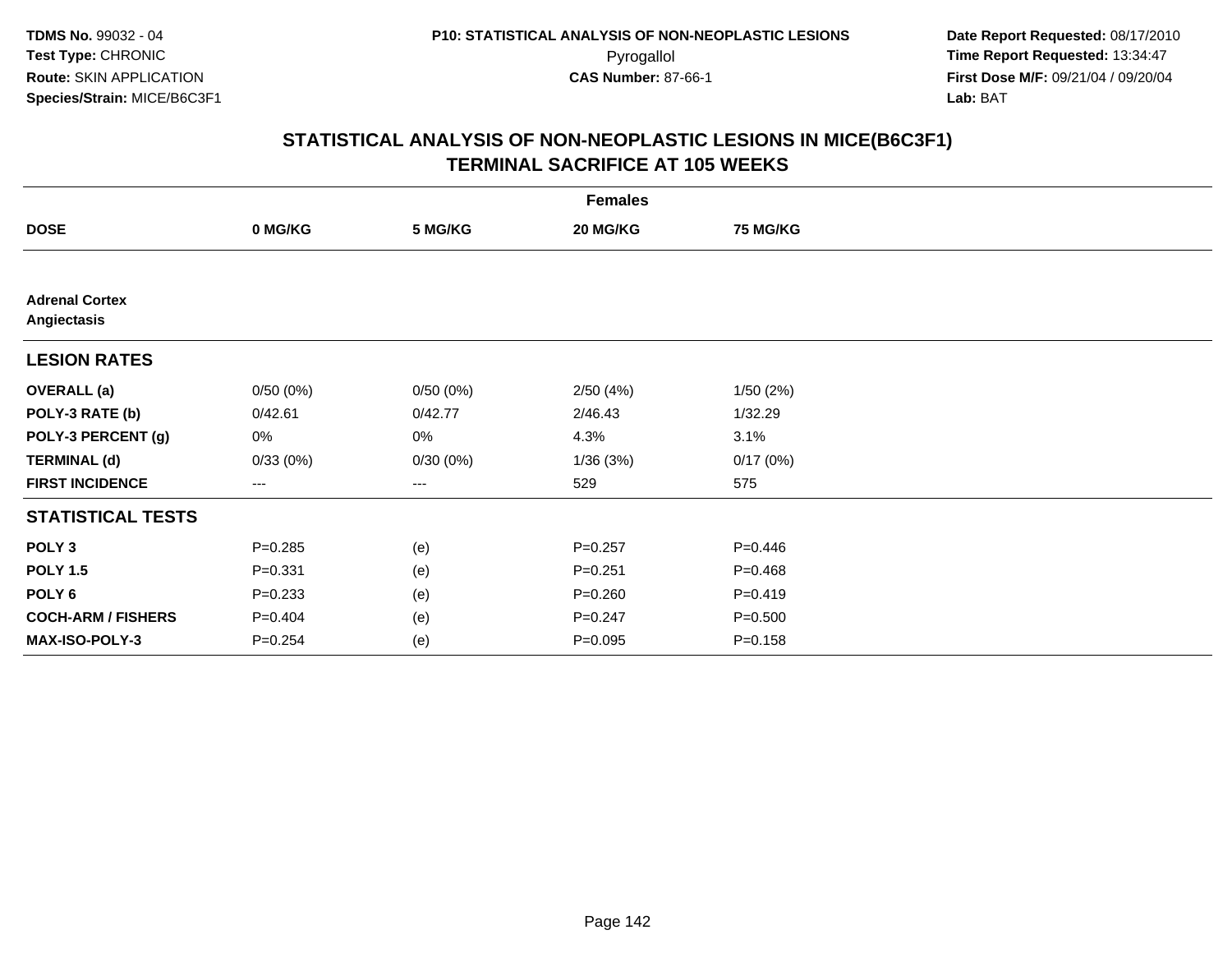**TDMS No.** 99032 - 04
**Test Type:** CHRONIC
**Route:** SKIN APPLICATION
**Species/Strain:** MICE/B6C3F1

**P10: STATISTICAL ANALYSIS OF NON-NEOPLASTIC LESIONS**
Pyrogallol
**CAS Number:** 87-66-1

**Date Report Requested:** 08/17/2010
**Time Report Requested:** 13:34:47
**First Dose M/F:** 09/21/04 / 09/20/04
**Lab:** BAT

## STATISTICAL ANALYSIS OF NON-NEOPLASTIC LESIONS IN MICE(B6C3F1)
## TERMINAL SACRIFICE AT 105 WEEKS

| | Females | | | |
|---|---|---|---|---|
| **DOSE** | **0 MG/KG** | **5 MG/KG** | **20 MG/KG** | **75 MG/KG** |
| **Adrenal Cortex** | | | | |
| **Angiectasis** | | | | |
| **LESION RATES** | | | | |
| **OVERALL (a)** | 0/50 (0%) | 0/50 (0%) | 2/50 (4%) | 1/50 (2%) |
| **POLY-3 RATE (b)** | 0/42.61 | 0/42.77 | 2/46.43 | 1/32.29 |
| **POLY-3 PERCENT (g)** | 0% | 0% | 4.3% | 3.1% |
| **TERMINAL (d)** | 0/33 (0%) | 0/30 (0%) | 1/36 (3%) | 0/17 (0%) |
| **FIRST INCIDENCE** | --- | --- | 529 | 575 |
| **STATISTICAL TESTS** | | | | |
| **POLY 3** | P=0.285 | (e) | P=0.257 | P=0.446 |
| **POLY 1.5** | P=0.331 | (e) | P=0.251 | P=0.468 |
| **POLY 6** | P=0.233 | (e) | P=0.260 | P=0.419 |
| **COCH-ARM / FISHERS** | P=0.404 | (e) | P=0.247 | P=0.500 |
| **MAX-ISO-POLY-3** | P=0.254 | (e) | P=0.095 | P=0.158 |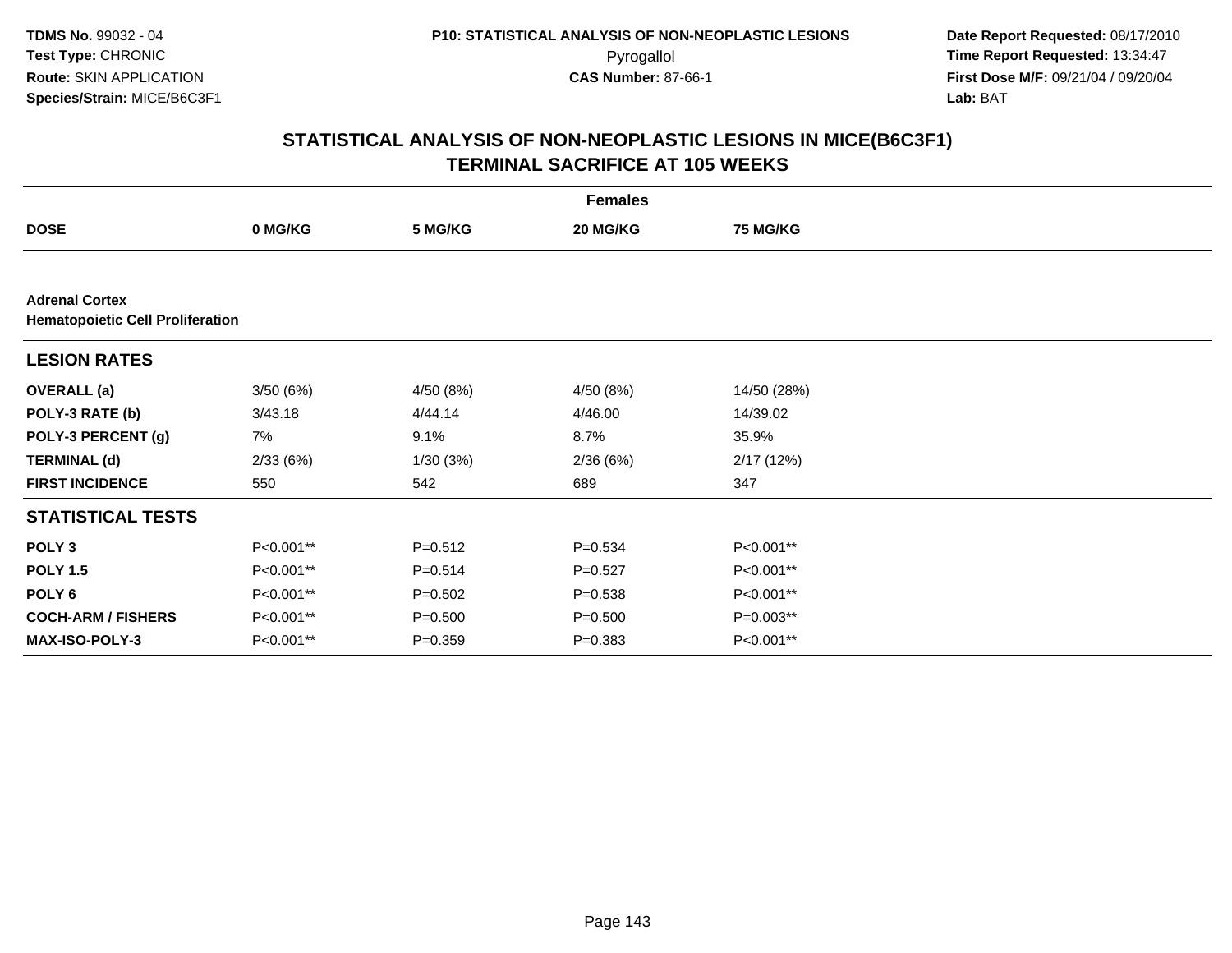TDMS No. 99032 - 04
Test Type: CHRONIC
Route: SKIN APPLICATION
Species/Strain: MICE/B6C3F1

P10: STATISTICAL ANALYSIS OF NON-NEOPLASTIC LESIONS
Pyrogallol
CAS Number: 87-66-1

Date Report Requested: 08/17/2010
Time Report Requested: 13:34:47
First Dose M/F: 09/21/04 / 09/20/04
Lab: BAT

## STATISTICAL ANALYSIS OF NON-NEOPLASTIC LESIONS IN MICE(B6C3F1) TERMINAL SACRIFICE AT 105 WEEKS

| | Females | | | |
|---|---|---|---|---|
| **DOSE** | **0 MG/KG** | **5 MG/KG** | **20 MG/KG** | **75 MG/KG** |
| **Adrenal Cortex** | | | | |
| **Hematopoietic Cell Proliferation** | | | | |
| **LESION RATES** | | | | |
| **OVERALL (a)** | 3/50 (6%) | 4/50 (8%) | 4/50 (8%) | 14/50 (28%) |
| **POLY-3 RATE (b)** | 3/43.18 | 4/44.14 | 4/46.00 | 14/39.02 |
| **POLY-3 PERCENT (g)** | 7% | 9.1% | 8.7% | 35.9% |
| **TERMINAL (d)** | 2/33 (6%) | 1/30 (3%) | 2/36 (6%) | 2/17 (12%) |
| **FIRST INCIDENCE** | 550 | 542 | 689 | 347 |
| **STATISTICAL TESTS** | | | | |
| **POLY 3** | P<0.001** | P=0.512 | P=0.534 | P<0.001** |
| **POLY 1.5** | P<0.001** | P=0.514 | P=0.527 | P<0.001** |
| **POLY 6** | P<0.001** | P=0.502 | P=0.538 | P<0.001** |
| **COCH-ARM / FISHERS** | P<0.001** | P=0.500 | P=0.500 | P=0.003** |
| **MAX-ISO-POLY-3** | P<0.001** | P=0.359 | P=0.383 | P<0.001** |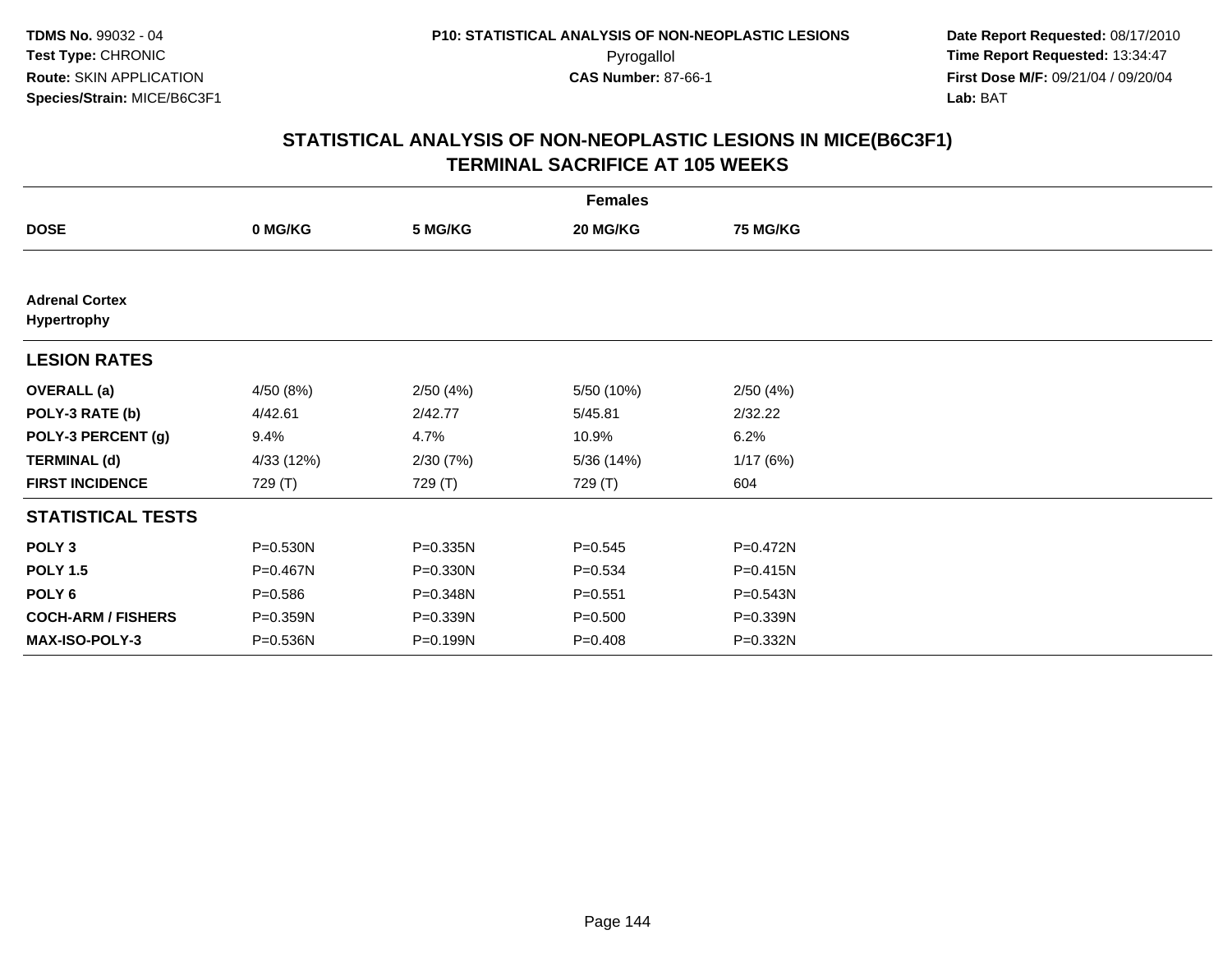# STATISTICAL ANALYSIS OF NON-NEOPLASTIC LESIONS IN MICE(B6C3F1)
## TERMINAL SACRIFICE AT 105 WEEKS

| | Females | | | |
|---|---|---|---|---|
| **DOSE** | **0 MG/KG** | **5 MG/KG** | **20 MG/KG** | **75 MG/KG** |
| **Adrenal Cortex** | | | | |
| **Hypertrophy** | | | | |
| **LESION RATES** | | | | |
| **OVERALL (a)** | 4/50 (8%) | 2/50 (4%) | 5/50 (10%) | 2/50 (4%) |
| **POLY-3 RATE (b)** | 4/42.61 | 2/42.77 | 5/45.81 | 2/32.22 |
| **POLY-3 PERCENT (g)** | 9.4% | 4.7% | 10.9% | 6.2% |
| **TERMINAL (d)** | 4/33 (12%) | 2/30 (7%) | 5/36 (14%) | 1/17 (6%) |
| **FIRST INCIDENCE** | 729 (T) | 729 (T) | 729 (T) | 604 |
| **STATISTICAL TESTS** | | | | |
| **POLY 3** | P=0.530N | P=0.335N | P=0.545 | P=0.472N |
| **POLY 1.5** | P=0.467N | P=0.330N | P=0.534 | P=0.415N |
| **POLY 6** | P=0.586 | P=0.348N | P=0.551 | P=0.543N |
| **COCH-ARM / FISHERS** | P=0.359N | P=0.339N | P=0.500 | P=0.339N |
| **MAX-ISO-POLY-3** | P=0.536N | P=0.199N | P=0.408 | P=0.332N |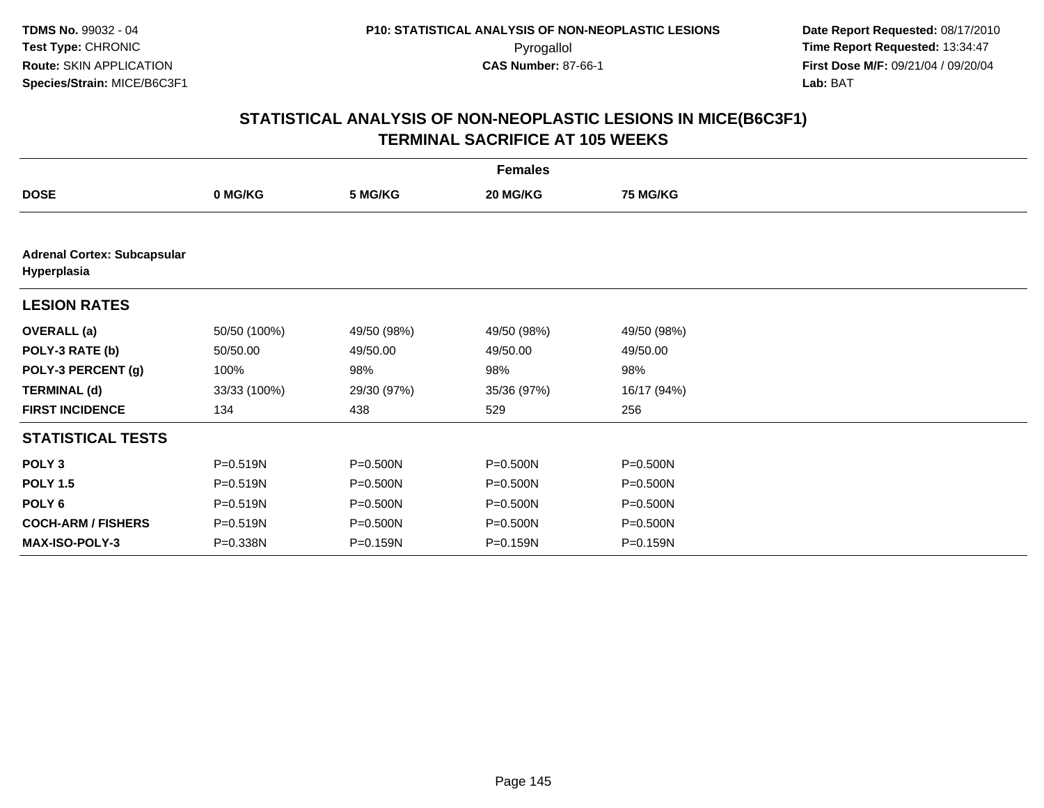TDMS No. 99032 - 04
Test Type: CHRONIC
Route: SKIN APPLICATION
Species/Strain: MICE/B6C3F1

P10: STATISTICAL ANALYSIS OF NON-NEOPLASTIC LESIONS
Pyrogallol
CAS Number: 87-66-1

Date Report Requested: 08/17/2010
Time Report Requested: 13:34:47
First Dose M/F: 09/21/04 / 09/20/04
Lab: BAT

## STATISTICAL ANALYSIS OF NON-NEOPLASTIC LESIONS IN MICE(B6C3F1) TERMINAL SACRIFICE AT 105 WEEKS

| | Females | | | |
|---|---|---|---|---|
| **DOSE** | **0 MG/KG** | **5 MG/KG** | **20 MG/KG** | **75 MG/KG** |
| **Adrenal Cortex: Subcapsular Hyperplasia** | | | | |
| **LESION RATES** | | | | |
| **OVERALL (a)** | 50/50 (100%) | 49/50 (98%) | 49/50 (98%) | 49/50 (98%) |
| **POLY-3 RATE (b)** | 50/50.00 | 49/50.00 | 49/50.00 | 49/50.00 |
| **POLY-3 PERCENT (g)** | 100% | 98% | 98% | 98% |
| **TERMINAL (d)** | 33/33 (100%) | 29/30 (97%) | 35/36 (97%) | 16/17 (94%) |
| **FIRST INCIDENCE** | 134 | 438 | 529 | 256 |
| **STATISTICAL TESTS** | | | | |
| **POLY 3** | P=0.519N | P=0.500N | P=0.500N | P=0.500N |
| **POLY 1.5** | P=0.519N | P=0.500N | P=0.500N | P=0.500N |
| **POLY 6** | P=0.519N | P=0.500N | P=0.500N | P=0.500N |
| **COCH-ARM / FISHERS** | P=0.519N | P=0.500N | P=0.500N | P=0.500N |
| **MAX-ISO-POLY-3** | P=0.338N | P=0.159N | P=0.159N | P=0.159N |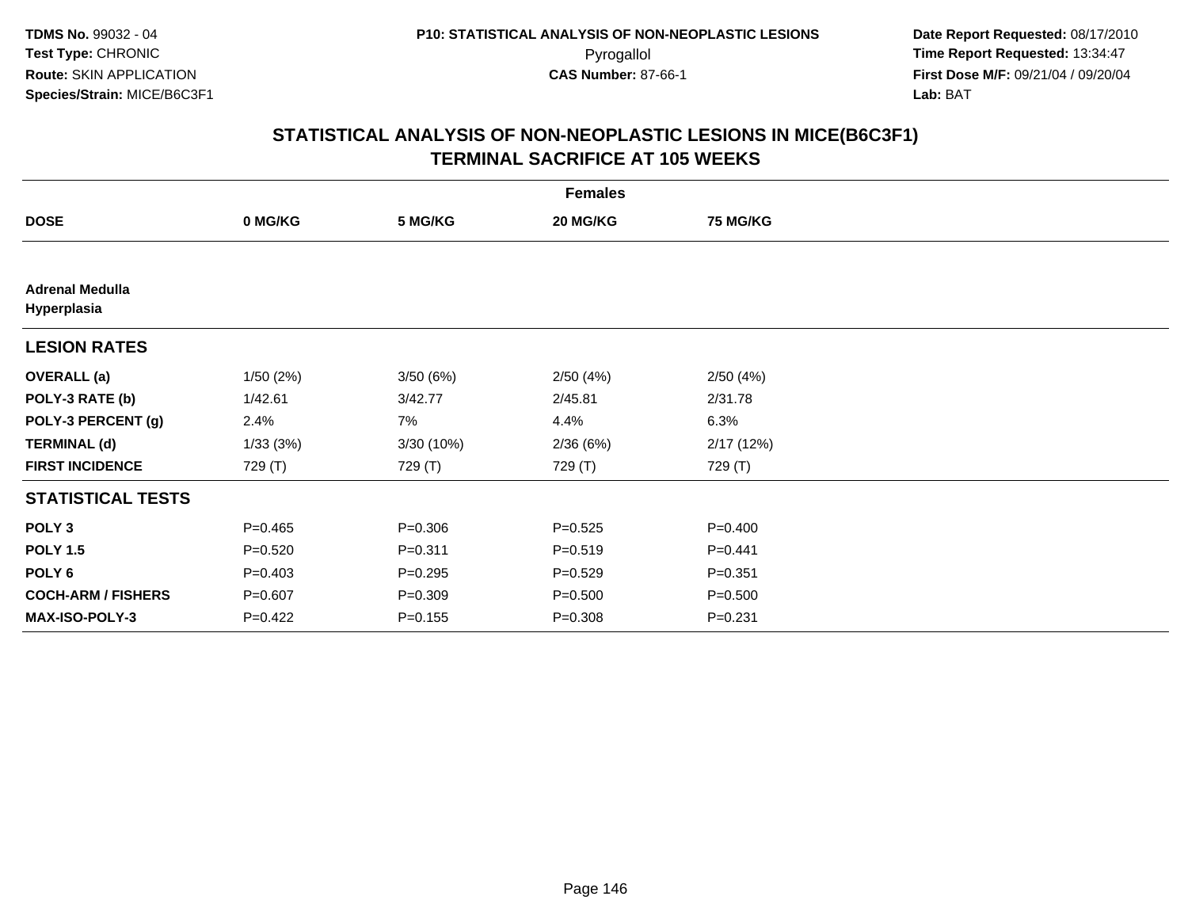TDMS No. 99032 - 04
Test Type: CHRONIC
Route: SKIN APPLICATION
Species/Strain: MICE/B6C3F1

P10: STATISTICAL ANALYSIS OF NON-NEOPLASTIC LESIONS
Pyrogallol
CAS Number: 87-66-1

Date Report Requested: 08/17/2010
Time Report Requested: 13:34:47
First Dose M/F: 09/21/04 / 09/20/04
Lab: BAT

## STATISTICAL ANALYSIS OF NON-NEOPLASTIC LESIONS IN MICE(B6C3F1)
## TERMINAL SACRIFICE AT 105 WEEKS

| | Females | | | |
|---|---|---|---|---|
| **DOSE** | **0 MG/KG** | **5 MG/KG** | **20 MG/KG** | **75 MG/KG** |
| **Adrenal Medulla Hyperplasia** | | | | |
| **LESION RATES** | | | | |
| **OVERALL (a)** | 1/50 (2%) | 3/50 (6%) | 2/50 (4%) | 2/50 (4%) |
| **POLY-3 RATE (b)** | 1/42.61 | 3/42.77 | 2/45.81 | 2/31.78 |
| **POLY-3 PERCENT (g)** | 2.4% | 7% | 4.4% | 6.3% |
| **TERMINAL (d)** | 1/33 (3%) | 3/30 (10%) | 2/36 (6%) | 2/17 (12%) |
| **FIRST INCIDENCE** | 729 (T) | 729 (T) | 729 (T) | 729 (T) |
| **STATISTICAL TESTS** | | | | |
| **POLY 3** | P=0.465 | P=0.306 | P=0.525 | P=0.400 |
| **POLY 1.5** | P=0.520 | P=0.311 | P=0.519 | P=0.441 |
| **POLY 6** | P=0.403 | P=0.295 | P=0.529 | P=0.351 |
| **COCH-ARM / FISHERS** | P=0.607 | P=0.309 | P=0.500 | P=0.500 |
| **MAX-ISO-POLY-3** | P=0.422 | P=0.155 | P=0.308 | P=0.231 |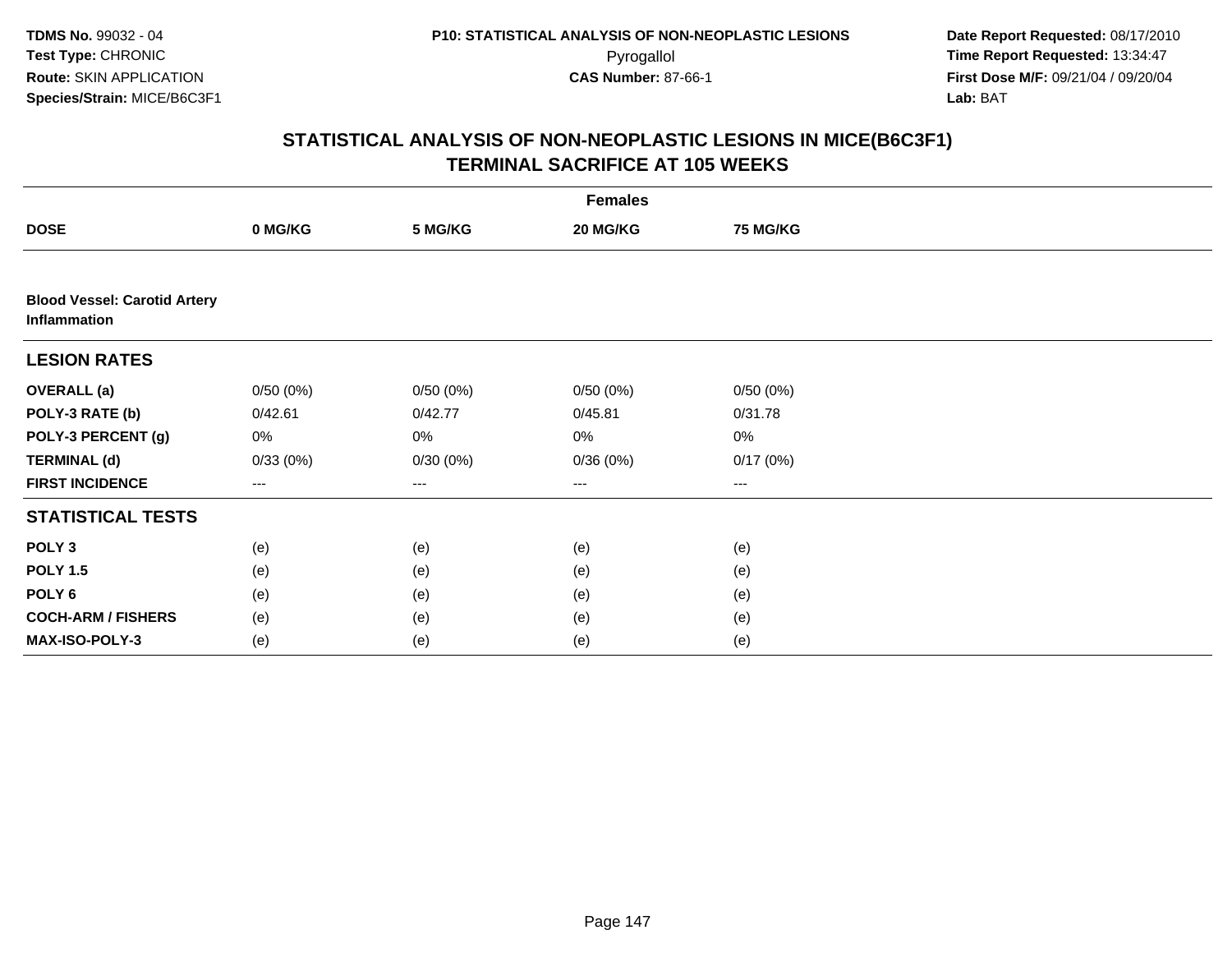TDMS No. 99032 - 04
Test Type: CHRONIC
Route: SKIN APPLICATION
Species/Strain: MICE/B6C3F1

P10: STATISTICAL ANALYSIS OF NON-NEOPLASTIC LESIONS
Pyrogallol
CAS Number: 87-66-1

Date Report Requested: 08/17/2010
Time Report Requested: 13:34:47
First Dose M/F: 09/21/04 / 09/20/04
Lab: BAT

## STATISTICAL ANALYSIS OF NON-NEOPLASTIC LESIONS IN MICE(B6C3F1)
## TERMINAL SACRIFICE AT 105 WEEKS

| | Females | | | |
|---|---|---|---|---|
| **DOSE** | **0 MG/KG** | **5 MG/KG** | **20 MG/KG** | **75 MG/KG** |
| **Blood Vessel: Carotid Artery Inflammation** | | | | |
| **LESION RATES** | | | | |
| **OVERALL (a)** | 0/50 (0%) | 0/50 (0%) | 0/50 (0%) | 0/50 (0%) |
| **POLY-3 RATE (b)** | 0/42.61 | 0/42.77 | 0/45.81 | 0/31.78 |
| **POLY-3 PERCENT (g)** | 0% | 0% | 0% | 0% |
| **TERMINAL (d)** | 0/33 (0%) | 0/30 (0%) | 0/36 (0%) | 0/17 (0%) |
| **FIRST INCIDENCE** | --- | --- | --- | --- |
| **STATISTICAL TESTS** | | | | |
| **POLY 3** | (e) | (e) | (e) | (e) |
| **POLY 1.5** | (e) | (e) | (e) | (e) |
| **POLY 6** | (e) | (e) | (e) | (e) |
| **COCH-ARM / FISHERS** | (e) | (e) | (e) | (e) |
| **MAX-ISO-POLY-3** | (e) | (e) | (e) | (e) |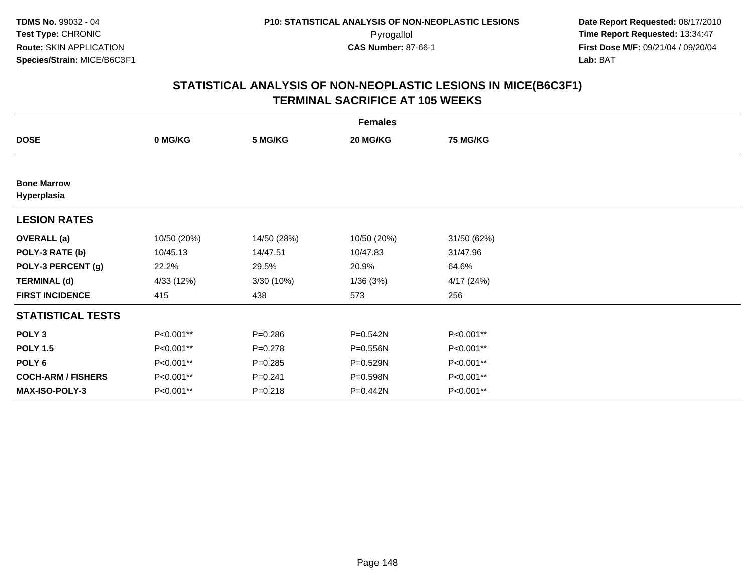TDMS No. 99032 - 04
Test Type: CHRONIC
Route: SKIN APPLICATION
Species/Strain: MICE/B6C3F1

P10: STATISTICAL ANALYSIS OF NON-NEOPLASTIC LESIONS
Pyrogallol
CAS Number: 87-66-1

Date Report Requested: 08/17/2010
Time Report Requested: 13:34:47
First Dose M/F: 09/21/04 / 09/20/04
Lab: BAT

## STATISTICAL ANALYSIS OF NON-NEOPLASTIC LESIONS IN MICE(B6C3F1)
## TERMINAL SACRIFICE AT 105 WEEKS

| | Females | | | |
|---|---|---|---|---|
| **DOSE** | **0 MG/KG** | **5 MG/KG** | **20 MG/KG** | **75 MG/KG** |
| **Bone Marrow** | | | | |
| **Hyperplasia** | | | | |
| **LESION RATES** | | | | |
| **OVERALL (a)** | 10/50 (20%) | 14/50 (28%) | 10/50 (20%) | 31/50 (62%) |
| **POLY-3 RATE (b)** | 10/45.13 | 14/47.51 | 10/47.83 | 31/47.96 |
| **POLY-3 PERCENT (g)** | 22.2% | 29.5% | 20.9% | 64.6% |
| **TERMINAL (d)** | 4/33 (12%) | 3/30 (10%) | 1/36 (3%) | 4/17 (24%) |
| **FIRST INCIDENCE** | 415 | 438 | 573 | 256 |
| **STATISTICAL TESTS** | | | | |
| **POLY 3** | P<0.001** | P=0.286 | P=0.542N | P<0.001** |
| **POLY 1.5** | P<0.001** | P=0.278 | P=0.556N | P<0.001** |
| **POLY 6** | P<0.001** | P=0.285 | P=0.529N | P<0.001** |
| **COCH-ARM / FISHERS** | P<0.001** | P=0.241 | P=0.598N | P<0.001** |
| **MAX-ISO-POLY-3** | P<0.001** | P=0.218 | P=0.442N | P<0.001** |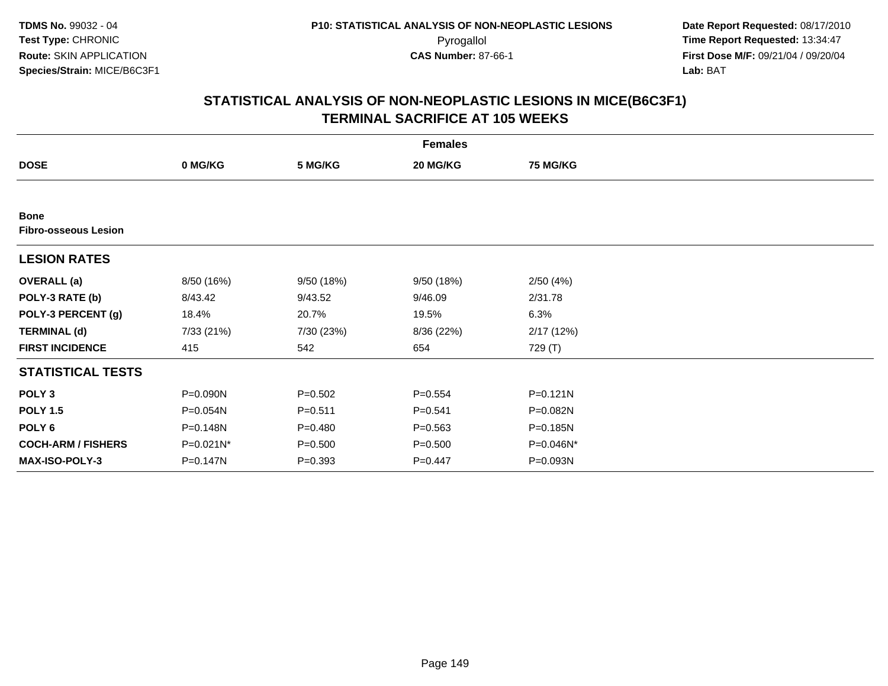TDMS No. 99032 - 04
Test Type: CHRONIC
Route: SKIN APPLICATION
Species/Strain: MICE/B6C3F1

P10: STATISTICAL ANALYSIS OF NON-NEOPLASTIC LESIONS
Pyrogallol
CAS Number: 87-66-1

Date Report Requested: 08/17/2010
Time Report Requested: 13:34:47
First Dose M/F: 09/21/04 / 09/20/04
Lab: BAT

## STATISTICAL ANALYSIS OF NON-NEOPLASTIC LESIONS IN MICE(B6C3F1)
## TERMINAL SACRIFICE AT 105 WEEKS

| Females | | | | |
|---|---|---|---|---|
| **DOSE** | **0 MG/KG** | **5 MG/KG** | **20 MG/KG** | **75 MG/KG** |
| **Bone** | | | | |
| **Fibro-osseous Lesion** | | | | |
| **LESION RATES** | | | | |
| **OVERALL (a)** | 8/50 (16%) | 9/50 (18%) | 9/50 (18%) | 2/50 (4%) |
| **POLY-3 RATE (b)** | 8/43.42 | 9/43.52 | 9/46.09 | 2/31.78 |
| **POLY-3 PERCENT (g)** | 18.4% | 20.7% | 19.5% | 6.3% |
| **TERMINAL (d)** | 7/33 (21%) | 7/30 (23%) | 8/36 (22%) | 2/17 (12%) |
| **FIRST INCIDENCE** | 415 | 542 | 654 | 729 (T) |
| **STATISTICAL TESTS** | | | | |
| **POLY 3** | P=0.090N | P=0.502 | P=0.554 | P=0.121N |
| **POLY 1.5** | P=0.054N | P=0.511 | P=0.541 | P=0.082N |
| **POLY 6** | P=0.148N | P=0.480 | P=0.563 | P=0.185N |
| **COCH-ARM / FISHERS** | P=0.021N* | P=0.500 | P=0.500 | P=0.046N* |
| **MAX-ISO-POLY-3** | P=0.147N | P=0.393 | P=0.447 | P=0.093N |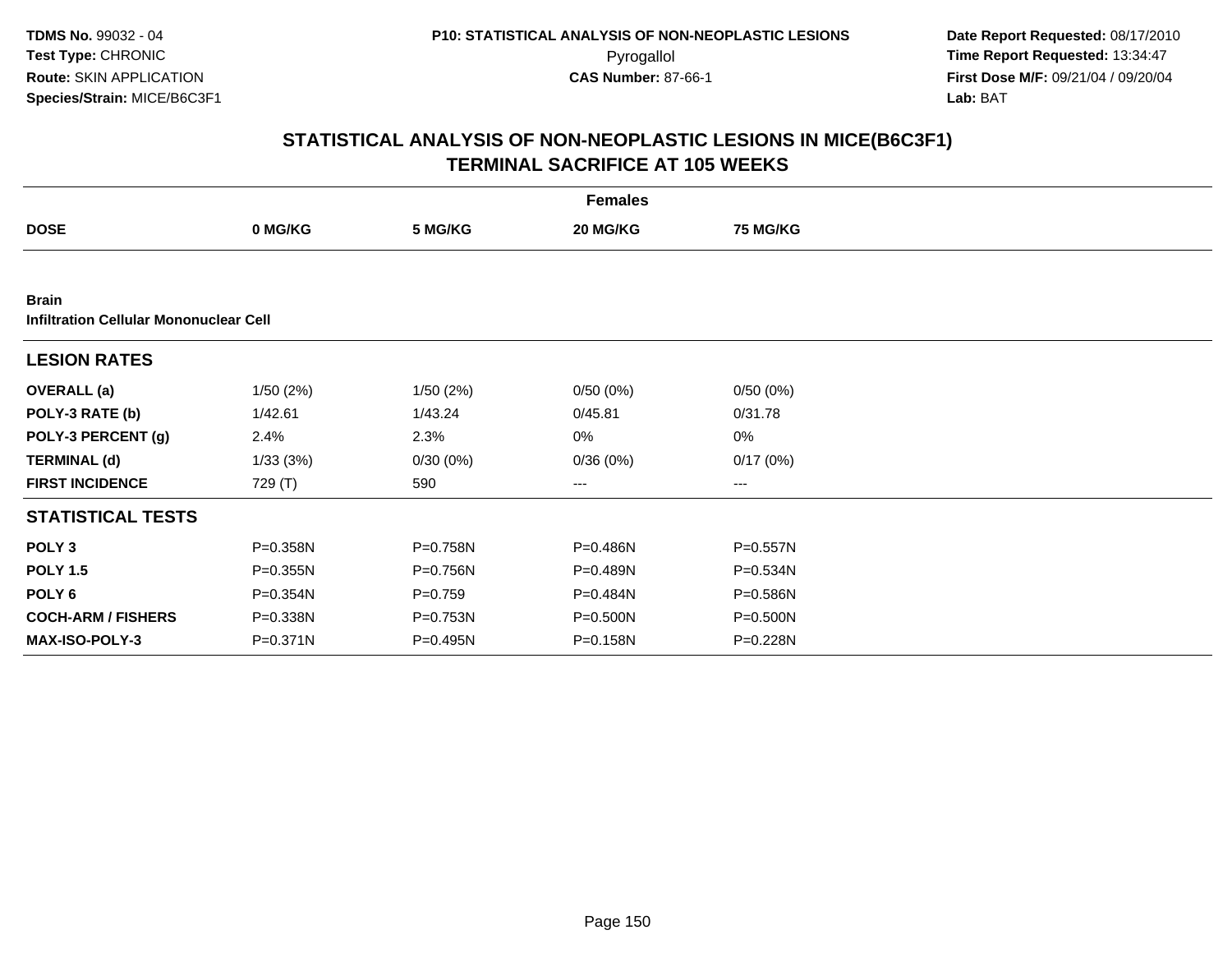**TDMS No.** 99032 - 04
**Test Type:** CHRONIC
**Route:** SKIN APPLICATION
**Species/Strain:** MICE/B6C3F1

**P10: STATISTICAL ANALYSIS OF NON-NEOPLASTIC LESIONS**
Pyrogallol
**CAS Number:** 87-66-1

**Date Report Requested:** 08/17/2010
**Time Report Requested:** 13:34:47
**First Dose M/F:** 09/21/04 / 09/20/04
**Lab:** BAT

## STATISTICAL ANALYSIS OF NON-NEOPLASTIC LESIONS IN MICE(B6C3F1) TERMINAL SACRIFICE AT 105 WEEKS

| | Females | | | |
|---|---|---|---|---|
| **DOSE** | **0 MG/KG** | **5 MG/KG** | **20 MG/KG** | **75 MG/KG** |
| **Brain** | | | | |
| **Infiltration Cellular Mononuclear Cell** | | | | |
| **LESION RATES** | | | | |
| **OVERALL (a)** | 1/50 (2%) | 1/50 (2%) | 0/50 (0%) | 0/50 (0%) |
| **POLY-3 RATE (b)** | 1/42.61 | 1/43.24 | 0/45.81 | 0/31.78 |
| **POLY-3 PERCENT (g)** | 2.4% | 2.3% | 0% | 0% |
| **TERMINAL (d)** | 1/33 (3%) | 0/30 (0%) | 0/36 (0%) | 0/17 (0%) |
| **FIRST INCIDENCE** | 729 (T) | 590 | --- | --- |
| **STATISTICAL TESTS** | | | | |
| **POLY 3** | P=0.358N | P=0.758N | P=0.486N | P=0.557N |
| **POLY 1.5** | P=0.355N | P=0.756N | P=0.489N | P=0.534N |
| **POLY 6** | P=0.354N | P=0.759 | P=0.484N | P=0.586N |
| **COCH-ARM / FISHERS** | P=0.338N | P=0.753N | P=0.500N | P=0.500N |
| **MAX-ISO-POLY-3** | P=0.371N | P=0.495N | P=0.158N | P=0.228N |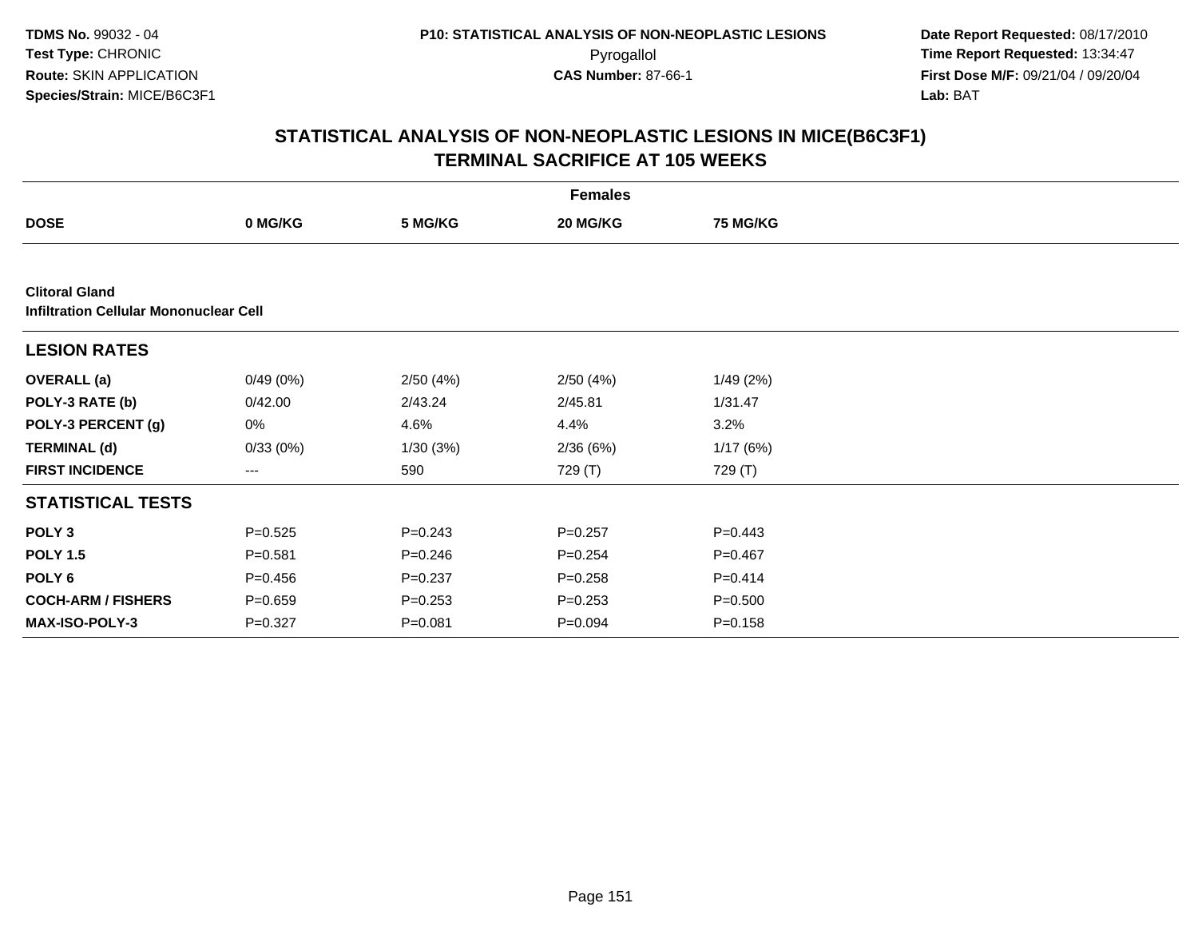TDMS No. 99032 - 04
Test Type: CHRONIC
Route: SKIN APPLICATION
Species/Strain: MICE/B6C3F1

P10: STATISTICAL ANALYSIS OF NON-NEOPLASTIC LESIONS
Pyrogallol
CAS Number: 87-66-1

Date Report Requested: 08/17/2010
Time Report Requested: 13:34:47
First Dose M/F: 09/21/04 / 09/20/04
Lab: BAT

## STATISTICAL ANALYSIS OF NON-NEOPLASTIC LESIONS IN MICE(B6C3F1) TERMINAL SACRIFICE AT 105 WEEKS

| | Females | | | |
|---|---|---|---|---|
| **DOSE** | **0 MG/KG** | **5 MG/KG** | **20 MG/KG** | **75 MG/KG** |
| **Clitoral Gland** | | | | |
| **Infiltration Cellular Mononuclear Cell** | | | | |
| **LESION RATES** | | | | |
| **OVERALL (a)** | 0/49 (0%) | 2/50 (4%) | 2/50 (4%) | 1/49 (2%) |
| **POLY-3 RATE (b)** | 0/42.00 | 2/43.24 | 2/45.81 | 1/31.47 |
| **POLY-3 PERCENT (g)** | 0% | 4.6% | 4.4% | 3.2% |
| **TERMINAL (d)** | 0/33 (0%) | 1/30 (3%) | 2/36 (6%) | 1/17 (6%) |
| **FIRST INCIDENCE** | --- | 590 | 729 (T) | 729 (T) |
| **STATISTICAL TESTS** | | | | |
| **POLY 3** | P=0.525 | P=0.243 | P=0.257 | P=0.443 |
| **POLY 1.5** | P=0.581 | P=0.246 | P=0.254 | P=0.467 |
| **POLY 6** | P=0.456 | P=0.237 | P=0.258 | P=0.414 |
| **COCH-ARM / FISHERS** | P=0.659 | P=0.253 | P=0.253 | P=0.500 |
| **MAX-ISO-POLY-3** | P=0.327 | P=0.081 | P=0.094 | P=0.158 |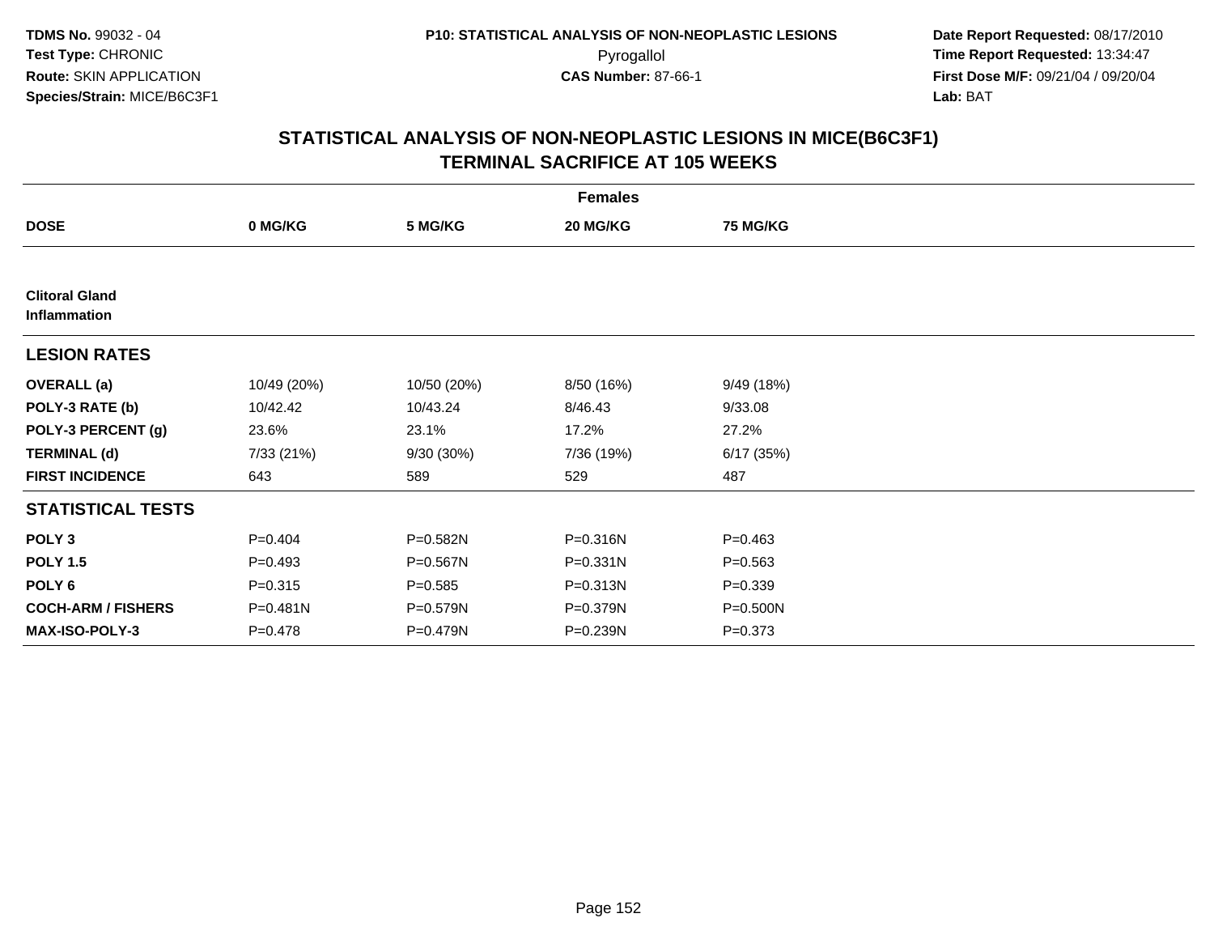**TDMS No.** 99032 - 04
**Test Type:** CHRONIC
**Route:** SKIN APPLICATION
**Species/Strain:** MICE/B6C3F1

**P10: STATISTICAL ANALYSIS OF NON-NEOPLASTIC LESIONS**
Pyrogallol
**CAS Number:** 87-66-1

**Date Report Requested:** 08/17/2010
**Time Report Requested:** 13:34:47
**First Dose M/F:** 09/21/04 / 09/20/04
**Lab:** BAT

## STATISTICAL ANALYSIS OF NON-NEOPLASTIC LESIONS IN MICE(B6C3F1) TERMINAL SACRIFICE AT 105 WEEKS

| | Females | | | |
|---|---|---|---|---|
| **DOSE** | **0 MG/KG** | **5 MG/KG** | **20 MG/KG** | **75 MG/KG** |
| **Clitoral Gland Inflammation** | | | | |
| **LESION RATES** | | | | |
| **OVERALL (a)** | 10/49 (20%) | 10/50 (20%) | 8/50 (16%) | 9/49 (18%) |
| **POLY-3 RATE (b)** | 10/42.42 | 10/43.24 | 8/46.43 | 9/33.08 |
| **POLY-3 PERCENT (g)** | 23.6% | 23.1% | 17.2% | 27.2% |
| **TERMINAL (d)** | 7/33 (21%) | 9/30 (30%) | 7/36 (19%) | 6/17 (35%) |
| **FIRST INCIDENCE** | 643 | 589 | 529 | 487 |
| **STATISTICAL TESTS** | | | | |
| **POLY 3** | P=0.404 | P=0.582N | P=0.316N | P=0.463 |
| **POLY 1.5** | P=0.493 | P=0.567N | P=0.331N | P=0.563 |
| **POLY 6** | P=0.315 | P=0.585 | P=0.313N | P=0.339 |
| **COCH-ARM / FISHERS** | P=0.481N | P=0.579N | P=0.379N | P=0.500N |
| **MAX-ISO-POLY-3** | P=0.478 | P=0.479N | P=0.239N | P=0.373 |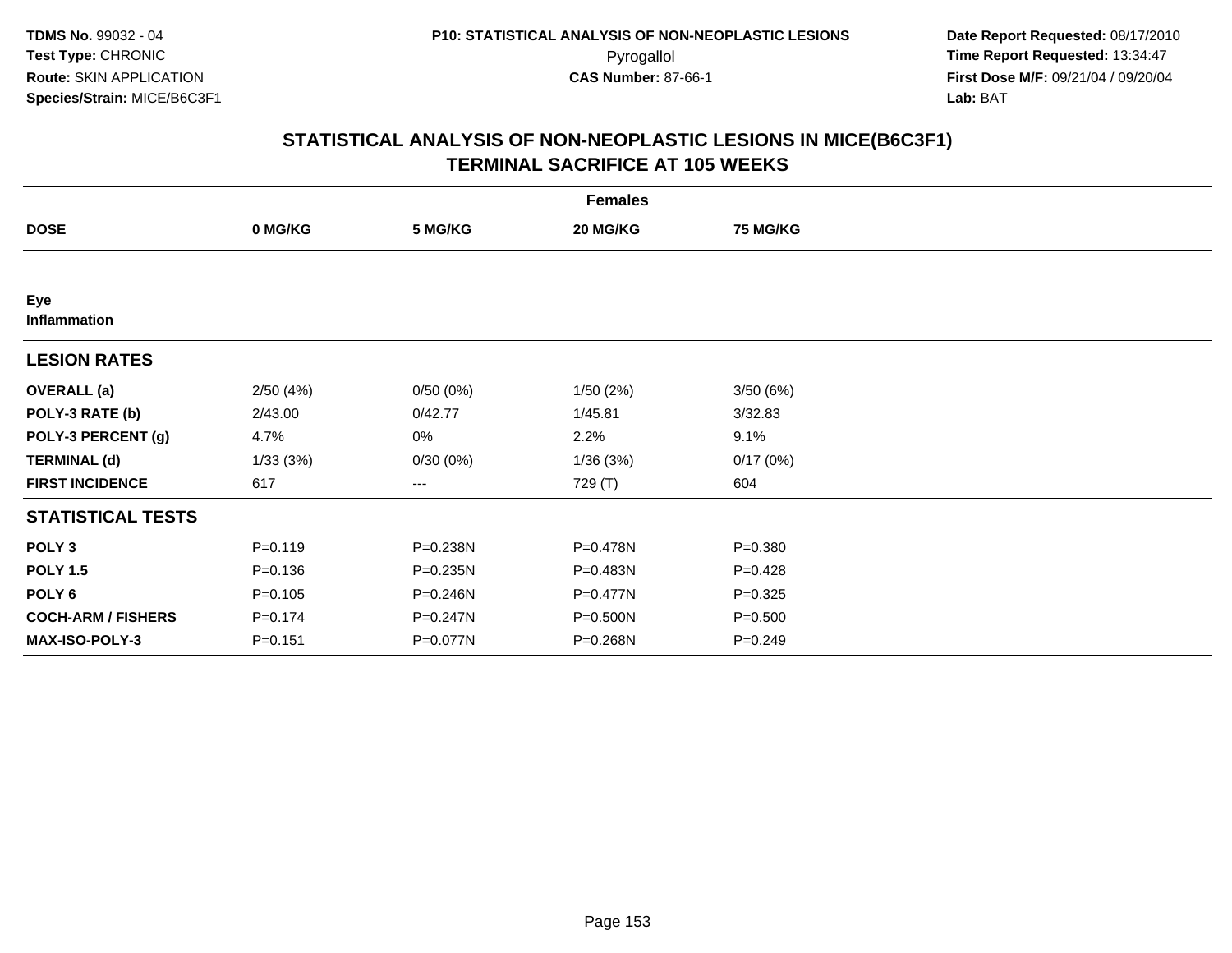TDMS No. 99032 - 04
Test Type: CHRONIC
Route: SKIN APPLICATION
Species/Strain: MICE/B6C3F1

P10: STATISTICAL ANALYSIS OF NON-NEOPLASTIC LESIONS
Pyrogallol
CAS Number: 87-66-1

Date Report Requested: 08/17/2010
Time Report Requested: 13:34:47
First Dose M/F: 09/21/04 / 09/20/04
Lab: BAT

## STATISTICAL ANALYSIS OF NON-NEOPLASTIC LESIONS IN MICE(B6C3F1)
## TERMINAL SACRIFICE AT 105 WEEKS

| | Females | | | |
|---|---|---|---|---|
| **DOSE** | **0 MG/KG** | **5 MG/KG** | **20 MG/KG** | **75 MG/KG** |
| **Eye** | | | | |
| **Inflammation** | | | | |
| **LESION RATES** | | | | |
| **OVERALL (a)** | 2/50 (4%) | 0/50 (0%) | 1/50 (2%) | 3/50 (6%) |
| **POLY-3 RATE (b)** | 2/43.00 | 0/42.77 | 1/45.81 | 3/32.83 |
| **POLY-3 PERCENT (g)** | 4.7% | 0% | 2.2% | 9.1% |
| **TERMINAL (d)** | 1/33 (3%) | 0/30 (0%) | 1/36 (3%) | 0/17 (0%) |
| **FIRST INCIDENCE** | 617 | --- | 729 (T) | 604 |
| **STATISTICAL TESTS** | | | | |
| **POLY 3** | P=0.119 | P=0.238N | P=0.478N | P=0.380 |
| **POLY 1.5** | P=0.136 | P=0.235N | P=0.483N | P=0.428 |
| **POLY 6** | P=0.105 | P=0.246N | P=0.477N | P=0.325 |
| **COCH-ARM / FISHERS** | P=0.174 | P=0.247N | P=0.500N | P=0.500 |
| **MAX-ISO-POLY-3** | P=0.151 | P=0.077N | P=0.268N | P=0.249 |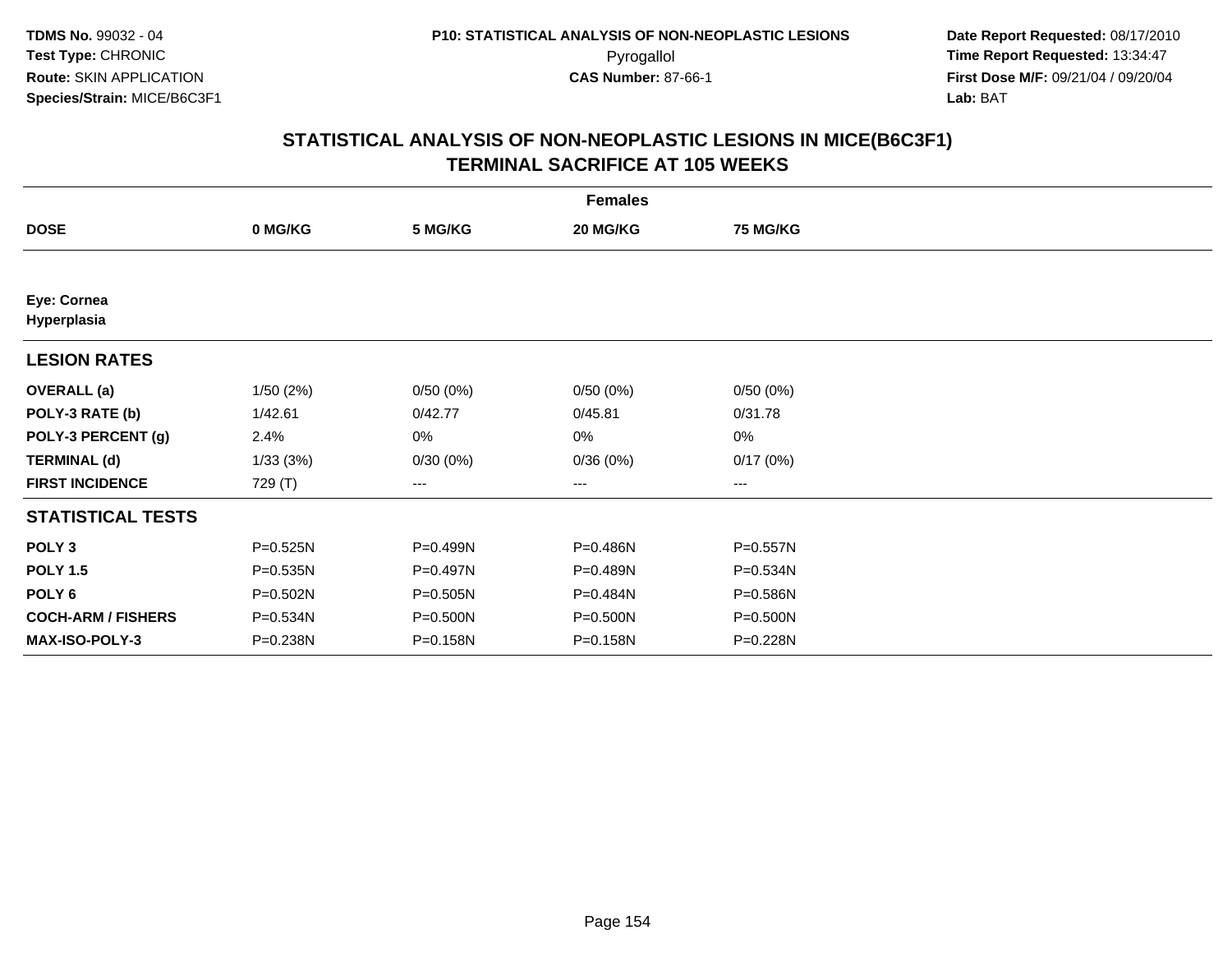**TDMS No.** 99032 - 04
**Test Type:** CHRONIC
**Route:** SKIN APPLICATION
**Species/Strain:** MICE/B6C3F1

**P10: STATISTICAL ANALYSIS OF NON-NEOPLASTIC LESIONS**
Pyrogallol
**CAS Number:** 87-66-1

**Date Report Requested:** 08/17/2010
**Time Report Requested:** 13:34:47
**First Dose M/F:** 09/21/04 / 09/20/04
**Lab:** BAT

## STATISTICAL ANALYSIS OF NON-NEOPLASTIC LESIONS IN MICE(B6C3F1) TERMINAL SACRIFICE AT 105 WEEKS

| | Females | | | |
|---|---|---|---|---|
| **DOSE** | **0 MG/KG** | **5 MG/KG** | **20 MG/KG** | **75 MG/KG** |
| **Eye: Cornea Hyperplasia** | | | | |
| **LESION RATES** | | | | |
| **OVERALL (a)** | 1/50 (2%) | 0/50 (0%) | 0/50 (0%) | 0/50 (0%) |
| **POLY-3 RATE (b)** | 1/42.61 | 0/42.77 | 0/45.81 | 0/31.78 |
| **POLY-3 PERCENT (g)** | 2.4% | 0% | 0% | 0% |
| **TERMINAL (d)** | 1/33 (3%) | 0/30 (0%) | 0/36 (0%) | 0/17 (0%) |
| **FIRST INCIDENCE** | 729 (T) | --- | --- | --- |
| **STATISTICAL TESTS** | | | | |
| **POLY 3** | P=0.525N | P=0.499N | P=0.486N | P=0.557N |
| **POLY 1.5** | P=0.535N | P=0.497N | P=0.489N | P=0.534N |
| **POLY 6** | P=0.502N | P=0.505N | P=0.484N | P=0.586N |
| **COCH-ARM / FISHERS** | P=0.534N | P=0.500N | P=0.500N | P=0.500N |
| **MAX-ISO-POLY-3** | P=0.238N | P=0.158N | P=0.158N | P=0.228N |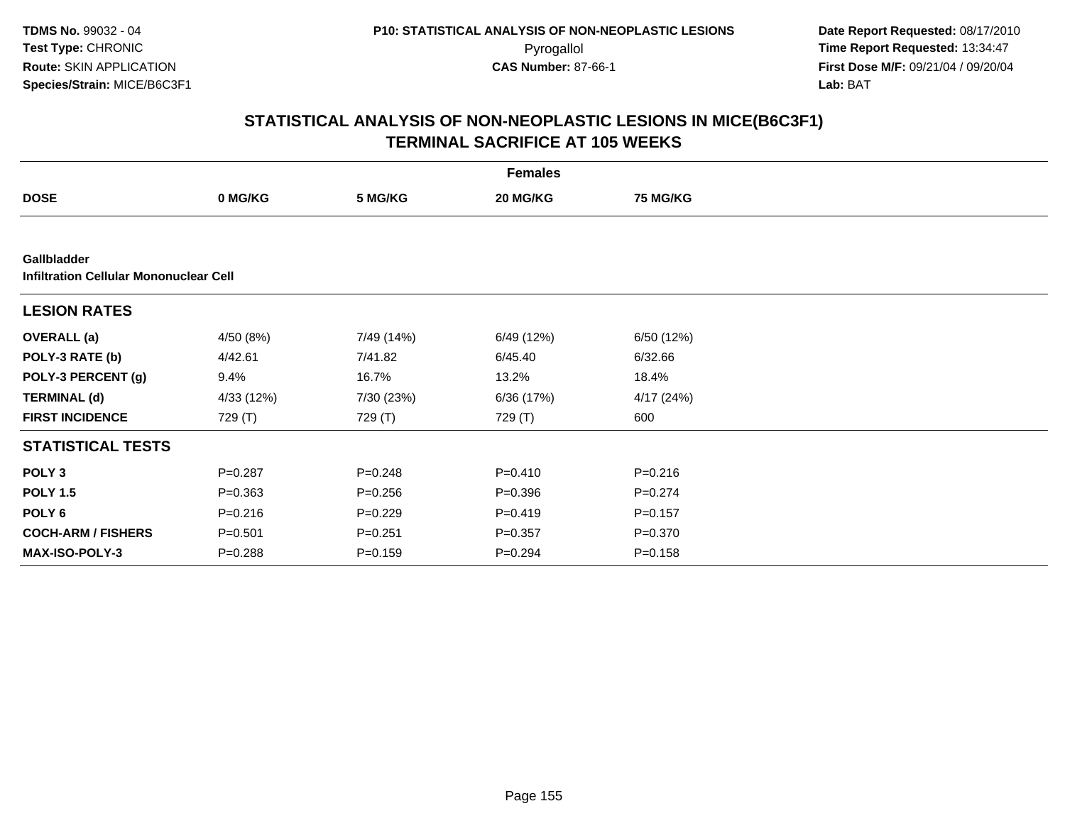**TDMS No.** 99032 - 04
**Test Type:** CHRONIC
**Route:** SKIN APPLICATION
**Species/Strain:** MICE/B6C3F1

**P10: STATISTICAL ANALYSIS OF NON-NEOPLASTIC LESIONS**
Pyrogallol
**CAS Number:** 87-66-1

**Date Report Requested:** 08/17/2010
**Time Report Requested:** 13:34:47
**First Dose M/F:** 09/21/04 / 09/20/04
**Lab:** BAT

## STATISTICAL ANALYSIS OF NON-NEOPLASTIC LESIONS IN MICE(B6C3F1) TERMINAL SACRIFICE AT 105 WEEKS

| Females | | | | |
|---|---|---|---|---|
| **DOSE** | **0 MG/KG** | **5 MG/KG** | **20 MG/KG** | **75 MG/KG** |
| **Gallbladder** | | | | |
| **Infiltration Cellular Mononuclear Cell** | | | | |
| **LESION RATES** | | | | |
| **OVERALL (a)** | 4/50 (8%) | 7/49 (14%) | 6/49 (12%) | 6/50 (12%) |
| **POLY-3 RATE (b)** | 4/42.61 | 7/41.82 | 6/45.40 | 6/32.66 |
| **POLY-3 PERCENT (g)** | 9.4% | 16.7% | 13.2% | 18.4% |
| **TERMINAL (d)** | 4/33 (12%) | 7/30 (23%) | 6/36 (17%) | 4/17 (24%) |
| **FIRST INCIDENCE** | 729 (T) | 729 (T) | 729 (T) | 600 |
| **STATISTICAL TESTS** | | | | |
| **POLY 3** | P=0.287 | P=0.248 | P=0.410 | P=0.216 |
| **POLY 1.5** | P=0.363 | P=0.256 | P=0.396 | P=0.274 |
| **POLY 6** | P=0.216 | P=0.229 | P=0.419 | P=0.157 |
| **COCH-ARM / FISHERS** | P=0.501 | P=0.251 | P=0.357 | P=0.370 |
| **MAX-ISO-POLY-3** | P=0.288 | P=0.159 | P=0.294 | P=0.158 |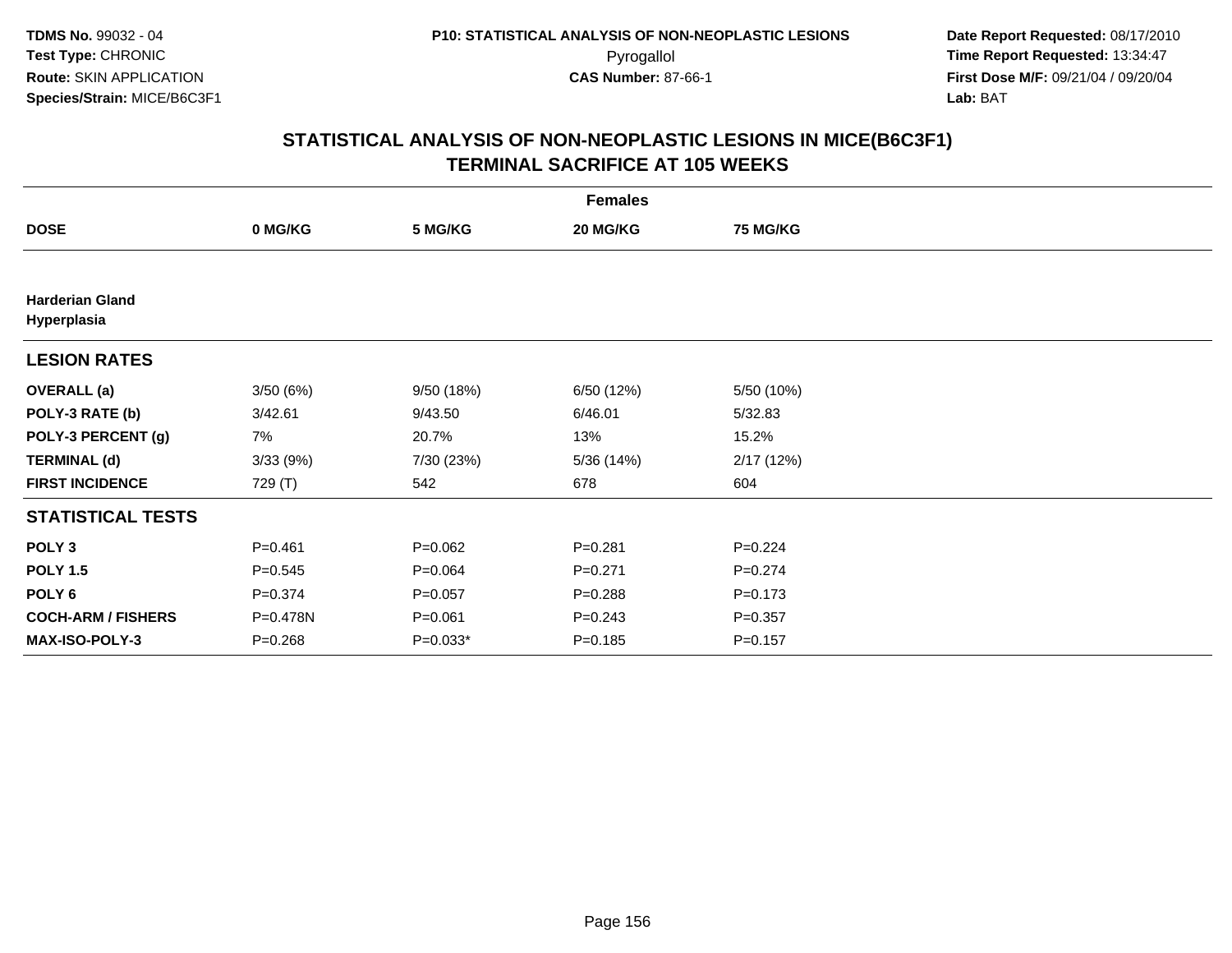**TDMS No.** 99032 - 04
**Test Type:** CHRONIC
**Route:** SKIN APPLICATION
**Species/Strain:** MICE/B6C3F1

**P10: STATISTICAL ANALYSIS OF NON-NEOPLASTIC LESIONS**
Pyrogallol
**CAS Number:** 87-66-1

**Date Report Requested:** 08/17/2010
**Time Report Requested:** 13:34:47
**First Dose M/F:** 09/21/04 / 09/20/04
**Lab:** BAT

## STATISTICAL ANALYSIS OF NON-NEOPLASTIC LESIONS IN MICE(B6C3F1)
## TERMINAL SACRIFICE AT 105 WEEKS

| | Females | | | |
|---|---|---|---|---|
| **DOSE** | **0 MG/KG** | **5 MG/KG** | **20 MG/KG** | **75 MG/KG** |
| **Harderian Gland** | | | | |
| **Hyperplasia** | | | | |
| **LESION RATES** | | | | |
| **OVERALL (a)** | 3/50 (6%) | 9/50 (18%) | 6/50 (12%) | 5/50 (10%) |
| **POLY-3 RATE (b)** | 3/42.61 | 9/43.50 | 6/46.01 | 5/32.83 |
| **POLY-3 PERCENT (g)** | 7% | 20.7% | 13% | 15.2% |
| **TERMINAL (d)** | 3/33 (9%) | 7/30 (23%) | 5/36 (14%) | 2/17 (12%) |
| **FIRST INCIDENCE** | 729 (T) | 542 | 678 | 604 |
| **STATISTICAL TESTS** | | | | |
| **POLY 3** | P=0.461 | P=0.062 | P=0.281 | P=0.224 |
| **POLY 1.5** | P=0.545 | P=0.064 | P=0.271 | P=0.274 |
| **POLY 6** | P=0.374 | P=0.057 | P=0.288 | P=0.173 |
| **COCH-ARM / FISHERS** | P=0.478N | P=0.061 | P=0.243 | P=0.357 |
| **MAX-ISO-POLY-3** | P=0.268 | P=0.033* | P=0.185 | P=0.157 |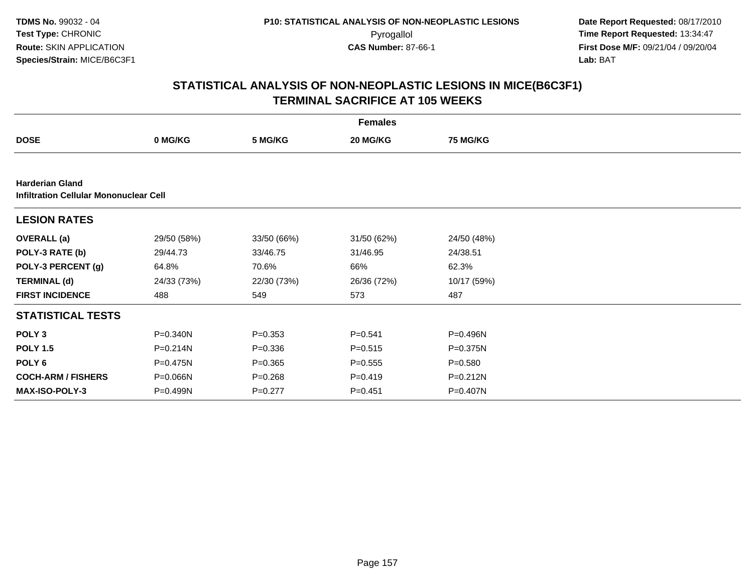# STATISTICAL ANALYSIS OF NON-NEOPLASTIC LESIONS IN MICE(B6C3F1)
## TERMINAL SACRIFICE AT 105 WEEKS

| | Females | | | |
|---|---|---|---|---|
| **DOSE** | **0 MG/KG** | **5 MG/KG** | **20 MG/KG** | **75 MG/KG** |
| **Harderian Gland** | | | | |
| **Infiltration Cellular Mononuclear Cell** | | | | |
| **LESION RATES** | | | | |
| **OVERALL (a)** | 29/50 (58%) | 33/50 (66%) | 31/50 (62%) | 24/50 (48%) |
| **POLY-3 RATE (b)** | 29/44.73 | 33/46.75 | 31/46.95 | 24/38.51 |
| **POLY-3 PERCENT (g)** | 64.8% | 70.6% | 66% | 62.3% |
| **TERMINAL (d)** | 24/33 (73%) | 22/30 (73%) | 26/36 (72%) | 10/17 (59%) |
| **FIRST INCIDENCE** | 488 | 549 | 573 | 487 |
| **STATISTICAL TESTS** | | | | |
| **POLY 3** | P=0.340N | P=0.353 | P=0.541 | P=0.496N |
| **POLY 1.5** | P=0.214N | P=0.336 | P=0.515 | P=0.375N |
| **POLY 6** | P=0.475N | P=0.365 | P=0.555 | P=0.580 |
| **COCH-ARM / FISHERS** | P=0.066N | P=0.268 | P=0.419 | P=0.212N |
| **MAX-ISO-POLY-3** | P=0.499N | P=0.277 | P=0.451 | P=0.407N |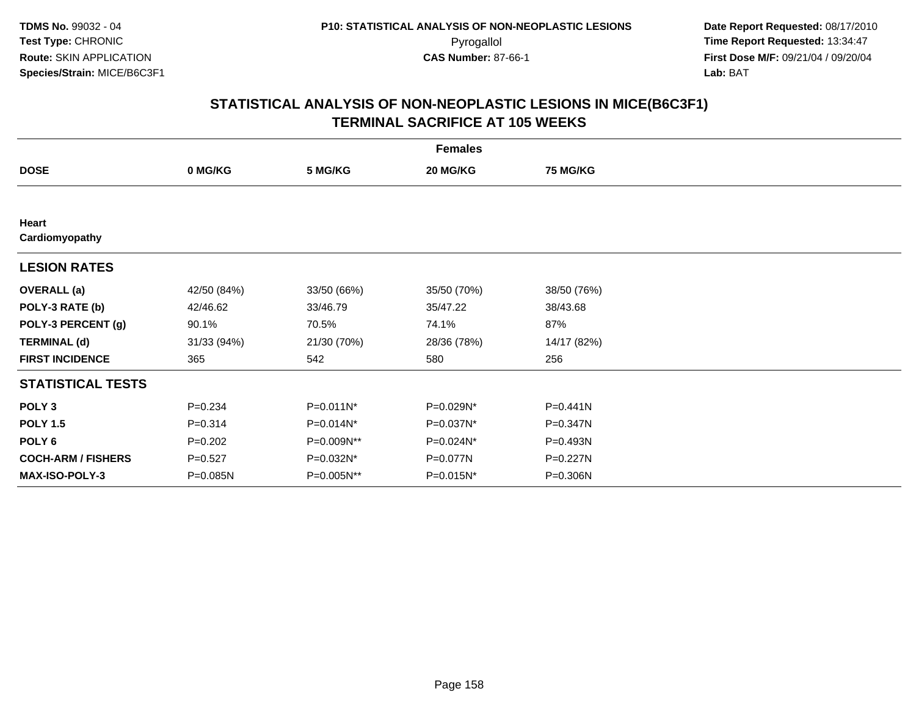TDMS No. 99032 - 04
Test Type: CHRONIC
Route: SKIN APPLICATION
Species/Strain: MICE/B6C3F1

P10: STATISTICAL ANALYSIS OF NON-NEOPLASTIC LESIONS
Pyrogallol
CAS Number: 87-66-1

Date Report Requested: 08/17/2010
Time Report Requested: 13:34:47
First Dose M/F: 09/21/04 / 09/20/04
Lab: BAT

## STATISTICAL ANALYSIS OF NON-NEOPLASTIC LESIONS IN MICE(B6C3F1) TERMINAL SACRIFICE AT 105 WEEKS

| | Females | | | |
|---|---|---|---|---|
| **DOSE** | **0 MG/KG** | **5 MG/KG** | **20 MG/KG** | **75 MG/KG** |
| **Heart** | | | | |
| **Cardiomyopathy** | | | | |
| **LESION RATES** | | | | |
| **OVERALL (a)** | 42/50 (84%) | 33/50 (66%) | 35/50 (70%) | 38/50 (76%) |
| **POLY-3 RATE (b)** | 42/46.62 | 33/46.79 | 35/47.22 | 38/43.68 |
| **POLY-3 PERCENT (g)** | 90.1% | 70.5% | 74.1% | 87% |
| **TERMINAL (d)** | 31/33 (94%) | 21/30 (70%) | 28/36 (78%) | 14/17 (82%) |
| **FIRST INCIDENCE** | 365 | 542 | 580 | 256 |
| **STATISTICAL TESTS** | | | | |
| **POLY 3** | P=0.234 | P=0.011N* | P=0.029N* | P=0.441N |
| **POLY 1.5** | P=0.314 | P=0.014N* | P=0.037N* | P=0.347N |
| **POLY 6** | P=0.202 | P=0.009N** | P=0.024N* | P=0.493N |
| **COCH-ARM / FISHERS** | P=0.527 | P=0.032N* | P=0.077N | P=0.227N |
| **MAX-ISO-POLY-3** | P=0.085N | P=0.005N** | P=0.015N* | P=0.306N |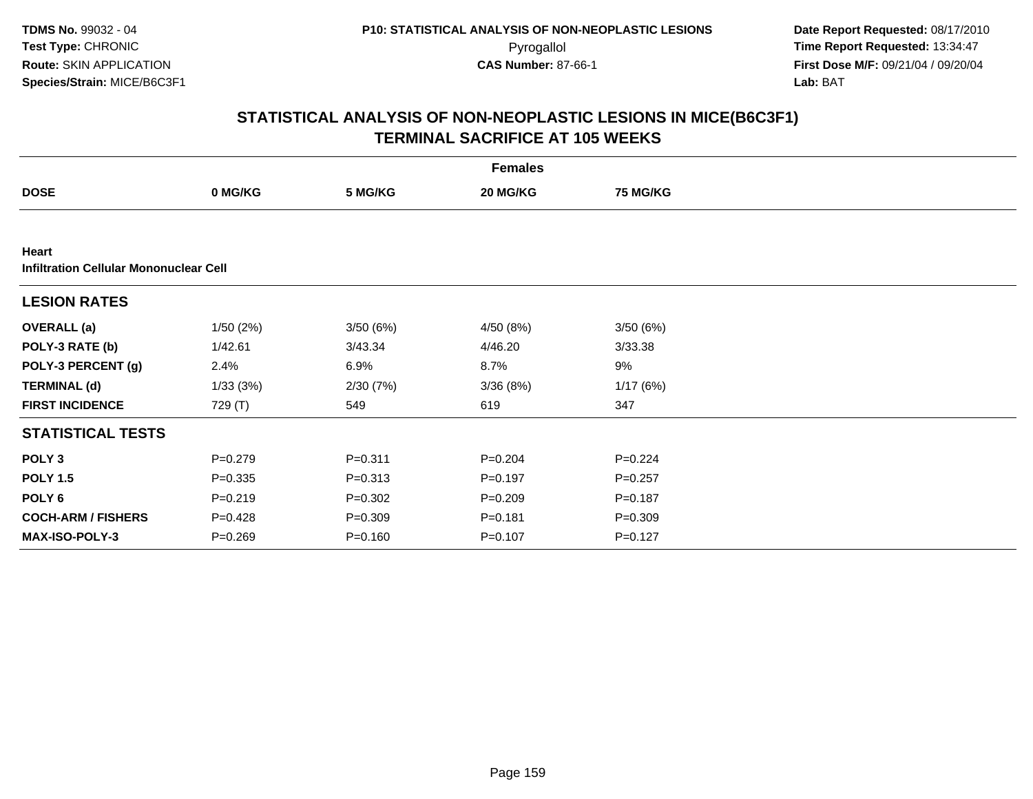**TDMS No.** 99032 - 04
**Test Type:** CHRONIC
**Route:** SKIN APPLICATION
**Species/Strain:** MICE/B6C3F1

**P10: STATISTICAL ANALYSIS OF NON-NEOPLASTIC LESIONS**
Pyrogallol
**CAS Number:** 87-66-1

**Date Report Requested:** 08/17/2010
**Time Report Requested:** 13:34:47
**First Dose M/F:** 09/21/04 / 09/20/04
**Lab:** BAT

## STATISTICAL ANALYSIS OF NON-NEOPLASTIC LESIONS IN MICE(B6C3F1) TERMINAL SACRIFICE AT 105 WEEKS

| | Females | | | |
|---|---|---|---|---|
| **DOSE** | **0 MG/KG** | **5 MG/KG** | **20 MG/KG** | **75 MG/KG** |
| **Heart** | | | | |
| **Infiltration Cellular Mononuclear Cell** | | | | |
| **LESION RATES** | | | | |
| **OVERALL (a)** | 1/50 (2%) | 3/50 (6%) | 4/50 (8%) | 3/50 (6%) |
| **POLY-3 RATE (b)** | 1/42.61 | 3/43.34 | 4/46.20 | 3/33.38 |
| **POLY-3 PERCENT (g)** | 2.4% | 6.9% | 8.7% | 9% |
| **TERMINAL (d)** | 1/33 (3%) | 2/30 (7%) | 3/36 (8%) | 1/17 (6%) |
| **FIRST INCIDENCE** | 729 (T) | 549 | 619 | 347 |
| **STATISTICAL TESTS** | | | | |
| **POLY 3** | P=0.279 | P=0.311 | P=0.204 | P=0.224 |
| **POLY 1.5** | P=0.335 | P=0.313 | P=0.197 | P=0.257 |
| **POLY 6** | P=0.219 | P=0.302 | P=0.209 | P=0.187 |
| **COCH-ARM / FISHERS** | P=0.428 | P=0.309 | P=0.181 | P=0.309 |
| **MAX-ISO-POLY-3** | P=0.269 | P=0.160 | P=0.107 | P=0.127 |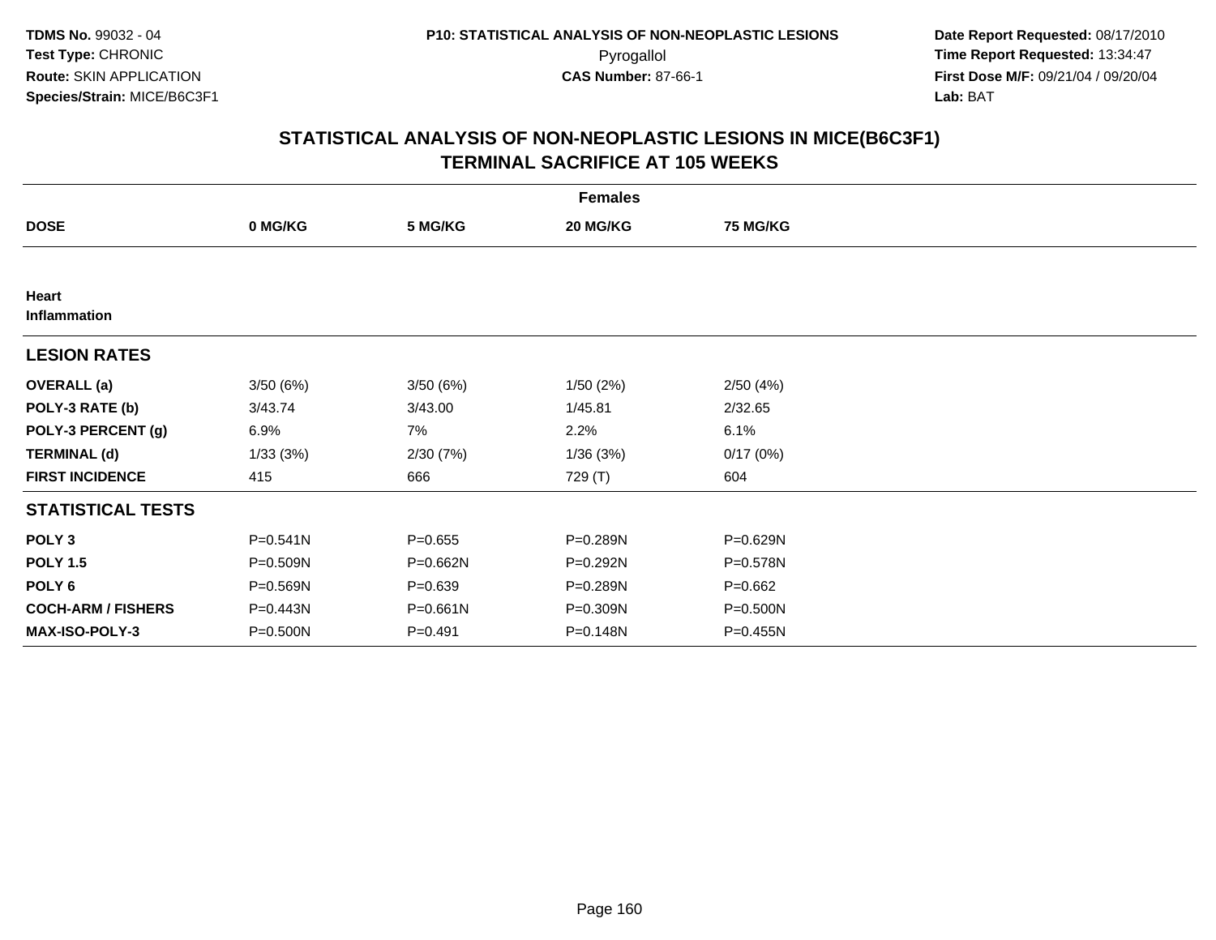TDMS No. 99032 - 04
Test Type: CHRONIC
Route: SKIN APPLICATION
Species/Strain: MICE/B6C3F1

P10: STATISTICAL ANALYSIS OF NON-NEOPLASTIC LESIONS
Pyrogallol
CAS Number: 87-66-1

Date Report Requested: 08/17/2010
Time Report Requested: 13:34:47
First Dose M/F: 09/21/04 / 09/20/04
Lab: BAT

## STATISTICAL ANALYSIS OF NON-NEOPLASTIC LESIONS IN MICE(B6C3F1)
## TERMINAL SACRIFICE AT 105 WEEKS

| | Females | | | |
|---|---|---|---|---|
| **DOSE** | **0 MG/KG** | **5 MG/KG** | **20 MG/KG** | **75 MG/KG** |
| **Heart** | | | | |
| **Inflammation** | | | | |
| **LESION RATES** | | | | |
| **OVERALL (a)** | 3/50 (6%) | 3/50 (6%) | 1/50 (2%) | 2/50 (4%) |
| **POLY-3 RATE (b)** | 3/43.74 | 3/43.00 | 1/45.81 | 2/32.65 |
| **POLY-3 PERCENT (g)** | 6.9% | 7% | 2.2% | 6.1% |
| **TERMINAL (d)** | 1/33 (3%) | 2/30 (7%) | 1/36 (3%) | 0/17 (0%) |
| **FIRST INCIDENCE** | 415 | 666 | 729 (T) | 604 |
| **STATISTICAL TESTS** | | | | |
| **POLY 3** | P=0.541N | P=0.655 | P=0.289N | P=0.629N |
| **POLY 1.5** | P=0.509N | P=0.662N | P=0.292N | P=0.578N |
| **POLY 6** | P=0.569N | P=0.639 | P=0.289N | P=0.662 |
| **COCH-ARM / FISHERS** | P=0.443N | P=0.661N | P=0.309N | P=0.500N |
| **MAX-ISO-POLY-3** | P=0.500N | P=0.491 | P=0.148N | P=0.455N |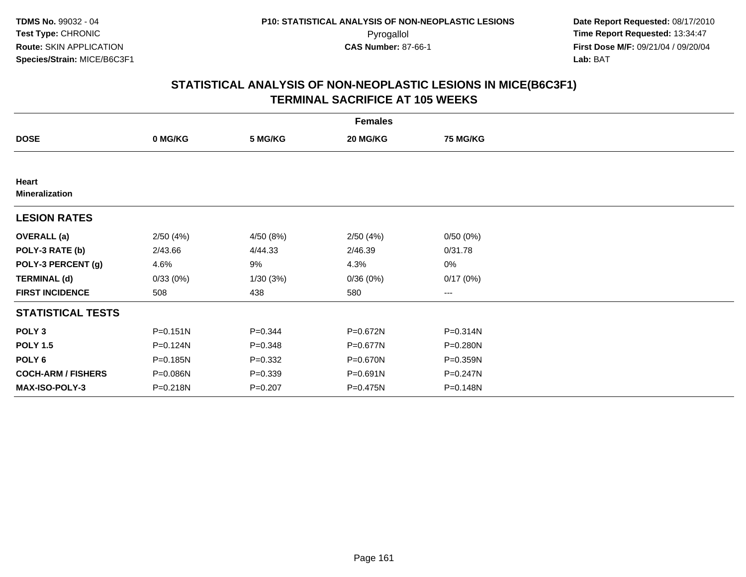TDMS No. 99032 - 04
Test Type: CHRONIC
Route: SKIN APPLICATION
Species/Strain: MICE/B6C3F1

P10: STATISTICAL ANALYSIS OF NON-NEOPLASTIC LESIONS
Pyrogallol
CAS Number: 87-66-1

Date Report Requested: 08/17/2010
Time Report Requested: 13:34:47
First Dose M/F: 09/21/04 / 09/20/04
Lab: BAT

## STATISTICAL ANALYSIS OF NON-NEOPLASTIC LESIONS IN MICE(B6C3F1)
## TERMINAL SACRIFICE AT 105 WEEKS

| | Females | | | |
|---|---|---|---|---|
| **DOSE** | **0 MG/KG** | **5 MG/KG** | **20 MG/KG** | **75 MG/KG** |
| **Heart** | | | | |
| **Mineralization** | | | | |
| **LESION RATES** | | | | |
| **OVERALL (a)** | 2/50 (4%) | 4/50 (8%) | 2/50 (4%) | 0/50 (0%) |
| **POLY-3 RATE (b)** | 2/43.66 | 4/44.33 | 2/46.39 | 0/31.78 |
| **POLY-3 PERCENT (g)** | 4.6% | 9% | 4.3% | 0% |
| **TERMINAL (d)** | 0/33 (0%) | 1/30 (3%) | 0/36 (0%) | 0/17 (0%) |
| **FIRST INCIDENCE** | 508 | 438 | 580 | --- |
| **STATISTICAL TESTS** | | | | |
| **POLY 3** | P=0.151N | P=0.344 | P=0.672N | P=0.314N |
| **POLY 1.5** | P=0.124N | P=0.348 | P=0.677N | P=0.280N |
| **POLY 6** | P=0.185N | P=0.332 | P=0.670N | P=0.359N |
| **COCH-ARM / FISHERS** | P=0.086N | P=0.339 | P=0.691N | P=0.247N |
| **MAX-ISO-POLY-3** | P=0.218N | P=0.207 | P=0.475N | P=0.148N |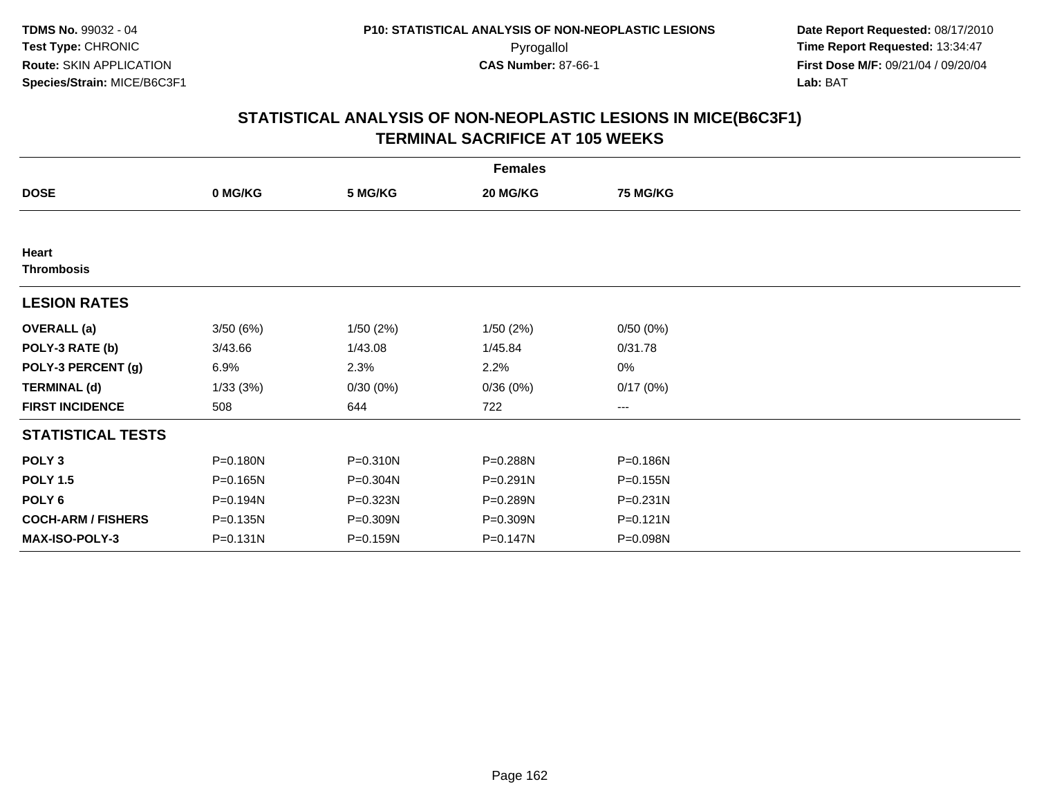TDMS No. 99032 - 04
Test Type: CHRONIC
Route: SKIN APPLICATION
Species/Strain: MICE/B6C3F1

P10: STATISTICAL ANALYSIS OF NON-NEOPLASTIC LESIONS
Pyrogallol
CAS Number: 87-66-1

Date Report Requested: 08/17/2010
Time Report Requested: 13:34:47
First Dose M/F: 09/21/04 / 09/20/04
Lab: BAT

# STATISTICAL ANALYSIS OF NON-NEOPLASTIC LESIONS IN MICE(B6C3F1) TERMINAL SACRIFICE AT 105 WEEKS

| | Females | | | |
|---|---|---|---|---|
| **DOSE** | **0 MG/KG** | **5 MG/KG** | **20 MG/KG** | **75 MG/KG** |
| **Heart** | | | | |
| **Thrombosis** | | | | |
| **LESION RATES** | | | | |
| **OVERALL (a)** | 3/50 (6%) | 1/50 (2%) | 1/50 (2%) | 0/50 (0%) |
| **POLY-3 RATE (b)** | 3/43.66 | 1/43.08 | 1/45.84 | 0/31.78 |
| **POLY-3 PERCENT (g)** | 6.9% | 2.3% | 2.2% | 0% |
| **TERMINAL (d)** | 1/33 (3%) | 0/30 (0%) | 0/36 (0%) | 0/17 (0%) |
| **FIRST INCIDENCE** | 508 | 644 | 722 | --- |
| **STATISTICAL TESTS** | | | | |
| **POLY 3** | P=0.180N | P=0.310N | P=0.288N | P=0.186N |
| **POLY 1.5** | P=0.165N | P=0.304N | P=0.291N | P=0.155N |
| **POLY 6** | P=0.194N | P=0.323N | P=0.289N | P=0.231N |
| **COCH-ARM / FISHERS** | P=0.135N | P=0.309N | P=0.309N | P=0.121N |
| **MAX-ISO-POLY-3** | P=0.131N | P=0.159N | P=0.147N | P=0.098N |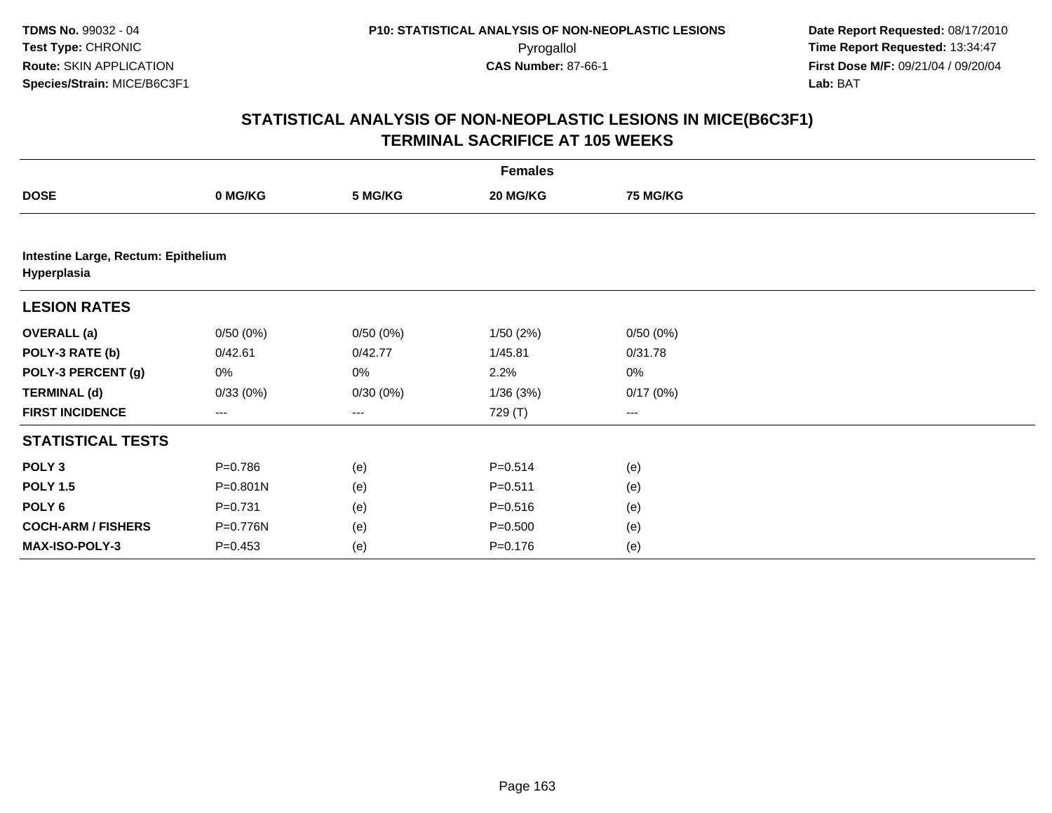TDMS No. 99032 - 04
Test Type: CHRONIC
Route: SKIN APPLICATION
Species/Strain: MICE/B6C3F1

P10: STATISTICAL ANALYSIS OF NON-NEOPLASTIC LESIONS
Pyrogallol
CAS Number: 87-66-1

Date Report Requested: 08/17/2010
Time Report Requested: 13:34:47
First Dose M/F: 09/21/04 / 09/20/04
Lab: BAT

## STATISTICAL ANALYSIS OF NON-NEOPLASTIC LESIONS IN MICE(B6C3F1)
## TERMINAL SACRIFICE AT 105 WEEKS

| | Females | | | |
|---|---|---|---|---|
| **DOSE** | **0 MG/KG** | **5 MG/KG** | **20 MG/KG** | **75 MG/KG** |
| **Intestine Large, Rectum: Epithelium Hyperplasia** | | | | |
| **LESION RATES** | | | | |
| **OVERALL (a)** | 0/50 (0%) | 0/50 (0%) | 1/50 (2%) | 0/50 (0%) |
| **POLY-3 RATE (b)** | 0/42.61 | 0/42.77 | 1/45.81 | 0/31.78 |
| **POLY-3 PERCENT (g)** | 0% | 0% | 2.2% | 0% |
| **TERMINAL (d)** | 0/33 (0%) | 0/30 (0%) | 1/36 (3%) | 0/17 (0%) |
| **FIRST INCIDENCE** | --- | --- | 729 (T) | --- |
| **STATISTICAL TESTS** | | | | |
| **POLY 3** | P=0.786 | (e) | P=0.514 | (e) |
| **POLY 1.5** | P=0.801N | (e) | P=0.511 | (e) |
| **POLY 6** | P=0.731 | (e) | P=0.516 | (e) |
| **COCH-ARM / FISHERS** | P=0.776N | (e) | P=0.500 | (e) |
| **MAX-ISO-POLY-3** | P=0.453 | (e) | P=0.176 | (e) |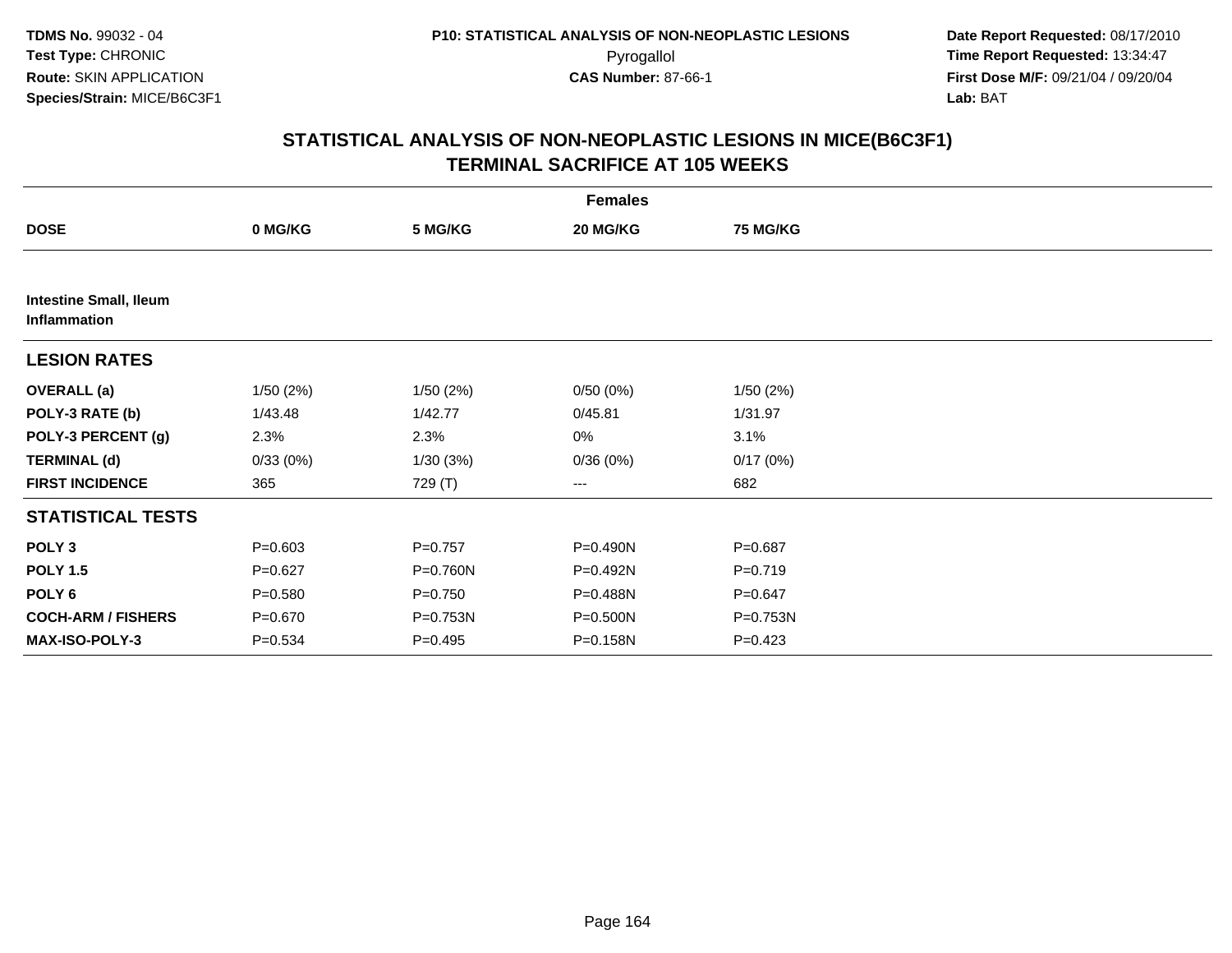**TDMS No.** 99032 - 04
**Test Type:** CHRONIC
**Route:** SKIN APPLICATION
**Species/Strain:** MICE/B6C3F1

**P10: STATISTICAL ANALYSIS OF NON-NEOPLASTIC LESIONS**
Pyrogallol
**CAS Number:** 87-66-1

**Date Report Requested:** 08/17/2010
**Time Report Requested:** 13:34:47
**First Dose M/F:** 09/21/04 / 09/20/04
**Lab:** BAT

## STATISTICAL ANALYSIS OF NON-NEOPLASTIC LESIONS IN MICE(B6C3F1)
## TERMINAL SACRIFICE AT 105 WEEKS

| | Females | | | |
|---|---|---|---|---|
| **DOSE** | **0 MG/KG** | **5 MG/KG** | **20 MG/KG** | **75 MG/KG** |
| **Intestine Small, Ileum Inflammation** | | | | |
| **LESION RATES** | | | | |
| **OVERALL (a)** | 1/50 (2%) | 1/50 (2%) | 0/50 (0%) | 1/50 (2%) |
| **POLY-3 RATE (b)** | 1/43.48 | 1/42.77 | 0/45.81 | 1/31.97 |
| **POLY-3 PERCENT (g)** | 2.3% | 2.3% | 0% | 3.1% |
| **TERMINAL (d)** | 0/33 (0%) | 1/30 (3%) | 0/36 (0%) | 0/17 (0%) |
| **FIRST INCIDENCE** | 365 | 729 (T) | --- | 682 |
| **STATISTICAL TESTS** | | | | |
| **POLY 3** | P=0.603 | P=0.757 | P=0.490N | P=0.687 |
| **POLY 1.5** | P=0.627 | P=0.760N | P=0.492N | P=0.719 |
| **POLY 6** | P=0.580 | P=0.750 | P=0.488N | P=0.647 |
| **COCH-ARM / FISHERS** | P=0.670 | P=0.753N | P=0.500N | P=0.753N |
| **MAX-ISO-POLY-3** | P=0.534 | P=0.495 | P=0.158N | P=0.423 |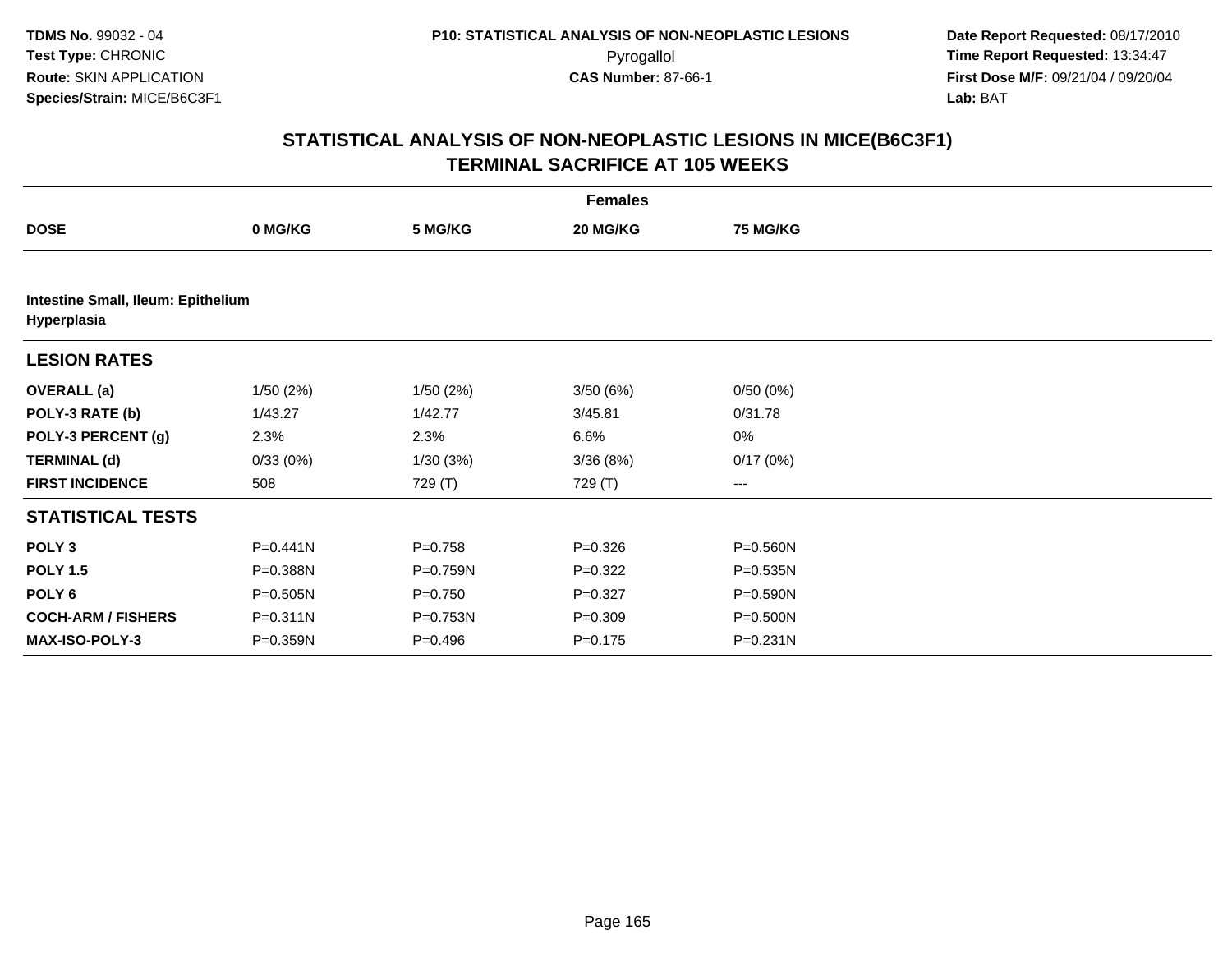# STATISTICAL ANALYSIS OF NON-NEOPLASTIC LESIONS IN MICE(B6C3F1)
## TERMINAL SACRIFICE AT 105 WEEKS

| | Females | | | |
|---|---|---|---|---|
| **DOSE** | **0 MG/KG** | **5 MG/KG** | **20 MG/KG** | **75 MG/KG** |
| **Intestine Small, Ileum: Epithelium Hyperplasia** | | | | |
| **LESION RATES** | | | | |
| **OVERALL (a)** | 1/50 (2%) | 1/50 (2%) | 3/50 (6%) | 0/50 (0%) |
| **POLY-3 RATE (b)** | 1/43.27 | 1/42.77 | 3/45.81 | 0/31.78 |
| **POLY-3 PERCENT (g)** | 2.3% | 2.3% | 6.6% | 0% |
| **TERMINAL (d)** | 0/33 (0%) | 1/30 (3%) | 3/36 (8%) | 0/17 (0%) |
| **FIRST INCIDENCE** | 508 | 729 (T) | 729 (T) | --- |
| **STATISTICAL TESTS** | | | | |
| **POLY 3** | P=0.441N | P=0.758 | P=0.326 | P=0.560N |
| **POLY 1.5** | P=0.388N | P=0.759N | P=0.322 | P=0.535N |
| **POLY 6** | P=0.505N | P=0.750 | P=0.327 | P=0.590N |
| **COCH-ARM / FISHERS** | P=0.311N | P=0.753N | P=0.309 | P=0.500N |
| **MAX-ISO-POLY-3** | P=0.359N | P=0.496 | P=0.175 | P=0.231N |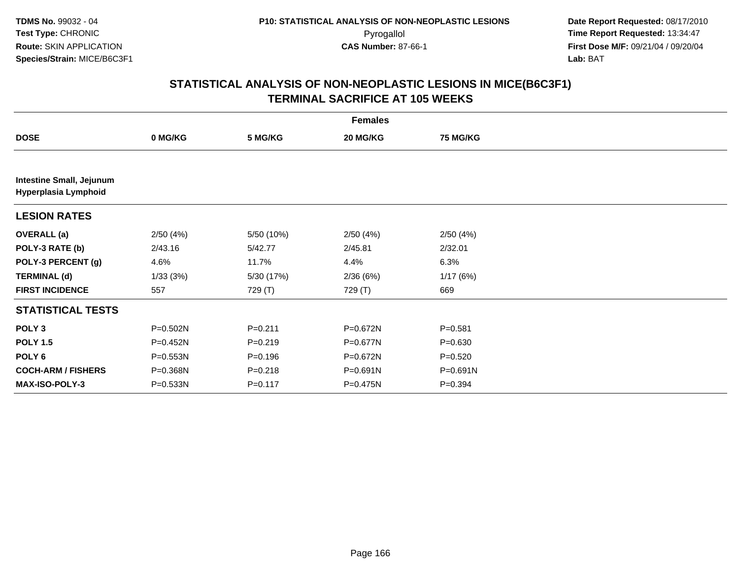TDMS No. 99032 - 04
Test Type: CHRONIC
Route: SKIN APPLICATION
Species/Strain: MICE/B6C3F1

P10: STATISTICAL ANALYSIS OF NON-NEOPLASTIC LESIONS
Pyrogallol
CAS Number: 87-66-1

Date Report Requested: 08/17/2010
Time Report Requested: 13:34:47
First Dose M/F: 09/21/04 / 09/20/04
Lab: BAT

## STATISTICAL ANALYSIS OF NON-NEOPLASTIC LESIONS IN MICE(B6C3F1)
## TERMINAL SACRIFICE AT 105 WEEKS

| | Females | | | |
|---|---|---|---|---|
| **DOSE** | **0 MG/KG** | **5 MG/KG** | **20 MG/KG** | **75 MG/KG** |
| **Intestine Small, Jejunum** **Hyperplasia Lymphoid** | | | | |
| **LESION RATES** | | | | |
| **OVERALL (a)** | 2/50 (4%) | 5/50 (10%) | 2/50 (4%) | 2/50 (4%) |
| **POLY-3 RATE (b)** | 2/43.16 | 5/42.77 | 2/45.81 | 2/32.01 |
| **POLY-3 PERCENT (g)** | 4.6% | 11.7% | 4.4% | 6.3% |
| **TERMINAL (d)** | 1/33 (3%) | 5/30 (17%) | 2/36 (6%) | 1/17 (6%) |
| **FIRST INCIDENCE** | 557 | 729 (T) | 729 (T) | 669 |
| **STATISTICAL TESTS** | | | | |
| **POLY 3** | P=0.502N | P=0.211 | P=0.672N | P=0.581 |
| **POLY 1.5** | P=0.452N | P=0.219 | P=0.677N | P=0.630 |
| **POLY 6** | P=0.553N | P=0.196 | P=0.672N | P=0.520 |
| **COCH-ARM / FISHERS** | P=0.368N | P=0.218 | P=0.691N | P=0.691N |
| **MAX-ISO-POLY-3** | P=0.533N | P=0.117 | P=0.475N | P=0.394 |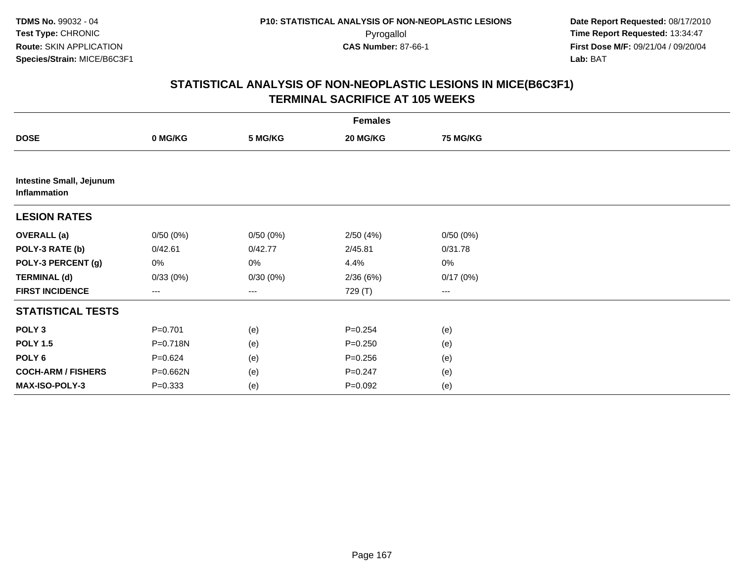TDMS No. 99032 - 04
Test Type: CHRONIC
Route: SKIN APPLICATION
Species/Strain: MICE/B6C3F1

P10: STATISTICAL ANALYSIS OF NON-NEOPLASTIC LESIONS
Pyrogallol
CAS Number: 87-66-1

Date Report Requested: 08/17/2010
Time Report Requested: 13:34:47
First Dose M/F: 09/21/04 / 09/20/04
Lab: BAT

## STATISTICAL ANALYSIS OF NON-NEOPLASTIC LESIONS IN MICE(B6C3F1)
## TERMINAL SACRIFICE AT 105 WEEKS

| | Females | | | |
|---|---|---|---|---|
| **DOSE** | **0 MG/KG** | **5 MG/KG** | **20 MG/KG** | **75 MG/KG** |
| **Intestine Small, Jejunum Inflammation** | | | | |
| **LESION RATES** | | | | |
| **OVERALL (a)** | 0/50 (0%) | 0/50 (0%) | 2/50 (4%) | 0/50 (0%) |
| **POLY-3 RATE (b)** | 0/42.61 | 0/42.77 | 2/45.81 | 0/31.78 |
| **POLY-3 PERCENT (g)** | 0% | 0% | 4.4% | 0% |
| **TERMINAL (d)** | 0/33 (0%) | 0/30 (0%) | 2/36 (6%) | 0/17 (0%) |
| **FIRST INCIDENCE** | --- | --- | 729 (T) | --- |
| **STATISTICAL TESTS** | | | | |
| **POLY 3** | P=0.701 | (e) | P=0.254 | (e) |
| **POLY 1.5** | P=0.718N | (e) | P=0.250 | (e) |
| **POLY 6** | P=0.624 | (e) | P=0.256 | (e) |
| **COCH-ARM / FISHERS** | P=0.662N | (e) | P=0.247 | (e) |
| **MAX-ISO-POLY-3** | P=0.333 | (e) | P=0.092 | (e) |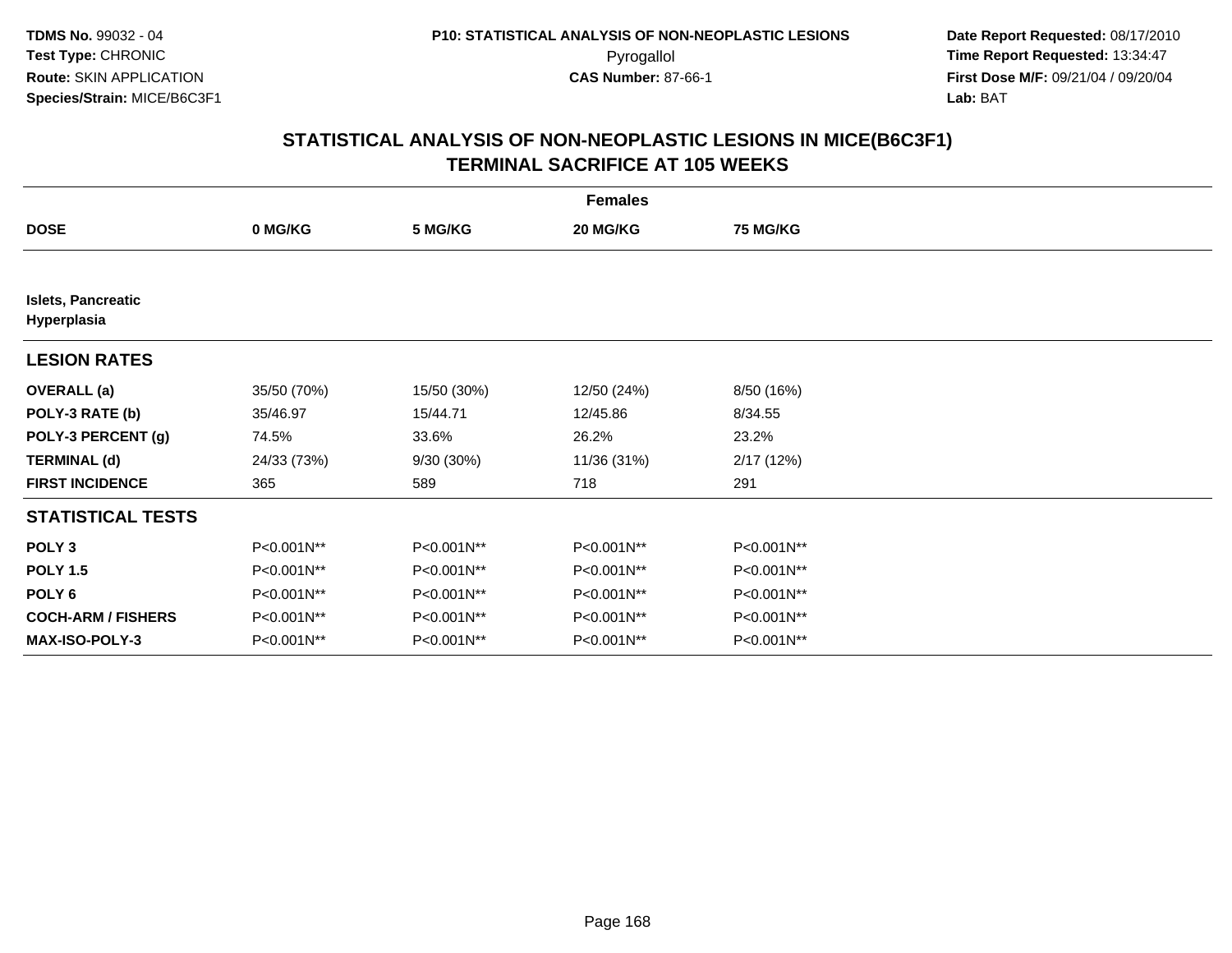TDMS No. 99032 - 04
Test Type: CHRONIC
Route: SKIN APPLICATION
Species/Strain: MICE/B6C3F1

P10: STATISTICAL ANALYSIS OF NON-NEOPLASTIC LESIONS
Pyrogallol
CAS Number: 87-66-1

Date Report Requested: 08/17/2010
Time Report Requested: 13:34:47
First Dose M/F: 09/21/04 / 09/20/04
Lab: BAT

## STATISTICAL ANALYSIS OF NON-NEOPLASTIC LESIONS IN MICE(B6C3F1)
## TERMINAL SACRIFICE AT 105 WEEKS

| | Females | | | |
|---|---|---|---|---|
| **DOSE** | **0 MG/KG** | **5 MG/KG** | **20 MG/KG** | **75 MG/KG** |
| **Islets, Pancreatic Hyperplasia** | | | | |
| **LESION RATES** | | | | |
| **OVERALL (a)** | 35/50 (70%) | 15/50 (30%) | 12/50 (24%) | 8/50 (16%) |
| **POLY-3 RATE (b)** | 35/46.97 | 15/44.71 | 12/45.86 | 8/34.55 |
| **POLY-3 PERCENT (g)** | 74.5% | 33.6% | 26.2% | 23.2% |
| **TERMINAL (d)** | 24/33 (73%) | 9/30 (30%) | 11/36 (31%) | 2/17 (12%) |
| **FIRST INCIDENCE** | 365 | 589 | 718 | 291 |
| **STATISTICAL TESTS** | | | | |
| **POLY 3** | P<0.001N** | P<0.001N** | P<0.001N** | P<0.001N** |
| **POLY 1.5** | P<0.001N** | P<0.001N** | P<0.001N** | P<0.001N** |
| **POLY 6** | P<0.001N** | P<0.001N** | P<0.001N** | P<0.001N** |
| **COCH-ARM / FISHERS** | P<0.001N** | P<0.001N** | P<0.001N** | P<0.001N** |
| **MAX-ISO-POLY-3** | P<0.001N** | P<0.001N** | P<0.001N** | P<0.001N** |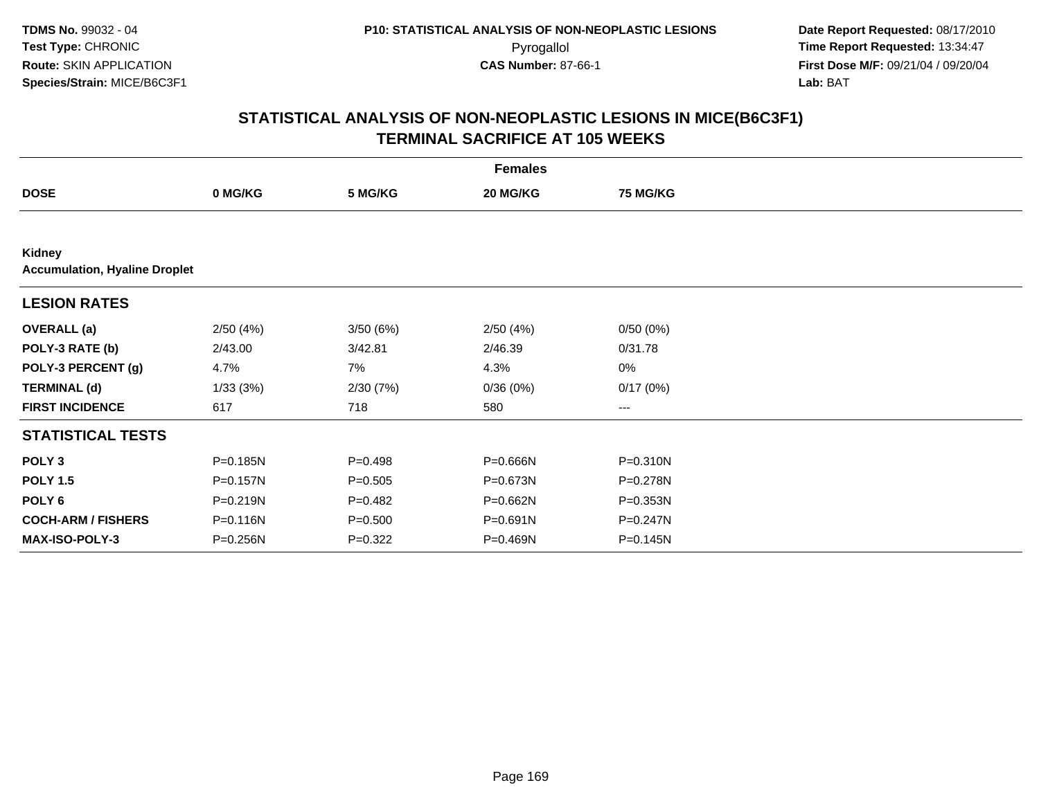TDMS No. 99032 - 04
Test Type: CHRONIC
Route: SKIN APPLICATION
Species/Strain: MICE/B6C3F1

P10: STATISTICAL ANALYSIS OF NON-NEOPLASTIC LESIONS
Pyrogallol
CAS Number: 87-66-1

Date Report Requested: 08/17/2010
Time Report Requested: 13:34:47
First Dose M/F: 09/21/04 / 09/20/04
Lab: BAT

## STATISTICAL ANALYSIS OF NON-NEOPLASTIC LESIONS IN MICE(B6C3F1)
## TERMINAL SACRIFICE AT 105 WEEKS

| | Females | | | |
|---|---|---|---|---|
| **DOSE** | **0 MG/KG** | **5 MG/KG** | **20 MG/KG** | **75 MG/KG** |
| **Kidney** | | | | |
| **Accumulation, Hyaline Droplet** | | | | |
| **LESION RATES** | | | | |
| **OVERALL (a)** | 2/50 (4%) | 3/50 (6%) | 2/50 (4%) | 0/50 (0%) |
| **POLY-3 RATE (b)** | 2/43.00 | 3/42.81 | 2/46.39 | 0/31.78 |
| **POLY-3 PERCENT (g)** | 4.7% | 7% | 4.3% | 0% |
| **TERMINAL (d)** | 1/33 (3%) | 2/30 (7%) | 0/36 (0%) | 0/17 (0%) |
| **FIRST INCIDENCE** | 617 | 718 | 580 | --- |
| **STATISTICAL TESTS** | | | | |
| **POLY 3** | P=0.185N | P=0.498 | P=0.666N | P=0.310N |
| **POLY 1.5** | P=0.157N | P=0.505 | P=0.673N | P=0.278N |
| **POLY 6** | P=0.219N | P=0.482 | P=0.662N | P=0.353N |
| **COCH-ARM / FISHERS** | P=0.116N | P=0.500 | P=0.691N | P=0.247N |
| **MAX-ISO-POLY-3** | P=0.256N | P=0.322 | P=0.469N | P=0.145N |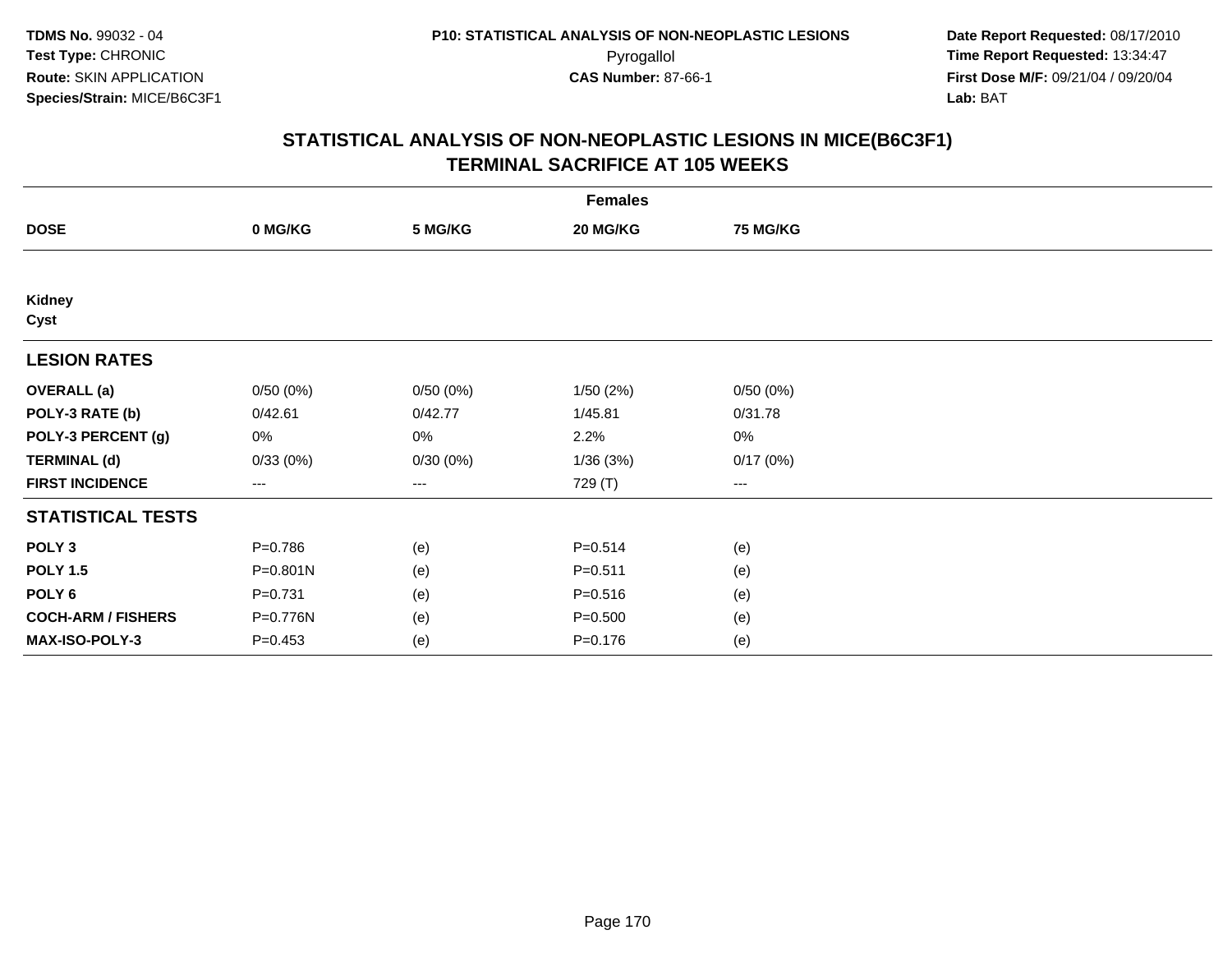**TDMS No.** 99032 - 04
**Test Type:** CHRONIC
**Route:** SKIN APPLICATION
**Species/Strain:** MICE/B6C3F1

**P10: STATISTICAL ANALYSIS OF NON-NEOPLASTIC LESIONS**
Pyrogallol
**CAS Number:** 87-66-1

**Date Report Requested:** 08/17/2010
**Time Report Requested:** 13:34:47
**First Dose M/F:** 09/21/04 / 09/20/04
**Lab:** BAT

## STATISTICAL ANALYSIS OF NON-NEOPLASTIC LESIONS IN MICE(B6C3F1)
## TERMINAL SACRIFICE AT 105 WEEKS

| | Females | | | |
|---|---|---|---|---|
| **DOSE** | **0 MG/KG** | **5 MG/KG** | **20 MG/KG** | **75 MG/KG** |
| **Kidney** | | | | |
| **Cyst** | | | | |
| **LESION RATES** | | | | |
| **OVERALL (a)** | 0/50 (0%) | 0/50 (0%) | 1/50 (2%) | 0/50 (0%) |
| **POLY-3 RATE (b)** | 0/42.61 | 0/42.77 | 1/45.81 | 0/31.78 |
| **POLY-3 PERCENT (g)** | 0% | 0% | 2.2% | 0% |
| **TERMINAL (d)** | 0/33 (0%) | 0/30 (0%) | 1/36 (3%) | 0/17 (0%) |
| **FIRST INCIDENCE** | --- | --- | 729 (T) | --- |
| **STATISTICAL TESTS** | | | | |
| **POLY 3** | P=0.786 | (e) | P=0.514 | (e) |
| **POLY 1.5** | P=0.801N | (e) | P=0.511 | (e) |
| **POLY 6** | P=0.731 | (e) | P=0.516 | (e) |
| **COCH-ARM / FISHERS** | P=0.776N | (e) | P=0.500 | (e) |
| **MAX-ISO-POLY-3** | P=0.453 | (e) | P=0.176 | (e) |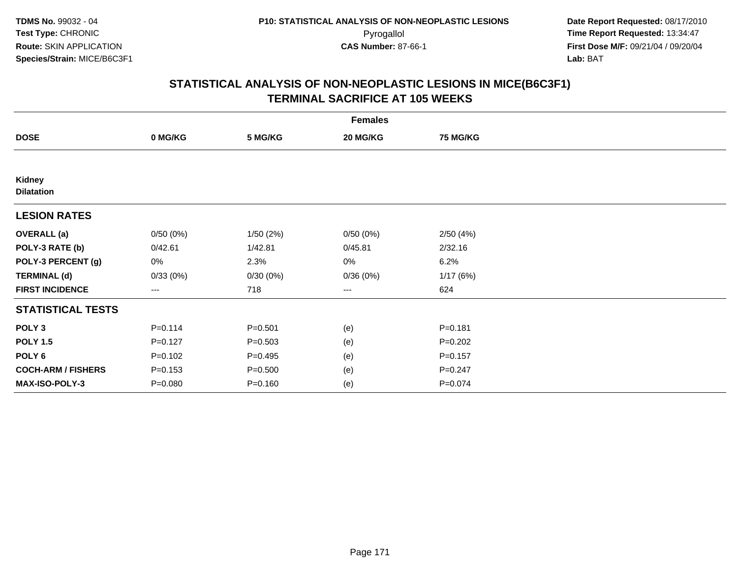**TDMS No.** 99032 - 04
**Test Type:** CHRONIC
**Route:** SKIN APPLICATION
**Species/Strain:** MICE/B6C3F1

**P10: STATISTICAL ANALYSIS OF NON-NEOPLASTIC LESIONS**
Pyrogallol
**CAS Number:** 87-66-1

**Date Report Requested:** 08/17/2010
**Time Report Requested:** 13:34:47
**First Dose M/F:** 09/21/04 / 09/20/04
**Lab:** BAT

## STATISTICAL ANALYSIS OF NON-NEOPLASTIC LESIONS IN MICE(B6C3F1) TERMINAL SACRIFICE AT 105 WEEKS

| | Females | | | |
|---|---|---|---|---|
| **DOSE** | **0 MG/KG** | **5 MG/KG** | **20 MG/KG** | **75 MG/KG** |
| **Kidney** | | | | |
| **Dilatation** | | | | |
| **LESION RATES** | | | | |
| **OVERALL (a)** | 0/50 (0%) | 1/50 (2%) | 0/50 (0%) | 2/50 (4%) |
| **POLY-3 RATE (b)** | 0/42.61 | 1/42.81 | 0/45.81 | 2/32.16 |
| **POLY-3 PERCENT (g)** | 0% | 2.3% | 0% | 6.2% |
| **TERMINAL (d)** | 0/33 (0%) | 0/30 (0%) | 0/36 (0%) | 1/17 (6%) |
| **FIRST INCIDENCE** | --- | 718 | --- | 624 |
| **STATISTICAL TESTS** | | | | |
| **POLY 3** | P=0.114 | P=0.501 | (e) | P=0.181 |
| **POLY 1.5** | P=0.127 | P=0.503 | (e) | P=0.202 |
| **POLY 6** | P=0.102 | P=0.495 | (e) | P=0.157 |
| **COCH-ARM / FISHERS** | P=0.153 | P=0.500 | (e) | P=0.247 |
| **MAX-ISO-POLY-3** | P=0.080 | P=0.160 | (e) | P=0.074 |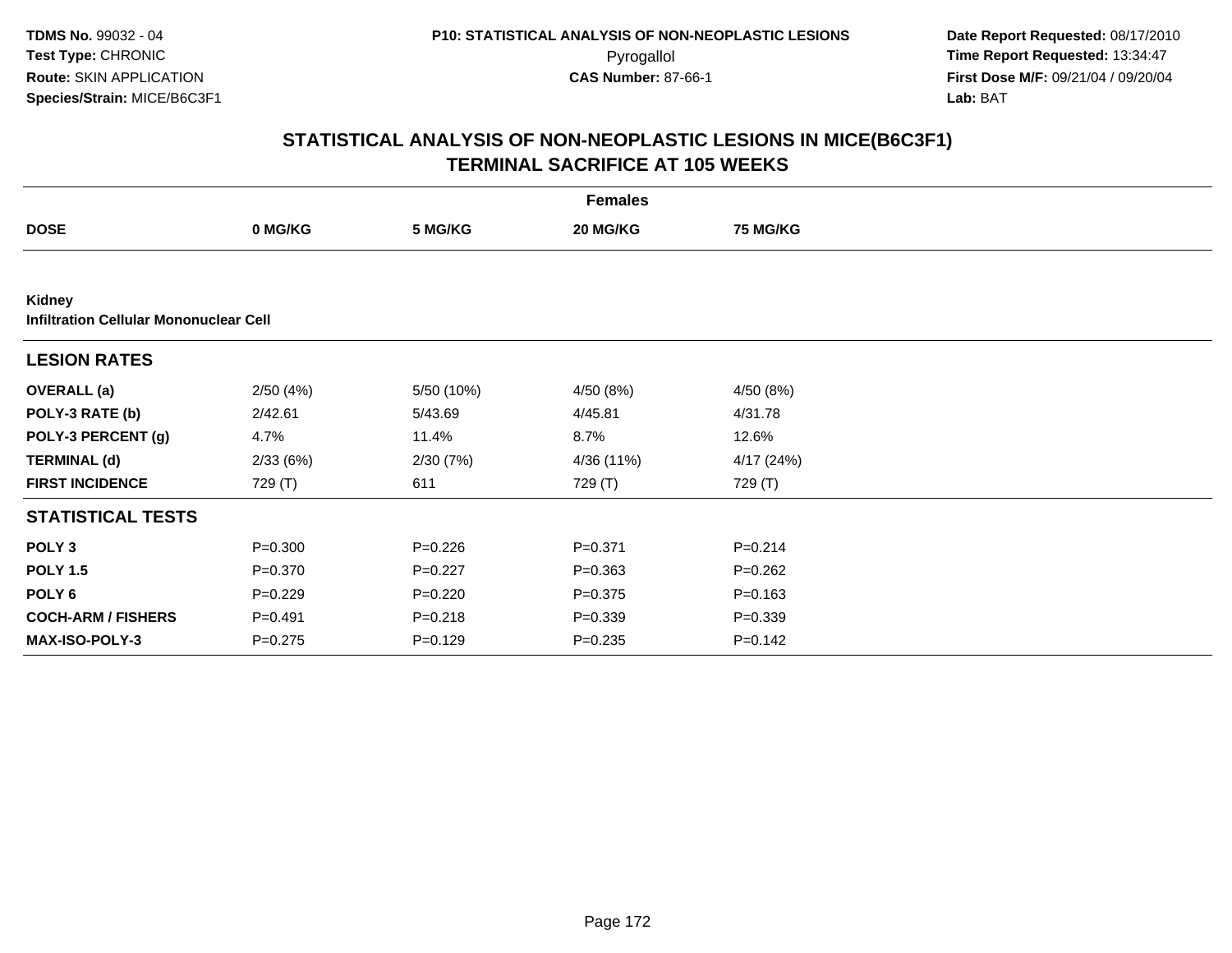TDMS No. 99032 - 04
Test Type: CHRONIC
Route: SKIN APPLICATION
Species/Strain: MICE/B6C3F1

P10: STATISTICAL ANALYSIS OF NON-NEOPLASTIC LESIONS
Pyrogallol
CAS Number: 87-66-1

Date Report Requested: 08/17/2010
Time Report Requested: 13:34:47
First Dose M/F: 09/21/04 / 09/20/04
Lab: BAT

## STATISTICAL ANALYSIS OF NON-NEOPLASTIC LESIONS IN MICE(B6C3F1)
## TERMINAL SACRIFICE AT 105 WEEKS

| | Females | | | |
|---|---|---|---|---|
| **DOSE** | **0 MG/KG** | **5 MG/KG** | **20 MG/KG** | **75 MG/KG** |
| **Kidney** | | | | |
| **Infiltration Cellular Mononuclear Cell** | | | | |
| **LESION RATES** | | | | |
| **OVERALL (a)** | 2/50 (4%) | 5/50 (10%) | 4/50 (8%) | 4/50 (8%) |
| **POLY-3 RATE (b)** | 2/42.61 | 5/43.69 | 4/45.81 | 4/31.78 |
| **POLY-3 PERCENT (g)** | 4.7% | 11.4% | 8.7% | 12.6% |
| **TERMINAL (d)** | 2/33 (6%) | 2/30 (7%) | 4/36 (11%) | 4/17 (24%) |
| **FIRST INCIDENCE** | 729 (T) | 611 | 729 (T) | 729 (T) |
| **STATISTICAL TESTS** | | | | |
| **POLY 3** | P=0.300 | P=0.226 | P=0.371 | P=0.214 |
| **POLY 1.5** | P=0.370 | P=0.227 | P=0.363 | P=0.262 |
| **POLY 6** | P=0.229 | P=0.220 | P=0.375 | P=0.163 |
| **COCH-ARM / FISHERS** | P=0.491 | P=0.218 | P=0.339 | P=0.339 |
| **MAX-ISO-POLY-3** | P=0.275 | P=0.129 | P=0.235 | P=0.142 |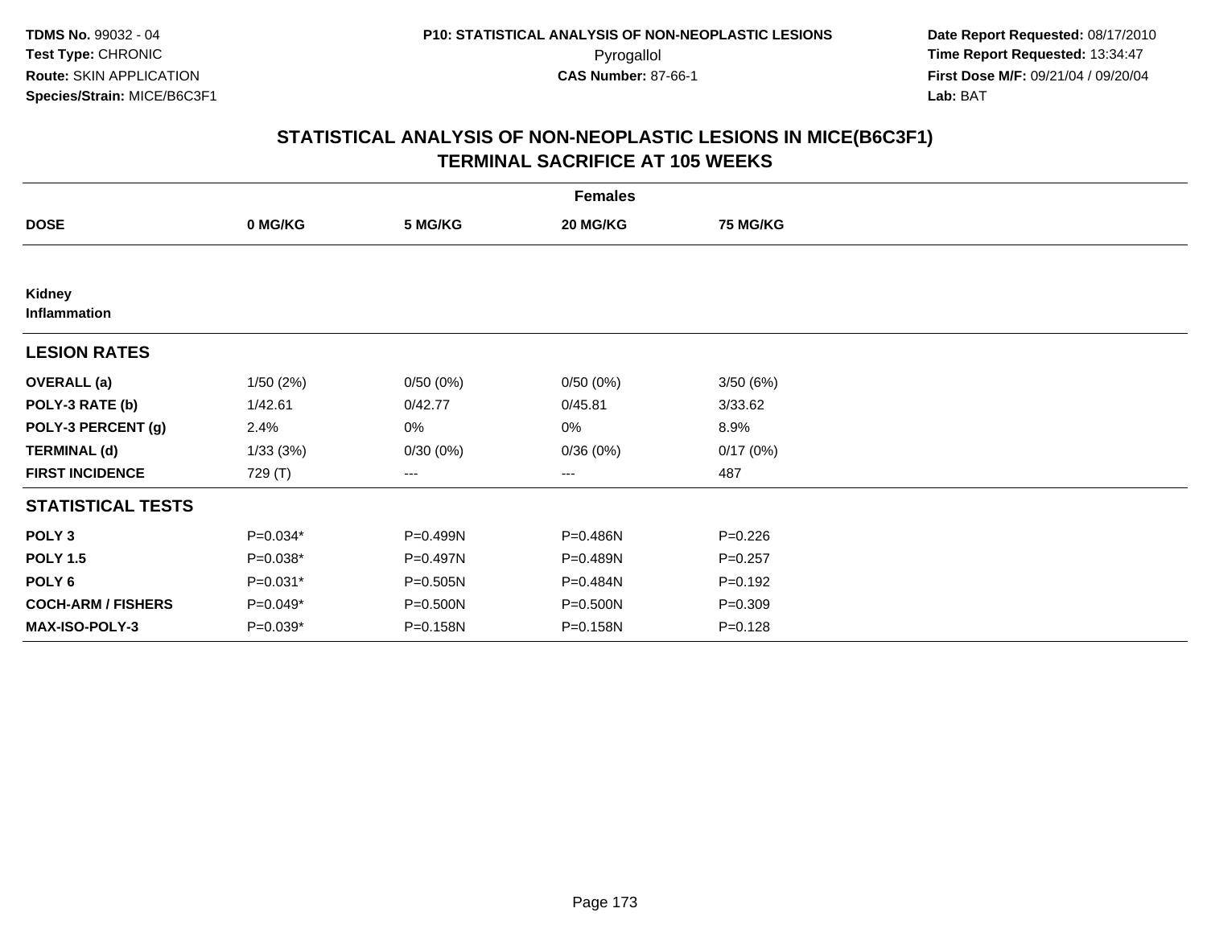**TDMS No.** 99032 - 04
**Test Type:** CHRONIC
**Route:** SKIN APPLICATION
**Species/Strain:** MICE/B6C3F1

**P10: STATISTICAL ANALYSIS OF NON-NEOPLASTIC LESIONS**
Pyrogallol
**CAS Number:** 87-66-1

**Date Report Requested:** 08/17/2010
**Time Report Requested:** 13:34:47
**First Dose M/F:** 09/21/04 / 09/20/04
**Lab:** BAT

## STATISTICAL ANALYSIS OF NON-NEOPLASTIC LESIONS IN MICE(B6C3F1) TERMINAL SACRIFICE AT 105 WEEKS

| | Females | | | |
|---|---|---|---|---|
| **DOSE** | **0 MG/KG** | **5 MG/KG** | **20 MG/KG** | **75 MG/KG** |
| **Kidney** **Inflammation** | | | | |
| **LESION RATES** | | | | |
| **OVERALL (a)** | 1/50 (2%) | 0/50 (0%) | 0/50 (0%) | 3/50 (6%) |
| **POLY-3 RATE (b)** | 1/42.61 | 0/42.77 | 0/45.81 | 3/33.62 |
| **POLY-3 PERCENT (g)** | 2.4% | 0% | 0% | 8.9% |
| **TERMINAL (d)** | 1/33 (3%) | 0/30 (0%) | 0/36 (0%) | 0/17 (0%) |
| **FIRST INCIDENCE** | 729 (T) | --- | --- | 487 |
| **STATISTICAL TESTS** | | | | |
| **POLY 3** | P=0.034* | P=0.499N | P=0.486N | P=0.226 |
| **POLY 1.5** | P=0.038* | P=0.497N | P=0.489N | P=0.257 |
| **POLY 6** | P=0.031* | P=0.505N | P=0.484N | P=0.192 |
| **COCH-ARM / FISHERS** | P=0.049* | P=0.500N | P=0.500N | P=0.309 |
| **MAX-ISO-POLY-3** | P=0.039* | P=0.158N | P=0.158N | P=0.128 |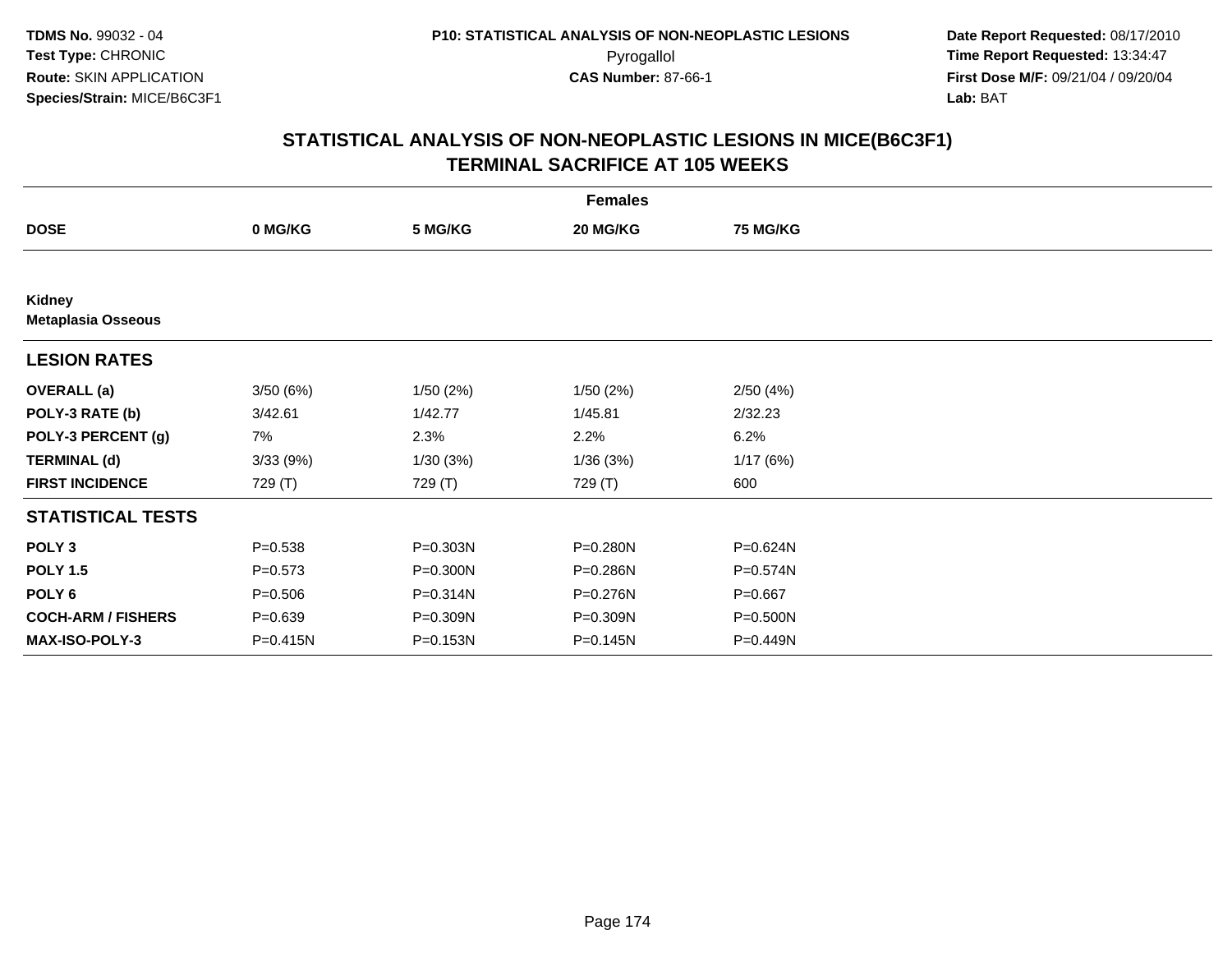TDMS No. 99032 - 04
Test Type: CHRONIC
Route: SKIN APPLICATION
Species/Strain: MICE/B6C3F1

P10: STATISTICAL ANALYSIS OF NON-NEOPLASTIC LESIONS
Pyrogallol
CAS Number: 87-66-1

Date Report Requested: 08/17/2010
Time Report Requested: 13:34:47
First Dose M/F: 09/21/04 / 09/20/04
Lab: BAT

## STATISTICAL ANALYSIS OF NON-NEOPLASTIC LESIONS IN MICE(B6C3F1)
## TERMINAL SACRIFICE AT 105 WEEKS

| | Females | | | |
|---|---|---|---|---|
| **DOSE** | **0 MG/KG** | **5 MG/KG** | **20 MG/KG** | **75 MG/KG** |
| **Kidney** | | | | |
| **Metaplasia Osseous** | | | | |
| **LESION RATES** | | | | |
| **OVERALL (a)** | 3/50 (6%) | 1/50 (2%) | 1/50 (2%) | 2/50 (4%) |
| **POLY-3 RATE (b)** | 3/42.61 | 1/42.77 | 1/45.81 | 2/32.23 |
| **POLY-3 PERCENT (g)** | 7% | 2.3% | 2.2% | 6.2% |
| **TERMINAL (d)** | 3/33 (9%) | 1/30 (3%) | 1/36 (3%) | 1/17 (6%) |
| **FIRST INCIDENCE** | 729 (T) | 729 (T) | 729 (T) | 600 |
| **STATISTICAL TESTS** | | | | |
| **POLY 3** | P=0.538 | P=0.303N | P=0.280N | P=0.624N |
| **POLY 1.5** | P=0.573 | P=0.300N | P=0.286N | P=0.574N |
| **POLY 6** | P=0.506 | P=0.314N | P=0.276N | P=0.667 |
| **COCH-ARM / FISHERS** | P=0.639 | P=0.309N | P=0.309N | P=0.500N |
| **MAX-ISO-POLY-3** | P=0.415N | P=0.153N | P=0.145N | P=0.449N |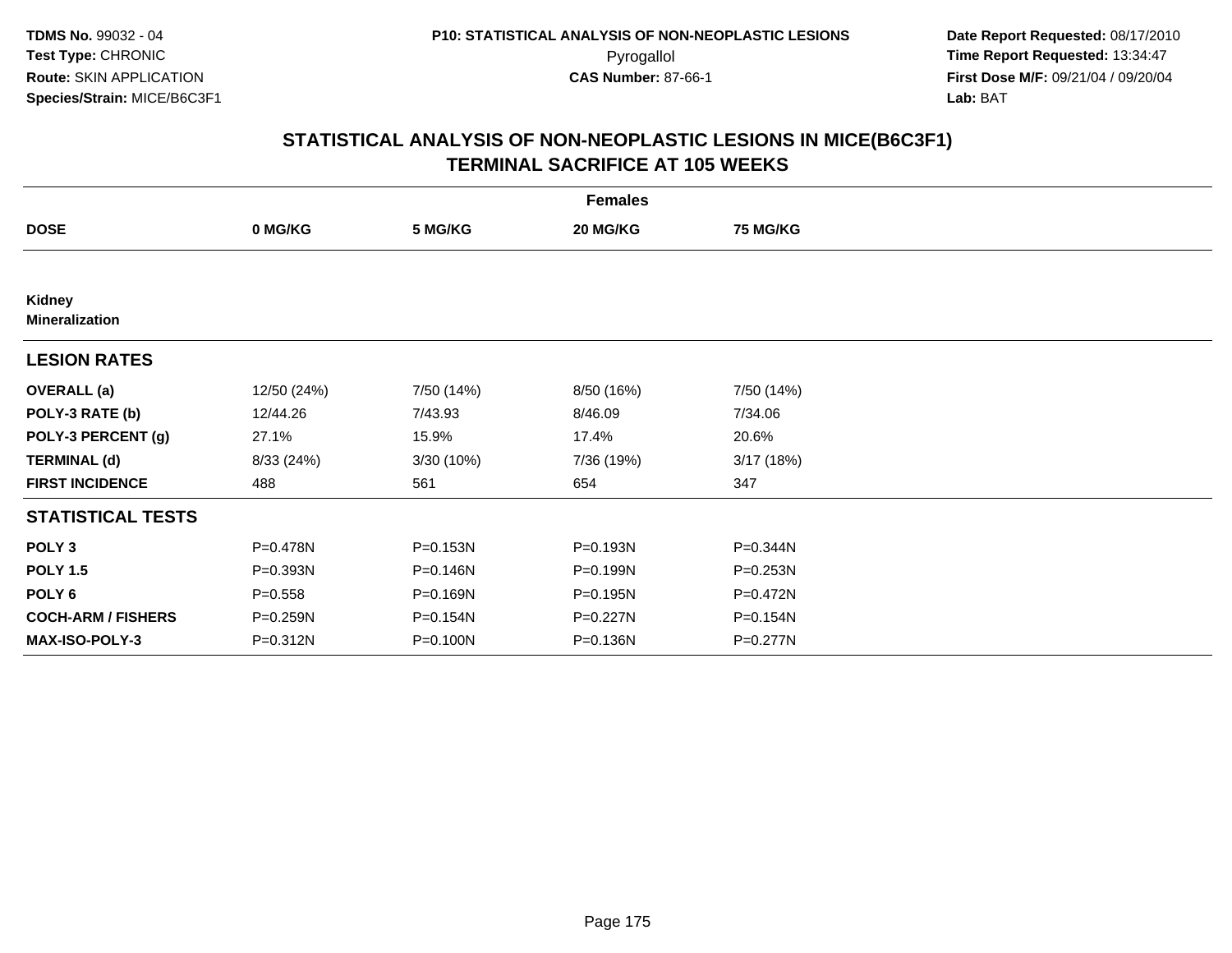TDMS No. 99032 - 04
Test Type: CHRONIC
Route: SKIN APPLICATION
Species/Strain: MICE/B6C3F1

P10: STATISTICAL ANALYSIS OF NON-NEOPLASTIC LESIONS
Pyrogallol
CAS Number: 87-66-1

Date Report Requested: 08/17/2010
Time Report Requested: 13:34:47
First Dose M/F: 09/21/04 / 09/20/04
Lab: BAT

## STATISTICAL ANALYSIS OF NON-NEOPLASTIC LESIONS IN MICE(B6C3F1)
## TERMINAL SACRIFICE AT 105 WEEKS

| | Females | | | |
|---|---|---|---|---|
| **DOSE** | **0 MG/KG** | **5 MG/KG** | **20 MG/KG** | **75 MG/KG** |
| **Kidney** | | | | |
| **Mineralization** | | | | |
| **LESION RATES** | | | | |
| **OVERALL (a)** | 12/50 (24%) | 7/50 (14%) | 8/50 (16%) | 7/50 (14%) |
| **POLY-3 RATE (b)** | 12/44.26 | 7/43.93 | 8/46.09 | 7/34.06 |
| **POLY-3 PERCENT (g)** | 27.1% | 15.9% | 17.4% | 20.6% |
| **TERMINAL (d)** | 8/33 (24%) | 3/30 (10%) | 7/36 (19%) | 3/17 (18%) |
| **FIRST INCIDENCE** | 488 | 561 | 654 | 347 |
| **STATISTICAL TESTS** | | | | |
| **POLY 3** | P=0.478N | P=0.153N | P=0.193N | P=0.344N |
| **POLY 1.5** | P=0.393N | P=0.146N | P=0.199N | P=0.253N |
| **POLY 6** | P=0.558 | P=0.169N | P=0.195N | P=0.472N |
| **COCH-ARM / FISHERS** | P=0.259N | P=0.154N | P=0.227N | P=0.154N |
| **MAX-ISO-POLY-3** | P=0.312N | P=0.100N | P=0.136N | P=0.277N |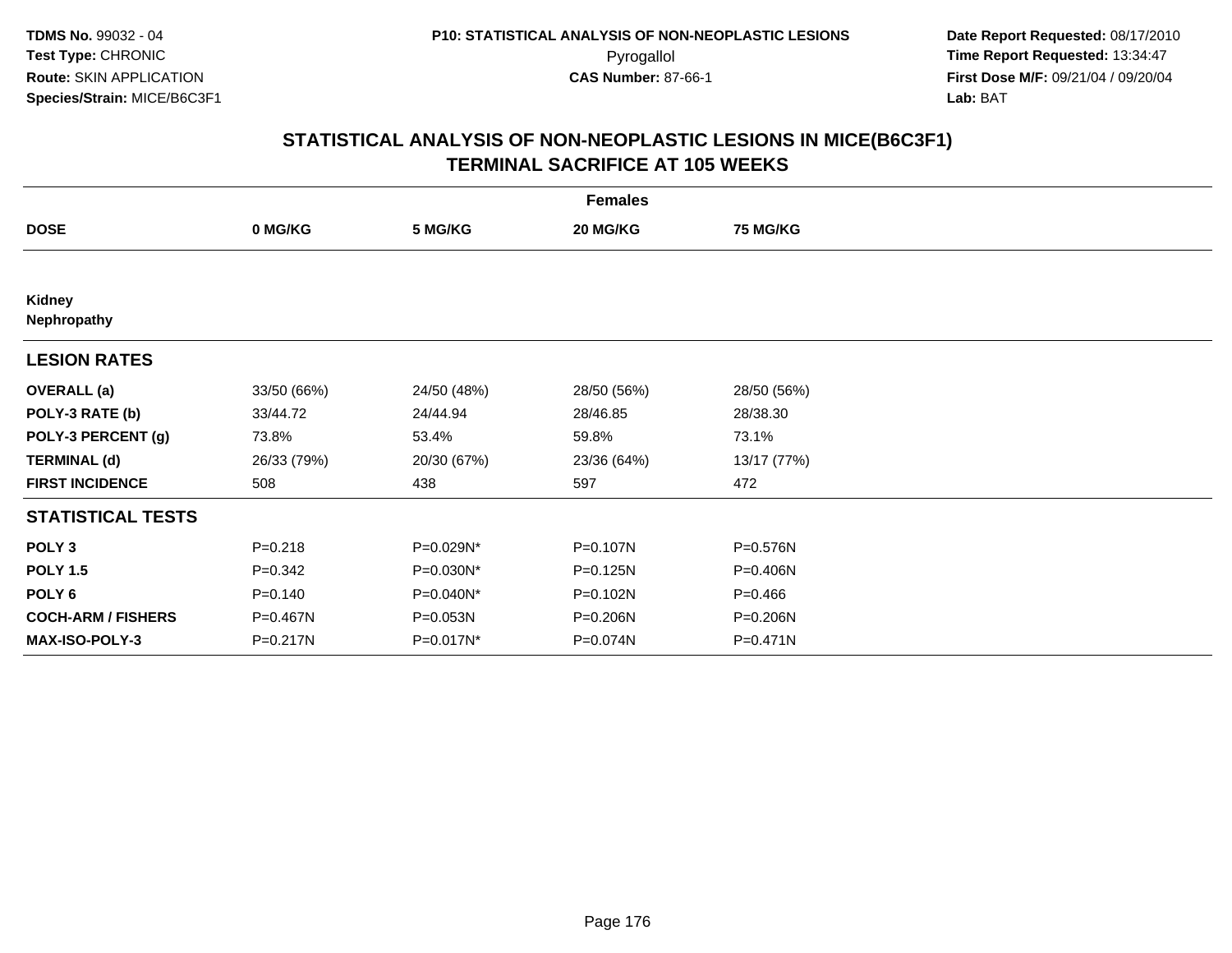# STATISTICAL ANALYSIS OF NON-NEOPLASTIC LESIONS IN MICE(B6C3F1)
## TERMINAL SACRIFICE AT 105 WEEKS

| | Females | | | |
|---|---|---|---|---|
| **DOSE** | **0 MG/KG** | **5 MG/KG** | **20 MG/KG** | **75 MG/KG** |
| **Kidney** | | | | |
| **Nephropathy** | | | | |
| **LESION RATES** | | | | |
| **OVERALL (a)** | 33/50 (66%) | 24/50 (48%) | 28/50 (56%) | 28/50 (56%) |
| **POLY-3 RATE (b)** | 33/44.72 | 24/44.94 | 28/46.85 | 28/38.30 |
| **POLY-3 PERCENT (g)** | 73.8% | 53.4% | 59.8% | 73.1% |
| **TERMINAL (d)** | 26/33 (79%) | 20/30 (67%) | 23/36 (64%) | 13/17 (77%) |
| **FIRST INCIDENCE** | 508 | 438 | 597 | 472 |
| **STATISTICAL TESTS** | | | | |
| **POLY 3** | P=0.218 | P=0.029N* | P=0.107N | P=0.576N |
| **POLY 1.5** | P=0.342 | P=0.030N* | P=0.125N | P=0.406N |
| **POLY 6** | P=0.140 | P=0.040N* | P=0.102N | P=0.466 |
| **COCH-ARM / FISHERS** | P=0.467N | P=0.053N | P=0.206N | P=0.206N |
| **MAX-ISO-POLY-3** | P=0.217N | P=0.017N* | P=0.074N | P=0.471N |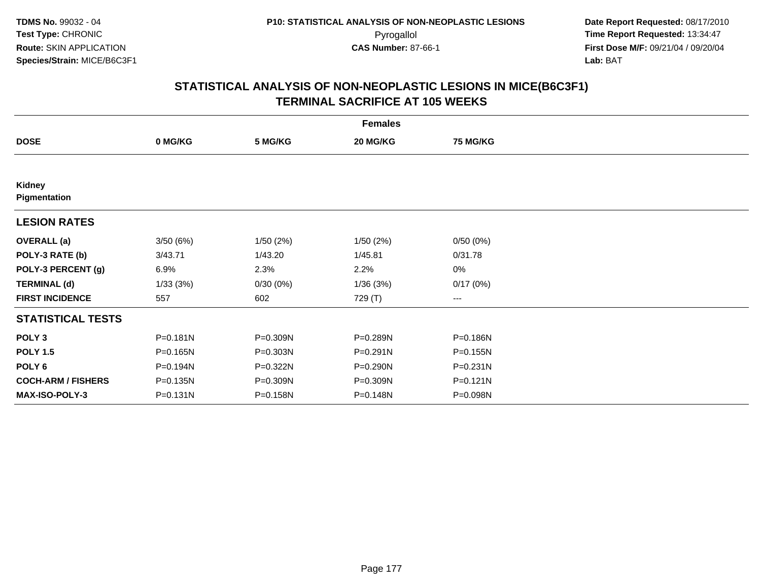**TDMS No.** 99032 - 04
**Test Type:** CHRONIC
**Route:** SKIN APPLICATION
**Species/Strain:** MICE/B6C3F1

**P10: STATISTICAL ANALYSIS OF NON-NEOPLASTIC LESIONS**
Pyrogallol
**CAS Number:** 87-66-1

**Date Report Requested:** 08/17/2010
**Time Report Requested:** 13:34:47
**First Dose M/F:** 09/21/04 / 09/20/04
**Lab:** BAT

## STATISTICAL ANALYSIS OF NON-NEOPLASTIC LESIONS IN MICE(B6C3F1) TERMINAL SACRIFICE AT 105 WEEKS

| | Females | | | |
|---|---|---|---|---|
| **DOSE** | **0 MG/KG** | **5 MG/KG** | **20 MG/KG** | **75 MG/KG** |
| **Kidney** | | | | |
| **Pigmentation** | | | | |
| **LESION RATES** | | | | |
| **OVERALL (a)** | 3/50 (6%) | 1/50 (2%) | 1/50 (2%) | 0/50 (0%) |
| **POLY-3 RATE (b)** | 3/43.71 | 1/43.20 | 1/45.81 | 0/31.78 |
| **POLY-3 PERCENT (g)** | 6.9% | 2.3% | 2.2% | 0% |
| **TERMINAL (d)** | 1/33 (3%) | 0/30 (0%) | 1/36 (3%) | 0/17 (0%) |
| **FIRST INCIDENCE** | 557 | 602 | 729 (T) | --- |
| **STATISTICAL TESTS** | | | | |
| **POLY 3** | P=0.181N | P=0.309N | P=0.289N | P=0.186N |
| **POLY 1.5** | P=0.165N | P=0.303N | P=0.291N | P=0.155N |
| **POLY 6** | P=0.194N | P=0.322N | P=0.290N | P=0.231N |
| **COCH-ARM / FISHERS** | P=0.135N | P=0.309N | P=0.309N | P=0.121N |
| **MAX-ISO-POLY-3** | P=0.131N | P=0.158N | P=0.148N | P=0.098N |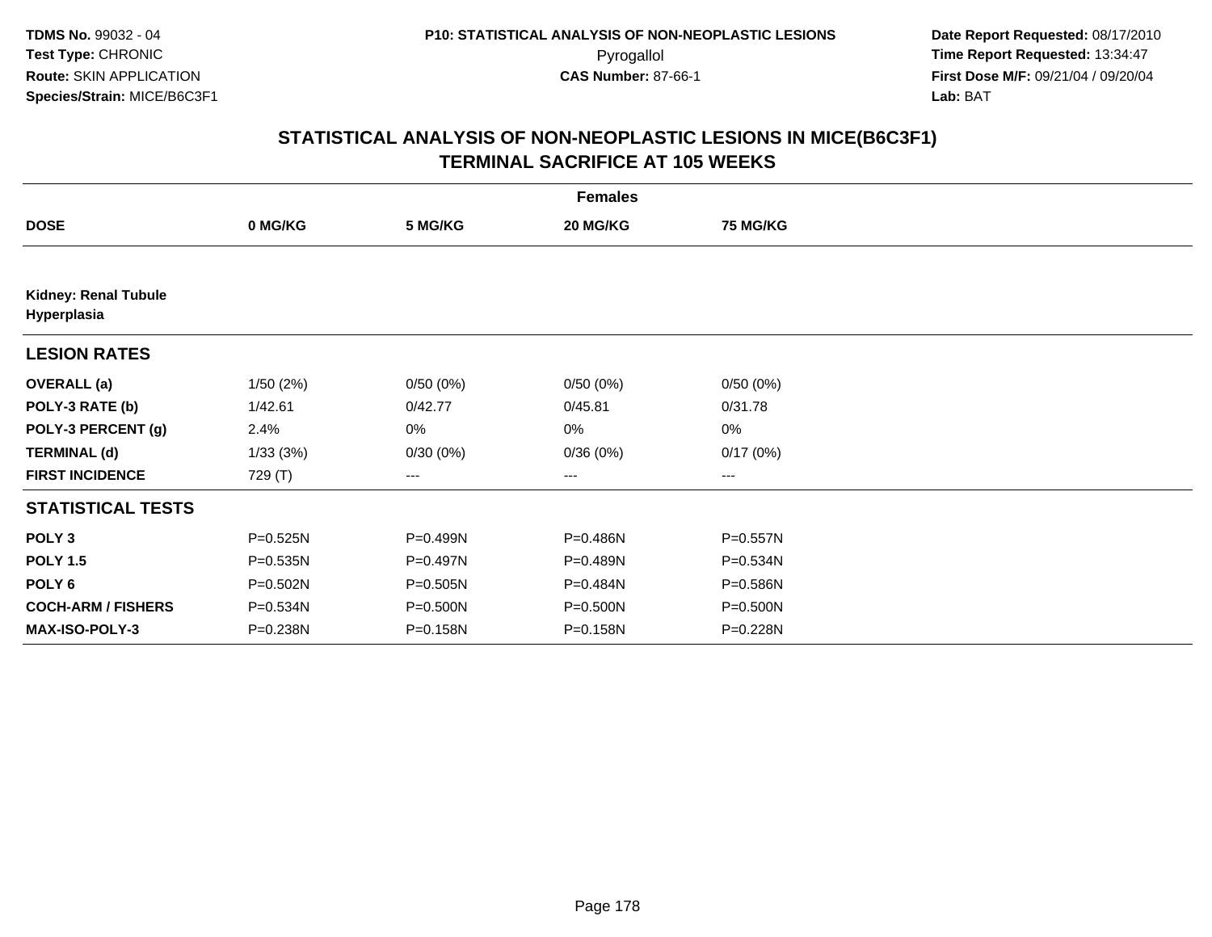TDMS No. 99032 - 04
Test Type: CHRONIC
Route: SKIN APPLICATION
Species/Strain: MICE/B6C3F1

P10: STATISTICAL ANALYSIS OF NON-NEOPLASTIC LESIONS
Pyrogallol
CAS Number: 87-66-1

Date Report Requested: 08/17/2010
Time Report Requested: 13:34:47
First Dose M/F: 09/21/04 / 09/20/04
Lab: BAT

## STATISTICAL ANALYSIS OF NON-NEOPLASTIC LESIONS IN MICE(B6C3F1)
## TERMINAL SACRIFICE AT 105 WEEKS

| | Females | | | |
|---|---|---|---|---|
| **DOSE** | **0 MG/KG** | **5 MG/KG** | **20 MG/KG** | **75 MG/KG** |
| **Kidney: Renal Tubule Hyperplasia** | | | | |
| **LESION RATES** | | | | |
| **OVERALL (a)** | 1/50 (2%) | 0/50 (0%) | 0/50 (0%) | 0/50 (0%) |
| **POLY-3 RATE (b)** | 1/42.61 | 0/42.77 | 0/45.81 | 0/31.78 |
| **POLY-3 PERCENT (g)** | 2.4% | 0% | 0% | 0% |
| **TERMINAL (d)** | 1/33 (3%) | 0/30 (0%) | 0/36 (0%) | 0/17 (0%) |
| **FIRST INCIDENCE** | 729 (T) | --- | --- | --- |
| **STATISTICAL TESTS** | | | | |
| **POLY 3** | P=0.525N | P=0.499N | P=0.486N | P=0.557N |
| **POLY 1.5** | P=0.535N | P=0.497N | P=0.489N | P=0.534N |
| **POLY 6** | P=0.502N | P=0.505N | P=0.484N | P=0.586N |
| **COCH-ARM / FISHERS** | P=0.534N | P=0.500N | P=0.500N | P=0.500N |
| **MAX-ISO-POLY-3** | P=0.238N | P=0.158N | P=0.158N | P=0.228N |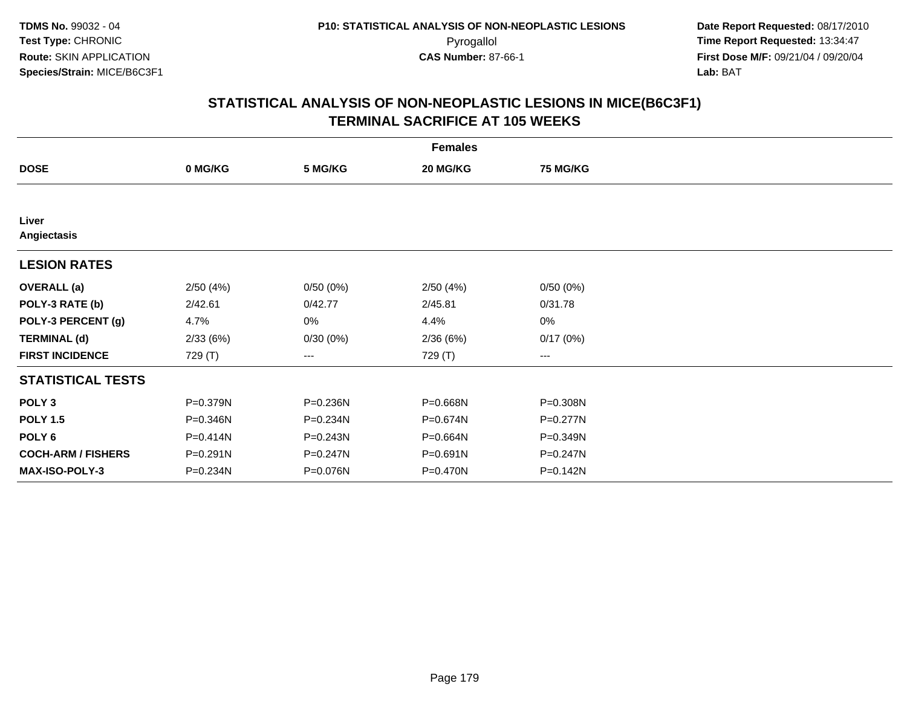**TDMS No.** 99032 - 04
**Test Type:** CHRONIC
**Route:** SKIN APPLICATION
**Species/Strain:** MICE/B6C3F1

**P10: STATISTICAL ANALYSIS OF NON-NEOPLASTIC LESIONS**
Pyrogallol
**CAS Number:** 87-66-1

**Date Report Requested:** 08/17/2010
**Time Report Requested:** 13:34:47
**First Dose M/F:** 09/21/04 / 09/20/04
**Lab:** BAT

## STATISTICAL ANALYSIS OF NON-NEOPLASTIC LESIONS IN MICE(B6C3F1)
## TERMINAL SACRIFICE AT 105 WEEKS

| | Females | | | |
|---|---|---|---|---|
| **DOSE** | **0 MG/KG** | **5 MG/KG** | **20 MG/KG** | **75 MG/KG** |
| **Liver** | | | | |
| **Angiectasis** | | | | |
| **LESION RATES** | | | | |
| **OVERALL (a)** | 2/50 (4%) | 0/50 (0%) | 2/50 (4%) | 0/50 (0%) |
| **POLY-3 RATE (b)** | 2/42.61 | 0/42.77 | 2/45.81 | 0/31.78 |
| **POLY-3 PERCENT (g)** | 4.7% | 0% | 4.4% | 0% |
| **TERMINAL (d)** | 2/33 (6%) | 0/30 (0%) | 2/36 (6%) | 0/17 (0%) |
| **FIRST INCIDENCE** | 729 (T) | --- | 729 (T) | --- |
| **STATISTICAL TESTS** | | | | |
| **POLY 3** | P=0.379N | P=0.236N | P=0.668N | P=0.308N |
| **POLY 1.5** | P=0.346N | P=0.234N | P=0.674N | P=0.277N |
| **POLY 6** | P=0.414N | P=0.243N | P=0.664N | P=0.349N |
| **COCH-ARM / FISHERS** | P=0.291N | P=0.247N | P=0.691N | P=0.247N |
| **MAX-ISO-POLY-3** | P=0.234N | P=0.076N | P=0.470N | P=0.142N |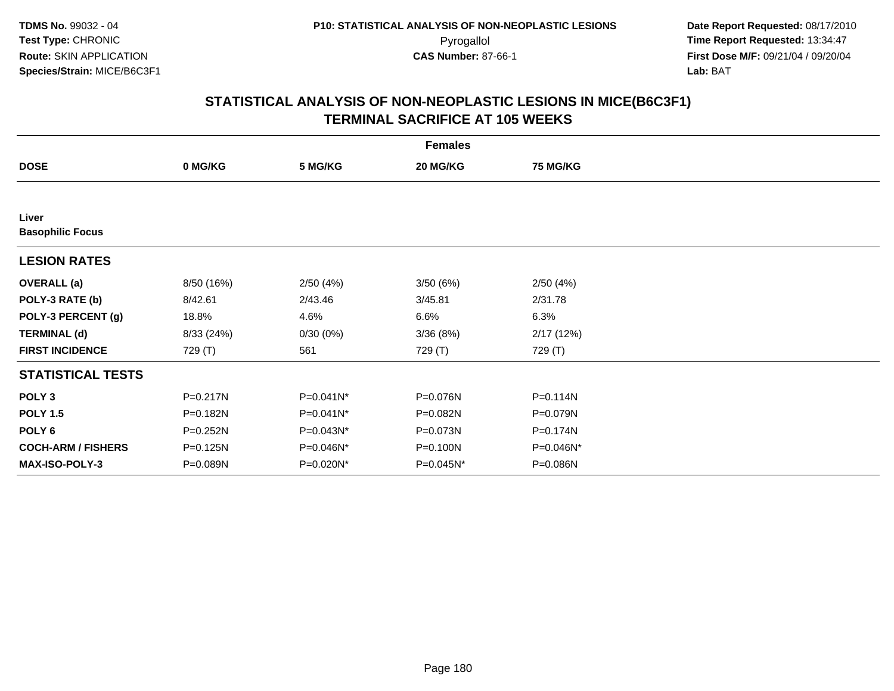**TDMS No.** 99032 - 04
**Test Type:** CHRONIC
**Route:** SKIN APPLICATION
**Species/Strain:** MICE/B6C3F1

**P10: STATISTICAL ANALYSIS OF NON-NEOPLASTIC LESIONS**
Pyrogallol
**CAS Number:** 87-66-1

**Date Report Requested:** 08/17/2010
**Time Report Requested:** 13:34:47
**First Dose M/F:** 09/21/04 / 09/20/04
**Lab:** BAT

## STATISTICAL ANALYSIS OF NON-NEOPLASTIC LESIONS IN MICE(B6C3F1) TERMINAL SACRIFICE AT 105 WEEKS

| | Females | | | |
|---|---|---|---|---|
| **DOSE** | **0 MG/KG** | **5 MG/KG** | **20 MG/KG** | **75 MG/KG** |
| **Liver** | | | | |
| **Basophilic Focus** | | | | |
| **LESION RATES** | | | | |
| **OVERALL (a)** | 8/50 (16%) | 2/50 (4%) | 3/50 (6%) | 2/50 (4%) |
| **POLY-3 RATE (b)** | 8/42.61 | 2/43.46 | 3/45.81 | 2/31.78 |
| **POLY-3 PERCENT (g)** | 18.8% | 4.6% | 6.6% | 6.3% |
| **TERMINAL (d)** | 8/33 (24%) | 0/30 (0%) | 3/36 (8%) | 2/17 (12%) |
| **FIRST INCIDENCE** | 729 (T) | 561 | 729 (T) | 729 (T) |
| **STATISTICAL TESTS** | | | | |
| **POLY 3** | P=0.217N | P=0.041N* | P=0.076N | P=0.114N |
| **POLY 1.5** | P=0.182N | P=0.041N* | P=0.082N | P=0.079N |
| **POLY 6** | P=0.252N | P=0.043N* | P=0.073N | P=0.174N |
| **COCH-ARM / FISHERS** | P=0.125N | P=0.046N* | P=0.100N | P=0.046N* |
| **MAX-ISO-POLY-3** | P=0.089N | P=0.020N* | P=0.045N* | P=0.086N |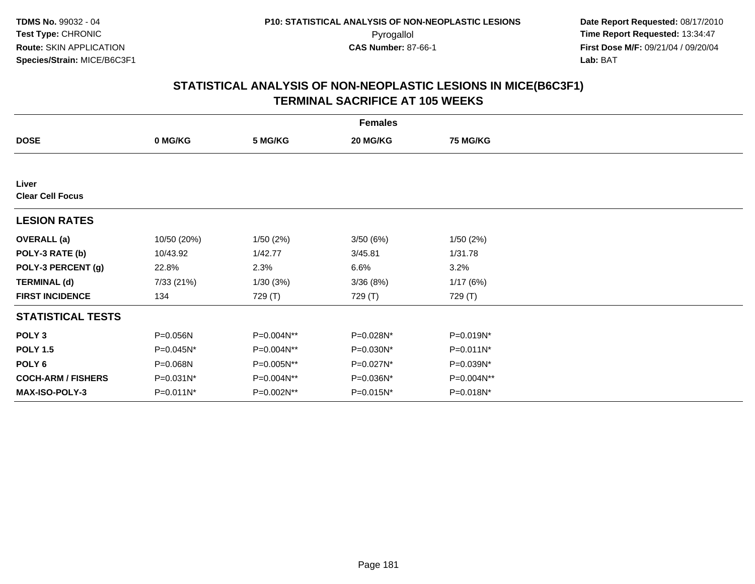**TDMS No.** 99032 - 04
**Test Type:** CHRONIC
**Route:** SKIN APPLICATION
**Species/Strain:** MICE/B6C3F1

**P10: STATISTICAL ANALYSIS OF NON-NEOPLASTIC LESIONS**
Pyrogallol
**CAS Number:** 87-66-1

**Date Report Requested:** 08/17/2010
**Time Report Requested:** 13:34:47
**First Dose M/F:** 09/21/04 / 09/20/04
**Lab:** BAT

## STATISTICAL ANALYSIS OF NON-NEOPLASTIC LESIONS IN MICE(B6C3F1)
## TERMINAL SACRIFICE AT 105 WEEKS

| Females | | | | |
|---|---|---|---|---|
| **DOSE** | **0 MG/KG** | **5 MG/KG** | **20 MG/KG** | **75 MG/KG** |
| **Liver** | | | | |
| **Clear Cell Focus** | | | | |
| **LESION RATES** | | | | |
| **OVERALL (a)** | 10/50 (20%) | 1/50 (2%) | 3/50 (6%) | 1/50 (2%) |
| **POLY-3 RATE (b)** | 10/43.92 | 1/42.77 | 3/45.81 | 1/31.78 |
| **POLY-3 PERCENT (g)** | 22.8% | 2.3% | 6.6% | 3.2% |
| **TERMINAL (d)** | 7/33 (21%) | 1/30 (3%) | 3/36 (8%) | 1/17 (6%) |
| **FIRST INCIDENCE** | 134 | 729 (T) | 729 (T) | 729 (T) |
| **STATISTICAL TESTS** | | | | |
| **POLY 3** | P=0.056N | P=0.004N** | P=0.028N* | P=0.019N* |
| **POLY 1.5** | P=0.045N* | P=0.004N** | P=0.030N* | P=0.011N* |
| **POLY 6** | P=0.068N | P=0.005N** | P=0.027N* | P=0.039N* |
| **COCH-ARM / FISHERS** | P=0.031N* | P=0.004N** | P=0.036N* | P=0.004N** |
| **MAX-ISO-POLY-3** | P=0.011N* | P=0.002N** | P=0.015N* | P=0.018N* |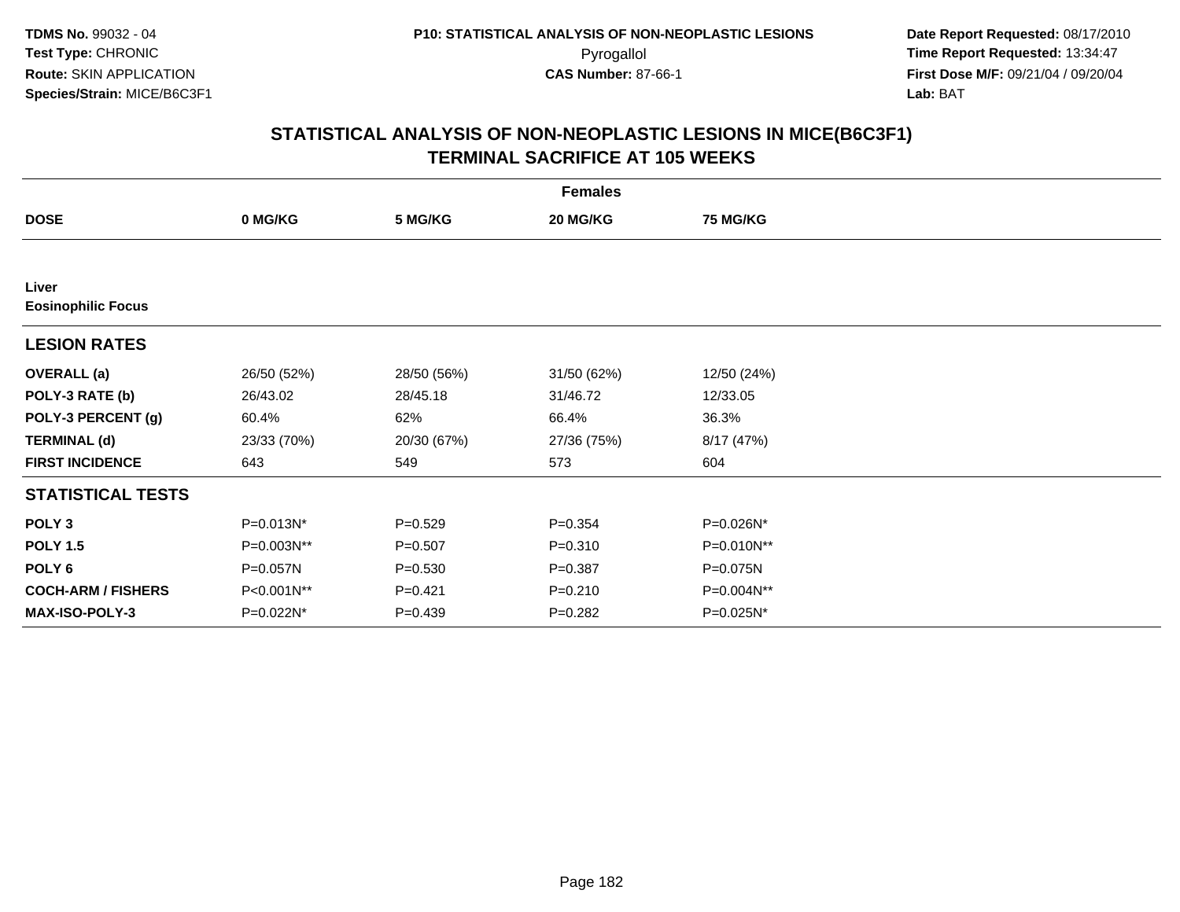TDMS No. 99032 - 04
Test Type: CHRONIC
Route: SKIN APPLICATION
Species/Strain: MICE/B6C3F1

P10: STATISTICAL ANALYSIS OF NON-NEOPLASTIC LESIONS
Pyrogallol
CAS Number: 87-66-1

Date Report Requested: 08/17/2010
Time Report Requested: 13:34:47
First Dose M/F: 09/21/04 / 09/20/04
Lab: BAT

## STATISTICAL ANALYSIS OF NON-NEOPLASTIC LESIONS IN MICE(B6C3F1)
## TERMINAL SACRIFICE AT 105 WEEKS

| Females | | | | |
|---|---|---|---|---|
| **DOSE** | **0 MG/KG** | **5 MG/KG** | **20 MG/KG** | **75 MG/KG** |
| **Liver** | | | | |
| **Eosinophilic Focus** | | | | |
| **LESION RATES** | | | | |
| **OVERALL (a)** | 26/50 (52%) | 28/50 (56%) | 31/50 (62%) | 12/50 (24%) |
| **POLY-3 RATE (b)** | 26/43.02 | 28/45.18 | 31/46.72 | 12/33.05 |
| **POLY-3 PERCENT (g)** | 60.4% | 62% | 66.4% | 36.3% |
| **TERMINAL (d)** | 23/33 (70%) | 20/30 (67%) | 27/36 (75%) | 8/17 (47%) |
| **FIRST INCIDENCE** | 643 | 549 | 573 | 604 |
| **STATISTICAL TESTS** | | | | |
| **POLY 3** | P=0.013N* | P=0.529 | P=0.354 | P=0.026N* |
| **POLY 1.5** | P=0.003N** | P=0.507 | P=0.310 | P=0.010N** |
| **POLY 6** | P=0.057N | P=0.530 | P=0.387 | P=0.075N |
| **COCH-ARM / FISHERS** | P<0.001N** | P=0.421 | P=0.210 | P=0.004N** |
| **MAX-ISO-POLY-3** | P=0.022N* | P=0.439 | P=0.282 | P=0.025N* |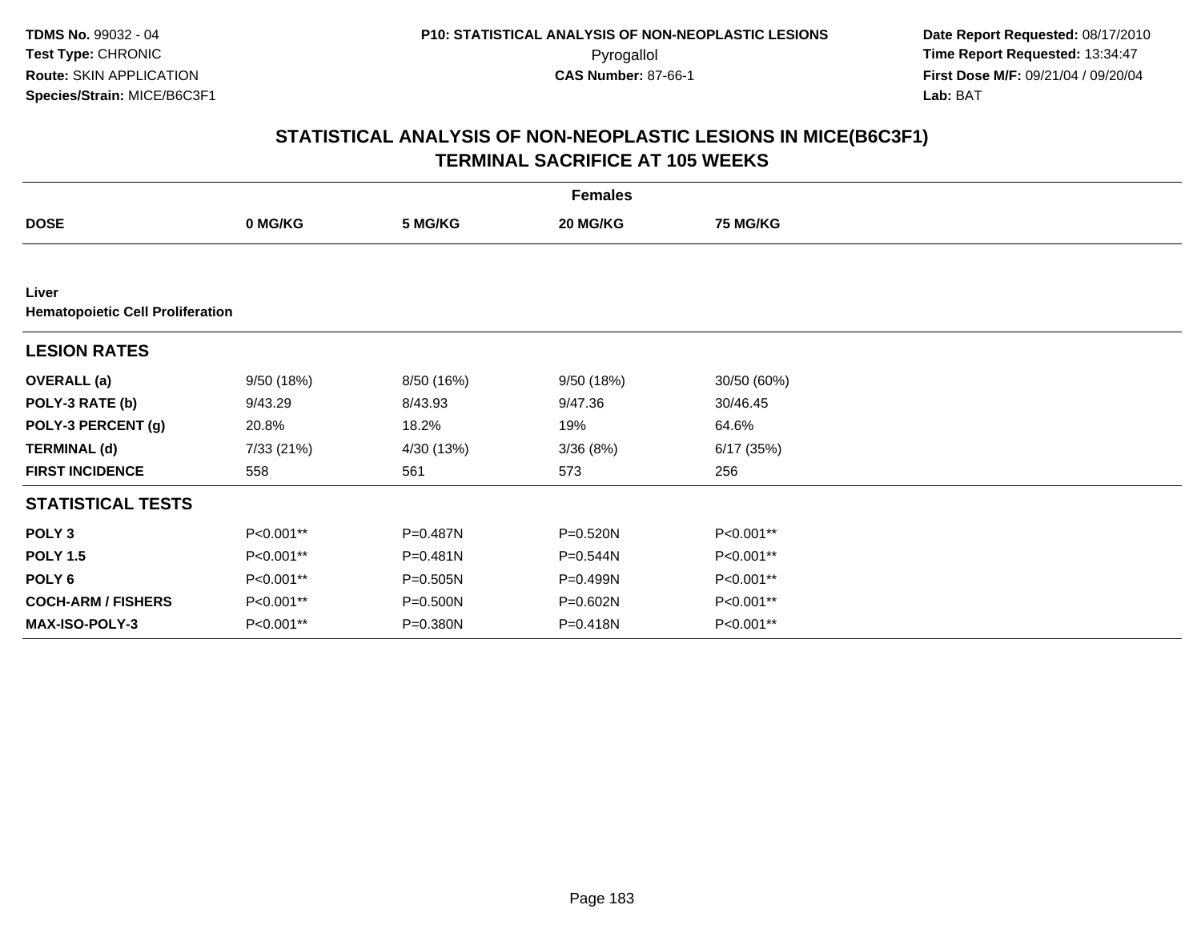**TDMS No.** 99032 - 04
**Test Type:** CHRONIC
**Route:** SKIN APPLICATION
**Species/Strain:** MICE/B6C3F1

**P10: STATISTICAL ANALYSIS OF NON-NEOPLASTIC LESIONS**
Pyrogallol
**CAS Number:** 87-66-1

**Date Report Requested:** 08/17/2010
**Time Report Requested:** 13:34:47
**First Dose M/F:** 09/21/04 / 09/20/04
**Lab:** BAT

## STATISTICAL ANALYSIS OF NON-NEOPLASTIC LESIONS IN MICE(B6C3F1) TERMINAL SACRIFICE AT 105 WEEKS

| | Females | | | |
|---|---|---|---|---|
| **DOSE** | **0 MG/KG** | **5 MG/KG** | **20 MG/KG** | **75 MG/KG** |
| **Liver** | | | | |
| **Hematopoietic Cell Proliferation** | | | | |
| **LESION RATES** | | | | |
| **OVERALL (a)** | 9/50 (18%) | 8/50 (16%) | 9/50 (18%) | 30/50 (60%) |
| **POLY-3 RATE (b)** | 9/43.29 | 8/43.93 | 9/47.36 | 30/46.45 |
| **POLY-3 PERCENT (g)** | 20.8% | 18.2% | 19% | 64.6% |
| **TERMINAL (d)** | 7/33 (21%) | 4/30 (13%) | 3/36 (8%) | 6/17 (35%) |
| **FIRST INCIDENCE** | 558 | 561 | 573 | 256 |
| **STATISTICAL TESTS** | | | | |
| **POLY 3** | P<0.001** | P=0.487N | P=0.520N | P<0.001** |
| **POLY 1.5** | P<0.001** | P=0.481N | P=0.544N | P<0.001** |
| **POLY 6** | P<0.001** | P=0.505N | P=0.499N | P<0.001** |
| **COCH-ARM / FISHERS** | P<0.001** | P=0.500N | P=0.602N | P<0.001** |
| **MAX-ISO-POLY-3** | P<0.001** | P=0.380N | P=0.418N | P<0.001** |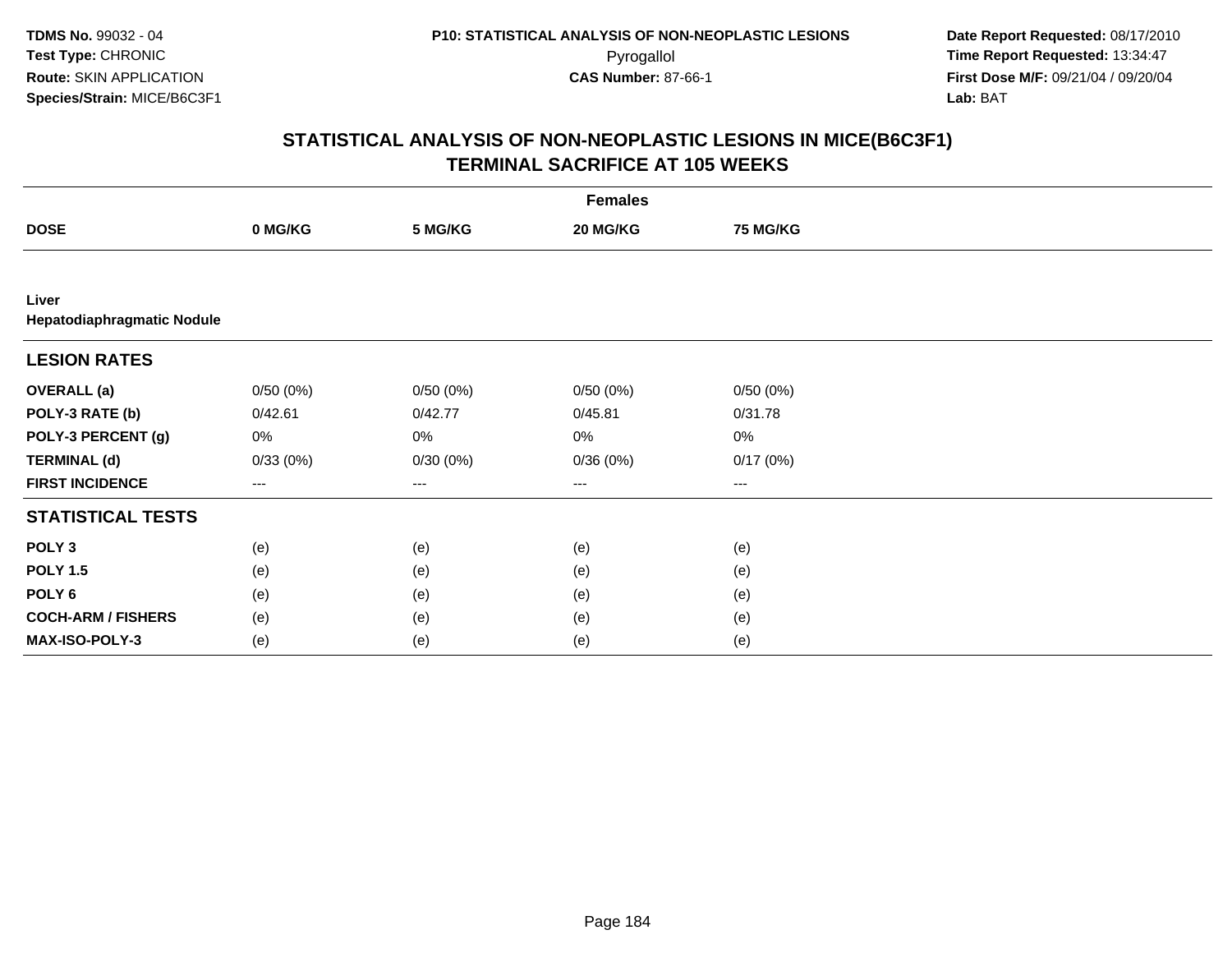# STATISTICAL ANALYSIS OF NON-NEOPLASTIC LESIONS IN MICE(B6C3F1)
## TERMINAL SACRIFICE AT 105 WEEKS

| | Females | | | |
|---|---|---|---|---|
| **DOSE** | **0 MG/KG** | **5 MG/KG** | **20 MG/KG** | **75 MG/KG** |
| **Liver** | | | | |
| **Hepatodiaphragmatic Nodule** | | | | |
| **LESION RATES** | | | | |
| **OVERALL (a)** | 0/50 (0%) | 0/50 (0%) | 0/50 (0%) | 0/50 (0%) |
| **POLY-3 RATE (b)** | 0/42.61 | 0/42.77 | 0/45.81 | 0/31.78 |
| **POLY-3 PERCENT (g)** | 0% | 0% | 0% | 0% |
| **TERMINAL (d)** | 0/33 (0%) | 0/30 (0%) | 0/36 (0%) | 0/17 (0%) |
| **FIRST INCIDENCE** | --- | --- | --- | --- |
| **STATISTICAL TESTS** | | | | |
| **POLY 3** | (e) | (e) | (e) | (e) |
| **POLY 1.5** | (e) | (e) | (e) | (e) |
| **POLY 6** | (e) | (e) | (e) | (e) |
| **COCH-ARM / FISHERS** | (e) | (e) | (e) | (e) |
| **MAX-ISO-POLY-3** | (e) | (e) | (e) | (e) |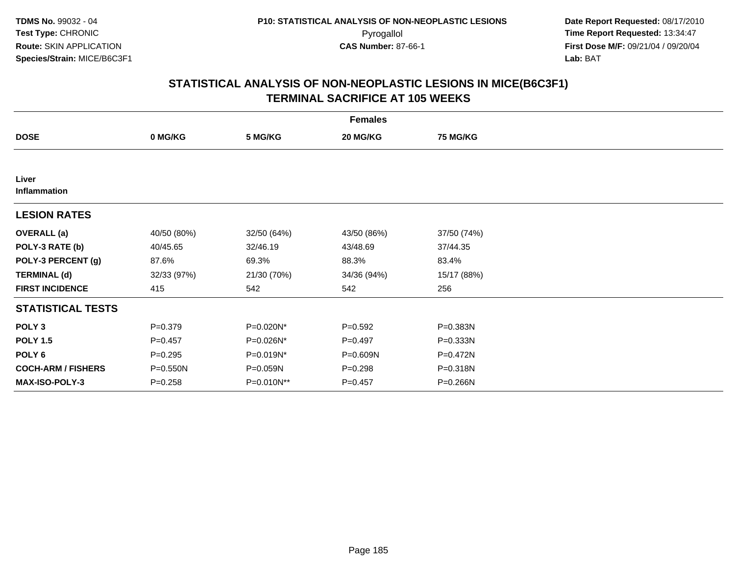**TDMS No.** 99032 - 04
**Test Type:** CHRONIC
**Route:** SKIN APPLICATION
**Species/Strain:** MICE/B6C3F1

**P10: STATISTICAL ANALYSIS OF NON-NEOPLASTIC LESIONS**
Pyrogallol
**CAS Number:** 87-66-1

**Date Report Requested:** 08/17/2010
**Time Report Requested:** 13:34:47
**First Dose M/F:** 09/21/04 / 09/20/04
**Lab:** BAT

## STATISTICAL ANALYSIS OF NON-NEOPLASTIC LESIONS IN MICE(B6C3F1) TERMINAL SACRIFICE AT 105 WEEKS

| | Females | | | |
|---|---|---|---|---|
| **DOSE** | **0 MG/KG** | **5 MG/KG** | **20 MG/KG** | **75 MG/KG** |
| **Liver** | | | | |
| **Inflammation** | | | | |
| **LESION RATES** | | | | |
| **OVERALL (a)** | 40/50 (80%) | 32/50 (64%) | 43/50 (86%) | 37/50 (74%) |
| **POLY-3 RATE (b)** | 40/45.65 | 32/46.19 | 43/48.69 | 37/44.35 |
| **POLY-3 PERCENT (g)** | 87.6% | 69.3% | 88.3% | 83.4% |
| **TERMINAL (d)** | 32/33 (97%) | 21/30 (70%) | 34/36 (94%) | 15/17 (88%) |
| **FIRST INCIDENCE** | 415 | 542 | 542 | 256 |
| **STATISTICAL TESTS** | | | | |
| **POLY 3** | P=0.379 | P=0.020N* | P=0.592 | P=0.383N |
| **POLY 1.5** | P=0.457 | P=0.026N* | P=0.497 | P=0.333N |
| **POLY 6** | P=0.295 | P=0.019N* | P=0.609N | P=0.472N |
| **COCH-ARM / FISHERS** | P=0.550N | P=0.059N | P=0.298 | P=0.318N |
| **MAX-ISO-POLY-3** | P=0.258 | P=0.010N** | P=0.457 | P=0.266N |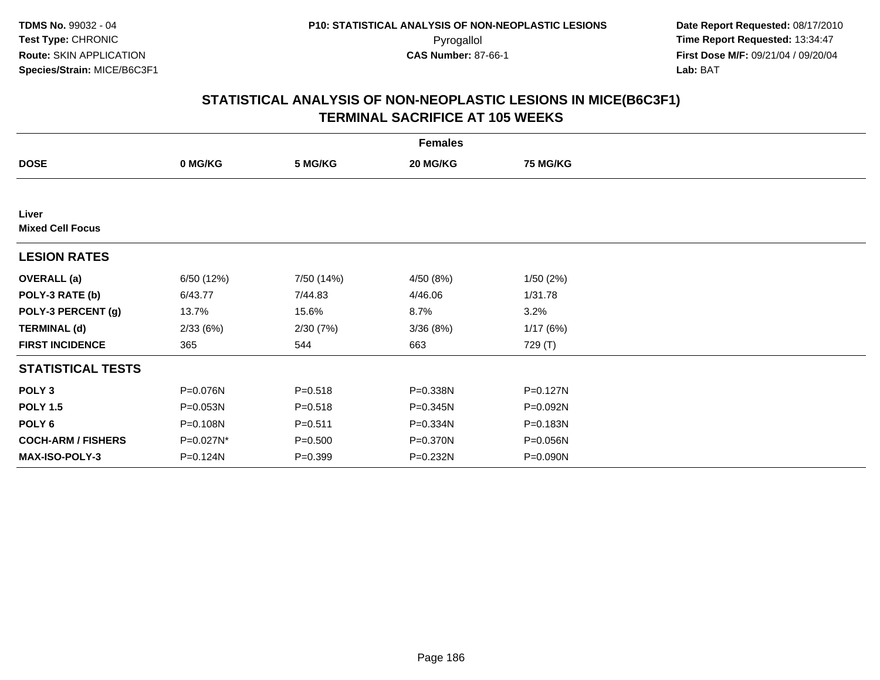TDMS No. 99032 - 04
Test Type: CHRONIC
Route: SKIN APPLICATION
Species/Strain: MICE/B6C3F1

P10: STATISTICAL ANALYSIS OF NON-NEOPLASTIC LESIONS
Pyrogallol
CAS Number: 87-66-1

Date Report Requested: 08/17/2010
Time Report Requested: 13:34:47
First Dose M/F: 09/21/04 / 09/20/04
Lab: BAT

## STATISTICAL ANALYSIS OF NON-NEOPLASTIC LESIONS IN MICE(B6C3F1)
## TERMINAL SACRIFICE AT 105 WEEKS

| | Females | | | |
|---|---|---|---|---|
| **DOSE** | **0 MG/KG** | **5 MG/KG** | **20 MG/KG** | **75 MG/KG** |
| **Liver** | | | | |
| **Mixed Cell Focus** | | | | |
| **LESION RATES** | | | | |
| **OVERALL (a)** | 6/50 (12%) | 7/50 (14%) | 4/50 (8%) | 1/50 (2%) |
| **POLY-3 RATE (b)** | 6/43.77 | 7/44.83 | 4/46.06 | 1/31.78 |
| **POLY-3 PERCENT (g)** | 13.7% | 15.6% | 8.7% | 3.2% |
| **TERMINAL (d)** | 2/33 (6%) | 2/30 (7%) | 3/36 (8%) | 1/17 (6%) |
| **FIRST INCIDENCE** | 365 | 544 | 663 | 729 (T) |
| **STATISTICAL TESTS** | | | | |
| **POLY 3** | P=0.076N | P=0.518 | P=0.338N | P=0.127N |
| **POLY 1.5** | P=0.053N | P=0.518 | P=0.345N | P=0.092N |
| **POLY 6** | P=0.108N | P=0.511 | P=0.334N | P=0.183N |
| **COCH-ARM / FISHERS** | P=0.027N* | P=0.500 | P=0.370N | P=0.056N |
| **MAX-ISO-POLY-3** | P=0.124N | P=0.399 | P=0.232N | P=0.090N |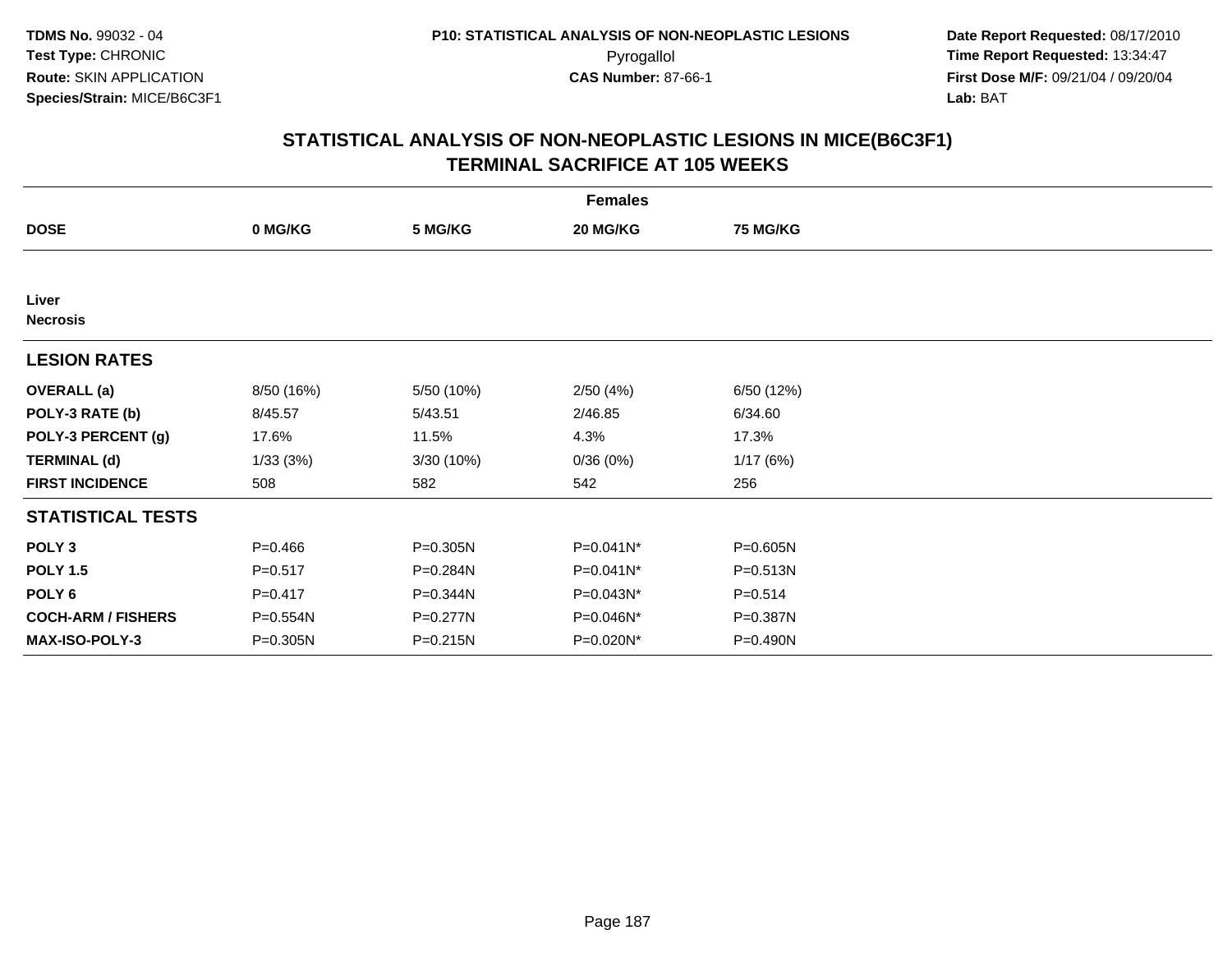**TDMS No.** 99032 - 04
**Test Type:** CHRONIC
**Route:** SKIN APPLICATION
**Species/Strain:** MICE/B6C3F1

**P10: STATISTICAL ANALYSIS OF NON-NEOPLASTIC LESIONS**
Pyrogallol
**CAS Number:** 87-66-1

**Date Report Requested:** 08/17/2010
**Time Report Requested:** 13:34:47
**First Dose M/F:** 09/21/04 / 09/20/04
**Lab:** BAT

## STATISTICAL ANALYSIS OF NON-NEOPLASTIC LESIONS IN MICE(B6C3F1) TERMINAL SACRIFICE AT 105 WEEKS

| | Females | | | |
|---|---|---|---|---|
| **DOSE** | **0 MG/KG** | **5 MG/KG** | **20 MG/KG** | **75 MG/KG** |
| **Liver** | | | | |
| **Necrosis** | | | | |
| **LESION RATES** | | | | |
| **OVERALL (a)** | 8/50 (16%) | 5/50 (10%) | 2/50 (4%) | 6/50 (12%) |
| **POLY-3 RATE (b)** | 8/45.57 | 5/43.51 | 2/46.85 | 6/34.60 |
| **POLY-3 PERCENT (g)** | 17.6% | 11.5% | 4.3% | 17.3% |
| **TERMINAL (d)** | 1/33 (3%) | 3/30 (10%) | 0/36 (0%) | 1/17 (6%) |
| **FIRST INCIDENCE** | 508 | 582 | 542 | 256 |
| **STATISTICAL TESTS** | | | | |
| **POLY 3** | P=0.466 | P=0.305N | P=0.041N* | P=0.605N |
| **POLY 1.5** | P=0.517 | P=0.284N | P=0.041N* | P=0.513N |
| **POLY 6** | P=0.417 | P=0.344N | P=0.043N* | P=0.514 |
| **COCH-ARM / FISHERS** | P=0.554N | P=0.277N | P=0.046N* | P=0.387N |
| **MAX-ISO-POLY-3** | P=0.305N | P=0.215N | P=0.020N* | P=0.490N |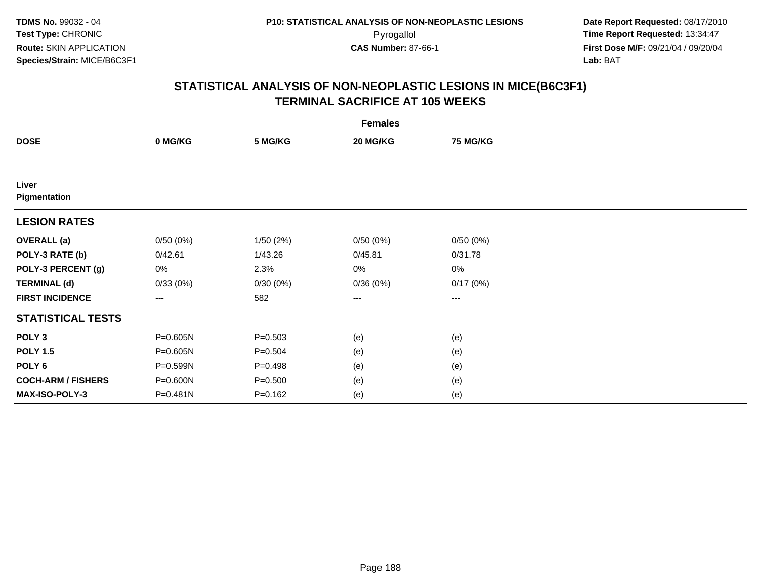**TDMS No.** 99032 - 04
**Test Type:** CHRONIC
**Route:** SKIN APPLICATION
**Species/Strain:** MICE/B6C3F1

**P10: STATISTICAL ANALYSIS OF NON-NEOPLASTIC LESIONS**
Pyrogallol
**CAS Number:** 87-66-1

**Date Report Requested:** 08/17/2010
**Time Report Requested:** 13:34:47
**First Dose M/F:** 09/21/04 / 09/20/04
**Lab:** BAT

## STATISTICAL ANALYSIS OF NON-NEOPLASTIC LESIONS IN MICE(B6C3F1)
## TERMINAL SACRIFICE AT 105 WEEKS

| | Females | | | |
|---|---|---|---|---|
| **DOSE** | **0 MG/KG** | **5 MG/KG** | **20 MG/KG** | **75 MG/KG** |
| **Liver** | | | | |
| **Pigmentation** | | | | |
| **LESION RATES** | | | | |
| **OVERALL (a)** | 0/50 (0%) | 1/50 (2%) | 0/50 (0%) | 0/50 (0%) |
| **POLY-3 RATE (b)** | 0/42.61 | 1/43.26 | 0/45.81 | 0/31.78 |
| **POLY-3 PERCENT (g)** | 0% | 2.3% | 0% | 0% |
| **TERMINAL (d)** | 0/33 (0%) | 0/30 (0%) | 0/36 (0%) | 0/17 (0%) |
| **FIRST INCIDENCE** | --- | 582 | --- | --- |
| **STATISTICAL TESTS** | | | | |
| **POLY 3** | P=0.605N | P=0.503 | (e) | (e) |
| **POLY 1.5** | P=0.605N | P=0.504 | (e) | (e) |
| **POLY 6** | P=0.599N | P=0.498 | (e) | (e) |
| **COCH-ARM / FISHERS** | P=0.600N | P=0.500 | (e) | (e) |
| **MAX-ISO-POLY-3** | P=0.481N | P=0.162 | (e) | (e) |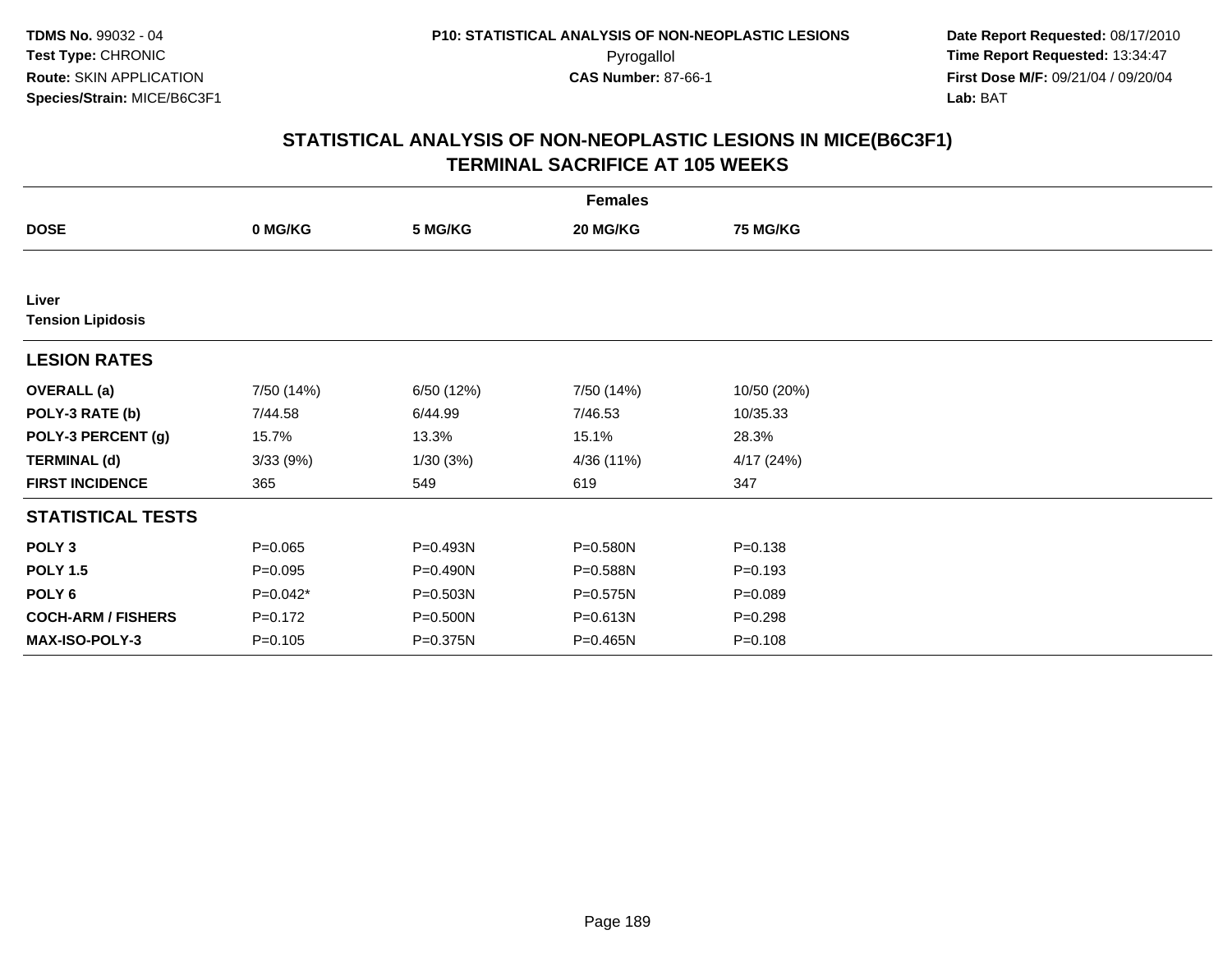**TDMS No.** 99032 - 04
**Test Type:** CHRONIC
**Route:** SKIN APPLICATION
**Species/Strain:** MICE/B6C3F1

**P10: STATISTICAL ANALYSIS OF NON-NEOPLASTIC LESIONS**
Pyrogallol
**CAS Number:** 87-66-1

**Date Report Requested:** 08/17/2010
**Time Report Requested:** 13:34:47
**First Dose M/F:** 09/21/04 / 09/20/04
**Lab:** BAT

## STATISTICAL ANALYSIS OF NON-NEOPLASTIC LESIONS IN MICE(B6C3F1) TERMINAL SACRIFICE AT 105 WEEKS

| | Females | | | |
|---|---|---|---|---|
| **DOSE** | **0 MG/KG** | **5 MG/KG** | **20 MG/KG** | **75 MG/KG** |
| **Liver** | | | | |
| **Tension Lipidosis** | | | | |
| **LESION RATES** | | | | |
| **OVERALL (a)** | 7/50 (14%) | 6/50 (12%) | 7/50 (14%) | 10/50 (20%) |
| **POLY-3 RATE (b)** | 7/44.58 | 6/44.99 | 7/46.53 | 10/35.33 |
| **POLY-3 PERCENT (g)** | 15.7% | 13.3% | 15.1% | 28.3% |
| **TERMINAL (d)** | 3/33 (9%) | 1/30 (3%) | 4/36 (11%) | 4/17 (24%) |
| **FIRST INCIDENCE** | 365 | 549 | 619 | 347 |
| **STATISTICAL TESTS** | | | | |
| **POLY 3** | P=0.065 | P=0.493N | P=0.580N | P=0.138 |
| **POLY 1.5** | P=0.095 | P=0.490N | P=0.588N | P=0.193 |
| **POLY 6** | P=0.042* | P=0.503N | P=0.575N | P=0.089 |
| **COCH-ARM / FISHERS** | P=0.172 | P=0.500N | P=0.613N | P=0.298 |
| **MAX-ISO-POLY-3** | P=0.105 | P=0.375N | P=0.465N | P=0.108 |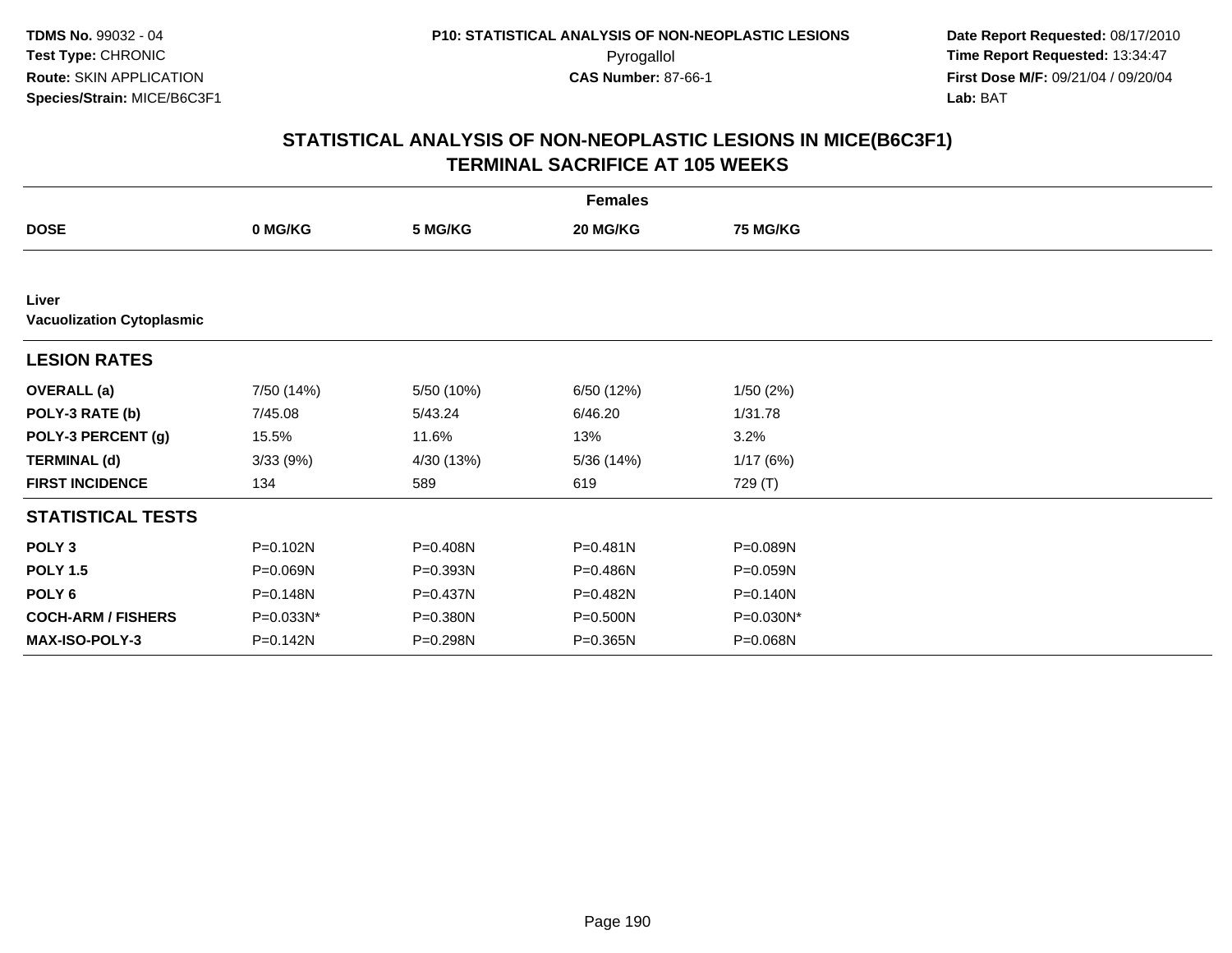TDMS No. 99032 - 04
Test Type: CHRONIC
Route: SKIN APPLICATION
Species/Strain: MICE/B6C3F1

P10: STATISTICAL ANALYSIS OF NON-NEOPLASTIC LESIONS
Pyrogallol
CAS Number: 87-66-1

Date Report Requested: 08/17/2010
Time Report Requested: 13:34:47
First Dose M/F: 09/21/04 / 09/20/04
Lab: BAT

## STATISTICAL ANALYSIS OF NON-NEOPLASTIC LESIONS IN MICE(B6C3F1)
## TERMINAL SACRIFICE AT 105 WEEKS

| | Females | | | |
|---|---|---|---|---|
| **DOSE** | **0 MG/KG** | **5 MG/KG** | **20 MG/KG** | **75 MG/KG** |
| **Liver** | | | | |
| **Vacuolization Cytoplasmic** | | | | |
| **LESION RATES** | | | | |
| **OVERALL (a)** | 7/50 (14%) | 5/50 (10%) | 6/50 (12%) | 1/50 (2%) |
| **POLY-3 RATE (b)** | 7/45.08 | 5/43.24 | 6/46.20 | 1/31.78 |
| **POLY-3 PERCENT (g)** | 15.5% | 11.6% | 13% | 3.2% |
| **TERMINAL (d)** | 3/33 (9%) | 4/30 (13%) | 5/36 (14%) | 1/17 (6%) |
| **FIRST INCIDENCE** | 134 | 589 | 619 | 729 (T) |
| **STATISTICAL TESTS** | | | | |
| **POLY 3** | P=0.102N | P=0.408N | P=0.481N | P=0.089N |
| **POLY 1.5** | P=0.069N | P=0.393N | P=0.486N | P=0.059N |
| **POLY 6** | P=0.148N | P=0.437N | P=0.482N | P=0.140N |
| **COCH-ARM / FISHERS** | P=0.033N* | P=0.380N | P=0.500N | P=0.030N* |
| **MAX-ISO-POLY-3** | P=0.142N | P=0.298N | P=0.365N | P=0.068N |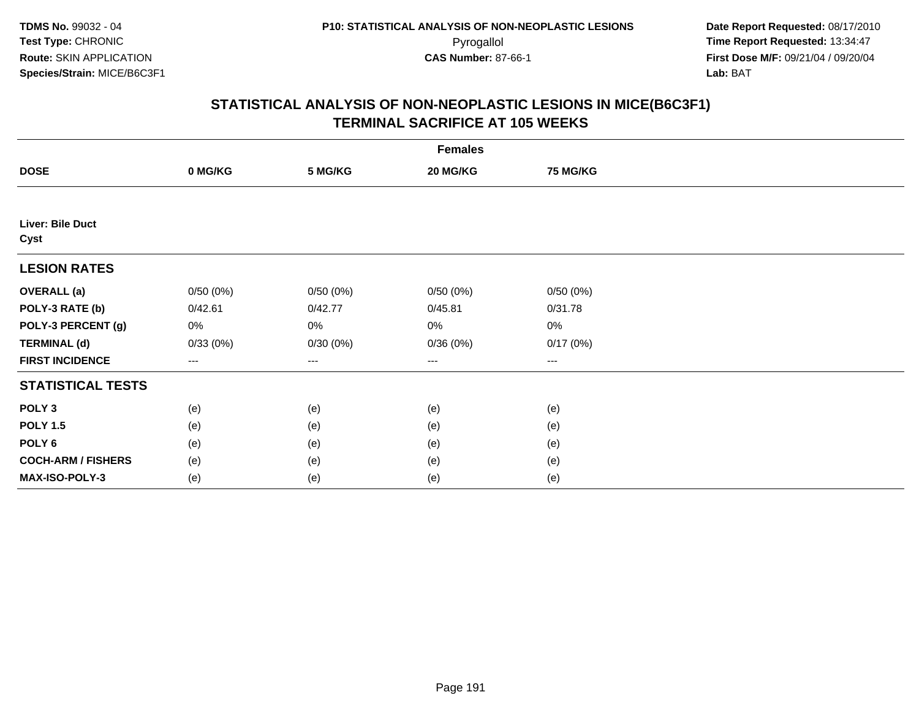**TDMS No.** 99032 - 04
**Test Type:** CHRONIC
**Route:** SKIN APPLICATION
**Species/Strain:** MICE/B6C3F1

**P10: STATISTICAL ANALYSIS OF NON-NEOPLASTIC LESIONS**
Pyrogallol
**CAS Number:** 87-66-1

**Date Report Requested:** 08/17/2010
**Time Report Requested:** 13:34:47
**First Dose M/F:** 09/21/04 / 09/20/04
**Lab:** BAT

## STATISTICAL ANALYSIS OF NON-NEOPLASTIC LESIONS IN MICE(B6C3F1) TERMINAL SACRIFICE AT 105 WEEKS

| | Females | | | |
|---|---|---|---|---|
| **DOSE** | **0 MG/KG** | **5 MG/KG** | **20 MG/KG** | **75 MG/KG** |
| **Liver: Bile Duct** | | | | |
| **Cyst** | | | | |
| **LESION RATES** | | | | |
| **OVERALL (a)** | 0/50 (0%) | 0/50 (0%) | 0/50 (0%) | 0/50 (0%) |
| **POLY-3 RATE (b)** | 0/42.61 | 0/42.77 | 0/45.81 | 0/31.78 |
| **POLY-3 PERCENT (g)** | 0% | 0% | 0% | 0% |
| **TERMINAL (d)** | 0/33 (0%) | 0/30 (0%) | 0/36 (0%) | 0/17 (0%) |
| **FIRST INCIDENCE** | --- | --- | --- | --- |
| **STATISTICAL TESTS** | | | | |
| **POLY 3** | (e) | (e) | (e) | (e) |
| **POLY 1.5** | (e) | (e) | (e) | (e) |
| **POLY 6** | (e) | (e) | (e) | (e) |
| **COCH-ARM / FISHERS** | (e) | (e) | (e) | (e) |
| **MAX-ISO-POLY-3** | (e) | (e) | (e) | (e) |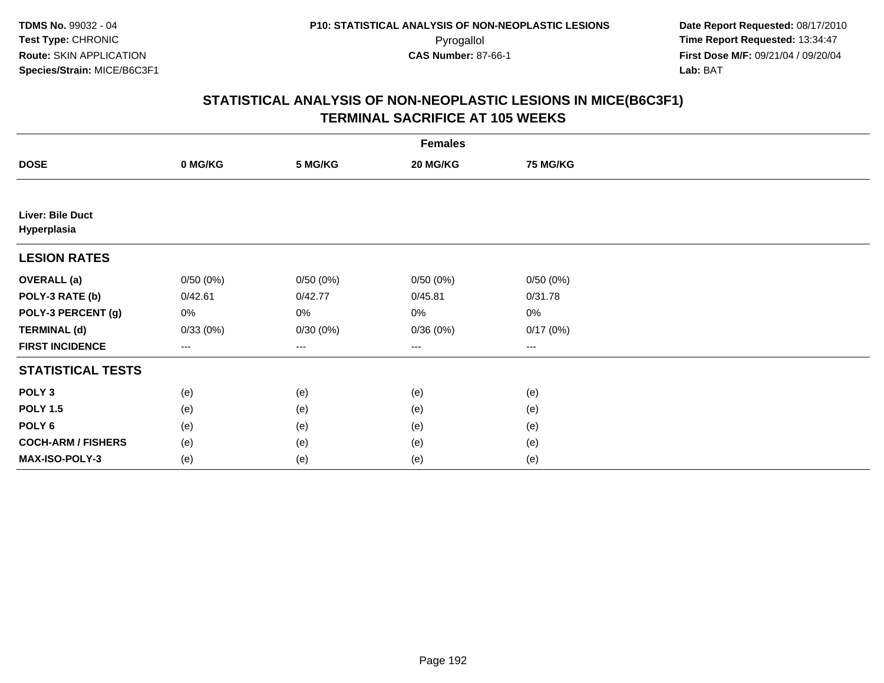TDMS No. 99032 - 04
Test Type: CHRONIC
Route: SKIN APPLICATION
Species/Strain: MICE/B6C3F1

P10: STATISTICAL ANALYSIS OF NON-NEOPLASTIC LESIONS
Pyrogallol
CAS Number: 87-66-1

Date Report Requested: 08/17/2010
Time Report Requested: 13:34:47
First Dose M/F: 09/21/04 / 09/20/04
Lab: BAT

## STATISTICAL ANALYSIS OF NON-NEOPLASTIC LESIONS IN MICE(B6C3F1)
## TERMINAL SACRIFICE AT 105 WEEKS

| Females | | | | |
|---|---|---|---|---|
| **DOSE** | **0 MG/KG** | **5 MG/KG** | **20 MG/KG** | **75 MG/KG** |
| **Liver: Bile Duct Hyperplasia** | | | | |
| **LESION RATES** | | | | |
| **OVERALL (a)** | 0/50 (0%) | 0/50 (0%) | 0/50 (0%) | 0/50 (0%) |
| **POLY-3 RATE (b)** | 0/42.61 | 0/42.77 | 0/45.81 | 0/31.78 |
| **POLY-3 PERCENT (g)** | 0% | 0% | 0% | 0% |
| **TERMINAL (d)** | 0/33 (0%) | 0/30 (0%) | 0/36 (0%) | 0/17 (0%) |
| **FIRST INCIDENCE** | --- | --- | --- | --- |
| **STATISTICAL TESTS** | | | | |
| **POLY 3** | (e) | (e) | (e) | (e) |
| **POLY 1.5** | (e) | (e) | (e) | (e) |
| **POLY 6** | (e) | (e) | (e) | (e) |
| **COCH-ARM / FISHERS** | (e) | (e) | (e) | (e) |
| **MAX-ISO-POLY-3** | (e) | (e) | (e) | (e) |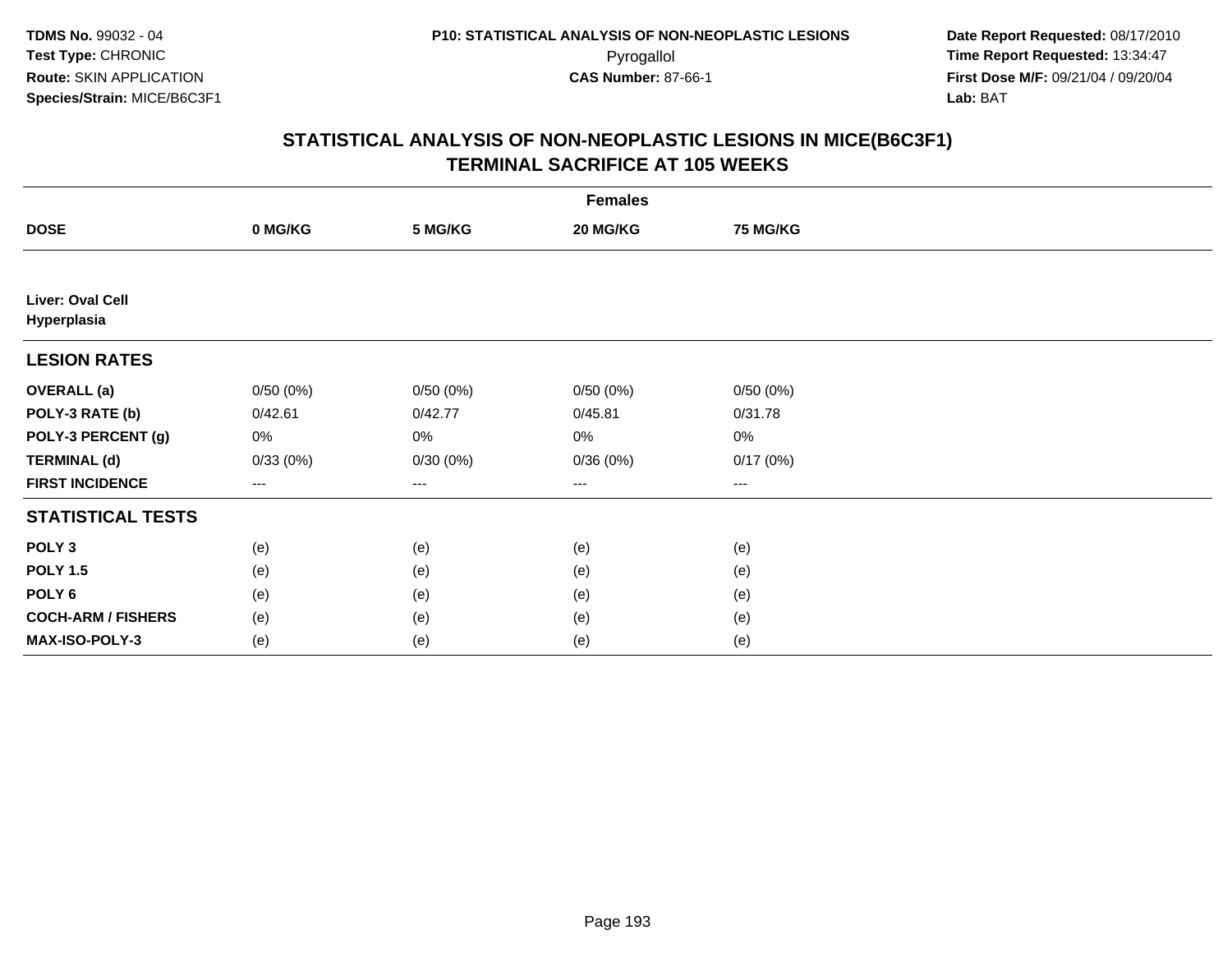TDMS No. 99032 - 04
Test Type: CHRONIC
Route: SKIN APPLICATION
Species/Strain: MICE/B6C3F1

P10: STATISTICAL ANALYSIS OF NON-NEOPLASTIC LESIONS
Pyrogallol
CAS Number: 87-66-1

Date Report Requested: 08/17/2010
Time Report Requested: 13:34:47
First Dose M/F: 09/21/04 / 09/20/04
Lab: BAT

## STATISTICAL ANALYSIS OF NON-NEOPLASTIC LESIONS IN MICE(B6C3F1)
## TERMINAL SACRIFICE AT 105 WEEKS

| | Females | | | |
|---|---|---|---|---|
| **DOSE** | **0 MG/KG** | **5 MG/KG** | **20 MG/KG** | **75 MG/KG** |
| **Liver: Oval Cell Hyperplasia** | | | | |
| **LESION RATES** | | | | |
| **OVERALL (a)** | 0/50 (0%) | 0/50 (0%) | 0/50 (0%) | 0/50 (0%) |
| **POLY-3 RATE (b)** | 0/42.61 | 0/42.77 | 0/45.81 | 0/31.78 |
| **POLY-3 PERCENT (g)** | 0% | 0% | 0% | 0% |
| **TERMINAL (d)** | 0/33 (0%) | 0/30 (0%) | 0/36 (0%) | 0/17 (0%) |
| **FIRST INCIDENCE** | --- | --- | --- | --- |
| **STATISTICAL TESTS** | | | | |
| **POLY 3** | (e) | (e) | (e) | (e) |
| **POLY 1.5** | (e) | (e) | (e) | (e) |
| **POLY 6** | (e) | (e) | (e) | (e) |
| **COCH-ARM / FISHERS** | (e) | (e) | (e) | (e) |
| **MAX-ISO-POLY-3** | (e) | (e) | (e) | (e) |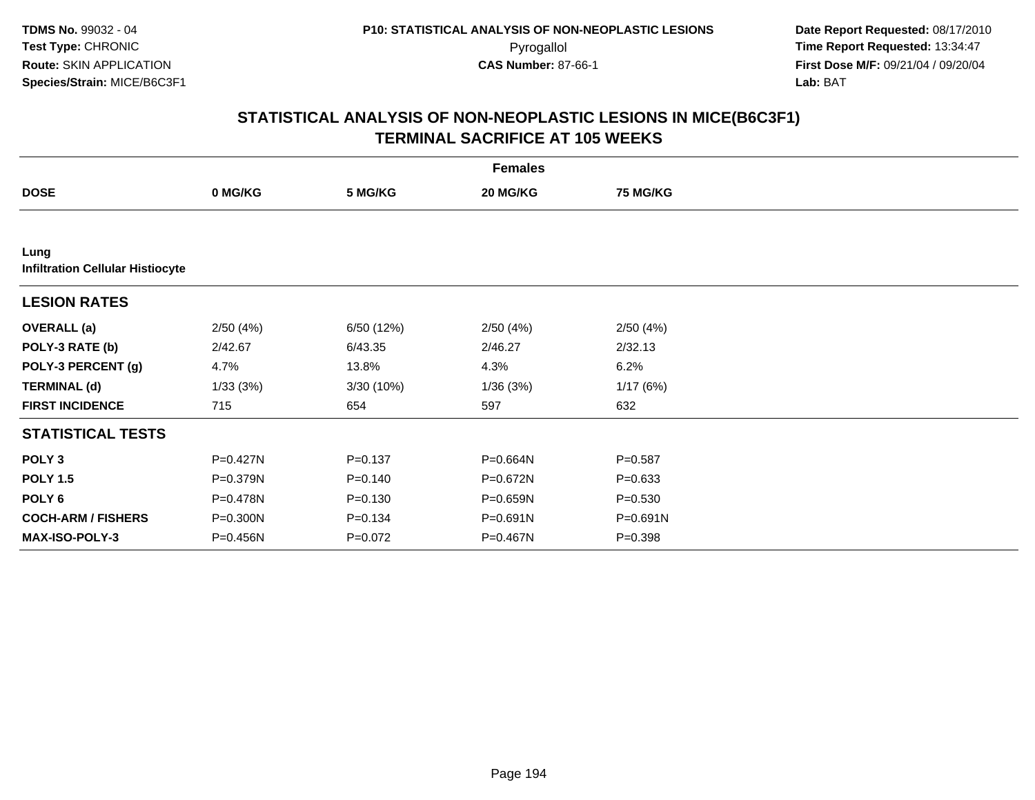**TDMS No.** 99032 - 04
**Test Type:** CHRONIC
**Route:** SKIN APPLICATION
**Species/Strain:** MICE/B6C3F1

**P10: STATISTICAL ANALYSIS OF NON-NEOPLASTIC LESIONS**
Pyrogallol
**CAS Number:** 87-66-1

**Date Report Requested:** 08/17/2010
**Time Report Requested:** 13:34:47
**First Dose M/F:** 09/21/04 / 09/20/04
**Lab:** BAT

## STATISTICAL ANALYSIS OF NON-NEOPLASTIC LESIONS IN MICE(B6C3F1) TERMINAL SACRIFICE AT 105 WEEKS

| | Females | | | |
|---|---|---|---|---|
| **DOSE** | **0 MG/KG** | **5 MG/KG** | **20 MG/KG** | **75 MG/KG** |
| **Lung** | | | | |
| **Infiltration Cellular Histiocyte** | | | | |
| **LESION RATES** | | | | |
| **OVERALL (a)** | 2/50 (4%) | 6/50 (12%) | 2/50 (4%) | 2/50 (4%) |
| **POLY-3 RATE (b)** | 2/42.67 | 6/43.35 | 2/46.27 | 2/32.13 |
| **POLY-3 PERCENT (g)** | 4.7% | 13.8% | 4.3% | 6.2% |
| **TERMINAL (d)** | 1/33 (3%) | 3/30 (10%) | 1/36 (3%) | 1/17 (6%) |
| **FIRST INCIDENCE** | 715 | 654 | 597 | 632 |
| **STATISTICAL TESTS** | | | | |
| **POLY 3** | P=0.427N | P=0.137 | P=0.664N | P=0.587 |
| **POLY 1.5** | P=0.379N | P=0.140 | P=0.672N | P=0.633 |
| **POLY 6** | P=0.478N | P=0.130 | P=0.659N | P=0.530 |
| **COCH-ARM / FISHERS** | P=0.300N | P=0.134 | P=0.691N | P=0.691N |
| **MAX-ISO-POLY-3** | P=0.456N | P=0.072 | P=0.467N | P=0.398 |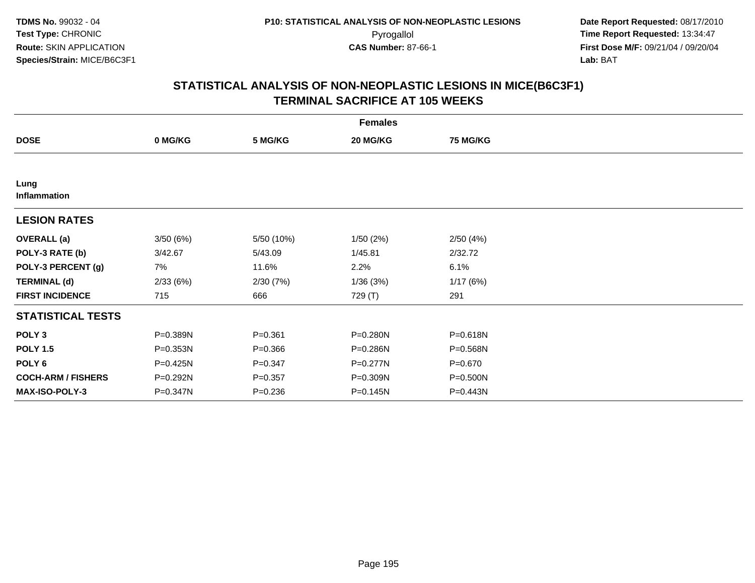TDMS No. 99032 - 04
Test Type: CHRONIC
Route: SKIN APPLICATION
Species/Strain: MICE/B6C3F1

P10: STATISTICAL ANALYSIS OF NON-NEOPLASTIC LESIONS
Pyrogallol
CAS Number: 87-66-1

Date Report Requested: 08/17/2010
Time Report Requested: 13:34:47
First Dose M/F: 09/21/04 / 09/20/04
Lab: BAT

## STATISTICAL ANALYSIS OF NON-NEOPLASTIC LESIONS IN MICE(B6C3F1)
## TERMINAL SACRIFICE AT 105 WEEKS

| | Females | | | |
|---|---|---|---|---|
| **DOSE** | **0 MG/KG** | **5 MG/KG** | **20 MG/KG** | **75 MG/KG** |
| **Lung** | | | | |
| **Inflammation** | | | | |
| **LESION RATES** | | | | |
| **OVERALL (a)** | 3/50 (6%) | 5/50 (10%) | 1/50 (2%) | 2/50 (4%) |
| **POLY-3 RATE (b)** | 3/42.67 | 5/43.09 | 1/45.81 | 2/32.72 |
| **POLY-3 PERCENT (g)** | 7% | 11.6% | 2.2% | 6.1% |
| **TERMINAL (d)** | 2/33 (6%) | 2/30 (7%) | 1/36 (3%) | 1/17 (6%) |
| **FIRST INCIDENCE** | 715 | 666 | 729 (T) | 291 |
| **STATISTICAL TESTS** | | | | |
| **POLY 3** | P=0.389N | P=0.361 | P=0.280N | P=0.618N |
| **POLY 1.5** | P=0.353N | P=0.366 | P=0.286N | P=0.568N |
| **POLY 6** | P=0.425N | P=0.347 | P=0.277N | P=0.670 |
| **COCH-ARM / FISHERS** | P=0.292N | P=0.357 | P=0.309N | P=0.500N |
| **MAX-ISO-POLY-3** | P=0.347N | P=0.236 | P=0.145N | P=0.443N |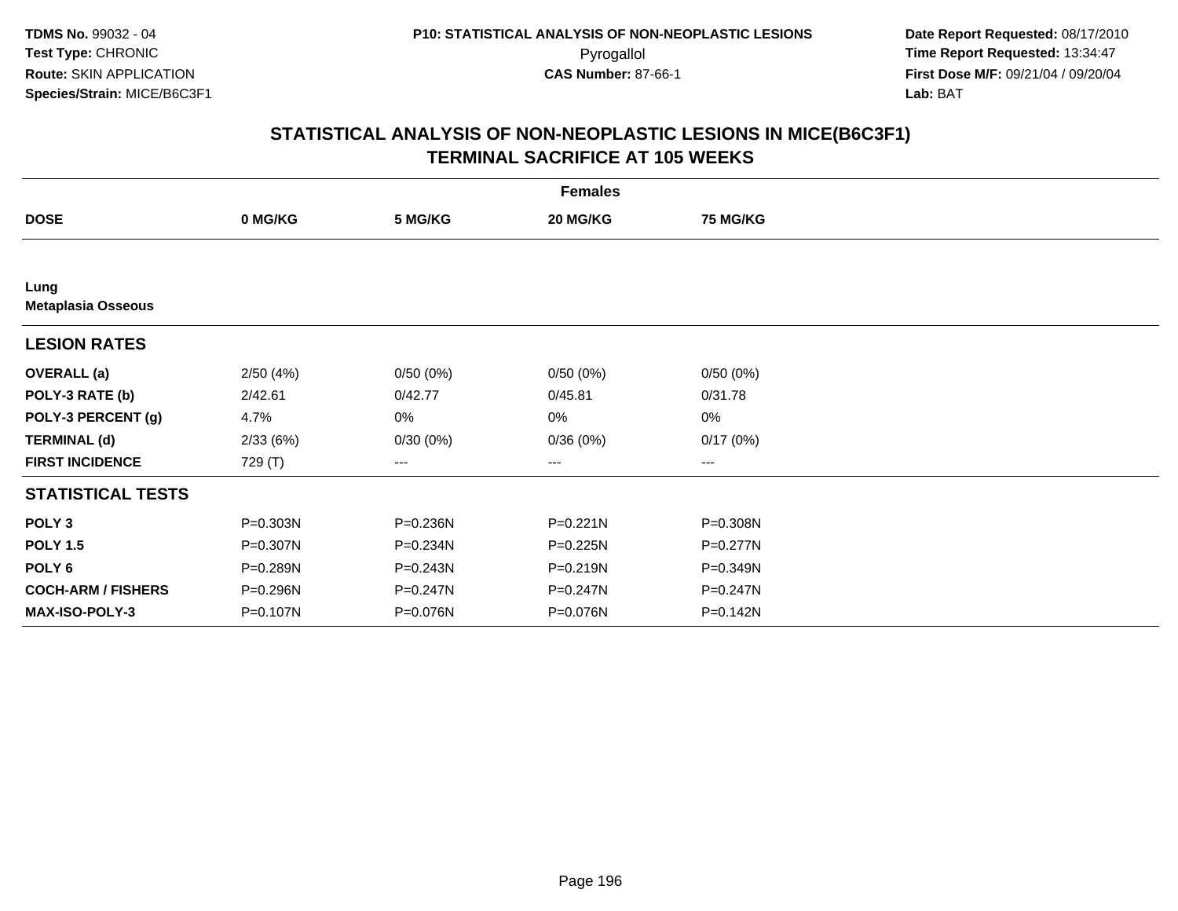**TDMS No.** 99032 - 04
**Test Type:** CHRONIC
**Route:** SKIN APPLICATION
**Species/Strain:** MICE/B6C3F1

**P10: STATISTICAL ANALYSIS OF NON-NEOPLASTIC LESIONS**
Pyrogallol
**CAS Number:** 87-66-1

**Date Report Requested:** 08/17/2010
**Time Report Requested:** 13:34:47
**First Dose M/F:** 09/21/04 / 09/20/04
**Lab:** BAT

## STATISTICAL ANALYSIS OF NON-NEOPLASTIC LESIONS IN MICE(B6C3F1) TERMINAL SACRIFICE AT 105 WEEKS

| | Females | | | |
|---|---|---|---|---|
| **DOSE** | **0 MG/KG** | **5 MG/KG** | **20 MG/KG** | **75 MG/KG** |
| **Lung** | | | | |
| **Metaplasia Osseous** | | | | |
| **LESION RATES** | | | | |
| **OVERALL (a)** | 2/50 (4%) | 0/50 (0%) | 0/50 (0%) | 0/50 (0%) |
| **POLY-3 RATE (b)** | 2/42.61 | 0/42.77 | 0/45.81 | 0/31.78 |
| **POLY-3 PERCENT (g)** | 4.7% | 0% | 0% | 0% |
| **TERMINAL (d)** | 2/33 (6%) | 0/30 (0%) | 0/36 (0%) | 0/17 (0%) |
| **FIRST INCIDENCE** | 729 (T) | --- | --- | --- |
| **STATISTICAL TESTS** | | | | |
| **POLY 3** | P=0.303N | P=0.236N | P=0.221N | P=0.308N |
| **POLY 1.5** | P=0.307N | P=0.234N | P=0.225N | P=0.277N |
| **POLY 6** | P=0.289N | P=0.243N | P=0.219N | P=0.349N |
| **COCH-ARM / FISHERS** | P=0.296N | P=0.247N | P=0.247N | P=0.247N |
| **MAX-ISO-POLY-3** | P=0.107N | P=0.076N | P=0.076N | P=0.142N |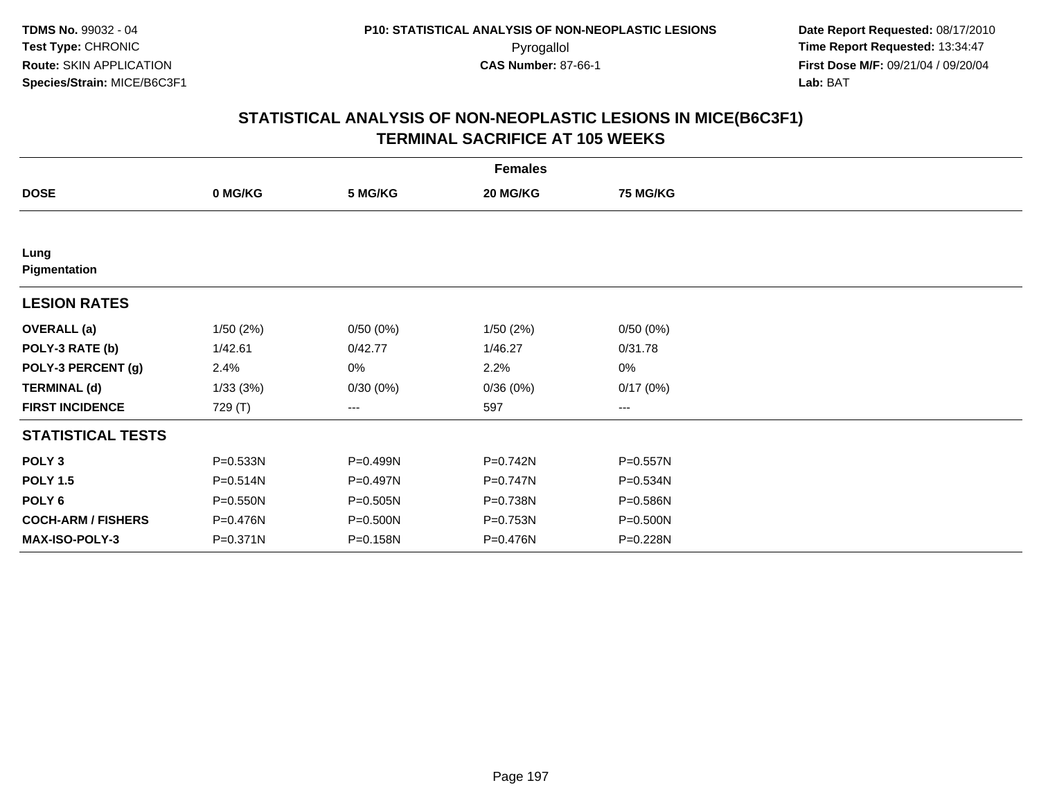**TDMS No.** 99032 - 04
**Test Type:** CHRONIC
**Route:** SKIN APPLICATION
**Species/Strain:** MICE/B6C3F1

**P10: STATISTICAL ANALYSIS OF NON-NEOPLASTIC LESIONS**
Pyrogallol
**CAS Number:** 87-66-1

**Date Report Requested:** 08/17/2010
**Time Report Requested:** 13:34:47
**First Dose M/F:** 09/21/04 / 09/20/04
**Lab:** BAT

## STATISTICAL ANALYSIS OF NON-NEOPLASTIC LESIONS IN MICE(B6C3F1) TERMINAL SACRIFICE AT 105 WEEKS

| Females | | | | |
|---|---|---|---|---|
| **DOSE** | **0 MG/KG** | **5 MG/KG** | **20 MG/KG** | **75 MG/KG** |
| **Lung** | | | | |
| **Pigmentation** | | | | |
| **LESION RATES** | | | | |
| **OVERALL (a)** | 1/50 (2%) | 0/50 (0%) | 1/50 (2%) | 0/50 (0%) |
| **POLY-3 RATE (b)** | 1/42.61 | 0/42.77 | 1/46.27 | 0/31.78 |
| **POLY-3 PERCENT (g)** | 2.4% | 0% | 2.2% | 0% |
| **TERMINAL (d)** | 1/33 (3%) | 0/30 (0%) | 0/36 (0%) | 0/17 (0%) |
| **FIRST INCIDENCE** | 729 (T) | --- | 597 | --- |
| **STATISTICAL TESTS** | | | | |
| **POLY 3** | P=0.533N | P=0.499N | P=0.742N | P=0.557N |
| **POLY 1.5** | P=0.514N | P=0.497N | P=0.747N | P=0.534N |
| **POLY 6** | P=0.550N | P=0.505N | P=0.738N | P=0.586N |
| **COCH-ARM / FISHERS** | P=0.476N | P=0.500N | P=0.753N | P=0.500N |
| **MAX-ISO-POLY-3** | P=0.371N | P=0.158N | P=0.476N | P=0.228N |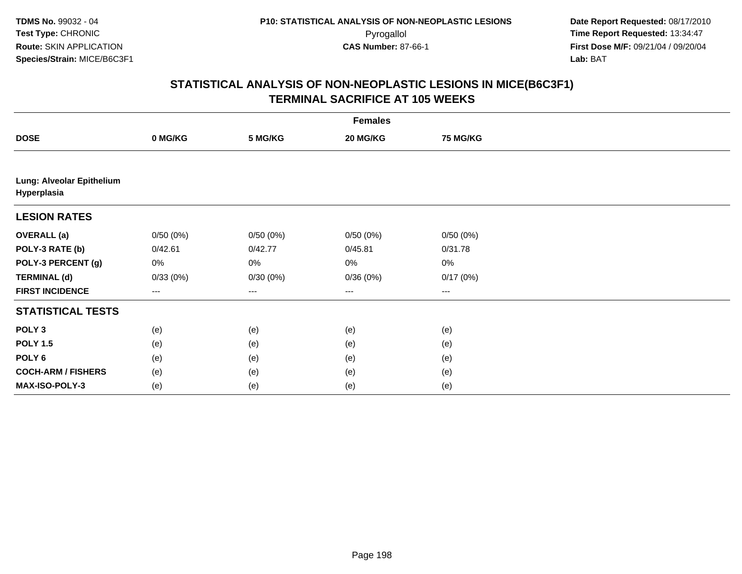# STATISTICAL ANALYSIS OF NON-NEOPLASTIC LESIONS IN MICE(B6C3F1)
## TERMINAL SACRIFICE AT 105 WEEKS

| | Females | | | |
|---|---|---|---|---|
| **DOSE** | **0 MG/KG** | **5 MG/KG** | **20 MG/KG** | **75 MG/KG** |
| **Lung: Alveolar Epithelium Hyperplasia** | | | | |
| **LESION RATES** | | | | |
| **OVERALL (a)** | 0/50 (0%) | 0/50 (0%) | 0/50 (0%) | 0/50 (0%) |
| **POLY-3 RATE (b)** | 0/42.61 | 0/42.77 | 0/45.81 | 0/31.78 |
| **POLY-3 PERCENT (g)** | 0% | 0% | 0% | 0% |
| **TERMINAL (d)** | 0/33 (0%) | 0/30 (0%) | 0/36 (0%) | 0/17 (0%) |
| **FIRST INCIDENCE** | --- | --- | --- | --- |
| **STATISTICAL TESTS** | | | | |
| **POLY 3** | (e) | (e) | (e) | (e) |
| **POLY 1.5** | (e) | (e) | (e) | (e) |
| **POLY 6** | (e) | (e) | (e) | (e) |
| **COCH-ARM / FISHERS** | (e) | (e) | (e) | (e) |
| **MAX-ISO-POLY-3** | (e) | (e) | (e) | (e) |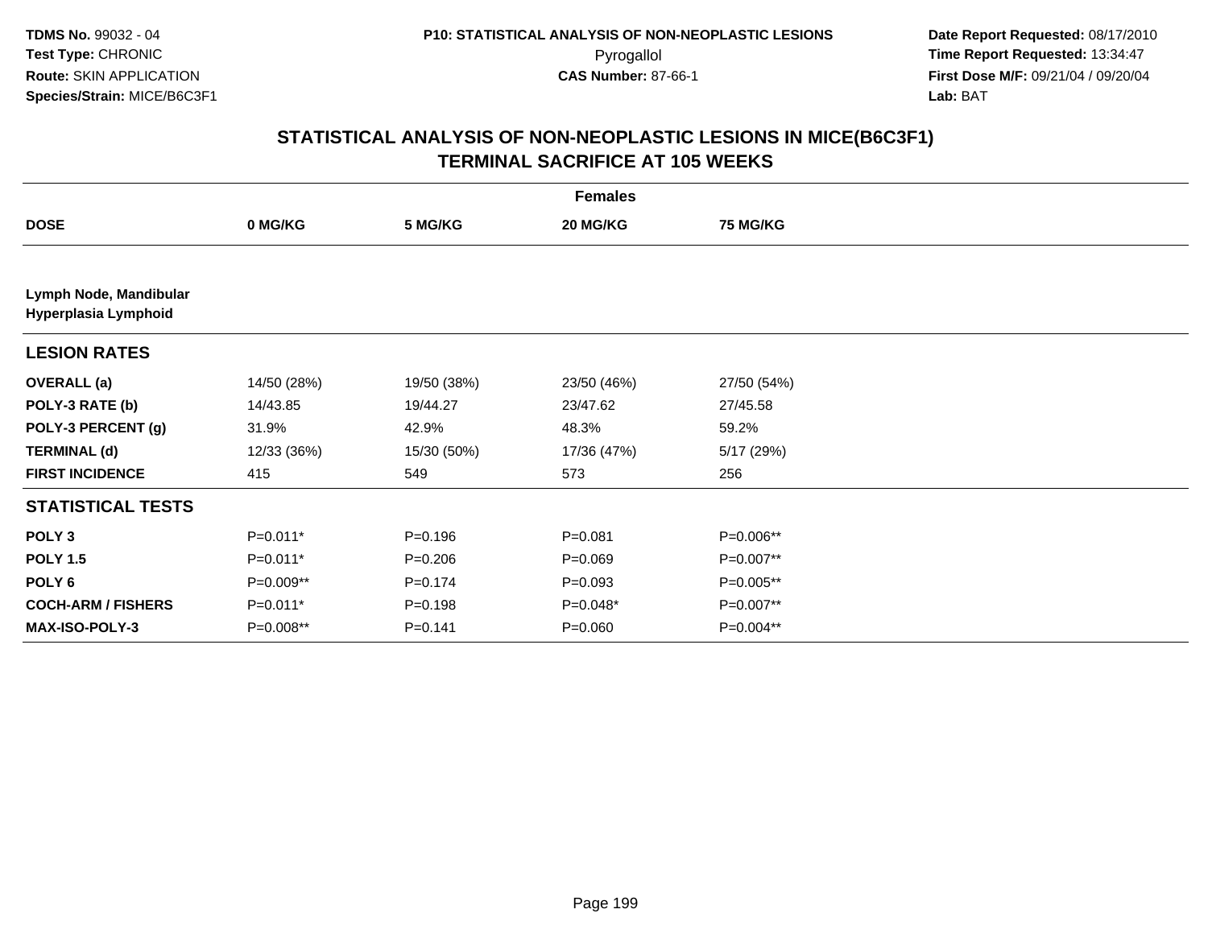**TDMS No.** 99032 - 04
**Test Type:** CHRONIC
**Route:** SKIN APPLICATION
**Species/Strain:** MICE/B6C3F1

**P10: STATISTICAL ANALYSIS OF NON-NEOPLASTIC LESIONS**
Pyrogallol
**CAS Number:** 87-66-1

**Date Report Requested:** 08/17/2010
**Time Report Requested:** 13:34:47
**First Dose M/F:** 09/21/04 / 09/20/04
**Lab:** BAT

## STATISTICAL ANALYSIS OF NON-NEOPLASTIC LESIONS IN MICE(B6C3F1)
## TERMINAL SACRIFICE AT 105 WEEKS

| | Females | | | |
|---|---|---|---|---|
| **DOSE** | **0 MG/KG** | **5 MG/KG** | **20 MG/KG** | **75 MG/KG** |
| **Lymph Node, Mandibular** **Hyperplasia Lymphoid** | | | | |
| **LESION RATES** | | | | |
| **OVERALL (a)** | 14/50 (28%) | 19/50 (38%) | 23/50 (46%) | 27/50 (54%) |
| **POLY-3 RATE (b)** | 14/43.85 | 19/44.27 | 23/47.62 | 27/45.58 |
| **POLY-3 PERCENT (g)** | 31.9% | 42.9% | 48.3% | 59.2% |
| **TERMINAL (d)** | 12/33 (36%) | 15/30 (50%) | 17/36 (47%) | 5/17 (29%) |
| **FIRST INCIDENCE** | 415 | 549 | 573 | 256 |
| **STATISTICAL TESTS** | | | | |
| **POLY 3** | P=0.011* | P=0.196 | P=0.081 | P=0.006** |
| **POLY 1.5** | P=0.011* | P=0.206 | P=0.069 | P=0.007** |
| **POLY 6** | P=0.009** | P=0.174 | P=0.093 | P=0.005** |
| **COCH-ARM / FISHERS** | P=0.011* | P=0.198 | P=0.048* | P=0.007** |
| **MAX-ISO-POLY-3** | P=0.008** | P=0.141 | P=0.060 | P=0.004** |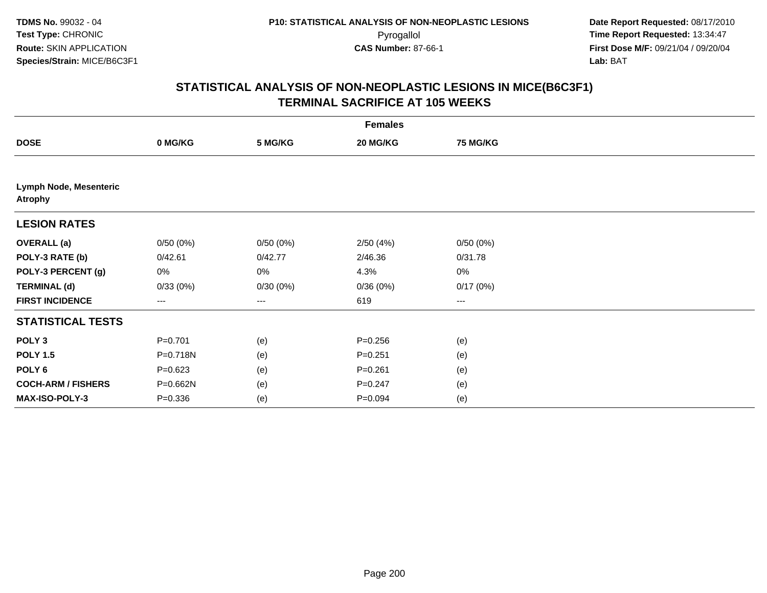# STATISTICAL ANALYSIS OF NON-NEOPLASTIC LESIONS IN MICE(B6C3F1)
## TERMINAL SACRIFICE AT 105 WEEKS

| | Females | | | |
|---|---|---|---|---|
| **DOSE** | **0 MG/KG** | **5 MG/KG** | **20 MG/KG** | **75 MG/KG** |
| **Lymph Node, Mesenteric Atrophy** | | | | |
| **LESION RATES** | | | | |
| **OVERALL (a)** | 0/50 (0%) | 0/50 (0%) | 2/50 (4%) | 0/50 (0%) |
| **POLY-3 RATE (b)** | 0/42.61 | 0/42.77 | 2/46.36 | 0/31.78 |
| **POLY-3 PERCENT (g)** | 0% | 0% | 4.3% | 0% |
| **TERMINAL (d)** | 0/33 (0%) | 0/30 (0%) | 0/36 (0%) | 0/17 (0%) |
| **FIRST INCIDENCE** | --- | --- | 619 | --- |
| **STATISTICAL TESTS** | | | | |
| **POLY 3** | P=0.701 | (e) | P=0.256 | (e) |
| **POLY 1.5** | P=0.718N | (e) | P=0.251 | (e) |
| **POLY 6** | P=0.623 | (e) | P=0.261 | (e) |
| **COCH-ARM / FISHERS** | P=0.662N | (e) | P=0.247 | (e) |
| **MAX-ISO-POLY-3** | P=0.336 | (e) | P=0.094 | (e) |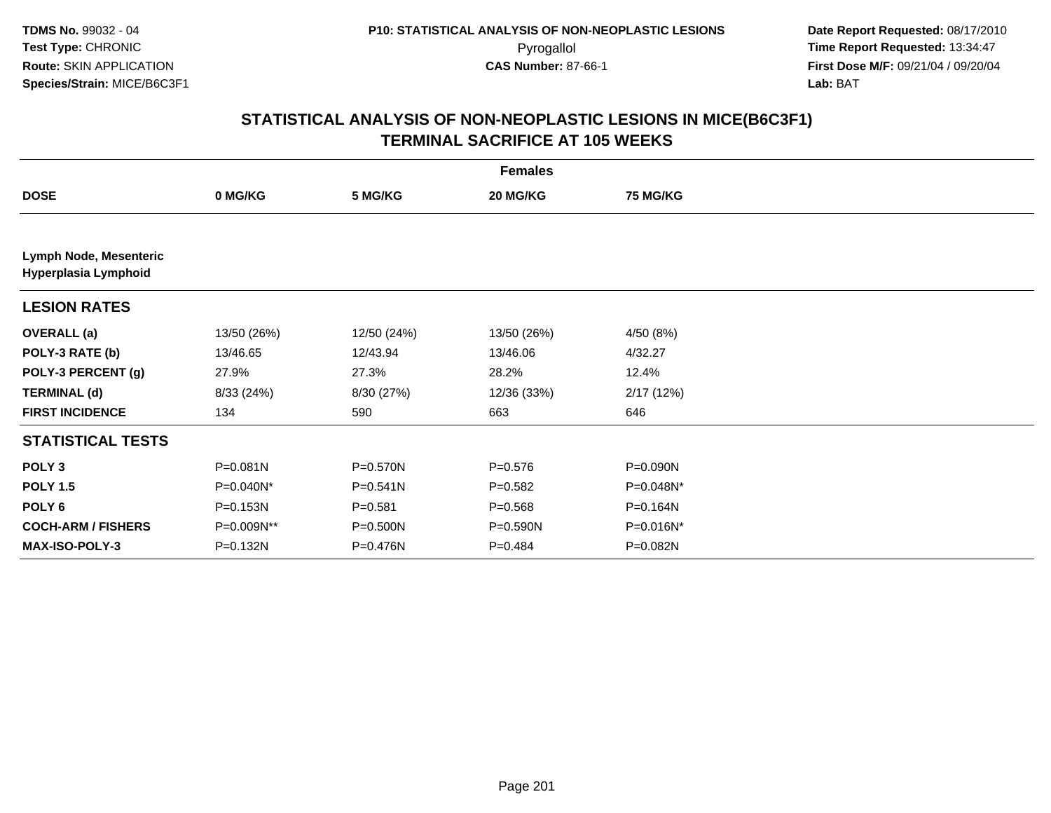# STATISTICAL ANALYSIS OF NON-NEOPLASTIC LESIONS IN MICE(B6C3F1)
## TERMINAL SACRIFICE AT 105 WEEKS

| | Females | | | |
|---|---|---|---|---|
| **DOSE** | **0 MG/KG** | **5 MG/KG** | **20 MG/KG** | **75 MG/KG** |
| **Lymph Node, Mesenteric** | | | | |
| **Hyperplasia Lymphoid** | | | | |
| **LESION RATES** | | | | |
| **OVERALL (a)** | 13/50 (26%) | 12/50 (24%) | 13/50 (26%) | 4/50 (8%) |
| **POLY-3 RATE (b)** | 13/46.65 | 12/43.94 | 13/46.06 | 4/32.27 |
| **POLY-3 PERCENT (g)** | 27.9% | 27.3% | 28.2% | 12.4% |
| **TERMINAL (d)** | 8/33 (24%) | 8/30 (27%) | 12/36 (33%) | 2/17 (12%) |
| **FIRST INCIDENCE** | 134 | 590 | 663 | 646 |
| **STATISTICAL TESTS** | | | | |
| **POLY 3** | P=0.081N | P=0.570N | P=0.576 | P=0.090N |
| **POLY 1.5** | P=0.040N* | P=0.541N | P=0.582 | P=0.048N* |
| **POLY 6** | P=0.153N | P=0.581 | P=0.568 | P=0.164N |
| **COCH-ARM / FISHERS** | P=0.009N** | P=0.500N | P=0.590N | P=0.016N* |
| **MAX-ISO-POLY-3** | P=0.132N | P=0.476N | P=0.484 | P=0.082N |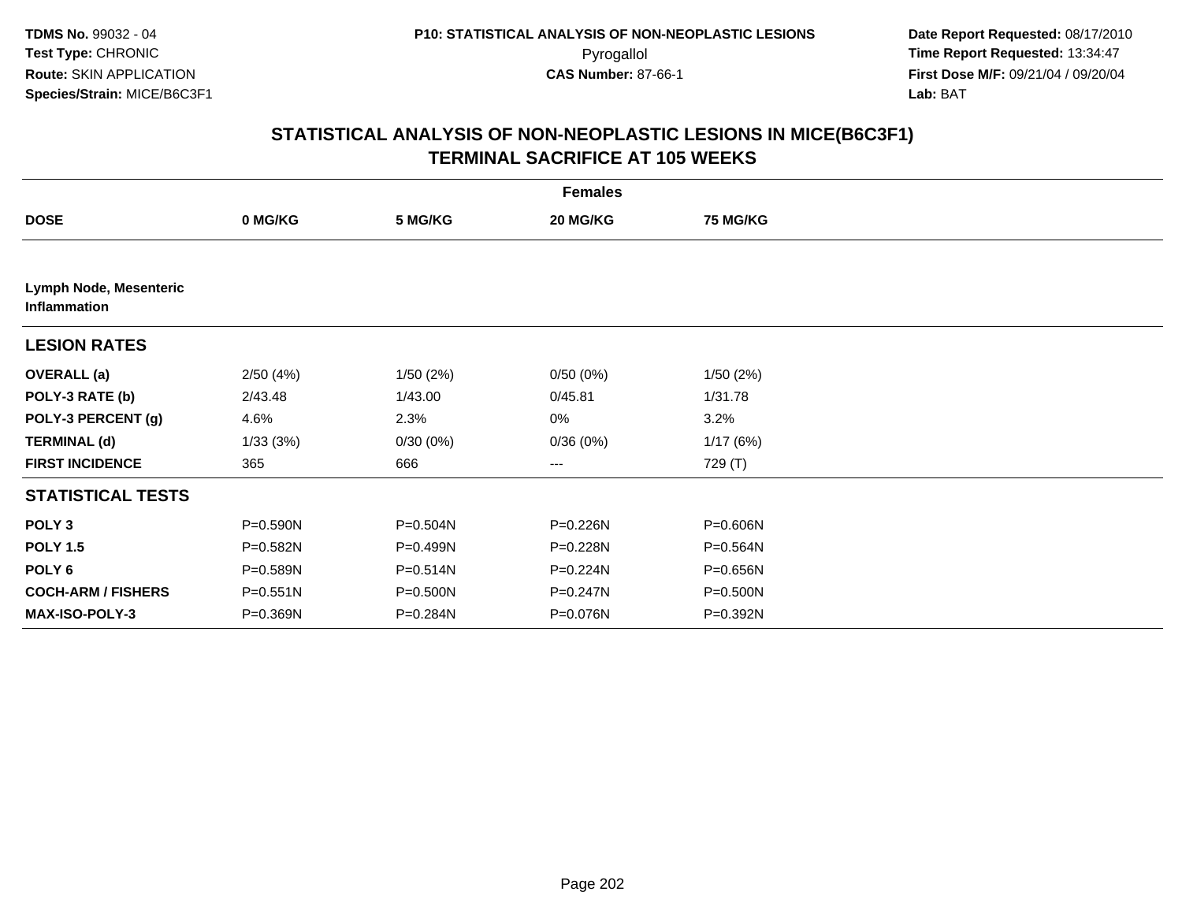# STATISTICAL ANALYSIS OF NON-NEOPLASTIC LESIONS IN MICE(B6C3F1)
## TERMINAL SACRIFICE AT 105 WEEKS

| | Females | | | |
|---|---|---|---|---|
| **DOSE** | **0 MG/KG** | **5 MG/KG** | **20 MG/KG** | **75 MG/KG** |
| **Lymph Node, Mesenteric Inflammation** | | | | |
| **LESION RATES** | | | | |
| **OVERALL (a)** | 2/50 (4%) | 1/50 (2%) | 0/50 (0%) | 1/50 (2%) |
| **POLY-3 RATE (b)** | 2/43.48 | 1/43.00 | 0/45.81 | 1/31.78 |
| **POLY-3 PERCENT (g)** | 4.6% | 2.3% | 0% | 3.2% |
| **TERMINAL (d)** | 1/33 (3%) | 0/30 (0%) | 0/36 (0%) | 1/17 (6%) |
| **FIRST INCIDENCE** | 365 | 666 | --- | 729 (T) |
| **STATISTICAL TESTS** | | | | |
| **POLY 3** | P=0.590N | P=0.504N | P=0.226N | P=0.606N |
| **POLY 1.5** | P=0.582N | P=0.499N | P=0.228N | P=0.564N |
| **POLY 6** | P=0.589N | P=0.514N | P=0.224N | P=0.656N |
| **COCH-ARM / FISHERS** | P=0.551N | P=0.500N | P=0.247N | P=0.500N |
| **MAX-ISO-POLY-3** | P=0.369N | P=0.284N | P=0.076N | P=0.392N |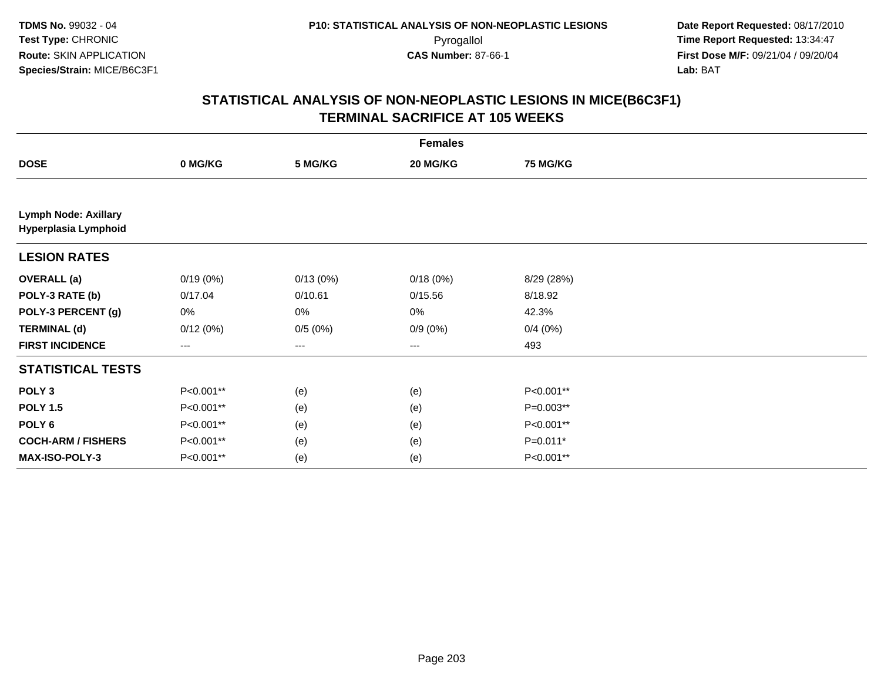**TDMS No.** 99032 - 04
**Test Type:** CHRONIC
**Route:** SKIN APPLICATION
**Species/Strain:** MICE/B6C3F1

**P10: STATISTICAL ANALYSIS OF NON-NEOPLASTIC LESIONS**
Pyrogallol
**CAS Number:** 87-66-1

**Date Report Requested:** 08/17/2010
**Time Report Requested:** 13:34:47
**First Dose M/F:** 09/21/04 / 09/20/04
**Lab:** BAT

## STATISTICAL ANALYSIS OF NON-NEOPLASTIC LESIONS IN MICE(B6C3F1) TERMINAL SACRIFICE AT 105 WEEKS

| | Females | | | |
|---|---|---|---|---|
| **DOSE** | **0 MG/KG** | **5 MG/KG** | **20 MG/KG** | **75 MG/KG** |
| **Lymph Node: Axillary Hyperplasia Lymphoid** | | | | |
| **LESION RATES** | | | | |
| **OVERALL (a)** | 0/19 (0%) | 0/13 (0%) | 0/18 (0%) | 8/29 (28%) |
| **POLY-3 RATE (b)** | 0/17.04 | 0/10.61 | 0/15.56 | 8/18.92 |
| **POLY-3 PERCENT (g)** | 0% | 0% | 0% | 42.3% |
| **TERMINAL (d)** | 0/12 (0%) | 0/5 (0%) | 0/9 (0%) | 0/4 (0%) |
| **FIRST INCIDENCE** | --- | --- | --- | 493 |
| **STATISTICAL TESTS** | | | | |
| **POLY 3** | P<0.001** | (e) | (e) | P<0.001** |
| **POLY 1.5** | P<0.001** | (e) | (e) | P=0.003** |
| **POLY 6** | P<0.001** | (e) | (e) | P<0.001** |
| **COCH-ARM / FISHERS** | P<0.001** | (e) | (e) | P=0.011* |
| **MAX-ISO-POLY-3** | P<0.001** | (e) | (e) | P<0.001** |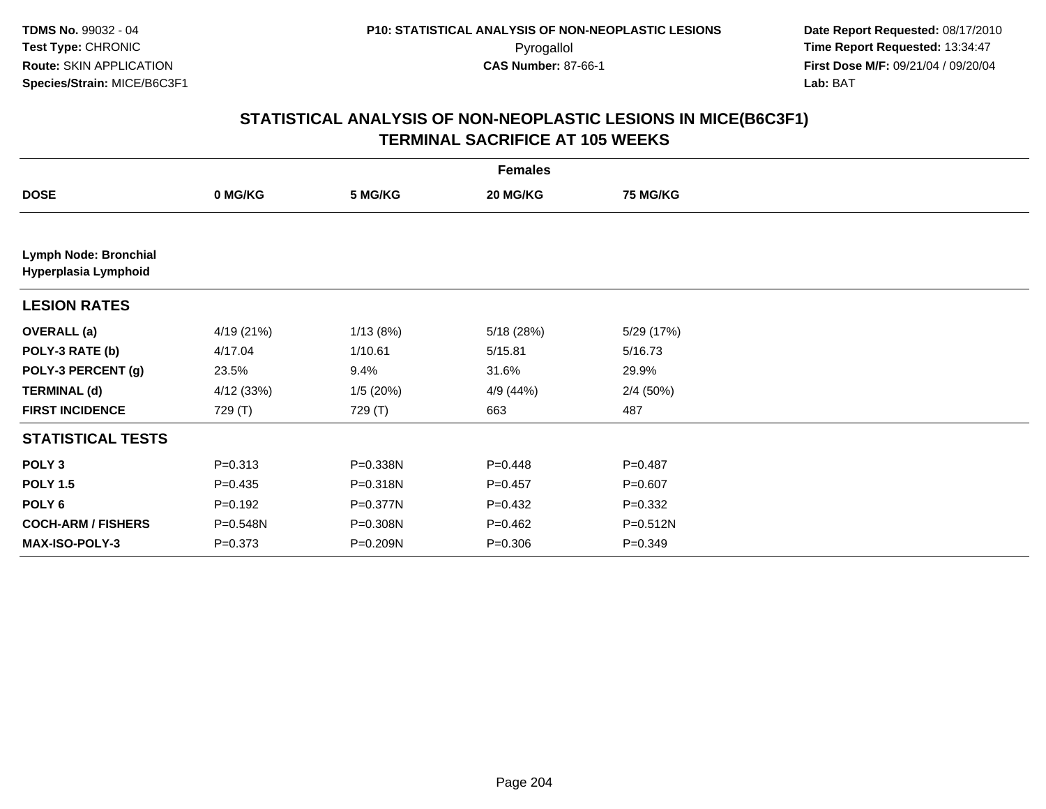**TDMS No.** 99032 - 04
**Test Type:** CHRONIC
**Route:** SKIN APPLICATION
**Species/Strain:** MICE/B6C3F1

**P10: STATISTICAL ANALYSIS OF NON-NEOPLASTIC LESIONS**
Pyrogallol
**CAS Number:** 87-66-1

**Date Report Requested:** 08/17/2010
**Time Report Requested:** 13:34:47
**First Dose M/F:** 09/21/04 / 09/20/04
**Lab:** BAT

## STATISTICAL ANALYSIS OF NON-NEOPLASTIC LESIONS IN MICE(B6C3F1) TERMINAL SACRIFICE AT 105 WEEKS

| | Females | | | |
|---|---|---|---|---|
| **DOSE** | **0 MG/KG** | **5 MG/KG** | **20 MG/KG** | **75 MG/KG** |
| **Lymph Node: Bronchial** **Hyperplasia Lymphoid** | | | | |
| **LESION RATES** | | | | |
| **OVERALL (a)** | 4/19 (21%) | 1/13 (8%) | 5/18 (28%) | 5/29 (17%) |
| **POLY-3 RATE (b)** | 4/17.04 | 1/10.61 | 5/15.81 | 5/16.73 |
| **POLY-3 PERCENT (g)** | 23.5% | 9.4% | 31.6% | 29.9% |
| **TERMINAL (d)** | 4/12 (33%) | 1/5 (20%) | 4/9 (44%) | 2/4 (50%) |
| **FIRST INCIDENCE** | 729 (T) | 729 (T) | 663 | 487 |
| **STATISTICAL TESTS** | | | | |
| **POLY 3** | P=0.313 | P=0.338N | P=0.448 | P=0.487 |
| **POLY 1.5** | P=0.435 | P=0.318N | P=0.457 | P=0.607 |
| **POLY 6** | P=0.192 | P=0.377N | P=0.432 | P=0.332 |
| **COCH-ARM / FISHERS** | P=0.548N | P=0.308N | P=0.462 | P=0.512N |
| **MAX-ISO-POLY-3** | P=0.373 | P=0.209N | P=0.306 | P=0.349 |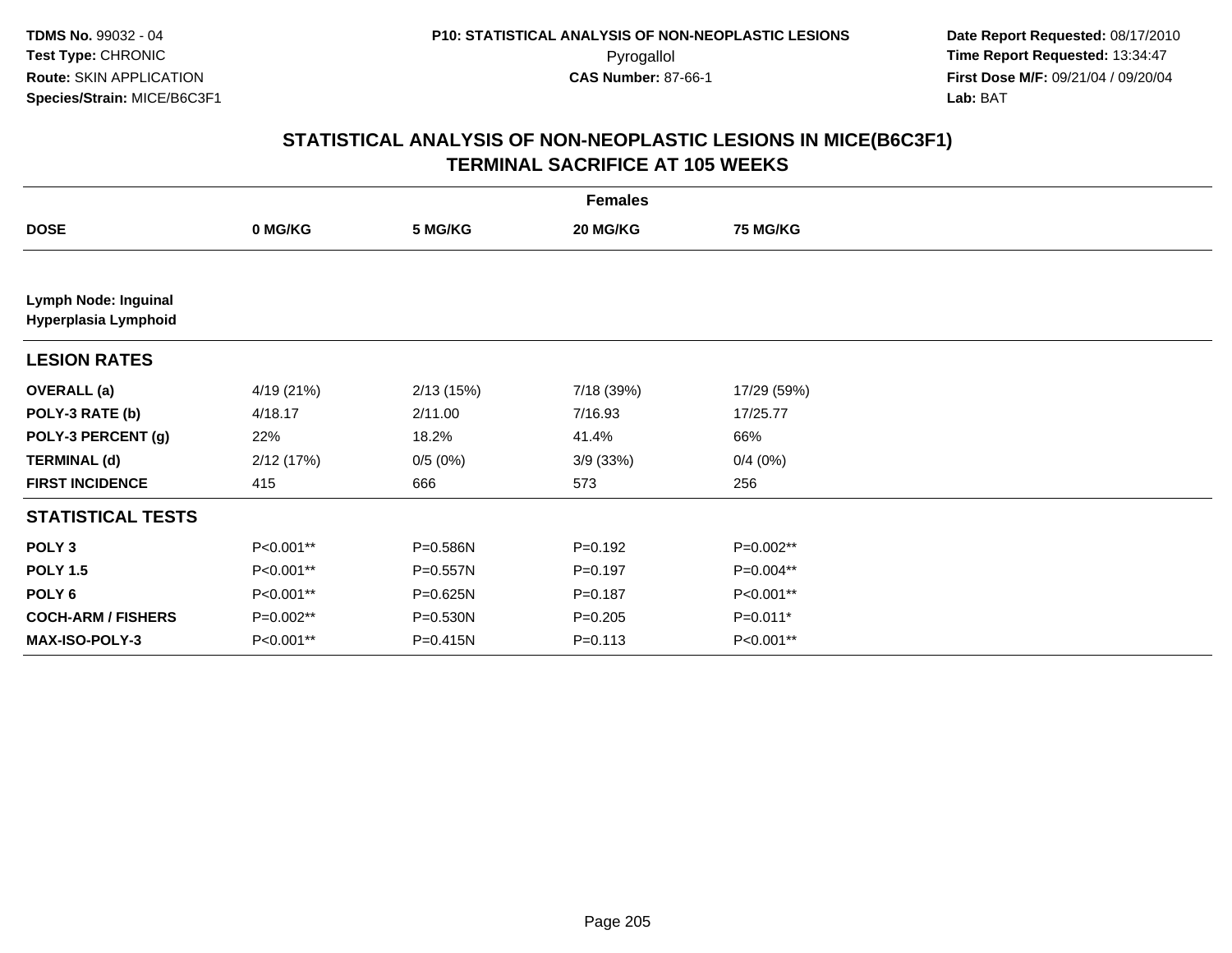**TDMS No.** 99032 - 04
**Test Type:** CHRONIC
**Route:** SKIN APPLICATION
**Species/Strain:** MICE/B6C3F1

**P10: STATISTICAL ANALYSIS OF NON-NEOPLASTIC LESIONS**
Pyrogallol
**CAS Number:** 87-66-1

**Date Report Requested:** 08/17/2010
**Time Report Requested:** 13:34:47
**First Dose M/F:** 09/21/04 / 09/20/04
**Lab:** BAT

## STATISTICAL ANALYSIS OF NON-NEOPLASTIC LESIONS IN MICE(B6C3F1)
## TERMINAL SACRIFICE AT 105 WEEKS

| | Females | | | |
|---|---|---|---|---|
| **DOSE** | **0 MG/KG** | **5 MG/KG** | **20 MG/KG** | **75 MG/KG** |
| **Lymph Node: Inguinal** | | | | |
| **Hyperplasia Lymphoid** | | | | |
| **LESION RATES** | | | | |
| **OVERALL (a)** | 4/19 (21%) | 2/13 (15%) | 7/18 (39%) | 17/29 (59%) |
| **POLY-3 RATE (b)** | 4/18.17 | 2/11.00 | 7/16.93 | 17/25.77 |
| **POLY-3 PERCENT (g)** | 22% | 18.2% | 41.4% | 66% |
| **TERMINAL (d)** | 2/12 (17%) | 0/5 (0%) | 3/9 (33%) | 0/4 (0%) |
| **FIRST INCIDENCE** | 415 | 666 | 573 | 256 |
| **STATISTICAL TESTS** | | | | |
| **POLY 3** | P<0.001** | P=0.586N | P=0.192 | P=0.002** |
| **POLY 1.5** | P<0.001** | P=0.557N | P=0.197 | P=0.004** |
| **POLY 6** | P<0.001** | P=0.625N | P=0.187 | P<0.001** |
| **COCH-ARM / FISHERS** | P=0.002** | P=0.530N | P=0.205 | P=0.011* |
| **MAX-ISO-POLY-3** | P<0.001** | P=0.415N | P=0.113 | P<0.001** |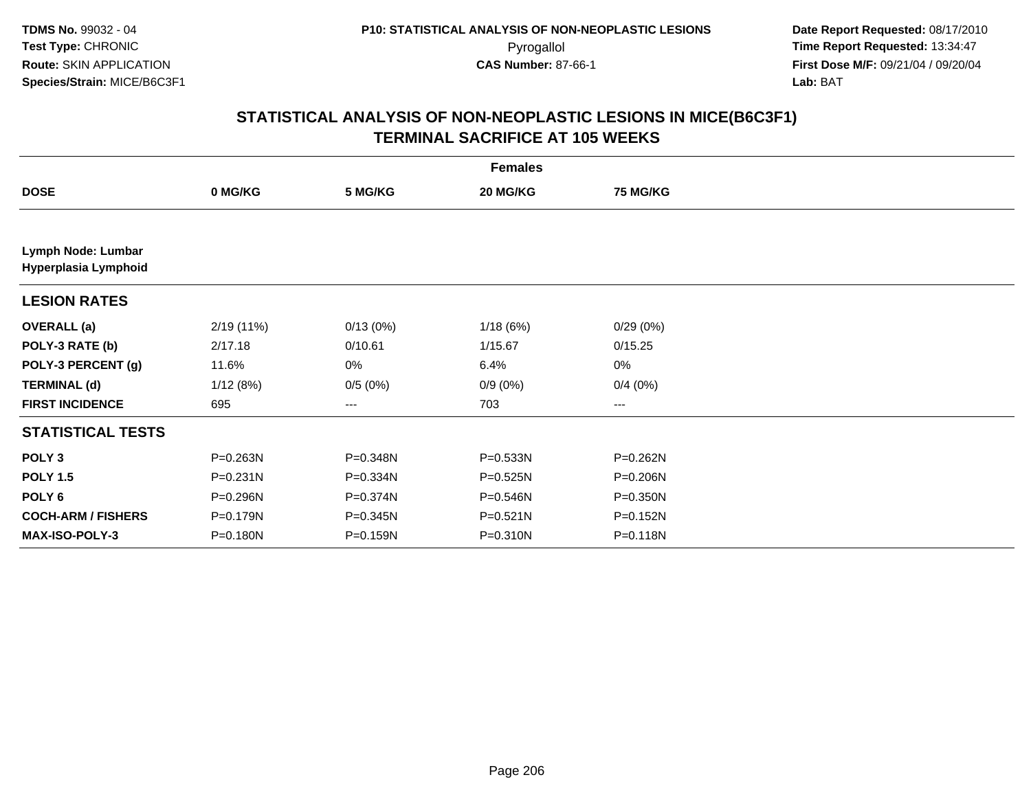**TDMS No.** 99032 - 04
**Test Type:** CHRONIC
**Route:** SKIN APPLICATION
**Species/Strain:** MICE/B6C3F1

**P10: STATISTICAL ANALYSIS OF NON-NEOPLASTIC LESIONS**
Pyrogallol
**CAS Number:** 87-66-1

**Date Report Requested:** 08/17/2010
**Time Report Requested:** 13:34:47
**First Dose M/F:** 09/21/04 / 09/20/04
**Lab:** BAT

## STATISTICAL ANALYSIS OF NON-NEOPLASTIC LESIONS IN MICE(B6C3F1) TERMINAL SACRIFICE AT 105 WEEKS

| | Females | | | |
|---|---|---|---|---|
| **DOSE** | **0 MG/KG** | **5 MG/KG** | **20 MG/KG** | **75 MG/KG** |
| **Lymph Node: Lumbar** **Hyperplasia Lymphoid** | | | | |
| **LESION RATES** | | | | |
| **OVERALL (a)** | 2/19 (11%) | 0/13 (0%) | 1/18 (6%) | 0/29 (0%) |
| **POLY-3 RATE (b)** | 2/17.18 | 0/10.61 | 1/15.67 | 0/15.25 |
| **POLY-3 PERCENT (g)** | 11.6% | 0% | 6.4% | 0% |
| **TERMINAL (d)** | 1/12 (8%) | 0/5 (0%) | 0/9 (0%) | 0/4 (0%) |
| **FIRST INCIDENCE** | 695 | --- | 703 | --- |
| **STATISTICAL TESTS** | | | | |
| **POLY 3** | P=0.263N | P=0.348N | P=0.533N | P=0.262N |
| **POLY 1.5** | P=0.231N | P=0.334N | P=0.525N | P=0.206N |
| **POLY 6** | P=0.296N | P=0.374N | P=0.546N | P=0.350N |
| **COCH-ARM / FISHERS** | P=0.179N | P=0.345N | P=0.521N | P=0.152N |
| **MAX-ISO-POLY-3** | P=0.180N | P=0.159N | P=0.310N | P=0.118N |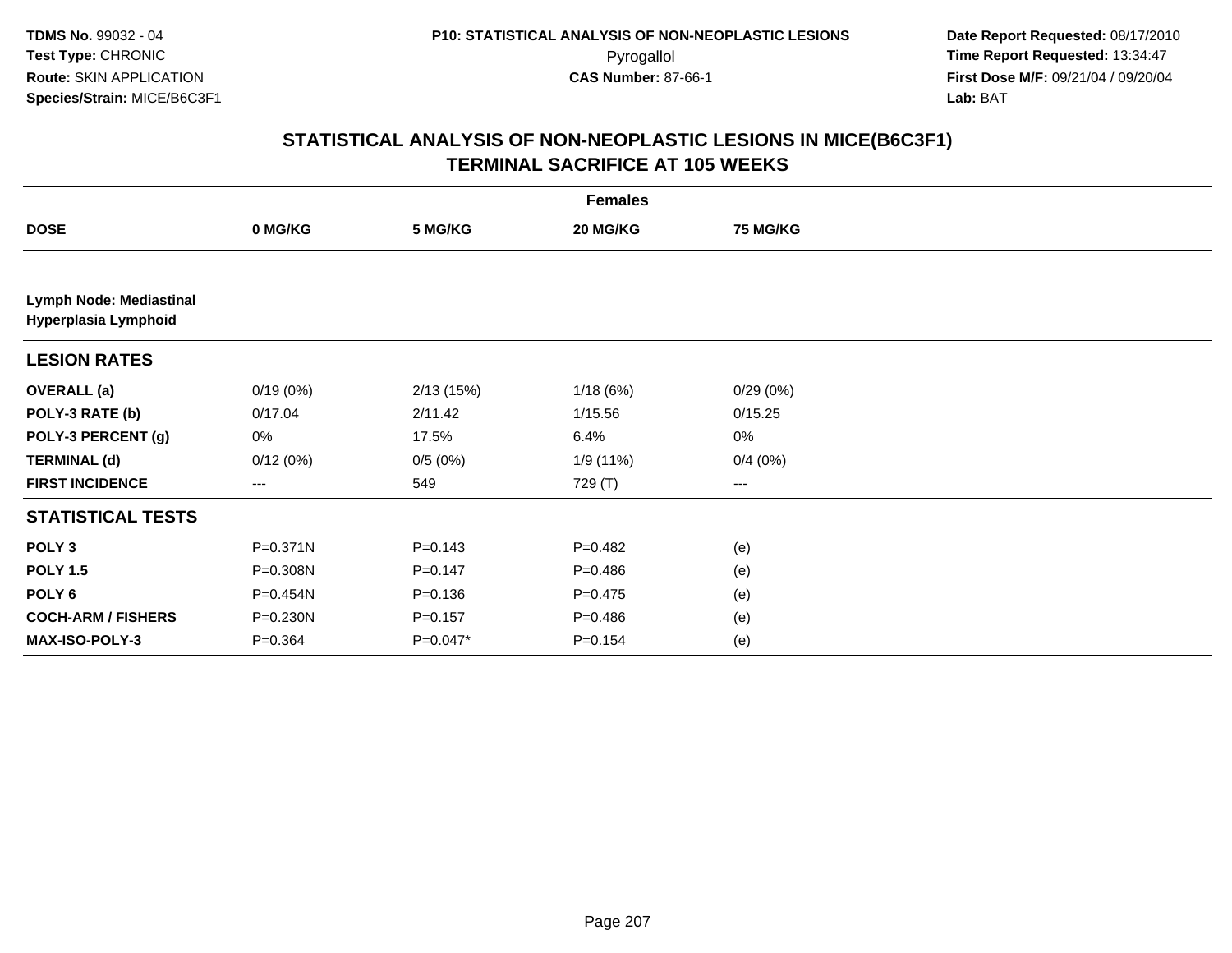**TDMS No.** 99032 - 04
**Test Type:** CHRONIC
**Route:** SKIN APPLICATION
**Species/Strain:** MICE/B6C3F1

**P10: STATISTICAL ANALYSIS OF NON-NEOPLASTIC LESIONS**
Pyrogallol
**CAS Number:** 87-66-1

**Date Report Requested:** 08/17/2010
**Time Report Requested:** 13:34:47
**First Dose M/F:** 09/21/04 / 09/20/04
**Lab:** BAT

## STATISTICAL ANALYSIS OF NON-NEOPLASTIC LESIONS IN MICE(B6C3F1) TERMINAL SACRIFICE AT 105 WEEKS

| | Females | | | |
|---|---|---|---|---|
| **DOSE** | **0 MG/KG** | **5 MG/KG** | **20 MG/KG** | **75 MG/KG** |
| **Lymph Node: Mediastinal Hyperplasia Lymphoid** | | | | |
| **LESION RATES** | | | | |
| **OVERALL (a)** | 0/19 (0%) | 2/13 (15%) | 1/18 (6%) | 0/29 (0%) |
| **POLY-3 RATE (b)** | 0/17.04 | 2/11.42 | 1/15.56 | 0/15.25 |
| **POLY-3 PERCENT (g)** | 0% | 17.5% | 6.4% | 0% |
| **TERMINAL (d)** | 0/12 (0%) | 0/5 (0%) | 1/9 (11%) | 0/4 (0%) |
| **FIRST INCIDENCE** | --- | 549 | 729 (T) | --- |
| **STATISTICAL TESTS** | | | | |
| **POLY 3** | P=0.371N | P=0.143 | P=0.482 | (e) |
| **POLY 1.5** | P=0.308N | P=0.147 | P=0.486 | (e) |
| **POLY 6** | P=0.454N | P=0.136 | P=0.475 | (e) |
| **COCH-ARM / FISHERS** | P=0.230N | P=0.157 | P=0.486 | (e) |
| **MAX-ISO-POLY-3** | P=0.364 | P=0.047* | P=0.154 | (e) |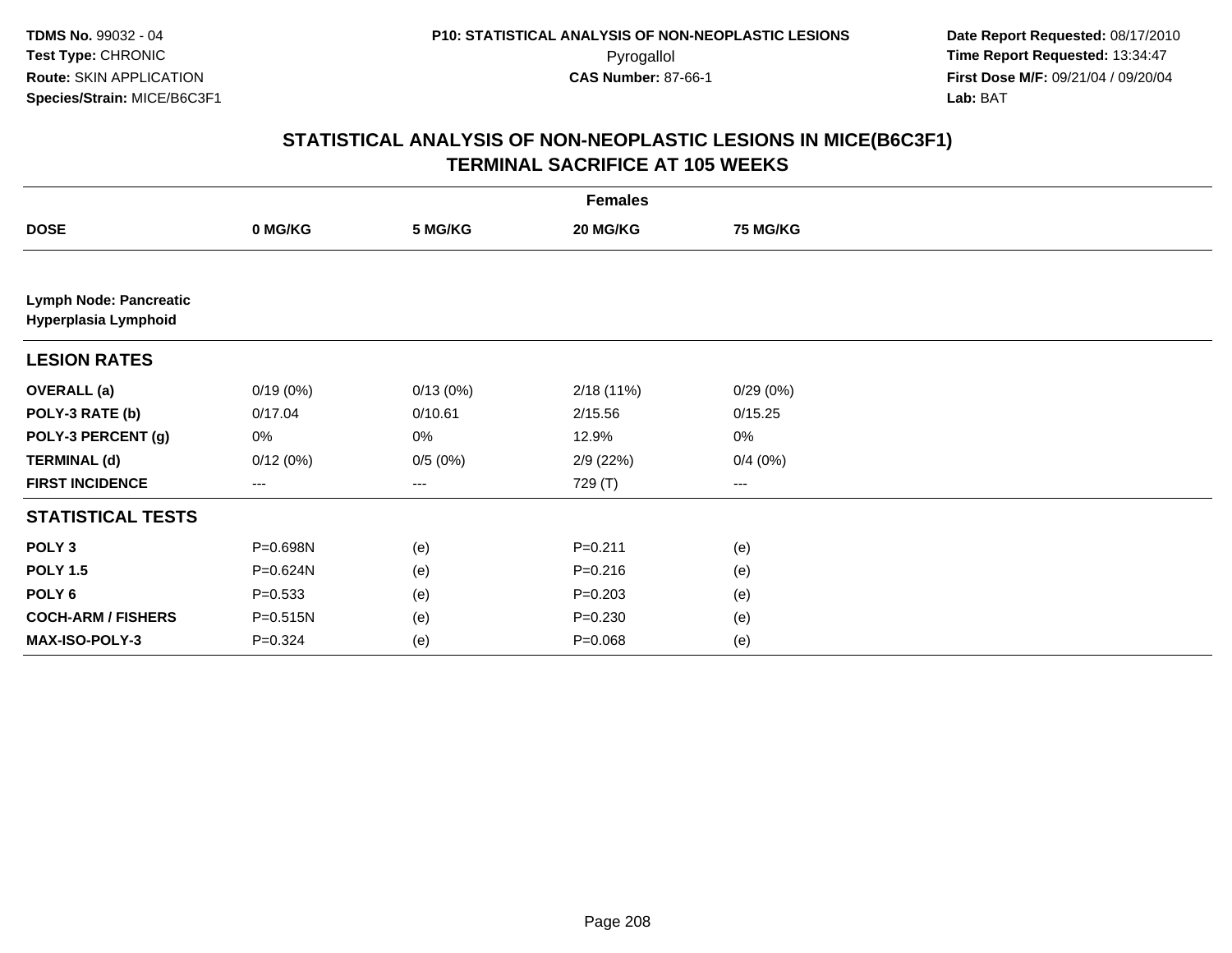TDMS No. 99032 - 04
Test Type: CHRONIC
Route: SKIN APPLICATION
Species/Strain: MICE/B6C3F1

P10: STATISTICAL ANALYSIS OF NON-NEOPLASTIC LESIONS
Pyrogallol
CAS Number: 87-66-1

Date Report Requested: 08/17/2010
Time Report Requested: 13:34:47
First Dose M/F: 09/21/04 / 09/20/04
Lab: BAT

## STATISTICAL ANALYSIS OF NON-NEOPLASTIC LESIONS IN MICE(B6C3F1)
## TERMINAL SACRIFICE AT 105 WEEKS

| | Females | | | |
|---|---|---|---|---|
| **DOSE** | **0 MG/KG** | **5 MG/KG** | **20 MG/KG** | **75 MG/KG** |
| **Lymph Node: Pancreatic Hyperplasia Lymphoid** | | | | |
| **LESION RATES** | | | | |
| **OVERALL (a)** | 0/19 (0%) | 0/13 (0%) | 2/18 (11%) | 0/29 (0%) |
| **POLY-3 RATE (b)** | 0/17.04 | 0/10.61 | 2/15.56 | 0/15.25 |
| **POLY-3 PERCENT (g)** | 0% | 0% | 12.9% | 0% |
| **TERMINAL (d)** | 0/12 (0%) | 0/5 (0%) | 2/9 (22%) | 0/4 (0%) |
| **FIRST INCIDENCE** | --- | --- | 729 (T) | --- |
| **STATISTICAL TESTS** | | | | |
| **POLY 3** | P=0.698N | (e) | P=0.211 | (e) |
| **POLY 1.5** | P=0.624N | (e) | P=0.216 | (e) |
| **POLY 6** | P=0.533 | (e) | P=0.203 | (e) |
| **COCH-ARM / FISHERS** | P=0.515N | (e) | P=0.230 | (e) |
| **MAX-ISO-POLY-3** | P=0.324 | (e) | P=0.068 | (e) |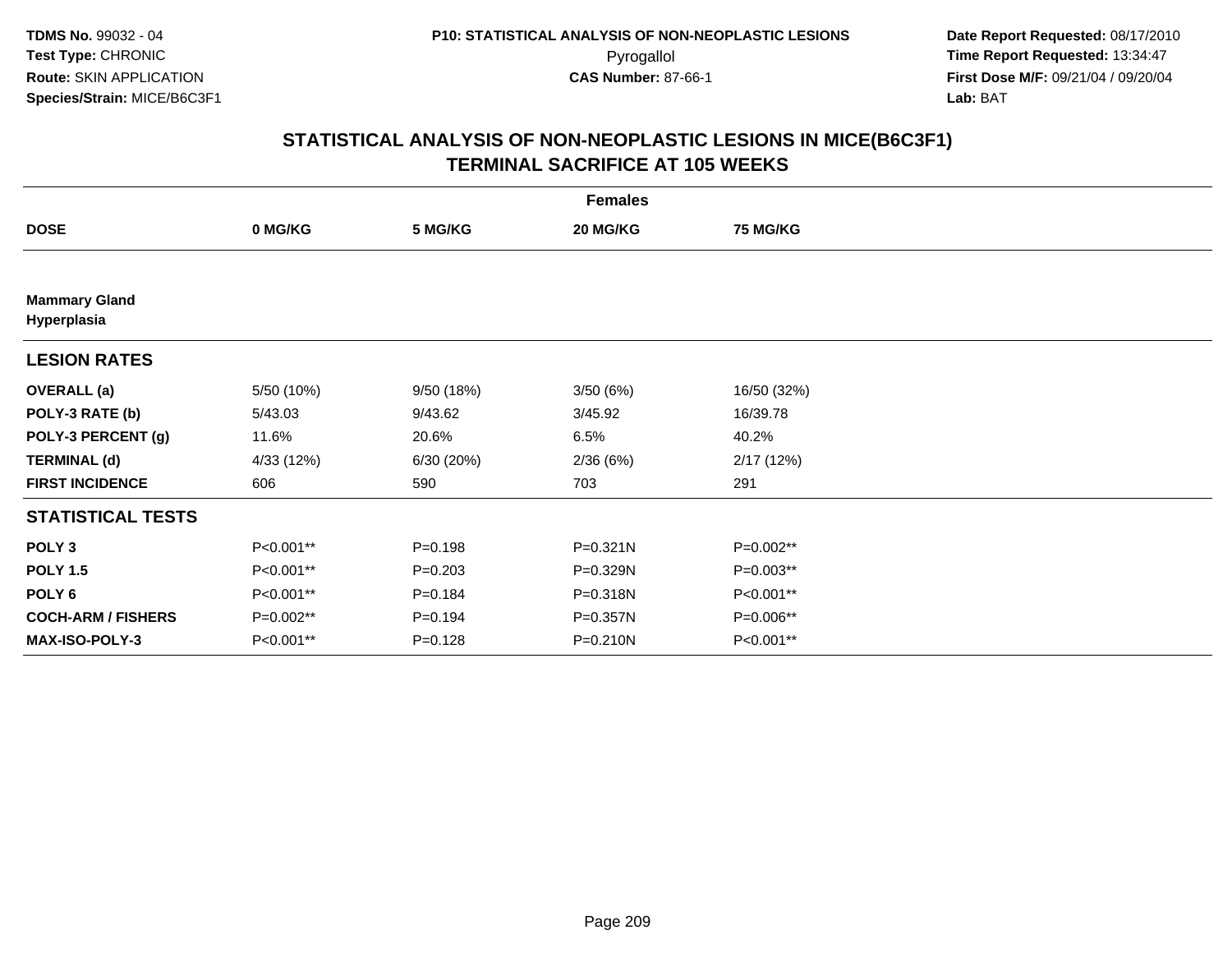**TDMS No.** 99032 - 04
**Test Type:** CHRONIC
**Route:** SKIN APPLICATION
**Species/Strain:** MICE/B6C3F1

**P10: STATISTICAL ANALYSIS OF NON-NEOPLASTIC LESIONS**
Pyrogallol
**CAS Number:** 87-66-1

**Date Report Requested:** 08/17/2010
**Time Report Requested:** 13:34:47
**First Dose M/F:** 09/21/04 / 09/20/04
**Lab:** BAT

## STATISTICAL ANALYSIS OF NON-NEOPLASTIC LESIONS IN MICE(B6C3F1) TERMINAL SACRIFICE AT 105 WEEKS

| | Females | | | |
|---|---|---|---|---|
| **DOSE** | **0 MG/KG** | **5 MG/KG** | **20 MG/KG** | **75 MG/KG** |
| **Mammary Gland Hyperplasia** | | | | |
| **LESION RATES** | | | | |
| **OVERALL (a)** | 5/50 (10%) | 9/50 (18%) | 3/50 (6%) | 16/50 (32%) |
| **POLY-3 RATE (b)** | 5/43.03 | 9/43.62 | 3/45.92 | 16/39.78 |
| **POLY-3 PERCENT (g)** | 11.6% | 20.6% | 6.5% | 40.2% |
| **TERMINAL (d)** | 4/33 (12%) | 6/30 (20%) | 2/36 (6%) | 2/17 (12%) |
| **FIRST INCIDENCE** | 606 | 590 | 703 | 291 |
| **STATISTICAL TESTS** | | | | |
| **POLY 3** | P<0.001** | P=0.198 | P=0.321N | P=0.002** |
| **POLY 1.5** | P<0.001** | P=0.203 | P=0.329N | P=0.003** |
| **POLY 6** | P<0.001** | P=0.184 | P=0.318N | P<0.001** |
| **COCH-ARM / FISHERS** | P=0.002** | P=0.194 | P=0.357N | P=0.006** |
| **MAX-ISO-POLY-3** | P<0.001** | P=0.128 | P=0.210N | P<0.001** |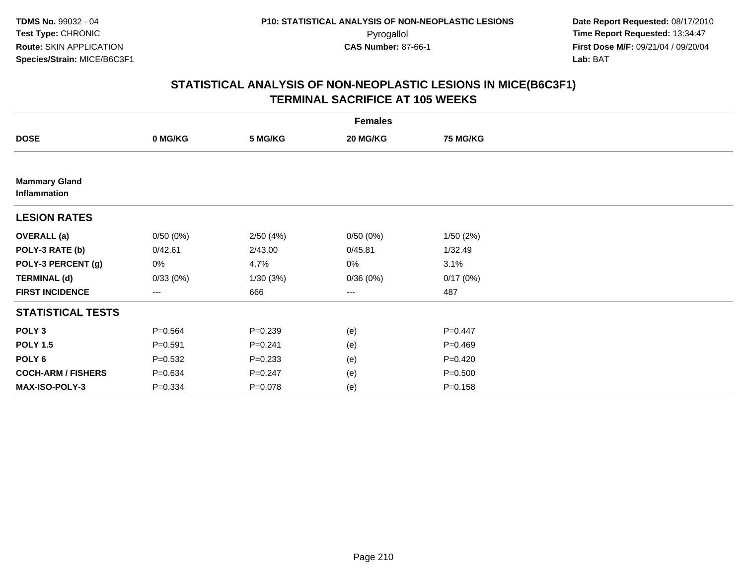TDMS No. 99032 - 04
Test Type: CHRONIC
Route: SKIN APPLICATION
Species/Strain: MICE/B6C3F1

P10: STATISTICAL ANALYSIS OF NON-NEOPLASTIC LESIONS
Pyrogallol
CAS Number: 87-66-1

Date Report Requested: 08/17/2010
Time Report Requested: 13:34:47
First Dose M/F: 09/21/04 / 09/20/04
Lab: BAT

## STATISTICAL ANALYSIS OF NON-NEOPLASTIC LESIONS IN MICE(B6C3F1) TERMINAL SACRIFICE AT 105 WEEKS

| | Females | | | |
|---|---|---|---|---|
| **DOSE** | **0 MG/KG** | **5 MG/KG** | **20 MG/KG** | **75 MG/KG** |
| **Mammary Gland Inflammation** | | | | |
| **LESION RATES** | | | | |
| **OVERALL (a)** | 0/50 (0%) | 2/50 (4%) | 0/50 (0%) | 1/50 (2%) |
| **POLY-3 RATE (b)** | 0/42.61 | 2/43.00 | 0/45.81 | 1/32.49 |
| **POLY-3 PERCENT (g)** | 0% | 4.7% | 0% | 3.1% |
| **TERMINAL (d)** | 0/33 (0%) | 1/30 (3%) | 0/36 (0%) | 0/17 (0%) |
| **FIRST INCIDENCE** | --- | 666 | --- | 487 |
| **STATISTICAL TESTS** | | | | |
| **POLY 3** | P=0.564 | P=0.239 | (e) | P=0.447 |
| **POLY 1.5** | P=0.591 | P=0.241 | (e) | P=0.469 |
| **POLY 6** | P=0.532 | P=0.233 | (e) | P=0.420 |
| **COCH-ARM / FISHERS** | P=0.634 | P=0.247 | (e) | P=0.500 |
| **MAX-ISO-POLY-3** | P=0.334 | P=0.078 | (e) | P=0.158 |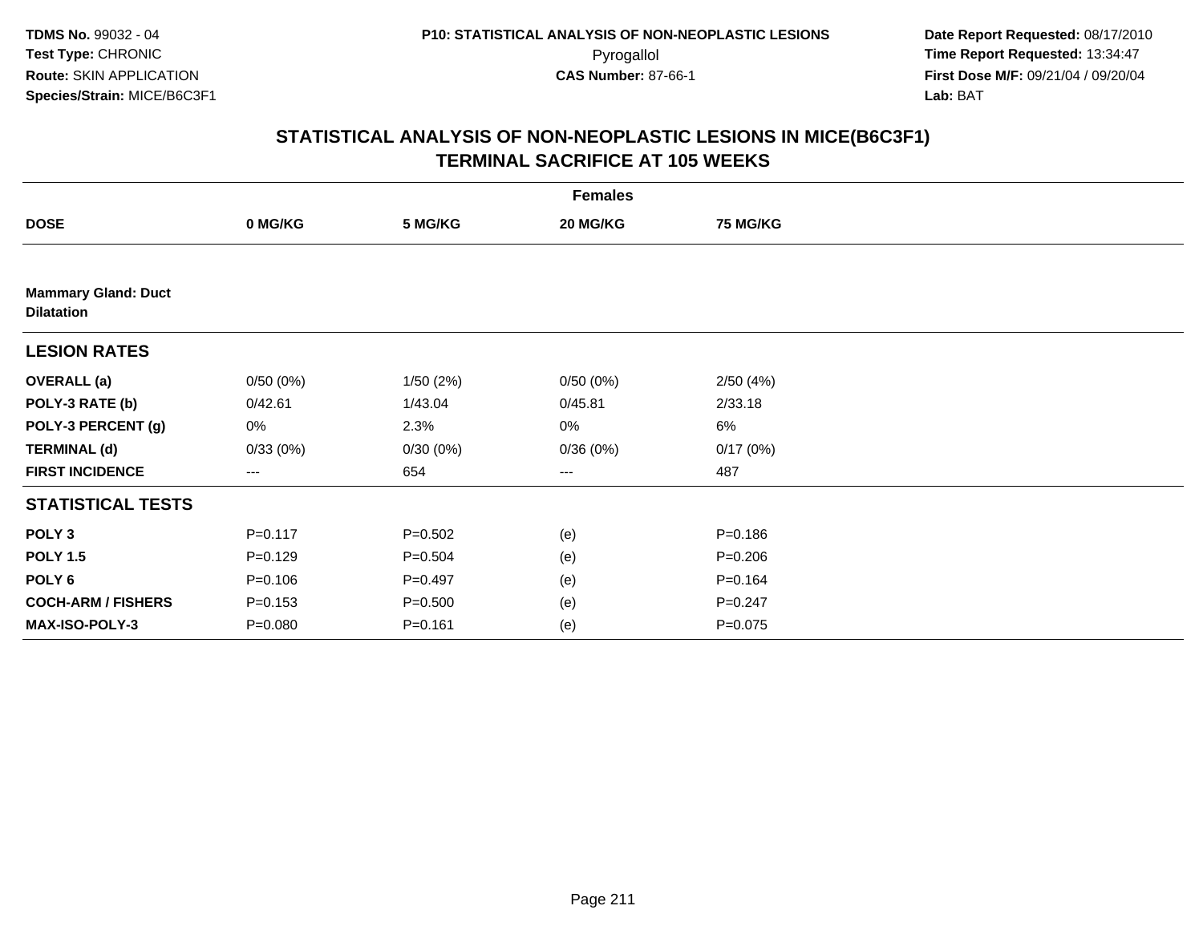TDMS No. 99032 - 04
Test Type: CHRONIC
Route: SKIN APPLICATION
Species/Strain: MICE/B6C3F1

P10: STATISTICAL ANALYSIS OF NON-NEOPLASTIC LESIONS
Pyrogallol
CAS Number: 87-66-1

Date Report Requested: 08/17/2010
Time Report Requested: 13:34:47
First Dose M/F: 09/21/04 / 09/20/04
Lab: BAT

## STATISTICAL ANALYSIS OF NON-NEOPLASTIC LESIONS IN MICE(B6C3F1)
## TERMINAL SACRIFICE AT 105 WEEKS

| | Females | | | |
|---|---|---|---|---|
| **DOSE** | **0 MG/KG** | **5 MG/KG** | **20 MG/KG** | **75 MG/KG** |
| **Mammary Gland: Duct Dilatation** | | | | |
| **LESION RATES** | | | | |
| **OVERALL (a)** | 0/50 (0%) | 1/50 (2%) | 0/50 (0%) | 2/50 (4%) |
| **POLY-3 RATE (b)** | 0/42.61 | 1/43.04 | 0/45.81 | 2/33.18 |
| **POLY-3 PERCENT (g)** | 0% | 2.3% | 0% | 6% |
| **TERMINAL (d)** | 0/33 (0%) | 0/30 (0%) | 0/36 (0%) | 0/17 (0%) |
| **FIRST INCIDENCE** | --- | 654 | --- | 487 |
| **STATISTICAL TESTS** | | | | |
| **POLY 3** | P=0.117 | P=0.502 | (e) | P=0.186 |
| **POLY 1.5** | P=0.129 | P=0.504 | (e) | P=0.206 |
| **POLY 6** | P=0.106 | P=0.497 | (e) | P=0.164 |
| **COCH-ARM / FISHERS** | P=0.153 | P=0.500 | (e) | P=0.247 |
| **MAX-ISO-POLY-3** | P=0.080 | P=0.161 | (e) | P=0.075 |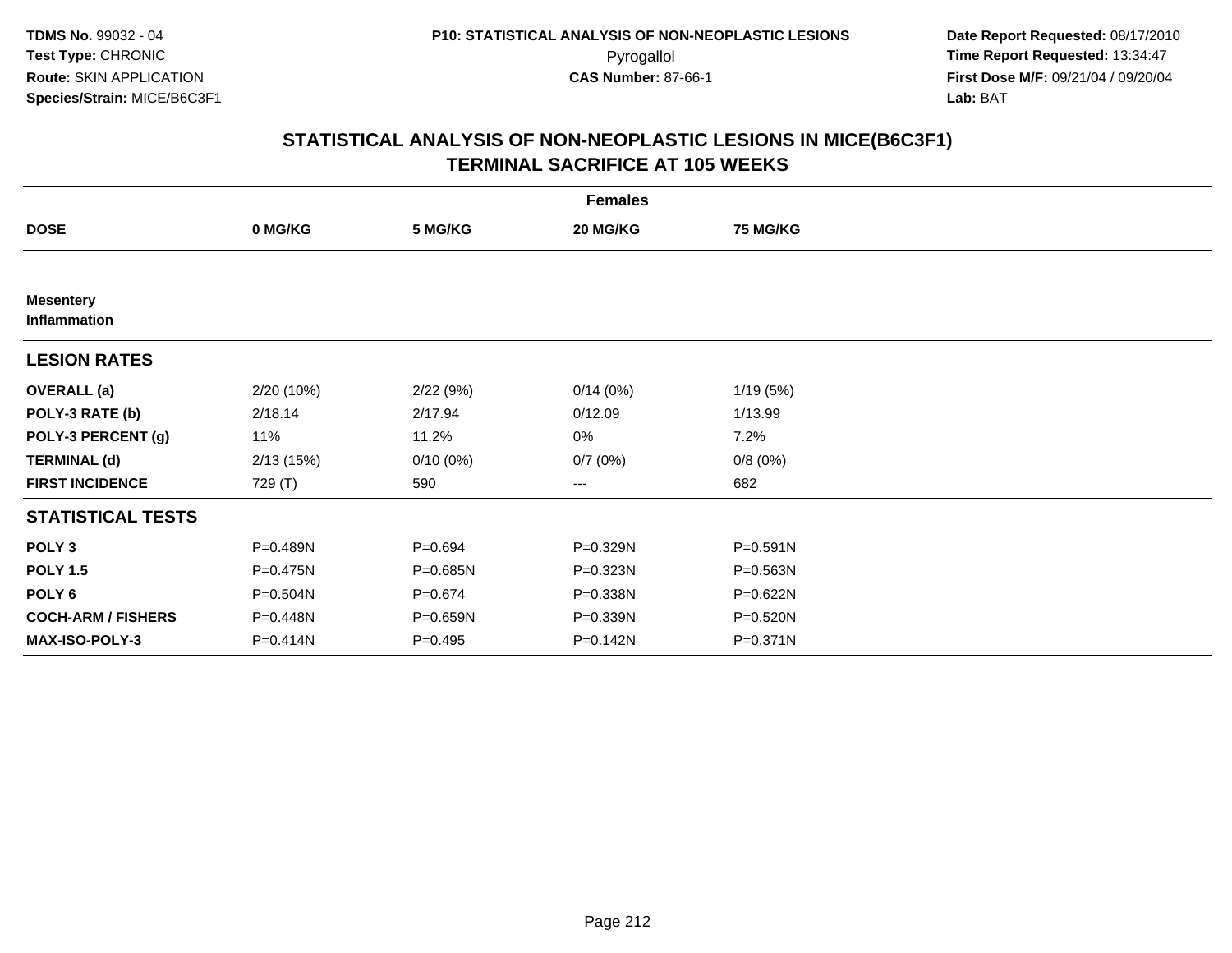**TDMS No.** 99032 - 04
**Test Type:** CHRONIC
**Route:** SKIN APPLICATION
**Species/Strain:** MICE/B6C3F1

**P10: STATISTICAL ANALYSIS OF NON-NEOPLASTIC LESIONS**
Pyrogallol
**CAS Number:** 87-66-1

**Date Report Requested:** 08/17/2010
**Time Report Requested:** 13:34:47
**First Dose M/F:** 09/21/04 / 09/20/04
**Lab:** BAT

## STATISTICAL ANALYSIS OF NON-NEOPLASTIC LESIONS IN MICE(B6C3F1) TERMINAL SACRIFICE AT 105 WEEKS

| | Females | | | |
|---|---|---|---|---|
| **DOSE** | **0 MG/KG** | **5 MG/KG** | **20 MG/KG** | **75 MG/KG** |
| **Mesentery Inflammation** | | | | |
| **LESION RATES** | | | | |
| **OVERALL (a)** | 2/20 (10%) | 2/22 (9%) | 0/14 (0%) | 1/19 (5%) |
| **POLY-3 RATE (b)** | 2/18.14 | 2/17.94 | 0/12.09 | 1/13.99 |
| **POLY-3 PERCENT (g)** | 11% | 11.2% | 0% | 7.2% |
| **TERMINAL (d)** | 2/13 (15%) | 0/10 (0%) | 0/7 (0%) | 0/8 (0%) |
| **FIRST INCIDENCE** | 729 (T) | 590 | --- | 682 |
| **STATISTICAL TESTS** | | | | |
| **POLY 3** | P=0.489N | P=0.694 | P=0.329N | P=0.591N |
| **POLY 1.5** | P=0.475N | P=0.685N | P=0.323N | P=0.563N |
| **POLY 6** | P=0.504N | P=0.674 | P=0.338N | P=0.622N |
| **COCH-ARM / FISHERS** | P=0.448N | P=0.659N | P=0.339N | P=0.520N |
| **MAX-ISO-POLY-3** | P=0.414N | P=0.495 | P=0.142N | P=0.371N |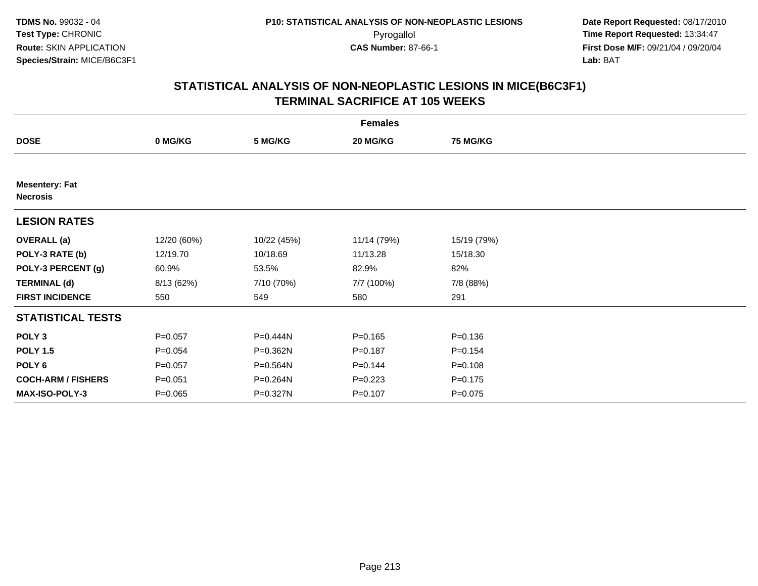**TDMS No.** 99032 - 04
**Test Type:** CHRONIC
**Route:** SKIN APPLICATION
**Species/Strain:** MICE/B6C3F1

**P10: STATISTICAL ANALYSIS OF NON-NEOPLASTIC LESIONS**
Pyrogallol
**CAS Number:** 87-66-1

**Date Report Requested:** 08/17/2010
**Time Report Requested:** 13:34:47
**First Dose M/F:** 09/21/04 / 09/20/04
**Lab:** BAT

## STATISTICAL ANALYSIS OF NON-NEOPLASTIC LESIONS IN MICE(B6C3F1)
## TERMINAL SACRIFICE AT 105 WEEKS

| | Females | | | |
|---|---|---|---|---|
| **DOSE** | **0 MG/KG** | **5 MG/KG** | **20 MG/KG** | **75 MG/KG** |
| **Mesentery: Fat** | | | | |
| **Necrosis** | | | | |
| **LESION RATES** | | | | |
| **OVERALL (a)** | 12/20 (60%) | 10/22 (45%) | 11/14 (79%) | 15/19 (79%) |
| **POLY-3 RATE (b)** | 12/19.70 | 10/18.69 | 11/13.28 | 15/18.30 |
| **POLY-3 PERCENT (g)** | 60.9% | 53.5% | 82.9% | 82% |
| **TERMINAL (d)** | 8/13 (62%) | 7/10 (70%) | 7/7 (100%) | 7/8 (88%) |
| **FIRST INCIDENCE** | 550 | 549 | 580 | 291 |
| **STATISTICAL TESTS** | | | | |
| **POLY 3** | P=0.057 | P=0.444N | P=0.165 | P=0.136 |
| **POLY 1.5** | P=0.054 | P=0.362N | P=0.187 | P=0.154 |
| **POLY 6** | P=0.057 | P=0.564N | P=0.144 | P=0.108 |
| **COCH-ARM / FISHERS** | P=0.051 | P=0.264N | P=0.223 | P=0.175 |
| **MAX-ISO-POLY-3** | P=0.065 | P=0.327N | P=0.107 | P=0.075 |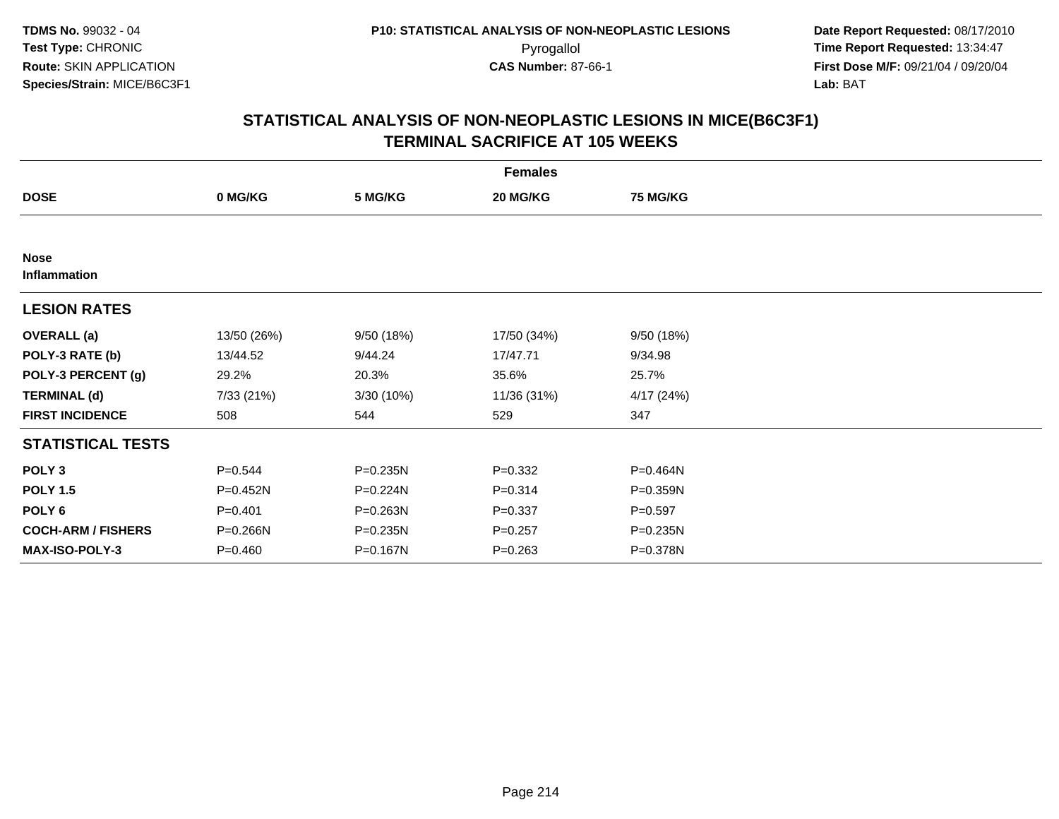**TDMS No.** 99032 - 04
**Test Type:** CHRONIC
**Route:** SKIN APPLICATION
**Species/Strain:** MICE/B6C3F1

**P10: STATISTICAL ANALYSIS OF NON-NEOPLASTIC LESIONS**
Pyrogallol
**CAS Number:** 87-66-1

**Date Report Requested:** 08/17/2010
**Time Report Requested:** 13:34:47
**First Dose M/F:** 09/21/04 / 09/20/04
**Lab:** BAT

## STATISTICAL ANALYSIS OF NON-NEOPLASTIC LESIONS IN MICE(B6C3F1) TERMINAL SACRIFICE AT 105 WEEKS

| | Females | | | |
|---|---|---|---|---|
| **DOSE** | **0 MG/KG** | **5 MG/KG** | **20 MG/KG** | **75 MG/KG** |
| **Nose** | | | | |
| **Inflammation** | | | | |
| **LESION RATES** | | | | |
| **OVERALL (a)** | 13/50 (26%) | 9/50 (18%) | 17/50 (34%) | 9/50 (18%) |
| **POLY-3 RATE (b)** | 13/44.52 | 9/44.24 | 17/47.71 | 9/34.98 |
| **POLY-3 PERCENT (g)** | 29.2% | 20.3% | 35.6% | 25.7% |
| **TERMINAL (d)** | 7/33 (21%) | 3/30 (10%) | 11/36 (31%) | 4/17 (24%) |
| **FIRST INCIDENCE** | 508 | 544 | 529 | 347 |
| **STATISTICAL TESTS** | | | | |
| **POLY 3** | P=0.544 | P=0.235N | P=0.332 | P=0.464N |
| **POLY 1.5** | P=0.452N | P=0.224N | P=0.314 | P=0.359N |
| **POLY 6** | P=0.401 | P=0.263N | P=0.337 | P=0.597 |
| **COCH-ARM / FISHERS** | P=0.266N | P=0.235N | P=0.257 | P=0.235N |
| **MAX-ISO-POLY-3** | P=0.460 | P=0.167N | P=0.263 | P=0.378N |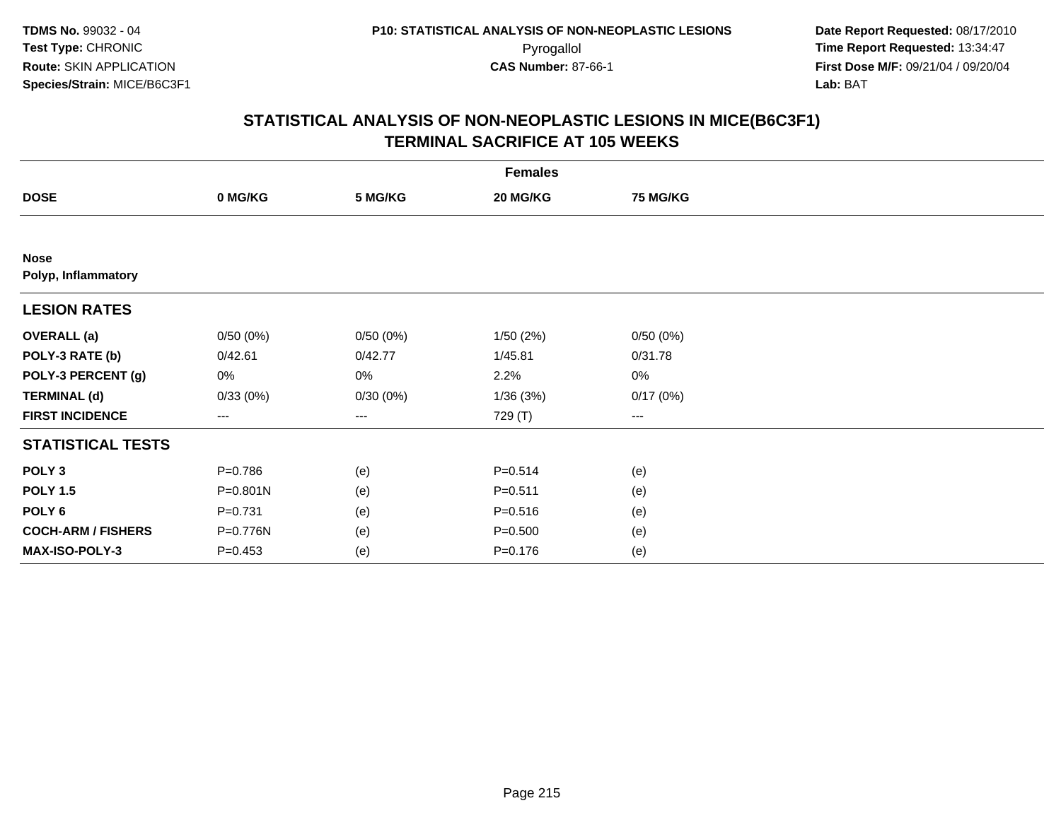**TDMS No.** 99032 - 04
**Test Type:** CHRONIC
**Route:** SKIN APPLICATION
**Species/Strain:** MICE/B6C3F1

**P10: STATISTICAL ANALYSIS OF NON-NEOPLASTIC LESIONS**
Pyrogallol
**CAS Number:** 87-66-1

**Date Report Requested:** 08/17/2010
**Time Report Requested:** 13:34:47
**First Dose M/F:** 09/21/04 / 09/20/04
**Lab:** BAT

## STATISTICAL ANALYSIS OF NON-NEOPLASTIC LESIONS IN MICE(B6C3F1)
## TERMINAL SACRIFICE AT 105 WEEKS

| | Females | | | |
|---|---|---|---|---|
| **DOSE** | **0 MG/KG** | **5 MG/KG** | **20 MG/KG** | **75 MG/KG** |
| **Nose** | | | | |
| **Polyp, Inflammatory** | | | | |
| **LESION RATES** | | | | |
| **OVERALL (a)** | 0/50 (0%) | 0/50 (0%) | 1/50 (2%) | 0/50 (0%) |
| **POLY-3 RATE (b)** | 0/42.61 | 0/42.77 | 1/45.81 | 0/31.78 |
| **POLY-3 PERCENT (g)** | 0% | 0% | 2.2% | 0% |
| **TERMINAL (d)** | 0/33 (0%) | 0/30 (0%) | 1/36 (3%) | 0/17 (0%) |
| **FIRST INCIDENCE** | --- | --- | 729 (T) | --- |
| **STATISTICAL TESTS** | | | | |
| **POLY 3** | P=0.786 | (e) | P=0.514 | (e) |
| **POLY 1.5** | P=0.801N | (e) | P=0.511 | (e) |
| **POLY 6** | P=0.731 | (e) | P=0.516 | (e) |
| **COCH-ARM / FISHERS** | P=0.776N | (e) | P=0.500 | (e) |
| **MAX-ISO-POLY-3** | P=0.453 | (e) | P=0.176 | (e) |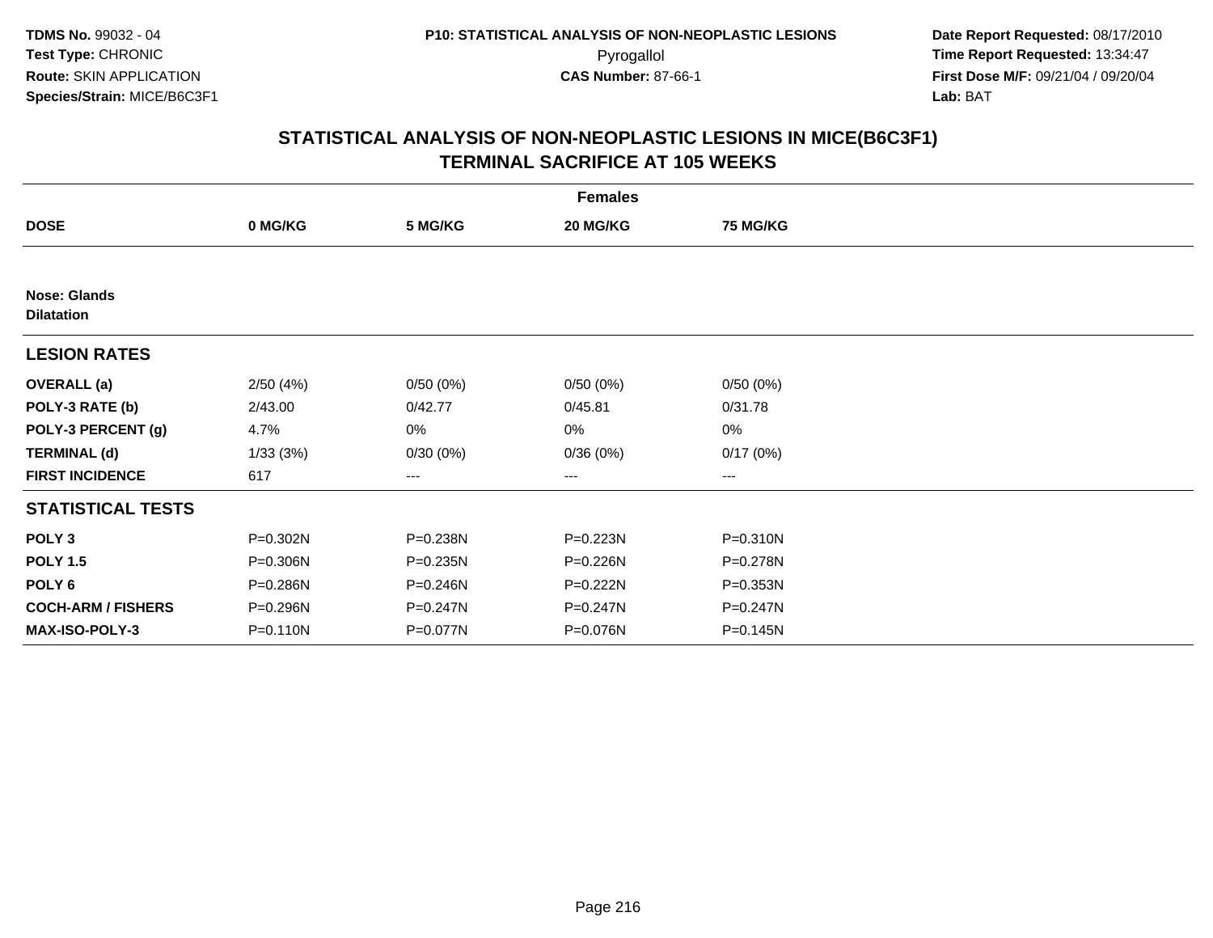**TDMS No.** 99032 - 04
**Test Type:** CHRONIC
**Route:** SKIN APPLICATION
**Species/Strain:** MICE/B6C3F1

**P10: STATISTICAL ANALYSIS OF NON-NEOPLASTIC LESIONS**
Pyrogallol
**CAS Number:** 87-66-1

**Date Report Requested:** 08/17/2010
**Time Report Requested:** 13:34:47
**First Dose M/F:** 09/21/04 / 09/20/04
**Lab:** BAT

## STATISTICAL ANALYSIS OF NON-NEOPLASTIC LESIONS IN MICE(B6C3F1) TERMINAL SACRIFICE AT 105 WEEKS

| Females | | | | |
|---|---|---|---|---|
| **DOSE** | **0 MG/KG** | **5 MG/KG** | **20 MG/KG** | **75 MG/KG** |
| **Nose: Glands** **Dilatation** | | | | |
| **LESION RATES** | | | | |
| **OVERALL (a)** | 2/50 (4%) | 0/50 (0%) | 0/50 (0%) | 0/50 (0%) |
| **POLY-3 RATE (b)** | 2/43.00 | 0/42.77 | 0/45.81 | 0/31.78 |
| **POLY-3 PERCENT (g)** | 4.7% | 0% | 0% | 0% |
| **TERMINAL (d)** | 1/33 (3%) | 0/30 (0%) | 0/36 (0%) | 0/17 (0%) |
| **FIRST INCIDENCE** | 617 | --- | --- | --- |
| **STATISTICAL TESTS** | | | | |
| **POLY 3** | P=0.302N | P=0.238N | P=0.223N | P=0.310N |
| **POLY 1.5** | P=0.306N | P=0.235N | P=0.226N | P=0.278N |
| **POLY 6** | P=0.286N | P=0.246N | P=0.222N | P=0.353N |
| **COCH-ARM / FISHERS** | P=0.296N | P=0.247N | P=0.247N | P=0.247N |
| **MAX-ISO-POLY-3** | P=0.110N | P=0.077N | P=0.076N | P=0.145N |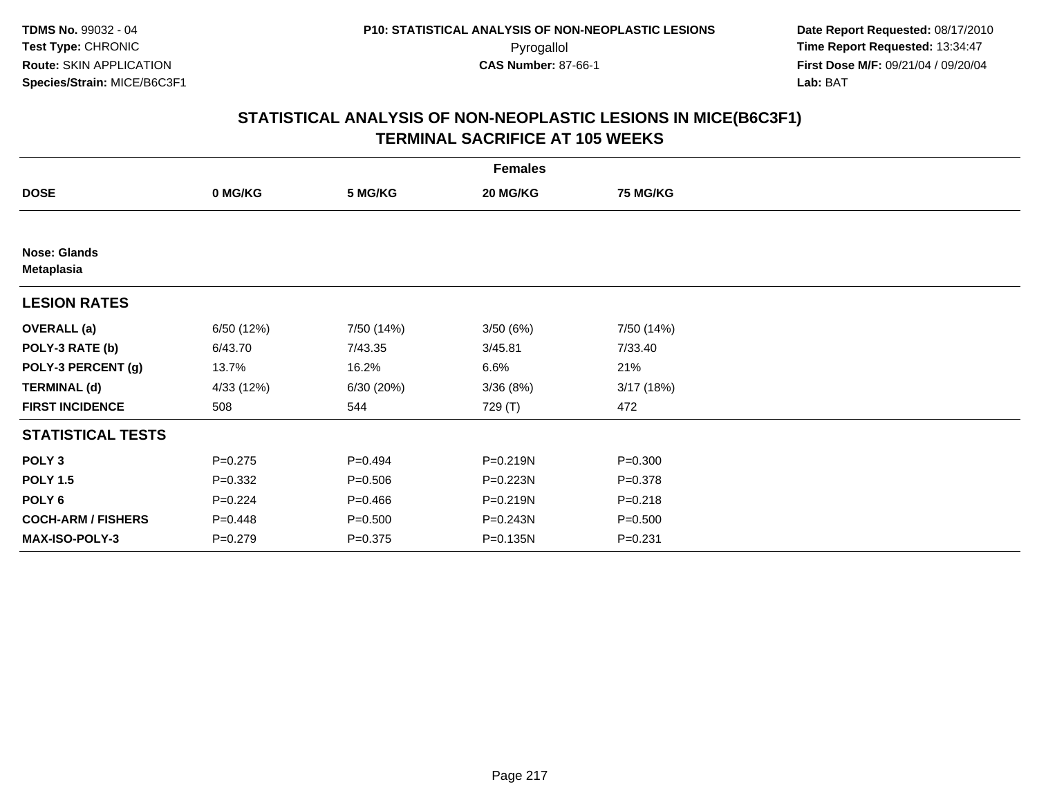TDMS No. 99032 - 04
Test Type: CHRONIC
Route: SKIN APPLICATION
Species/Strain: MICE/B6C3F1

P10: STATISTICAL ANALYSIS OF NON-NEOPLASTIC LESIONS
Pyrogallol
CAS Number: 87-66-1

Date Report Requested: 08/17/2010
Time Report Requested: 13:34:47
First Dose M/F: 09/21/04 / 09/20/04
Lab: BAT

## STATISTICAL ANALYSIS OF NON-NEOPLASTIC LESIONS IN MICE(B6C3F1)
## TERMINAL SACRIFICE AT 105 WEEKS

| | Females | | | |
|---|---|---|---|---|
| **DOSE** | **0 MG/KG** | **5 MG/KG** | **20 MG/KG** | **75 MG/KG** |
| **Nose: Glands** | | | | |
| **Metaplasia** | | | | |
| **LESION RATES** | | | | |
| **OVERALL (a)** | 6/50 (12%) | 7/50 (14%) | 3/50 (6%) | 7/50 (14%) |
| **POLY-3 RATE (b)** | 6/43.70 | 7/43.35 | 3/45.81 | 7/33.40 |
| **POLY-3 PERCENT (g)** | 13.7% | 16.2% | 6.6% | 21% |
| **TERMINAL (d)** | 4/33 (12%) | 6/30 (20%) | 3/36 (8%) | 3/17 (18%) |
| **FIRST INCIDENCE** | 508 | 544 | 729 (T) | 472 |
| **STATISTICAL TESTS** | | | | |
| **POLY 3** | P=0.275 | P=0.494 | P=0.219N | P=0.300 |
| **POLY 1.5** | P=0.332 | P=0.506 | P=0.223N | P=0.378 |
| **POLY 6** | P=0.224 | P=0.466 | P=0.219N | P=0.218 |
| **COCH-ARM / FISHERS** | P=0.448 | P=0.500 | P=0.243N | P=0.500 |
| **MAX-ISO-POLY-3** | P=0.279 | P=0.375 | P=0.135N | P=0.231 |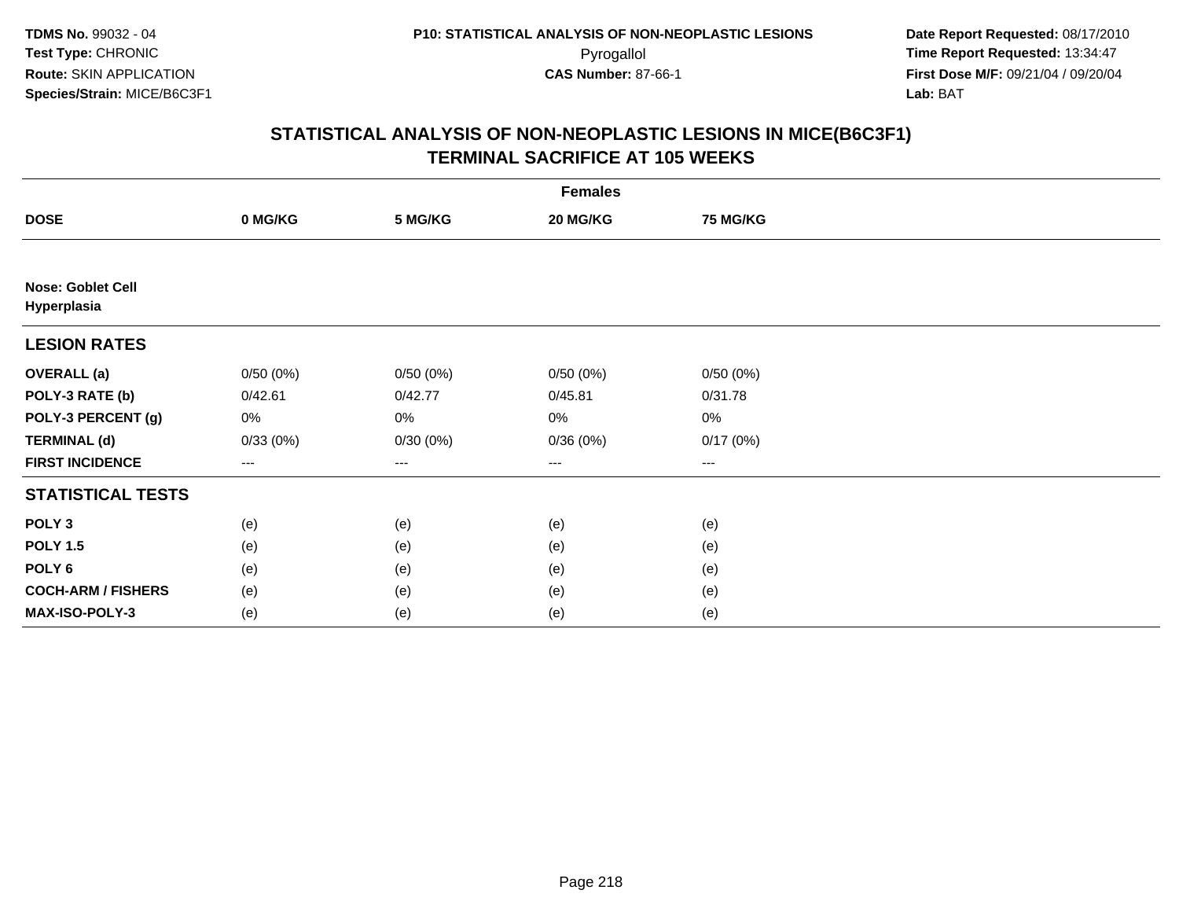TDMS No. 99032 - 04
Test Type: CHRONIC
Route: SKIN APPLICATION
Species/Strain: MICE/B6C3F1

P10: STATISTICAL ANALYSIS OF NON-NEOPLASTIC LESIONS
Pyrogallol
CAS Number: 87-66-1

Date Report Requested: 08/17/2010
Time Report Requested: 13:34:47
First Dose M/F: 09/21/04 / 09/20/04
Lab: BAT

## STATISTICAL ANALYSIS OF NON-NEOPLASTIC LESIONS IN MICE(B6C3F1)
## TERMINAL SACRIFICE AT 105 WEEKS

| | Females | | | |
|---|---|---|---|---|
| **DOSE** | **0 MG/KG** | **5 MG/KG** | **20 MG/KG** | **75 MG/KG** |
| **Nose: Goblet Cell Hyperplasia** | | | | |
| **LESION RATES** | | | | |
| **OVERALL (a)** | 0/50 (0%) | 0/50 (0%) | 0/50 (0%) | 0/50 (0%) |
| **POLY-3 RATE (b)** | 0/42.61 | 0/42.77 | 0/45.81 | 0/31.78 |
| **POLY-3 PERCENT (g)** | 0% | 0% | 0% | 0% |
| **TERMINAL (d)** | 0/33 (0%) | 0/30 (0%) | 0/36 (0%) | 0/17 (0%) |
| **FIRST INCIDENCE** | --- | --- | --- | --- |
| **STATISTICAL TESTS** | | | | |
| **POLY 3** | (e) | (e) | (e) | (e) |
| **POLY 1.5** | (e) | (e) | (e) | (e) |
| **POLY 6** | (e) | (e) | (e) | (e) |
| **COCH-ARM / FISHERS** | (e) | (e) | (e) | (e) |
| **MAX-ISO-POLY-3** | (e) | (e) | (e) | (e) |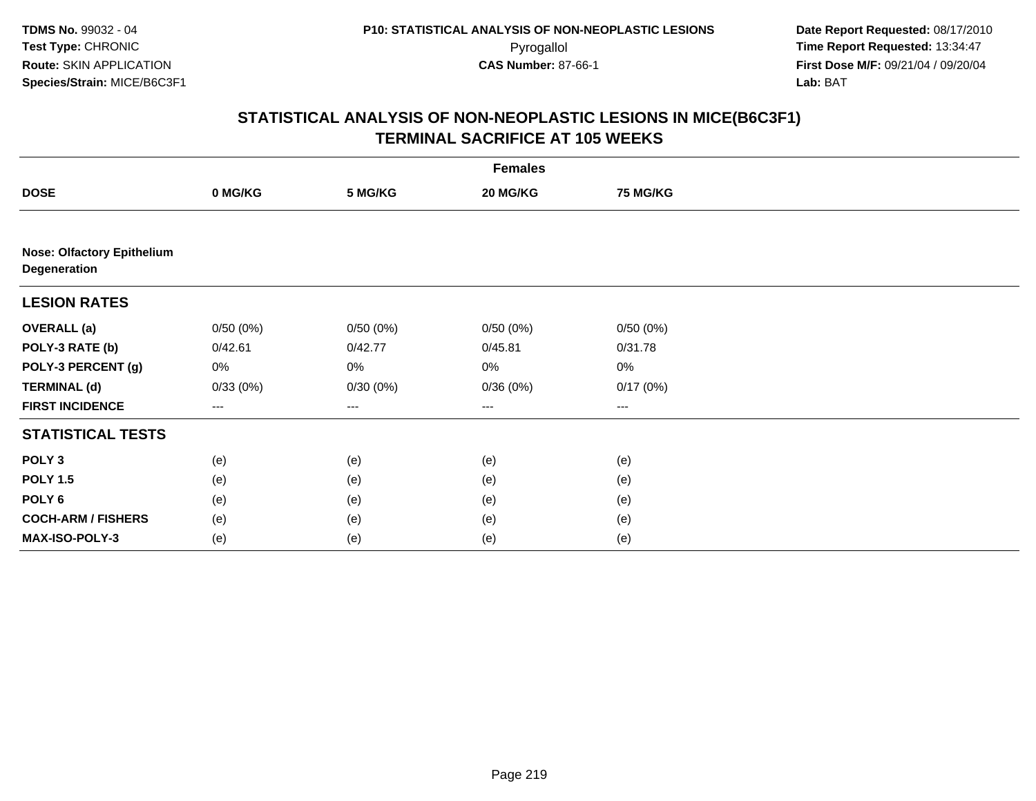**TDMS No.** 99032 - 04
**Test Type:** CHRONIC
**Route:** SKIN APPLICATION
**Species/Strain:** MICE/B6C3F1

**P10: STATISTICAL ANALYSIS OF NON-NEOPLASTIC LESIONS**
Pyrogallol
**CAS Number:** 87-66-1

**Date Report Requested:** 08/17/2010
**Time Report Requested:** 13:34:47
**First Dose M/F:** 09/21/04 / 09/20/04
**Lab:** BAT

## STATISTICAL ANALYSIS OF NON-NEOPLASTIC LESIONS IN MICE(B6C3F1) TERMINAL SACRIFICE AT 105 WEEKS

| | Females | | | |
|---|---|---|---|---|
| **DOSE** | **0 MG/KG** | **5 MG/KG** | **20 MG/KG** | **75 MG/KG** |
| **Nose: Olfactory Epithelium Degeneration** | | | | |
| **LESION RATES** | | | | |
| **OVERALL (a)** | 0/50 (0%) | 0/50 (0%) | 0/50 (0%) | 0/50 (0%) |
| **POLY-3 RATE (b)** | 0/42.61 | 0/42.77 | 0/45.81 | 0/31.78 |
| **POLY-3 PERCENT (g)** | 0% | 0% | 0% | 0% |
| **TERMINAL (d)** | 0/33 (0%) | 0/30 (0%) | 0/36 (0%) | 0/17 (0%) |
| **FIRST INCIDENCE** | --- | --- | --- | --- |
| **STATISTICAL TESTS** | | | | |
| **POLY 3** | (e) | (e) | (e) | (e) |
| **POLY 1.5** | (e) | (e) | (e) | (e) |
| **POLY 6** | (e) | (e) | (e) | (e) |
| **COCH-ARM / FISHERS** | (e) | (e) | (e) | (e) |
| **MAX-ISO-POLY-3** | (e) | (e) | (e) | (e) |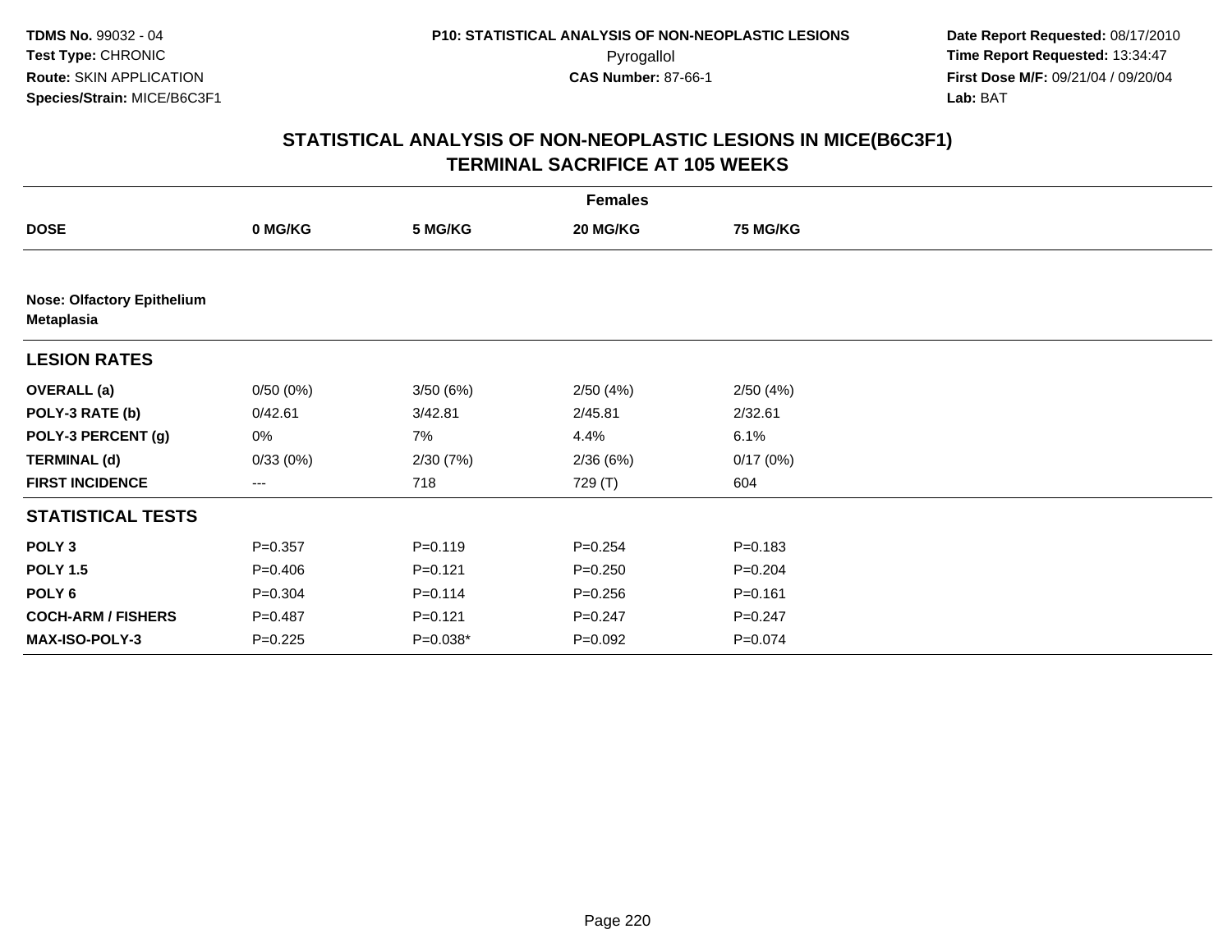TDMS No. 99032 - 04
Test Type: CHRONIC
Route: SKIN APPLICATION
Species/Strain: MICE/B6C3F1

P10: STATISTICAL ANALYSIS OF NON-NEOPLASTIC LESIONS
Pyrogallol
CAS Number: 87-66-1

Date Report Requested: 08/17/2010
Time Report Requested: 13:34:47
First Dose M/F: 09/21/04 / 09/20/04
Lab: BAT

## STATISTICAL ANALYSIS OF NON-NEOPLASTIC LESIONS IN MICE(B6C3F1)
## TERMINAL SACRIFICE AT 105 WEEKS

| | Females | | | |
|---|---|---|---|---|
| **DOSE** | **0 MG/KG** | **5 MG/KG** | **20 MG/KG** | **75 MG/KG** |
| **Nose: Olfactory Epithelium Metaplasia** | | | | |
| **LESION RATES** | | | | |
| **OVERALL (a)** | 0/50 (0%) | 3/50 (6%) | 2/50 (4%) | 2/50 (4%) |
| **POLY-3 RATE (b)** | 0/42.61 | 3/42.81 | 2/45.81 | 2/32.61 |
| **POLY-3 PERCENT (g)** | 0% | 7% | 4.4% | 6.1% |
| **TERMINAL (d)** | 0/33 (0%) | 2/30 (7%) | 2/36 (6%) | 0/17 (0%) |
| **FIRST INCIDENCE** | --- | 718 | 729 (T) | 604 |
| **STATISTICAL TESTS** | | | | |
| **POLY 3** | P=0.357 | P=0.119 | P=0.254 | P=0.183 |
| **POLY 1.5** | P=0.406 | P=0.121 | P=0.250 | P=0.204 |
| **POLY 6** | P=0.304 | P=0.114 | P=0.256 | P=0.161 |
| **COCH-ARM / FISHERS** | P=0.487 | P=0.121 | P=0.247 | P=0.247 |
| **MAX-ISO-POLY-3** | P=0.225 | P=0.038* | P=0.092 | P=0.074 |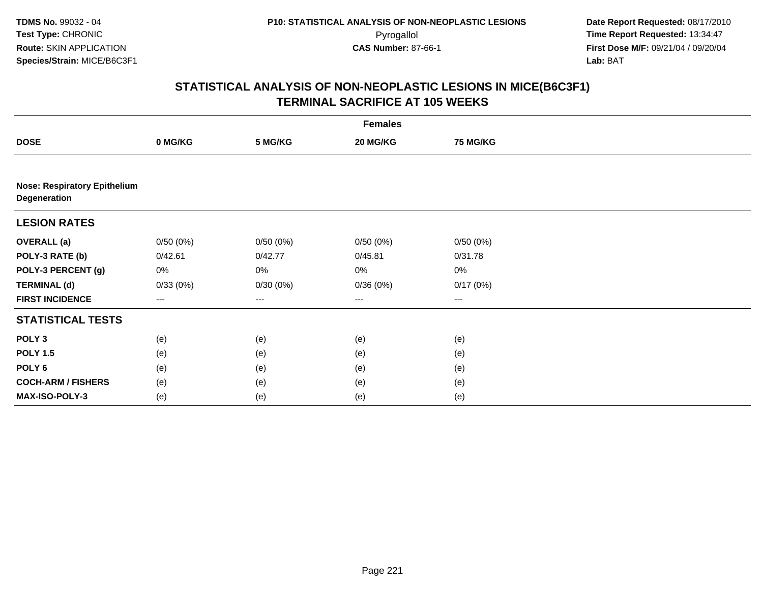**TDMS No.** 99032 - 04
**Test Type:** CHRONIC
**Route:** SKIN APPLICATION
**Species/Strain:** MICE/B6C3F1

**P10: STATISTICAL ANALYSIS OF NON-NEOPLASTIC LESIONS**
Pyrogallol
**CAS Number:** 87-66-1

**Date Report Requested:** 08/17/2010
**Time Report Requested:** 13:34:47
**First Dose M/F:** 09/21/04 / 09/20/04
**Lab:** BAT

## STATISTICAL ANALYSIS OF NON-NEOPLASTIC LESIONS IN MICE(B6C3F1)
## TERMINAL SACRIFICE AT 105 WEEKS

| | Females | | | |
|---|---|---|---|---|
| **DOSE** | **0 MG/KG** | **5 MG/KG** | **20 MG/KG** | **75 MG/KG** |
| **Nose: Respiratory Epithelium Degeneration** | | | | |
| **LESION RATES** | | | | |
| **OVERALL (a)** | 0/50 (0%) | 0/50 (0%) | 0/50 (0%) | 0/50 (0%) |
| **POLY-3 RATE (b)** | 0/42.61 | 0/42.77 | 0/45.81 | 0/31.78 |
| **POLY-3 PERCENT (g)** | 0% | 0% | 0% | 0% |
| **TERMINAL (d)** | 0/33 (0%) | 0/30 (0%) | 0/36 (0%) | 0/17 (0%) |
| **FIRST INCIDENCE** | --- | --- | --- | --- |
| **STATISTICAL TESTS** | | | | |
| **POLY 3** | (e) | (e) | (e) | (e) |
| **POLY 1.5** | (e) | (e) | (e) | (e) |
| **POLY 6** | (e) | (e) | (e) | (e) |
| **COCH-ARM / FISHERS** | (e) | (e) | (e) | (e) |
| **MAX-ISO-POLY-3** | (e) | (e) | (e) | (e) |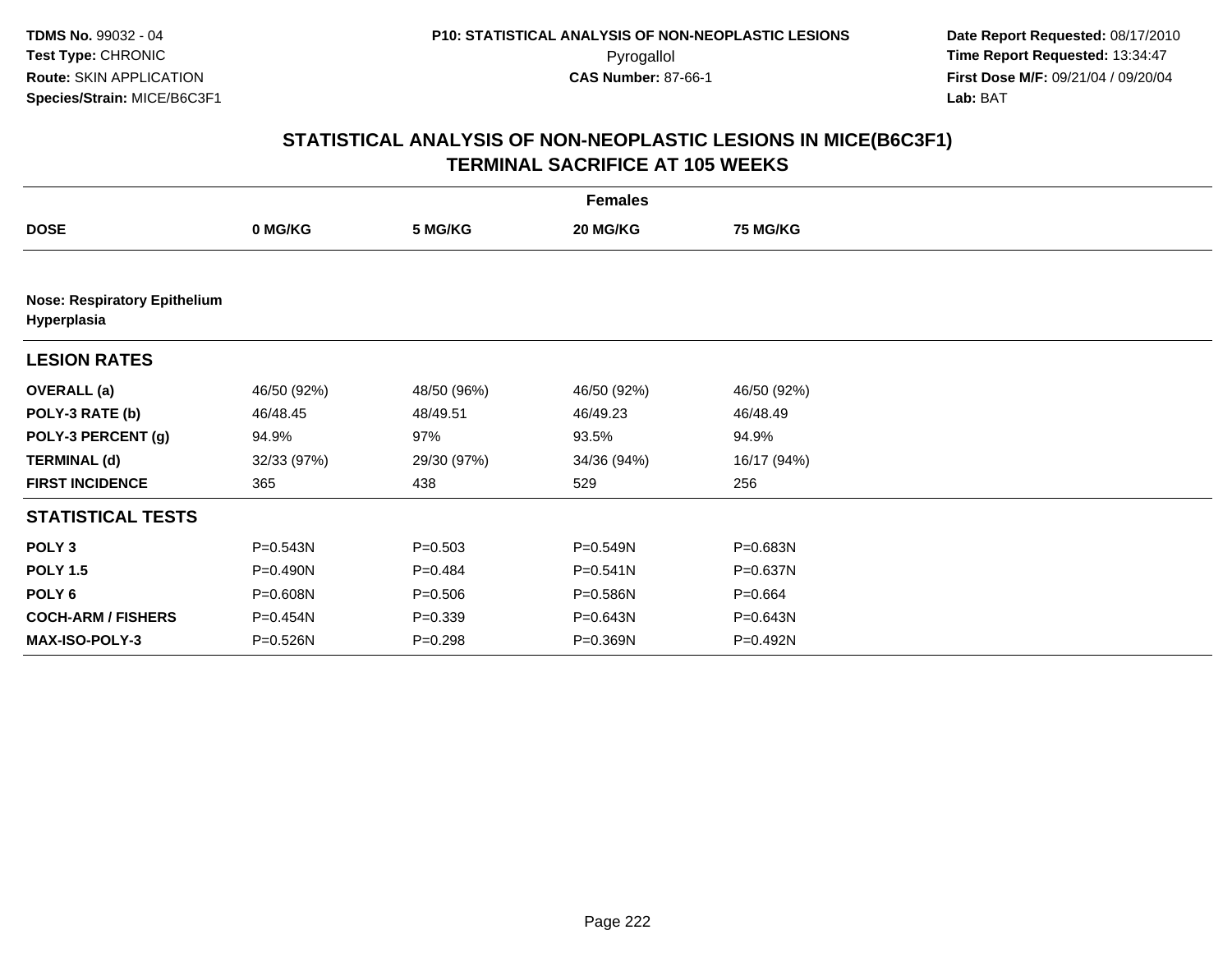# STATISTICAL ANALYSIS OF NON-NEOPLASTIC LESIONS IN MICE(B6C3F1)
## TERMINAL SACRIFICE AT 105 WEEKS

| | Females | | | |
|---|---|---|---|---|
| **DOSE** | **0 MG/KG** | **5 MG/KG** | **20 MG/KG** | **75 MG/KG** |
| **Nose: Respiratory Epithelium Hyperplasia** | | | | |
| **LESION RATES** | | | | |
| **OVERALL (a)** | 46/50 (92%) | 48/50 (96%) | 46/50 (92%) | 46/50 (92%) |
| **POLY-3 RATE (b)** | 46/48.45 | 48/49.51 | 46/49.23 | 46/48.49 |
| **POLY-3 PERCENT (g)** | 94.9% | 97% | 93.5% | 94.9% |
| **TERMINAL (d)** | 32/33 (97%) | 29/30 (97%) | 34/36 (94%) | 16/17 (94%) |
| **FIRST INCIDENCE** | 365 | 438 | 529 | 256 |
| **STATISTICAL TESTS** | | | | |
| **POLY 3** | P=0.543N | P=0.503 | P=0.549N | P=0.683N |
| **POLY 1.5** | P=0.490N | P=0.484 | P=0.541N | P=0.637N |
| **POLY 6** | P=0.608N | P=0.506 | P=0.586N | P=0.664 |
| **COCH-ARM / FISHERS** | P=0.454N | P=0.339 | P=0.643N | P=0.643N |
| **MAX-ISO-POLY-3** | P=0.526N | P=0.298 | P=0.369N | P=0.492N |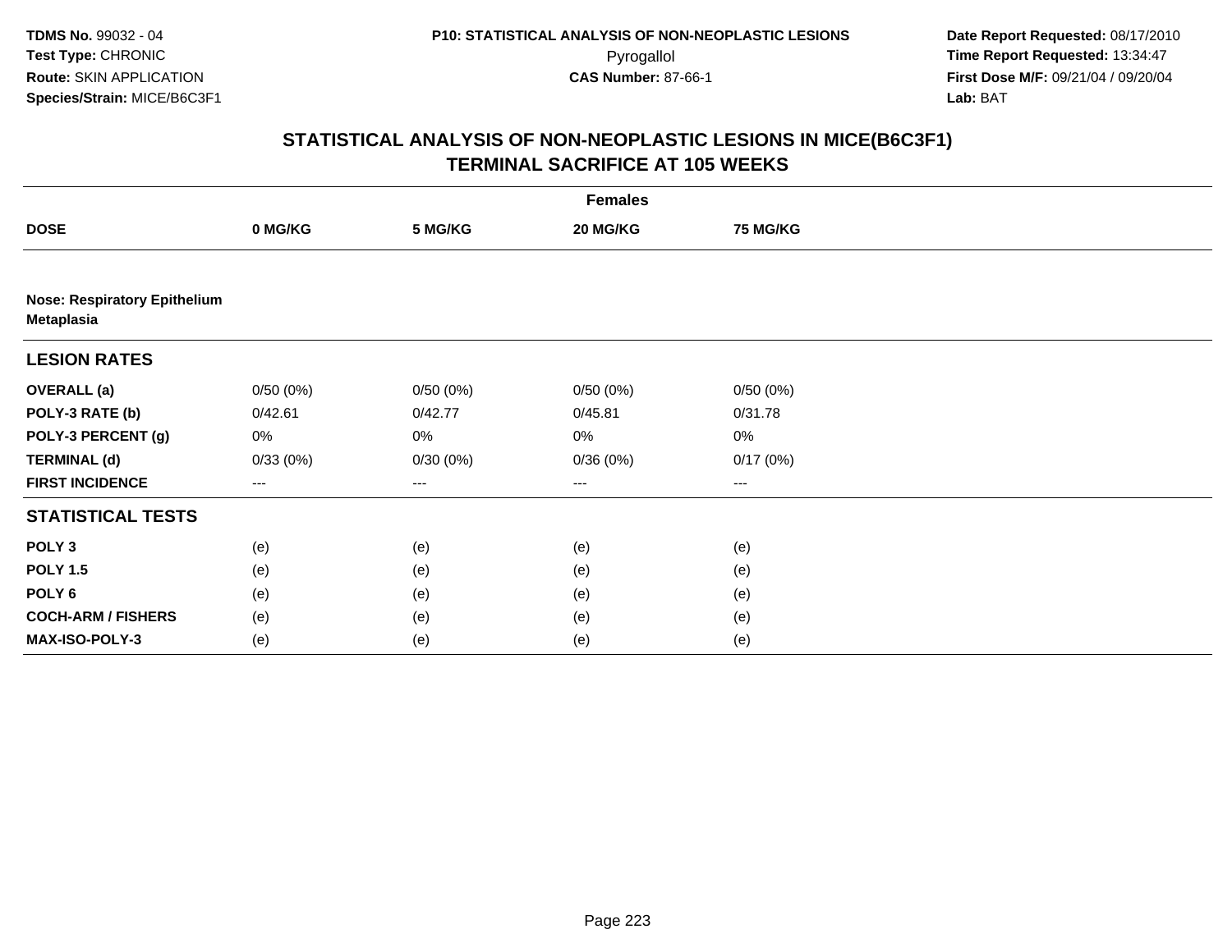TDMS No. 99032 - 04
Test Type: CHRONIC
Route: SKIN APPLICATION
Species/Strain: MICE/B6C3F1

P10: STATISTICAL ANALYSIS OF NON-NEOPLASTIC LESIONS
Pyrogallol
CAS Number: 87-66-1

Date Report Requested: 08/17/2010
Time Report Requested: 13:34:47
First Dose M/F: 09/21/04 / 09/20/04
Lab: BAT

# STATISTICAL ANALYSIS OF NON-NEOPLASTIC LESIONS IN MICE(B6C3F1)
## TERMINAL SACRIFICE AT 105 WEEKS

| | Females | | | |
|---|---|---|---|---|
| **DOSE** | **0 MG/KG** | **5 MG/KG** | **20 MG/KG** | **75 MG/KG** |
| **Nose: Respiratory Epithelium Metaplasia** | | | | |
| **LESION RATES** | | | | |
| **OVERALL (a)** | 0/50 (0%) | 0/50 (0%) | 0/50 (0%) | 0/50 (0%) |
| **POLY-3 RATE (b)** | 0/42.61 | 0/42.77 | 0/45.81 | 0/31.78 |
| **POLY-3 PERCENT (g)** | 0% | 0% | 0% | 0% |
| **TERMINAL (d)** | 0/33 (0%) | 0/30 (0%) | 0/36 (0%) | 0/17 (0%) |
| **FIRST INCIDENCE** | --- | --- | --- | --- |
| **STATISTICAL TESTS** | | | | |
| **POLY 3** | (e) | (e) | (e) | (e) |
| **POLY 1.5** | (e) | (e) | (e) | (e) |
| **POLY 6** | (e) | (e) | (e) | (e) |
| **COCH-ARM / FISHERS** | (e) | (e) | (e) | (e) |
| **MAX-ISO-POLY-3** | (e) | (e) | (e) | (e) |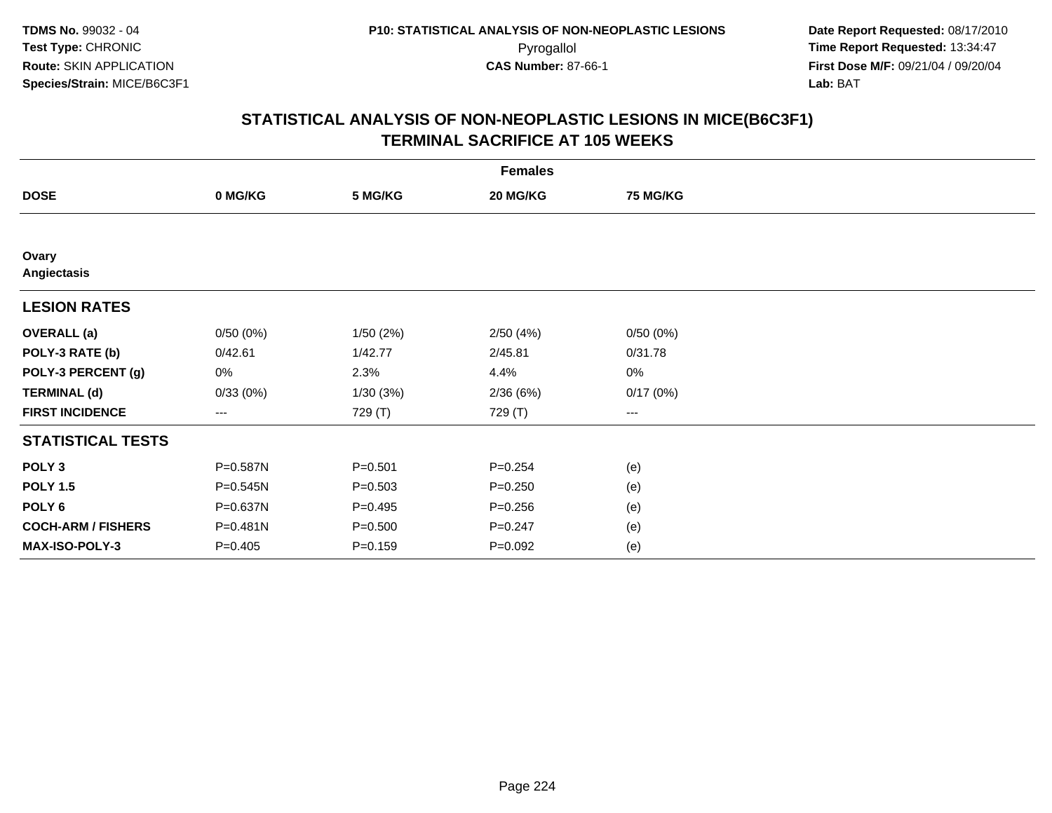**TDMS No.** 99032 - 04
**Test Type:** CHRONIC
**Route:** SKIN APPLICATION
**Species/Strain:** MICE/B6C3F1

**P10: STATISTICAL ANALYSIS OF NON-NEOPLASTIC LESIONS**
Pyrogallol
**CAS Number:** 87-66-1

**Date Report Requested:** 08/17/2010
**Time Report Requested:** 13:34:47
**First Dose M/F:** 09/21/04 / 09/20/04
**Lab:** BAT

## STATISTICAL ANALYSIS OF NON-NEOPLASTIC LESIONS IN MICE(B6C3F1) TERMINAL SACRIFICE AT 105 WEEKS

| | Females | | | |
|---|---|---|---|---|
| **DOSE** | **0 MG/KG** | **5 MG/KG** | **20 MG/KG** | **75 MG/KG** |
| **Ovary** | | | | |
| **Angiectasis** | | | | |
| **LESION RATES** | | | | |
| **OVERALL (a)** | 0/50 (0%) | 1/50 (2%) | 2/50 (4%) | 0/50 (0%) |
| **POLY-3 RATE (b)** | 0/42.61 | 1/42.77 | 2/45.81 | 0/31.78 |
| **POLY-3 PERCENT (g)** | 0% | 2.3% | 4.4% | 0% |
| **TERMINAL (d)** | 0/33 (0%) | 1/30 (3%) | 2/36 (6%) | 0/17 (0%) |
| **FIRST INCIDENCE** | --- | 729 (T) | 729 (T) | --- |
| **STATISTICAL TESTS** | | | | |
| **POLY 3** | P=0.587N | P=0.501 | P=0.254 | (e) |
| **POLY 1.5** | P=0.545N | P=0.503 | P=0.250 | (e) |
| **POLY 6** | P=0.637N | P=0.495 | P=0.256 | (e) |
| **COCH-ARM / FISHERS** | P=0.481N | P=0.500 | P=0.247 | (e) |
| **MAX-ISO-POLY-3** | P=0.405 | P=0.159 | P=0.092 | (e) |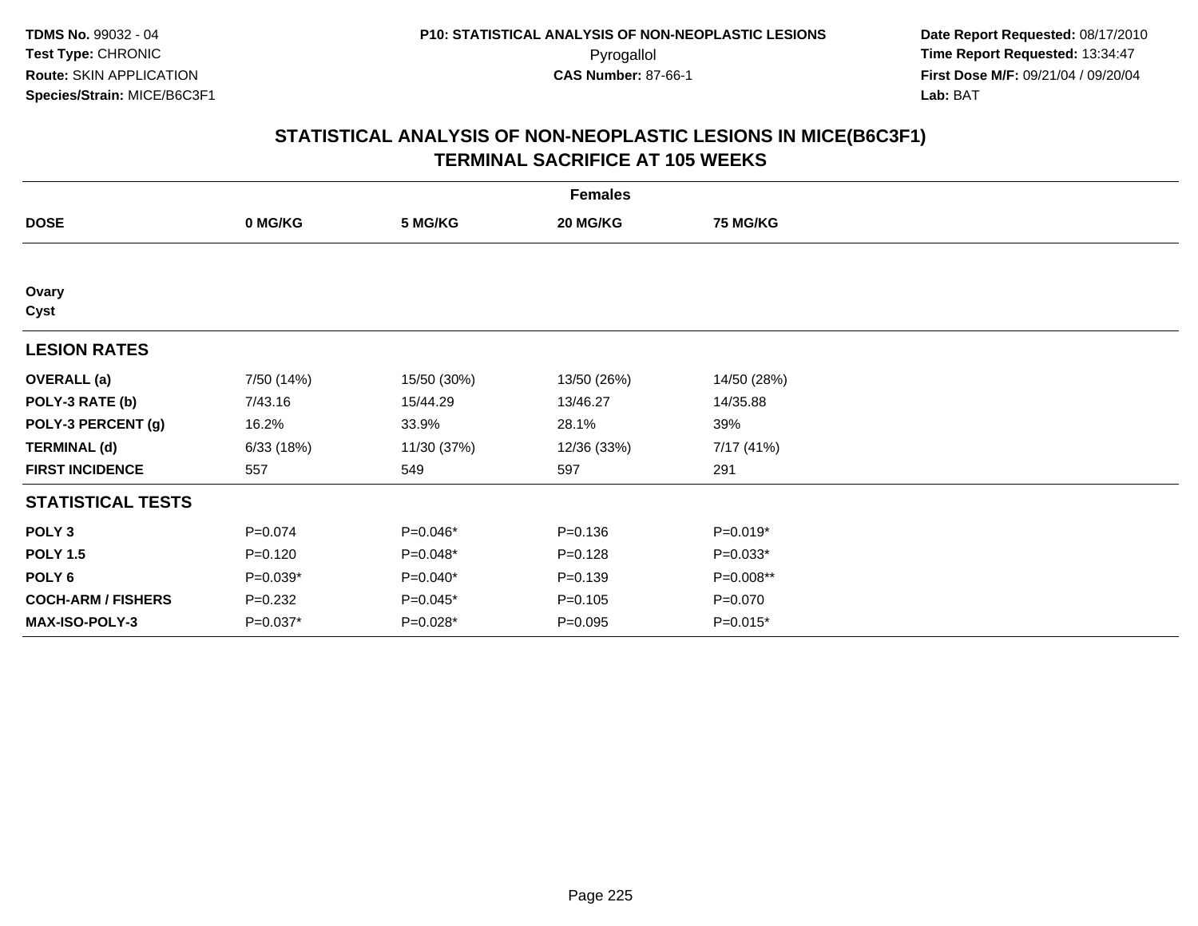TDMS No. 99032 - 04
Test Type: CHRONIC
Route: SKIN APPLICATION
Species/Strain: MICE/B6C3F1

P10: STATISTICAL ANALYSIS OF NON-NEOPLASTIC LESIONS
Pyrogallol
CAS Number: 87-66-1

Date Report Requested: 08/17/2010
Time Report Requested: 13:34:47
First Dose M/F: 09/21/04 / 09/20/04
Lab: BAT

## STATISTICAL ANALYSIS OF NON-NEOPLASTIC LESIONS IN MICE(B6C3F1)
## TERMINAL SACRIFICE AT 105 WEEKS

| | Females | | | |
|---|---|---|---|---|
| **DOSE** | **0 MG/KG** | **5 MG/KG** | **20 MG/KG** | **75 MG/KG** |
| **Ovary** | | | | |
| **Cyst** | | | | |
| **LESION RATES** | | | | |
| **OVERALL (a)** | 7/50 (14%) | 15/50 (30%) | 13/50 (26%) | 14/50 (28%) |
| **POLY-3 RATE (b)** | 7/43.16 | 15/44.29 | 13/46.27 | 14/35.88 |
| **POLY-3 PERCENT (g)** | 16.2% | 33.9% | 28.1% | 39% |
| **TERMINAL (d)** | 6/33 (18%) | 11/30 (37%) | 12/36 (33%) | 7/17 (41%) |
| **FIRST INCIDENCE** | 557 | 549 | 597 | 291 |
| **STATISTICAL TESTS** | | | | |
| **POLY 3** | P=0.074 | P=0.046* | P=0.136 | P=0.019* |
| **POLY 1.5** | P=0.120 | P=0.048* | P=0.128 | P=0.033* |
| **POLY 6** | P=0.039* | P=0.040* | P=0.139 | P=0.008** |
| **COCH-ARM / FISHERS** | P=0.232 | P=0.045* | P=0.105 | P=0.070 |
| **MAX-ISO-POLY-3** | P=0.037* | P=0.028* | P=0.095 | P=0.015* |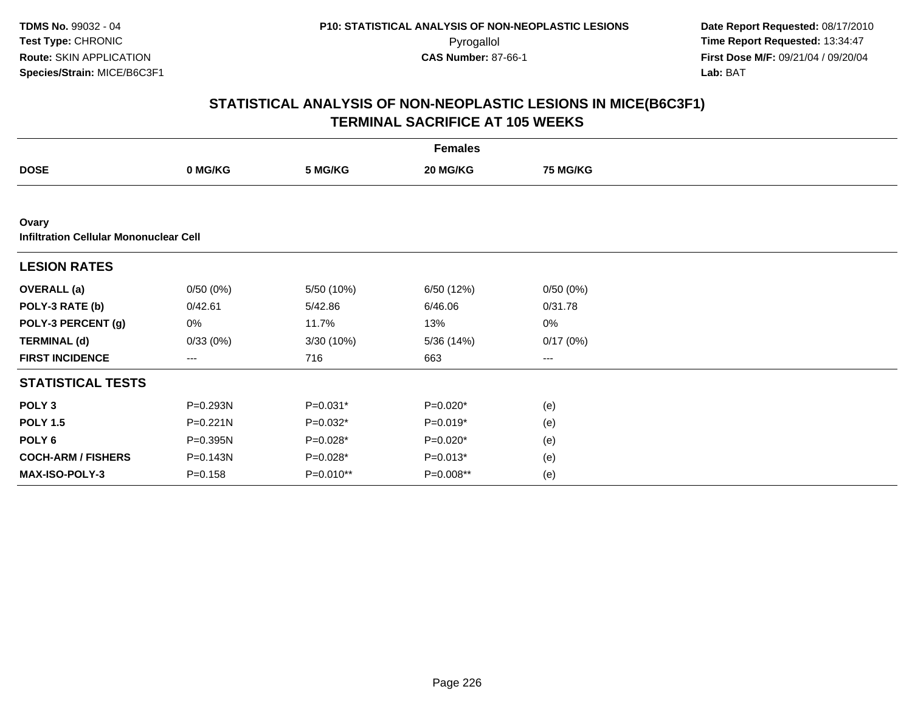**TDMS No.** 99032 - 04
**Test Type:** CHRONIC
**Route:** SKIN APPLICATION
**Species/Strain:** MICE/B6C3F1

**P10: STATISTICAL ANALYSIS OF NON-NEOPLASTIC LESIONS**
Pyrogallol
**CAS Number:** 87-66-1

**Date Report Requested:** 08/17/2010
**Time Report Requested:** 13:34:47
**First Dose M/F:** 09/21/04 / 09/20/04
**Lab:** BAT

## STATISTICAL ANALYSIS OF NON-NEOPLASTIC LESIONS IN MICE(B6C3F1) TERMINAL SACRIFICE AT 105 WEEKS

| | Females | | | |
|---|---|---|---|---|
| **DOSE** | **0 MG/KG** | **5 MG/KG** | **20 MG/KG** | **75 MG/KG** |
| **Ovary** | | | | |
| **Infiltration Cellular Mononuclear Cell** | | | | |
| **LESION RATES** | | | | |
| **OVERALL (a)** | 0/50 (0%) | 5/50 (10%) | 6/50 (12%) | 0/50 (0%) |
| **POLY-3 RATE (b)** | 0/42.61 | 5/42.86 | 6/46.06 | 0/31.78 |
| **POLY-3 PERCENT (g)** | 0% | 11.7% | 13% | 0% |
| **TERMINAL (d)** | 0/33 (0%) | 3/30 (10%) | 5/36 (14%) | 0/17 (0%) |
| **FIRST INCIDENCE** | --- | 716 | 663 | --- |
| **STATISTICAL TESTS** | | | | |
| **POLY 3** | P=0.293N | P=0.031* | P=0.020* | (e) |
| **POLY 1.5** | P=0.221N | P=0.032* | P=0.019* | (e) |
| **POLY 6** | P=0.395N | P=0.028* | P=0.020* | (e) |
| **COCH-ARM / FISHERS** | P=0.143N | P=0.028* | P=0.013* | (e) |
| **MAX-ISO-POLY-3** | P=0.158 | P=0.010** | P=0.008** | (e) |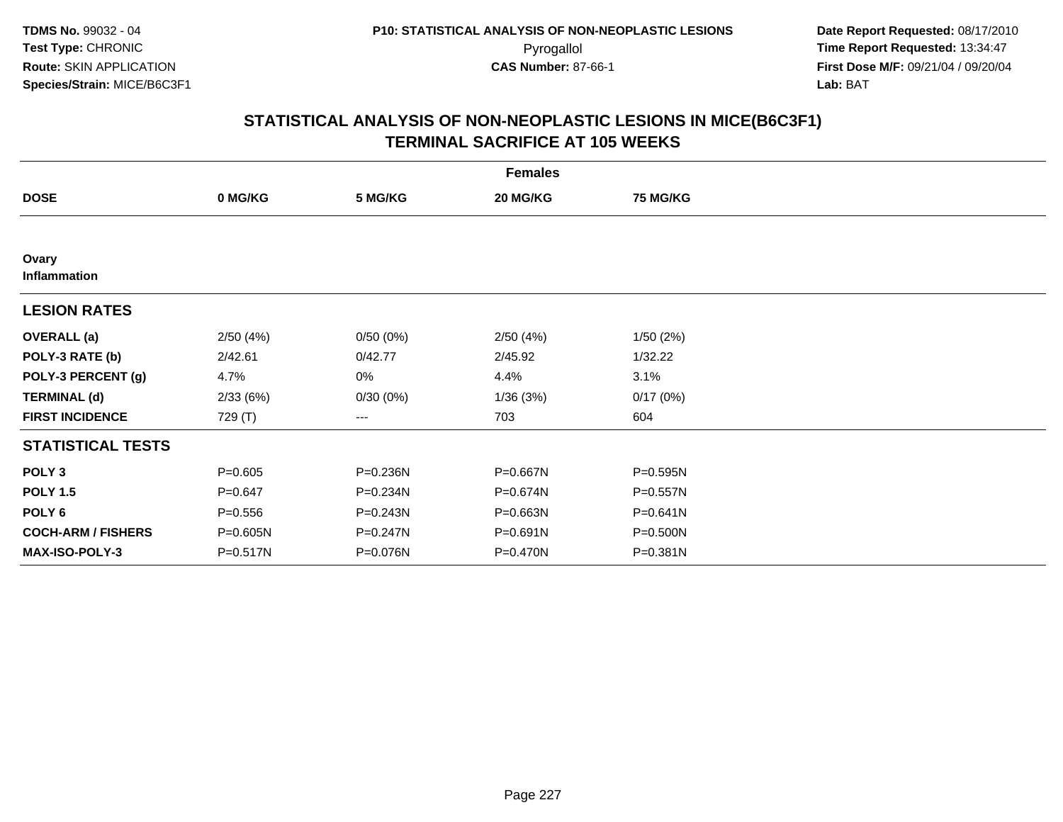# STATISTICAL ANALYSIS OF NON-NEOPLASTIC LESIONS IN MICE(B6C3F1)
## TERMINAL SACRIFICE AT 105 WEEKS

| | Females | | | |
|---|---|---|---|---|
| **DOSE** | **0 MG/KG** | **5 MG/KG** | **20 MG/KG** | **75 MG/KG** |
| **Ovary** | | | | |
| **Inflammation** | | | | |
| **LESION RATES** | | | | |
| **OVERALL (a)** | 2/50 (4%) | 0/50 (0%) | 2/50 (4%) | 1/50 (2%) |
| **POLY-3 RATE (b)** | 2/42.61 | 0/42.77 | 2/45.92 | 1/32.22 |
| **POLY-3 PERCENT (g)** | 4.7% | 0% | 4.4% | 3.1% |
| **TERMINAL (d)** | 2/33 (6%) | 0/30 (0%) | 1/36 (3%) | 0/17 (0%) |
| **FIRST INCIDENCE** | 729 (T) | --- | 703 | 604 |
| **STATISTICAL TESTS** | | | | |
| **POLY 3** | P=0.605 | P=0.236N | P=0.667N | P=0.595N |
| **POLY 1.5** | P=0.647 | P=0.234N | P=0.674N | P=0.557N |
| **POLY 6** | P=0.556 | P=0.243N | P=0.663N | P=0.641N |
| **COCH-ARM / FISHERS** | P=0.605N | P=0.247N | P=0.691N | P=0.500N |
| **MAX-ISO-POLY-3** | P=0.517N | P=0.076N | P=0.470N | P=0.381N |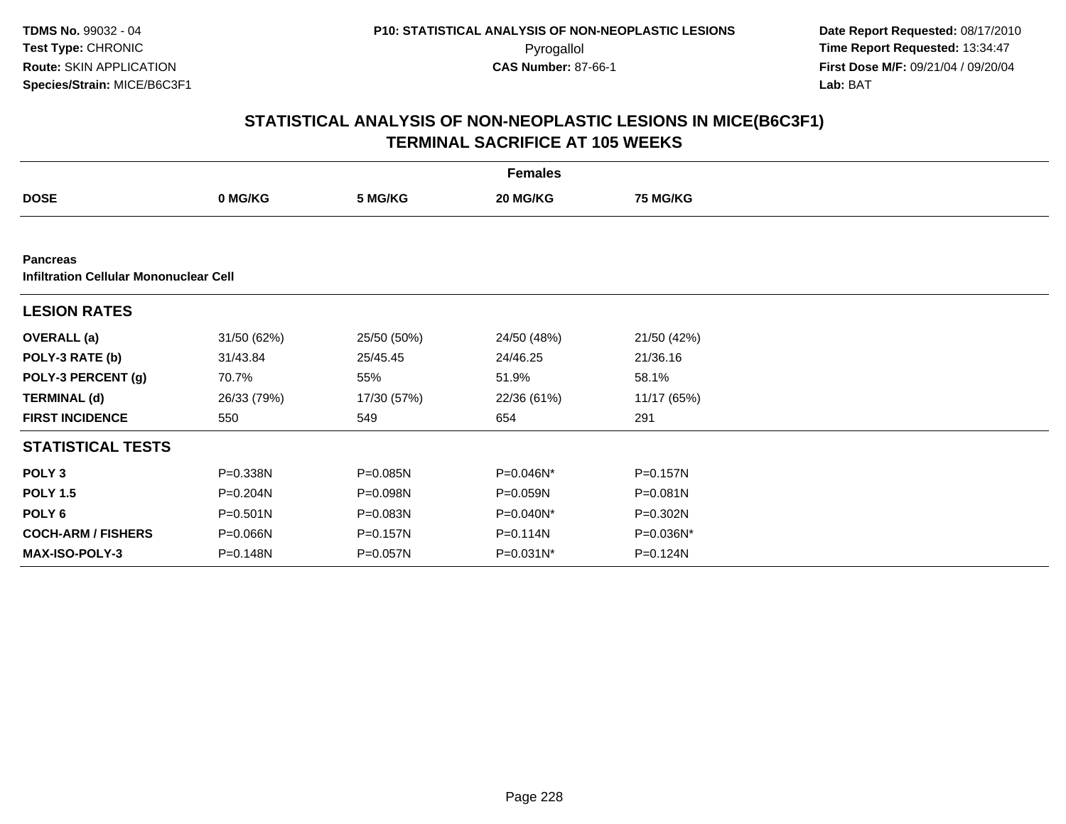TDMS No. 99032 - 04
Test Type: CHRONIC
Route: SKIN APPLICATION
Species/Strain: MICE/B6C3F1

P10: STATISTICAL ANALYSIS OF NON-NEOPLASTIC LESIONS
Pyrogallol
CAS Number: 87-66-1

Date Report Requested: 08/17/2010
Time Report Requested: 13:34:47
First Dose M/F: 09/21/04 / 09/20/04
Lab: BAT

## STATISTICAL ANALYSIS OF NON-NEOPLASTIC LESIONS IN MICE(B6C3F1) TERMINAL SACRIFICE AT 105 WEEKS

| | Females | | | |
|---|---|---|---|---|
| **DOSE** | **0 MG/KG** | **5 MG/KG** | **20 MG/KG** | **75 MG/KG** |
| **Pancreas** | | | | |
| **Infiltration Cellular Mononuclear Cell** | | | | |
| **LESION RATES** | | | | |
| **OVERALL (a)** | 31/50 (62%) | 25/50 (50%) | 24/50 (48%) | 21/50 (42%) |
| **POLY-3 RATE (b)** | 31/43.84 | 25/45.45 | 24/46.25 | 21/36.16 |
| **POLY-3 PERCENT (g)** | 70.7% | 55% | 51.9% | 58.1% |
| **TERMINAL (d)** | 26/33 (79%) | 17/30 (57%) | 22/36 (61%) | 11/17 (65%) |
| **FIRST INCIDENCE** | 550 | 549 | 654 | 291 |
| **STATISTICAL TESTS** | | | | |
| **POLY 3** | P=0.338N | P=0.085N | P=0.046N* | P=0.157N |
| **POLY 1.5** | P=0.204N | P=0.098N | P=0.059N | P=0.081N |
| **POLY 6** | P=0.501N | P=0.083N | P=0.040N* | P=0.302N |
| **COCH-ARM / FISHERS** | P=0.066N | P=0.157N | P=0.114N | P=0.036N* |
| **MAX-ISO-POLY-3** | P=0.148N | P=0.057N | P=0.031N* | P=0.124N |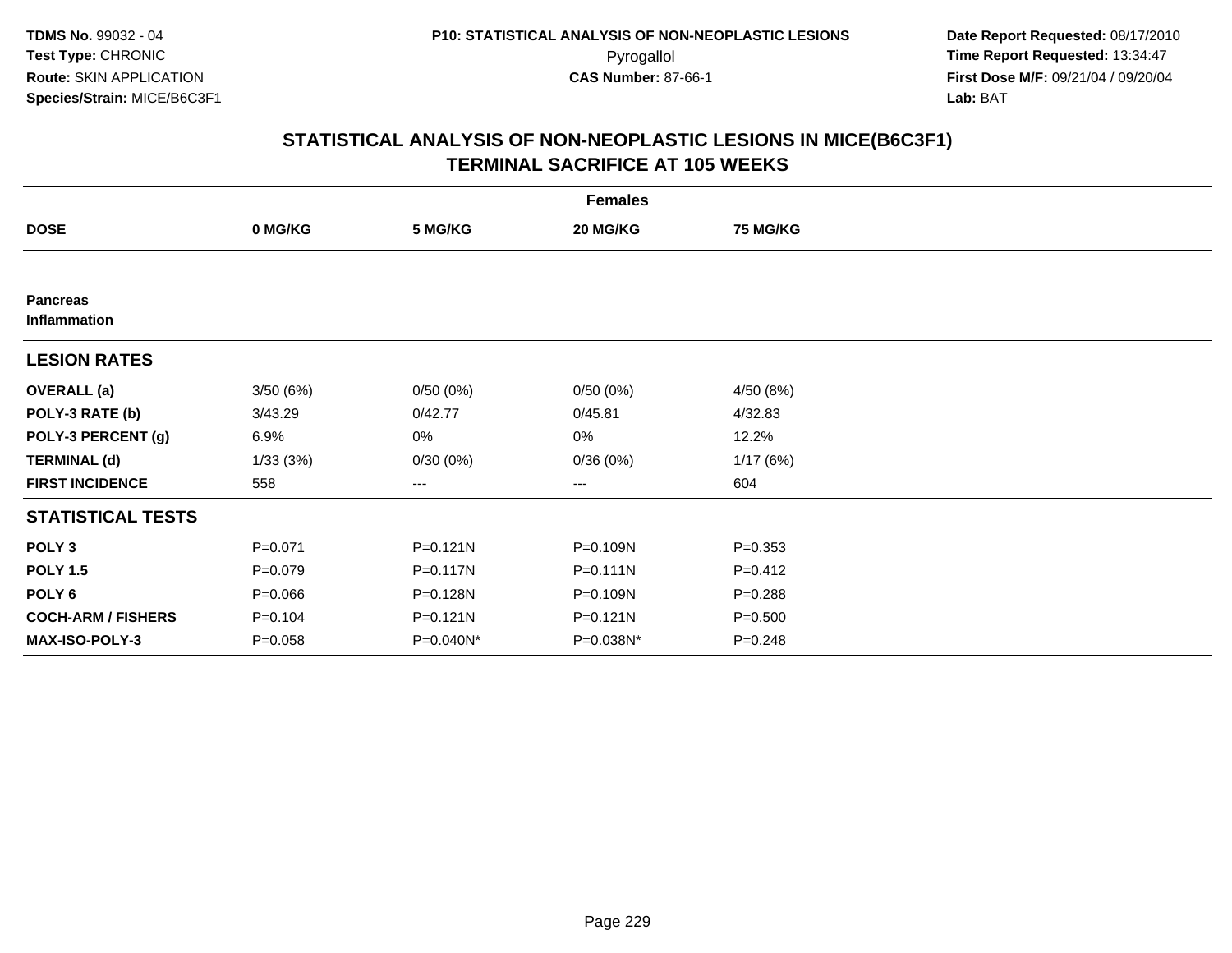**TDMS No.** 99032 - 04
**Test Type:** CHRONIC
**Route:** SKIN APPLICATION
**Species/Strain:** MICE/B6C3F1

**P10: STATISTICAL ANALYSIS OF NON-NEOPLASTIC LESIONS**
Pyrogallol
**CAS Number:** 87-66-1

**Date Report Requested:** 08/17/2010
**Time Report Requested:** 13:34:47
**First Dose M/F:** 09/21/04 / 09/20/04
**Lab:** BAT

## STATISTICAL ANALYSIS OF NON-NEOPLASTIC LESIONS IN MICE(B6C3F1) TERMINAL SACRIFICE AT 105 WEEKS

| | Females | | | |
|---|---|---|---|---|
| **DOSE** | **0 MG/KG** | **5 MG/KG** | **20 MG/KG** | **75 MG/KG** |
| **Pancreas** | | | | |
| **Inflammation** | | | | |
| **LESION RATES** | | | | |
| **OVERALL (a)** | 3/50 (6%) | 0/50 (0%) | 0/50 (0%) | 4/50 (8%) |
| **POLY-3 RATE (b)** | 3/43.29 | 0/42.77 | 0/45.81 | 4/32.83 |
| **POLY-3 PERCENT (g)** | 6.9% | 0% | 0% | 12.2% |
| **TERMINAL (d)** | 1/33 (3%) | 0/30 (0%) | 0/36 (0%) | 1/17 (6%) |
| **FIRST INCIDENCE** | 558 | --- | --- | 604 |
| **STATISTICAL TESTS** | | | | |
| **POLY 3** | P=0.071 | P=0.121N | P=0.109N | P=0.353 |
| **POLY 1.5** | P=0.079 | P=0.117N | P=0.111N | P=0.412 |
| **POLY 6** | P=0.066 | P=0.128N | P=0.109N | P=0.288 |
| **COCH-ARM / FISHERS** | P=0.104 | P=0.121N | P=0.121N | P=0.500 |
| **MAX-ISO-POLY-3** | P=0.058 | P=0.040N* | P=0.038N* | P=0.248 |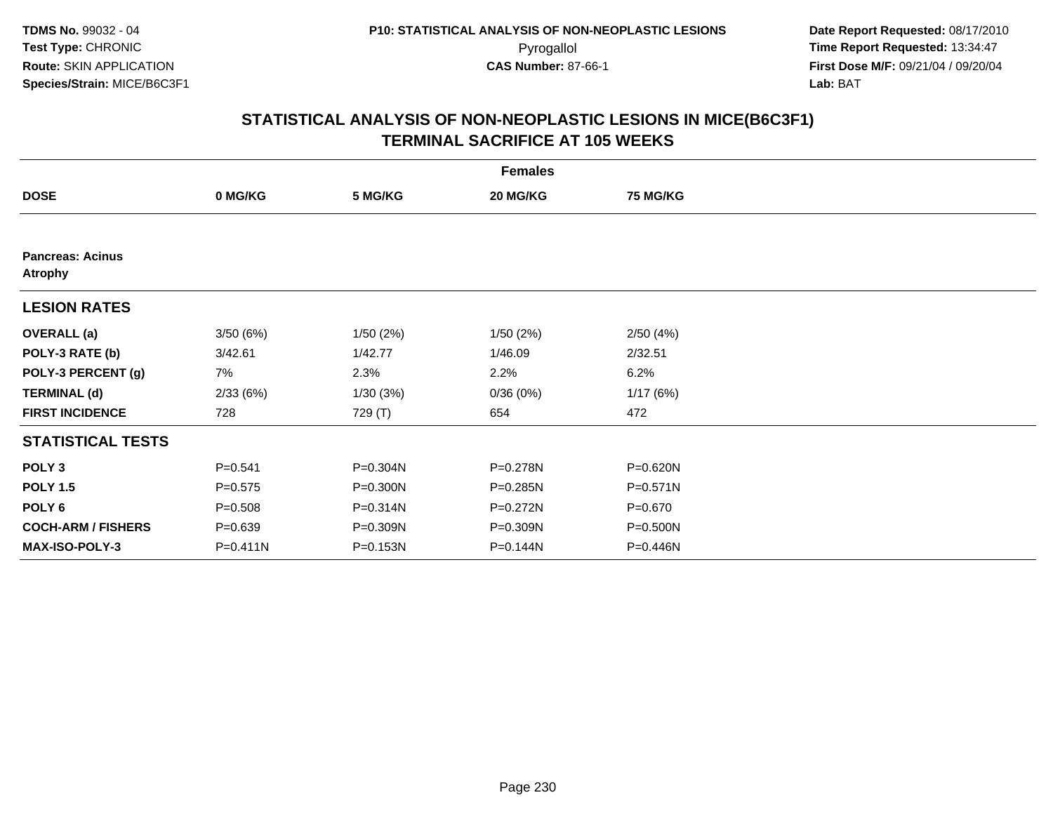# STATISTICAL ANALYSIS OF NON-NEOPLASTIC LESIONS IN MICE(B6C3F1)
## TERMINAL SACRIFICE AT 105 WEEKS

| | Females | | | |
|---|---|---|---|---|
| **DOSE** | **0 MG/KG** | **5 MG/KG** | **20 MG/KG** | **75 MG/KG** |
| **Pancreas: Acinus** | | | | |
| **Atrophy** | | | | |
| **LESION RATES** | | | | |
| **OVERALL (a)** | 3/50 (6%) | 1/50 (2%) | 1/50 (2%) | 2/50 (4%) |
| **POLY-3 RATE (b)** | 3/42.61 | 1/42.77 | 1/46.09 | 2/32.51 |
| **POLY-3 PERCENT (g)** | 7% | 2.3% | 2.2% | 6.2% |
| **TERMINAL (d)** | 2/33 (6%) | 1/30 (3%) | 0/36 (0%) | 1/17 (6%) |
| **FIRST INCIDENCE** | 728 | 729 (T) | 654 | 472 |
| **STATISTICAL TESTS** | | | | |
| **POLY 3** | P=0.541 | P=0.304N | P=0.278N | P=0.620N |
| **POLY 1.5** | P=0.575 | P=0.300N | P=0.285N | P=0.571N |
| **POLY 6** | P=0.508 | P=0.314N | P=0.272N | P=0.670 |
| **COCH-ARM / FISHERS** | P=0.639 | P=0.309N | P=0.309N | P=0.500N |
| **MAX-ISO-POLY-3** | P=0.411N | P=0.153N | P=0.144N | P=0.446N |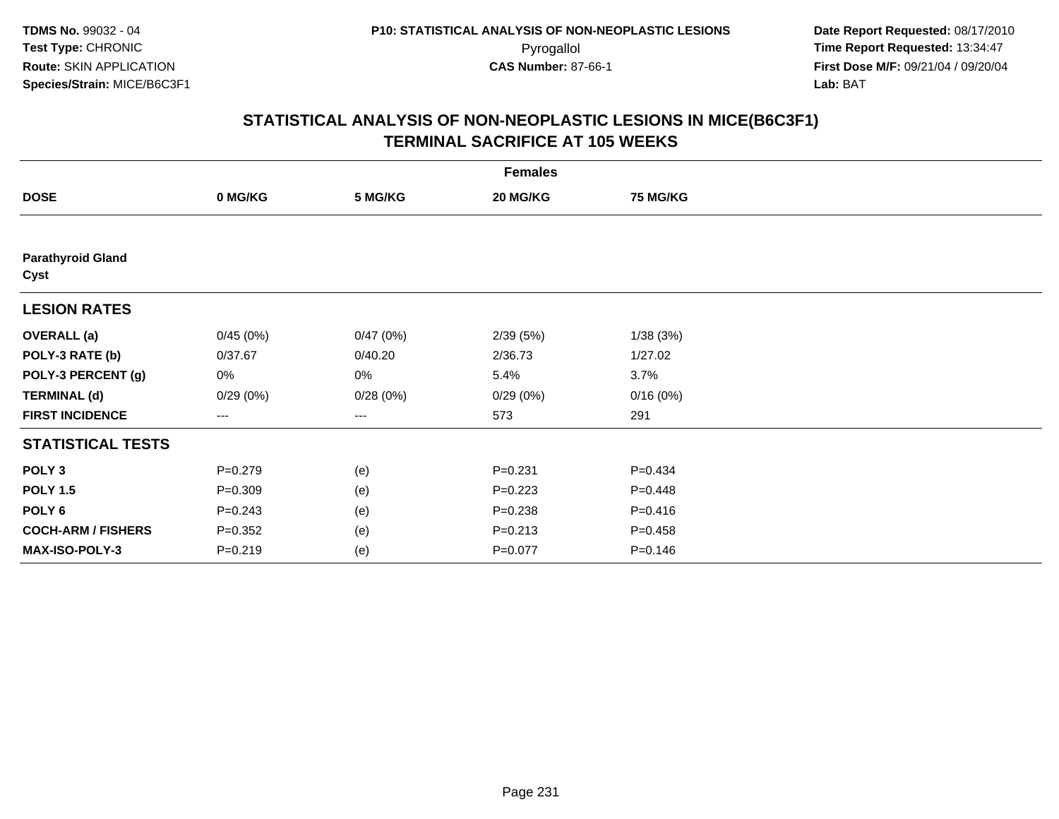**TDMS No.** 99032 - 04
**Test Type:** CHRONIC
**Route:** SKIN APPLICATION
**Species/Strain:** MICE/B6C3F1

**P10: STATISTICAL ANALYSIS OF NON-NEOPLASTIC LESIONS**
Pyrogallol
**CAS Number:** 87-66-1

**Date Report Requested:** 08/17/2010
**Time Report Requested:** 13:34:47
**First Dose M/F:** 09/21/04 / 09/20/04
**Lab:** BAT

## STATISTICAL ANALYSIS OF NON-NEOPLASTIC LESIONS IN MICE(B6C3F1) TERMINAL SACRIFICE AT 105 WEEKS

| | Females | | | |
|---|---|---|---|---|
| **DOSE** | **0 MG/KG** | **5 MG/KG** | **20 MG/KG** | **75 MG/KG** |
| **Parathyroid Gland** | | | | |
| **Cyst** | | | | |
| **LESION RATES** | | | | |
| **OVERALL (a)** | 0/45 (0%) | 0/47 (0%) | 2/39 (5%) | 1/38 (3%) |
| **POLY-3 RATE (b)** | 0/37.67 | 0/40.20 | 2/36.73 | 1/27.02 |
| **POLY-3 PERCENT (g)** | 0% | 0% | 5.4% | 3.7% |
| **TERMINAL (d)** | 0/29 (0%) | 0/28 (0%) | 0/29 (0%) | 0/16 (0%) |
| **FIRST INCIDENCE** | --- | --- | 573 | 291 |
| **STATISTICAL TESTS** | | | | |
| **POLY 3** | P=0.279 | (e) | P=0.231 | P=0.434 |
| **POLY 1.5** | P=0.309 | (e) | P=0.223 | P=0.448 |
| **POLY 6** | P=0.243 | (e) | P=0.238 | P=0.416 |
| **COCH-ARM / FISHERS** | P=0.352 | (e) | P=0.213 | P=0.458 |
| **MAX-ISO-POLY-3** | P=0.219 | (e) | P=0.077 | P=0.146 |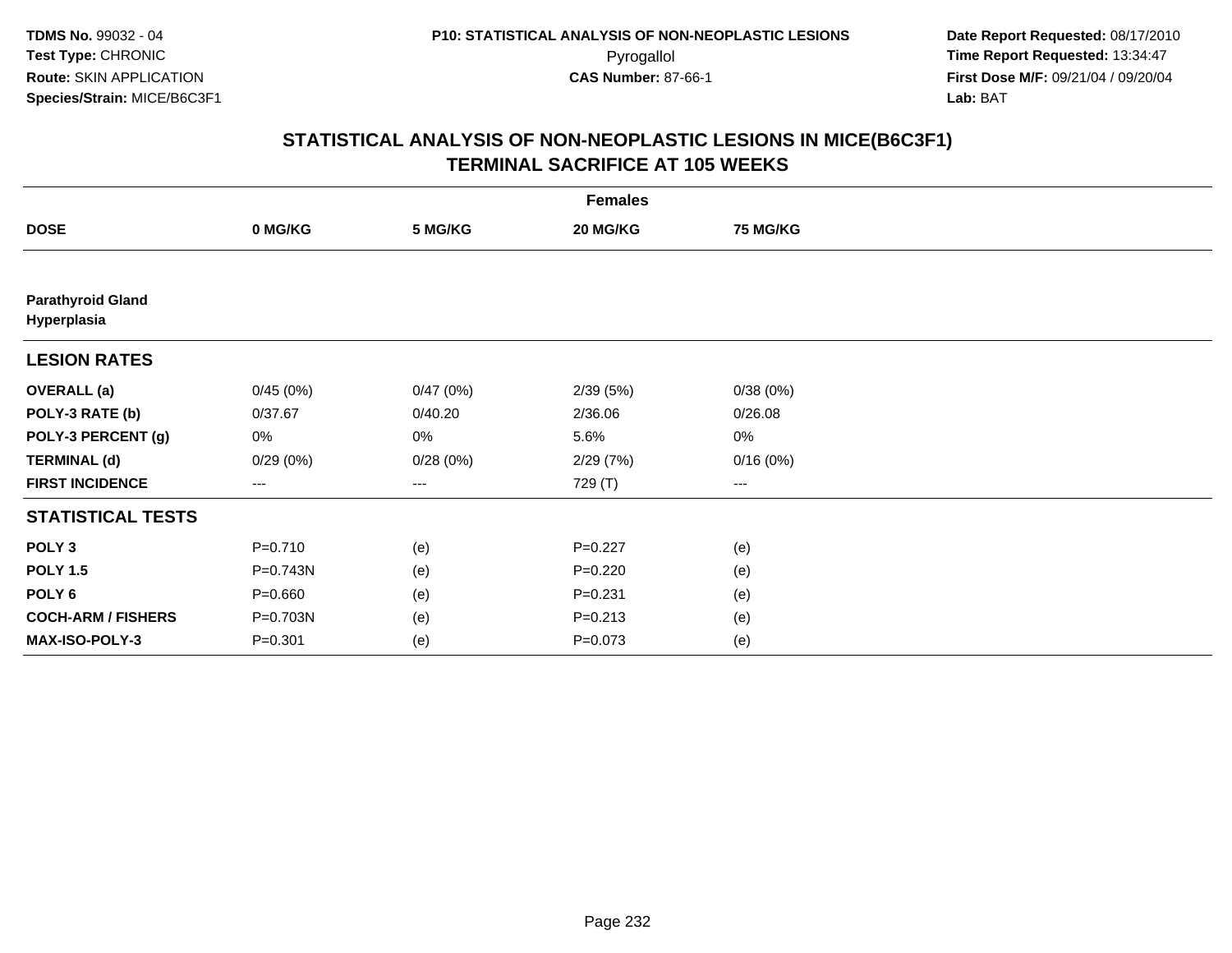**TDMS No.** 99032 - 04
**Test Type:** CHRONIC
**Route:** SKIN APPLICATION
**Species/Strain:** MICE/B6C3F1

**P10: STATISTICAL ANALYSIS OF NON-NEOPLASTIC LESIONS**
Pyrogallol
**CAS Number:** 87-66-1

**Date Report Requested:** 08/17/2010
**Time Report Requested:** 13:34:47
**First Dose M/F:** 09/21/04 / 09/20/04
**Lab:** BAT

## STATISTICAL ANALYSIS OF NON-NEOPLASTIC LESIONS IN MICE(B6C3F1) TERMINAL SACRIFICE AT 105 WEEKS

| | Females | | | |
|---|---|---|---|---|
| **DOSE** | **0 MG/KG** | **5 MG/KG** | **20 MG/KG** | **75 MG/KG** |
| **Parathyroid Gland Hyperplasia** | | | | |
| **LESION RATES** | | | | |
| **OVERALL (a)** | 0/45 (0%) | 0/47 (0%) | 2/39 (5%) | 0/38 (0%) |
| **POLY-3 RATE (b)** | 0/37.67 | 0/40.20 | 2/36.06 | 0/26.08 |
| **POLY-3 PERCENT (g)** | 0% | 0% | 5.6% | 0% |
| **TERMINAL (d)** | 0/29 (0%) | 0/28 (0%) | 2/29 (7%) | 0/16 (0%) |
| **FIRST INCIDENCE** | --- | --- | 729 (T) | --- |
| **STATISTICAL TESTS** | | | | |
| **POLY 3** | P=0.710 | (e) | P=0.227 | (e) |
| **POLY 1.5** | P=0.743N | (e) | P=0.220 | (e) |
| **POLY 6** | P=0.660 | (e) | P=0.231 | (e) |
| **COCH-ARM / FISHERS** | P=0.703N | (e) | P=0.213 | (e) |
| **MAX-ISO-POLY-3** | P=0.301 | (e) | P=0.073 | (e) |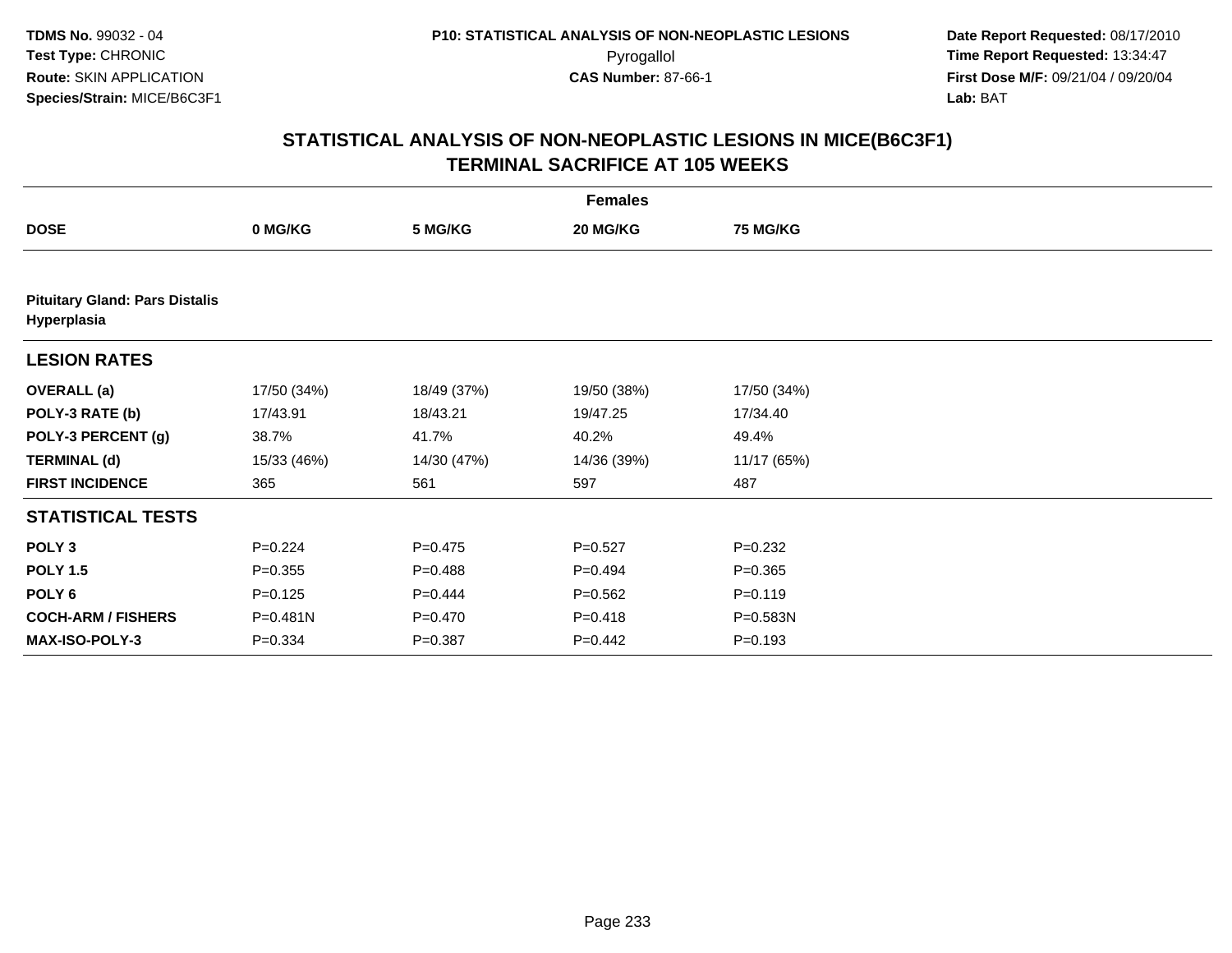TDMS No. 99032 - 04
Test Type: CHRONIC
Route: SKIN APPLICATION
Species/Strain: MICE/B6C3F1

P10: STATISTICAL ANALYSIS OF NON-NEOPLASTIC LESIONS
Pyrogallol
CAS Number: 87-66-1

Date Report Requested: 08/17/2010
Time Report Requested: 13:34:47
First Dose M/F: 09/21/04 / 09/20/04
Lab: BAT

## STATISTICAL ANALYSIS OF NON-NEOPLASTIC LESIONS IN MICE(B6C3F1)
## TERMINAL SACRIFICE AT 105 WEEKS

| | Females | | | |
|---|---|---|---|---|
| **DOSE** | **0 MG/KG** | **5 MG/KG** | **20 MG/KG** | **75 MG/KG** |
| **Pituitary Gland: Pars Distalis Hyperplasia** | | | | |
| **LESION RATES** | | | | |
| **OVERALL (a)** | 17/50 (34%) | 18/49 (37%) | 19/50 (38%) | 17/50 (34%) |
| **POLY-3 RATE (b)** | 17/43.91 | 18/43.21 | 19/47.25 | 17/34.40 |
| **POLY-3 PERCENT (g)** | 38.7% | 41.7% | 40.2% | 49.4% |
| **TERMINAL (d)** | 15/33 (46%) | 14/30 (47%) | 14/36 (39%) | 11/17 (65%) |
| **FIRST INCIDENCE** | 365 | 561 | 597 | 487 |
| **STATISTICAL TESTS** | | | | |
| **POLY 3** | P=0.224 | P=0.475 | P=0.527 | P=0.232 |
| **POLY 1.5** | P=0.355 | P=0.488 | P=0.494 | P=0.365 |
| **POLY 6** | P=0.125 | P=0.444 | P=0.562 | P=0.119 |
| **COCH-ARM / FISHERS** | P=0.481N | P=0.470 | P=0.418 | P=0.583N |
| **MAX-ISO-POLY-3** | P=0.334 | P=0.387 | P=0.442 | P=0.193 |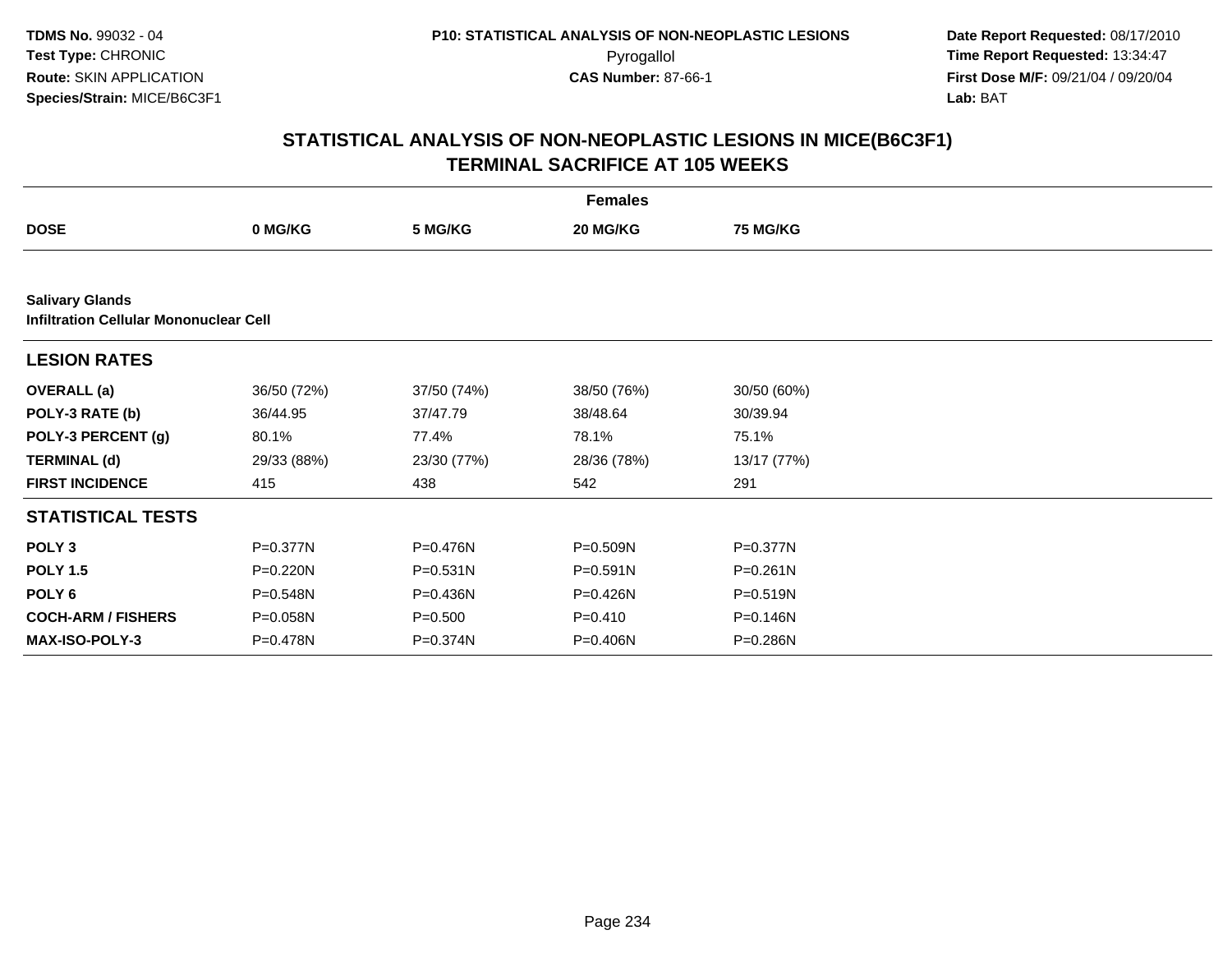**TDMS No.** 99032 - 04
**Test Type:** CHRONIC
**Route:** SKIN APPLICATION
**Species/Strain:** MICE/B6C3F1

**P10: STATISTICAL ANALYSIS OF NON-NEOPLASTIC LESIONS**
Pyrogallol
**CAS Number:** 87-66-1

**Date Report Requested:** 08/17/2010
**Time Report Requested:** 13:34:47
**First Dose M/F:** 09/21/04 / 09/20/04
**Lab:** BAT

## STATISTICAL ANALYSIS OF NON-NEOPLASTIC LESIONS IN MICE(B6C3F1) TERMINAL SACRIFICE AT 105 WEEKS

| | Females | | | |
|---|---|---|---|---|
| **DOSE** | **0 MG/KG** | **5 MG/KG** | **20 MG/KG** | **75 MG/KG** |
| **Salivary Glands** | | | | |
| **Infiltration Cellular Mononuclear Cell** | | | | |
| **LESION RATES** | | | | |
| **OVERALL (a)** | 36/50 (72%) | 37/50 (74%) | 38/50 (76%) | 30/50 (60%) |
| **POLY-3 RATE (b)** | 36/44.95 | 37/47.79 | 38/48.64 | 30/39.94 |
| **POLY-3 PERCENT (g)** | 80.1% | 77.4% | 78.1% | 75.1% |
| **TERMINAL (d)** | 29/33 (88%) | 23/30 (77%) | 28/36 (78%) | 13/17 (77%) |
| **FIRST INCIDENCE** | 415 | 438 | 542 | 291 |
| **STATISTICAL TESTS** | | | | |
| **POLY 3** | P=0.377N | P=0.476N | P=0.509N | P=0.377N |
| **POLY 1.5** | P=0.220N | P=0.531N | P=0.591N | P=0.261N |
| **POLY 6** | P=0.548N | P=0.436N | P=0.426N | P=0.519N |
| **COCH-ARM / FISHERS** | P=0.058N | P=0.500 | P=0.410 | P=0.146N |
| **MAX-ISO-POLY-3** | P=0.478N | P=0.374N | P=0.406N | P=0.286N |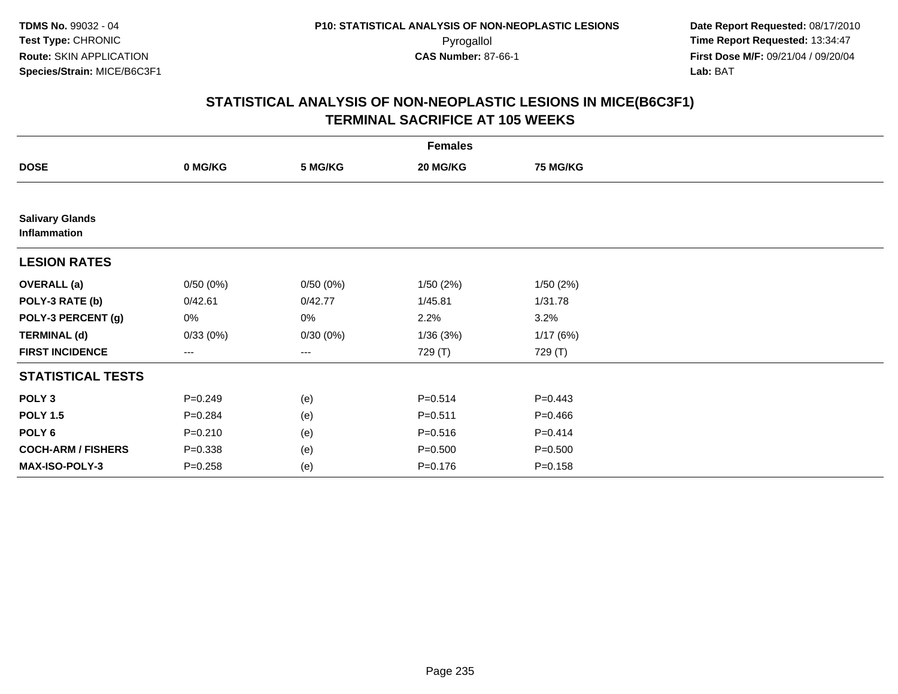TDMS No. 99032 - 04
Test Type: CHRONIC
Route: SKIN APPLICATION
Species/Strain: MICE/B6C3F1

P10: STATISTICAL ANALYSIS OF NON-NEOPLASTIC LESIONS
Pyrogallol
CAS Number: 87-66-1

Date Report Requested: 08/17/2010
Time Report Requested: 13:34:47
First Dose M/F: 09/21/04 / 09/20/04
Lab: BAT

## STATISTICAL ANALYSIS OF NON-NEOPLASTIC LESIONS IN MICE(B6C3F1)
## TERMINAL SACRIFICE AT 105 WEEKS

| | Females | | | |
|---|---|---|---|---|
| **DOSE** | **0 MG/KG** | **5 MG/KG** | **20 MG/KG** | **75 MG/KG** |
| **Salivary Glands Inflammation** | | | | |
| **LESION RATES** | | | | |
| **OVERALL (a)** | 0/50 (0%) | 0/50 (0%) | 1/50 (2%) | 1/50 (2%) |
| **POLY-3 RATE (b)** | 0/42.61 | 0/42.77 | 1/45.81 | 1/31.78 |
| **POLY-3 PERCENT (g)** | 0% | 0% | 2.2% | 3.2% |
| **TERMINAL (d)** | 0/33 (0%) | 0/30 (0%) | 1/36 (3%) | 1/17 (6%) |
| **FIRST INCIDENCE** | --- | --- | 729 (T) | 729 (T) |
| **STATISTICAL TESTS** | | | | |
| **POLY 3** | P=0.249 | (e) | P=0.514 | P=0.443 |
| **POLY 1.5** | P=0.284 | (e) | P=0.511 | P=0.466 |
| **POLY 6** | P=0.210 | (e) | P=0.516 | P=0.414 |
| **COCH-ARM / FISHERS** | P=0.338 | (e) | P=0.500 | P=0.500 |
| **MAX-ISO-POLY-3** | P=0.258 | (e) | P=0.176 | P=0.158 |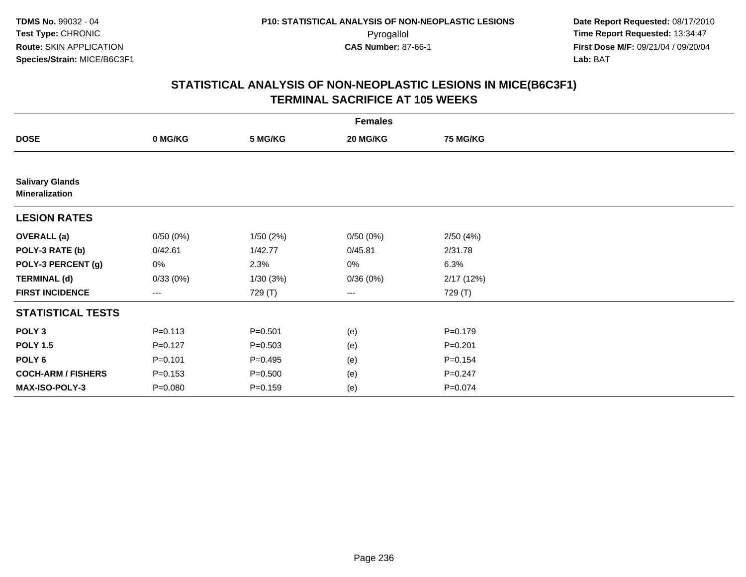**TDMS No.** 99032 - 04
**Test Type:** CHRONIC
**Route:** SKIN APPLICATION
**Species/Strain:** MICE/B6C3F1

**P10: STATISTICAL ANALYSIS OF NON-NEOPLASTIC LESIONS**
Pyrogallol
**CAS Number:** 87-66-1

**Date Report Requested:** 08/17/2010
**Time Report Requested:** 13:34:47
**First Dose M/F:** 09/21/04 / 09/20/04
**Lab:** BAT

## STATISTICAL ANALYSIS OF NON-NEOPLASTIC LESIONS IN MICE(B6C3F1)
## TERMINAL SACRIFICE AT 105 WEEKS

| Females | | | | |
|---|---|---|---|---|
| **DOSE** | **0 MG/KG** | **5 MG/KG** | **20 MG/KG** | **75 MG/KG** |
| **Salivary Glands** | | | | |
| **Mineralization** | | | | |
| **LESION RATES** | | | | |
| **OVERALL (a)** | 0/50 (0%) | 1/50 (2%) | 0/50 (0%) | 2/50 (4%) |
| **POLY-3 RATE (b)** | 0/42.61 | 1/42.77 | 0/45.81 | 2/31.78 |
| **POLY-3 PERCENT (g)** | 0% | 2.3% | 0% | 6.3% |
| **TERMINAL (d)** | 0/33 (0%) | 1/30 (3%) | 0/36 (0%) | 2/17 (12%) |
| **FIRST INCIDENCE** | --- | 729 (T) | --- | 729 (T) |
| **STATISTICAL TESTS** | | | | |
| **POLY 3** | P=0.113 | P=0.501 | (e) | P=0.179 |
| **POLY 1.5** | P=0.127 | P=0.503 | (e) | P=0.201 |
| **POLY 6** | P=0.101 | P=0.495 | (e) | P=0.154 |
| **COCH-ARM / FISHERS** | P=0.153 | P=0.500 | (e) | P=0.247 |
| **MAX-ISO-POLY-3** | P=0.080 | P=0.159 | (e) | P=0.074 |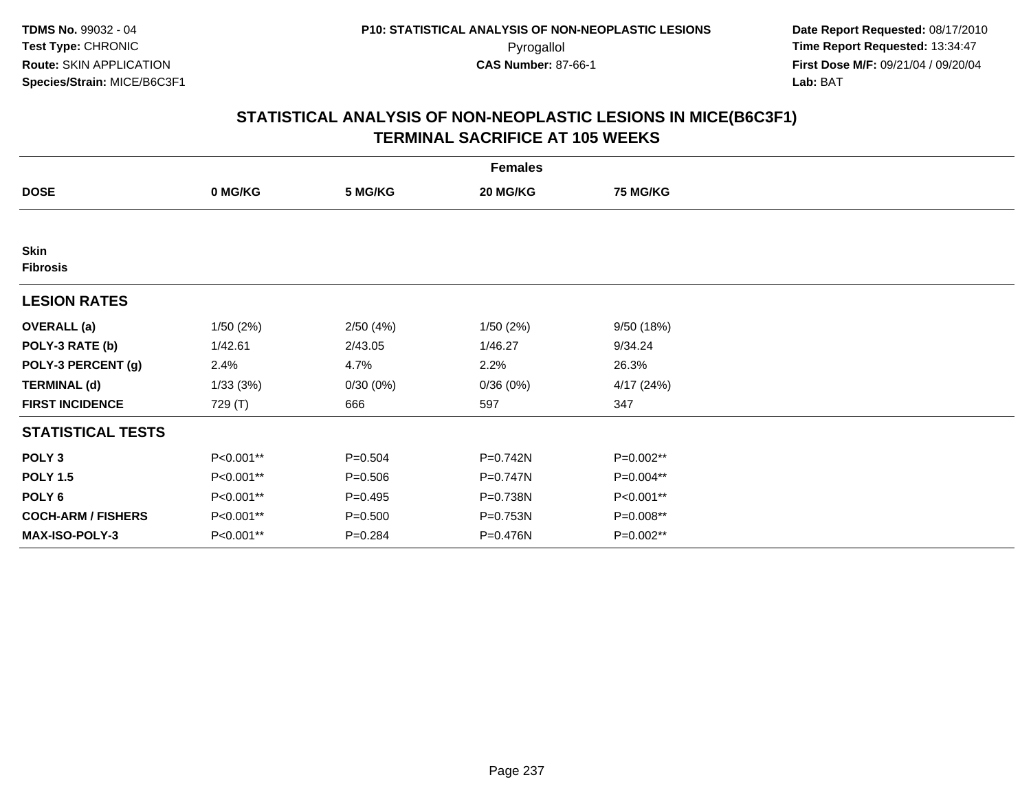**TDMS No.** 99032 - 04
**Test Type:** CHRONIC
**Route:** SKIN APPLICATION
**Species/Strain:** MICE/B6C3F1

**P10: STATISTICAL ANALYSIS OF NON-NEOPLASTIC LESIONS**
Pyrogallol
**CAS Number:** 87-66-1

**Date Report Requested:** 08/17/2010
**Time Report Requested:** 13:34:47
**First Dose M/F:** 09/21/04 / 09/20/04
**Lab:** BAT

# STATISTICAL ANALYSIS OF NON-NEOPLASTIC LESIONS IN MICE(B6C3F1) TERMINAL SACRIFICE AT 105 WEEKS

| Females | | | | |
|---|---|---|---|---|
| **DOSE** | **0 MG/KG** | **5 MG/KG** | **20 MG/KG** | **75 MG/KG** |
| **Skin** | | | | |
| **Fibrosis** | | | | |
| **LESION RATES** | | | | |
| **OVERALL (a)** | 1/50 (2%) | 2/50 (4%) | 1/50 (2%) | 9/50 (18%) |
| **POLY-3 RATE (b)** | 1/42.61 | 2/43.05 | 1/46.27 | 9/34.24 |
| **POLY-3 PERCENT (g)** | 2.4% | 4.7% | 2.2% | 26.3% |
| **TERMINAL (d)** | 1/33 (3%) | 0/30 (0%) | 0/36 (0%) | 4/17 (24%) |
| **FIRST INCIDENCE** | 729 (T) | 666 | 597 | 347 |
| **STATISTICAL TESTS** | | | | |
| **POLY 3** | P<0.001** | P=0.504 | P=0.742N | P=0.002** |
| **POLY 1.5** | P<0.001** | P=0.506 | P=0.747N | P=0.004** |
| **POLY 6** | P<0.001** | P=0.495 | P=0.738N | P<0.001** |
| **COCH-ARM / FISHERS** | P<0.001** | P=0.500 | P=0.753N | P=0.008** |
| **MAX-ISO-POLY-3** | P<0.001** | P=0.284 | P=0.476N | P=0.002** |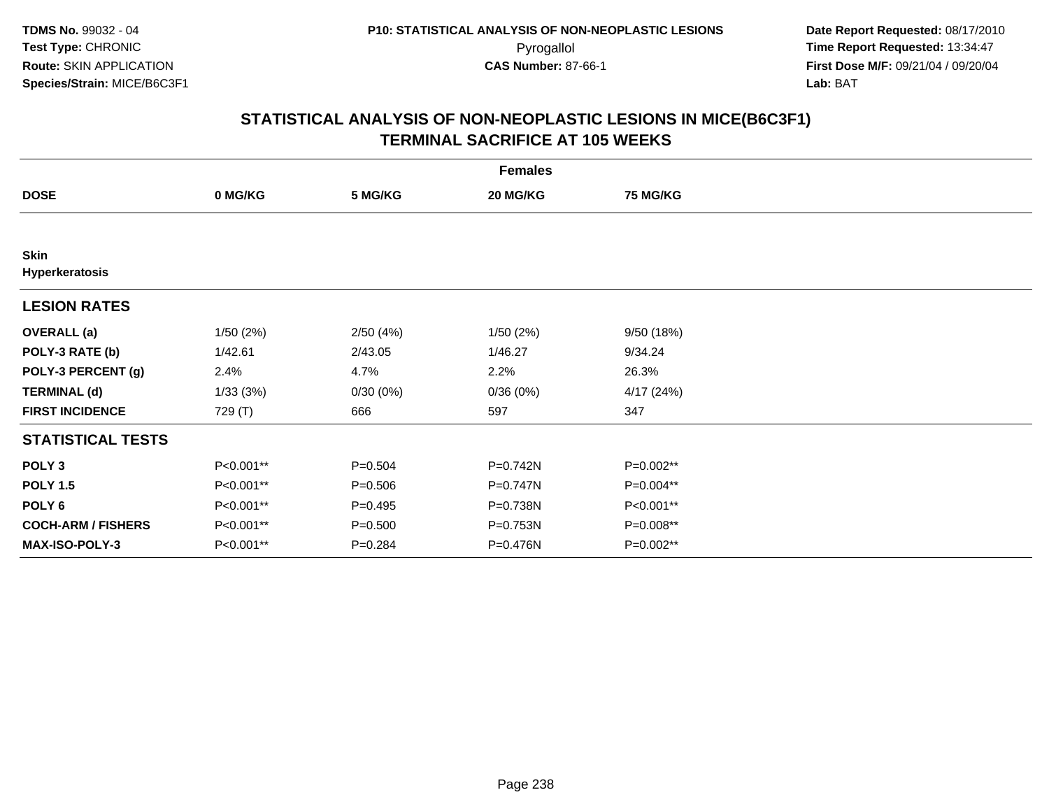TDMS No. 99032 - 04
Test Type: CHRONIC
Route: SKIN APPLICATION
Species/Strain: MICE/B6C3F1

P10: STATISTICAL ANALYSIS OF NON-NEOPLASTIC LESIONS
Pyrogallol
CAS Number: 87-66-1

Date Report Requested: 08/17/2010
Time Report Requested: 13:34:47
First Dose M/F: 09/21/04 / 09/20/04
Lab: BAT

## STATISTICAL ANALYSIS OF NON-NEOPLASTIC LESIONS IN MICE(B6C3F1)
## TERMINAL SACRIFICE AT 105 WEEKS

| | Females | | | |
|---|---|---|---|---|
| **DOSE** | **0 MG/KG** | **5 MG/KG** | **20 MG/KG** | **75 MG/KG** |
| **Skin** | | | | |
| **Hyperkeratosis** | | | | |
| **LESION RATES** | | | | |
| **OVERALL (a)** | 1/50 (2%) | 2/50 (4%) | 1/50 (2%) | 9/50 (18%) |
| **POLY-3 RATE (b)** | 1/42.61 | 2/43.05 | 1/46.27 | 9/34.24 |
| **POLY-3 PERCENT (g)** | 2.4% | 4.7% | 2.2% | 26.3% |
| **TERMINAL (d)** | 1/33 (3%) | 0/30 (0%) | 0/36 (0%) | 4/17 (24%) |
| **FIRST INCIDENCE** | 729 (T) | 666 | 597 | 347 |
| **STATISTICAL TESTS** | | | | |
| **POLY 3** | P<0.001** | P=0.504 | P=0.742N | P=0.002** |
| **POLY 1.5** | P<0.001** | P=0.506 | P=0.747N | P=0.004** |
| **POLY 6** | P<0.001** | P=0.495 | P=0.738N | P<0.001** |
| **COCH-ARM / FISHERS** | P<0.001** | P=0.500 | P=0.753N | P=0.008** |
| **MAX-ISO-POLY-3** | P<0.001** | P=0.284 | P=0.476N | P=0.002** |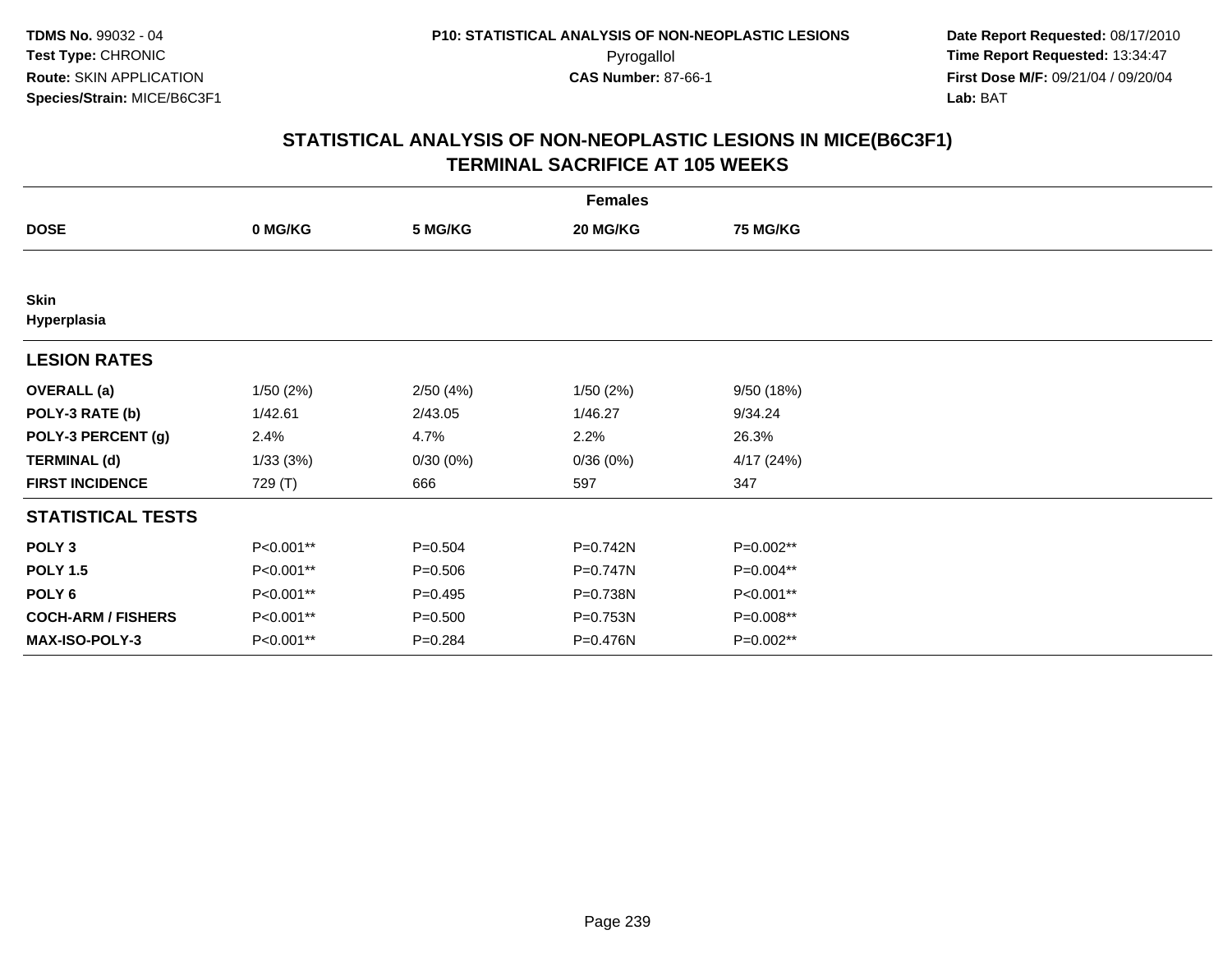**TDMS No.** 99032 - 04
**Test Type:** CHRONIC
**Route:** SKIN APPLICATION
**Species/Strain:** MICE/B6C3F1

**P10: STATISTICAL ANALYSIS OF NON-NEOPLASTIC LESIONS**
Pyrogallol
**CAS Number:** 87-66-1

**Date Report Requested:** 08/17/2010
**Time Report Requested:** 13:34:47
**First Dose M/F:** 09/21/04 / 09/20/04
**Lab:** BAT

## STATISTICAL ANALYSIS OF NON-NEOPLASTIC LESIONS IN MICE(B6C3F1) TERMINAL SACRIFICE AT 105 WEEKS

| | Females | | | |
|---|---|---|---|---|
| **DOSE** | **0 MG/KG** | **5 MG/KG** | **20 MG/KG** | **75 MG/KG** |
| **Skin** | | | | |
| **Hyperplasia** | | | | |
| **LESION RATES** | | | | |
| **OVERALL (a)** | 1/50 (2%) | 2/50 (4%) | 1/50 (2%) | 9/50 (18%) |
| **POLY-3 RATE (b)** | 1/42.61 | 2/43.05 | 1/46.27 | 9/34.24 |
| **POLY-3 PERCENT (g)** | 2.4% | 4.7% | 2.2% | 26.3% |
| **TERMINAL (d)** | 1/33 (3%) | 0/30 (0%) | 0/36 (0%) | 4/17 (24%) |
| **FIRST INCIDENCE** | 729 (T) | 666 | 597 | 347 |
| **STATISTICAL TESTS** | | | | |
| **POLY 3** | P<0.001** | P=0.504 | P=0.742N | P=0.002** |
| **POLY 1.5** | P<0.001** | P=0.506 | P=0.747N | P=0.004** |
| **POLY 6** | P<0.001** | P=0.495 | P=0.738N | P<0.001** |
| **COCH-ARM / FISHERS** | P<0.001** | P=0.500 | P=0.753N | P=0.008** |
| **MAX-ISO-POLY-3** | P<0.001** | P=0.284 | P=0.476N | P=0.002** |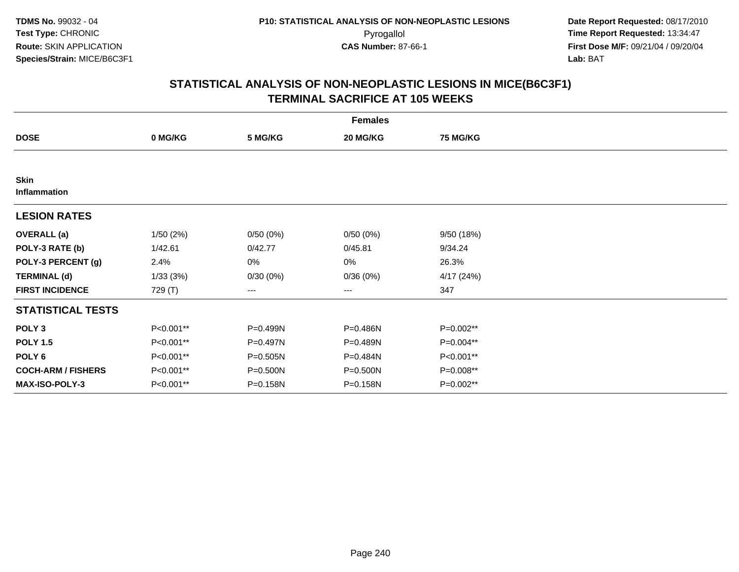**TDMS No.** 99032 - 04
**Test Type:** CHRONIC
**Route:** SKIN APPLICATION
**Species/Strain:** MICE/B6C3F1

**P10: STATISTICAL ANALYSIS OF NON-NEOPLASTIC LESIONS**
Pyrogallol
**CAS Number:** 87-66-1

**Date Report Requested:** 08/17/2010
**Time Report Requested:** 13:34:47
**First Dose M/F:** 09/21/04 / 09/20/04
**Lab:** BAT

## STATISTICAL ANALYSIS OF NON-NEOPLASTIC LESIONS IN MICE(B6C3F1) TERMINAL SACRIFICE AT 105 WEEKS

| | Females | | | |
|---|---|---|---|---|
| **DOSE** | **0 MG/KG** | **5 MG/KG** | **20 MG/KG** | **75 MG/KG** |
| **Skin** | | | | |
| **Inflammation** | | | | |
| **LESION RATES** | | | | |
| **OVERALL (a)** | 1/50 (2%) | 0/50 (0%) | 0/50 (0%) | 9/50 (18%) |
| **POLY-3 RATE (b)** | 1/42.61 | 0/42.77 | 0/45.81 | 9/34.24 |
| **POLY-3 PERCENT (g)** | 2.4% | 0% | 0% | 26.3% |
| **TERMINAL (d)** | 1/33 (3%) | 0/30 (0%) | 0/36 (0%) | 4/17 (24%) |
| **FIRST INCIDENCE** | 729 (T) | --- | --- | 347 |
| **STATISTICAL TESTS** | | | | |
| **POLY 3** | P<0.001** | P=0.499N | P=0.486N | P=0.002** |
| **POLY 1.5** | P<0.001** | P=0.497N | P=0.489N | P=0.004** |
| **POLY 6** | P<0.001** | P=0.505N | P=0.484N | P<0.001** |
| **COCH-ARM / FISHERS** | P<0.001** | P=0.500N | P=0.500N | P=0.008** |
| **MAX-ISO-POLY-3** | P<0.001** | P=0.158N | P=0.158N | P=0.002** |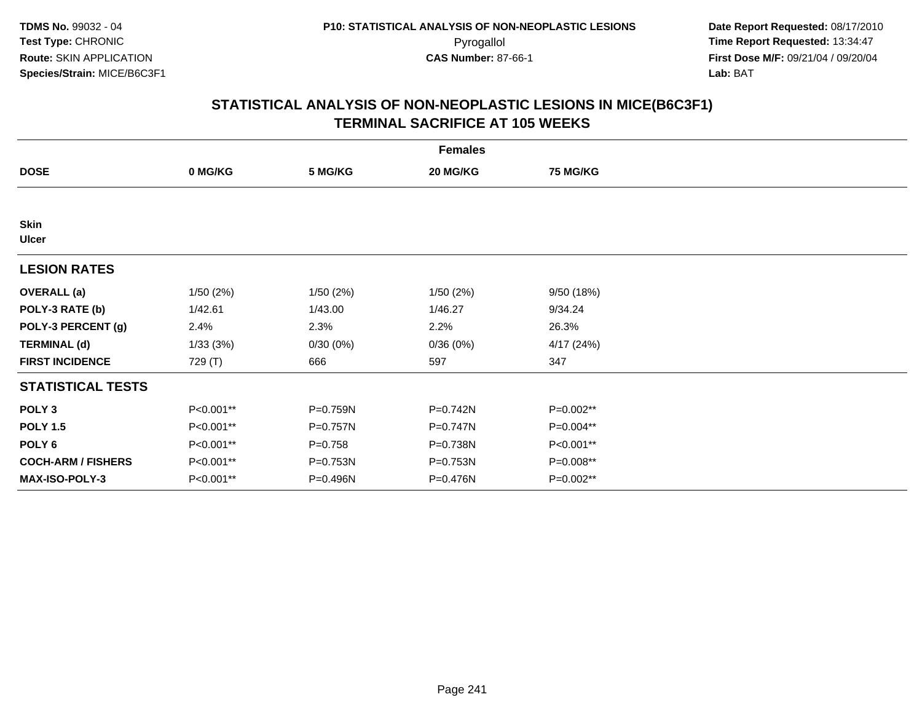**TDMS No.** 99032 - 04
**Test Type:** CHRONIC
**Route:** SKIN APPLICATION
**Species/Strain:** MICE/B6C3F1

**P10: STATISTICAL ANALYSIS OF NON-NEOPLASTIC LESIONS**
Pyrogallol
**CAS Number:** 87-66-1

**Date Report Requested:** 08/17/2010
**Time Report Requested:** 13:34:47
**First Dose M/F:** 09/21/04 / 09/20/04
**Lab:** BAT

## STATISTICAL ANALYSIS OF NON-NEOPLASTIC LESIONS IN MICE(B6C3F1) TERMINAL SACRIFICE AT 105 WEEKS

| | Females | | | |
|---|---|---|---|---|
| **DOSE** | **0 MG/KG** | **5 MG/KG** | **20 MG/KG** | **75 MG/KG** |
| **Skin** | | | | |
| **Ulcer** | | | | |
| **LESION RATES** | | | | |
| **OVERALL (a)** | 1/50 (2%) | 1/50 (2%) | 1/50 (2%) | 9/50 (18%) |
| **POLY-3 RATE (b)** | 1/42.61 | 1/43.00 | 1/46.27 | 9/34.24 |
| **POLY-3 PERCENT (g)** | 2.4% | 2.3% | 2.2% | 26.3% |
| **TERMINAL (d)** | 1/33 (3%) | 0/30 (0%) | 0/36 (0%) | 4/17 (24%) |
| **FIRST INCIDENCE** | 729 (T) | 666 | 597 | 347 |
| **STATISTICAL TESTS** | | | | |
| **POLY 3** | P<0.001** | P=0.759N | P=0.742N | P=0.002** |
| **POLY 1.5** | P<0.001** | P=0.757N | P=0.747N | P=0.004** |
| **POLY 6** | P<0.001** | P=0.758 | P=0.738N | P<0.001** |
| **COCH-ARM / FISHERS** | P<0.001** | P=0.753N | P=0.753N | P=0.008** |
| **MAX-ISO-POLY-3** | P<0.001** | P=0.496N | P=0.476N | P=0.002** |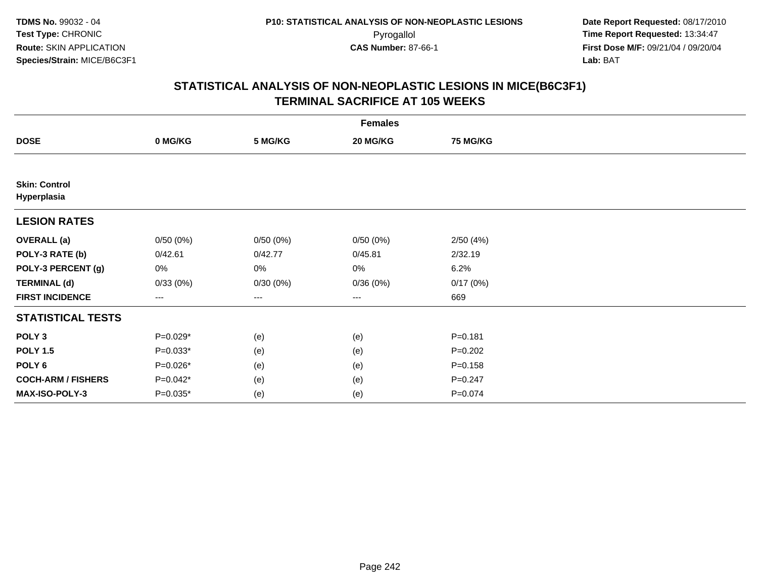**TDMS No.** 99032 - 04
**Test Type:** CHRONIC
**Route:** SKIN APPLICATION
**Species/Strain:** MICE/B6C3F1

**P10: STATISTICAL ANALYSIS OF NON-NEOPLASTIC LESIONS**
Pyrogallol
**CAS Number:** 87-66-1

**Date Report Requested:** 08/17/2010
**Time Report Requested:** 13:34:47
**First Dose M/F:** 09/21/04 / 09/20/04
**Lab:** BAT

## STATISTICAL ANALYSIS OF NON-NEOPLASTIC LESIONS IN MICE(B6C3F1) TERMINAL SACRIFICE AT 105 WEEKS

| | Females | | | |
|---|---|---|---|---|
| **DOSE** | **0 MG/KG** | **5 MG/KG** | **20 MG/KG** | **75 MG/KG** |
| **Skin: Control** | | | | |
| **Hyperplasia** | | | | |
| **LESION RATES** | | | | |
| **OVERALL (a)** | 0/50 (0%) | 0/50 (0%) | 0/50 (0%) | 2/50 (4%) |
| **POLY-3 RATE (b)** | 0/42.61 | 0/42.77 | 0/45.81 | 2/32.19 |
| **POLY-3 PERCENT (g)** | 0% | 0% | 0% | 6.2% |
| **TERMINAL (d)** | 0/33 (0%) | 0/30 (0%) | 0/36 (0%) | 0/17 (0%) |
| **FIRST INCIDENCE** | --- | --- | --- | 669 |
| **STATISTICAL TESTS** | | | | |
| **POLY 3** | P=0.029* | (e) | (e) | P=0.181 |
| **POLY 1.5** | P=0.033* | (e) | (e) | P=0.202 |
| **POLY 6** | P=0.026* | (e) | (e) | P=0.158 |
| **COCH-ARM / FISHERS** | P=0.042* | (e) | (e) | P=0.247 |
| **MAX-ISO-POLY-3** | P=0.035* | (e) | (e) | P=0.074 |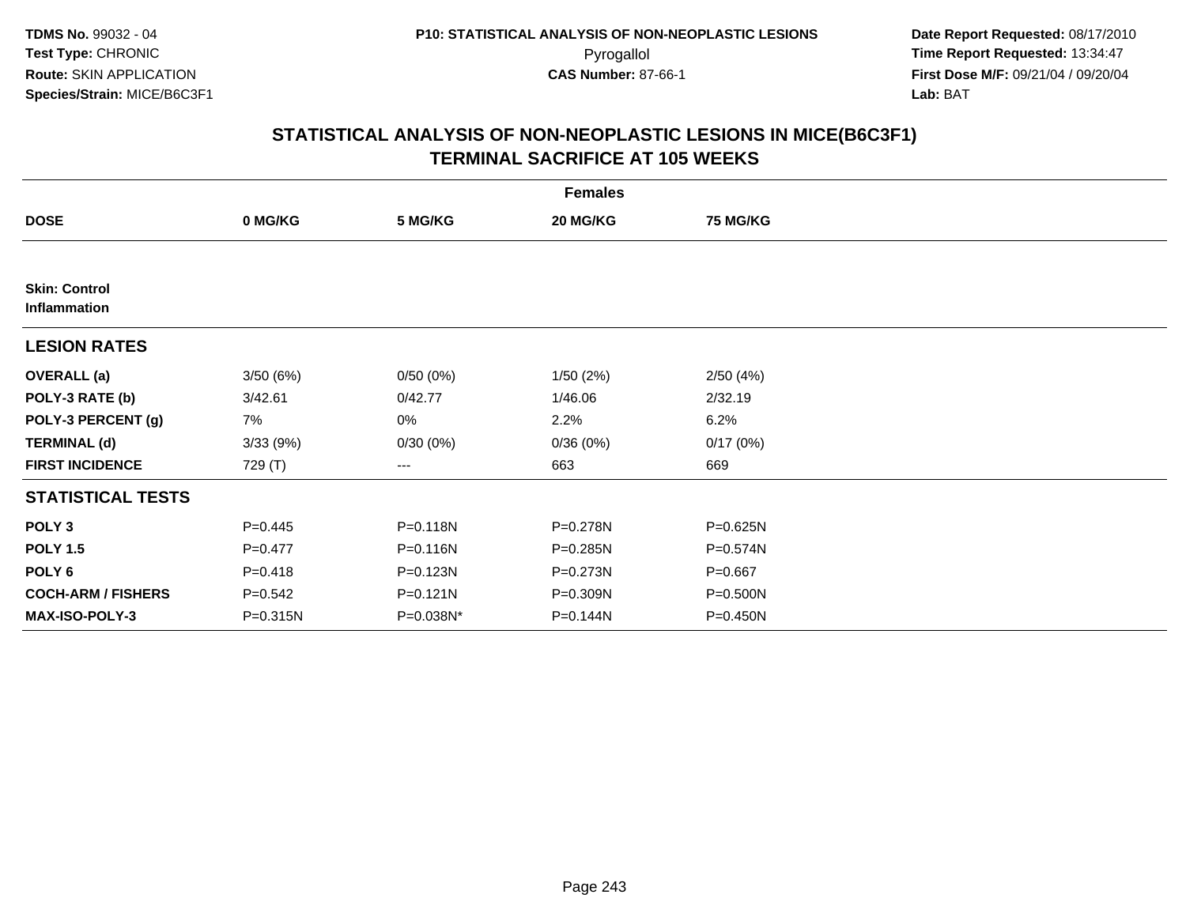# STATISTICAL ANALYSIS OF NON-NEOPLASTIC LESIONS IN MICE(B6C3F1)
## TERMINAL SACRIFICE AT 105 WEEKS

| | Females | | | |
|---|---|---|---|---|
| **DOSE** | **0 MG/KG** | **5 MG/KG** | **20 MG/KG** | **75 MG/KG** |
| **Skin: Control** | | | | |
| **Inflammation** | | | | |
| **LESION RATES** | | | | |
| **OVERALL (a)** | 3/50 (6%) | 0/50 (0%) | 1/50 (2%) | 2/50 (4%) |
| **POLY-3 RATE (b)** | 3/42.61 | 0/42.77 | 1/46.06 | 2/32.19 |
| **POLY-3 PERCENT (g)** | 7% | 0% | 2.2% | 6.2% |
| **TERMINAL (d)** | 3/33 (9%) | 0/30 (0%) | 0/36 (0%) | 0/17 (0%) |
| **FIRST INCIDENCE** | 729 (T) | --- | 663 | 669 |
| **STATISTICAL TESTS** | | | | |
| **POLY 3** | P=0.445 | P=0.118N | P=0.278N | P=0.625N |
| **POLY 1.5** | P=0.477 | P=0.116N | P=0.285N | P=0.574N |
| **POLY 6** | P=0.418 | P=0.123N | P=0.273N | P=0.667 |
| **COCH-ARM / FISHERS** | P=0.542 | P=0.121N | P=0.309N | P=0.500N |
| **MAX-ISO-POLY-3** | P=0.315N | P=0.038N* | P=0.144N | P=0.450N |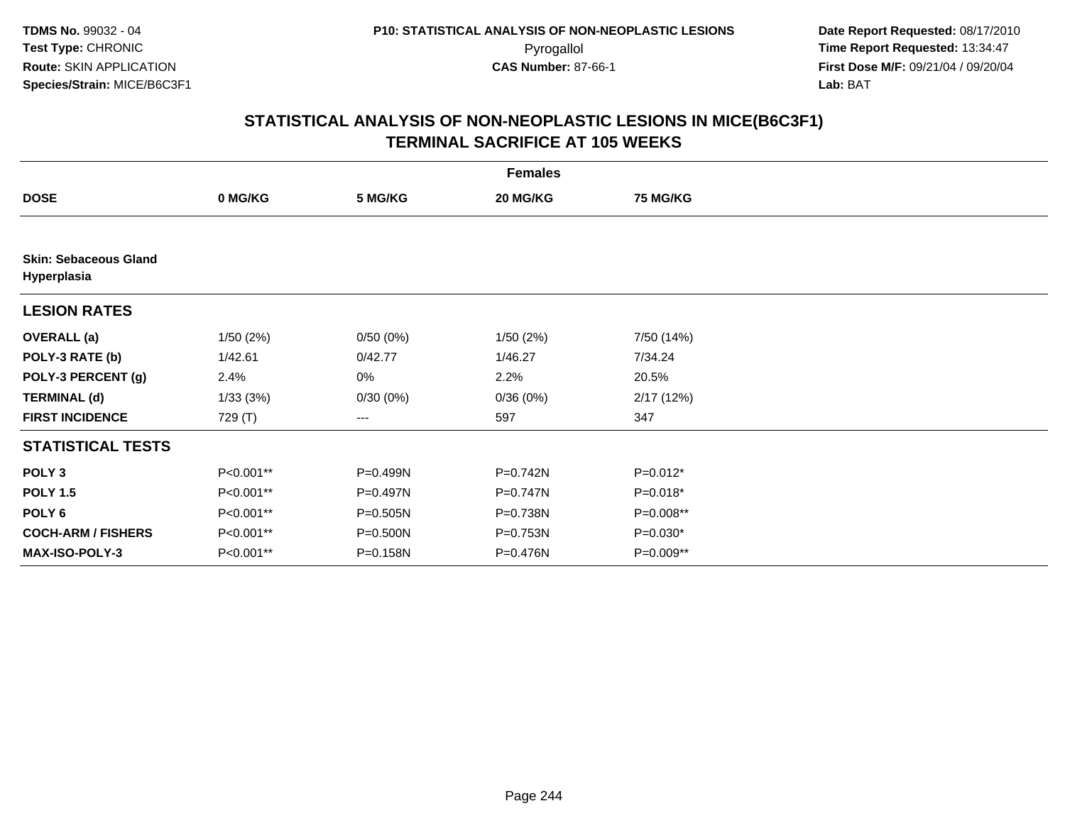**TDMS No.** 99032 - 04
**Test Type:** CHRONIC
**Route:** SKIN APPLICATION
**Species/Strain:** MICE/B6C3F1

**P10: STATISTICAL ANALYSIS OF NON-NEOPLASTIC LESIONS**
Pyrogallol
**CAS Number:** 87-66-1

**Date Report Requested:** 08/17/2010
**Time Report Requested:** 13:34:47
**First Dose M/F:** 09/21/04 / 09/20/04
**Lab:** BAT

## STATISTICAL ANALYSIS OF NON-NEOPLASTIC LESIONS IN MICE(B6C3F1) TERMINAL SACRIFICE AT 105 WEEKS

| | Females | | | |
|---|---|---|---|---|
| **DOSE** | **0 MG/KG** | **5 MG/KG** | **20 MG/KG** | **75 MG/KG** |
| **Skin: Sebaceous Gland Hyperplasia** | | | | |
| **LESION RATES** | | | | |
| **OVERALL (a)** | 1/50 (2%) | 0/50 (0%) | 1/50 (2%) | 7/50 (14%) |
| **POLY-3 RATE (b)** | 1/42.61 | 0/42.77 | 1/46.27 | 7/34.24 |
| **POLY-3 PERCENT (g)** | 2.4% | 0% | 2.2% | 20.5% |
| **TERMINAL (d)** | 1/33 (3%) | 0/30 (0%) | 0/36 (0%) | 2/17 (12%) |
| **FIRST INCIDENCE** | 729 (T) | --- | 597 | 347 |
| **STATISTICAL TESTS** | | | | |
| **POLY 3** | P<0.001** | P=0.499N | P=0.742N | P=0.012* |
| **POLY 1.5** | P<0.001** | P=0.497N | P=0.747N | P=0.018* |
| **POLY 6** | P<0.001** | P=0.505N | P=0.738N | P=0.008** |
| **COCH-ARM / FISHERS** | P<0.001** | P=0.500N | P=0.753N | P=0.030* |
| **MAX-ISO-POLY-3** | P<0.001** | P=0.158N | P=0.476N | P=0.009** |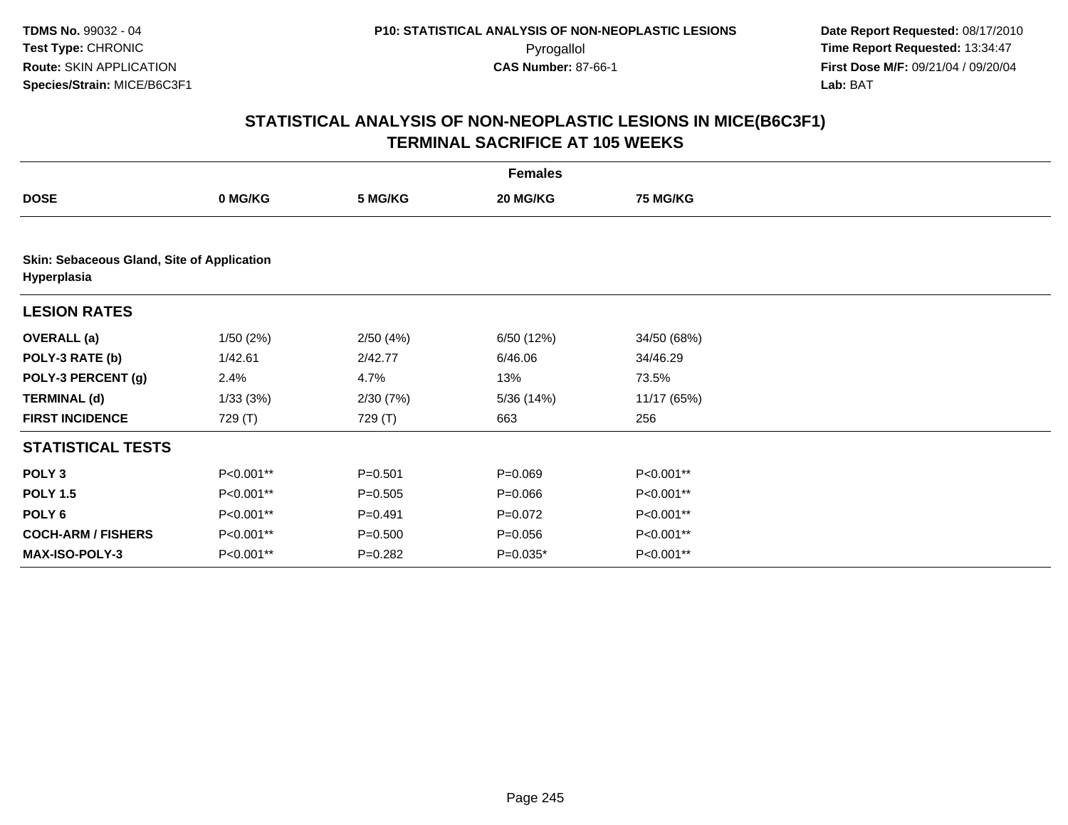TDMS No. 99032 - 04
Test Type: CHRONIC
Route: SKIN APPLICATION
Species/Strain: MICE/B6C3F1

P10: STATISTICAL ANALYSIS OF NON-NEOPLASTIC LESIONS
Pyrogallol
CAS Number: 87-66-1

Date Report Requested: 08/17/2010
Time Report Requested: 13:34:47
First Dose M/F: 09/21/04 / 09/20/04
Lab: BAT

## STATISTICAL ANALYSIS OF NON-NEOPLASTIC LESIONS IN MICE(B6C3F1) TERMINAL SACRIFICE AT 105 WEEKS

| | Females | | | |
|---|---|---|---|---|
| **DOSE** | **0 MG/KG** | **5 MG/KG** | **20 MG/KG** | **75 MG/KG** |
| **Skin: Sebaceous Gland, Site of Application Hyperplasia** | | | | |
| **LESION RATES** | | | | |
| **OVERALL (a)** | 1/50 (2%) | 2/50 (4%) | 6/50 (12%) | 34/50 (68%) |
| **POLY-3 RATE (b)** | 1/42.61 | 2/42.77 | 6/46.06 | 34/46.29 |
| **POLY-3 PERCENT (g)** | 2.4% | 4.7% | 13% | 73.5% |
| **TERMINAL (d)** | 1/33 (3%) | 2/30 (7%) | 5/36 (14%) | 11/17 (65%) |
| **FIRST INCIDENCE** | 729 (T) | 729 (T) | 663 | 256 |
| **STATISTICAL TESTS** | | | | |
| **POLY 3** | P<0.001** | P=0.501 | P=0.069 | P<0.001** |
| **POLY 1.5** | P<0.001** | P=0.505 | P=0.066 | P<0.001** |
| **POLY 6** | P<0.001** | P=0.491 | P=0.072 | P<0.001** |
| **COCH-ARM / FISHERS** | P<0.001** | P=0.500 | P=0.056 | P<0.001** |
| **MAX-ISO-POLY-3** | P<0.001** | P=0.282 | P=0.035* | P<0.001** |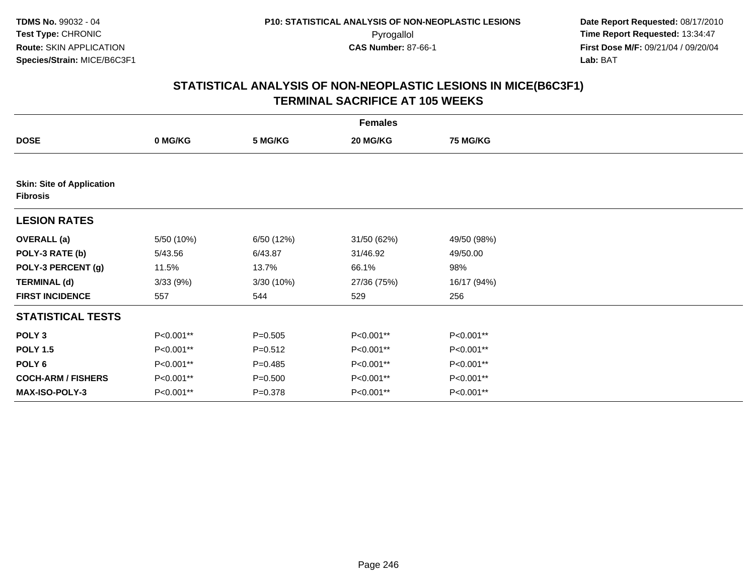**TDMS No.** 99032 - 04
**Test Type:** CHRONIC
**Route:** SKIN APPLICATION
**Species/Strain:** MICE/B6C3F1

**P10: STATISTICAL ANALYSIS OF NON-NEOPLASTIC LESIONS**
Pyrogallol
**CAS Number:** 87-66-1

**Date Report Requested:** 08/17/2010
**Time Report Requested:** 13:34:47
**First Dose M/F:** 09/21/04 / 09/20/04
**Lab:** BAT

## STATISTICAL ANALYSIS OF NON-NEOPLASTIC LESIONS IN MICE(B6C3F1) TERMINAL SACRIFICE AT 105 WEEKS

| | Females | | | |
|---|---|---|---|---|
| **DOSE** | **0 MG/KG** | **5 MG/KG** | **20 MG/KG** | **75 MG/KG** |
| **Skin: Site of Application** | | | | |
| **Fibrosis** | | | | |
| **LESION RATES** | | | | |
| **OVERALL (a)** | 5/50 (10%) | 6/50 (12%) | 31/50 (62%) | 49/50 (98%) |
| **POLY-3 RATE (b)** | 5/43.56 | 6/43.87 | 31/46.92 | 49/50.00 |
| **POLY-3 PERCENT (g)** | 11.5% | 13.7% | 66.1% | 98% |
| **TERMINAL (d)** | 3/33 (9%) | 3/30 (10%) | 27/36 (75%) | 16/17 (94%) |
| **FIRST INCIDENCE** | 557 | 544 | 529 | 256 |
| **STATISTICAL TESTS** | | | | |
| **POLY 3** | P<0.001** | P=0.505 | P<0.001** | P<0.001** |
| **POLY 1.5** | P<0.001** | P=0.512 | P<0.001** | P<0.001** |
| **POLY 6** | P<0.001** | P=0.485 | P<0.001** | P<0.001** |
| **COCH-ARM / FISHERS** | P<0.001** | P=0.500 | P<0.001** | P<0.001** |
| **MAX-ISO-POLY-3** | P<0.001** | P=0.378 | P<0.001** | P<0.001** |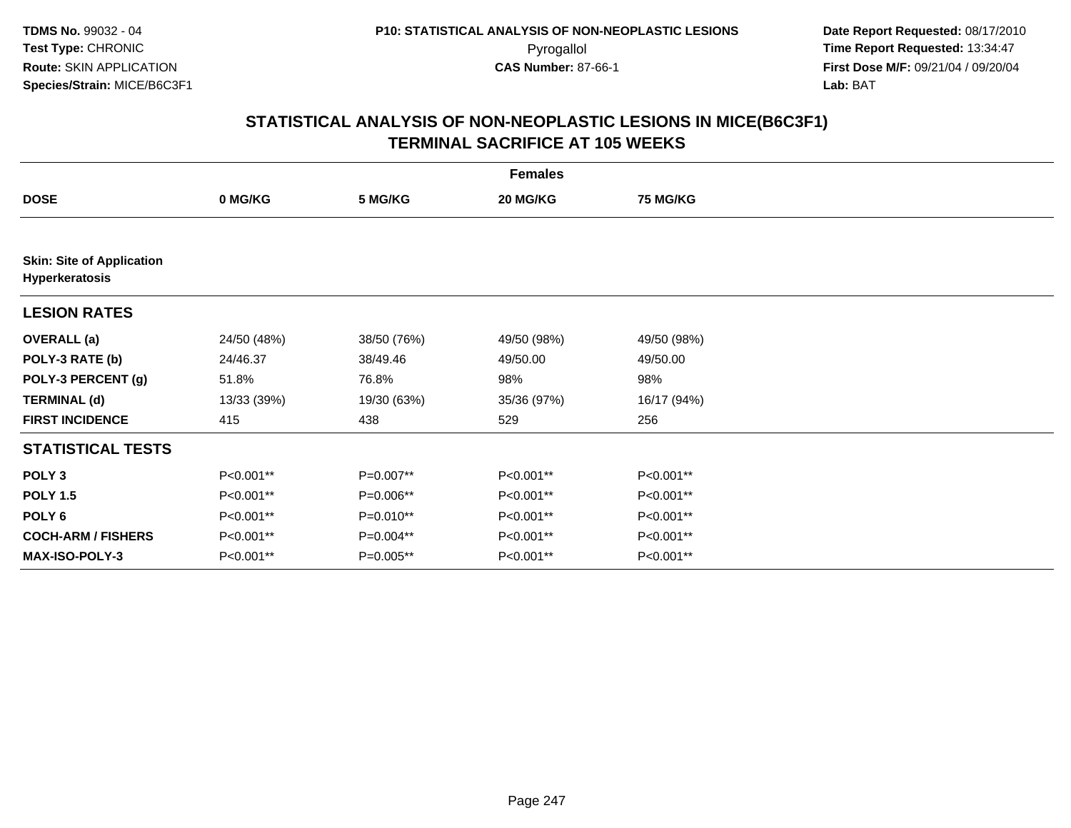TDMS No. 99032 - 04
Test Type: CHRONIC
Route: SKIN APPLICATION
Species/Strain: MICE/B6C3F1

P10: STATISTICAL ANALYSIS OF NON-NEOPLASTIC LESIONS
Pyrogallol
CAS Number: 87-66-1

Date Report Requested: 08/17/2010
Time Report Requested: 13:34:47
First Dose M/F: 09/21/04 / 09/20/04
Lab: BAT

## STATISTICAL ANALYSIS OF NON-NEOPLASTIC LESIONS IN MICE(B6C3F1)
## TERMINAL SACRIFICE AT 105 WEEKS

| | Females | | | |
|---|---|---|---|---|
| **DOSE** | **0 MG/KG** | **5 MG/KG** | **20 MG/KG** | **75 MG/KG** |
| **Skin: Site of Application** **Hyperkeratosis** | | | | |
| **LESION RATES** | | | | |
| **OVERALL (a)** | 24/50 (48%) | 38/50 (76%) | 49/50 (98%) | 49/50 (98%) |
| **POLY-3 RATE (b)** | 24/46.37 | 38/49.46 | 49/50.00 | 49/50.00 |
| **POLY-3 PERCENT (g)** | 51.8% | 76.8% | 98% | 98% |
| **TERMINAL (d)** | 13/33 (39%) | 19/30 (63%) | 35/36 (97%) | 16/17 (94%) |
| **FIRST INCIDENCE** | 415 | 438 | 529 | 256 |
| **STATISTICAL TESTS** | | | | |
| **POLY 3** | P<0.001** | P=0.007** | P<0.001** | P<0.001** |
| **POLY 1.5** | P<0.001** | P=0.006** | P<0.001** | P<0.001** |
| **POLY 6** | P<0.001** | P=0.010** | P<0.001** | P<0.001** |
| **COCH-ARM / FISHERS** | P<0.001** | P=0.004** | P<0.001** | P<0.001** |
| **MAX-ISO-POLY-3** | P<0.001** | P=0.005** | P<0.001** | P<0.001** |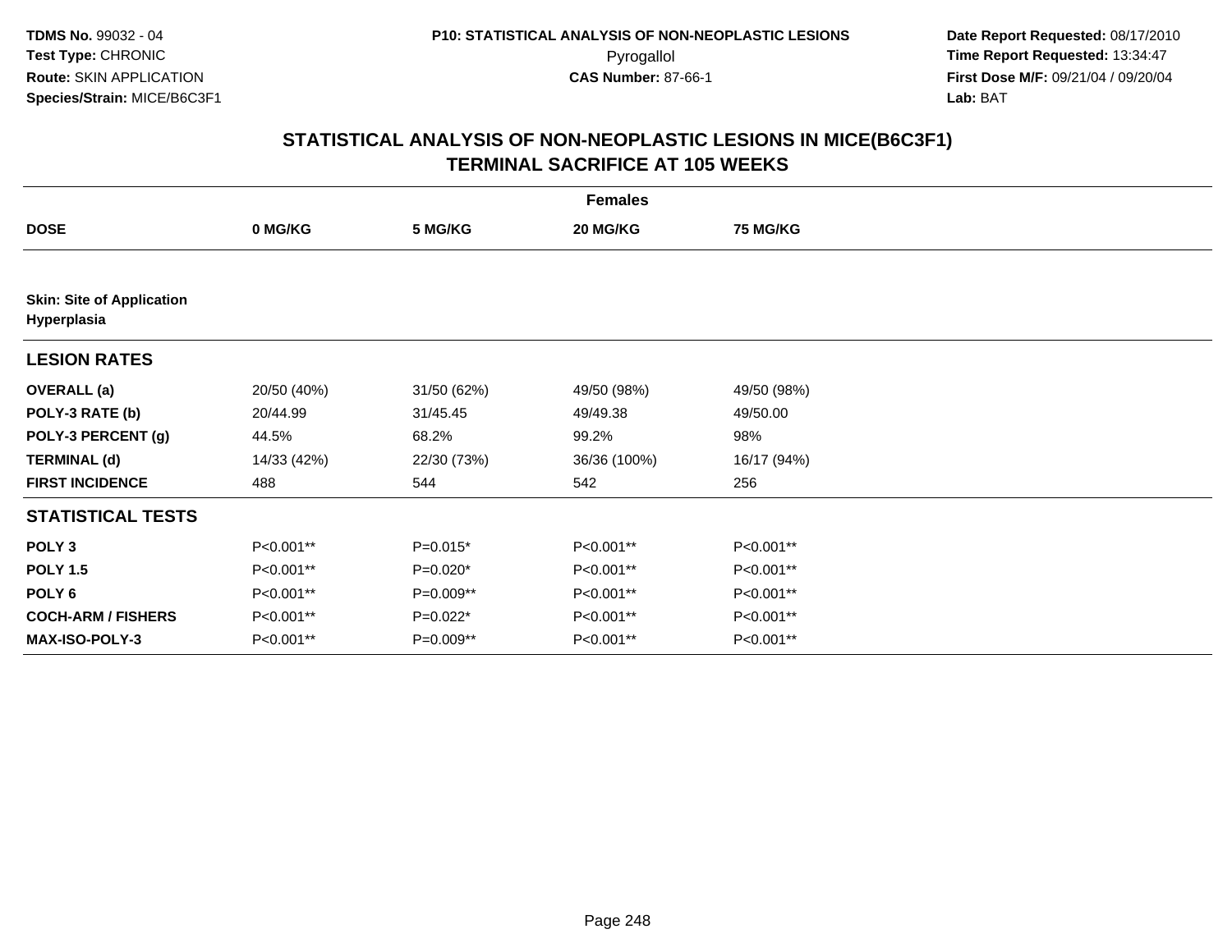**TDMS No.** 99032 - 04
**Test Type:** CHRONIC
**Route:** SKIN APPLICATION
**Species/Strain:** MICE/B6C3F1

**P10: STATISTICAL ANALYSIS OF NON-NEOPLASTIC LESIONS**
Pyrogallol
**CAS Number:** 87-66-1

**Date Report Requested:** 08/17/2010
**Time Report Requested:** 13:34:47
**First Dose M/F:** 09/21/04 / 09/20/04
**Lab:** BAT

## STATISTICAL ANALYSIS OF NON-NEOPLASTIC LESIONS IN MICE(B6C3F1) TERMINAL SACRIFICE AT 105 WEEKS

| | Females | | | |
|---|---|---|---|---|
| **DOSE** | **0 MG/KG** | **5 MG/KG** | **20 MG/KG** | **75 MG/KG** |
| **Skin: Site of Application Hyperplasia** | | | | |
| **LESION RATES** | | | | |
| **OVERALL (a)** | 20/50 (40%) | 31/50 (62%) | 49/50 (98%) | 49/50 (98%) |
| **POLY-3 RATE (b)** | 20/44.99 | 31/45.45 | 49/49.38 | 49/50.00 |
| **POLY-3 PERCENT (g)** | 44.5% | 68.2% | 99.2% | 98% |
| **TERMINAL (d)** | 14/33 (42%) | 22/30 (73%) | 36/36 (100%) | 16/17 (94%) |
| **FIRST INCIDENCE** | 488 | 544 | 542 | 256 |
| **STATISTICAL TESTS** | | | | |
| **POLY 3** | P<0.001** | P=0.015* | P<0.001** | P<0.001** |
| **POLY 1.5** | P<0.001** | P=0.020* | P<0.001** | P<0.001** |
| **POLY 6** | P<0.001** | P=0.009** | P<0.001** | P<0.001** |
| **COCH-ARM / FISHERS** | P<0.001** | P=0.022* | P<0.001** | P<0.001** |
| **MAX-ISO-POLY-3** | P<0.001** | P=0.009** | P<0.001** | P<0.001** |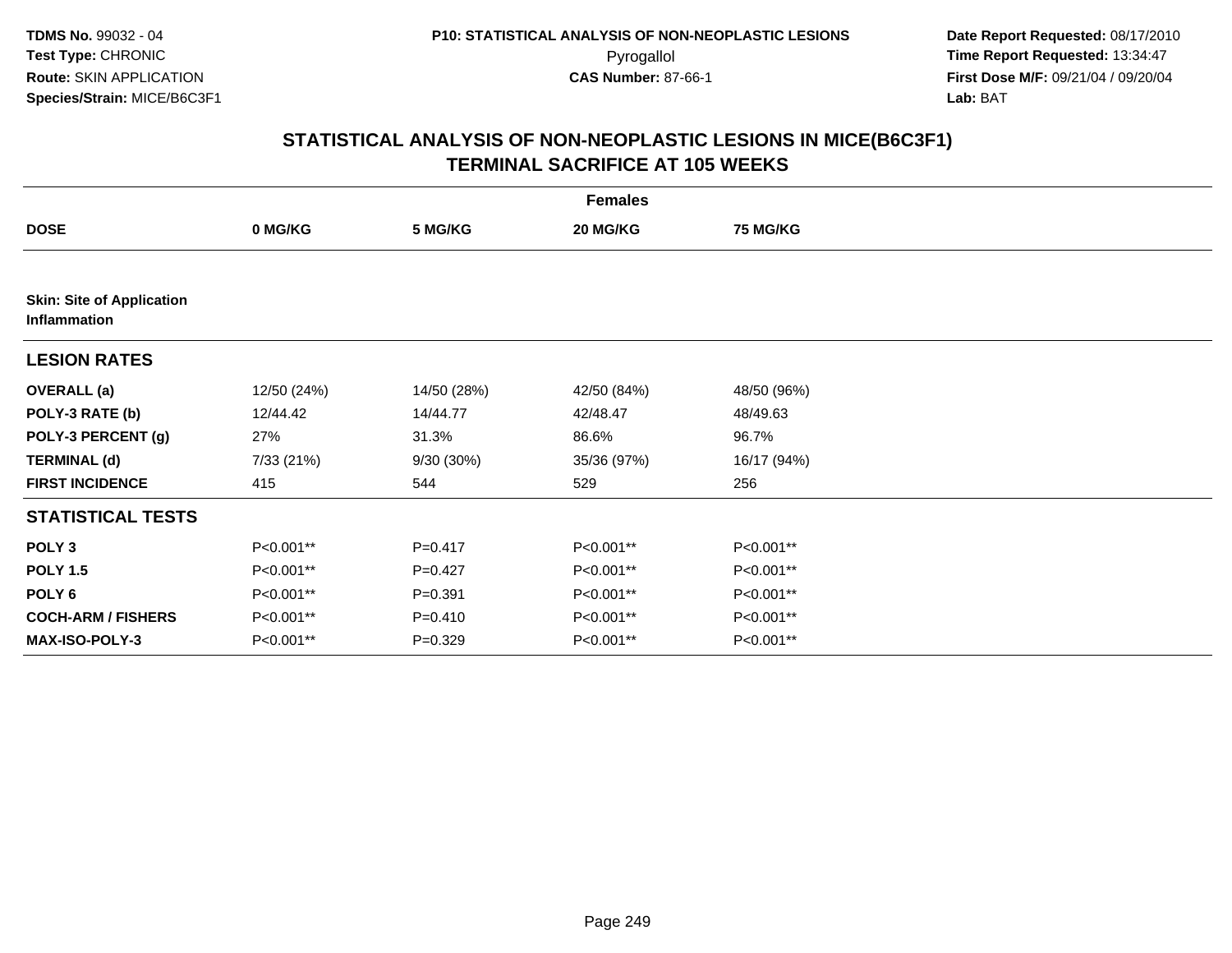**TDMS No.** 99032 - 04
**Test Type:** CHRONIC
**Route:** SKIN APPLICATION
**Species/Strain:** MICE/B6C3F1

**P10: STATISTICAL ANALYSIS OF NON-NEOPLASTIC LESIONS**
Pyrogallol
**CAS Number:** 87-66-1

**Date Report Requested:** 08/17/2010
**Time Report Requested:** 13:34:47
**First Dose M/F:** 09/21/04 / 09/20/04
**Lab:** BAT

## STATISTICAL ANALYSIS OF NON-NEOPLASTIC LESIONS IN MICE(B6C3F1) TERMINAL SACRIFICE AT 105 WEEKS

| | Females | | | |
|---|---|---|---|---|
| **DOSE** | **0 MG/KG** | **5 MG/KG** | **20 MG/KG** | **75 MG/KG** |
| **Skin: Site of Application Inflammation** | | | | |
| **LESION RATES** | | | | |
| **OVERALL (a)** | 12/50 (24%) | 14/50 (28%) | 42/50 (84%) | 48/50 (96%) |
| **POLY-3 RATE (b)** | 12/44.42 | 14/44.77 | 42/48.47 | 48/49.63 |
| **POLY-3 PERCENT (g)** | 27% | 31.3% | 86.6% | 96.7% |
| **TERMINAL (d)** | 7/33 (21%) | 9/30 (30%) | 35/36 (97%) | 16/17 (94%) |
| **FIRST INCIDENCE** | 415 | 544 | 529 | 256 |
| **STATISTICAL TESTS** | | | | |
| **POLY 3** | P<0.001** | P=0.417 | P<0.001** | P<0.001** |
| **POLY 1.5** | P<0.001** | P=0.427 | P<0.001** | P<0.001** |
| **POLY 6** | P<0.001** | P=0.391 | P<0.001** | P<0.001** |
| **COCH-ARM / FISHERS** | P<0.001** | P=0.410 | P<0.001** | P<0.001** |
| **MAX-ISO-POLY-3** | P<0.001** | P=0.329 | P<0.001** | P<0.001** |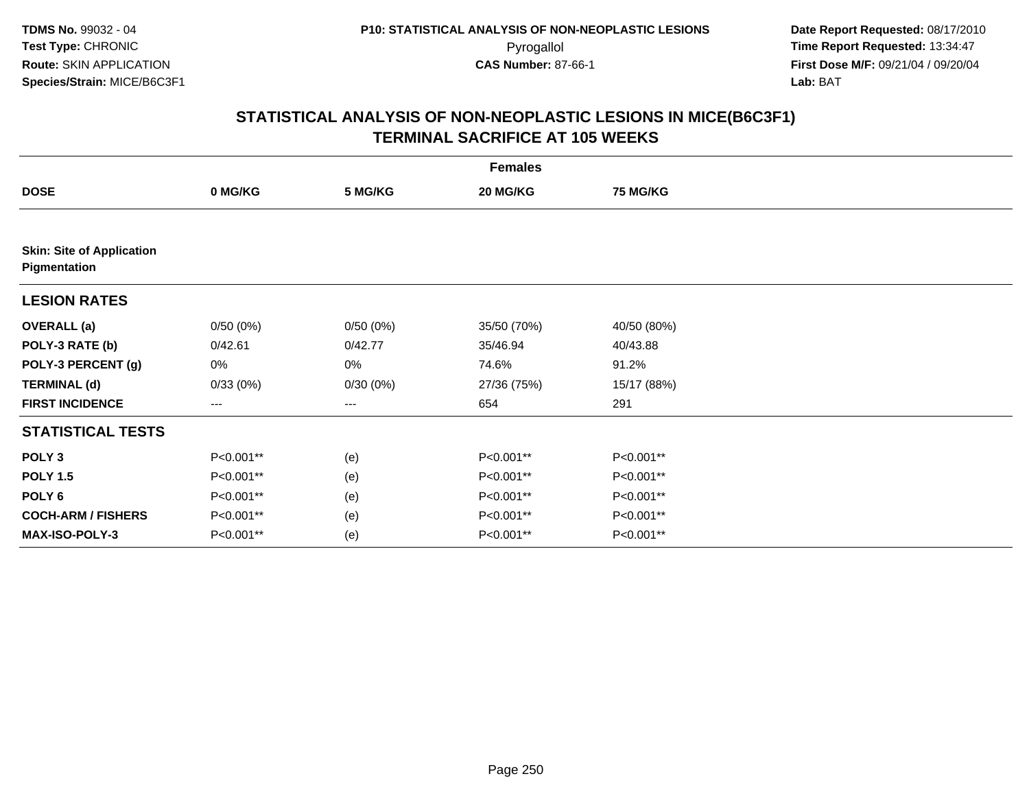**TDMS No.** 99032 - 04
**Test Type:** CHRONIC
**Route:** SKIN APPLICATION
**Species/Strain:** MICE/B6C3F1

**P10: STATISTICAL ANALYSIS OF NON-NEOPLASTIC LESIONS**
Pyrogallol
**CAS Number:** 87-66-1

**Date Report Requested:** 08/17/2010
**Time Report Requested:** 13:34:47
**First Dose M/F:** 09/21/04 / 09/20/04
**Lab:** BAT

## STATISTICAL ANALYSIS OF NON-NEOPLASTIC LESIONS IN MICE(B6C3F1) TERMINAL SACRIFICE AT 105 WEEKS

| | Females | | | |
|---|---|---|---|---|
| **DOSE** | **0 MG/KG** | **5 MG/KG** | **20 MG/KG** | **75 MG/KG** |
| **Skin: Site of Application** **Pigmentation** | | | | |
| **LESION RATES** | | | | |
| **OVERALL (a)** | 0/50 (0%) | 0/50 (0%) | 35/50 (70%) | 40/50 (80%) |
| **POLY-3 RATE (b)** | 0/42.61 | 0/42.77 | 35/46.94 | 40/43.88 |
| **POLY-3 PERCENT (g)** | 0% | 0% | 74.6% | 91.2% |
| **TERMINAL (d)** | 0/33 (0%) | 0/30 (0%) | 27/36 (75%) | 15/17 (88%) |
| **FIRST INCIDENCE** | --- | --- | 654 | 291 |
| **STATISTICAL TESTS** | | | | |
| **POLY 3** | P<0.001** | (e) | P<0.001** | P<0.001** |
| **POLY 1.5** | P<0.001** | (e) | P<0.001** | P<0.001** |
| **POLY 6** | P<0.001** | (e) | P<0.001** | P<0.001** |
| **COCH-ARM / FISHERS** | P<0.001** | (e) | P<0.001** | P<0.001** |
| **MAX-ISO-POLY-3** | P<0.001** | (e) | P<0.001** | P<0.001** |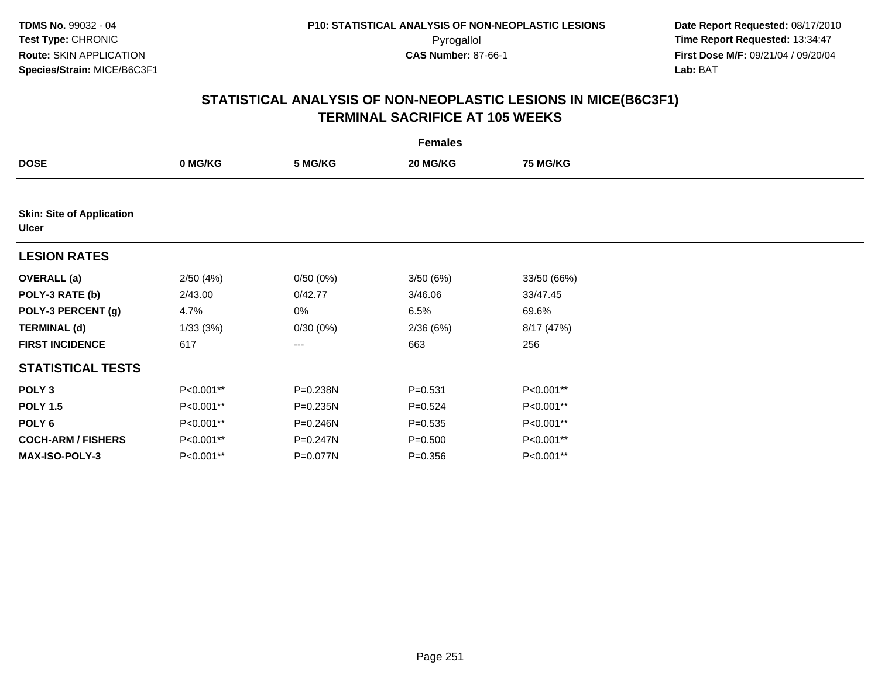# STATISTICAL ANALYSIS OF NON-NEOPLASTIC LESIONS IN MICE(B6C3F1)
## TERMINAL SACRIFICE AT 105 WEEKS

| | Females | | | |
|---|---|---|---|---|
| **DOSE** | **0 MG/KG** | **5 MG/KG** | **20 MG/KG** | **75 MG/KG** |
| **Skin: Site of Application** | | | | |
| **Ulcer** | | | | |
| **LESION RATES** | | | | |
| **OVERALL (a)** | 2/50 (4%) | 0/50 (0%) | 3/50 (6%) | 33/50 (66%) |
| **POLY-3 RATE (b)** | 2/43.00 | 0/42.77 | 3/46.06 | 33/47.45 |
| **POLY-3 PERCENT (g)** | 4.7% | 0% | 6.5% | 69.6% |
| **TERMINAL (d)** | 1/33 (3%) | 0/30 (0%) | 2/36 (6%) | 8/17 (47%) |
| **FIRST INCIDENCE** | 617 | --- | 663 | 256 |
| **STATISTICAL TESTS** | | | | |
| **POLY 3** | P<0.001** | P=0.238N | P=0.531 | P<0.001** |
| **POLY 1.5** | P<0.001** | P=0.235N | P=0.524 | P<0.001** |
| **POLY 6** | P<0.001** | P=0.246N | P=0.535 | P<0.001** |
| **COCH-ARM / FISHERS** | P<0.001** | P=0.247N | P=0.500 | P<0.001** |
| **MAX-ISO-POLY-3** | P<0.001** | P=0.077N | P=0.356 | P<0.001** |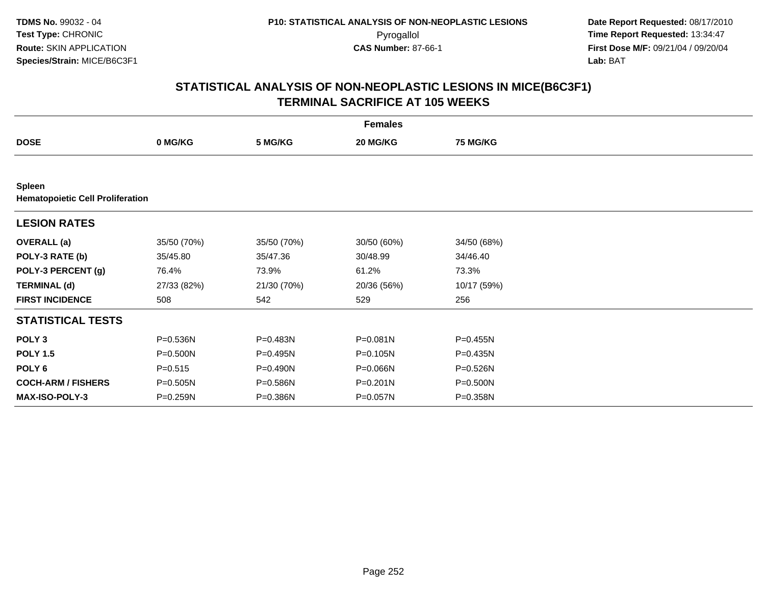**TDMS No.** 99032 - 04
**Test Type:** CHRONIC
**Route:** SKIN APPLICATION
**Species/Strain:** MICE/B6C3F1

**P10: STATISTICAL ANALYSIS OF NON-NEOPLASTIC LESIONS**
Pyrogallol
**CAS Number:** 87-66-1

**Date Report Requested:** 08/17/2010
**Time Report Requested:** 13:34:47
**First Dose M/F:** 09/21/04 / 09/20/04
**Lab:** BAT

## STATISTICAL ANALYSIS OF NON-NEOPLASTIC LESIONS IN MICE(B6C3F1) TERMINAL SACRIFICE AT 105 WEEKS

| | Females | | | |
|---|---|---|---|---|
| **DOSE** | **0 MG/KG** | **5 MG/KG** | **20 MG/KG** | **75 MG/KG** |
| **Spleen** | | | | |
| **Hematopoietic Cell Proliferation** | | | | |
| **LESION RATES** | | | | |
| **OVERALL (a)** | 35/50 (70%) | 35/50 (70%) | 30/50 (60%) | 34/50 (68%) |
| **POLY-3 RATE (b)** | 35/45.80 | 35/47.36 | 30/48.99 | 34/46.40 |
| **POLY-3 PERCENT (g)** | 76.4% | 73.9% | 61.2% | 73.3% |
| **TERMINAL (d)** | 27/33 (82%) | 21/30 (70%) | 20/36 (56%) | 10/17 (59%) |
| **FIRST INCIDENCE** | 508 | 542 | 529 | 256 |
| **STATISTICAL TESTS** | | | | |
| **POLY 3** | P=0.536N | P=0.483N | P=0.081N | P=0.455N |
| **POLY 1.5** | P=0.500N | P=0.495N | P=0.105N | P=0.435N |
| **POLY 6** | P=0.515 | P=0.490N | P=0.066N | P=0.526N |
| **COCH-ARM / FISHERS** | P=0.505N | P=0.586N | P=0.201N | P=0.500N |
| **MAX-ISO-POLY-3** | P=0.259N | P=0.386N | P=0.057N | P=0.358N |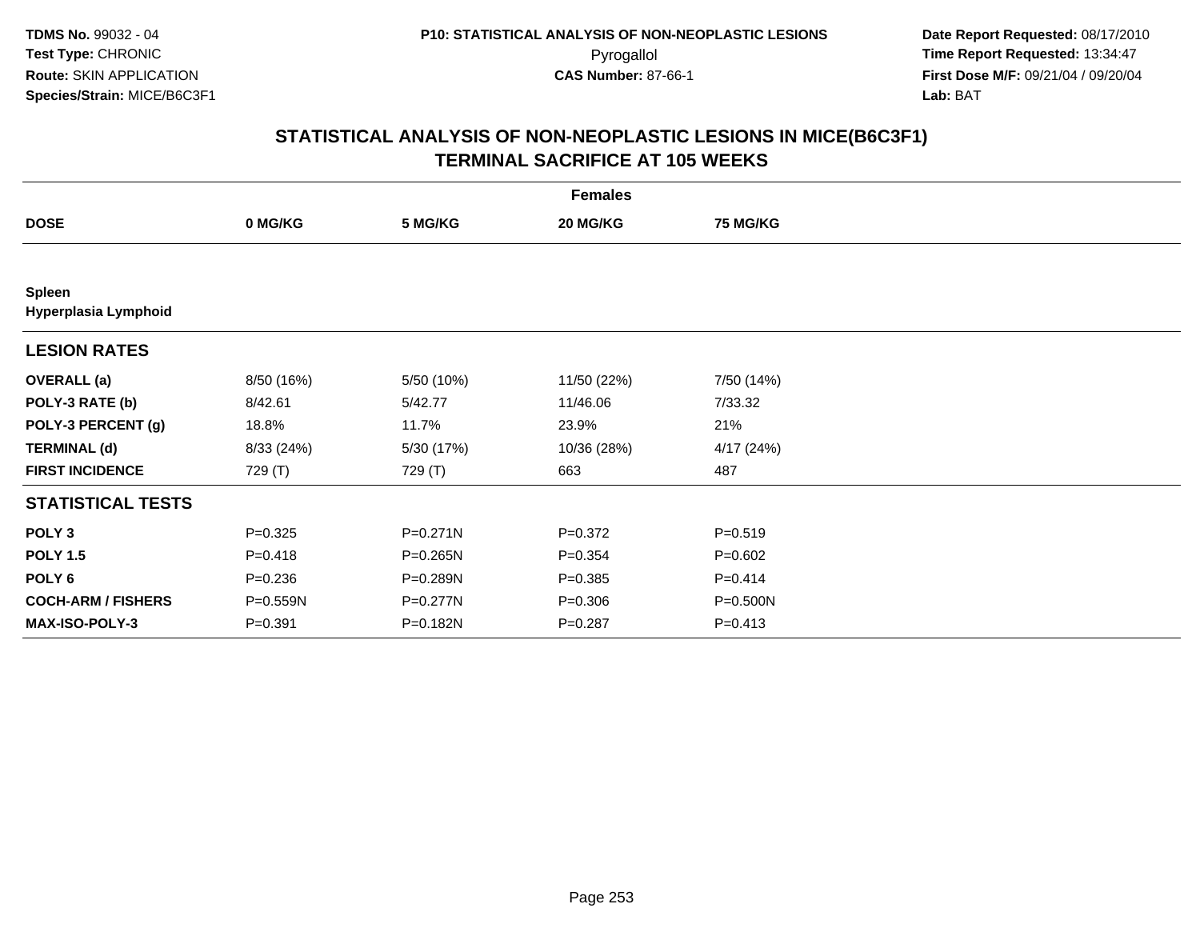**TDMS No.** 99032 - 04
**Test Type:** CHRONIC
**Route:** SKIN APPLICATION
**Species/Strain:** MICE/B6C3F1

**P10: STATISTICAL ANALYSIS OF NON-NEOPLASTIC LESIONS**
Pyrogallol
**CAS Number:** 87-66-1

**Date Report Requested:** 08/17/2010
**Time Report Requested:** 13:34:47
**First Dose M/F:** 09/21/04 / 09/20/04
**Lab:** BAT

## STATISTICAL ANALYSIS OF NON-NEOPLASTIC LESIONS IN MICE(B6C3F1)
## TERMINAL SACRIFICE AT 105 WEEKS

| | Females | | | |
|---|---|---|---|---|
| **DOSE** | **0 MG/KG** | **5 MG/KG** | **20 MG/KG** | **75 MG/KG** |
| **Spleen** | | | | |
| **Hyperplasia Lymphoid** | | | | |
| **LESION RATES** | | | | |
| **OVERALL (a)** | 8/50 (16%) | 5/50 (10%) | 11/50 (22%) | 7/50 (14%) |
| **POLY-3 RATE (b)** | 8/42.61 | 5/42.77 | 11/46.06 | 7/33.32 |
| **POLY-3 PERCENT (g)** | 18.8% | 11.7% | 23.9% | 21% |
| **TERMINAL (d)** | 8/33 (24%) | 5/30 (17%) | 10/36 (28%) | 4/17 (24%) |
| **FIRST INCIDENCE** | 729 (T) | 729 (T) | 663 | 487 |
| **STATISTICAL TESTS** | | | | |
| **POLY 3** | P=0.325 | P=0.271N | P=0.372 | P=0.519 |
| **POLY 1.5** | P=0.418 | P=0.265N | P=0.354 | P=0.602 |
| **POLY 6** | P=0.236 | P=0.289N | P=0.385 | P=0.414 |
| **COCH-ARM / FISHERS** | P=0.559N | P=0.277N | P=0.306 | P=0.500N |
| **MAX-ISO-POLY-3** | P=0.391 | P=0.182N | P=0.287 | P=0.413 |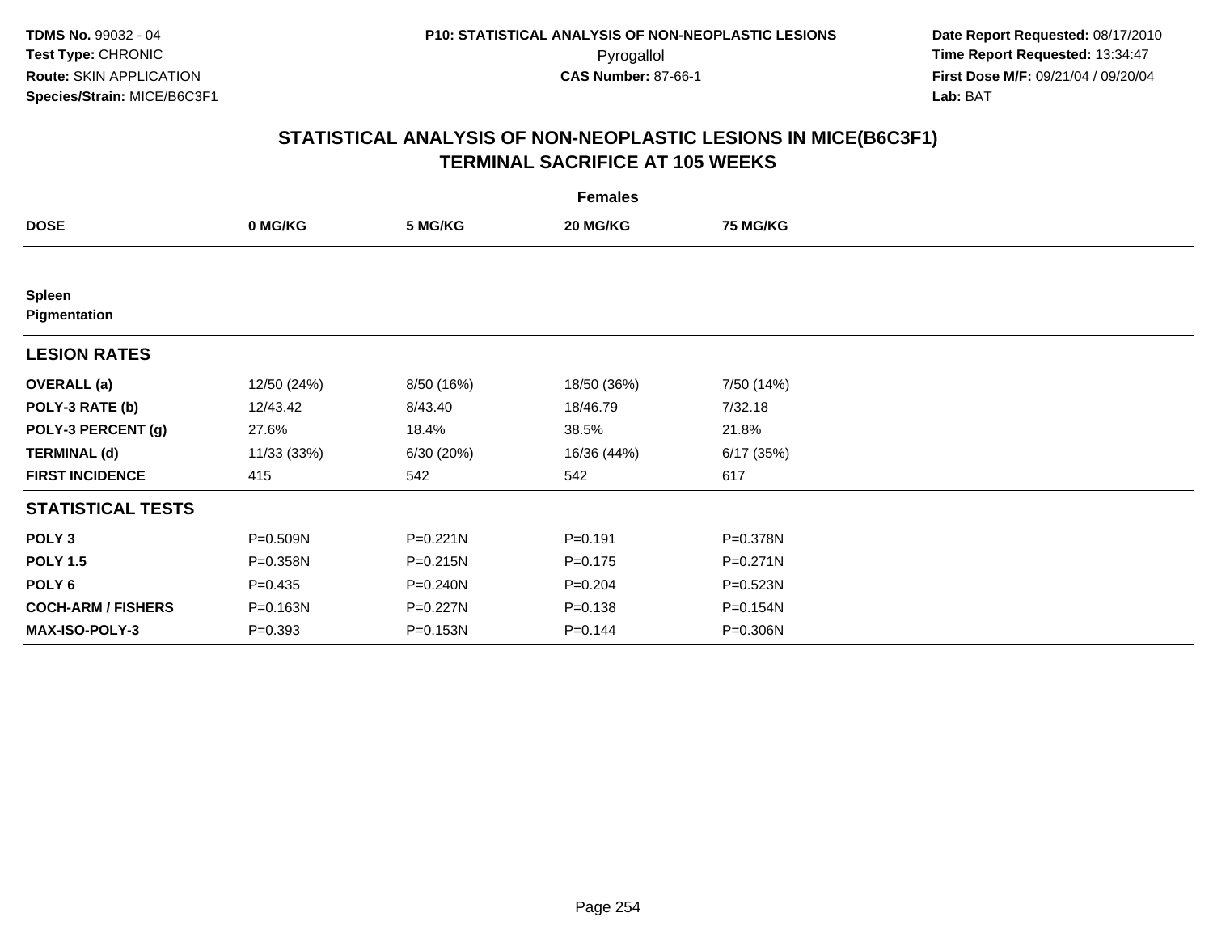**TDMS No.** 99032 - 04
**Test Type:** CHRONIC
**Route:** SKIN APPLICATION
**Species/Strain:** MICE/B6C3F1

**P10: STATISTICAL ANALYSIS OF NON-NEOPLASTIC LESIONS**
Pyrogallol
**CAS Number:** 87-66-1

**Date Report Requested:** 08/17/2010
**Time Report Requested:** 13:34:47
**First Dose M/F:** 09/21/04 / 09/20/04
**Lab:** BAT

## STATISTICAL ANALYSIS OF NON-NEOPLASTIC LESIONS IN MICE(B6C3F1) TERMINAL SACRIFICE AT 105 WEEKS

| | Females | | | |
|---|---|---|---|---|
| **DOSE** | **0 MG/KG** | **5 MG/KG** | **20 MG/KG** | **75 MG/KG** |
| **Spleen** | | | | |
| **Pigmentation** | | | | |
| **LESION RATES** | | | | |
| **OVERALL (a)** | 12/50 (24%) | 8/50 (16%) | 18/50 (36%) | 7/50 (14%) |
| **POLY-3 RATE (b)** | 12/43.42 | 8/43.40 | 18/46.79 | 7/32.18 |
| **POLY-3 PERCENT (g)** | 27.6% | 18.4% | 38.5% | 21.8% |
| **TERMINAL (d)** | 11/33 (33%) | 6/30 (20%) | 16/36 (44%) | 6/17 (35%) |
| **FIRST INCIDENCE** | 415 | 542 | 542 | 617 |
| **STATISTICAL TESTS** | | | | |
| **POLY 3** | P=0.509N | P=0.221N | P=0.191 | P=0.378N |
| **POLY 1.5** | P=0.358N | P=0.215N | P=0.175 | P=0.271N |
| **POLY 6** | P=0.435 | P=0.240N | P=0.204 | P=0.523N |
| **COCH-ARM / FISHERS** | P=0.163N | P=0.227N | P=0.138 | P=0.154N |
| **MAX-ISO-POLY-3** | P=0.393 | P=0.153N | P=0.144 | P=0.306N |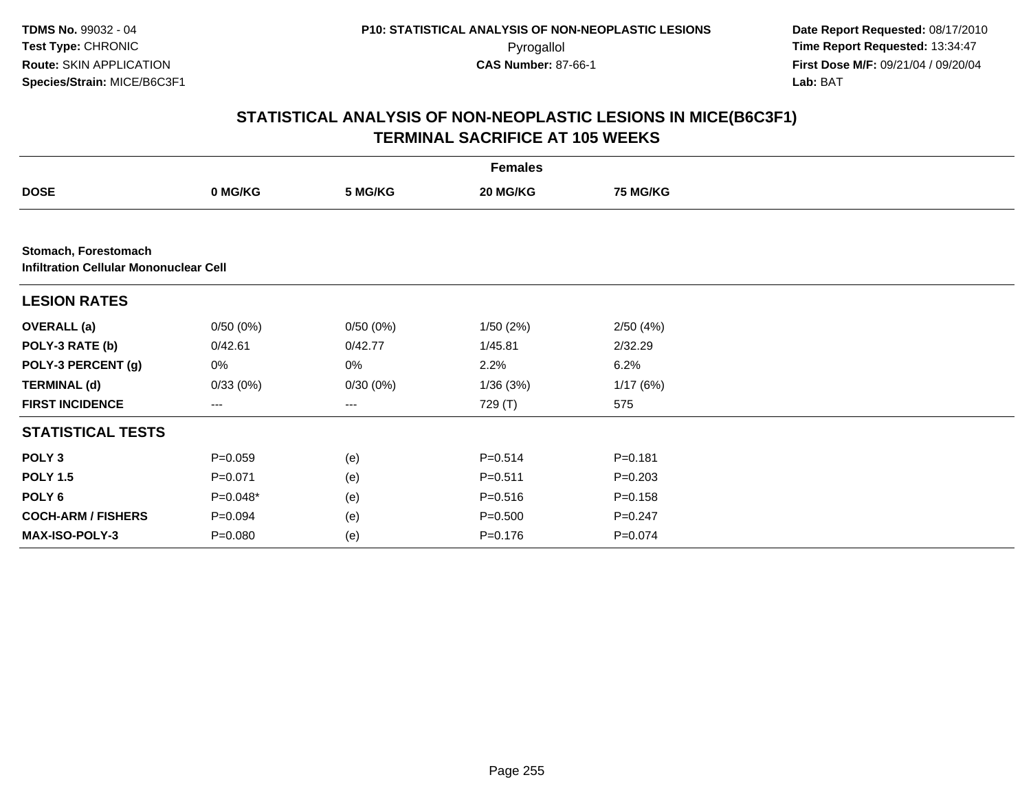TDMS No. 99032 - 04
Test Type: CHRONIC
Route: SKIN APPLICATION
Species/Strain: MICE/B6C3F1

P10: STATISTICAL ANALYSIS OF NON-NEOPLASTIC LESIONS
Pyrogallol
CAS Number: 87-66-1

Date Report Requested: 08/17/2010
Time Report Requested: 13:34:47
First Dose M/F: 09/21/04 / 09/20/04
Lab: BAT

## STATISTICAL ANALYSIS OF NON-NEOPLASTIC LESIONS IN MICE(B6C3F1)
## TERMINAL SACRIFICE AT 105 WEEKS

| Females | | | | |
|---|---|---|---|---|
| **DOSE** | **0 MG/KG** | **5 MG/KG** | **20 MG/KG** | **75 MG/KG** |
| **Stomach, Forestomach** | | | | |
| **Infiltration Cellular Mononuclear Cell** | | | | |
| **LESION RATES** | | | | |
| **OVERALL (a)** | 0/50 (0%) | 0/50 (0%) | 1/50 (2%) | 2/50 (4%) |
| **POLY-3 RATE (b)** | 0/42.61 | 0/42.77 | 1/45.81 | 2/32.29 |
| **POLY-3 PERCENT (g)** | 0% | 0% | 2.2% | 6.2% |
| **TERMINAL (d)** | 0/33 (0%) | 0/30 (0%) | 1/36 (3%) | 1/17 (6%) |
| **FIRST INCIDENCE** | --- | --- | 729 (T) | 575 |
| **STATISTICAL TESTS** | | | | |
| **POLY 3** | P=0.059 | (e) | P=0.514 | P=0.181 |
| **POLY 1.5** | P=0.071 | (e) | P=0.511 | P=0.203 |
| **POLY 6** | P=0.048* | (e) | P=0.516 | P=0.158 |
| **COCH-ARM / FISHERS** | P=0.094 | (e) | P=0.500 | P=0.247 |
| **MAX-ISO-POLY-3** | P=0.080 | (e) | P=0.176 | P=0.074 |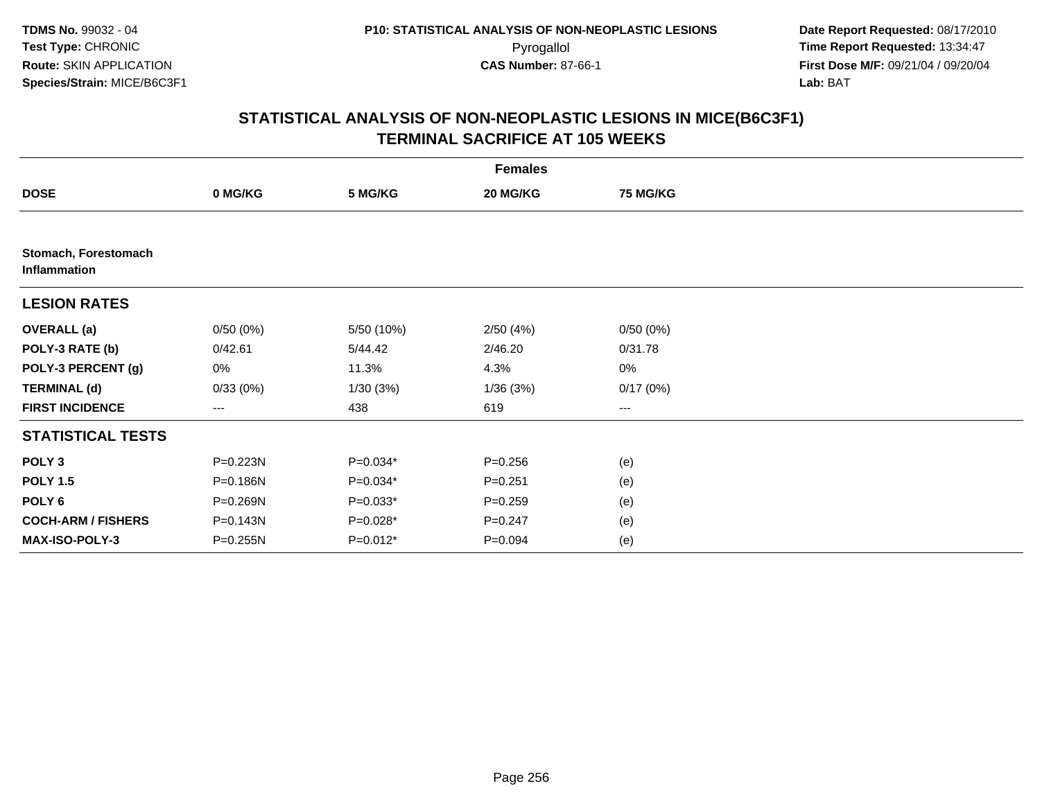TDMS No. 99032 - 04
Test Type: CHRONIC
Route: SKIN APPLICATION
Species/Strain: MICE/B6C3F1

P10: STATISTICAL ANALYSIS OF NON-NEOPLASTIC LESIONS
Pyrogallol
CAS Number: 87-66-1

Date Report Requested: 08/17/2010
Time Report Requested: 13:34:47
First Dose M/F: 09/21/04 / 09/20/04
Lab: BAT

## STATISTICAL ANALYSIS OF NON-NEOPLASTIC LESIONS IN MICE(B6C3F1) TERMINAL SACRIFICE AT 105 WEEKS

| | Females | | | |
|---|---|---|---|---|
| **DOSE** | **0 MG/KG** | **5 MG/KG** | **20 MG/KG** | **75 MG/KG** |
| **Stomach, Forestomach Inflammation** | | | | |
| **LESION RATES** | | | | |
| **OVERALL (a)** | 0/50 (0%) | 5/50 (10%) | 2/50 (4%) | 0/50 (0%) |
| **POLY-3 RATE (b)** | 0/42.61 | 5/44.42 | 2/46.20 | 0/31.78 |
| **POLY-3 PERCENT (g)** | 0% | 11.3% | 4.3% | 0% |
| **TERMINAL (d)** | 0/33 (0%) | 1/30 (3%) | 1/36 (3%) | 0/17 (0%) |
| **FIRST INCIDENCE** | --- | 438 | 619 | --- |
| **STATISTICAL TESTS** | | | | |
| **POLY 3** | P=0.223N | P=0.034* | P=0.256 | (e) |
| **POLY 1.5** | P=0.186N | P=0.034* | P=0.251 | (e) |
| **POLY 6** | P=0.269N | P=0.033* | P=0.259 | (e) |
| **COCH-ARM / FISHERS** | P=0.143N | P=0.028* | P=0.247 | (e) |
| **MAX-ISO-POLY-3** | P=0.255N | P=0.012* | P=0.094 | (e) |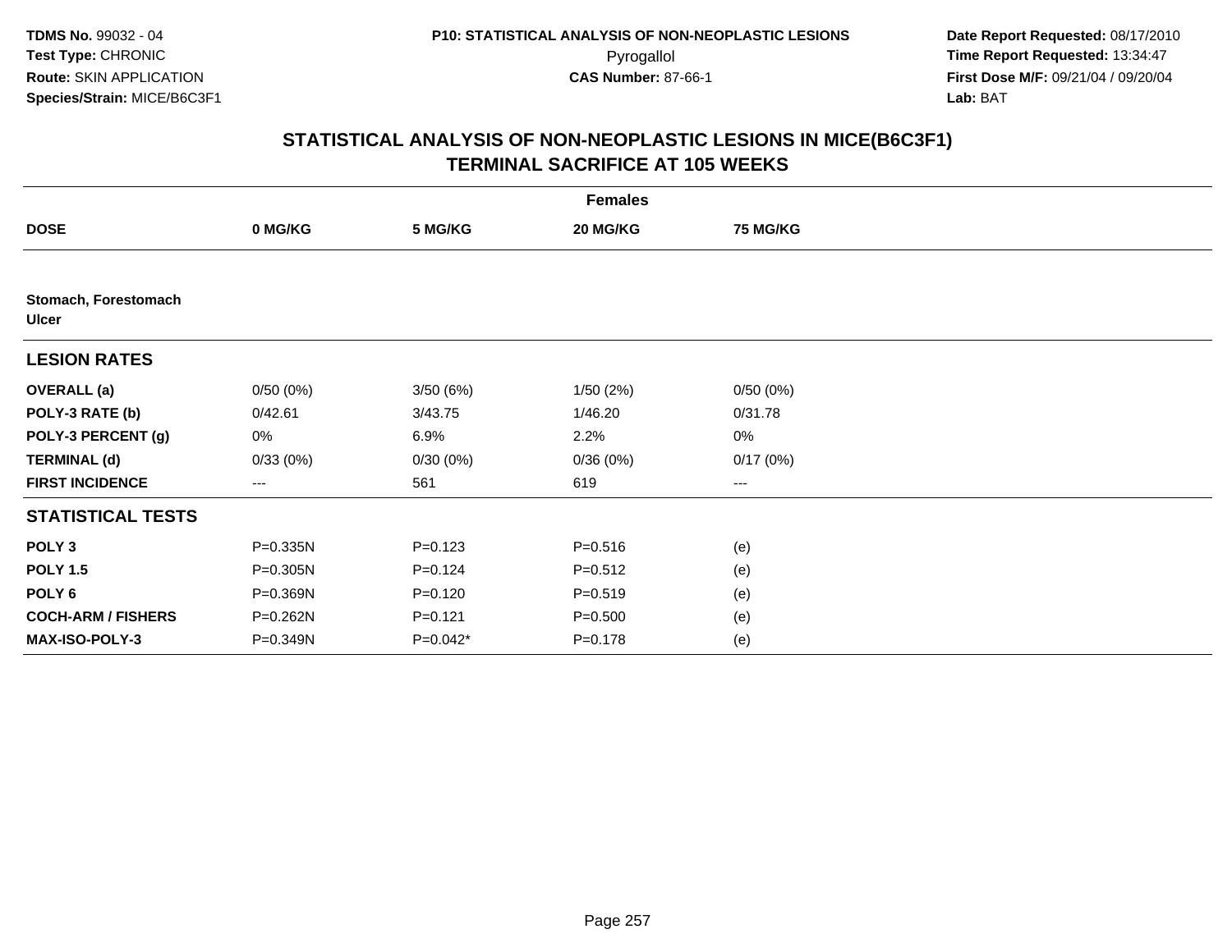TDMS No. 99032 - 04
Test Type: CHRONIC
Route: SKIN APPLICATION
Species/Strain: MICE/B6C3F1

P10: STATISTICAL ANALYSIS OF NON-NEOPLASTIC LESIONS
Pyrogallol
CAS Number: 87-66-1

Date Report Requested: 08/17/2010
Time Report Requested: 13:34:47
First Dose M/F: 09/21/04 / 09/20/04
Lab: BAT

## STATISTICAL ANALYSIS OF NON-NEOPLASTIC LESIONS IN MICE(B6C3F1)
## TERMINAL SACRIFICE AT 105 WEEKS

| | Females | | | |
|---|---|---|---|---|
| **DOSE** | **0 MG/KG** | **5 MG/KG** | **20 MG/KG** | **75 MG/KG** |
| **Stomach, Forestomach** | | | | |
| **Ulcer** | | | | |
| **LESION RATES** | | | | |
| **OVERALL (a)** | 0/50 (0%) | 3/50 (6%) | 1/50 (2%) | 0/50 (0%) |
| **POLY-3 RATE (b)** | 0/42.61 | 3/43.75 | 1/46.20 | 0/31.78 |
| **POLY-3 PERCENT (g)** | 0% | 6.9% | 2.2% | 0% |
| **TERMINAL (d)** | 0/33 (0%) | 0/30 (0%) | 0/36 (0%) | 0/17 (0%) |
| **FIRST INCIDENCE** | --- | 561 | 619 | --- |
| **STATISTICAL TESTS** | | | | |
| **POLY 3** | P=0.335N | P=0.123 | P=0.516 | (e) |
| **POLY 1.5** | P=0.305N | P=0.124 | P=0.512 | (e) |
| **POLY 6** | P=0.369N | P=0.120 | P=0.519 | (e) |
| **COCH-ARM / FISHERS** | P=0.262N | P=0.121 | P=0.500 | (e) |
| **MAX-ISO-POLY-3** | P=0.349N | P=0.042* | P=0.178 | (e) |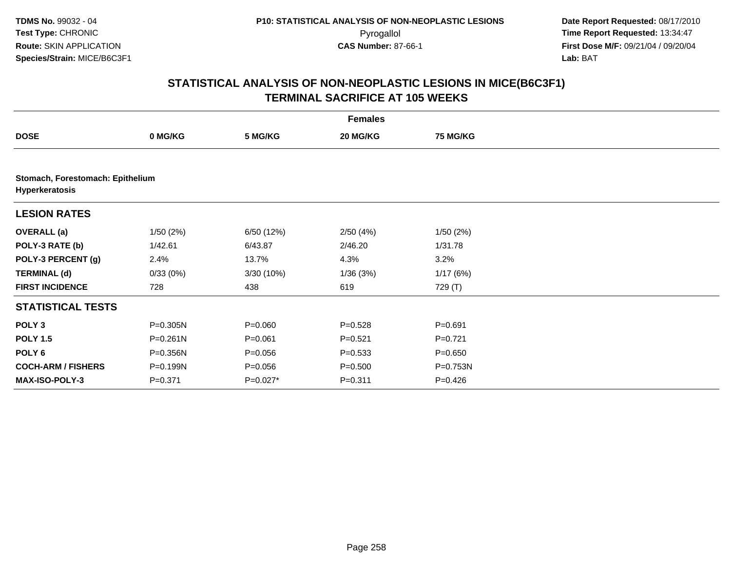# STATISTICAL ANALYSIS OF NON-NEOPLASTIC LESIONS IN MICE(B6C3F1)
## TERMINAL SACRIFICE AT 105 WEEKS

**TDMS No.** 99032 - 04
**Test Type:** CHRONIC
**Route:** SKIN APPLICATION
**Species/Strain:** MICE/B6C3F1

**P10: STATISTICAL ANALYSIS OF NON-NEOPLASTIC LESIONS**
Pyrogallol
**CAS Number:** 87-66-1

**Date Report Requested:** 08/17/2010
**Time Report Requested:** 13:34:47
**First Dose M/F:** 09/21/04 / 09/20/04
**Lab:** BAT

| | Females | | | |
|---|---|---|---|---|
| **DOSE** | **0 MG/KG** | **5 MG/KG** | **20 MG/KG** | **75 MG/KG** |
| **Stomach, Forestomach: Epithelium Hyperkeratosis** | | | | |
| **LESION RATES** | | | | |
| **OVERALL (a)** | 1/50 (2%) | 6/50 (12%) | 2/50 (4%) | 1/50 (2%) |
| **POLY-3 RATE (b)** | 1/42.61 | 6/43.87 | 2/46.20 | 1/31.78 |
| **POLY-3 PERCENT (g)** | 2.4% | 13.7% | 4.3% | 3.2% |
| **TERMINAL (d)** | 0/33 (0%) | 3/30 (10%) | 1/36 (3%) | 1/17 (6%) |
| **FIRST INCIDENCE** | 728 | 438 | 619 | 729 (T) |
| **STATISTICAL TESTS** | | | | |
| **POLY 3** | P=0.305N | P=0.060 | P=0.528 | P=0.691 |
| **POLY 1.5** | P=0.261N | P=0.061 | P=0.521 | P=0.721 |
| **POLY 6** | P=0.356N | P=0.056 | P=0.533 | P=0.650 |
| **COCH-ARM / FISHERS** | P=0.199N | P=0.056 | P=0.500 | P=0.753N |
| **MAX-ISO-POLY-3** | P=0.371 | P=0.027* | P=0.311 | P=0.426 |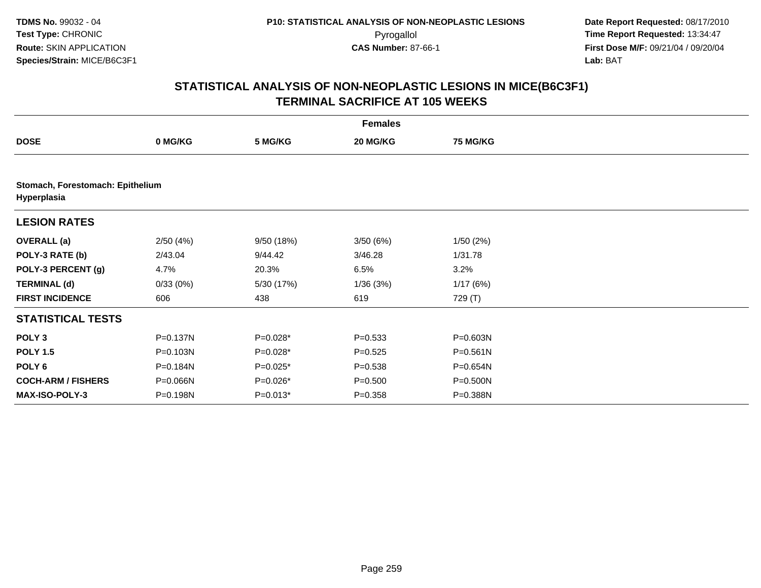**TDMS No.** 99032 - 04
**Test Type:** CHRONIC
**Route:** SKIN APPLICATION
**Species/Strain:** MICE/B6C3F1

**P10: STATISTICAL ANALYSIS OF NON-NEOPLASTIC LESIONS**
Pyrogallol
**CAS Number:** 87-66-1

**Date Report Requested:** 08/17/2010
**Time Report Requested:** 13:34:47
**First Dose M/F:** 09/21/04 / 09/20/04
**Lab:** BAT

## STATISTICAL ANALYSIS OF NON-NEOPLASTIC LESIONS IN MICE(B6C3F1)
## TERMINAL SACRIFICE AT 105 WEEKS

| | Females | | | |
|---|---|---|---|---|
| **DOSE** | **0 MG/KG** | **5 MG/KG** | **20 MG/KG** | **75 MG/KG** |
| **Stomach, Forestomach: Epithelium Hyperplasia** | | | | |
| **LESION RATES** | | | | |
| **OVERALL (a)** | 2/50 (4%) | 9/50 (18%) | 3/50 (6%) | 1/50 (2%) |
| **POLY-3 RATE (b)** | 2/43.04 | 9/44.42 | 3/46.28 | 1/31.78 |
| **POLY-3 PERCENT (g)** | 4.7% | 20.3% | 6.5% | 3.2% |
| **TERMINAL (d)** | 0/33 (0%) | 5/30 (17%) | 1/36 (3%) | 1/17 (6%) |
| **FIRST INCIDENCE** | 606 | 438 | 619 | 729 (T) |
| **STATISTICAL TESTS** | | | | |
| **POLY 3** | P=0.137N | P=0.028* | P=0.533 | P=0.603N |
| **POLY 1.5** | P=0.103N | P=0.028* | P=0.525 | P=0.561N |
| **POLY 6** | P=0.184N | P=0.025* | P=0.538 | P=0.654N |
| **COCH-ARM / FISHERS** | P=0.066N | P=0.026* | P=0.500 | P=0.500N |
| **MAX-ISO-POLY-3** | P=0.198N | P=0.013* | P=0.358 | P=0.388N |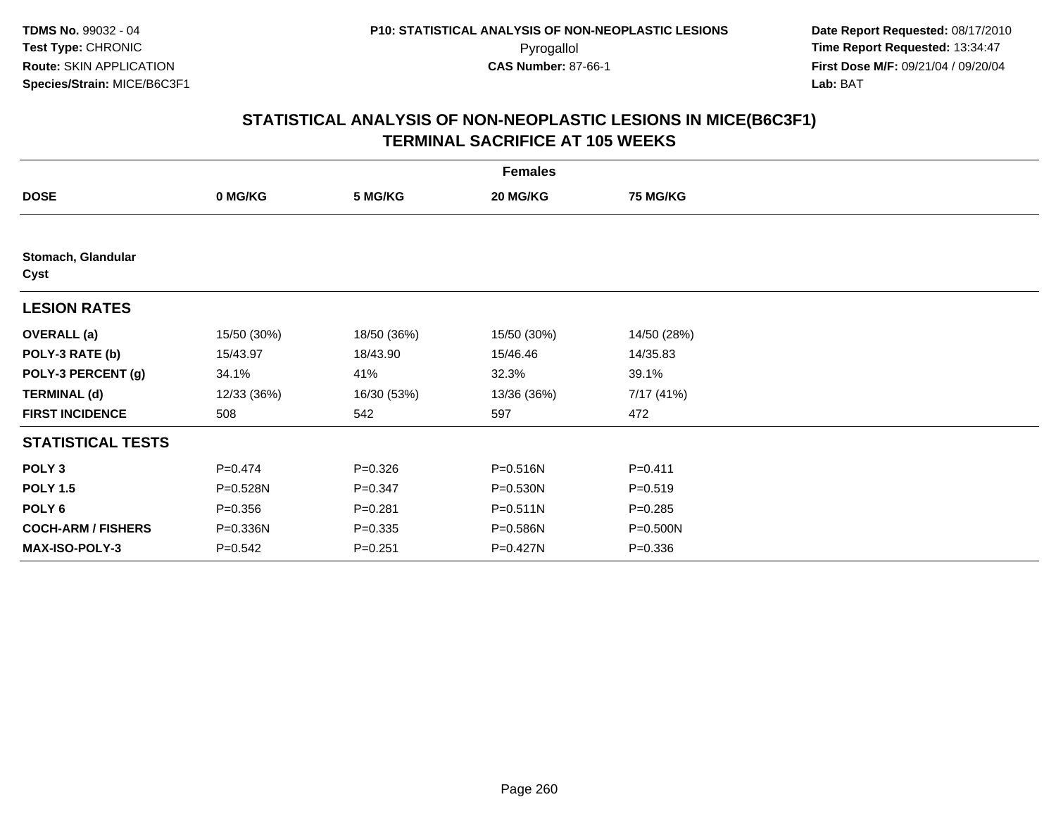**TDMS No.** 99032 - 04
**Test Type:** CHRONIC
**Route:** SKIN APPLICATION
**Species/Strain:** MICE/B6C3F1

**P10: STATISTICAL ANALYSIS OF NON-NEOPLASTIC LESIONS**
Pyrogallol
**CAS Number:** 87-66-1

**Date Report Requested:** 08/17/2010
**Time Report Requested:** 13:34:47
**First Dose M/F:** 09/21/04 / 09/20/04
**Lab:** BAT

## STATISTICAL ANALYSIS OF NON-NEOPLASTIC LESIONS IN MICE(B6C3F1) TERMINAL SACRIFICE AT 105 WEEKS

| | Females | | | |
|---|---|---|---|---|
| **DOSE** | **0 MG/KG** | **5 MG/KG** | **20 MG/KG** | **75 MG/KG** |
| **Stomach, Glandular** | | | | |
| **Cyst** | | | | |
| **LESION RATES** | | | | |
| **OVERALL (a)** | 15/50 (30%) | 18/50 (36%) | 15/50 (30%) | 14/50 (28%) |
| **POLY-3 RATE (b)** | 15/43.97 | 18/43.90 | 15/46.46 | 14/35.83 |
| **POLY-3 PERCENT (g)** | 34.1% | 41% | 32.3% | 39.1% |
| **TERMINAL (d)** | 12/33 (36%) | 16/30 (53%) | 13/36 (36%) | 7/17 (41%) |
| **FIRST INCIDENCE** | 508 | 542 | 597 | 472 |
| **STATISTICAL TESTS** | | | | |
| **POLY 3** | P=0.474 | P=0.326 | P=0.516N | P=0.411 |
| **POLY 1.5** | P=0.528N | P=0.347 | P=0.530N | P=0.519 |
| **POLY 6** | P=0.356 | P=0.281 | P=0.511N | P=0.285 |
| **COCH-ARM / FISHERS** | P=0.336N | P=0.335 | P=0.586N | P=0.500N |
| **MAX-ISO-POLY-3** | P=0.542 | P=0.251 | P=0.427N | P=0.336 |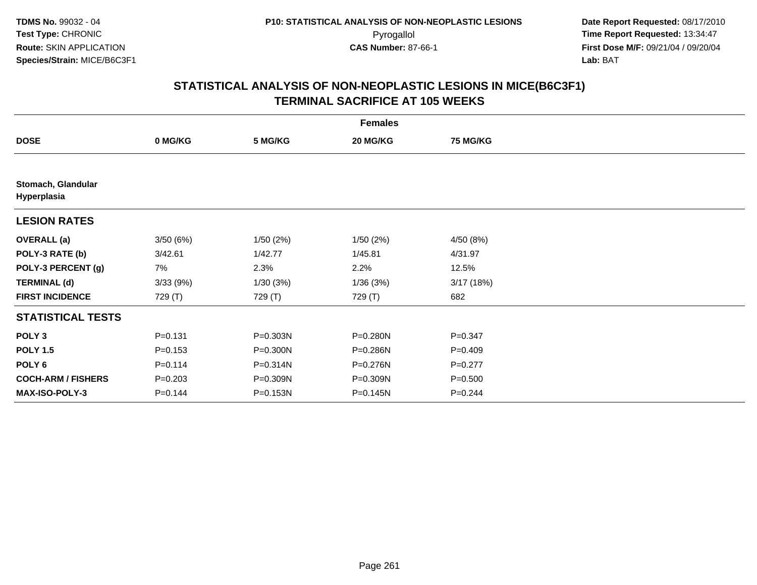**TDMS No.** 99032 - 04
**Test Type:** CHRONIC
**Route:** SKIN APPLICATION
**Species/Strain:** MICE/B6C3F1

**P10: STATISTICAL ANALYSIS OF NON-NEOPLASTIC LESIONS**
Pyrogallol
**CAS Number:** 87-66-1

**Date Report Requested:** 08/17/2010
**Time Report Requested:** 13:34:47
**First Dose M/F:** 09/21/04 / 09/20/04
**Lab:** BAT

## STATISTICAL ANALYSIS OF NON-NEOPLASTIC LESIONS IN MICE(B6C3F1)
## TERMINAL SACRIFICE AT 105 WEEKS

| | Females | | | |
|---|---|---|---|---|
| **DOSE** | **0 MG/KG** | **5 MG/KG** | **20 MG/KG** | **75 MG/KG** |
| **Stomach, Glandular Hyperplasia** | | | | |
| **LESION RATES** | | | | |
| **OVERALL (a)** | 3/50 (6%) | 1/50 (2%) | 1/50 (2%) | 4/50 (8%) |
| **POLY-3 RATE (b)** | 3/42.61 | 1/42.77 | 1/45.81 | 4/31.97 |
| **POLY-3 PERCENT (g)** | 7% | 2.3% | 2.2% | 12.5% |
| **TERMINAL (d)** | 3/33 (9%) | 1/30 (3%) | 1/36 (3%) | 3/17 (18%) |
| **FIRST INCIDENCE** | 729 (T) | 729 (T) | 729 (T) | 682 |
| **STATISTICAL TESTS** | | | | |
| **POLY 3** | P=0.131 | P=0.303N | P=0.280N | P=0.347 |
| **POLY 1.5** | P=0.153 | P=0.300N | P=0.286N | P=0.409 |
| **POLY 6** | P=0.114 | P=0.314N | P=0.276N | P=0.277 |
| **COCH-ARM / FISHERS** | P=0.203 | P=0.309N | P=0.309N | P=0.500 |
| **MAX-ISO-POLY-3** | P=0.144 | P=0.153N | P=0.145N | P=0.244 |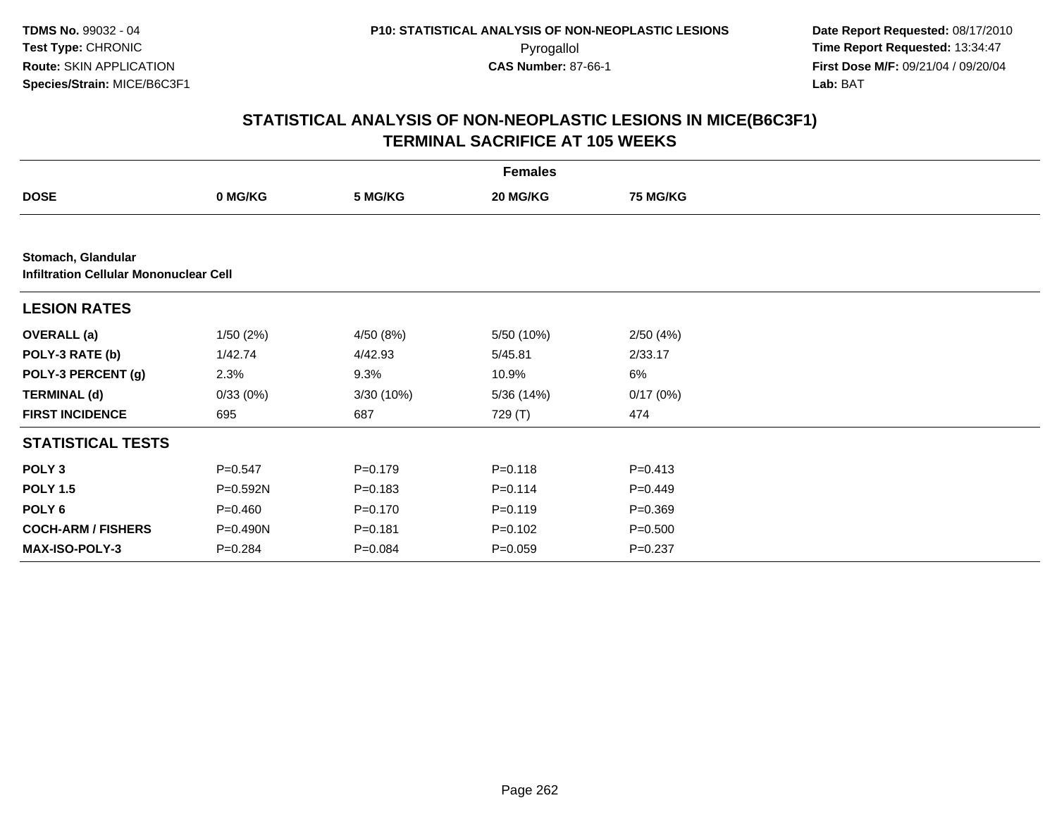**TDMS No.** 99032 - 04
**Test Type:** CHRONIC
**Route:** SKIN APPLICATION
**Species/Strain:** MICE/B6C3F1

**P10: STATISTICAL ANALYSIS OF NON-NEOPLASTIC LESIONS**
Pyrogallol
**CAS Number:** 87-66-1

**Date Report Requested:** 08/17/2010
**Time Report Requested:** 13:34:47
**First Dose M/F:** 09/21/04 / 09/20/04
**Lab:** BAT

## STATISTICAL ANALYSIS OF NON-NEOPLASTIC LESIONS IN MICE(B6C3F1) TERMINAL SACRIFICE AT 105 WEEKS

| Females | | | | |
|---|---|---|---|---|
| **DOSE** | **0 MG/KG** | **5 MG/KG** | **20 MG/KG** | **75 MG/KG** |
| **Stomach, Glandular** | | | | |
| **Infiltration Cellular Mononuclear Cell** | | | | |
| **LESION RATES** | | | | |
| **OVERALL (a)** | 1/50 (2%) | 4/50 (8%) | 5/50 (10%) | 2/50 (4%) |
| **POLY-3 RATE (b)** | 1/42.74 | 4/42.93 | 5/45.81 | 2/33.17 |
| **POLY-3 PERCENT (g)** | 2.3% | 9.3% | 10.9% | 6% |
| **TERMINAL (d)** | 0/33 (0%) | 3/30 (10%) | 5/36 (14%) | 0/17 (0%) |
| **FIRST INCIDENCE** | 695 | 687 | 729 (T) | 474 |
| **STATISTICAL TESTS** | | | | |
| **POLY 3** | P=0.547 | P=0.179 | P=0.118 | P=0.413 |
| **POLY 1.5** | P=0.592N | P=0.183 | P=0.114 | P=0.449 |
| **POLY 6** | P=0.460 | P=0.170 | P=0.119 | P=0.369 |
| **COCH-ARM / FISHERS** | P=0.490N | P=0.181 | P=0.102 | P=0.500 |
| **MAX-ISO-POLY-3** | P=0.284 | P=0.084 | P=0.059 | P=0.237 |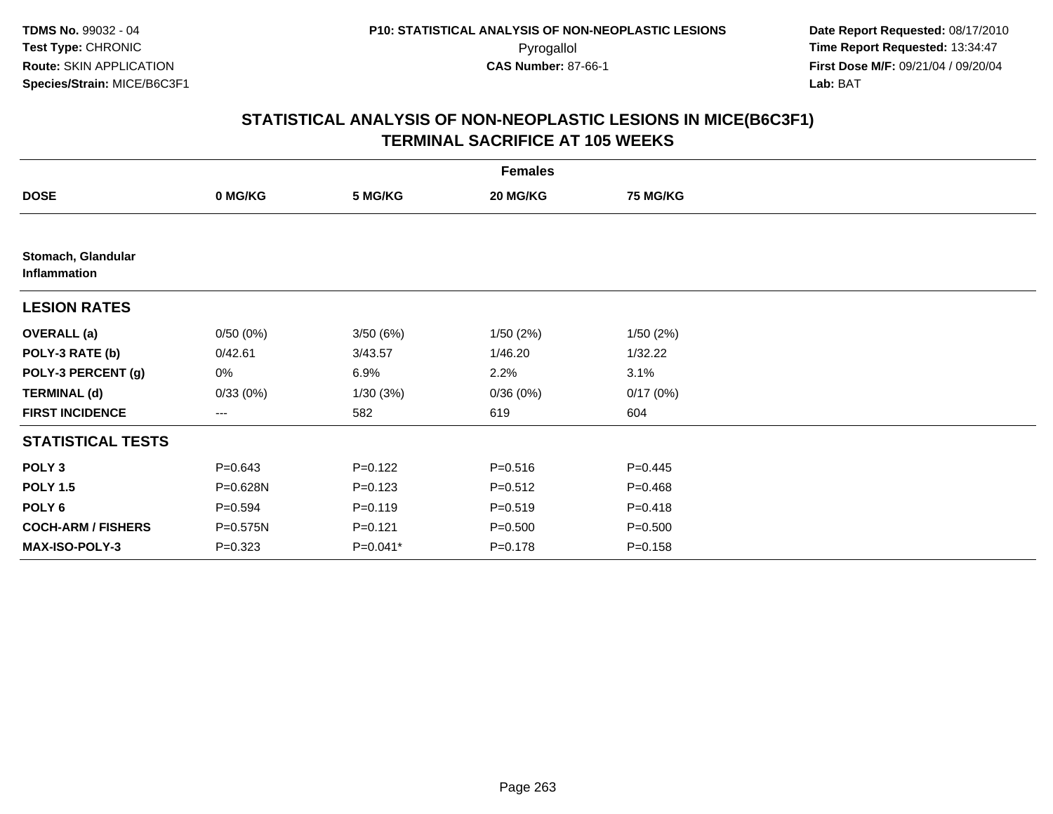**TDMS No.** 99032 - 04
**Test Type:** CHRONIC
**Route:** SKIN APPLICATION
**Species/Strain:** MICE/B6C3F1

**P10: STATISTICAL ANALYSIS OF NON-NEOPLASTIC LESIONS**
Pyrogallol
**CAS Number:** 87-66-1

**Date Report Requested:** 08/17/2010
**Time Report Requested:** 13:34:47
**First Dose M/F:** 09/21/04 / 09/20/04
**Lab:** BAT

## STATISTICAL ANALYSIS OF NON-NEOPLASTIC LESIONS IN MICE(B6C3F1) TERMINAL SACRIFICE AT 105 WEEKS

| | Females | | | |
|---|---|---|---|---|
| **DOSE** | **0 MG/KG** | **5 MG/KG** | **20 MG/KG** | **75 MG/KG** |
| **Stomach, Glandular Inflammation** | | | | |
| **LESION RATES** | | | | |
| **OVERALL (a)** | 0/50 (0%) | 3/50 (6%) | 1/50 (2%) | 1/50 (2%) |
| **POLY-3 RATE (b)** | 0/42.61 | 3/43.57 | 1/46.20 | 1/32.22 |
| **POLY-3 PERCENT (g)** | 0% | 6.9% | 2.2% | 3.1% |
| **TERMINAL (d)** | 0/33 (0%) | 1/30 (3%) | 0/36 (0%) | 0/17 (0%) |
| **FIRST INCIDENCE** | --- | 582 | 619 | 604 |
| **STATISTICAL TESTS** | | | | |
| **POLY 3** | P=0.643 | P=0.122 | P=0.516 | P=0.445 |
| **POLY 1.5** | P=0.628N | P=0.123 | P=0.512 | P=0.468 |
| **POLY 6** | P=0.594 | P=0.119 | P=0.519 | P=0.418 |
| **COCH-ARM / FISHERS** | P=0.575N | P=0.121 | P=0.500 | P=0.500 |
| **MAX-ISO-POLY-3** | P=0.323 | P=0.041* | P=0.178 | P=0.158 |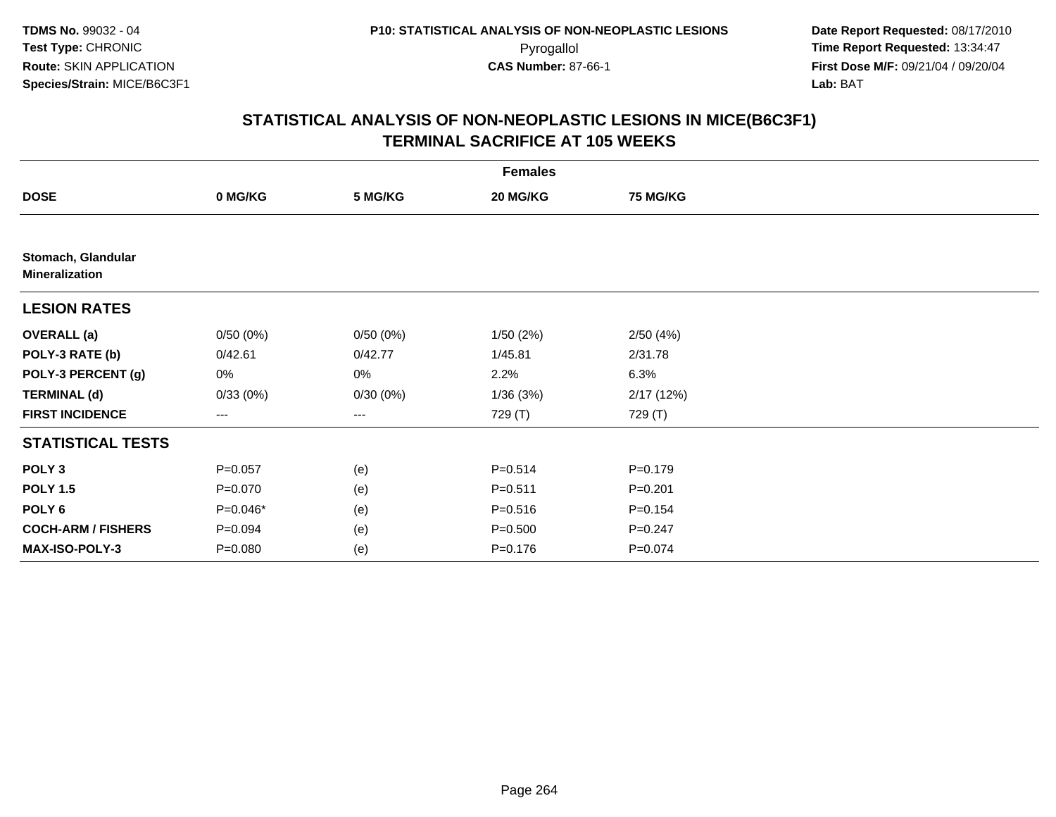## STATISTICAL ANALYSIS OF NON-NEOPLASTIC LESIONS IN MICE(B6C3F1)
## TERMINAL SACRIFICE AT 105 WEEKS

| | Females | | | |
|---|---|---|---|---|
| **DOSE** | **0 MG/KG** | **5 MG/KG** | **20 MG/KG** | **75 MG/KG** |
| **Stomach, Glandular** | | | | |
| **Mineralization** | | | | |
| **LESION RATES** | | | | |
| **OVERALL (a)** | 0/50 (0%) | 0/50 (0%) | 1/50 (2%) | 2/50 (4%) |
| **POLY-3 RATE (b)** | 0/42.61 | 0/42.77 | 1/45.81 | 2/31.78 |
| **POLY-3 PERCENT (g)** | 0% | 0% | 2.2% | 6.3% |
| **TERMINAL (d)** | 0/33 (0%) | 0/30 (0%) | 1/36 (3%) | 2/17 (12%) |
| **FIRST INCIDENCE** | --- | --- | 729 (T) | 729 (T) |
| **STATISTICAL TESTS** | | | | |
| **POLY 3** | P=0.057 | (e) | P=0.514 | P=0.179 |
| **POLY 1.5** | P=0.070 | (e) | P=0.511 | P=0.201 |
| **POLY 6** | P=0.046* | (e) | P=0.516 | P=0.154 |
| **COCH-ARM / FISHERS** | P=0.094 | (e) | P=0.500 | P=0.247 |
| **MAX-ISO-POLY-3** | P=0.080 | (e) | P=0.176 | P=0.074 |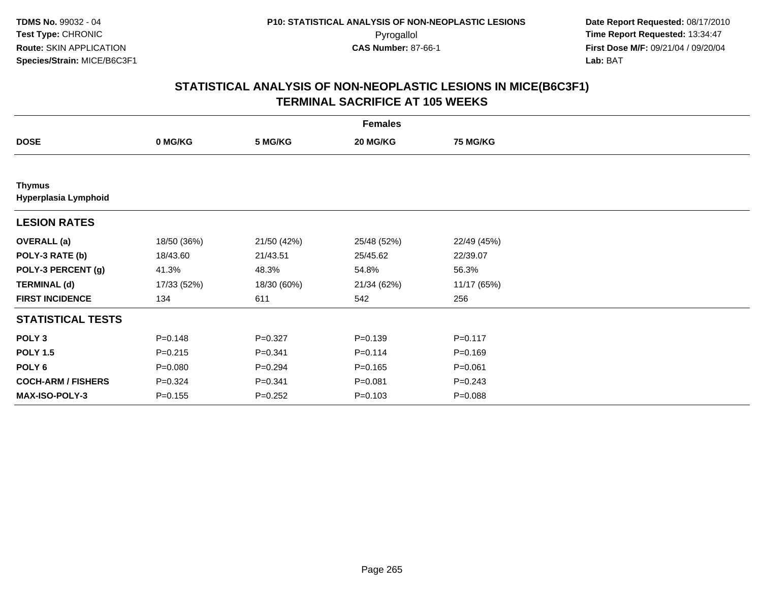TDMS No. 99032 - 04
Test Type: CHRONIC
Route: SKIN APPLICATION
Species/Strain: MICE/B6C3F1

P10: STATISTICAL ANALYSIS OF NON-NEOPLASTIC LESIONS
Pyrogallol
CAS Number: 87-66-1

Date Report Requested: 08/17/2010
Time Report Requested: 13:34:47
First Dose M/F: 09/21/04 / 09/20/04
Lab: BAT

# STATISTICAL ANALYSIS OF NON-NEOPLASTIC LESIONS IN MICE(B6C3F1) TERMINAL SACRIFICE AT 105 WEEKS

| | Females | | | |
|---|---|---|---|---|
| **DOSE** | **0 MG/KG** | **5 MG/KG** | **20 MG/KG** | **75 MG/KG** |
| **Thymus** | | | | |
| **Hyperplasia Lymphoid** | | | | |
| **LESION RATES** | | | | |
| **OVERALL (a)** | 18/50 (36%) | 21/50 (42%) | 25/48 (52%) | 22/49 (45%) |
| **POLY-3 RATE (b)** | 18/43.60 | 21/43.51 | 25/45.62 | 22/39.07 |
| **POLY-3 PERCENT (g)** | 41.3% | 48.3% | 54.8% | 56.3% |
| **TERMINAL (d)** | 17/33 (52%) | 18/30 (60%) | 21/34 (62%) | 11/17 (65%) |
| **FIRST INCIDENCE** | 134 | 611 | 542 | 256 |
| **STATISTICAL TESTS** | | | | |
| **POLY 3** | P=0.148 | P=0.327 | P=0.139 | P=0.117 |
| **POLY 1.5** | P=0.215 | P=0.341 | P=0.114 | P=0.169 |
| **POLY 6** | P=0.080 | P=0.294 | P=0.165 | P=0.061 |
| **COCH-ARM / FISHERS** | P=0.324 | P=0.341 | P=0.081 | P=0.243 |
| **MAX-ISO-POLY-3** | P=0.155 | P=0.252 | P=0.103 | P=0.088 |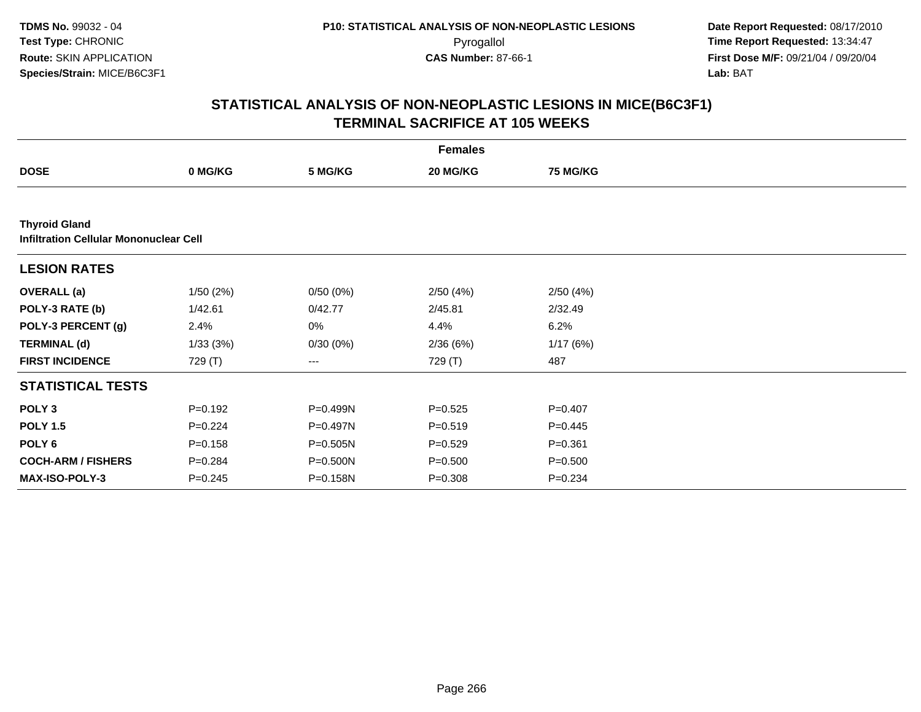# STATISTICAL ANALYSIS OF NON-NEOPLASTIC LESIONS IN MICE(B6C3F1)
## TERMINAL SACRIFICE AT 105 WEEKS

| | Females | | | |
|---|---|---|---|---|
| **DOSE** | **0 MG/KG** | **5 MG/KG** | **20 MG/KG** | **75 MG/KG** |
| **Thyroid Gland** | | | | |
| **Infiltration Cellular Mononuclear Cell** | | | | |
| **LESION RATES** | | | | |
| **OVERALL (a)** | 1/50 (2%) | 0/50 (0%) | 2/50 (4%) | 2/50 (4%) |
| **POLY-3 RATE (b)** | 1/42.61 | 0/42.77 | 2/45.81 | 2/32.49 |
| **POLY-3 PERCENT (g)** | 2.4% | 0% | 4.4% | 6.2% |
| **TERMINAL (d)** | 1/33 (3%) | 0/30 (0%) | 2/36 (6%) | 1/17 (6%) |
| **FIRST INCIDENCE** | 729 (T) | --- | 729 (T) | 487 |
| **STATISTICAL TESTS** | | | | |
| **POLY 3** | P=0.192 | P=0.499N | P=0.525 | P=0.407 |
| **POLY 1.5** | P=0.224 | P=0.497N | P=0.519 | P=0.445 |
| **POLY 6** | P=0.158 | P=0.505N | P=0.529 | P=0.361 |
| **COCH-ARM / FISHERS** | P=0.284 | P=0.500N | P=0.500 | P=0.500 |
| **MAX-ISO-POLY-3** | P=0.245 | P=0.158N | P=0.308 | P=0.234 |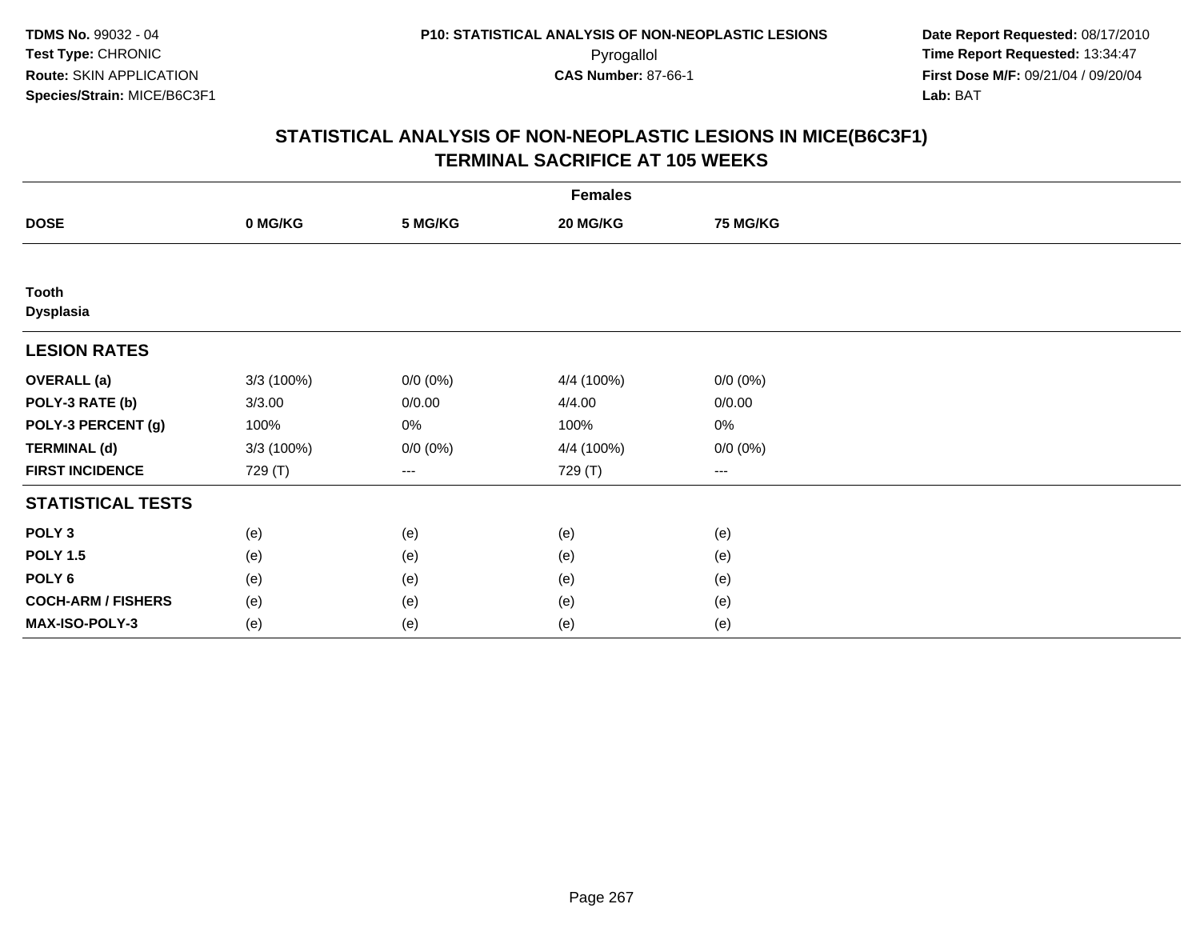# STATISTICAL ANALYSIS OF NON-NEOPLASTIC LESIONS IN MICE(B6C3F1)
## TERMINAL SACRIFICE AT 105 WEEKS

| | Females | | | |
|---|---|---|---|---|
| **DOSE** | **0 MG/KG** | **5 MG/KG** | **20 MG/KG** | **75 MG/KG** |
| **Tooth** | | | | |
| **Dysplasia** | | | | |
| **LESION RATES** | | | | |
| **OVERALL (a)** | 3/3 (100%) | 0/0 (0%) | 4/4 (100%) | 0/0 (0%) |
| **POLY-3 RATE (b)** | 3/3.00 | 0/0.00 | 4/4.00 | 0/0.00 |
| **POLY-3 PERCENT (g)** | 100% | 0% | 100% | 0% |
| **TERMINAL (d)** | 3/3 (100%) | 0/0 (0%) | 4/4 (100%) | 0/0 (0%) |
| **FIRST INCIDENCE** | 729 (T) | --- | 729 (T) | --- |
| **STATISTICAL TESTS** | | | | |
| **POLY 3** | (e) | (e) | (e) | (e) |
| **POLY 1.5** | (e) | (e) | (e) | (e) |
| **POLY 6** | (e) | (e) | (e) | (e) |
| **COCH-ARM / FISHERS** | (e) | (e) | (e) | (e) |
| **MAX-ISO-POLY-3** | (e) | (e) | (e) | (e) |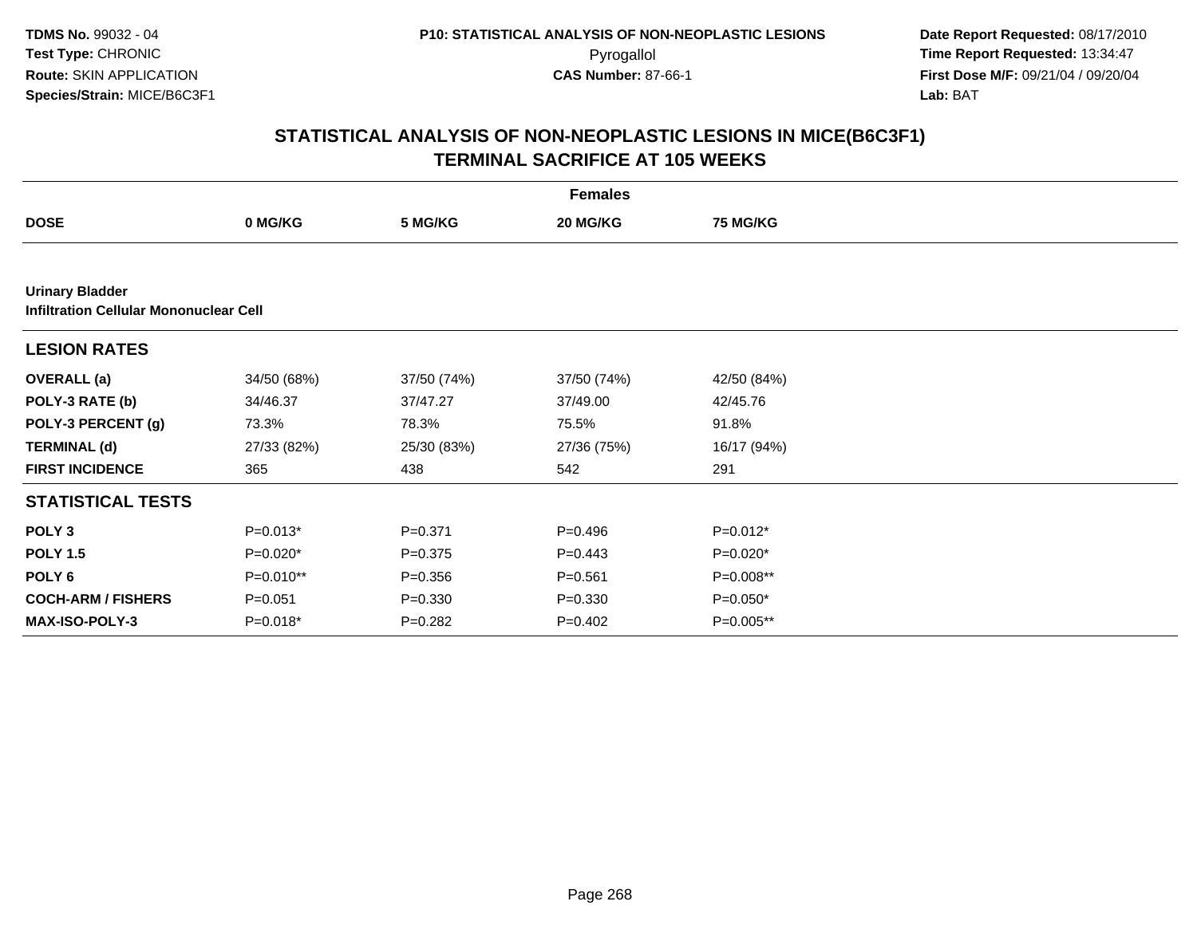# STATISTICAL ANALYSIS OF NON-NEOPLASTIC LESIONS IN MICE(B6C3F1)
## TERMINAL SACRIFICE AT 105 WEEKS

| | Females | | | |
|---|---|---|---|---|
| **DOSE** | **0 MG/KG** | **5 MG/KG** | **20 MG/KG** | **75 MG/KG** |
| **Urinary Bladder** | | | | |
| **Infiltration Cellular Mononuclear Cell** | | | | |
| **LESION RATES** | | | | |
| **OVERALL (a)** | 34/50 (68%) | 37/50 (74%) | 37/50 (74%) | 42/50 (84%) |
| **POLY-3 RATE (b)** | 34/46.37 | 37/47.27 | 37/49.00 | 42/45.76 |
| **POLY-3 PERCENT (g)** | 73.3% | 78.3% | 75.5% | 91.8% |
| **TERMINAL (d)** | 27/33 (82%) | 25/30 (83%) | 27/36 (75%) | 16/17 (94%) |
| **FIRST INCIDENCE** | 365 | 438 | 542 | 291 |
| **STATISTICAL TESTS** | | | | |
| **POLY 3** | P=0.013* | P=0.371 | P=0.496 | P=0.012* |
| **POLY 1.5** | P=0.020* | P=0.375 | P=0.443 | P=0.020* |
| **POLY 6** | P=0.010** | P=0.356 | P=0.561 | P=0.008** |
| **COCH-ARM / FISHERS** | P=0.051 | P=0.330 | P=0.330 | P=0.050* |
| **MAX-ISO-POLY-3** | P=0.018* | P=0.282 | P=0.402 | P=0.005** |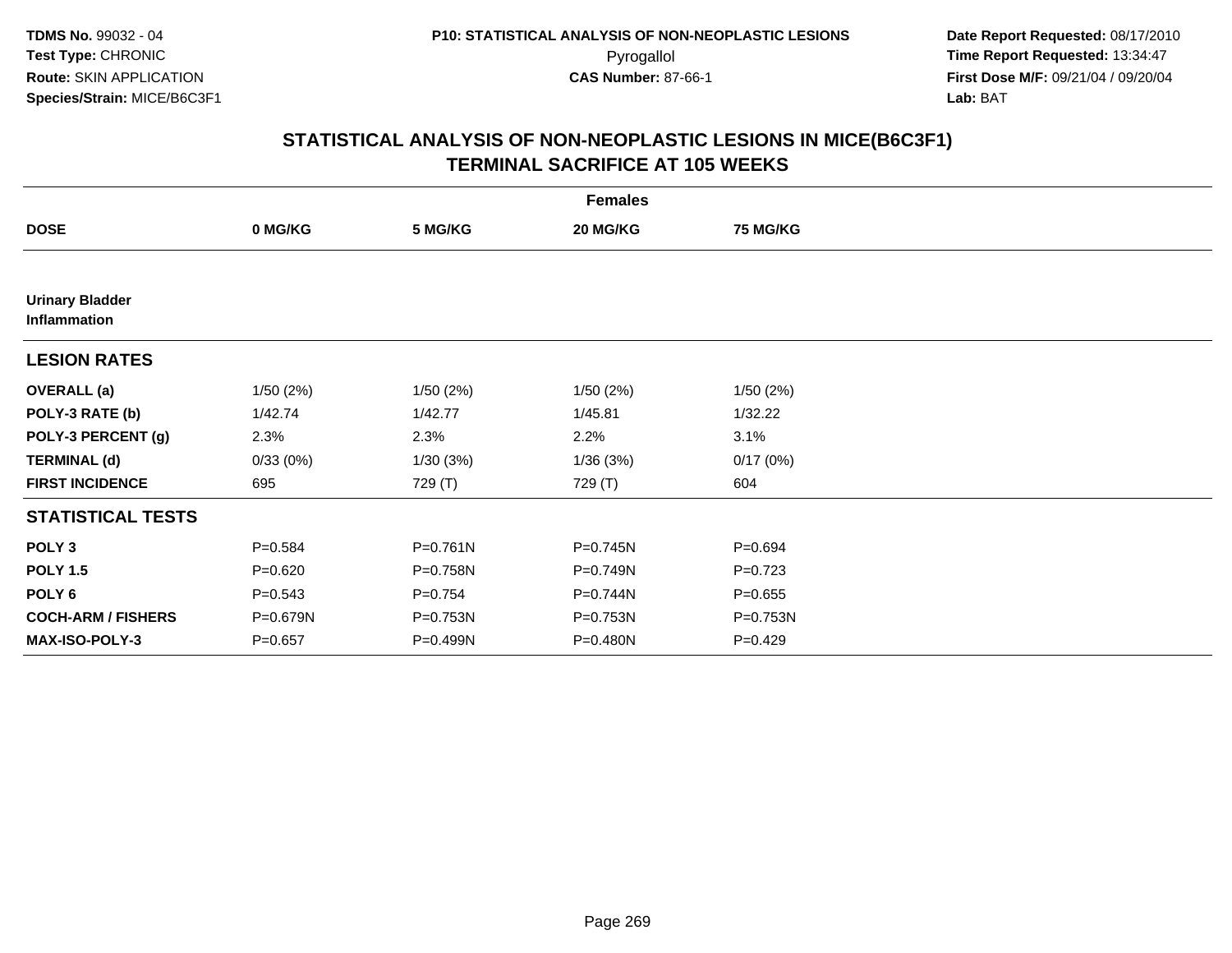# STATISTICAL ANALYSIS OF NON-NEOPLASTIC LESIONS IN MICE(B6C3F1)
## TERMINAL SACRIFICE AT 105 WEEKS

| | Females | | | |
|---|---|---|---|---|
| **DOSE** | **0 MG/KG** | **5 MG/KG** | **20 MG/KG** | **75 MG/KG** |
| **Urinary Bladder Inflammation** | | | | |
| **LESION RATES** | | | | |
| **OVERALL (a)** | 1/50 (2%) | 1/50 (2%) | 1/50 (2%) | 1/50 (2%) |
| **POLY-3 RATE (b)** | 1/42.74 | 1/42.77 | 1/45.81 | 1/32.22 |
| **POLY-3 PERCENT (g)** | 2.3% | 2.3% | 2.2% | 3.1% |
| **TERMINAL (d)** | 0/33 (0%) | 1/30 (3%) | 1/36 (3%) | 0/17 (0%) |
| **FIRST INCIDENCE** | 695 | 729 (T) | 729 (T) | 604 |
| **STATISTICAL TESTS** | | | | |
| **POLY 3** | P=0.584 | P=0.761N | P=0.745N | P=0.694 |
| **POLY 1.5** | P=0.620 | P=0.758N | P=0.749N | P=0.723 |
| **POLY 6** | P=0.543 | P=0.754 | P=0.744N | P=0.655 |
| **COCH-ARM / FISHERS** | P=0.679N | P=0.753N | P=0.753N | P=0.753N |
| **MAX-ISO-POLY-3** | P=0.657 | P=0.499N | P=0.480N | P=0.429 |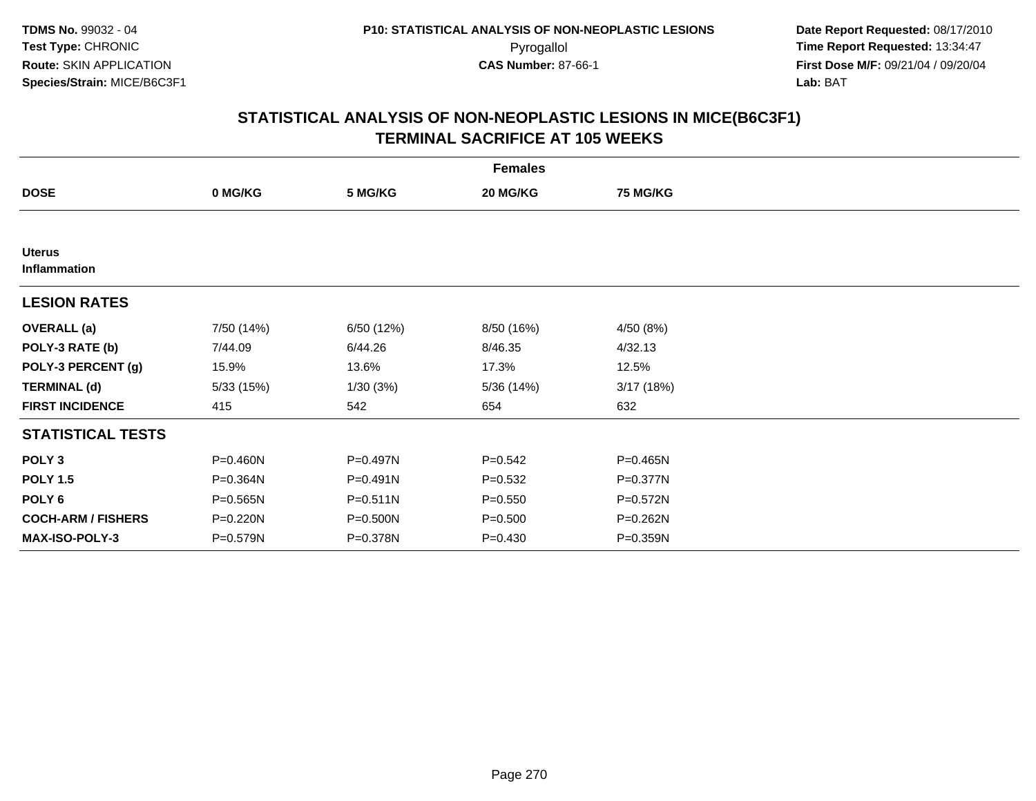**TDMS No.** 99032 - 04
**Test Type:** CHRONIC
**Route:** SKIN APPLICATION
**Species/Strain:** MICE/B6C3F1

**P10: STATISTICAL ANALYSIS OF NON-NEOPLASTIC LESIONS**
Pyrogallol
**CAS Number:** 87-66-1

**Date Report Requested:** 08/17/2010
**Time Report Requested:** 13:34:47
**First Dose M/F:** 09/21/04 / 09/20/04
**Lab:** BAT

## STATISTICAL ANALYSIS OF NON-NEOPLASTIC LESIONS IN MICE(B6C3F1) TERMINAL SACRIFICE AT 105 WEEKS

| | Females | | | |
|---|---|---|---|---|
| **DOSE** | **0 MG/KG** | **5 MG/KG** | **20 MG/KG** | **75 MG/KG** |
| **Uterus** | | | | |
| **Inflammation** | | | | |
| **LESION RATES** | | | | |
| **OVERALL (a)** | 7/50 (14%) | 6/50 (12%) | 8/50 (16%) | 4/50 (8%) |
| **POLY-3 RATE (b)** | 7/44.09 | 6/44.26 | 8/46.35 | 4/32.13 |
| **POLY-3 PERCENT (g)** | 15.9% | 13.6% | 17.3% | 12.5% |
| **TERMINAL (d)** | 5/33 (15%) | 1/30 (3%) | 5/36 (14%) | 3/17 (18%) |
| **FIRST INCIDENCE** | 415 | 542 | 654 | 632 |
| **STATISTICAL TESTS** | | | | |
| **POLY 3** | P=0.460N | P=0.497N | P=0.542 | P=0.465N |
| **POLY 1.5** | P=0.364N | P=0.491N | P=0.532 | P=0.377N |
| **POLY 6** | P=0.565N | P=0.511N | P=0.550 | P=0.572N |
| **COCH-ARM / FISHERS** | P=0.220N | P=0.500N | P=0.500 | P=0.262N |
| **MAX-ISO-POLY-3** | P=0.579N | P=0.378N | P=0.430 | P=0.359N |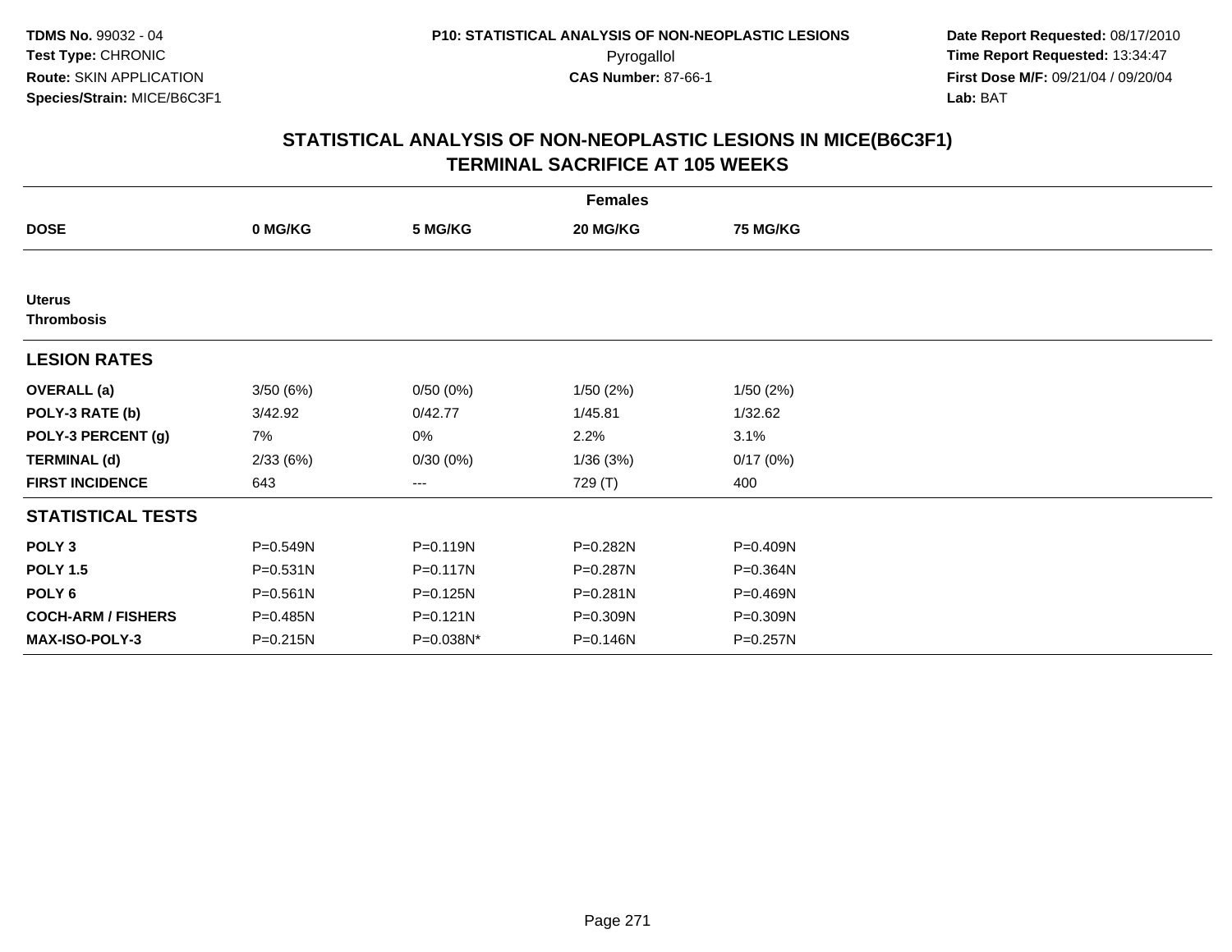**TDMS No.** 99032 - 04
**Test Type:** CHRONIC
**Route:** SKIN APPLICATION
**Species/Strain:** MICE/B6C3F1

**P10: STATISTICAL ANALYSIS OF NON-NEOPLASTIC LESIONS**
Pyrogallol
**CAS Number:** 87-66-1

**Date Report Requested:** 08/17/2010
**Time Report Requested:** 13:34:47
**First Dose M/F:** 09/21/04 / 09/20/04
**Lab:** BAT

## STATISTICAL ANALYSIS OF NON-NEOPLASTIC LESIONS IN MICE(B6C3F1) TERMINAL SACRIFICE AT 105 WEEKS

| | Females | | | |
|---|---|---|---|---|
| **DOSE** | **0 MG/KG** | **5 MG/KG** | **20 MG/KG** | **75 MG/KG** |
| **Uterus** | | | | |
| **Thrombosis** | | | | |
| **LESION RATES** | | | | |
| **OVERALL (a)** | 3/50 (6%) | 0/50 (0%) | 1/50 (2%) | 1/50 (2%) |
| **POLY-3 RATE (b)** | 3/42.92 | 0/42.77 | 1/45.81 | 1/32.62 |
| **POLY-3 PERCENT (g)** | 7% | 0% | 2.2% | 3.1% |
| **TERMINAL (d)** | 2/33 (6%) | 0/30 (0%) | 1/36 (3%) | 0/17 (0%) |
| **FIRST INCIDENCE** | 643 | --- | 729 (T) | 400 |
| **STATISTICAL TESTS** | | | | |
| **POLY 3** | P=0.549N | P=0.119N | P=0.282N | P=0.409N |
| **POLY 1.5** | P=0.531N | P=0.117N | P=0.287N | P=0.364N |
| **POLY 6** | P=0.561N | P=0.125N | P=0.281N | P=0.469N |
| **COCH-ARM / FISHERS** | P=0.485N | P=0.121N | P=0.309N | P=0.309N |
| **MAX-ISO-POLY-3** | P=0.215N | P=0.038N* | P=0.146N | P=0.257N |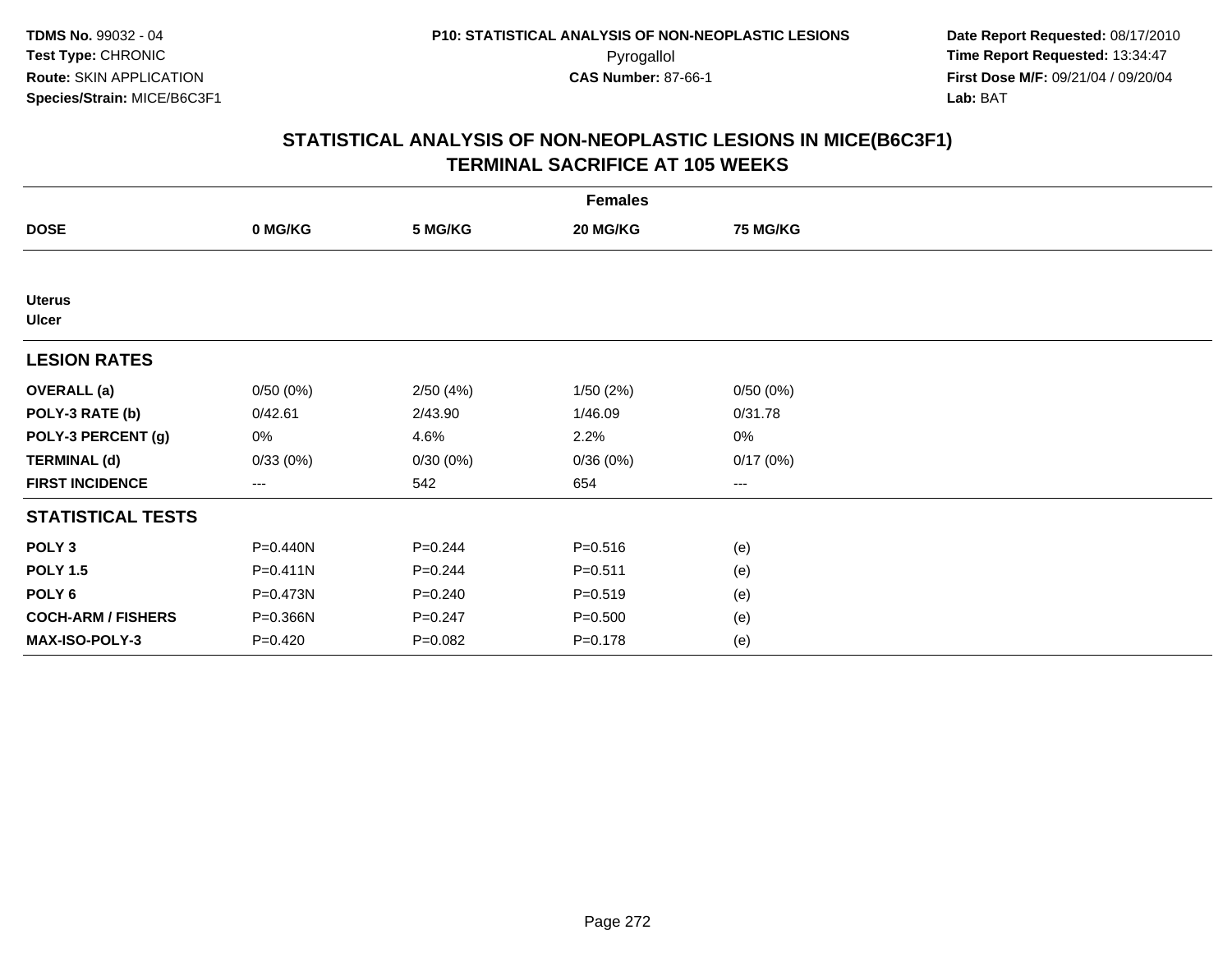**TDMS No.** 99032 - 04
**Test Type:** CHRONIC
**Route:** SKIN APPLICATION
**Species/Strain:** MICE/B6C3F1

**P10: STATISTICAL ANALYSIS OF NON-NEOPLASTIC LESIONS**
Pyrogallol
**CAS Number:** 87-66-1

**Date Report Requested:** 08/17/2010
**Time Report Requested:** 13:34:47
**First Dose M/F:** 09/21/04 / 09/20/04
**Lab:** BAT

## STATISTICAL ANALYSIS OF NON-NEOPLASTIC LESIONS IN MICE(B6C3F1) TERMINAL SACRIFICE AT 105 WEEKS

| Females | | | | |
|---|---|---|---|---|
| **DOSE** | **0 MG/KG** | **5 MG/KG** | **20 MG/KG** | **75 MG/KG** |
| **Uterus** | | | | |
| **Ulcer** | | | | |
| **LESION RATES** | | | | |
| **OVERALL (a)** | 0/50 (0%) | 2/50 (4%) | 1/50 (2%) | 0/50 (0%) |
| **POLY-3 RATE (b)** | 0/42.61 | 2/43.90 | 1/46.09 | 0/31.78 |
| **POLY-3 PERCENT (g)** | 0% | 4.6% | 2.2% | 0% |
| **TERMINAL (d)** | 0/33 (0%) | 0/30 (0%) | 0/36 (0%) | 0/17 (0%) |
| **FIRST INCIDENCE** | --- | 542 | 654 | --- |
| **STATISTICAL TESTS** | | | | |
| **POLY 3** | P=0.440N | P=0.244 | P=0.516 | (e) |
| **POLY 1.5** | P=0.411N | P=0.244 | P=0.511 | (e) |
| **POLY 6** | P=0.473N | P=0.240 | P=0.519 | (e) |
| **COCH-ARM / FISHERS** | P=0.366N | P=0.247 | P=0.500 | (e) |
| **MAX-ISO-POLY-3** | P=0.420 | P=0.082 | P=0.178 | (e) |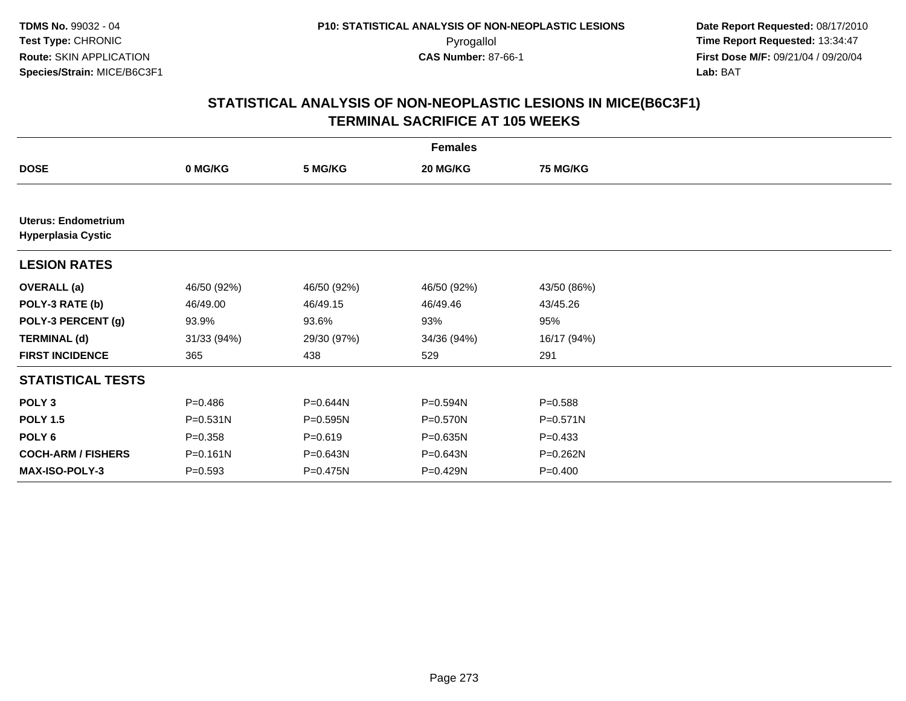# STATISTICAL ANALYSIS OF NON-NEOPLASTIC LESIONS IN MICE(B6C3F1)
## TERMINAL SACRIFICE AT 105 WEEKS

| | Females | | | |
|---|---|---|---|---|
| **DOSE** | **0 MG/KG** | **5 MG/KG** | **20 MG/KG** | **75 MG/KG** |
| **Uterus: Endometrium Hyperplasia Cystic** | | | | |
| **LESION RATES** | | | | |
| **OVERALL (a)** | 46/50 (92%) | 46/50 (92%) | 46/50 (92%) | 43/50 (86%) |
| **POLY-3 RATE (b)** | 46/49.00 | 46/49.15 | 46/49.46 | 43/45.26 |
| **POLY-3 PERCENT (g)** | 93.9% | 93.6% | 93% | 95% |
| **TERMINAL (d)** | 31/33 (94%) | 29/30 (97%) | 34/36 (94%) | 16/17 (94%) |
| **FIRST INCIDENCE** | 365 | 438 | 529 | 291 |
| **STATISTICAL TESTS** | | | | |
| **POLY 3** | P=0.486 | P=0.644N | P=0.594N | P=0.588 |
| **POLY 1.5** | P=0.531N | P=0.595N | P=0.570N | P=0.571N |
| **POLY 6** | P=0.358 | P=0.619 | P=0.635N | P=0.433 |
| **COCH-ARM / FISHERS** | P=0.161N | P=0.643N | P=0.643N | P=0.262N |
| **MAX-ISO-POLY-3** | P=0.593 | P=0.475N | P=0.429N | P=0.400 |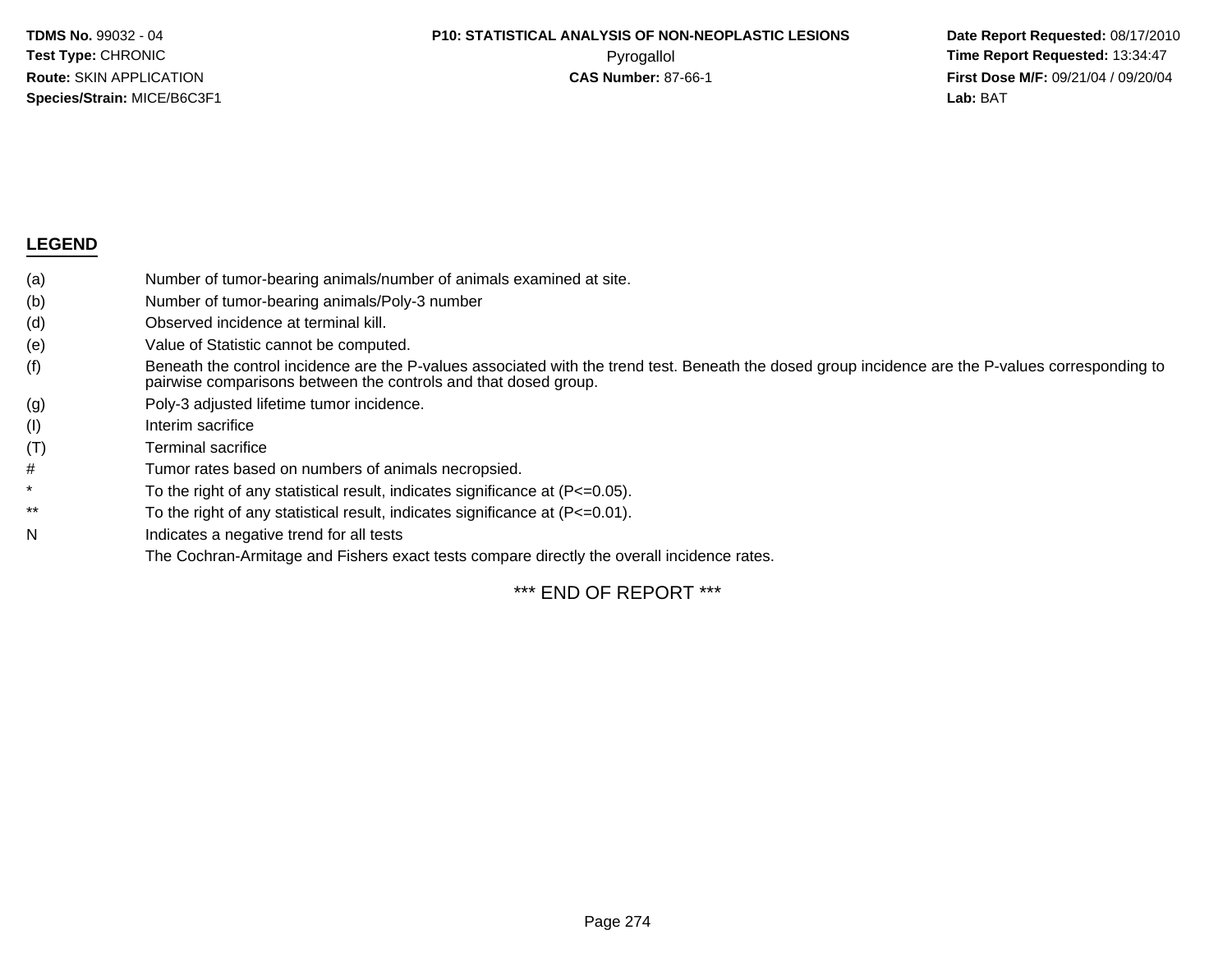## LEGEND

| | |
|---|---|
| (a) | Number of tumor-bearing animals/number of animals examined at site. |
| (b) | Number of tumor-bearing animals/Poly-3 number |
| (d) | Observed incidence at terminal kill. |
| (e) | Value of Statistic cannot be computed. |
| (f) | Beneath the control incidence are the P-values associated with the trend test. Beneath the dosed group incidence are the P-values corresponding to pairwise comparisons between the controls and that dosed group. |
| (g) | Poly-3 adjusted lifetime tumor incidence. |
| (I) | Interim sacrifice |
| (T) | Terminal sacrifice |
| # | Tumor rates based on numbers of animals necropsied. |
| * | To the right of any statistical result, indicates significance at (P<=0.05). |
| ** | To the right of any statistical result, indicates significance at (P<=0.01). |
| N | Indicates a negative trend for all tests |
| | The Cochran-Armitage and Fishers exact tests compare directly the overall incidence rates. |

*** END OF REPORT ***